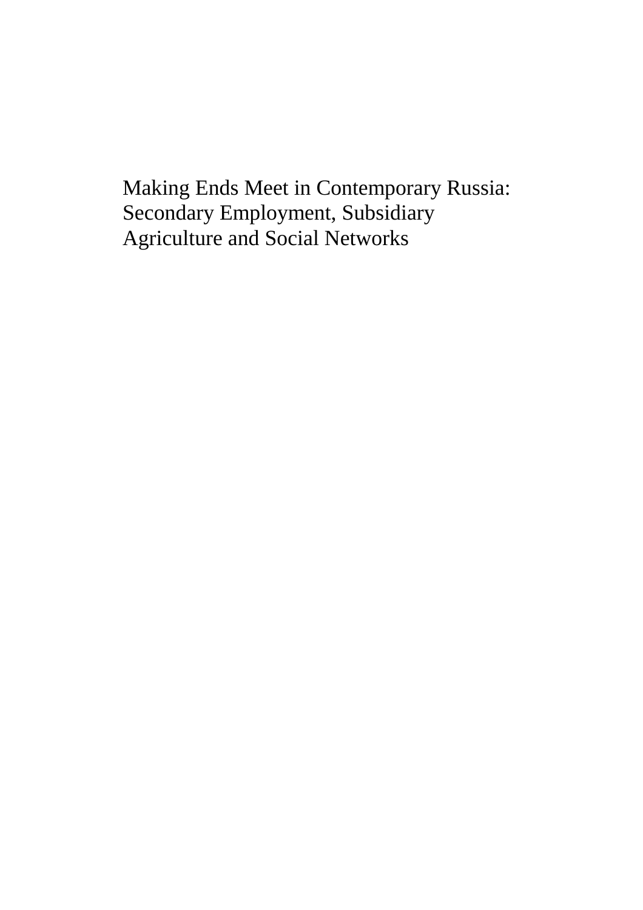# Making Ends Meet in Contemporary Russia: Secondary Employment, Subsidiary Agriculture and Social Networks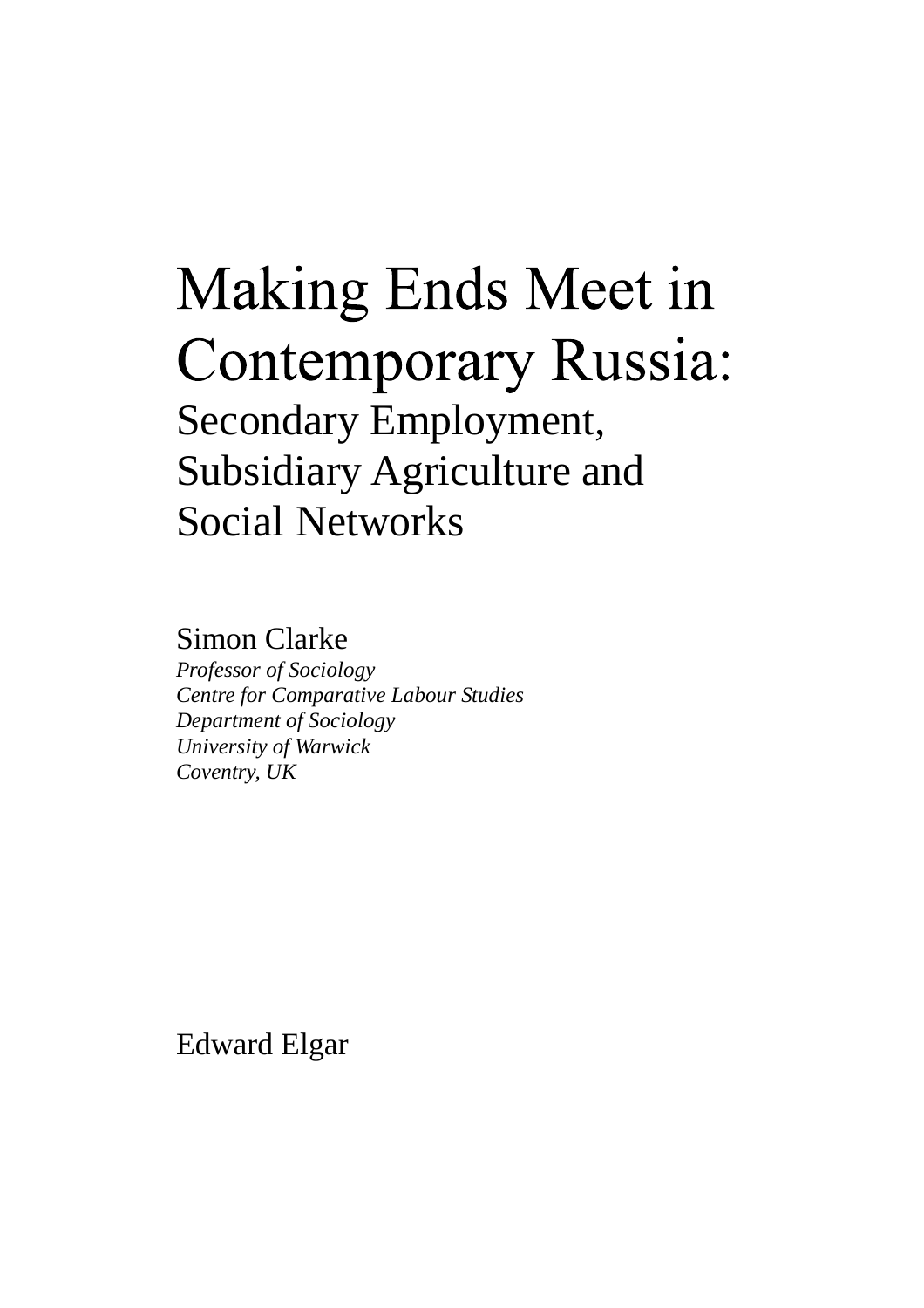# Making Ends Meet in Contemporary Russia:

## Secondary Employment, Subsidiary Agriculture and Social Networks

Simon Clarke

*Professor of Sociology*
*Centre for Comparative Labour Studies*
*Department of Sociology*
*University of Warwick*
*Coventry, UK*

Edward Elgar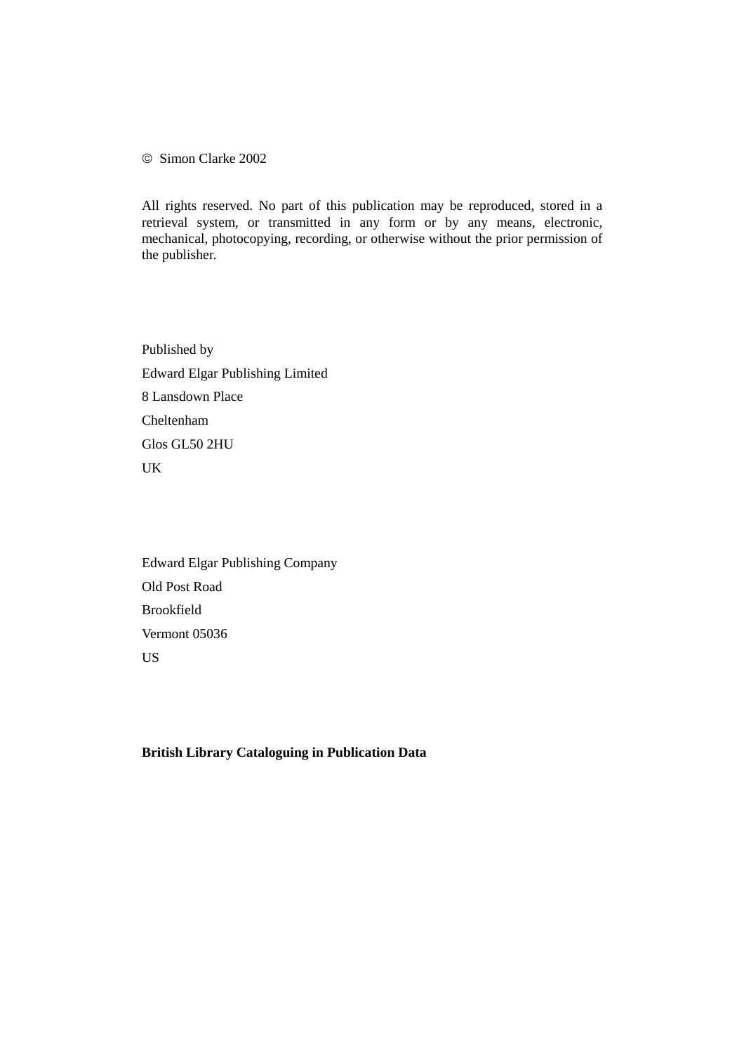© Simon Clarke 2002

All rights reserved. No part of this publication may be reproduced, stored in a retrieval system, or transmitted in any form or by any means, electronic, mechanical, photocopying, recording, or otherwise without the prior permission of the publisher.

Published by

Edward Elgar Publishing Limited

8 Lansdown Place

Cheltenham

Glos GL50 2HU

UK

Edward Elgar Publishing Company

Old Post Road

Brookfield

Vermont 05036

US

**British Library Cataloguing in Publication Data**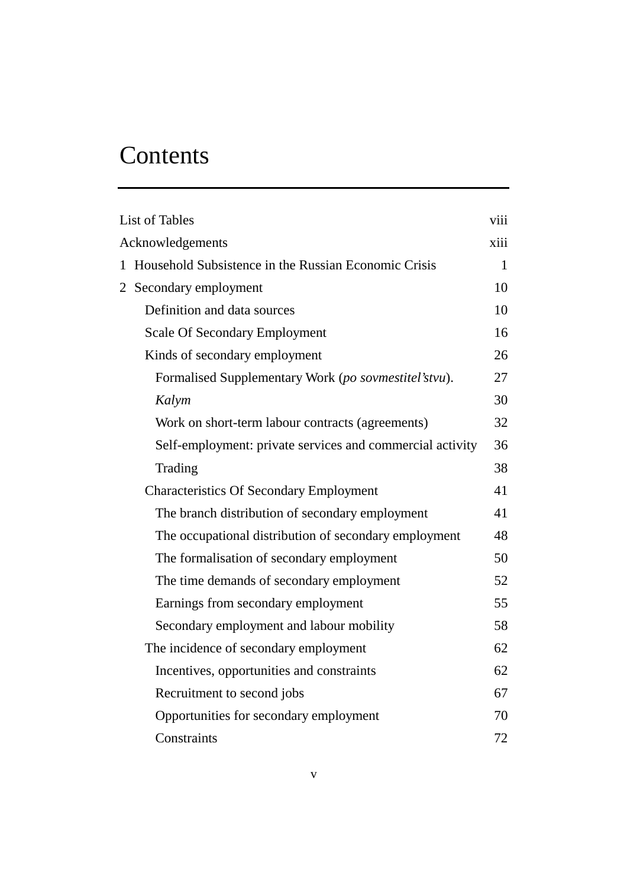# Contents

| | |
|---|---|
| List of Tables | viii |
| Acknowledgements | xiii |
| 1 Household Subsistence in the Russian Economic Crisis | 1 |
| 2 Secondary employment | 10 |
| Definition and data sources | 10 |
| Scale Of Secondary Employment | 16 |
| Kinds of secondary employment | 26 |
| Formalised Supplementary Work (*po sovmestitel'stvu*). | 27 |
| *Kalym* | 30 |
| Work on short-term labour contracts (agreements) | 32 |
| Self-employment: private services and commercial activity | 36 |
| Trading | 38 |
| Characteristics Of Secondary Employment | 41 |
| The branch distribution of secondary employment | 41 |
| The occupational distribution of secondary employment | 48 |
| The formalisation of secondary employment | 50 |
| The time demands of secondary employment | 52 |
| Earnings from secondary employment | 55 |
| Secondary employment and labour mobility | 58 |
| The incidence of secondary employment | 62 |
| Incentives, opportunities and constraints | 62 |
| Recruitment to second jobs | 67 |
| Opportunities for secondary employment | 70 |
| Constraints | 72 |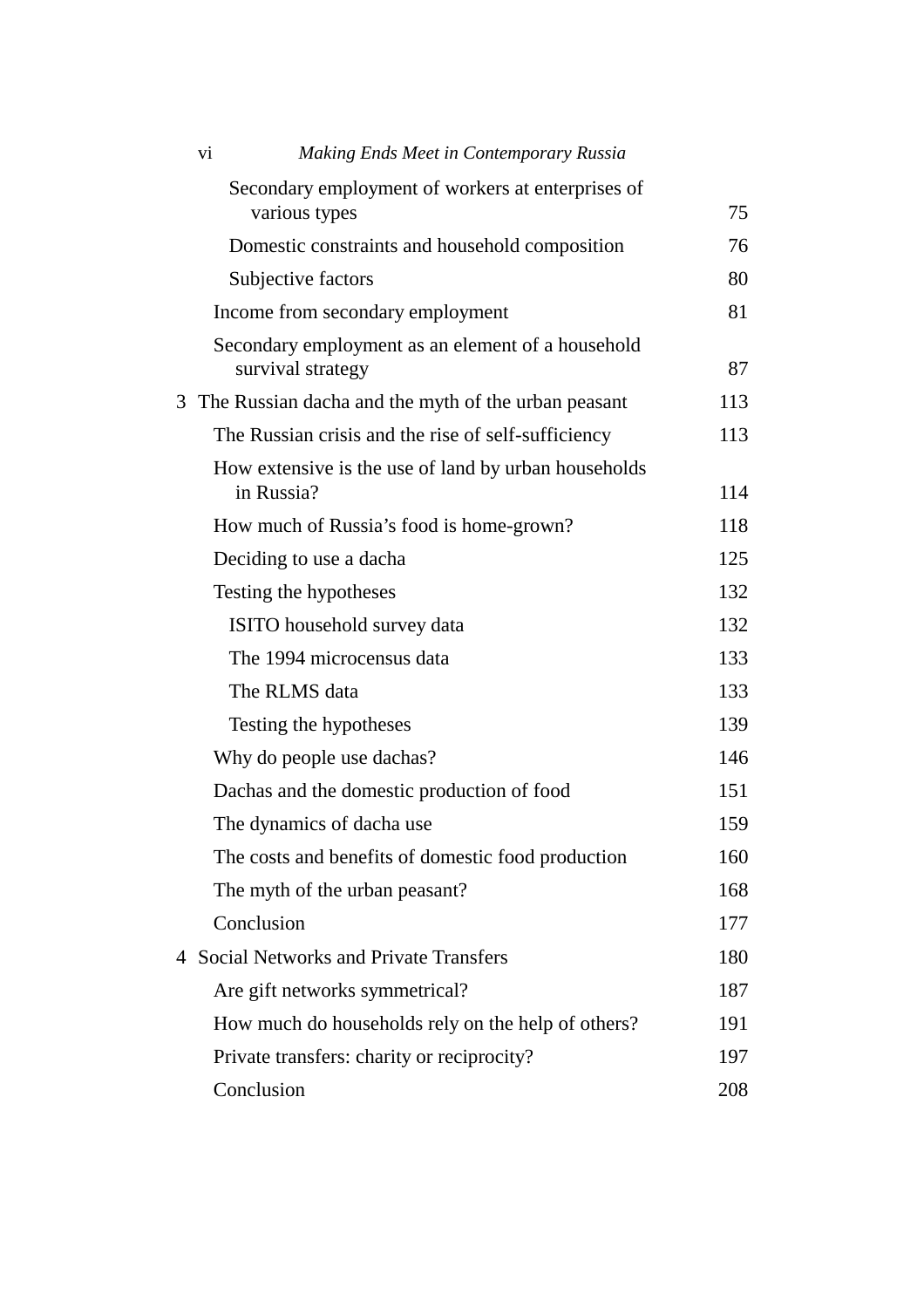Secondary employment of workers at enterprises of various types 75
Domestic constraints and household composition 76
Subjective factors 80
Income from secondary employment 81
Secondary employment as an element of a household survival strategy 87

3 The Russian dacha and the myth of the urban peasant 113
The Russian crisis and the rise of self-sufficiency 113
How extensive is the use of land by urban households in Russia? 114
How much of Russia's food is home-grown? 118
Deciding to use a dacha 125
Testing the hypotheses 132
ISITO household survey data 132
The 1994 microcensus data 133
The RLMS data 133
Testing the hypotheses 139
Why do people use dachas? 146
Dachas and the domestic production of food 151
The dynamics of dacha use 159
The costs and benefits of domestic food production 160
The myth of the urban peasant? 168
Conclusion 177

4 Social Networks and Private Transfers 180
Are gift networks symmetrical? 187
How much do households rely on the help of others? 191
Private transfers: charity or reciprocity? 197
Conclusion 208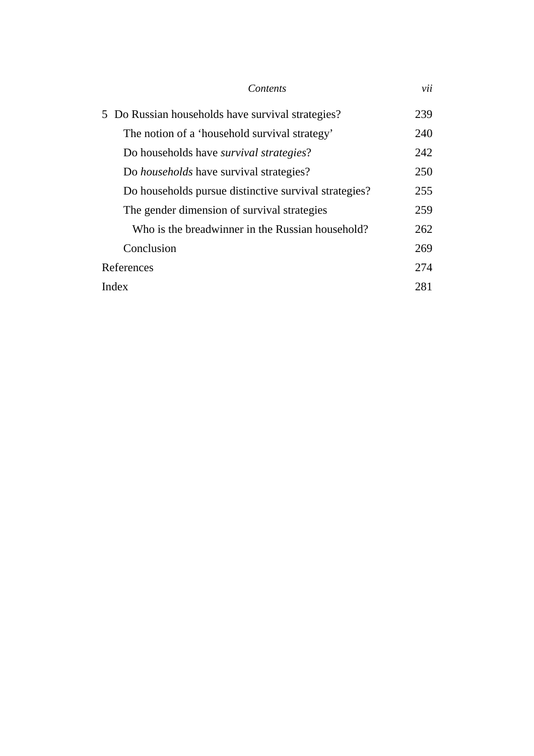5 Do Russian households have survival strategies? 239

- The notion of a ‘household survival strategy’ 240
- Do households have *survival strategies*? 242
- Do *households* have survival strategies? 250
- Do households pursue distinctive survival strategies? 255
- The gender dimension of survival strategies 259
  - Who is the breadwinner in the Russian household? 262
- Conclusion 269

References 274

Index 281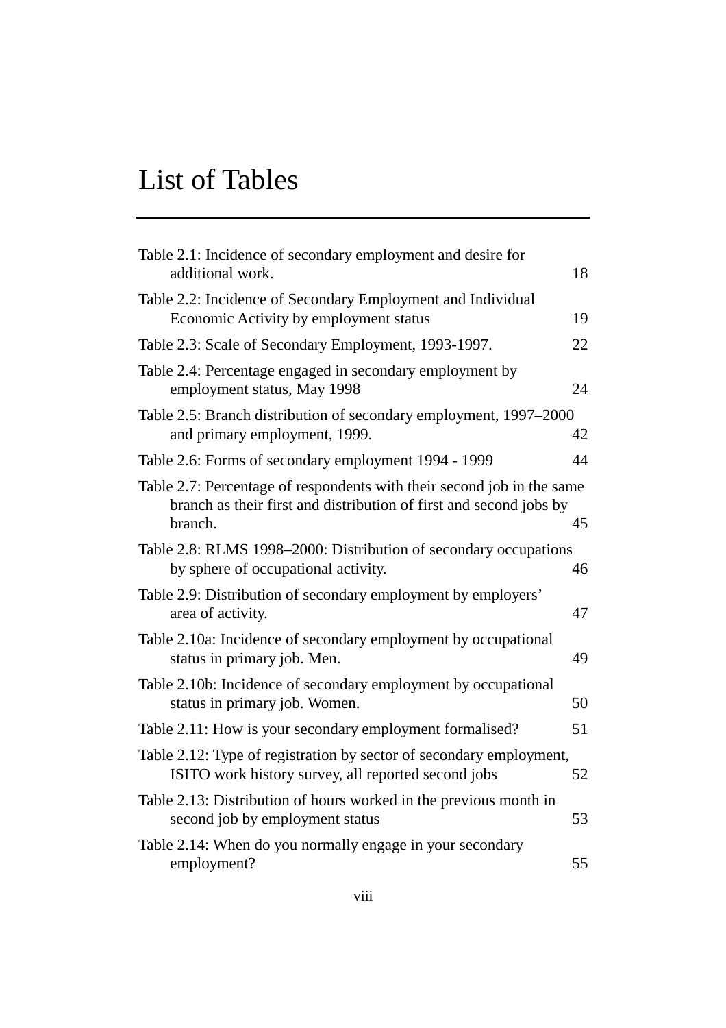# List of Tables

Table 2.1: Incidence of secondary employment and desire for additional work. 18

Table 2.2: Incidence of Secondary Employment and Individual Economic Activity by employment status 19

Table 2.3: Scale of Secondary Employment, 1993-1997. 22

Table 2.4: Percentage engaged in secondary employment by employment status, May 1998 24

Table 2.5: Branch distribution of secondary employment, 1997–2000 and primary employment, 1999. 42

Table 2.6: Forms of secondary employment 1994 - 1999 44

Table 2.7: Percentage of respondents with their second job in the same branch as their first and distribution of first and second jobs by branch. 45

Table 2.8: RLMS 1998–2000: Distribution of secondary occupations by sphere of occupational activity. 46

Table 2.9: Distribution of secondary employment by employers' area of activity. 47

Table 2.10a: Incidence of secondary employment by occupational status in primary job. Men. 49

Table 2.10b: Incidence of secondary employment by occupational status in primary job. Women. 50

Table 2.11: How is your secondary employment formalised? 51

Table 2.12: Type of registration by sector of secondary employment, ISITO work history survey, all reported second jobs 52

Table 2.13: Distribution of hours worked in the previous month in second job by employment status 53

Table 2.14: When do you normally engage in your secondary employment? 55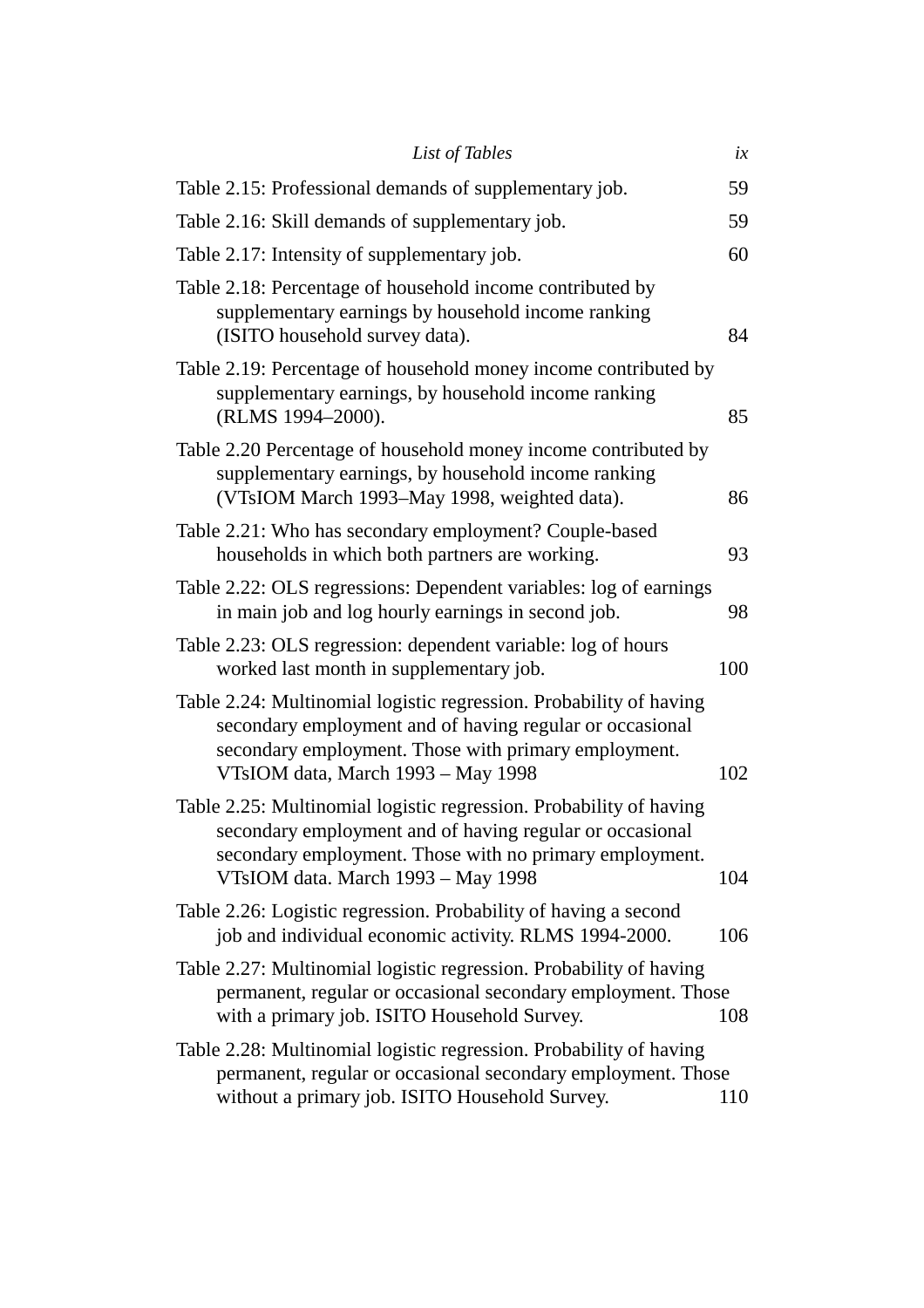Table 2.15: Professional demands of supplementary job. 59

Table 2.16: Skill demands of supplementary job. 59

Table 2.17: Intensity of supplementary job. 60

Table 2.18: Percentage of household income contributed by supplementary earnings by household income ranking (ISITO household survey data). 84

Table 2.19: Percentage of household money income contributed by supplementary earnings, by household income ranking (RLMS 1994–2000). 85

Table 2.20 Percentage of household money income contributed by supplementary earnings, by household income ranking (VTsIOM March 1993–May 1998, weighted data). 86

Table 2.21: Who has secondary employment? Couple-based households in which both partners are working. 93

Table 2.22: OLS regressions: Dependent variables: log of earnings in main job and log hourly earnings in second job. 98

Table 2.23: OLS regression: dependent variable: log of hours worked last month in supplementary job. 100

Table 2.24: Multinomial logistic regression. Probability of having secondary employment and of having regular or occasional secondary employment. Those with primary employment. VTsIOM data, March 1993 – May 1998 102

Table 2.25: Multinomial logistic regression. Probability of having secondary employment and of having regular or occasional secondary employment. Those with no primary employment. VTsIOM data. March 1993 – May 1998 104

Table 2.26: Logistic regression. Probability of having a second job and individual economic activity. RLMS 1994-2000. 106

Table 2.27: Multinomial logistic regression. Probability of having permanent, regular or occasional secondary employment. Those with a primary job. ISITO Household Survey. 108

Table 2.28: Multinomial logistic regression. Probability of having permanent, regular or occasional secondary employment. Those without a primary job. ISITO Household Survey. 110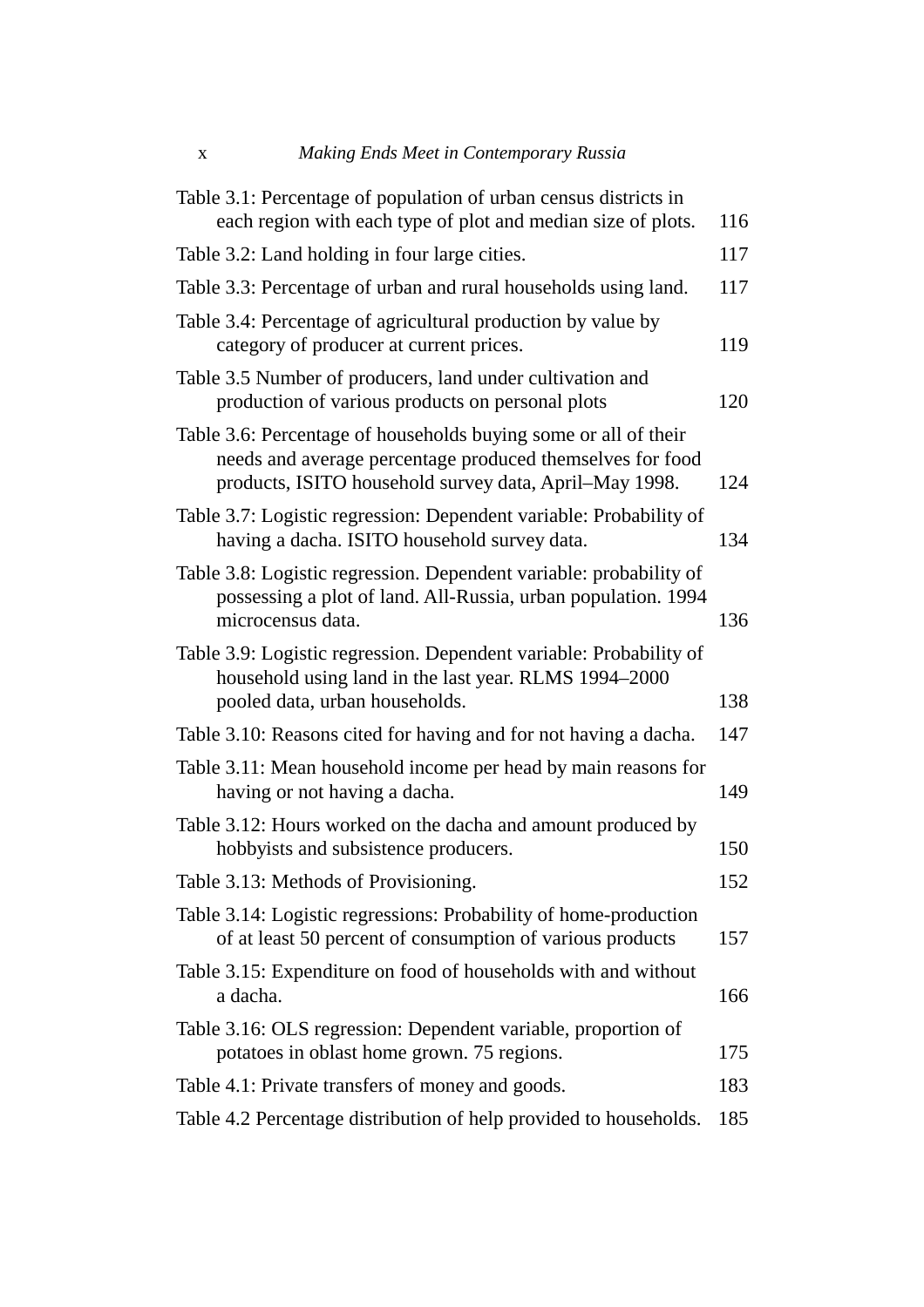Table 3.1: Percentage of population of urban census districts in each region with each type of plot and median size of plots. 116

Table 3.2: Land holding in four large cities. 117

Table 3.3: Percentage of urban and rural households using land. 117

Table 3.4: Percentage of agricultural production by value by category of producer at current prices. 119

Table 3.5 Number of producers, land under cultivation and production of various products on personal plots 120

Table 3.6: Percentage of households buying some or all of their needs and average percentage produced themselves for food products, ISITO household survey data, April–May 1998. 124

Table 3.7: Logistic regression: Dependent variable: Probability of having a dacha. ISITO household survey data. 134

Table 3.8: Logistic regression. Dependent variable: probability of possessing a plot of land. All-Russia, urban population. 1994 microcensus data. 136

Table 3.9: Logistic regression. Dependent variable: Probability of household using land in the last year. RLMS 1994–2000 pooled data, urban households. 138

Table 3.10: Reasons cited for having and for not having a dacha. 147

Table 3.11: Mean household income per head by main reasons for having or not having a dacha. 149

Table 3.12: Hours worked on the dacha and amount produced by hobbyists and subsistence producers. 150

Table 3.13: Methods of Provisioning. 152

Table 3.14: Logistic regressions: Probability of home-production of at least 50 percent of consumption of various products 157

Table 3.15: Expenditure on food of households with and without a dacha. 166

Table 3.16: OLS regression: Dependent variable, proportion of potatoes in oblast home grown. 75 regions. 175

Table 4.1: Private transfers of money and goods. 183

Table 4.2 Percentage distribution of help provided to households. 185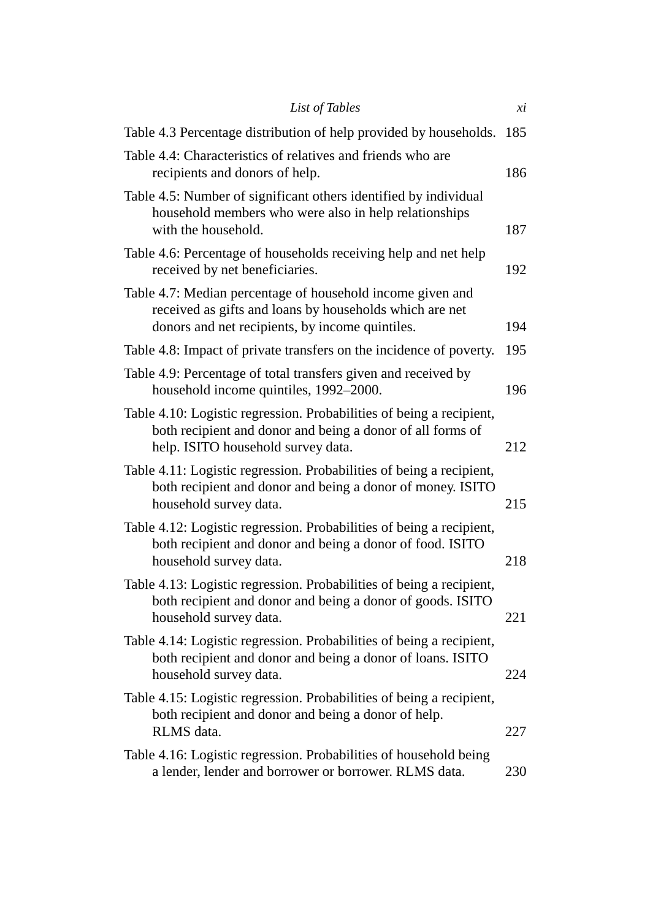Table 4.3 Percentage distribution of help provided by households. 185

Table 4.4: Characteristics of relatives and friends who are recipients and donors of help. 186

Table 4.5: Number of significant others identified by individual household members who were also in help relationships with the household. 187

Table 4.6: Percentage of households receiving help and net help received by net beneficiaries. 192

Table 4.7: Median percentage of household income given and received as gifts and loans by households which are net donors and net recipients, by income quintiles. 194

Table 4.8: Impact of private transfers on the incidence of poverty. 195

Table 4.9: Percentage of total transfers given and received by household income quintiles, 1992–2000. 196

Table 4.10: Logistic regression. Probabilities of being a recipient, both recipient and donor and being a donor of all forms of help. ISITO household survey data. 212

Table 4.11: Logistic regression. Probabilities of being a recipient, both recipient and donor and being a donor of money. ISITO household survey data. 215

Table 4.12: Logistic regression. Probabilities of being a recipient, both recipient and donor and being a donor of food. ISITO household survey data. 218

Table 4.13: Logistic regression. Probabilities of being a recipient, both recipient and donor and being a donor of goods. ISITO household survey data. 221

Table 4.14: Logistic regression. Probabilities of being a recipient, both recipient and donor and being a donor of loans. ISITO household survey data. 224

Table 4.15: Logistic regression. Probabilities of being a recipient, both recipient and donor and being a donor of help. RLMS data. 227

Table 4.16: Logistic regression. Probabilities of household being a lender, lender and borrower or borrower. RLMS data. 230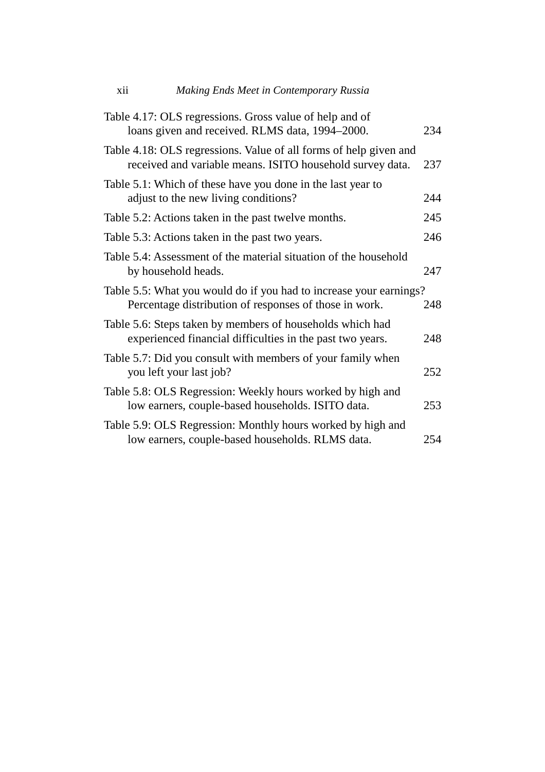Table 4.17: OLS regressions. Gross value of help and of loans given and received. RLMS data, 1994–2000. 234

Table 4.18: OLS regressions. Value of all forms of help given and received and variable means. ISITO household survey data. 237

Table 5.1: Which of these have you done in the last year to adjust to the new living conditions? 244

Table 5.2: Actions taken in the past twelve months. 245

Table 5.3: Actions taken in the past two years. 246

Table 5.4: Assessment of the material situation of the household by household heads. 247

Table 5.5: What you would do if you had to increase your earnings? Percentage distribution of responses of those in work. 248

Table 5.6: Steps taken by members of households which had experienced financial difficulties in the past two years. 248

Table 5.7: Did you consult with members of your family when you left your last job? 252

Table 5.8: OLS Regression: Weekly hours worked by high and low earners, couple-based households. ISITO data. 253

Table 5.9: OLS Regression: Monthly hours worked by high and low earners, couple-based households. RLMS data. 254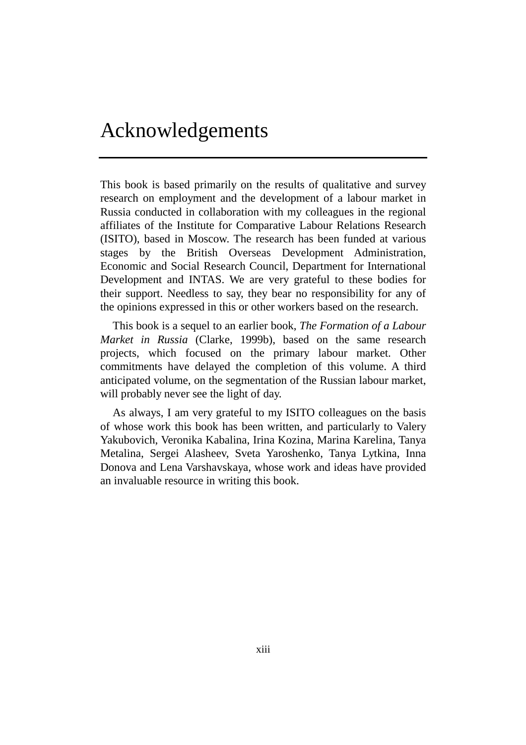# Acknowledgements

This book is based primarily on the results of qualitative and survey research on employment and the development of a labour market in Russia conducted in collaboration with my colleagues in the regional affiliates of the Institute for Comparative Labour Relations Research (ISITO), based in Moscow. The research has been funded at various stages by the British Overseas Development Administration, Economic and Social Research Council, Department for International Development and INTAS. We are very grateful to these bodies for their support. Needless to say, they bear no responsibility for any of the opinions expressed in this or other workers based on the research.

This book is a sequel to an earlier book, *The Formation of a Labour Market in Russia* (Clarke, 1999b), based on the same research projects, which focused on the primary labour market. Other commitments have delayed the completion of this volume. A third anticipated volume, on the segmentation of the Russian labour market, will probably never see the light of day.

As always, I am very grateful to my ISITO colleagues on the basis of whose work this book has been written, and particularly to Valery Yakubovich, Veronika Kabalina, Irina Kozina, Marina Karelina, Tanya Metalina, Sergei Alasheev, Sveta Yaroshenko, Tanya Lytkina, Inna Donova and Lena Varshavskaya, whose work and ideas have provided an invaluable resource in writing this book.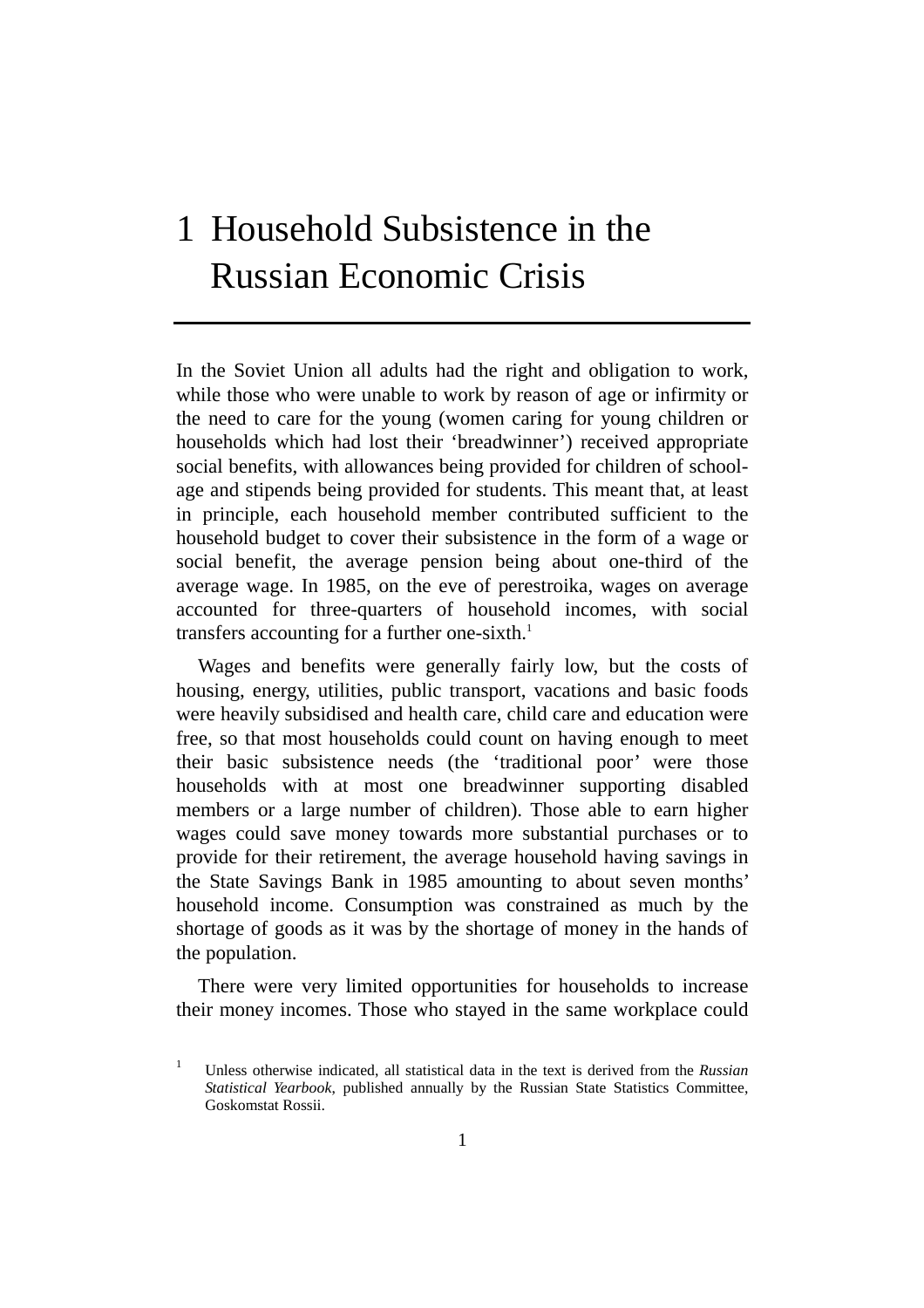# 1 Household Subsistence in the Russian Economic Crisis

In the Soviet Union all adults had the right and obligation to work, while those who were unable to work by reason of age or infirmity or the need to care for the young (women caring for young children or households which had lost their 'breadwinner') received appropriate social benefits, with allowances being provided for children of school-age and stipends being provided for students. This meant that, at least in principle, each household member contributed sufficient to the household budget to cover their subsistence in the form of a wage or social benefit, the average pension being about one-third of the average wage. In 1985, on the eve of perestroika, wages on average accounted for three-quarters of household incomes, with social transfers accounting for a further one-sixth.[1]

Wages and benefits were generally fairly low, but the costs of housing, energy, utilities, public transport, vacations and basic foods were heavily subsidised and health care, child care and education were free, so that most households could count on having enough to meet their basic subsistence needs (the 'traditional poor' were those households with at most one breadwinner supporting disabled members or a large number of children). Those able to earn higher wages could save money towards more substantial purchases or to provide for their retirement, the average household having savings in the State Savings Bank in 1985 amounting to about seven months' household income. Consumption was constrained as much by the shortage of goods as it was by the shortage of money in the hands of the population.

There were very limited opportunities for households to increase their money incomes. Those who stayed in the same workplace could

[1] Unless otherwise indicated, all statistical data in the text is derived from the *Russian Statistical Yearbook*, published annually by the Russian State Statistics Committee, Goskomstat Rossii.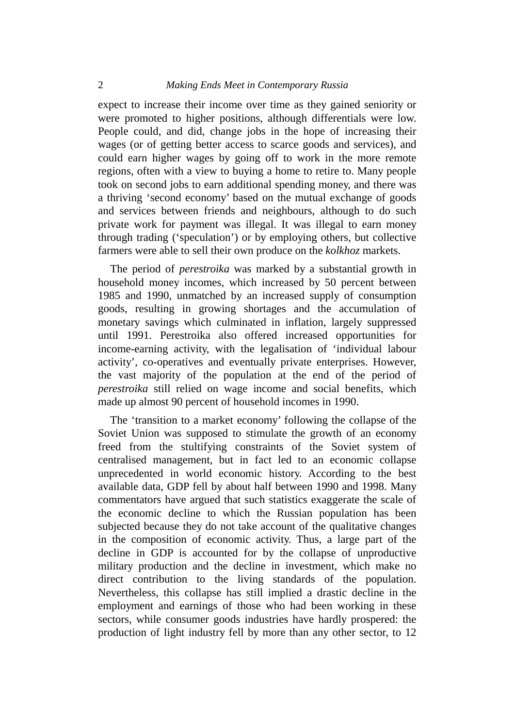expect to increase their income over time as they gained seniority or were promoted to higher positions, although differentials were low. People could, and did, change jobs in the hope of increasing their wages (or of getting better access to scarce goods and services), and could earn higher wages by going off to work in the more remote regions, often with a view to buying a home to retire to. Many people took on second jobs to earn additional spending money, and there was a thriving 'second economy' based on the mutual exchange of goods and services between friends and neighbours, although to do such private work for payment was illegal. It was illegal to earn money through trading ('speculation') or by employing others, but collective farmers were able to sell their own produce on the *kolkhoz* markets.

The period of *perestroika* was marked by a substantial growth in household money incomes, which increased by 50 percent between 1985 and 1990, unmatched by an increased supply of consumption goods, resulting in growing shortages and the accumulation of monetary savings which culminated in inflation, largely suppressed until 1991. Perestroika also offered increased opportunities for income-earning activity, with the legalisation of 'individual labour activity', co-operatives and eventually private enterprises. However, the vast majority of the population at the end of the period of *perestroika* still relied on wage income and social benefits, which made up almost 90 percent of household incomes in 1990.

The 'transition to a market economy' following the collapse of the Soviet Union was supposed to stimulate the growth of an economy freed from the stultifying constraints of the Soviet system of centralised management, but in fact led to an economic collapse unprecedented in world economic history. According to the best available data, GDP fell by about half between 1990 and 1998. Many commentators have argued that such statistics exaggerate the scale of the economic decline to which the Russian population has been subjected because they do not take account of the qualitative changes in the composition of economic activity. Thus, a large part of the decline in GDP is accounted for by the collapse of unproductive military production and the decline in investment, which make no direct contribution to the living standards of the population. Nevertheless, this collapse has still implied a drastic decline in the employment and earnings of those who had been working in these sectors, while consumer goods industries have hardly prospered: the production of light industry fell by more than any other sector, to 12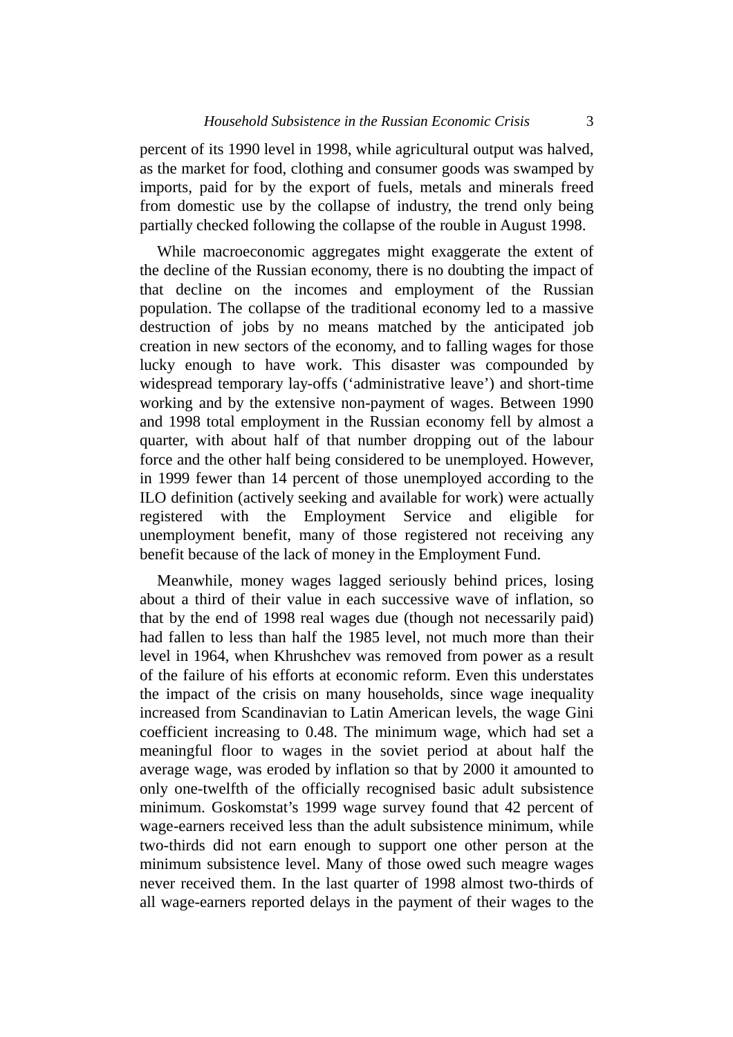percent of its 1990 level in 1998, while agricultural output was halved, as the market for food, clothing and consumer goods was swamped by imports, paid for by the export of fuels, metals and minerals freed from domestic use by the collapse of industry, the trend only being partially checked following the collapse of the rouble in August 1998.

While macroeconomic aggregates might exaggerate the extent of the decline of the Russian economy, there is no doubting the impact of that decline on the incomes and employment of the Russian population. The collapse of the traditional economy led to a massive destruction of jobs by no means matched by the anticipated job creation in new sectors of the economy, and to falling wages for those lucky enough to have work. This disaster was compounded by widespread temporary lay-offs ('administrative leave') and short-time working and by the extensive non-payment of wages. Between 1990 and 1998 total employment in the Russian economy fell by almost a quarter, with about half of that number dropping out of the labour force and the other half being considered to be unemployed. However, in 1999 fewer than 14 percent of those unemployed according to the ILO definition (actively seeking and available for work) were actually registered with the Employment Service and eligible for unemployment benefit, many of those registered not receiving any benefit because of the lack of money in the Employment Fund.

Meanwhile, money wages lagged seriously behind prices, losing about a third of their value in each successive wave of inflation, so that by the end of 1998 real wages due (though not necessarily paid) had fallen to less than half the 1985 level, not much more than their level in 1964, when Khrushchev was removed from power as a result of the failure of his efforts at economic reform. Even this understates the impact of the crisis on many households, since wage inequality increased from Scandinavian to Latin American levels, the wage Gini coefficient increasing to 0.48. The minimum wage, which had set a meaningful floor to wages in the soviet period at about half the average wage, was eroded by inflation so that by 2000 it amounted to only one-twelfth of the officially recognised basic adult subsistence minimum. Goskomstat's 1999 wage survey found that 42 percent of wage-earners received less than the adult subsistence minimum, while two-thirds did not earn enough to support one other person at the minimum subsistence level. Many of those owed such meagre wages never received them. In the last quarter of 1998 almost two-thirds of all wage-earners reported delays in the payment of their wages to the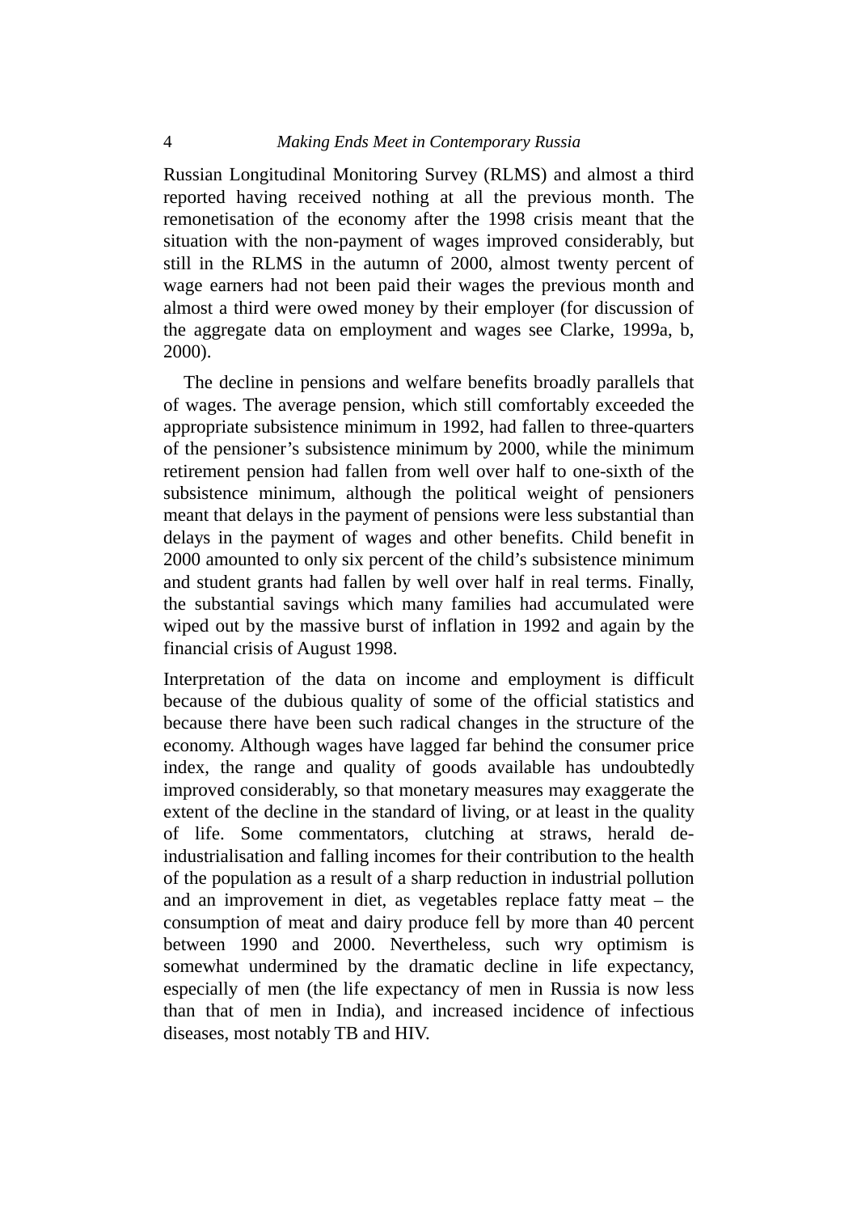Russian Longitudinal Monitoring Survey (RLMS) and almost a third reported having received nothing at all the previous month. The remonetisation of the economy after the 1998 crisis meant that the situation with the non-payment of wages improved considerably, but still in the RLMS in the autumn of 2000, almost twenty percent of wage earners had not been paid their wages the previous month and almost a third were owed money by their employer (for discussion of the aggregate data on employment and wages see Clarke, 1999a, b, 2000).

The decline in pensions and welfare benefits broadly parallels that of wages. The average pension, which still comfortably exceeded the appropriate subsistence minimum in 1992, had fallen to three-quarters of the pensioner's subsistence minimum by 2000, while the minimum retirement pension had fallen from well over half to one-sixth of the subsistence minimum, although the political weight of pensioners meant that delays in the payment of pensions were less substantial than delays in the payment of wages and other benefits. Child benefit in 2000 amounted to only six percent of the child's subsistence minimum and student grants had fallen by well over half in real terms. Finally, the substantial savings which many families had accumulated were wiped out by the massive burst of inflation in 1992 and again by the financial crisis of August 1998.

Interpretation of the data on income and employment is difficult because of the dubious quality of some of the official statistics and because there have been such radical changes in the structure of the economy. Although wages have lagged far behind the consumer price index, the range and quality of goods available has undoubtedly improved considerably, so that monetary measures may exaggerate the extent of the decline in the standard of living, or at least in the quality of life. Some commentators, clutching at straws, herald de-industrialisation and falling incomes for their contribution to the health of the population as a result of a sharp reduction in industrial pollution and an improvement in diet, as vegetables replace fatty meat – the consumption of meat and dairy produce fell by more than 40 percent between 1990 and 2000. Nevertheless, such wry optimism is somewhat undermined by the dramatic decline in life expectancy, especially of men (the life expectancy of men in Russia is now less than that of men in India), and increased incidence of infectious diseases, most notably TB and HIV.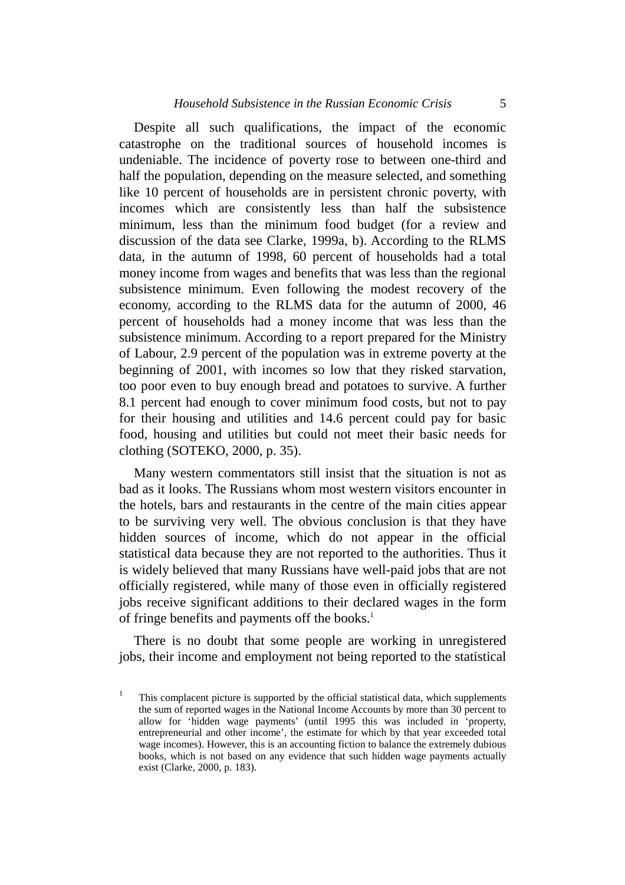Despite all such qualifications, the impact of the economic catastrophe on the traditional sources of household incomes is undeniable. The incidence of poverty rose to between one-third and half the population, depending on the measure selected, and something like 10 percent of households are in persistent chronic poverty, with incomes which are consistently less than half the subsistence minimum, less than the minimum food budget (for a review and discussion of the data see Clarke, 1999a, b). According to the RLMS data, in the autumn of 1998, 60 percent of households had a total money income from wages and benefits that was less than the regional subsistence minimum. Even following the modest recovery of the economy, according to the RLMS data for the autumn of 2000, 46 percent of households had a money income that was less than the subsistence minimum. According to a report prepared for the Ministry of Labour, 2.9 percent of the population was in extreme poverty at the beginning of 2001, with incomes so low that they risked starvation, too poor even to buy enough bread and potatoes to survive. A further 8.1 percent had enough to cover minimum food costs, but not to pay for their housing and utilities and 14.6 percent could pay for basic food, housing and utilities but could not meet their basic needs for clothing (SOTEKO, 2000, p. 35).

Many western commentators still insist that the situation is not as bad as it looks. The Russians whom most western visitors encounter in the hotels, bars and restaurants in the centre of the main cities appear to be surviving very well. The obvious conclusion is that they have hidden sources of income, which do not appear in the official statistical data because they are not reported to the authorities. Thus it is widely believed that many Russians have well-paid jobs that are not officially registered, while many of those even in officially registered jobs receive significant additions to their declared wages in the form of fringe benefits and payments off the books.[1]

There is no doubt that some people are working in unregistered jobs, their income and employment not being reported to the statistical

[1] This complacent picture is supported by the official statistical data, which supplements the sum of reported wages in the National Income Accounts by more than 30 percent to allow for 'hidden wage payments' (until 1995 this was included in 'property, entrepreneurial and other income', the estimate for which by that year exceeded total wage incomes). However, this is an accounting fiction to balance the extremely dubious books, which is not based on any evidence that such hidden wage payments actually exist (Clarke, 2000, p. 183).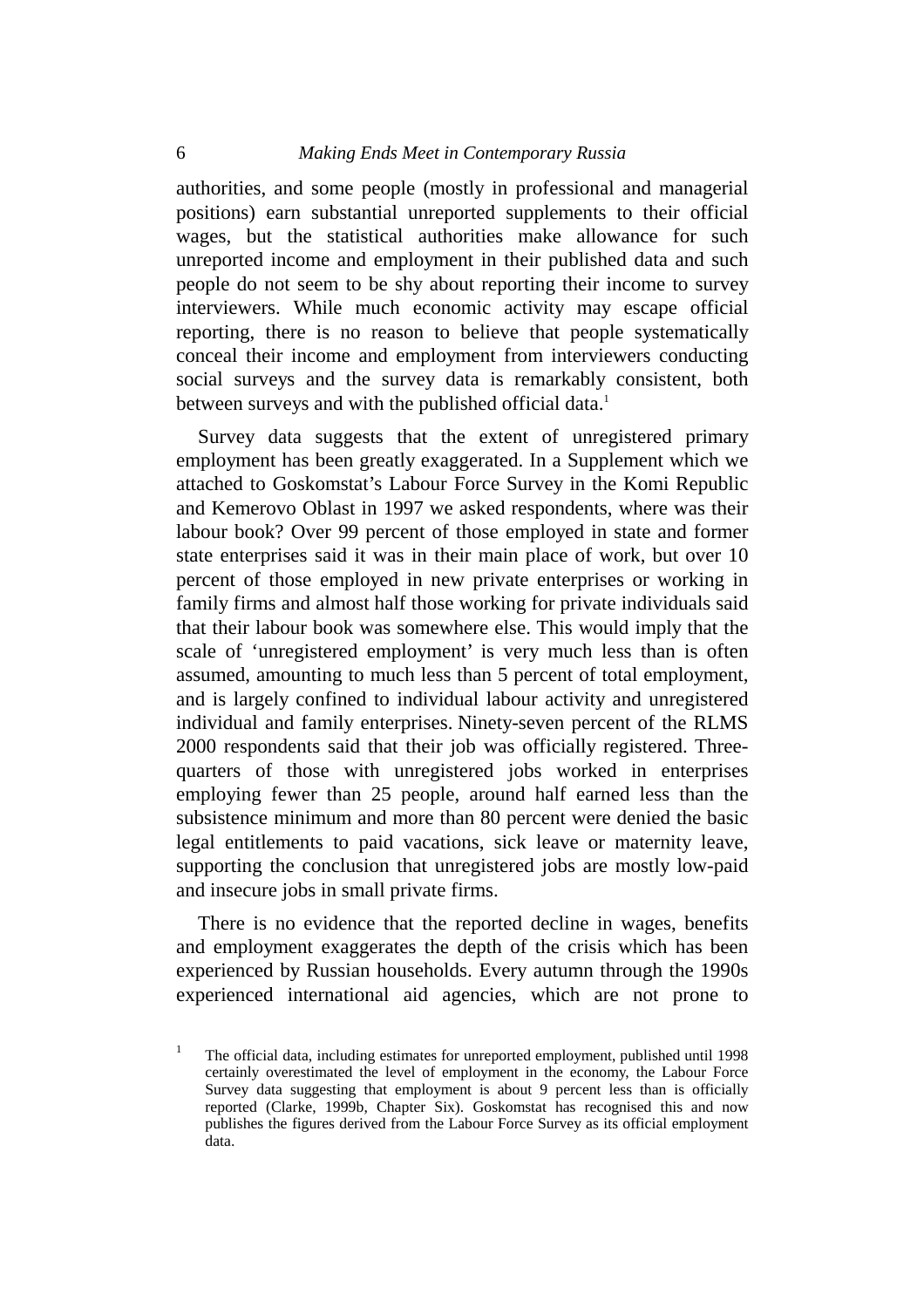authorities, and some people (mostly in professional and managerial positions) earn substantial unreported supplements to their official wages, but the statistical authorities make allowance for such unreported income and employment in their published data and such people do not seem to be shy about reporting their income to survey interviewers. While much economic activity may escape official reporting, there is no reason to believe that people systematically conceal their income and employment from interviewers conducting social surveys and the survey data is remarkably consistent, both between surveys and with the published official data.[1]

Survey data suggests that the extent of unregistered primary employment has been greatly exaggerated. In a Supplement which we attached to Goskomstat's Labour Force Survey in the Komi Republic and Kemerovo Oblast in 1997 we asked respondents, where was their labour book? Over 99 percent of those employed in state and former state enterprises said it was in their main place of work, but over 10 percent of those employed in new private enterprises or working in family firms and almost half those working for private individuals said that their labour book was somewhere else. This would imply that the scale of 'unregistered employment' is very much less than is often assumed, amounting to much less than 5 percent of total employment, and is largely confined to individual labour activity and unregistered individual and family enterprises. Ninety-seven percent of the RLMS 2000 respondents said that their job was officially registered. Three-quarters of those with unregistered jobs worked in enterprises employing fewer than 25 people, around half earned less than the subsistence minimum and more than 80 percent were denied the basic legal entitlements to paid vacations, sick leave or maternity leave, supporting the conclusion that unregistered jobs are mostly low-paid and insecure jobs in small private firms.

There is no evidence that the reported decline in wages, benefits and employment exaggerates the depth of the crisis which has been experienced by Russian households. Every autumn through the 1990s experienced international aid agencies, which are not prone to

[1] The official data, including estimates for unreported employment, published until 1998 certainly overestimated the level of employment in the economy, the Labour Force Survey data suggesting that employment is about 9 percent less than is officially reported (Clarke, 1999b, Chapter Six). Goskomstat has recognised this and now publishes the figures derived from the Labour Force Survey as its official employment data.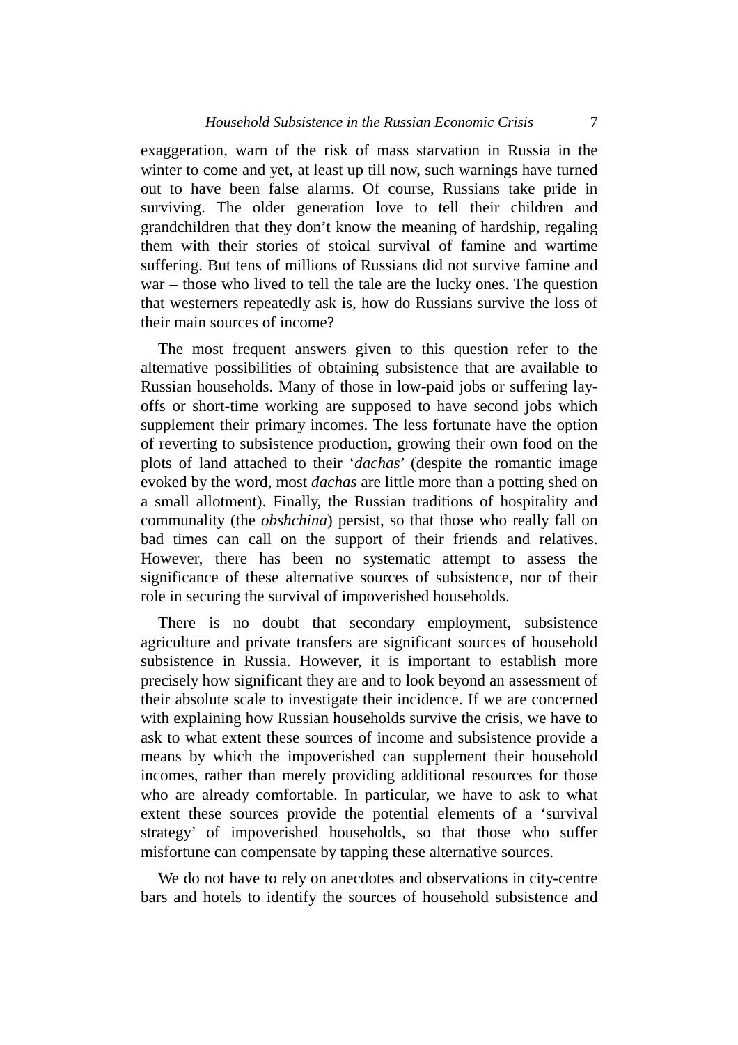exaggeration, warn of the risk of mass starvation in Russia in the winter to come and yet, at least up till now, such warnings have turned out to have been false alarms. Of course, Russians take pride in surviving. The older generation love to tell their children and grandchildren that they don't know the meaning of hardship, regaling them with their stories of stoical survival of famine and wartime suffering. But tens of millions of Russians did not survive famine and war – those who lived to tell the tale are the lucky ones. The question that westerners repeatedly ask is, how do Russians survive the loss of their main sources of income?

The most frequent answers given to this question refer to the alternative possibilities of obtaining subsistence that are available to Russian households. Many of those in low-paid jobs or suffering lay-offs or short-time working are supposed to have second jobs which supplement their primary incomes. The less fortunate have the option of reverting to subsistence production, growing their own food on the plots of land attached to their '*dachas*' (despite the romantic image evoked by the word, most *dachas* are little more than a potting shed on a small allotment). Finally, the Russian traditions of hospitality and communality (the *obshchina*) persist, so that those who really fall on bad times can call on the support of their friends and relatives. However, there has been no systematic attempt to assess the significance of these alternative sources of subsistence, nor of their role in securing the survival of impoverished households.

There is no doubt that secondary employment, subsistence agriculture and private transfers are significant sources of household subsistence in Russia. However, it is important to establish more precisely how significant they are and to look beyond an assessment of their absolute scale to investigate their incidence. If we are concerned with explaining how Russian households survive the crisis, we have to ask to what extent these sources of income and subsistence provide a means by which the impoverished can supplement their household incomes, rather than merely providing additional resources for those who are already comfortable. In particular, we have to ask to what extent these sources provide the potential elements of a 'survival strategy' of impoverished households, so that those who suffer misfortune can compensate by tapping these alternative sources.

We do not have to rely on anecdotes and observations in city-centre bars and hotels to identify the sources of household subsistence and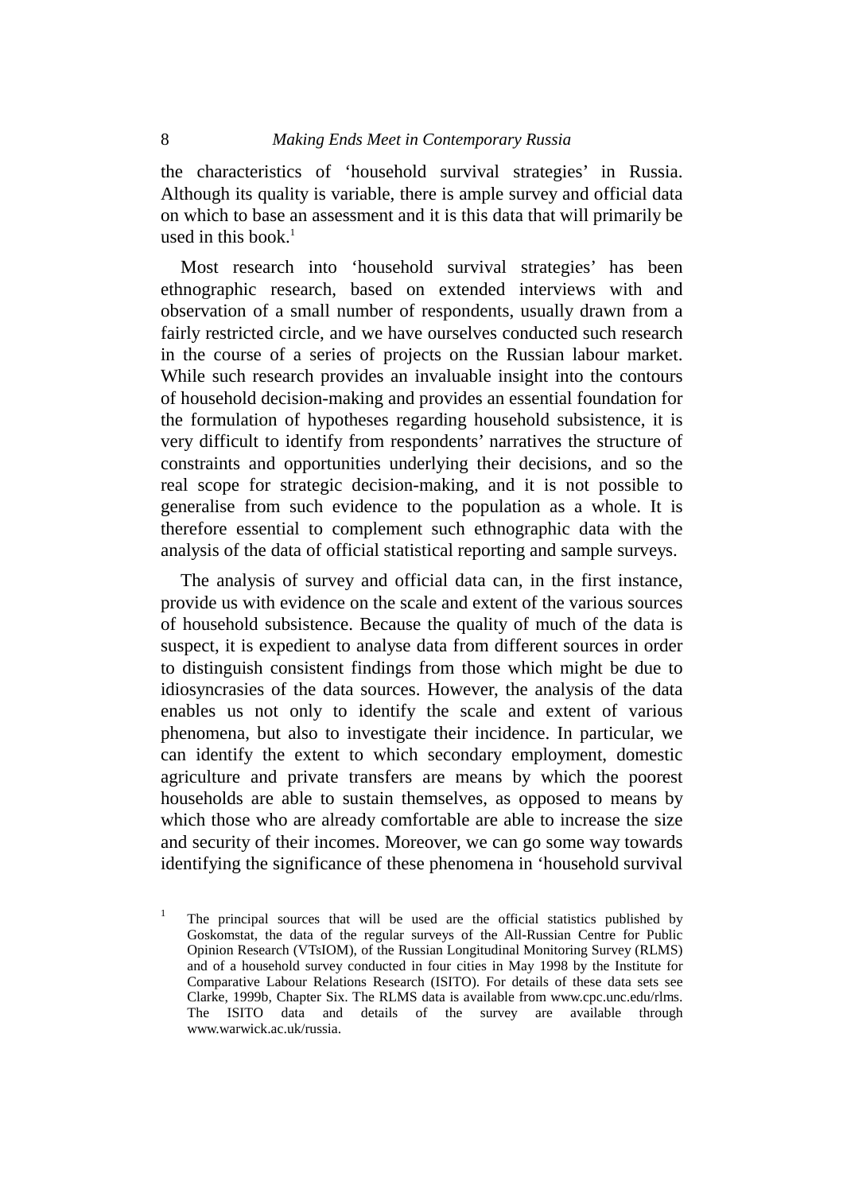the characteristics of 'household survival strategies' in Russia. Although its quality is variable, there is ample survey and official data on which to base an assessment and it is this data that will primarily be used in this book.[1]

Most research into 'household survival strategies' has been ethnographic research, based on extended interviews with and observation of a small number of respondents, usually drawn from a fairly restricted circle, and we have ourselves conducted such research in the course of a series of projects on the Russian labour market. While such research provides an invaluable insight into the contours of household decision-making and provides an essential foundation for the formulation of hypotheses regarding household subsistence, it is very difficult to identify from respondents' narratives the structure of constraints and opportunities underlying their decisions, and so the real scope for strategic decision-making, and it is not possible to generalise from such evidence to the population as a whole. It is therefore essential to complement such ethnographic data with the analysis of the data of official statistical reporting and sample surveys.

The analysis of survey and official data can, in the first instance, provide us with evidence on the scale and extent of the various sources of household subsistence. Because the quality of much of the data is suspect, it is expedient to analyse data from different sources in order to distinguish consistent findings from those which might be due to idiosyncrasies of the data sources. However, the analysis of the data enables us not only to identify the scale and extent of various phenomena, but also to investigate their incidence. In particular, we can identify the extent to which secondary employment, domestic agriculture and private transfers are means by which the poorest households are able to sustain themselves, as opposed to means by which those who are already comfortable are able to increase the size and security of their incomes. Moreover, we can go some way towards identifying the significance of these phenomena in 'household survival

[1] The principal sources that will be used are the official statistics published by Goskomstat, the data of the regular surveys of the All-Russian Centre for Public Opinion Research (VTsIOM), of the Russian Longitudinal Monitoring Survey (RLMS) and of a household survey conducted in four cities in May 1998 by the Institute for Comparative Labour Relations Research (ISITO). For details of these data sets see Clarke, 1999b, Chapter Six. The RLMS data is available from www.cpc.unc.edu/rlms. The ISITO data and details of the survey are available through www.warwick.ac.uk/russia.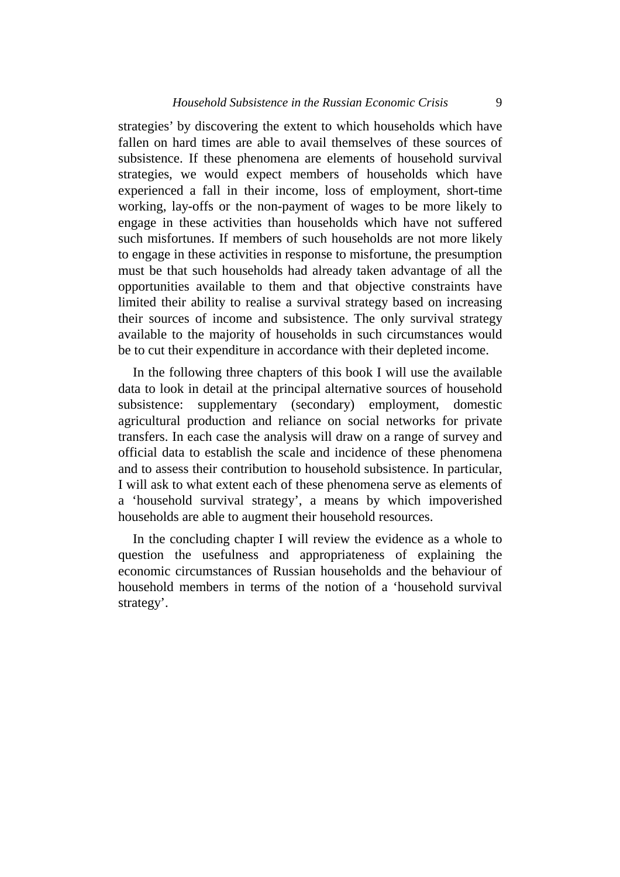strategies' by discovering the extent to which households which have fallen on hard times are able to avail themselves of these sources of subsistence. If these phenomena are elements of household survival strategies, we would expect members of households which have experienced a fall in their income, loss of employment, short-time working, lay-offs or the non-payment of wages to be more likely to engage in these activities than households which have not suffered such misfortunes. If members of such households are not more likely to engage in these activities in response to misfortune, the presumption must be that such households had already taken advantage of all the opportunities available to them and that objective constraints have limited their ability to realise a survival strategy based on increasing their sources of income and subsistence. The only survival strategy available to the majority of households in such circumstances would be to cut their expenditure in accordance with their depleted income.

In the following three chapters of this book I will use the available data to look in detail at the principal alternative sources of household subsistence: supplementary (secondary) employment, domestic agricultural production and reliance on social networks for private transfers. In each case the analysis will draw on a range of survey and official data to establish the scale and incidence of these phenomena and to assess their contribution to household subsistence. In particular, I will ask to what extent each of these phenomena serve as elements of a 'household survival strategy', a means by which impoverished households are able to augment their household resources.

In the concluding chapter I will review the evidence as a whole to question the usefulness and appropriateness of explaining the economic circumstances of Russian households and the behaviour of household members in terms of the notion of a 'household survival strategy'.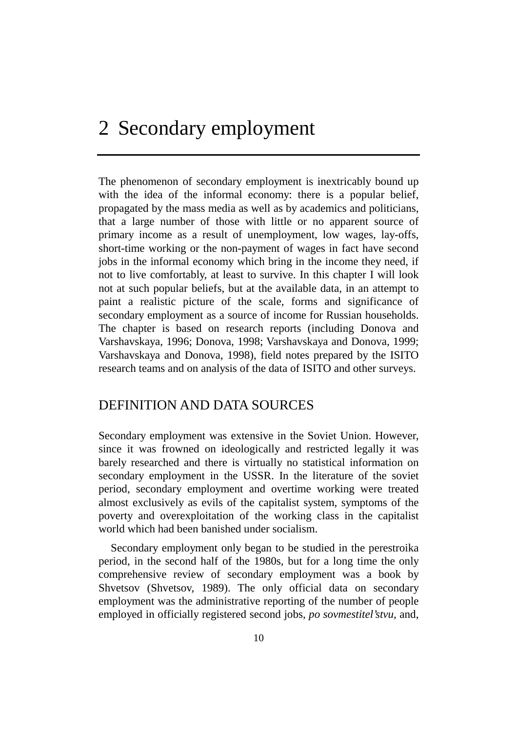# 2 Secondary employment

The phenomenon of secondary employment is inextricably bound up with the idea of the informal economy: there is a popular belief, propagated by the mass media as well as by academics and politicians, that a large number of those with little or no apparent source of primary income as a result of unemployment, low wages, lay-offs, short-time working or the non-payment of wages in fact have second jobs in the informal economy which bring in the income they need, if not to live comfortably, at least to survive. In this chapter I will look not at such popular beliefs, but at the available data, in an attempt to paint a realistic picture of the scale, forms and significance of secondary employment as a source of income for Russian households. The chapter is based on research reports (including Donova and Varshavskaya, 1996; Donova, 1998; Varshavskaya and Donova, 1999; Varshavskaya and Donova, 1998), field notes prepared by the ISITO research teams and on analysis of the data of ISITO and other surveys.

## DEFINITION AND DATA SOURCES

Secondary employment was extensive in the Soviet Union. However, since it was frowned on ideologically and restricted legally it was barely researched and there is virtually no statistical information on secondary employment in the USSR. In the literature of the soviet period, secondary employment and overtime working were treated almost exclusively as evils of the capitalist system, symptoms of the poverty and overexploitation of the working class in the capitalist world which had been banished under socialism.

Secondary employment only began to be studied in the perestroika period, in the second half of the 1980s, but for a long time the only comprehensive review of secondary employment was a book by Shvetsov (Shvetsov, 1989). The only official data on secondary employment was the administrative reporting of the number of people employed in officially registered second jobs, *po sovmestitel'stvu*, and,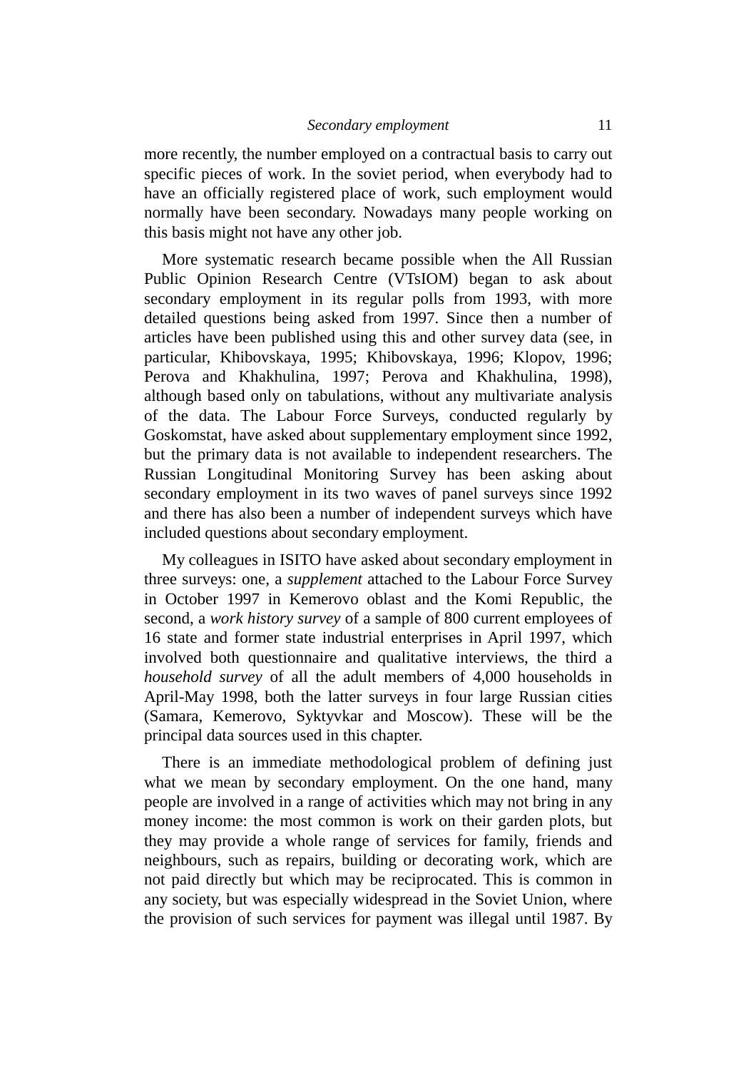more recently, the number employed on a contractual basis to carry out specific pieces of work. In the soviet period, when everybody had to have an officially registered place of work, such employment would normally have been secondary. Nowadays many people working on this basis might not have any other job.

More systematic research became possible when the All Russian Public Opinion Research Centre (VTsIOM) began to ask about secondary employment in its regular polls from 1993, with more detailed questions being asked from 1997. Since then a number of articles have been published using this and other survey data (see, in particular, Khibovskaya, 1995; Khibovskaya, 1996; Klopov, 1996; Perova and Khakhulina, 1997; Perova and Khakhulina, 1998), although based only on tabulations, without any multivariate analysis of the data. The Labour Force Surveys, conducted regularly by Goskomstat, have asked about supplementary employment since 1992, but the primary data is not available to independent researchers. The Russian Longitudinal Monitoring Survey has been asking about secondary employment in its two waves of panel surveys since 1992 and there has also been a number of independent surveys which have included questions about secondary employment.

My colleagues in ISITO have asked about secondary employment in three surveys: one, a *supplement* attached to the Labour Force Survey in October 1997 in Kemerovo oblast and the Komi Republic, the second, a *work history survey* of a sample of 800 current employees of 16 state and former state industrial enterprises in April 1997, which involved both questionnaire and qualitative interviews, the third a *household survey* of all the adult members of 4,000 households in April-May 1998, both the latter surveys in four large Russian cities (Samara, Kemerovo, Syktyvkar and Moscow). These will be the principal data sources used in this chapter.

There is an immediate methodological problem of defining just what we mean by secondary employment. On the one hand, many people are involved in a range of activities which may not bring in any money income: the most common is work on their garden plots, but they may provide a whole range of services for family, friends and neighbours, such as repairs, building or decorating work, which are not paid directly but which may be reciprocated. This is common in any society, but was especially widespread in the Soviet Union, where the provision of such services for payment was illegal until 1987. By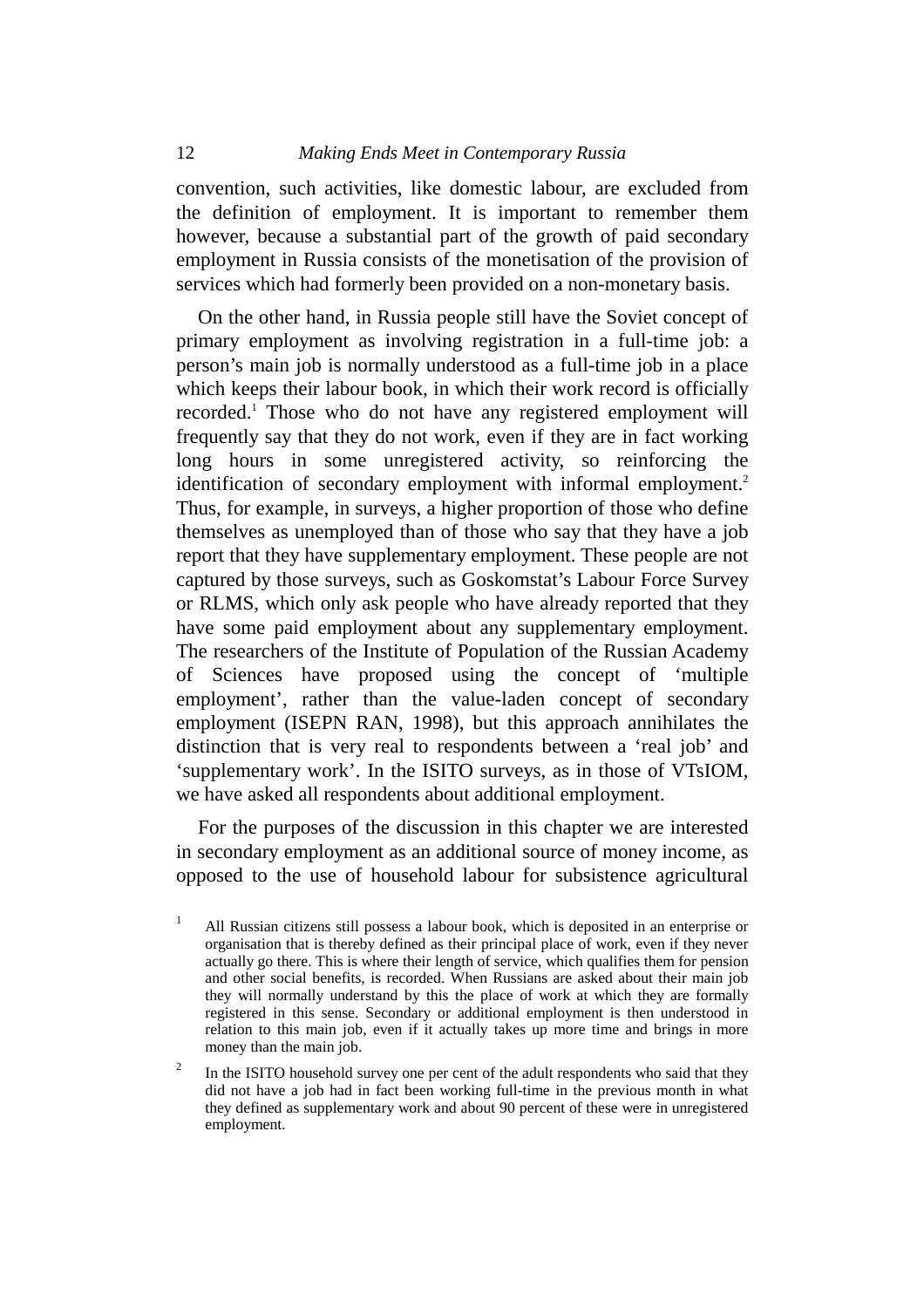convention, such activities, like domestic labour, are excluded from the definition of employment. It is important to remember them however, because a substantial part of the growth of paid secondary employment in Russia consists of the monetisation of the provision of services which had formerly been provided on a non-monetary basis.

On the other hand, in Russia people still have the Soviet concept of primary employment as involving registration in a full-time job: a person's main job is normally understood as a full-time job in a place which keeps their labour book, in which their work record is officially recorded.[1] Those who do not have any registered employment will frequently say that they do not work, even if they are in fact working long hours in some unregistered activity, so reinforcing the identification of secondary employment with informal employment.[2] Thus, for example, in surveys, a higher proportion of those who define themselves as unemployed than of those who say that they have a job report that they have supplementary employment. These people are not captured by those surveys, such as Goskomstat's Labour Force Survey or RLMS, which only ask people who have already reported that they have some paid employment about any supplementary employment. The researchers of the Institute of Population of the Russian Academy of Sciences have proposed using the concept of 'multiple employment', rather than the value-laden concept of secondary employment (ISEPN RAN, 1998), but this approach annihilates the distinction that is very real to respondents between a 'real job' and 'supplementary work'. In the ISITO surveys, as in those of VTsIOM, we have asked all respondents about additional employment.

For the purposes of the discussion in this chapter we are interested in secondary employment as an additional source of money income, as opposed to the use of household labour for subsistence agricultural

[1] All Russian citizens still possess a labour book, which is deposited in an enterprise or organisation that is thereby defined as their principal place of work, even if they never actually go there. This is where their length of service, which qualifies them for pension and other social benefits, is recorded. When Russians are asked about their main job they will normally understand by this the place of work at which they are formally registered in this sense. Secondary or additional employment is then understood in relation to this main job, even if it actually takes up more time and brings in more money than the main job.

[2] In the ISITO household survey one per cent of the adult respondents who said that they did not have a job had in fact been working full-time in the previous month in what they defined as supplementary work and about 90 percent of these were in unregistered employment.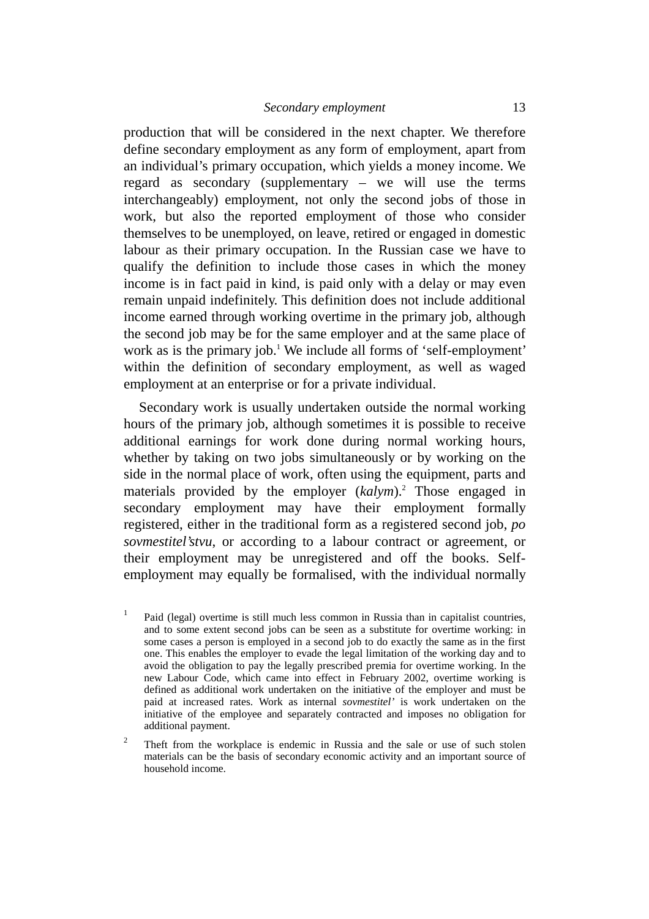production that will be considered in the next chapter. We therefore define secondary employment as any form of employment, apart from an individual's primary occupation, which yields a money income. We regard as secondary (supplementary – we will use the terms interchangeably) employment, not only the second jobs of those in work, but also the reported employment of those who consider themselves to be unemployed, on leave, retired or engaged in domestic labour as their primary occupation. In the Russian case we have to qualify the definition to include those cases in which the money income is in fact paid in kind, is paid only with a delay or may even remain unpaid indefinitely. This definition does not include additional income earned through working overtime in the primary job, although the second job may be for the same employer and at the same place of work as is the primary job.[1] We include all forms of 'self-employment' within the definition of secondary employment, as well as waged employment at an enterprise or for a private individual.

Secondary work is usually undertaken outside the normal working hours of the primary job, although sometimes it is possible to receive additional earnings for work done during normal working hours, whether by taking on two jobs simultaneously or by working on the side in the normal place of work, often using the equipment, parts and materials provided by the employer (*kalym*).[2] Those engaged in secondary employment may have their employment formally registered, either in the traditional form as a registered second job, *po sovmestitel'stvu*, or according to a labour contract or agreement, or their employment may be unregistered and off the books. Self-employment may equally be formalised, with the individual normally

[1] Paid (legal) overtime is still much less common in Russia than in capitalist countries, and to some extent second jobs can be seen as a substitute for overtime working: in some cases a person is employed in a second job to do exactly the same as in the first one. This enables the employer to evade the legal limitation of the working day and to avoid the obligation to pay the legally prescribed premia for overtime working. In the new Labour Code, which came into effect in February 2002, overtime working is defined as additional work undertaken on the initiative of the employer and must be paid at increased rates. Work as internal *sovmestitel'* is work undertaken on the initiative of the employee and separately contracted and imposes no obligation for additional payment.

[2] Theft from the workplace is endemic in Russia and the sale or use of such stolen materials can be the basis of secondary economic activity and an important source of household income.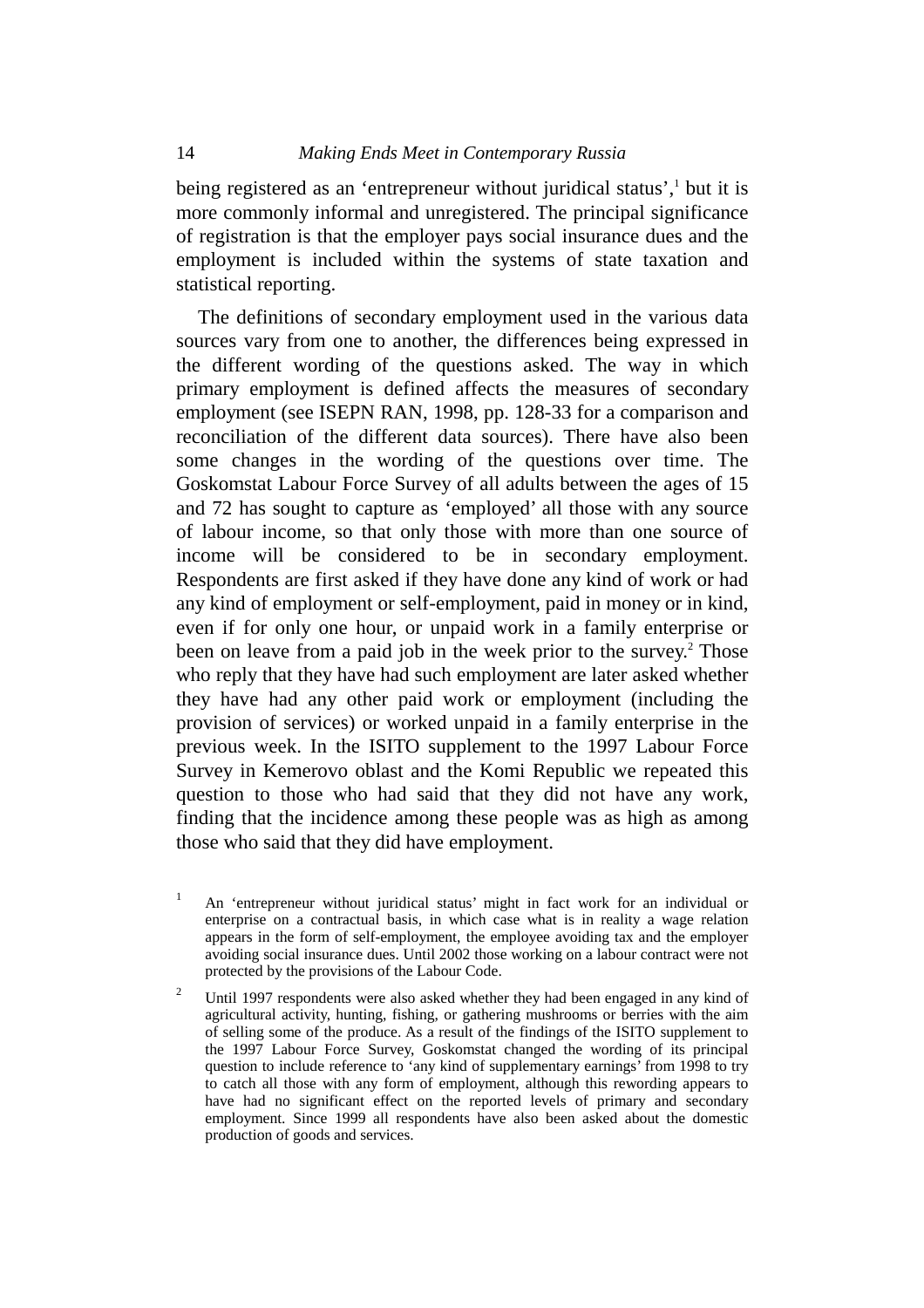being registered as an 'entrepreneur without juridical status',[1] but it is more commonly informal and unregistered. The principal significance of registration is that the employer pays social insurance dues and the employment is included within the systems of state taxation and statistical reporting.

The definitions of secondary employment used in the various data sources vary from one to another, the differences being expressed in the different wording of the questions asked. The way in which primary employment is defined affects the measures of secondary employment (see ISEPN RAN, 1998, pp. 128-33 for a comparison and reconciliation of the different data sources). There have also been some changes in the wording of the questions over time. The Goskomstat Labour Force Survey of all adults between the ages of 15 and 72 has sought to capture as 'employed' all those with any source of labour income, so that only those with more than one source of income will be considered to be in secondary employment. Respondents are first asked if they have done any kind of work or had any kind of employment or self-employment, paid in money or in kind, even if for only one hour, or unpaid work in a family enterprise or been on leave from a paid job in the week prior to the survey.[2] Those who reply that they have had such employment are later asked whether they have had any other paid work or employment (including the provision of services) or worked unpaid in a family enterprise in the previous week. In the ISITO supplement to the 1997 Labour Force Survey in Kemerovo oblast and the Komi Republic we repeated this question to those who had said that they did not have any work, finding that the incidence among these people was as high as among those who said that they did have employment.

[1] An 'entrepreneur without juridical status' might in fact work for an individual or enterprise on a contractual basis, in which case what is in reality a wage relation appears in the form of self-employment, the employee avoiding tax and the employer avoiding social insurance dues. Until 2002 those working on a labour contract were not protected by the provisions of the Labour Code.

[2] Until 1997 respondents were also asked whether they had been engaged in any kind of agricultural activity, hunting, fishing, or gathering mushrooms or berries with the aim of selling some of the produce. As a result of the findings of the ISITO supplement to the 1997 Labour Force Survey, Goskomstat changed the wording of its principal question to include reference to 'any kind of supplementary earnings' from 1998 to try to catch all those with any form of employment, although this rewording appears to have had no significant effect on the reported levels of primary and secondary employment. Since 1999 all respondents have also been asked about the domestic production of goods and services.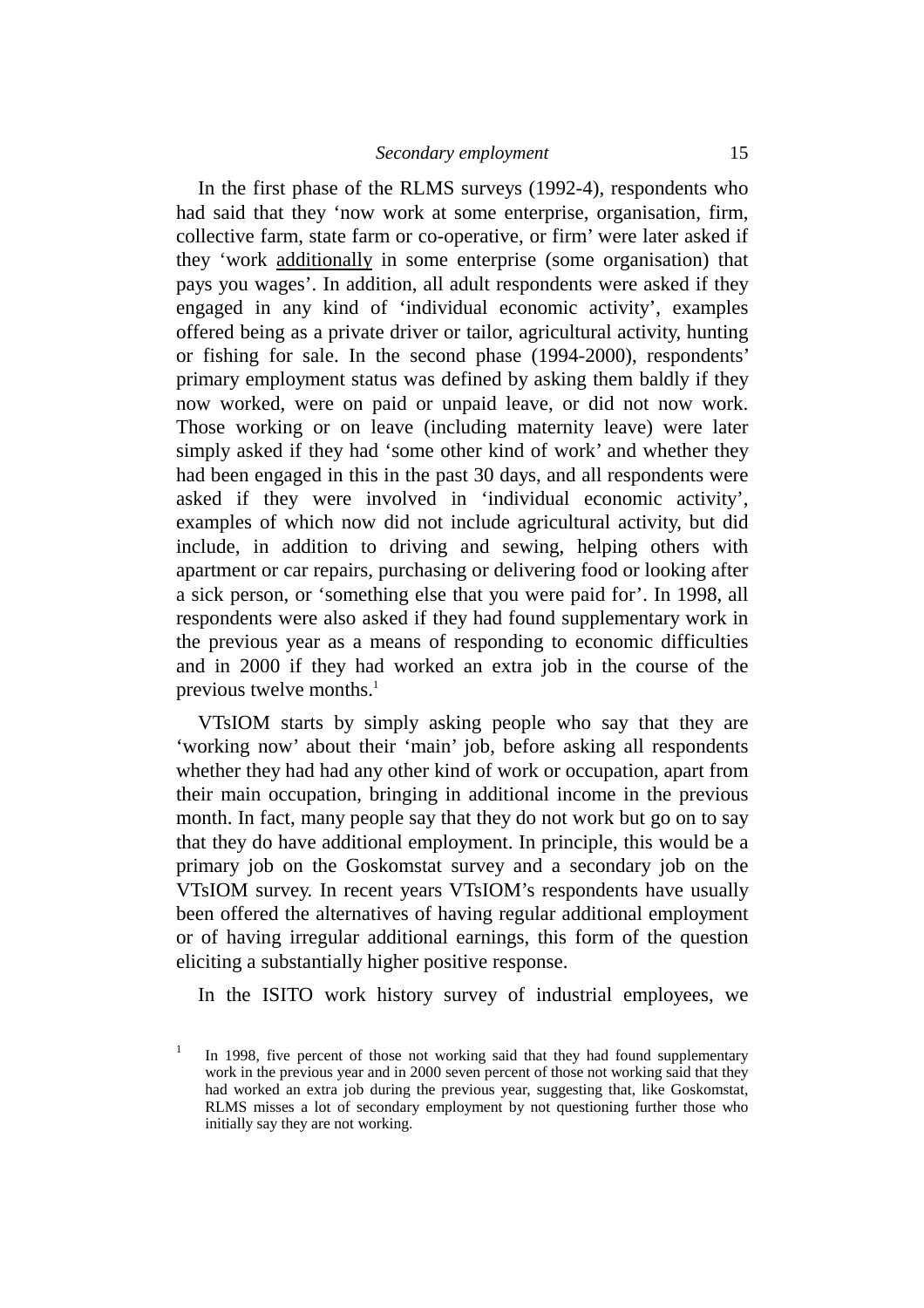In the first phase of the RLMS surveys (1992-4), respondents who had said that they 'now work at some enterprise, organisation, firm, collective farm, state farm or co-operative, or firm' were later asked if they 'work <u>additionally</u> in some enterprise (some organisation) that pays you wages'. In addition, all adult respondents were asked if they engaged in any kind of 'individual economic activity', examples offered being as a private driver or tailor, agricultural activity, hunting or fishing for sale. In the second phase (1994-2000), respondents' primary employment status was defined by asking them baldly if they now worked, were on paid or unpaid leave, or did not now work. Those working or on leave (including maternity leave) were later simply asked if they had 'some other kind of work' and whether they had been engaged in this in the past 30 days, and all respondents were asked if they were involved in 'individual economic activity', examples of which now did not include agricultural activity, but did include, in addition to driving and sewing, helping others with apartment or car repairs, purchasing or delivering food or looking after a sick person, or 'something else that you were paid for'. In 1998, all respondents were also asked if they had found supplementary work in the previous year as a means of responding to economic difficulties and in 2000 if they had worked an extra job in the course of the previous twelve months.[1]

VTsIOM starts by simply asking people who say that they are 'working now' about their 'main' job, before asking all respondents whether they had had any other kind of work or occupation, apart from their main occupation, bringing in additional income in the previous month. In fact, many people say that they do not work but go on to say that they do have additional employment. In principle, this would be a primary job on the Goskomstat survey and a secondary job on the VTsIOM survey. In recent years VTsIOM's respondents have usually been offered the alternatives of having regular additional employment or of having irregular additional earnings, this form of the question eliciting a substantially higher positive response.

In the ISITO work history survey of industrial employees, we

[1] In 1998, five percent of those not working said that they had found supplementary work in the previous year and in 2000 seven percent of those not working said that they had worked an extra job during the previous year, suggesting that, like Goskomstat, RLMS misses a lot of secondary employment by not questioning further those who initially say they are not working.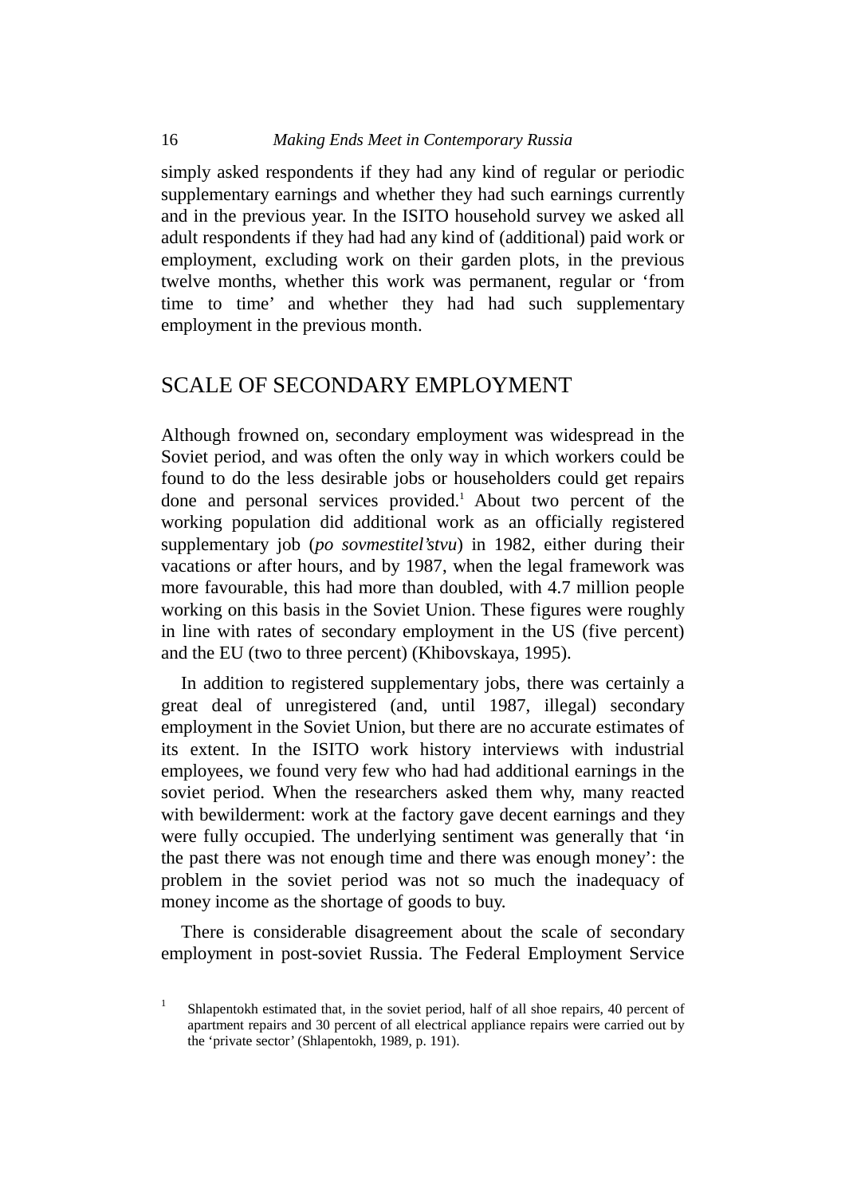simply asked respondents if they had any kind of regular or periodic supplementary earnings and whether they had such earnings currently and in the previous year. In the ISITO household survey we asked all adult respondents if they had had any kind of (additional) paid work or employment, excluding work on their garden plots, in the previous twelve months, whether this work was permanent, regular or 'from time to time' and whether they had had such supplementary employment in the previous month.

## SCALE OF SECONDARY EMPLOYMENT

Although frowned on, secondary employment was widespread in the Soviet period, and was often the only way in which workers could be found to do the less desirable jobs or householders could get repairs done and personal services provided.[1] About two percent of the working population did additional work as an officially registered supplementary job (*po sovmestitel'stvu*) in 1982, either during their vacations or after hours, and by 1987, when the legal framework was more favourable, this had more than doubled, with 4.7 million people working on this basis in the Soviet Union. These figures were roughly in line with rates of secondary employment in the US (five percent) and the EU (two to three percent) (Khibovskaya, 1995).

In addition to registered supplementary jobs, there was certainly a great deal of unregistered (and, until 1987, illegal) secondary employment in the Soviet Union, but there are no accurate estimates of its extent. In the ISITO work history interviews with industrial employees, we found very few who had had additional earnings in the soviet period. When the researchers asked them why, many reacted with bewilderment: work at the factory gave decent earnings and they were fully occupied. The underlying sentiment was generally that 'in the past there was not enough time and there was enough money': the problem in the soviet period was not so much the inadequacy of money income as the shortage of goods to buy.

There is considerable disagreement about the scale of secondary employment in post-soviet Russia. The Federal Employment Service

[1] Shlapentokh estimated that, in the soviet period, half of all shoe repairs, 40 percent of apartment repairs and 30 percent of all electrical appliance repairs were carried out by the 'private sector' (Shlapentokh, 1989, p. 191).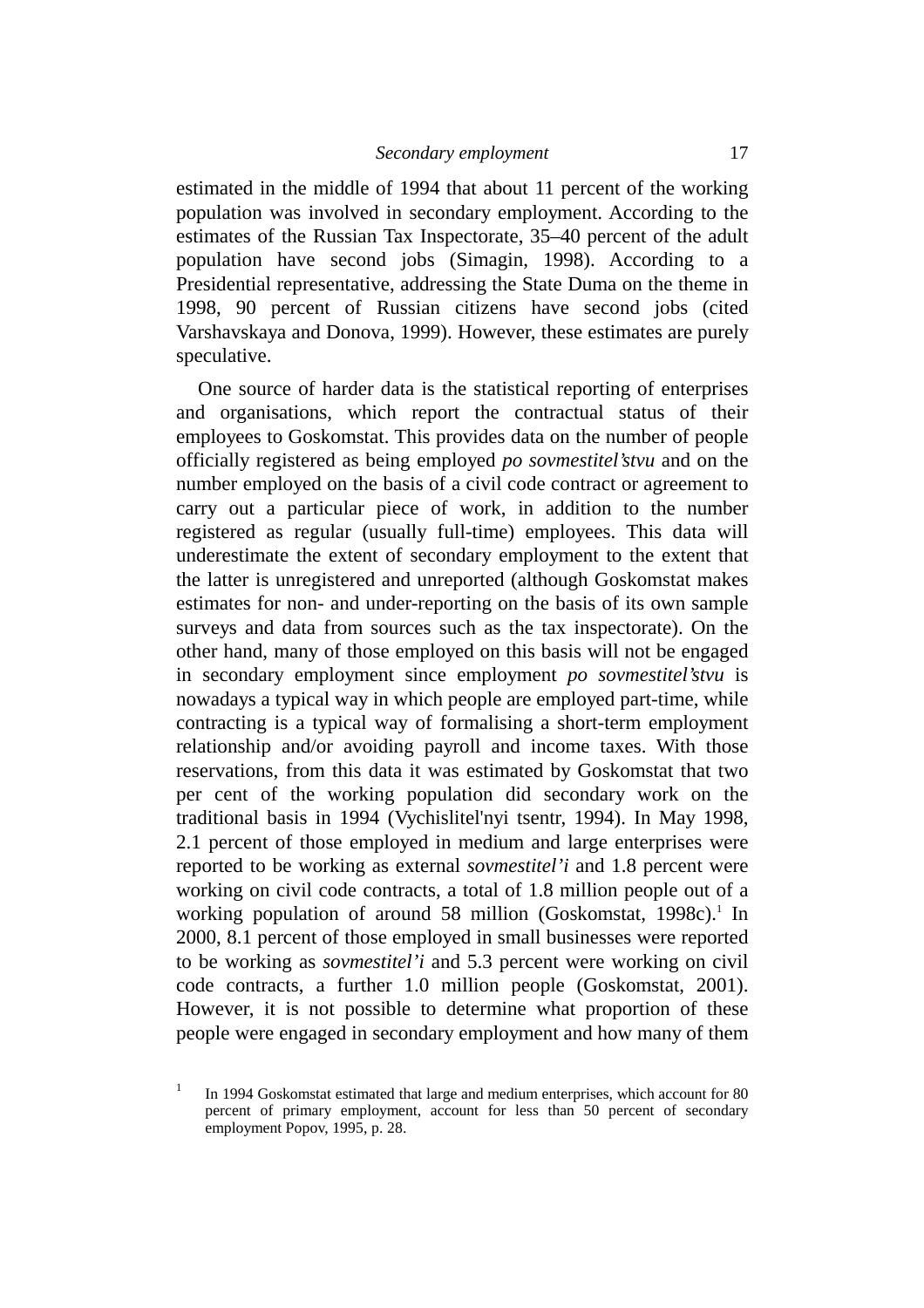estimated in the middle of 1994 that about 11 percent of the working population was involved in secondary employment. According to the estimates of the Russian Tax Inspectorate, 35–40 percent of the adult population have second jobs (Simagin, 1998). According to a Presidential representative, addressing the State Duma on the theme in 1998, 90 percent of Russian citizens have second jobs (cited Varshavskaya and Donova, 1999). However, these estimates are purely speculative.

One source of harder data is the statistical reporting of enterprises and organisations, which report the contractual status of their employees to Goskomstat. This provides data on the number of people officially registered as being employed *po sovmestitel'stvu* and on the number employed on the basis of a civil code contract or agreement to carry out a particular piece of work, in addition to the number registered as regular (usually full-time) employees. This data will underestimate the extent of secondary employment to the extent that the latter is unregistered and unreported (although Goskomstat makes estimates for non- and under-reporting on the basis of its own sample surveys and data from sources such as the tax inspectorate). On the other hand, many of those employed on this basis will not be engaged in secondary employment since employment *po sovmestitel'stvu* is nowadays a typical way in which people are employed part-time, while contracting is a typical way of formalising a short-term employment relationship and/or avoiding payroll and income taxes. With those reservations, from this data it was estimated by Goskomstat that two per cent of the working population did secondary work on the traditional basis in 1994 (Vychislitel'nyi tsentr, 1994). In May 1998, 2.1 percent of those employed in medium and large enterprises were reported to be working as external *sovmestitel'i* and 1.8 percent were working on civil code contracts, a total of 1.8 million people out of a working population of around 58 million (Goskomstat, 1998c).[1] In 2000, 8.1 percent of those employed in small businesses were reported to be working as *sovmestitel'i* and 5.3 percent were working on civil code contracts, a further 1.0 million people (Goskomstat, 2001). However, it is not possible to determine what proportion of these people were engaged in secondary employment and how many of them

[1] In 1994 Goskomstat estimated that large and medium enterprises, which account for 80 percent of primary employment, account for less than 50 percent of secondary employment Popov, 1995, p. 28.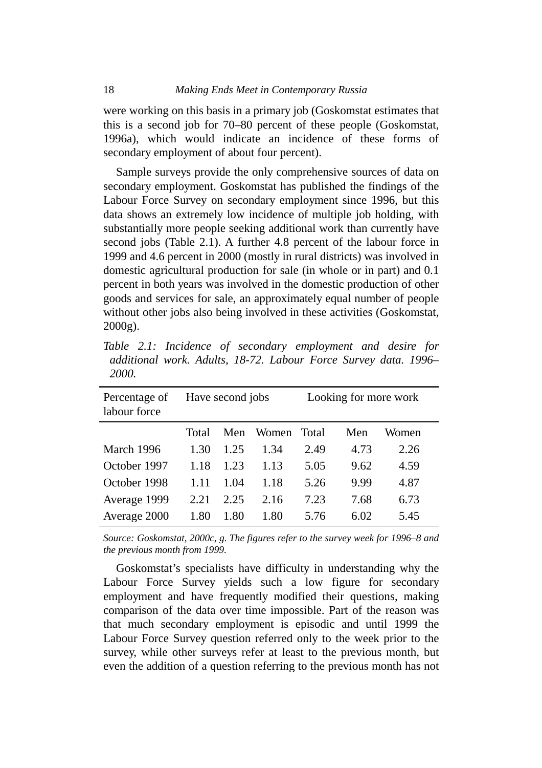were working on this basis in a primary job (Goskomstat estimates that this is a second job for 70–80 percent of these people (Goskomstat, 1996a), which would indicate an incidence of these forms of secondary employment of about four percent).

Sample surveys provide the only comprehensive sources of data on secondary employment. Goskomstat has published the findings of the Labour Force Survey on secondary employment since 1996, but this data shows an extremely low incidence of multiple job holding, with substantially more people seeking additional work than currently have second jobs (Table 2.1). A further 4.8 percent of the labour force in 1999 and 4.6 percent in 2000 (mostly in rural districts) was involved in domestic agricultural production for sale (in whole or in part) and 0.1 percent in both years was involved in the domestic production of other goods and services for sale, an approximately equal number of people without other jobs also being involved in these activities (Goskomstat, 2000g).

*Table 2.1: Incidence of secondary employment and desire for additional work. Adults, 18-72. Labour Force Survey data. 1996–2000.*

| Percentage of labour force | Have second jobs | | | Looking for more work | | |
|---|---|---|---|---|---|---|
| | Total | Men | Women | Total | Men | Women |
| March 1996 | 1.30 | 1.25 | 1.34 | 2.49 | 4.73 | 2.26 |
| October 1997 | 1.18 | 1.23 | 1.13 | 5.05 | 9.62 | 4.59 |
| October 1998 | 1.11 | 1.04 | 1.18 | 5.26 | 9.99 | 4.87 |
| Average 1999 | 2.21 | 2.25 | 2.16 | 7.23 | 7.68 | 6.73 |
| Average 2000 | 1.80 | 1.80 | 1.80 | 5.76 | 6.02 | 5.45 |

*Source: Goskomstat, 2000c, g. The figures refer to the survey week for 1996–8 and the previous month from 1999.*

Goskomstat's specialists have difficulty in understanding why the Labour Force Survey yields such a low figure for secondary employment and have frequently modified their questions, making comparison of the data over time impossible. Part of the reason was that much secondary employment is episodic and until 1999 the Labour Force Survey question referred only to the week prior to the survey, while other surveys refer at least to the previous month, but even the addition of a question referring to the previous month has not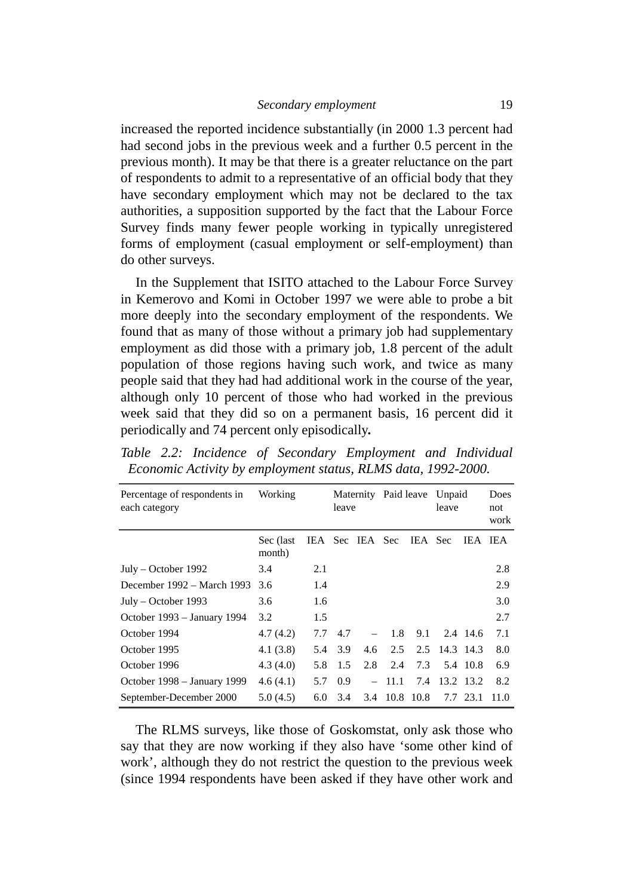increased the reported incidence substantially (in 2000 1.3 percent had had second jobs in the previous week and a further 0.5 percent in the previous month). It may be that there is a greater reluctance on the part of respondents to admit to a representative of an official body that they have secondary employment which may not be declared to the tax authorities, a supposition supported by the fact that the Labour Force Survey finds many fewer people working in typically unregistered forms of employment (casual employment or self-employment) than do other surveys.

In the Supplement that ISITO attached to the Labour Force Survey in Kemerovo and Komi in October 1997 we were able to probe a bit more deeply into the secondary employment of the respondents. We found that as many of those without a primary job had supplementary employment as did those with a primary job, 1.8 percent of the adult population of those regions having such work, and twice as many people said that they had had additional work in the course of the year, although only 10 percent of those who had worked in the previous week said that they did so on a permanent basis, 16 percent did it periodically and 74 percent only episodically**.**

*Table 2.2: Incidence of Secondary Employment and Individual Economic Activity by employment status, RLMS data, 1992-2000.*

| Percentage of respondents in each category | Working | | Maternity leave | | Paid leave | | Unpaid leave | | Does not work |
|---|---|---|---|---|---|---|---|---|---|
| | Sec (last month) | IEA | Sec | IEA | Sec | IEA | Sec | IEA | IEA |
| July – October 1992 | 3.4 | 2.1 | | | | | | | 2.8 |
| December 1992 – March 1993 | 3.6 | 1.4 | | | | | | | 2.9 |
| July – October 1993 | 3.6 | 1.6 | | | | | | | 3.0 |
| October 1993 – January 1994 | 3.2 | 1.5 | | | | | | | 2.7 |
| October 1994 | 4.7 (4.2) | 7.7 | 4.7 | – | 1.8 | 9.1 | 2.4 | 14.6 | 7.1 |
| October 1995 | 4.1 (3.8) | 5.4 | 3.9 | 4.6 | 2.5 | 2.5 | 14.3 | 14.3 | 8.0 |
| October 1996 | 4.3 (4.0) | 5.8 | 1.5 | 2.8 | 2.4 | 7.3 | 5.4 | 10.8 | 6.9 |
| October 1998 – January 1999 | 4.6 (4.1) | 5.7 | 0.9 | – | 11.1 | 7.4 | 13.2 | 13.2 | 8.2 |
| September-December 2000 | 5.0 (4.5) | 6.0 | 3.4 | 3.4 | 10.8 | 10.8 | 7.7 | 23.1 | 11.0 |

The RLMS surveys, like those of Goskomstat, only ask those who say that they are now working if they also have 'some other kind of work', although they do not restrict the question to the previous week (since 1994 respondents have been asked if they have other work and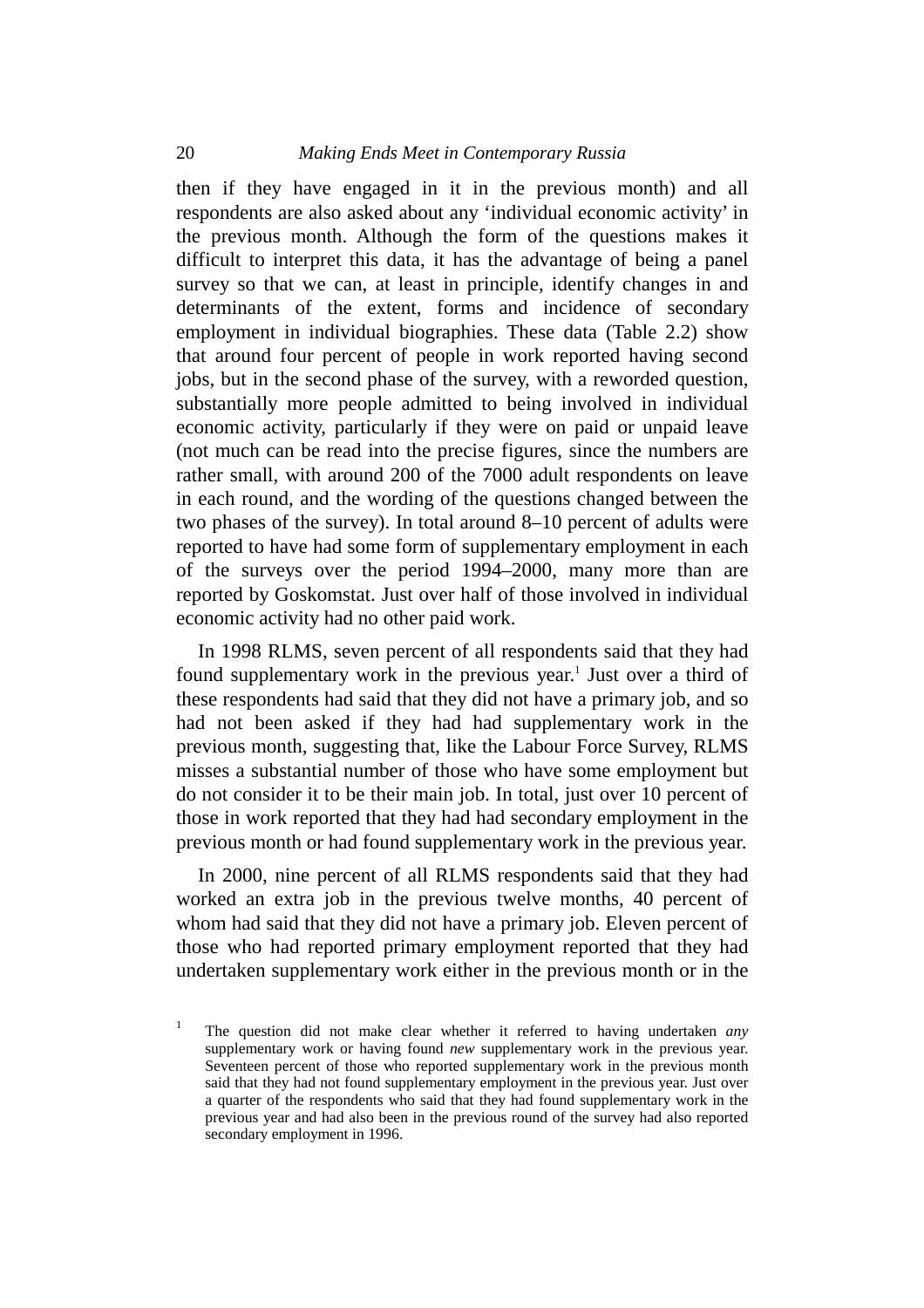then if they have engaged in it in the previous month) and all respondents are also asked about any 'individual economic activity' in the previous month. Although the form of the questions makes it difficult to interpret this data, it has the advantage of being a panel survey so that we can, at least in principle, identify changes in and determinants of the extent, forms and incidence of secondary employment in individual biographies. These data (Table 2.2) show that around four percent of people in work reported having second jobs, but in the second phase of the survey, with a reworded question, substantially more people admitted to being involved in individual economic activity, particularly if they were on paid or unpaid leave (not much can be read into the precise figures, since the numbers are rather small, with around 200 of the 7000 adult respondents on leave in each round, and the wording of the questions changed between the two phases of the survey). In total around 8–10 percent of adults were reported to have had some form of supplementary employment in each of the surveys over the period 1994–2000, many more than are reported by Goskomstat. Just over half of those involved in individual economic activity had no other paid work.

In 1998 RLMS, seven percent of all respondents said that they had found supplementary work in the previous year.[1] Just over a third of these respondents had said that they did not have a primary job, and so had not been asked if they had had supplementary work in the previous month, suggesting that, like the Labour Force Survey, RLMS misses a substantial number of those who have some employment but do not consider it to be their main job. In total, just over 10 percent of those in work reported that they had had secondary employment in the previous month or had found supplementary work in the previous year.

In 2000, nine percent of all RLMS respondents said that they had worked an extra job in the previous twelve months, 40 percent of whom had said that they did not have a primary job. Eleven percent of those who had reported primary employment reported that they had undertaken supplementary work either in the previous month or in the

[1] The question did not make clear whether it referred to having undertaken *any* supplementary work or having found *new* supplementary work in the previous year. Seventeen percent of those who reported supplementary work in the previous month said that they had not found supplementary employment in the previous year. Just over a quarter of the respondents who said that they had found supplementary work in the previous year and had also been in the previous round of the survey had also reported secondary employment in 1996.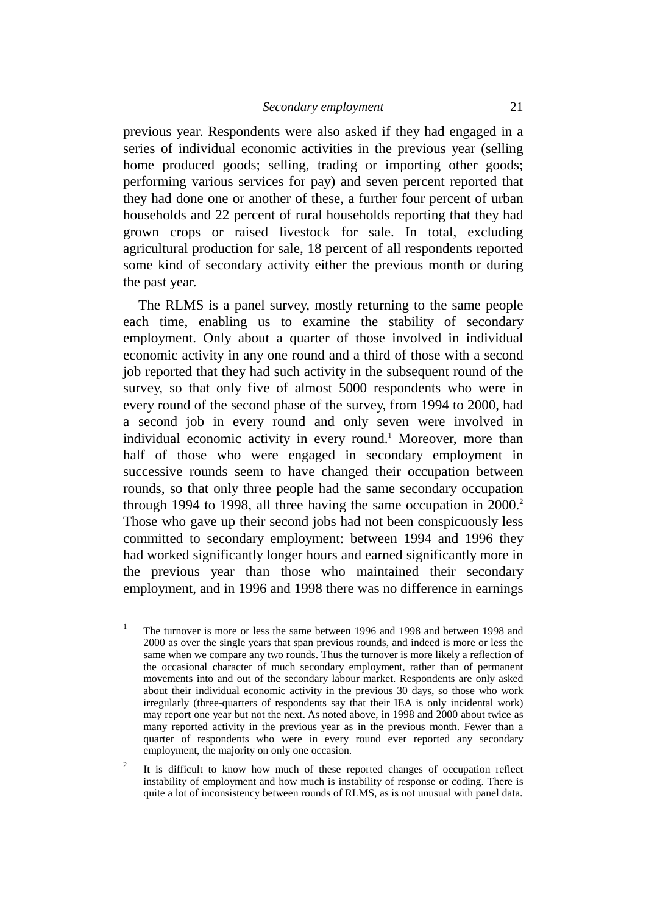previous year. Respondents were also asked if they had engaged in a series of individual economic activities in the previous year (selling home produced goods; selling, trading or importing other goods; performing various services for pay) and seven percent reported that they had done one or another of these, a further four percent of urban households and 22 percent of rural households reporting that they had grown crops or raised livestock for sale. In total, excluding agricultural production for sale, 18 percent of all respondents reported some kind of secondary activity either the previous month or during the past year.

The RLMS is a panel survey, mostly returning to the same people each time, enabling us to examine the stability of secondary employment. Only about a quarter of those involved in individual economic activity in any one round and a third of those with a second job reported that they had such activity in the subsequent round of the survey, so that only five of almost 5000 respondents who were in every round of the second phase of the survey, from 1994 to 2000, had a second job in every round and only seven were involved in individual economic activity in every round.[1] Moreover, more than half of those who were engaged in secondary employment in successive rounds seem to have changed their occupation between rounds, so that only three people had the same secondary occupation through 1994 to 1998, all three having the same occupation in 2000.[2] Those who gave up their second jobs had not been conspicuously less committed to secondary employment: between 1994 and 1996 they had worked significantly longer hours and earned significantly more in the previous year than those who maintained their secondary employment, and in 1996 and 1998 there was no difference in earnings

[1] The turnover is more or less the same between 1996 and 1998 and between 1998 and 2000 as over the single years that span previous rounds, and indeed is more or less the same when we compare any two rounds. Thus the turnover is more likely a reflection of the occasional character of much secondary employment, rather than of permanent movements into and out of the secondary labour market. Respondents are only asked about their individual economic activity in the previous 30 days, so those who work irregularly (three-quarters of respondents say that their IEA is only incidental work) may report one year but not the next. As noted above, in 1998 and 2000 about twice as many reported activity in the previous year as in the previous month. Fewer than a quarter of respondents who were in every round ever reported any secondary employment, the majority on only one occasion.

[2] It is difficult to know how much of these reported changes of occupation reflect instability of employment and how much is instability of response or coding. There is quite a lot of inconsistency between rounds of RLMS, as is not unusual with panel data.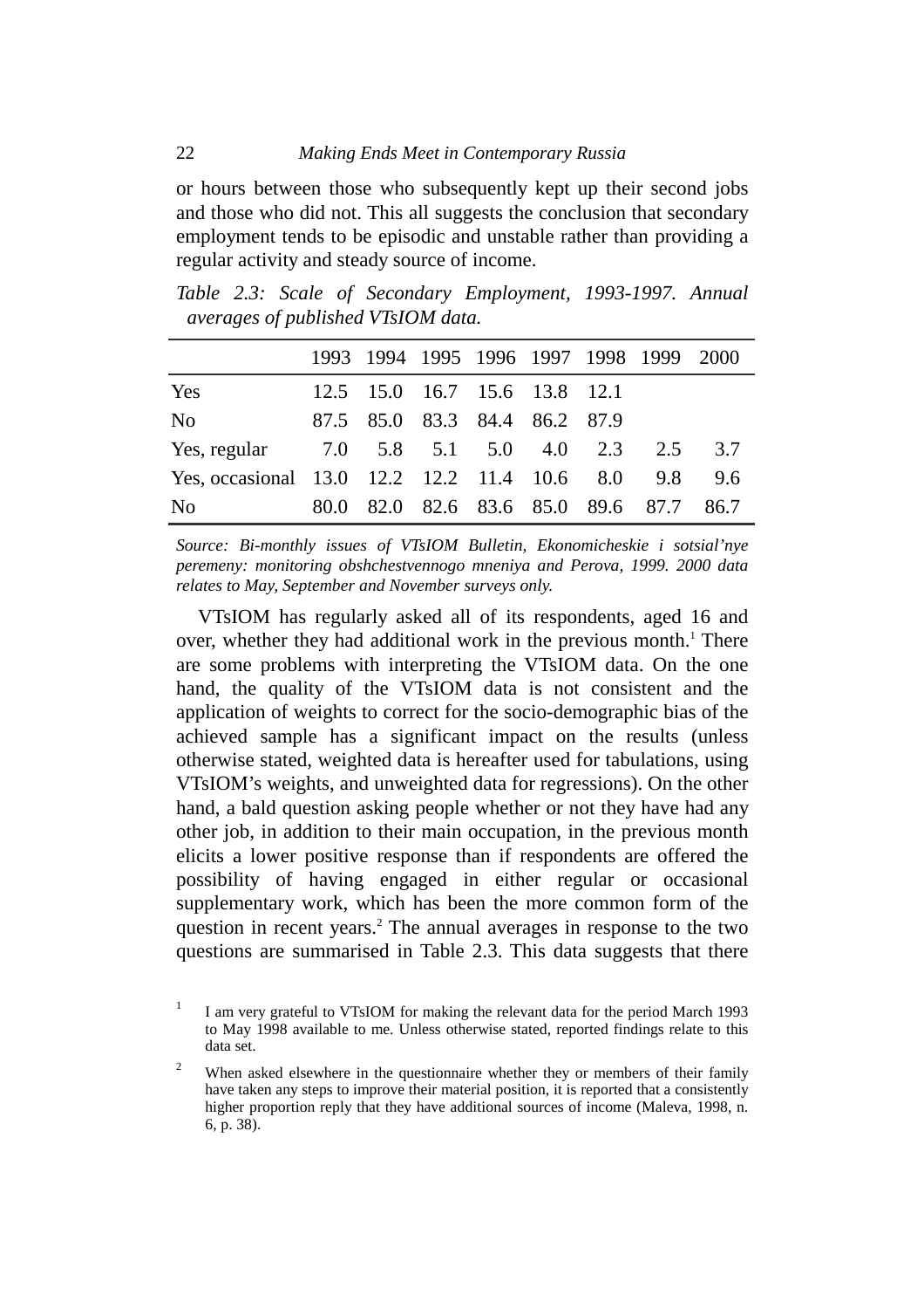or hours between those who subsequently kept up their second jobs and those who did not. This all suggests the conclusion that secondary employment tends to be episodic and unstable rather than providing a regular activity and steady source of income.

*Table 2.3: Scale of Secondary Employment, 1993-1997. Annual averages of published VTsIOM data.*

| | 1993 | 1994 | 1995 | 1996 | 1997 | 1998 | 1999 | 2000 |
|---|---|---|---|---|---|---|---|---|
| Yes | 12.5 | 15.0 | 16.7 | 15.6 | 13.8 | 12.1 | | |
| No | 87.5 | 85.0 | 83.3 | 84.4 | 86.2 | 87.9 | | |
| Yes, regular | 7.0 | 5.8 | 5.1 | 5.0 | 4.0 | 2.3 | 2.5 | 3.7 |
| Yes, occasional | 13.0 | 12.2 | 12.2 | 11.4 | 10.6 | 8.0 | 9.8 | 9.6 |
| No | 80.0 | 82.0 | 82.6 | 83.6 | 85.0 | 89.6 | 87.7 | 86.7 |

*Source: Bi-monthly issues of VTsIOM Bulletin, Ekonomicheskie i sotsial'nye peremeny: monitoring obshchestvennogo mneniya and Perova, 1999. 2000 data relates to May, September and November surveys only.*

VTsIOM has regularly asked all of its respondents, aged 16 and over, whether they had additional work in the previous month.[1] There are some problems with interpreting the VTsIOM data. On the one hand, the quality of the VTsIOM data is not consistent and the application of weights to correct for the socio-demographic bias of the achieved sample has a significant impact on the results (unless otherwise stated, weighted data is hereafter used for tabulations, using VTsIOM's weights, and unweighted data for regressions). On the other hand, a bald question asking people whether or not they have had any other job, in addition to their main occupation, in the previous month elicits a lower positive response than if respondents are offered the possibility of having engaged in either regular or occasional supplementary work, which has been the more common form of the question in recent years.[2] The annual averages in response to the two questions are summarised in Table 2.3. This data suggests that there

[1] I am very grateful to VTsIOM for making the relevant data for the period March 1993 to May 1998 available to me. Unless otherwise stated, reported findings relate to this data set.

[2] When asked elsewhere in the questionnaire whether they or members of their family have taken any steps to improve their material position, it is reported that a consistently higher proportion reply that they have additional sources of income (Maleva, 1998, n. 6, p. 38).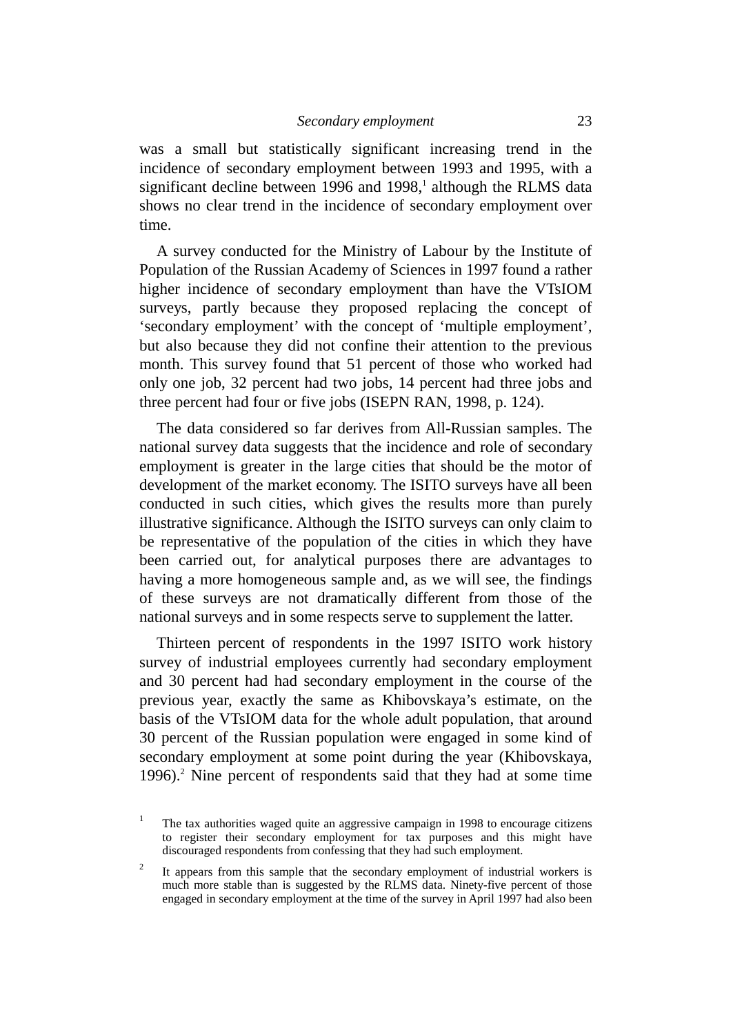was a small but statistically significant increasing trend in the incidence of secondary employment between 1993 and 1995, with a significant decline between 1996 and 1998,[1] although the RLMS data shows no clear trend in the incidence of secondary employment over time.

A survey conducted for the Ministry of Labour by the Institute of Population of the Russian Academy of Sciences in 1997 found a rather higher incidence of secondary employment than have the VTsIOM surveys, partly because they proposed replacing the concept of 'secondary employment' with the concept of 'multiple employment', but also because they did not confine their attention to the previous month. This survey found that 51 percent of those who worked had only one job, 32 percent had two jobs, 14 percent had three jobs and three percent had four or five jobs (ISEPN RAN, 1998, p. 124).

The data considered so far derives from All-Russian samples. The national survey data suggests that the incidence and role of secondary employment is greater in the large cities that should be the motor of development of the market economy. The ISITO surveys have all been conducted in such cities, which gives the results more than purely illustrative significance. Although the ISITO surveys can only claim to be representative of the population of the cities in which they have been carried out, for analytical purposes there are advantages to having a more homogeneous sample and, as we will see, the findings of these surveys are not dramatically different from those of the national surveys and in some respects serve to supplement the latter.

Thirteen percent of respondents in the 1997 ISITO work history survey of industrial employees currently had secondary employment and 30 percent had had secondary employment in the course of the previous year, exactly the same as Khibovskaya's estimate, on the basis of the VTsIOM data for the whole adult population, that around 30 percent of the Russian population were engaged in some kind of secondary employment at some point during the year (Khibovskaya, 1996).[2] Nine percent of respondents said that they had at some time

[1] The tax authorities waged quite an aggressive campaign in 1998 to encourage citizens to register their secondary employment for tax purposes and this might have discouraged respondents from confessing that they had such employment.

[2] It appears from this sample that the secondary employment of industrial workers is much more stable than is suggested by the RLMS data. Ninety-five percent of those engaged in secondary employment at the time of the survey in April 1997 had also been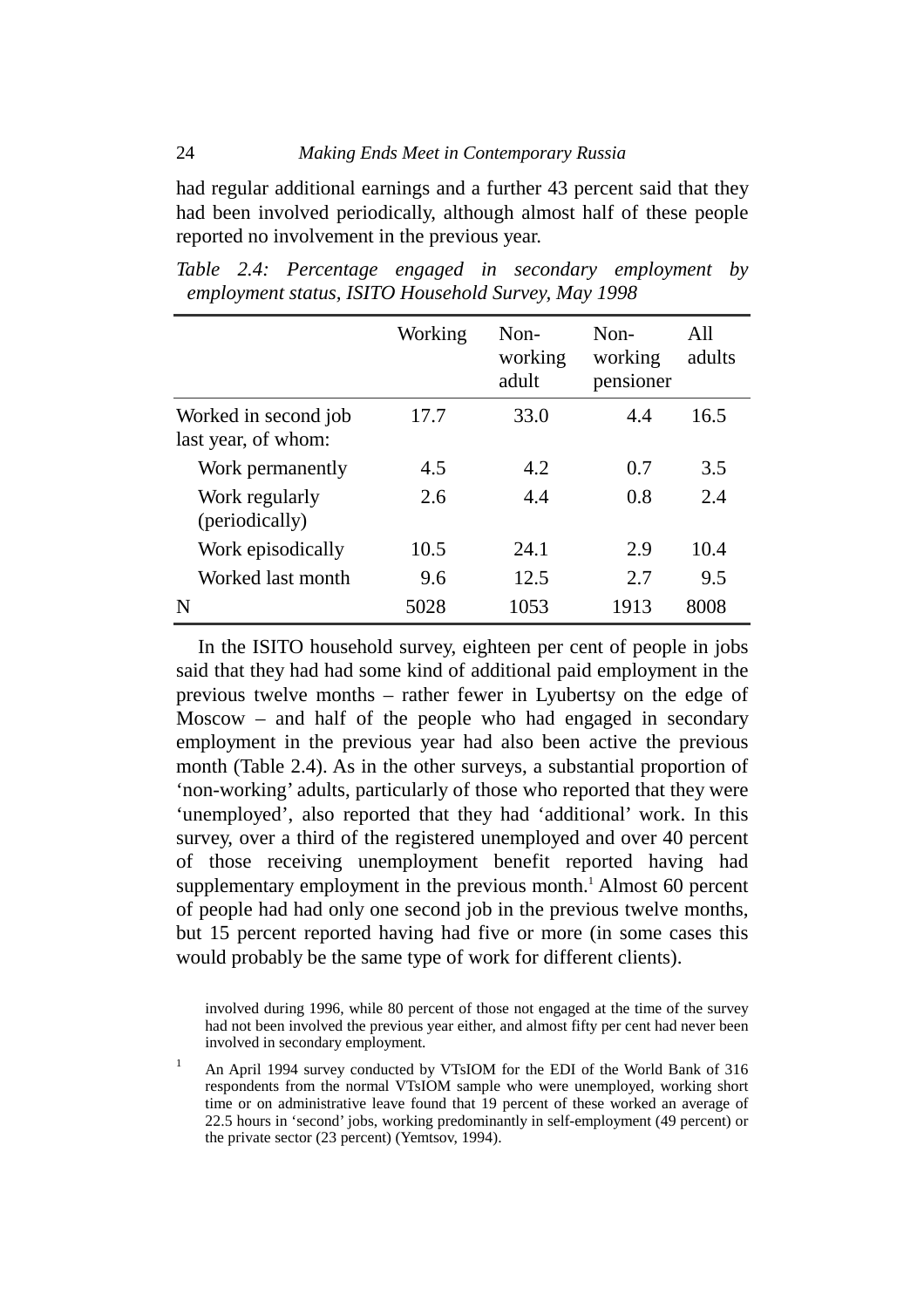had regular additional earnings and a further 43 percent said that they had been involved periodically, although almost half of these people reported no involvement in the previous year.

*Table 2.4: Percentage engaged in secondary employment by employment status, ISITO Household Survey, May 1998*

| | Working | Non-working adult | Non-working pensioner | All adults |
|---|---|---|---|---|
| Worked in second job last year, of whom: | 17.7 | 33.0 | 4.4 | 16.5 |
| Work permanently | 4.5 | 4.2 | 0.7 | 3.5 |
| Work regularly (periodically) | 2.6 | 4.4 | 0.8 | 2.4 |
| Work episodically | 10.5 | 24.1 | 2.9 | 10.4 |
| Worked last month | 9.6 | 12.5 | 2.7 | 9.5 |
| N | 5028 | 1053 | 1913 | 8008 |

In the ISITO household survey, eighteen per cent of people in jobs said that they had had some kind of additional paid employment in the previous twelve months – rather fewer in Lyubertsy on the edge of Moscow – and half of the people who had engaged in secondary employment in the previous year had also been active the previous month (Table 2.4). As in the other surveys, a substantial proportion of 'non-working' adults, particularly of those who reported that they were 'unemployed', also reported that they had 'additional' work. In this survey, over a third of the registered unemployed and over 40 percent of those receiving unemployment benefit reported having had supplementary employment in the previous month.[1] Almost 60 percent of people had had only one second job in the previous twelve months, but 15 percent reported having had five or more (in some cases this would probably be the same type of work for different clients).

involved during 1996, while 80 percent of those not engaged at the time of the survey had not been involved the previous year either, and almost fifty per cent had never been involved in secondary employment.

[1] An April 1994 survey conducted by VTsIOM for the EDI of the World Bank of 316 respondents from the normal VTsIOM sample who were unemployed, working short time or on administrative leave found that 19 percent of these worked an average of 22.5 hours in 'second' jobs, working predominantly in self-employment (49 percent) or the private sector (23 percent) (Yemtsov, 1994).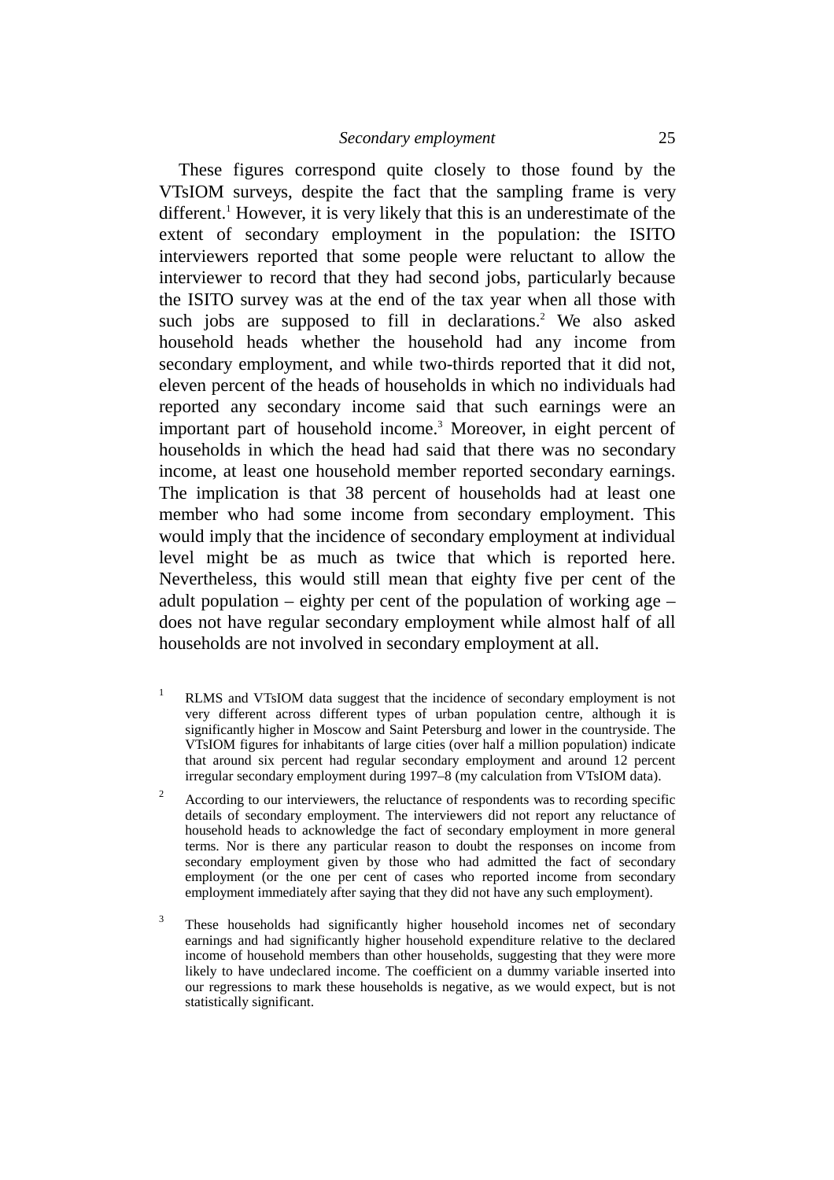These figures correspond quite closely to those found by the VTsIOM surveys, despite the fact that the sampling frame is very different.[1] However, it is very likely that this is an underestimate of the extent of secondary employment in the population: the ISITO interviewers reported that some people were reluctant to allow the interviewer to record that they had second jobs, particularly because the ISITO survey was at the end of the tax year when all those with such jobs are supposed to fill in declarations.[2] We also asked household heads whether the household had any income from secondary employment, and while two-thirds reported that it did not, eleven percent of the heads of households in which no individuals had reported any secondary income said that such earnings were an important part of household income.[3] Moreover, in eight percent of households in which the head had said that there was no secondary income, at least one household member reported secondary earnings. The implication is that 38 percent of households had at least one member who had some income from secondary employment. This would imply that the incidence of secondary employment at individual level might be as much as twice that which is reported here. Nevertheless, this would still mean that eighty five per cent of the adult population – eighty per cent of the population of working age – does not have regular secondary employment while almost half of all households are not involved in secondary employment at all.

[1] RLMS and VTsIOM data suggest that the incidence of secondary employment is not very different across different types of urban population centre, although it is significantly higher in Moscow and Saint Petersburg and lower in the countryside. The VTsIOM figures for inhabitants of large cities (over half a million population) indicate that around six percent had regular secondary employment and around 12 percent irregular secondary employment during 1997–8 (my calculation from VTsIOM data).

[2] According to our interviewers, the reluctance of respondents was to recording specific details of secondary employment. The interviewers did not report any reluctance of household heads to acknowledge the fact of secondary employment in more general terms. Nor is there any particular reason to doubt the responses on income from secondary employment given by those who had admitted the fact of secondary employment (or the one per cent of cases who reported income from secondary employment immediately after saying that they did not have any such employment).

[3] These households had significantly higher household incomes net of secondary earnings and had significantly higher household expenditure relative to the declared income of household members than other households, suggesting that they were more likely to have undeclared income. The coefficient on a dummy variable inserted into our regressions to mark these households is negative, as we would expect, but is not statistically significant.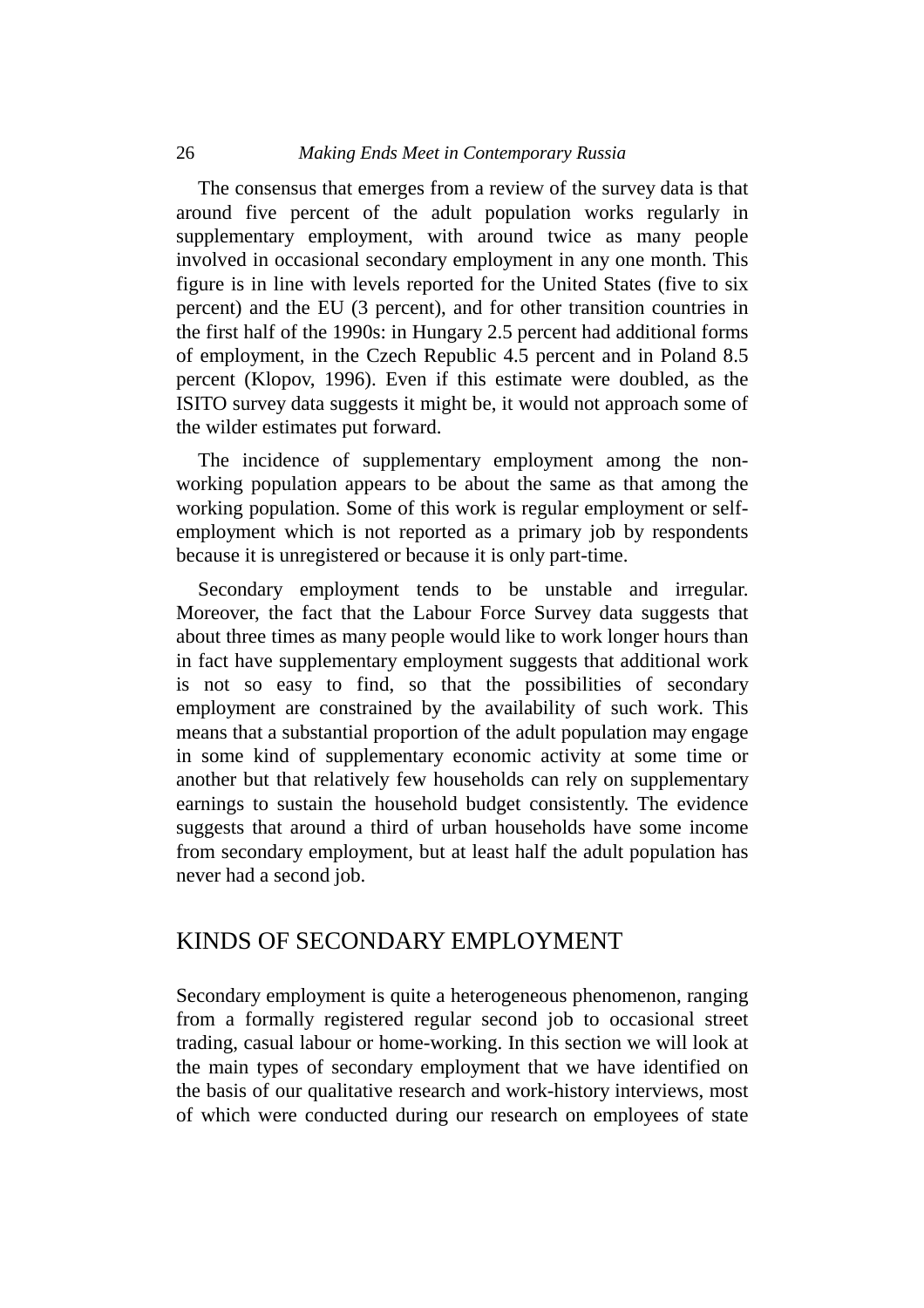The consensus that emerges from a review of the survey data is that around five percent of the adult population works regularly in supplementary employment, with around twice as many people involved in occasional secondary employment in any one month. This figure is in line with levels reported for the United States (five to six percent) and the EU (3 percent), and for other transition countries in the first half of the 1990s: in Hungary 2.5 percent had additional forms of employment, in the Czech Republic 4.5 percent and in Poland 8.5 percent (Klopov, 1996). Even if this estimate were doubled, as the ISITO survey data suggests it might be, it would not approach some of the wilder estimates put forward.

The incidence of supplementary employment among the non-working population appears to be about the same as that among the working population. Some of this work is regular employment or self-employment which is not reported as a primary job by respondents because it is unregistered or because it is only part-time.

Secondary employment tends to be unstable and irregular. Moreover, the fact that the Labour Force Survey data suggests that about three times as many people would like to work longer hours than in fact have supplementary employment suggests that additional work is not so easy to find, so that the possibilities of secondary employment are constrained by the availability of such work. This means that a substantial proportion of the adult population may engage in some kind of supplementary economic activity at some time or another but that relatively few households can rely on supplementary earnings to sustain the household budget consistently. The evidence suggests that around a third of urban households have some income from secondary employment, but at least half the adult population has never had a second job.

## KINDS OF SECONDARY EMPLOYMENT

Secondary employment is quite a heterogeneous phenomenon, ranging from a formally registered regular second job to occasional street trading, casual labour or home-working. In this section we will look at the main types of secondary employment that we have identified on the basis of our qualitative research and work-history interviews, most of which were conducted during our research on employees of state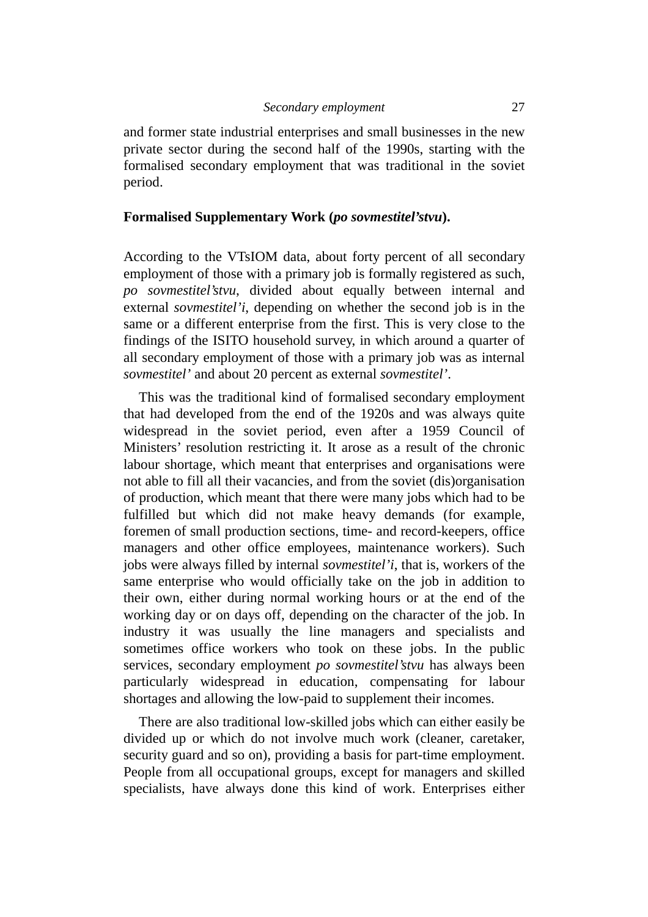and former state industrial enterprises and small businesses in the new private sector during the second half of the 1990s, starting with the formalised secondary employment that was traditional in the soviet period.

### Formalised Supplementary Work (*po sovmestitel'stvu*).

According to the VTsIOM data, about forty percent of all secondary employment of those with a primary job is formally registered as such, *po sovmestitel'stvu*, divided about equally between internal and external *sovmestitel'i*, depending on whether the second job is in the same or a different enterprise from the first. This is very close to the findings of the ISITO household survey, in which around a quarter of all secondary employment of those with a primary job was as internal *sovmestitel'* and about 20 percent as external *sovmestitel'*.

This was the traditional kind of formalised secondary employment that had developed from the end of the 1920s and was always quite widespread in the soviet period, even after a 1959 Council of Ministers' resolution restricting it. It arose as a result of the chronic labour shortage, which meant that enterprises and organisations were not able to fill all their vacancies, and from the soviet (dis)organisation of production, which meant that there were many jobs which had to be fulfilled but which did not make heavy demands (for example, foremen of small production sections, time- and record-keepers, office managers and other office employees, maintenance workers). Such jobs were always filled by internal *sovmestitel'i*, that is, workers of the same enterprise who would officially take on the job in addition to their own, either during normal working hours or at the end of the working day or on days off, depending on the character of the job. In industry it was usually the line managers and specialists and sometimes office workers who took on these jobs. In the public services, secondary employment *po sovmestitel'stvu* has always been particularly widespread in education, compensating for labour shortages and allowing the low-paid to supplement their incomes.

There are also traditional low-skilled jobs which can either easily be divided up or which do not involve much work (cleaner, caretaker, security guard and so on), providing a basis for part-time employment. People from all occupational groups, except for managers and skilled specialists, have always done this kind of work. Enterprises either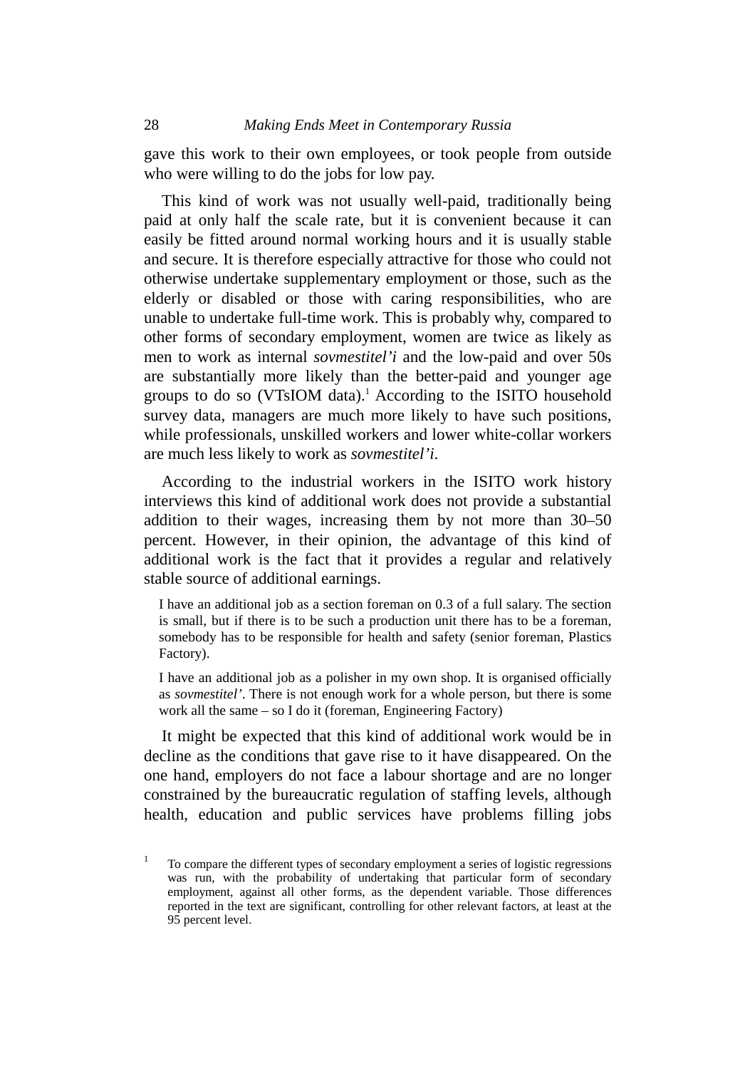gave this work to their own employees, or took people from outside who were willing to do the jobs for low pay.

This kind of work was not usually well-paid, traditionally being paid at only half the scale rate, but it is convenient because it can easily be fitted around normal working hours and it is usually stable and secure. It is therefore especially attractive for those who could not otherwise undertake supplementary employment or those, such as the elderly or disabled or those with caring responsibilities, who are unable to undertake full-time work. This is probably why, compared to other forms of secondary employment, women are twice as likely as men to work as internal *sovmestitel'i* and the low-paid and over 50s are substantially more likely than the better-paid and younger age groups to do so (VTsIOM data).[1] According to the ISITO household survey data, managers are much more likely to have such positions, while professionals, unskilled workers and lower white-collar workers are much less likely to work as *sovmestitel'i*.

According to the industrial workers in the ISITO work history interviews this kind of additional work does not provide a substantial addition to their wages, increasing them by not more than 30–50 percent. However, in their opinion, the advantage of this kind of additional work is the fact that it provides a regular and relatively stable source of additional earnings.

> I have an additional job as a section foreman on 0.3 of a full salary. The section is small, but if there is to be such a production unit there has to be a foreman, somebody has to be responsible for health and safety (senior foreman, Plastics Factory).

> I have an additional job as a polisher in my own shop. It is organised officially as *sovmestitel'*. There is not enough work for a whole person, but there is some work all the same – so I do it (foreman, Engineering Factory)

It might be expected that this kind of additional work would be in decline as the conditions that gave rise to it have disappeared. On the one hand, employers do not face a labour shortage and are no longer constrained by the bureaucratic regulation of staffing levels, although health, education and public services have problems filling jobs

[1] To compare the different types of secondary employment a series of logistic regressions was run, with the probability of undertaking that particular form of secondary employment, against all other forms, as the dependent variable. Those differences reported in the text are significant, controlling for other relevant factors, at least at the 95 percent level.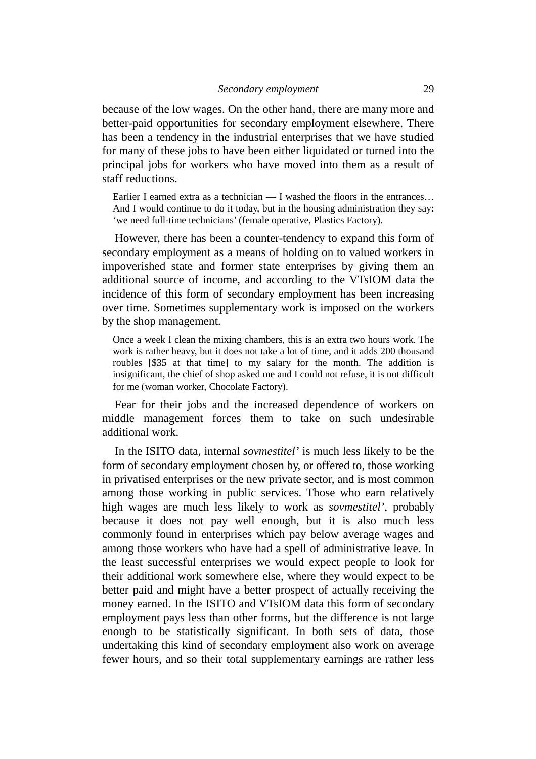because of the low wages. On the other hand, there are many more and better-paid opportunities for secondary employment elsewhere. There has been a tendency in the industrial enterprises that we have studied for many of these jobs to have been either liquidated or turned into the principal jobs for workers who have moved into them as a result of staff reductions.

> Earlier I earned extra as a technician — I washed the floors in the entrances… And I would continue to do it today, but in the housing administration they say: 'we need full-time technicians' (female operative, Plastics Factory).

However, there has been a counter-tendency to expand this form of secondary employment as a means of holding on to valued workers in impoverished state and former state enterprises by giving them an additional source of income, and according to the VTsIOM data the incidence of this form of secondary employment has been increasing over time. Sometimes supplementary work is imposed on the workers by the shop management.

> Once a week I clean the mixing chambers, this is an extra two hours work. The work is rather heavy, but it does not take a lot of time, and it adds 200 thousand roubles [$35 at that time] to my salary for the month. The addition is insignificant, the chief of shop asked me and I could not refuse, it is not difficult for me (woman worker, Chocolate Factory).

Fear for their jobs and the increased dependence of workers on middle management forces them to take on such undesirable additional work.

In the ISITO data, internal *sovmestitel'* is much less likely to be the form of secondary employment chosen by, or offered to, those working in privatised enterprises or the new private sector, and is most common among those working in public services. Those who earn relatively high wages are much less likely to work as *sovmestitel'*, probably because it does not pay well enough, but it is also much less commonly found in enterprises which pay below average wages and among those workers who have had a spell of administrative leave. In the least successful enterprises we would expect people to look for their additional work somewhere else, where they would expect to be better paid and might have a better prospect of actually receiving the money earned. In the ISITO and VTsIOM data this form of secondary employment pays less than other forms, but the difference is not large enough to be statistically significant. In both sets of data, those undertaking this kind of secondary employment also work on average fewer hours, and so their total supplementary earnings are rather less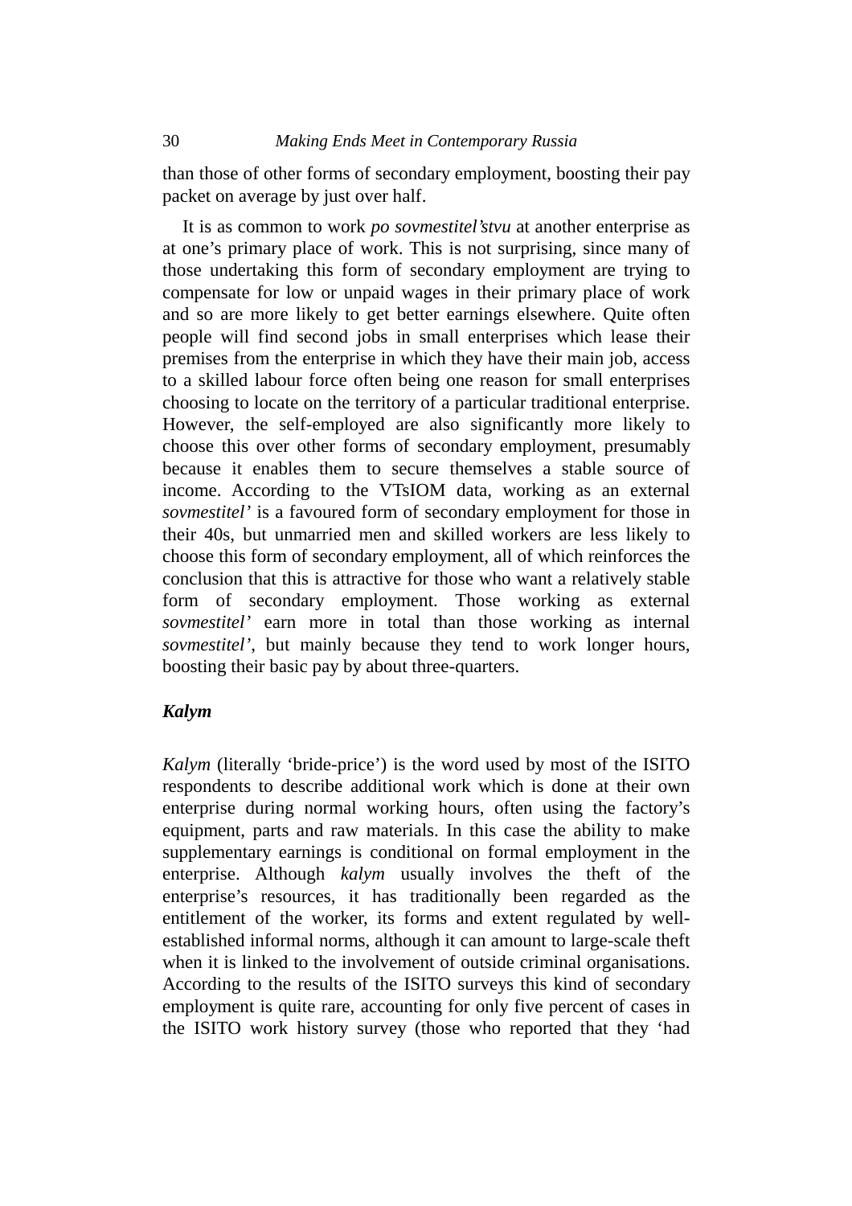than those of other forms of secondary employment, boosting their pay packet on average by just over half.

It is as common to work *po sovmestitel'stvu* at another enterprise as at one's primary place of work. This is not surprising, since many of those undertaking this form of secondary employment are trying to compensate for low or unpaid wages in their primary place of work and so are more likely to get better earnings elsewhere. Quite often people will find second jobs in small enterprises which lease their premises from the enterprise in which they have their main job, access to a skilled labour force often being one reason for small enterprises choosing to locate on the territory of a particular traditional enterprise. However, the self-employed are also significantly more likely to choose this over other forms of secondary employment, presumably because it enables them to secure themselves a stable source of income. According to the VTsIOM data, working as an external *sovmestitel'* is a favoured form of secondary employment for those in their 40s, but unmarried men and skilled workers are less likely to choose this form of secondary employment, all of which reinforces the conclusion that this is attractive for those who want a relatively stable form of secondary employment. Those working as external *sovmestitel'* earn more in total than those working as internal *sovmestitel'*, but mainly because they tend to work longer hours, boosting their basic pay by about three-quarters.

### *Kalym*

*Kalym* (literally 'bride-price') is the word used by most of the ISITO respondents to describe additional work which is done at their own enterprise during normal working hours, often using the factory's equipment, parts and raw materials. In this case the ability to make supplementary earnings is conditional on formal employment in the enterprise. Although *kalym* usually involves the theft of the enterprise's resources, it has traditionally been regarded as the entitlement of the worker, its forms and extent regulated by well-established informal norms, although it can amount to large-scale theft when it is linked to the involvement of outside criminal organisations. According to the results of the ISITO surveys this kind of secondary employment is quite rare, accounting for only five percent of cases in the ISITO work history survey (those who reported that they 'had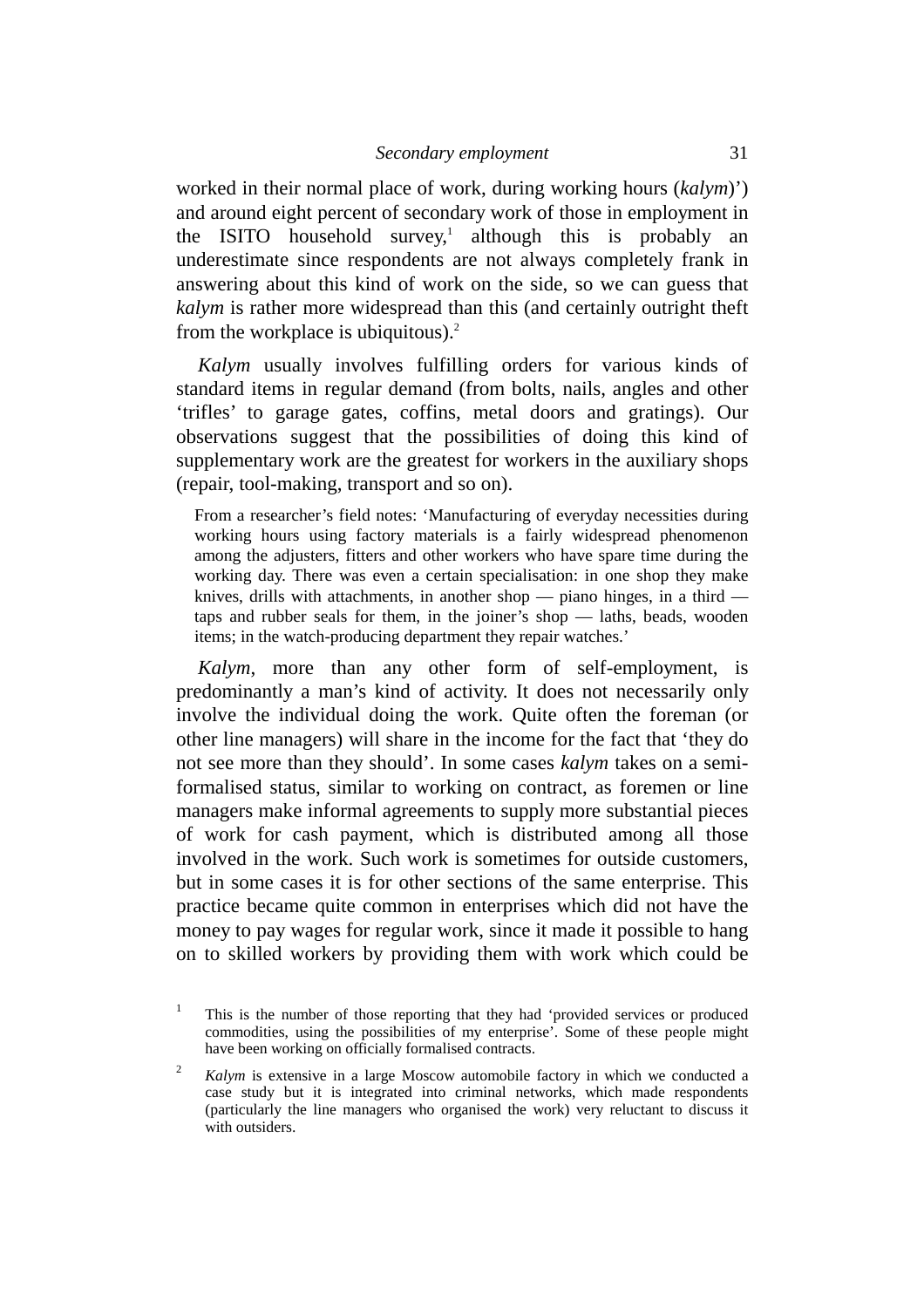worked in their normal place of work, during working hours (*kalym*)') and around eight percent of secondary work of those in employment in the ISITO household survey,[1] although this is probably an underestimate since respondents are not always completely frank in answering about this kind of work on the side, so we can guess that *kalym* is rather more widespread than this (and certainly outright theft from the workplace is ubiquitous).[2]

*Kalym* usually involves fulfilling orders for various kinds of standard items in regular demand (from bolts, nails, angles and other 'trifles' to garage gates, coffins, metal doors and gratings). Our observations suggest that the possibilities of doing this kind of supplementary work are the greatest for workers in the auxiliary shops (repair, tool-making, transport and so on).

> From a researcher's field notes: 'Manufacturing of everyday necessities during working hours using factory materials is a fairly widespread phenomenon among the adjusters, fitters and other workers who have spare time during the working day. There was even a certain specialisation: in one shop they make knives, drills with attachments, in another shop — piano hinges, in a third — taps and rubber seals for them, in the joiner's shop — laths, beads, wooden items; in the watch-producing department they repair watches.'

*Kalym*, more than any other form of self-employment, is predominantly a man's kind of activity. It does not necessarily only involve the individual doing the work. Quite often the foreman (or other line managers) will share in the income for the fact that 'they do not see more than they should'. In some cases *kalym* takes on a semi-formalised status, similar to working on contract, as foremen or line managers make informal agreements to supply more substantial pieces of work for cash payment, which is distributed among all those involved in the work. Such work is sometimes for outside customers, but in some cases it is for other sections of the same enterprise. This practice became quite common in enterprises which did not have the money to pay wages for regular work, since it made it possible to hang on to skilled workers by providing them with work which could be

[1] This is the number of those reporting that they had 'provided services or produced commodities, using the possibilities of my enterprise'. Some of these people might have been working on officially formalised contracts.

[2] *Kalym* is extensive in a large Moscow automobile factory in which we conducted a case study but it is integrated into criminal networks, which made respondents (particularly the line managers who organised the work) very reluctant to discuss it with outsiders.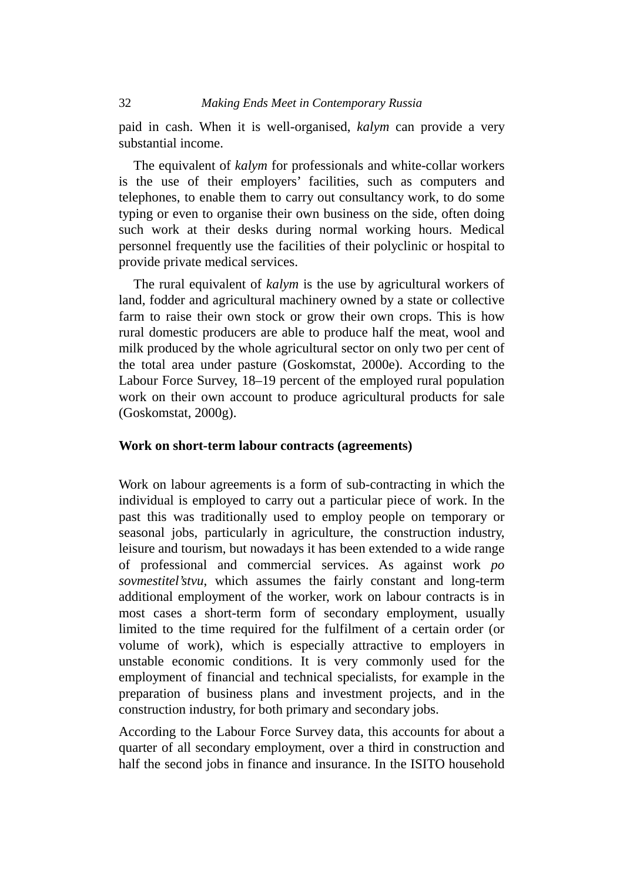paid in cash. When it is well-organised, *kalym* can provide a very substantial income.

The equivalent of *kalym* for professionals and white-collar workers is the use of their employers' facilities, such as computers and telephones, to enable them to carry out consultancy work, to do some typing or even to organise their own business on the side, often doing such work at their desks during normal working hours. Medical personnel frequently use the facilities of their polyclinic or hospital to provide private medical services.

The rural equivalent of *kalym* is the use by agricultural workers of land, fodder and agricultural machinery owned by a state or collective farm to raise their own stock or grow their own crops. This is how rural domestic producers are able to produce half the meat, wool and milk produced by the whole agricultural sector on only two per cent of the total area under pasture (Goskomstat, 2000e). According to the Labour Force Survey, 18–19 percent of the employed rural population work on their own account to produce agricultural products for sale (Goskomstat, 2000g).

### Work on short-term labour contracts (agreements)

Work on labour agreements is a form of sub-contracting in which the individual is employed to carry out a particular piece of work. In the past this was traditionally used to employ people on temporary or seasonal jobs, particularly in agriculture, the construction industry, leisure and tourism, but nowadays it has been extended to a wide range of professional and commercial services. As against work *po sovmestitel'stvu*, which assumes the fairly constant and long-term additional employment of the worker, work on labour contracts is in most cases a short-term form of secondary employment, usually limited to the time required for the fulfilment of a certain order (or volume of work), which is especially attractive to employers in unstable economic conditions. It is very commonly used for the employment of financial and technical specialists, for example in the preparation of business plans and investment projects, and in the construction industry, for both primary and secondary jobs.

According to the Labour Force Survey data, this accounts for about a quarter of all secondary employment, over a third in construction and half the second jobs in finance and insurance. In the ISITO household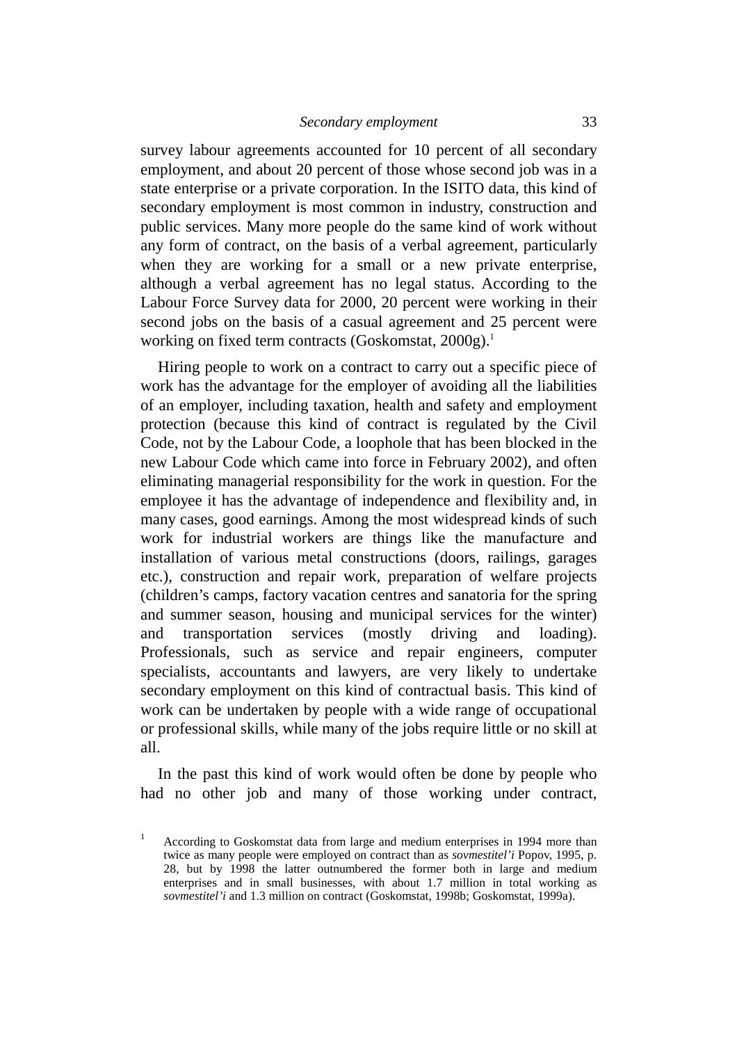survey labour agreements accounted for 10 percent of all secondary employment, and about 20 percent of those whose second job was in a state enterprise or a private corporation. In the ISITO data, this kind of secondary employment is most common in industry, construction and public services. Many more people do the same kind of work without any form of contract, on the basis of a verbal agreement, particularly when they are working for a small or a new private enterprise, although a verbal agreement has no legal status. According to the Labour Force Survey data for 2000, 20 percent were working in their second jobs on the basis of a casual agreement and 25 percent were working on fixed term contracts (Goskomstat, 2000g).[1]

Hiring people to work on a contract to carry out a specific piece of work has the advantage for the employer of avoiding all the liabilities of an employer, including taxation, health and safety and employment protection (because this kind of contract is regulated by the Civil Code, not by the Labour Code, a loophole that has been blocked in the new Labour Code which came into force in February 2002), and often eliminating managerial responsibility for the work in question. For the employee it has the advantage of independence and flexibility and, in many cases, good earnings. Among the most widespread kinds of such work for industrial workers are things like the manufacture and installation of various metal constructions (doors, railings, garages etc.), construction and repair work, preparation of welfare projects (children's camps, factory vacation centres and sanatoria for the spring and summer season, housing and municipal services for the winter) and transportation services (mostly driving and loading). Professionals, such as service and repair engineers, computer specialists, accountants and lawyers, are very likely to undertake secondary employment on this kind of contractual basis. This kind of work can be undertaken by people with a wide range of occupational or professional skills, while many of the jobs require little or no skill at all.

In the past this kind of work would often be done by people who had no other job and many of those working under contract,

[1] According to Goskomstat data from large and medium enterprises in 1994 more than twice as many people were employed on contract than as *sovmestitel'i* Popov, 1995, p. 28, but by 1998 the latter outnumbered the former both in large and medium enterprises and in small businesses, with about 1.7 million in total working as *sovmestitel'i* and 1.3 million on contract (Goskomstat, 1998b; Goskomstat, 1999a).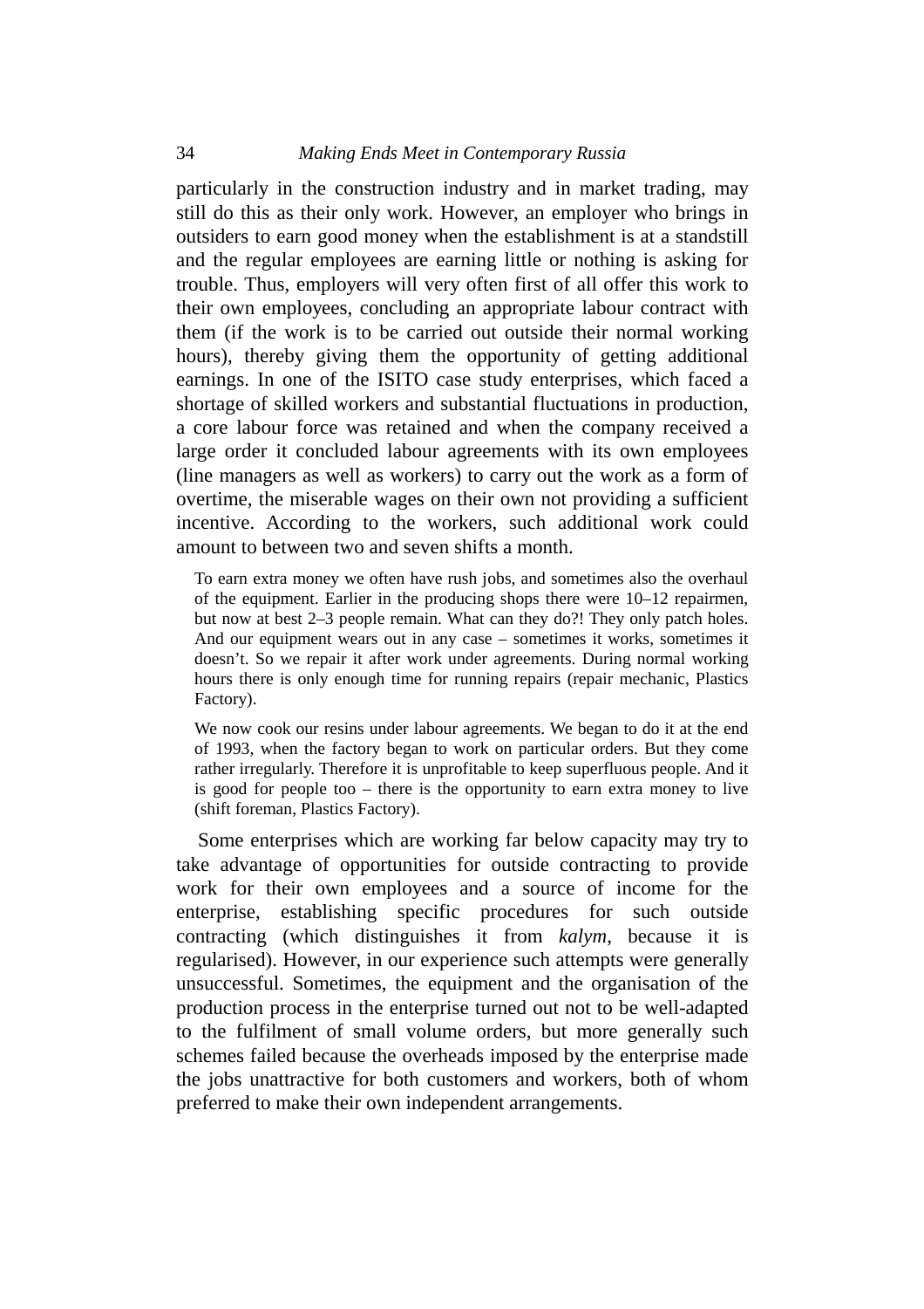particularly in the construction industry and in market trading, may still do this as their only work. However, an employer who brings in outsiders to earn good money when the establishment is at a standstill and the regular employees are earning little or nothing is asking for trouble. Thus, employers will very often first of all offer this work to their own employees, concluding an appropriate labour contract with them (if the work is to be carried out outside their normal working hours), thereby giving them the opportunity of getting additional earnings. In one of the ISITO case study enterprises, which faced a shortage of skilled workers and substantial fluctuations in production, a core labour force was retained and when the company received a large order it concluded labour agreements with its own employees (line managers as well as workers) to carry out the work as a form of overtime, the miserable wages on their own not providing a sufficient incentive. According to the workers, such additional work could amount to between two and seven shifts a month.

> To earn extra money we often have rush jobs, and sometimes also the overhaul of the equipment. Earlier in the producing shops there were 10–12 repairmen, but now at best 2–3 people remain. What can they do?! They only patch holes. And our equipment wears out in any case – sometimes it works, sometimes it doesn't. So we repair it after work under agreements. During normal working hours there is only enough time for running repairs (repair mechanic, Plastics Factory).

> We now cook our resins under labour agreements. We began to do it at the end of 1993, when the factory began to work on particular orders. But they come rather irregularly. Therefore it is unprofitable to keep superfluous people. And it is good for people too – there is the opportunity to earn extra money to live (shift foreman, Plastics Factory).

Some enterprises which are working far below capacity may try to take advantage of opportunities for outside contracting to provide work for their own employees and a source of income for the enterprise, establishing specific procedures for such outside contracting (which distinguishes it from *kalym*, because it is regularised). However, in our experience such attempts were generally unsuccessful. Sometimes, the equipment and the organisation of the production process in the enterprise turned out not to be well-adapted to the fulfilment of small volume orders, but more generally such schemes failed because the overheads imposed by the enterprise made the jobs unattractive for both customers and workers, both of whom preferred to make their own independent arrangements.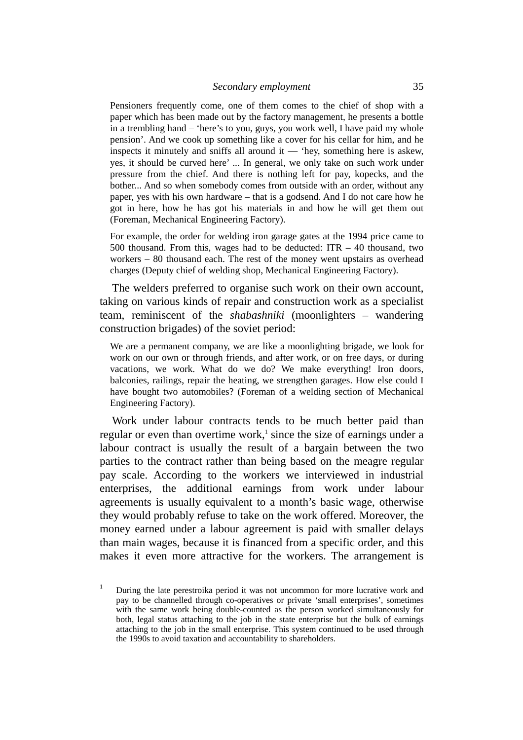> Pensioners frequently come, one of them comes to the chief of shop with a paper which has been made out by the factory management, he presents a bottle in a trembling hand – 'here's to you, guys, you work well, I have paid my whole pension'. And we cook up something like a cover for his cellar for him, and he inspects it minutely and sniffs all around it — 'hey, something here is askew, yes, it should be curved here' ... In general, we only take on such work under pressure from the chief. And there is nothing left for pay, kopecks, and the bother... And so when somebody comes from outside with an order, without any paper, yes with his own hardware – that is a godsend. And I do not care how he got in here, how he has got his materials in and how he will get them out (Foreman, Mechanical Engineering Factory).

> For example, the order for welding iron garage gates at the 1994 price came to 500 thousand. From this, wages had to be deducted: ITR – 40 thousand, two workers – 80 thousand each. The rest of the money went upstairs as overhead charges (Deputy chief of welding shop, Mechanical Engineering Factory).

The welders preferred to organise such work on their own account, taking on various kinds of repair and construction work as a specialist team, reminiscent of the *shabashniki* (moonlighters – wandering construction brigades) of the soviet period:

> We are a permanent company, we are like a moonlighting brigade, we look for work on our own or through friends, and after work, or on free days, or during vacations, we work. What do we do? We make everything! Iron doors, balconies, railings, repair the heating, we strengthen garages. How else could I have bought two automobiles? (Foreman of a welding section of Mechanical Engineering Factory).

Work under labour contracts tends to be much better paid than regular or even than overtime work,[1] since the size of earnings under a labour contract is usually the result of a bargain between the two parties to the contract rather than being based on the meagre regular pay scale. According to the workers we interviewed in industrial enterprises, the additional earnings from work under labour agreements is usually equivalent to a month's basic wage, otherwise they would probably refuse to take on the work offered. Moreover, the money earned under a labour agreement is paid with smaller delays than main wages, because it is financed from a specific order, and this makes it even more attractive for the workers. The arrangement is

[1] During the late perestroika period it was not uncommon for more lucrative work and pay to be channelled through co-operatives or private 'small enterprises', sometimes with the same work being double-counted as the person worked simultaneously for both, legal status attaching to the job in the state enterprise but the bulk of earnings attaching to the job in the small enterprise. This system continued to be used through the 1990s to avoid taxation and accountability to shareholders.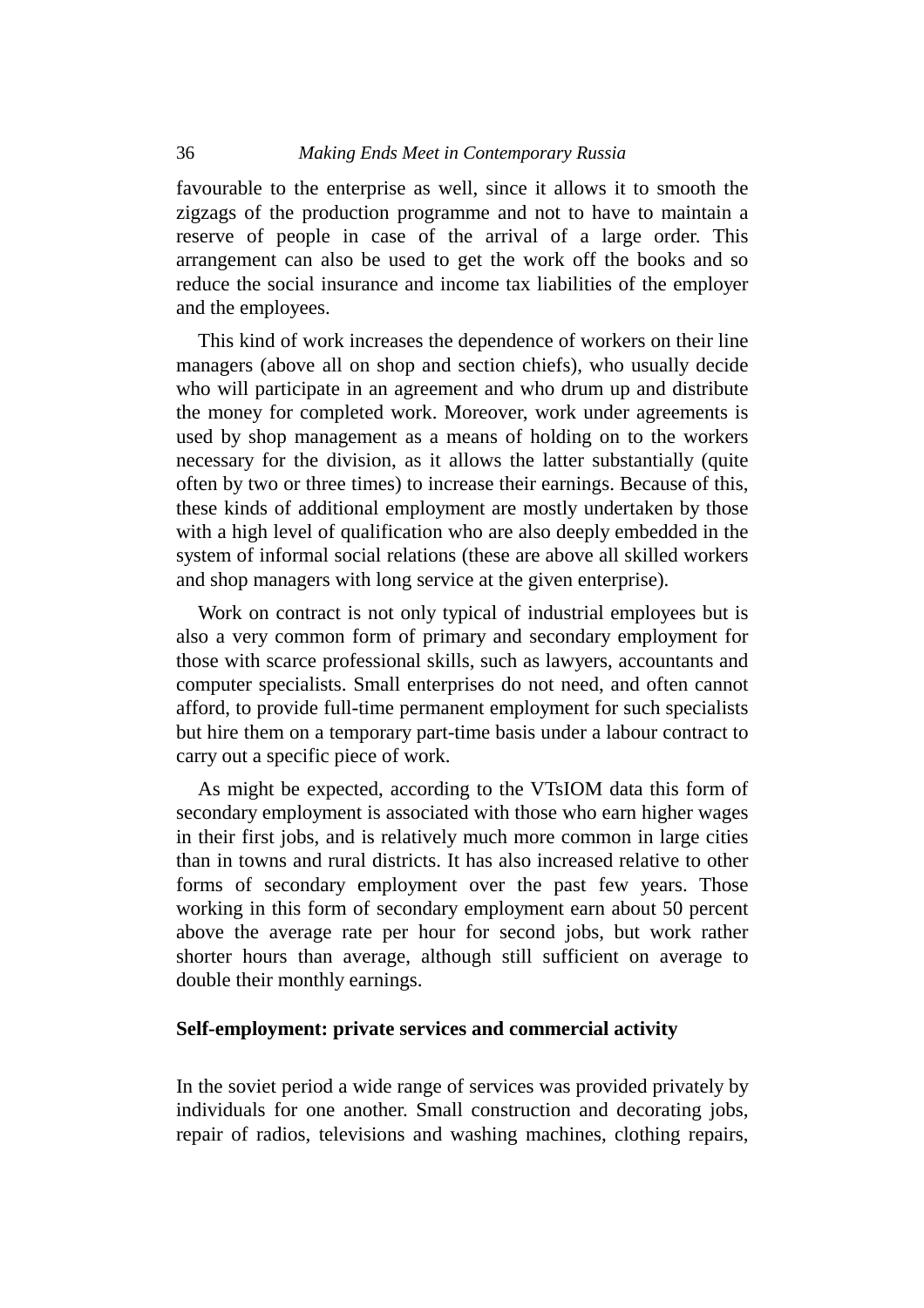favourable to the enterprise as well, since it allows it to smooth the zigzags of the production programme and not to have to maintain a reserve of people in case of the arrival of a large order. This arrangement can also be used to get the work off the books and so reduce the social insurance and income tax liabilities of the employer and the employees.

This kind of work increases the dependence of workers on their line managers (above all on shop and section chiefs), who usually decide who will participate in an agreement and who drum up and distribute the money for completed work. Moreover, work under agreements is used by shop management as a means of holding on to the workers necessary for the division, as it allows the latter substantially (quite often by two or three times) to increase their earnings. Because of this, these kinds of additional employment are mostly undertaken by those with a high level of qualification who are also deeply embedded in the system of informal social relations (these are above all skilled workers and shop managers with long service at the given enterprise).

Work on contract is not only typical of industrial employees but is also a very common form of primary and secondary employment for those with scarce professional skills, such as lawyers, accountants and computer specialists. Small enterprises do not need, and often cannot afford, to provide full-time permanent employment for such specialists but hire them on a temporary part-time basis under a labour contract to carry out a specific piece of work.

As might be expected, according to the VTsIOM data this form of secondary employment is associated with those who earn higher wages in their first jobs, and is relatively much more common in large cities than in towns and rural districts. It has also increased relative to other forms of secondary employment over the past few years. Those working in this form of secondary employment earn about 50 percent above the average rate per hour for second jobs, but work rather shorter hours than average, although still sufficient on average to double their monthly earnings.

### Self-employment: private services and commercial activity

In the soviet period a wide range of services was provided privately by individuals for one another. Small construction and decorating jobs, repair of radios, televisions and washing machines, clothing repairs,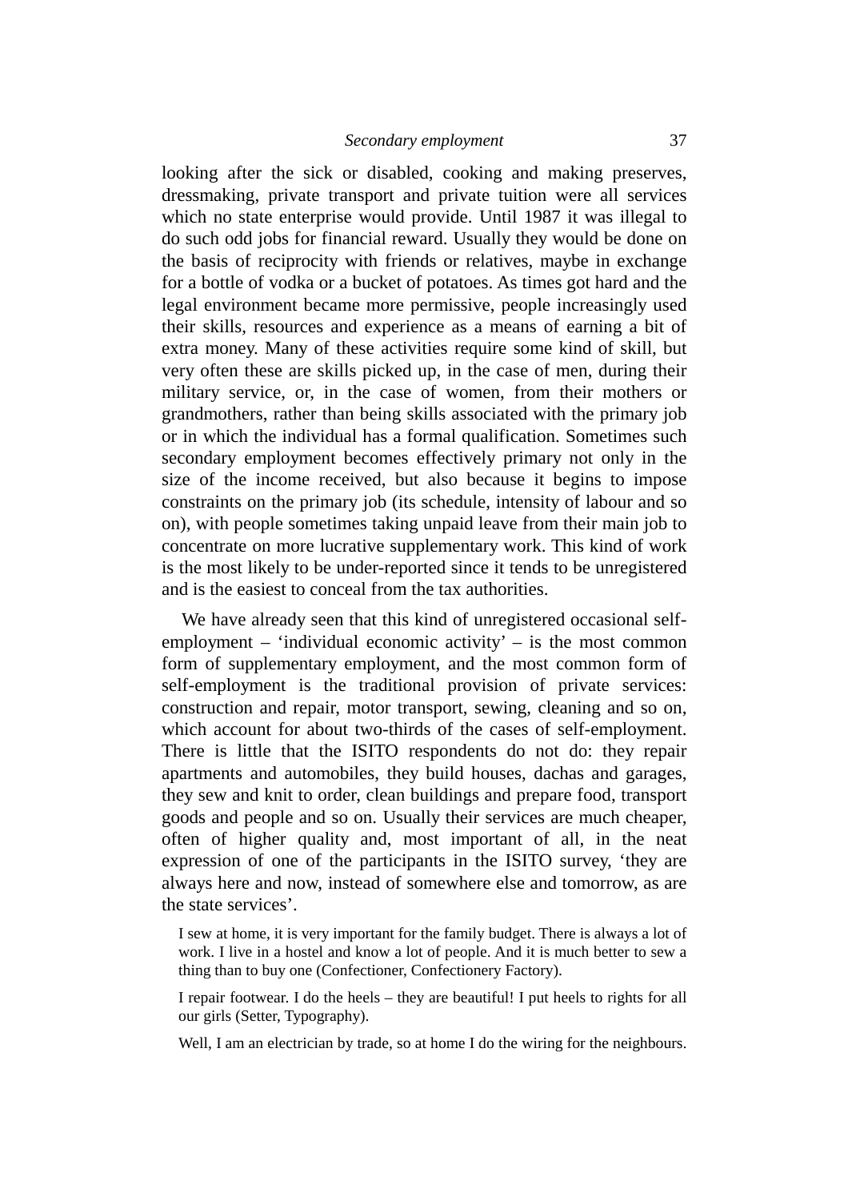looking after the sick or disabled, cooking and making preserves, dressmaking, private transport and private tuition were all services which no state enterprise would provide. Until 1987 it was illegal to do such odd jobs for financial reward. Usually they would be done on the basis of reciprocity with friends or relatives, maybe in exchange for a bottle of vodka or a bucket of potatoes. As times got hard and the legal environment became more permissive, people increasingly used their skills, resources and experience as a means of earning a bit of extra money. Many of these activities require some kind of skill, but very often these are skills picked up, in the case of men, during their military service, or, in the case of women, from their mothers or grandmothers, rather than being skills associated with the primary job or in which the individual has a formal qualification. Sometimes such secondary employment becomes effectively primary not only in the size of the income received, but also because it begins to impose constraints on the primary job (its schedule, intensity of labour and so on), with people sometimes taking unpaid leave from their main job to concentrate on more lucrative supplementary work. This kind of work is the most likely to be under-reported since it tends to be unregistered and is the easiest to conceal from the tax authorities.

We have already seen that this kind of unregistered occasional self-employment – 'individual economic activity' – is the most common form of supplementary employment, and the most common form of self-employment is the traditional provision of private services: construction and repair, motor transport, sewing, cleaning and so on, which account for about two-thirds of the cases of self-employment. There is little that the ISITO respondents do not do: they repair apartments and automobiles, they build houses, dachas and garages, they sew and knit to order, clean buildings and prepare food, transport goods and people and so on. Usually their services are much cheaper, often of higher quality and, most important of all, in the neat expression of one of the participants in the ISITO survey, 'they are always here and now, instead of somewhere else and tomorrow, as are the state services'.

> I sew at home, it is very important for the family budget. There is always a lot of work. I live in a hostel and know a lot of people. And it is much better to sew a thing than to buy one (Confectioner, Confectionery Factory).

> I repair footwear. I do the heels – they are beautiful! I put heels to rights for all our girls (Setter, Typography).

> Well, I am an electrician by trade, so at home I do the wiring for the neighbours.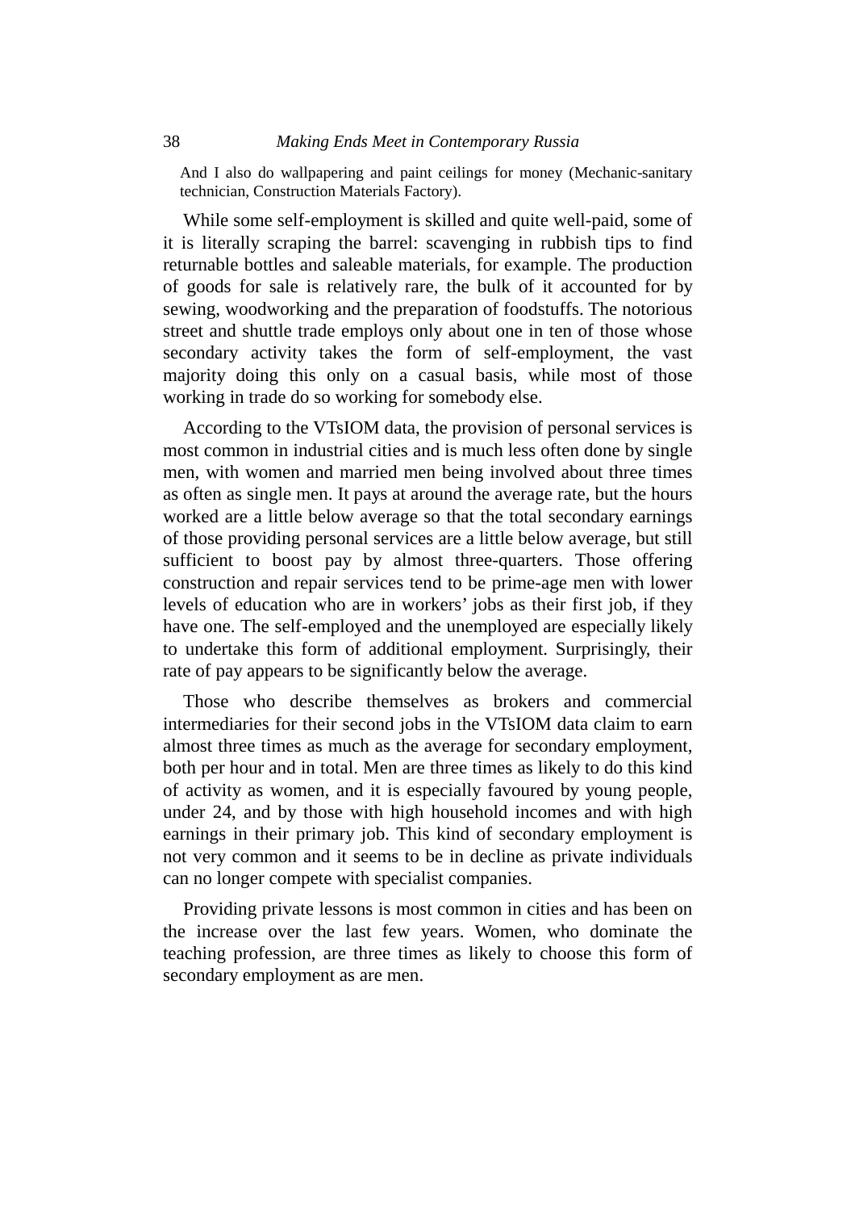> And I also do wallpapering and paint ceilings for money (Mechanic-sanitary technician, Construction Materials Factory).

While some self-employment is skilled and quite well-paid, some of it is literally scraping the barrel: scavenging in rubbish tips to find returnable bottles and saleable materials, for example. The production of goods for sale is relatively rare, the bulk of it accounted for by sewing, woodworking and the preparation of foodstuffs. The notorious street and shuttle trade employs only about one in ten of those whose secondary activity takes the form of self-employment, the vast majority doing this only on a casual basis, while most of those working in trade do so working for somebody else.

According to the VTsIOM data, the provision of personal services is most common in industrial cities and is much less often done by single men, with women and married men being involved about three times as often as single men. It pays at around the average rate, but the hours worked are a little below average so that the total secondary earnings of those providing personal services are a little below average, but still sufficient to boost pay by almost three-quarters. Those offering construction and repair services tend to be prime-age men with lower levels of education who are in workers' jobs as their first job, if they have one. The self-employed and the unemployed are especially likely to undertake this form of additional employment. Surprisingly, their rate of pay appears to be significantly below the average.

Those who describe themselves as brokers and commercial intermediaries for their second jobs in the VTsIOM data claim to earn almost three times as much as the average for secondary employment, both per hour and in total. Men are three times as likely to do this kind of activity as women, and it is especially favoured by young people, under 24, and by those with high household incomes and with high earnings in their primary job. This kind of secondary employment is not very common and it seems to be in decline as private individuals can no longer compete with specialist companies.

Providing private lessons is most common in cities and has been on the increase over the last few years. Women, who dominate the teaching profession, are three times as likely to choose this form of secondary employment as are men.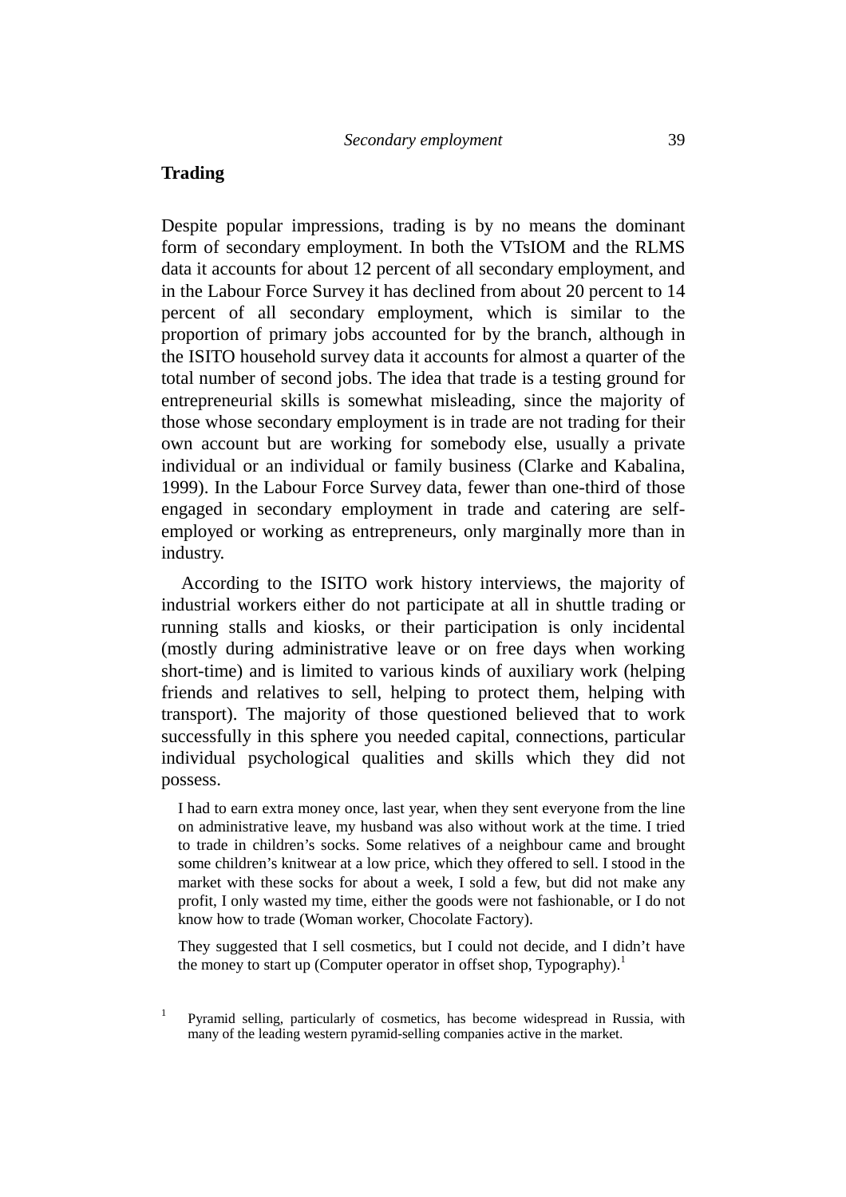## Trading

Despite popular impressions, trading is by no means the dominant form of secondary employment. In both the VTsIOM and the RLMS data it accounts for about 12 percent of all secondary employment, and in the Labour Force Survey it has declined from about 20 percent to 14 percent of all secondary employment, which is similar to the proportion of primary jobs accounted for by the branch, although in the ISITO household survey data it accounts for almost a quarter of the total number of second jobs. The idea that trade is a testing ground for entrepreneurial skills is somewhat misleading, since the majority of those whose secondary employment is in trade are not trading for their own account but are working for somebody else, usually a private individual or an individual or family business (Clarke and Kabalina, 1999). In the Labour Force Survey data, fewer than one-third of those engaged in secondary employment in trade and catering are self-employed or working as entrepreneurs, only marginally more than in industry.

According to the ISITO work history interviews, the majority of industrial workers either do not participate at all in shuttle trading or running stalls and kiosks, or their participation is only incidental (mostly during administrative leave or on free days when working short-time) and is limited to various kinds of auxiliary work (helping friends and relatives to sell, helping to protect them, helping with transport). The majority of those questioned believed that to work successfully in this sphere you needed capital, connections, particular individual psychological qualities and skills which they did not possess.

> I had to earn extra money once, last year, when they sent everyone from the line on administrative leave, my husband was also without work at the time. I tried to trade in children's socks. Some relatives of a neighbour came and brought some children's knitwear at a low price, which they offered to sell. I stood in the market with these socks for about a week, I sold a few, but did not make any profit, I only wasted my time, either the goods were not fashionable, or I do not know how to trade (Woman worker, Chocolate Factory).

> They suggested that I sell cosmetics, but I could not decide, and I didn't have the money to start up (Computer operator in offset shop, Typography).[1]

[1] Pyramid selling, particularly of cosmetics, has become widespread in Russia, with many of the leading western pyramid-selling companies active in the market.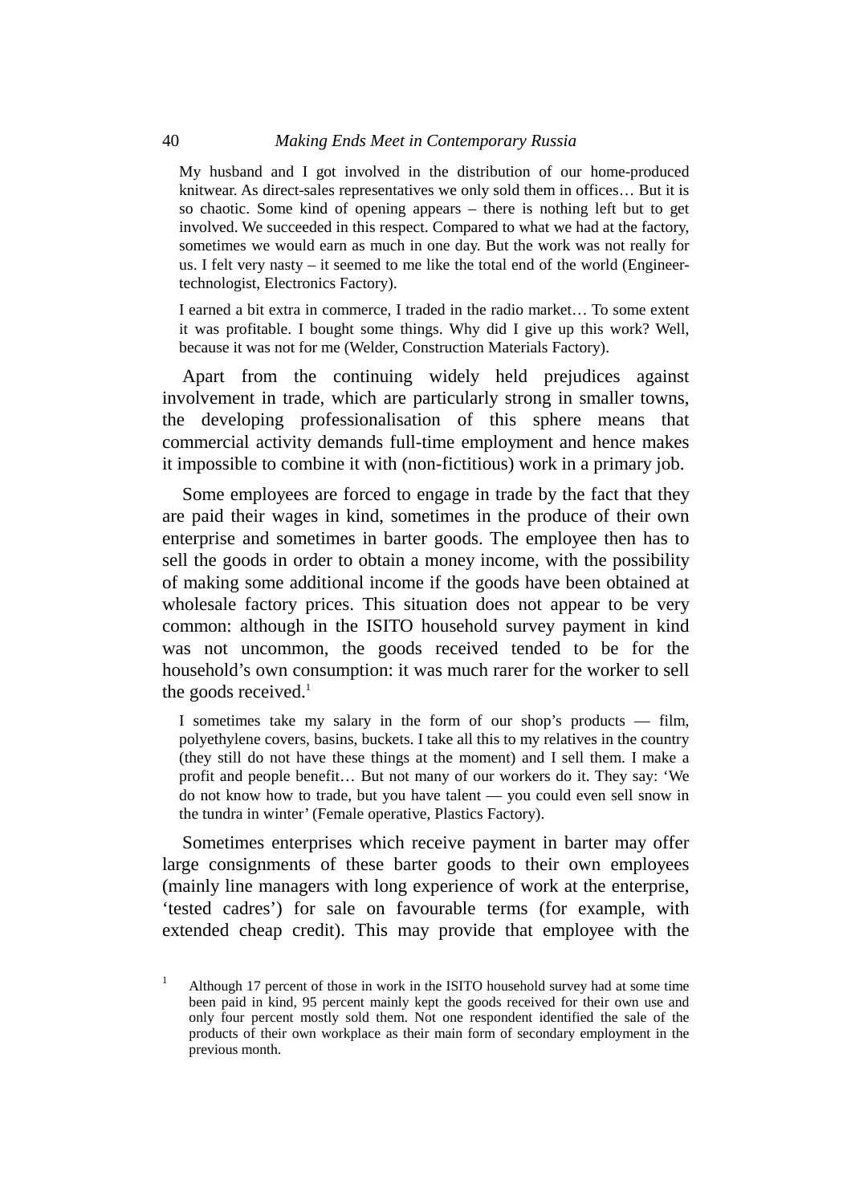> My husband and I got involved in the distribution of our home-produced knitwear. As direct-sales representatives we only sold them in offices… But it is so chaotic. Some kind of opening appears – there is nothing left but to get involved. We succeeded in this respect. Compared to what we had at the factory, sometimes we would earn as much in one day. But the work was not really for us. I felt very nasty – it seemed to me like the total end of the world (Engineer-technologist, Electronics Factory).

> I earned a bit extra in commerce, I traded in the radio market… To some extent it was profitable. I bought some things. Why did I give up this work? Well, because it was not for me (Welder, Construction Materials Factory).

Apart from the continuing widely held prejudices against involvement in trade, which are particularly strong in smaller towns, the developing professionalisation of this sphere means that commercial activity demands full-time employment and hence makes it impossible to combine it with (non-fictitious) work in a primary job.

Some employees are forced to engage in trade by the fact that they are paid their wages in kind, sometimes in the produce of their own enterprise and sometimes in barter goods. The employee then has to sell the goods in order to obtain a money income, with the possibility of making some additional income if the goods have been obtained at wholesale factory prices. This situation does not appear to be very common: although in the ISITO household survey payment in kind was not uncommon, the goods received tended to be for the household's own consumption: it was much rarer for the worker to sell the goods received.[1]

> I sometimes take my salary in the form of our shop's products — film, polyethylene covers, basins, buckets. I take all this to my relatives in the country (they still do not have these things at the moment) and I sell them. I make a profit and people benefit… But not many of our workers do it. They say: 'We do not know how to trade, but you have talent — you could even sell snow in the tundra in winter' (Female operative, Plastics Factory).

Sometimes enterprises which receive payment in barter may offer large consignments of these barter goods to their own employees (mainly line managers with long experience of work at the enterprise, 'tested cadres') for sale on favourable terms (for example, with extended cheap credit). This may provide that employee with the

[1] Although 17 percent of those in work in the ISITO household survey had at some time been paid in kind, 95 percent mainly kept the goods received for their own use and only four percent mostly sold them. Not one respondent identified the sale of the products of their own workplace as their main form of secondary employment in the previous month.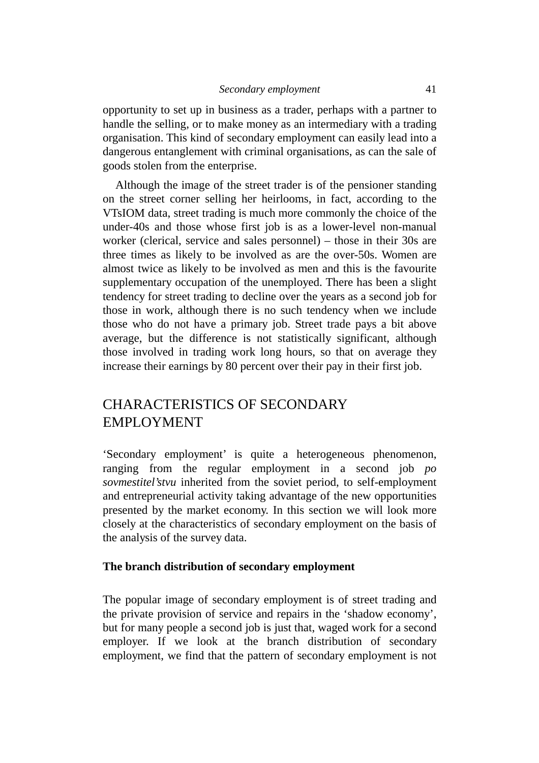opportunity to set up in business as a trader, perhaps with a partner to handle the selling, or to make money as an intermediary with a trading organisation. This kind of secondary employment can easily lead into a dangerous entanglement with criminal organisations, as can the sale of goods stolen from the enterprise.

Although the image of the street trader is of the pensioner standing on the street corner selling her heirlooms, in fact, according to the VTsIOM data, street trading is much more commonly the choice of the under-40s and those whose first job is as a lower-level non-manual worker (clerical, service and sales personnel) – those in their 30s are three times as likely to be involved as are the over-50s. Women are almost twice as likely to be involved as men and this is the favourite supplementary occupation of the unemployed. There has been a slight tendency for street trading to decline over the years as a second job for those in work, although there is no such tendency when we include those who do not have a primary job. Street trade pays a bit above average, but the difference is not statistically significant, although those involved in trading work long hours, so that on average they increase their earnings by 80 percent over their pay in their first job.

## CHARACTERISTICS OF SECONDARY EMPLOYMENT

‘Secondary employment’ is quite a heterogeneous phenomenon, ranging from the regular employment in a second job *po sovmestitel’stvu* inherited from the soviet period, to self-employment and entrepreneurial activity taking advantage of the new opportunities presented by the market economy. In this section we will look more closely at the characteristics of secondary employment on the basis of the analysis of the survey data.

### The branch distribution of secondary employment

The popular image of secondary employment is of street trading and the private provision of service and repairs in the ‘shadow economy’, but for many people a second job is just that, waged work for a second employer. If we look at the branch distribution of secondary employment, we find that the pattern of secondary employment is not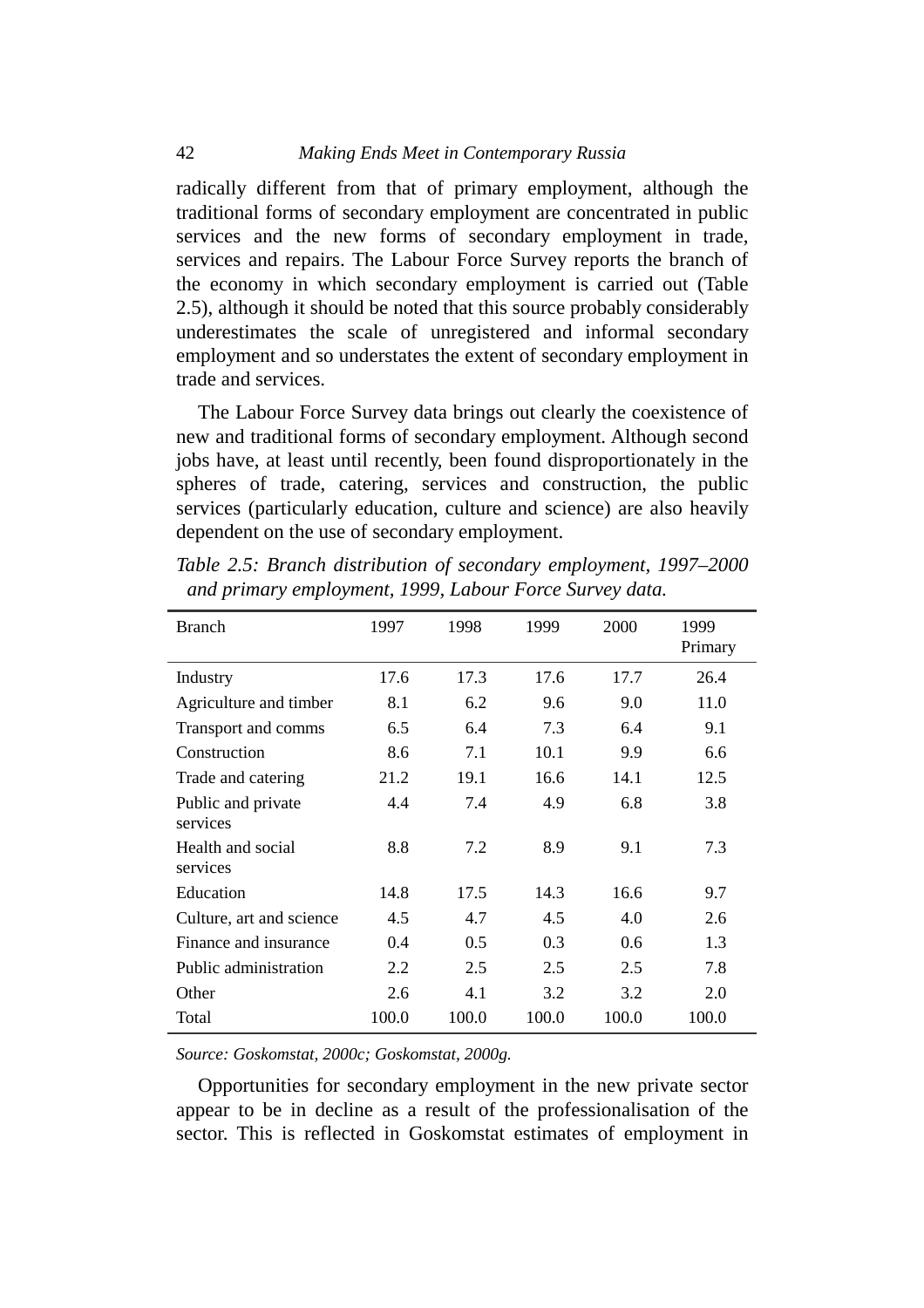radically different from that of primary employment, although the traditional forms of secondary employment are concentrated in public services and the new forms of secondary employment in trade, services and repairs. The Labour Force Survey reports the branch of the economy in which secondary employment is carried out (Table 2.5), although it should be noted that this source probably considerably underestimates the scale of unregistered and informal secondary employment and so understates the extent of secondary employment in trade and services.

The Labour Force Survey data brings out clearly the coexistence of new and traditional forms of secondary employment. Although second jobs have, at least until recently, been found disproportionately in the spheres of trade, catering, services and construction, the public services (particularly education, culture and science) are also heavily dependent on the use of secondary employment.

*Table 2.5: Branch distribution of secondary employment, 1997–2000 and primary employment, 1999, Labour Force Survey data.*

| Branch | 1997 | 1998 | 1999 | 2000 | 1999 Primary |
|---|---|---|---|---|---|
| Industry | 17.6 | 17.3 | 17.6 | 17.7 | 26.4 |
| Agriculture and timber | 8.1 | 6.2 | 9.6 | 9.0 | 11.0 |
| Transport and comms | 6.5 | 6.4 | 7.3 | 6.4 | 9.1 |
| Construction | 8.6 | 7.1 | 10.1 | 9.9 | 6.6 |
| Trade and catering | 21.2 | 19.1 | 16.6 | 14.1 | 12.5 |
| Public and private services | 4.4 | 7.4 | 4.9 | 6.8 | 3.8 |
| Health and social services | 8.8 | 7.2 | 8.9 | 9.1 | 7.3 |
| Education | 14.8 | 17.5 | 14.3 | 16.6 | 9.7 |
| Culture, art and science | 4.5 | 4.7 | 4.5 | 4.0 | 2.6 |
| Finance and insurance | 0.4 | 0.5 | 0.3 | 0.6 | 1.3 |
| Public administration | 2.2 | 2.5 | 2.5 | 2.5 | 7.8 |
| Other | 2.6 | 4.1 | 3.2 | 3.2 | 2.0 |
| Total | 100.0 | 100.0 | 100.0 | 100.0 | 100.0 |

*Source: Goskomstat, 2000c; Goskomstat, 2000g.*

Opportunities for secondary employment in the new private sector appear to be in decline as a result of the professionalisation of the sector. This is reflected in Goskomstat estimates of employment in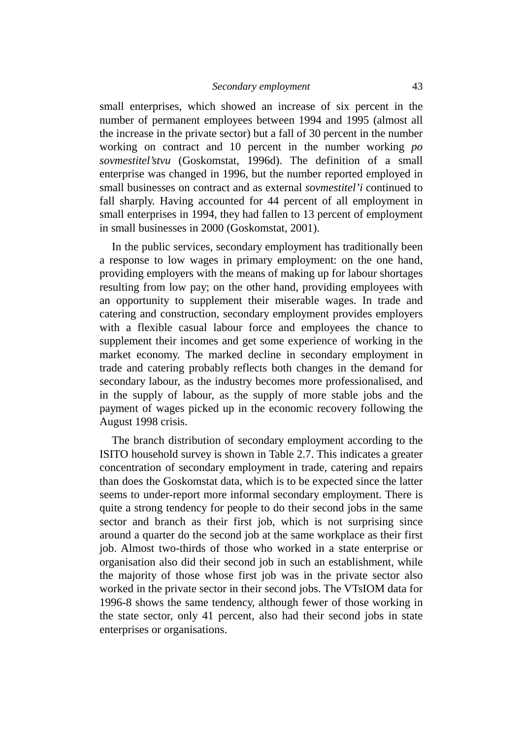small enterprises, which showed an increase of six percent in the number of permanent employees between 1994 and 1995 (almost all the increase in the private sector) but a fall of 30 percent in the number working on contract and 10 percent in the number working *po sovmestitel'stvu* (Goskomstat, 1996d). The definition of a small enterprise was changed in 1996, but the number reported employed in small businesses on contract and as external *sovmestitel'i* continued to fall sharply. Having accounted for 44 percent of all employment in small enterprises in 1994, they had fallen to 13 percent of employment in small businesses in 2000 (Goskomstat, 2001).

In the public services, secondary employment has traditionally been a response to low wages in primary employment: on the one hand, providing employers with the means of making up for labour shortages resulting from low pay; on the other hand, providing employees with an opportunity to supplement their miserable wages. In trade and catering and construction, secondary employment provides employers with a flexible casual labour force and employees the chance to supplement their incomes and get some experience of working in the market economy. The marked decline in secondary employment in trade and catering probably reflects both changes in the demand for secondary labour, as the industry becomes more professionalised, and in the supply of labour, as the supply of more stable jobs and the payment of wages picked up in the economic recovery following the August 1998 crisis.

The branch distribution of secondary employment according to the ISITO household survey is shown in Table 2.7. This indicates a greater concentration of secondary employment in trade, catering and repairs than does the Goskomstat data, which is to be expected since the latter seems to under-report more informal secondary employment. There is quite a strong tendency for people to do their second jobs in the same sector and branch as their first job, which is not surprising since around a quarter do the second job at the same workplace as their first job. Almost two-thirds of those who worked in a state enterprise or organisation also did their second job in such an establishment, while the majority of those whose first job was in the private sector also worked in the private sector in their second jobs. The VTsIOM data for 1996-8 shows the same tendency, although fewer of those working in the state sector, only 41 percent, also had their second jobs in state enterprises or organisations.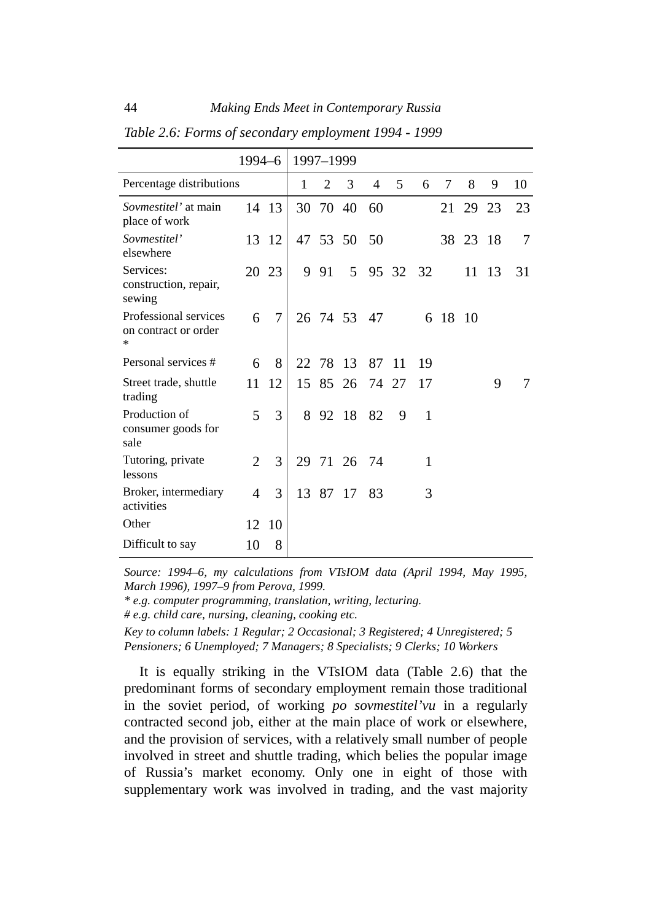*Table 2.6: Forms of secondary employment 1994 - 1999*

| | 1994–6 | | 1997–1999 | | | | | | | | | |
|---|---|---|---|---|---|---|---|---|---|---|---|---|
| Percentage distributions | | | 1 | 2 | 3 | 4 | 5 | 6 | 7 | 8 | 9 | 10 |
| *Sovmestitel'* at main place of work | 14 | 13 | 30 | 70 | 40 | 60 | | | 21 | 29 | 23 | 23 |
| *Sovmestitel'* elsewhere | 13 | 12 | 47 | 53 | 50 | 50 | | | 38 | 23 | 18 | 7 |
| Services: construction, repair, sewing | 20 | 23 | 9 | 91 | 5 | 95 | 32 | 32 | | 11 | 13 | 31 |
| Professional services on contract or order * | 6 | 7 | 26 | 74 | 53 | 47 | | 6 | 18 | 10 | | |
| Personal services # | 6 | 8 | 22 | 78 | 13 | 87 | 11 | 19 | | | | |
| Street trade, shuttle trading | 11 | 12 | 15 | 85 | 26 | 74 | 27 | 17 | | | 9 | 7 |
| Production of consumer goods for sale | 5 | 3 | 8 | 92 | 18 | 82 | 9 | 1 | | | | |
| Tutoring, private lessons | 2 | 3 | 29 | 71 | 26 | 74 | | 1 | | | | |
| Broker, intermediary activities | 4 | 3 | 13 | 87 | 17 | 83 | | 3 | | | | |
| Other | 12 | 10 | | | | | | | | | | |
| Difficult to say | 10 | 8 | | | | | | | | | | |

*Source: 1994–6, my calculations from VTsIOM data (April 1994, May 1995, March 1996), 1997–9 from Perova, 1999.*

*\* e.g. computer programming, translation, writing, lecturing.*

*# e.g. child care, nursing, cleaning, cooking etc.*

*Key to column labels: 1 Regular; 2 Occasional; 3 Registered; 4 Unregistered; 5 Pensioners; 6 Unemployed; 7 Managers; 8 Specialists; 9 Clerks; 10 Workers*

It is equally striking in the VTsIOM data (Table 2.6) that the predominant forms of secondary employment remain those traditional in the soviet period, of working *po sovmestitel'vu* in a regularly contracted second job, either at the main place of work or elsewhere, and the provision of services, with a relatively small number of people involved in street and shuttle trading, which belies the popular image of Russia's market economy. Only one in eight of those with supplementary work was involved in trading, and the vast majority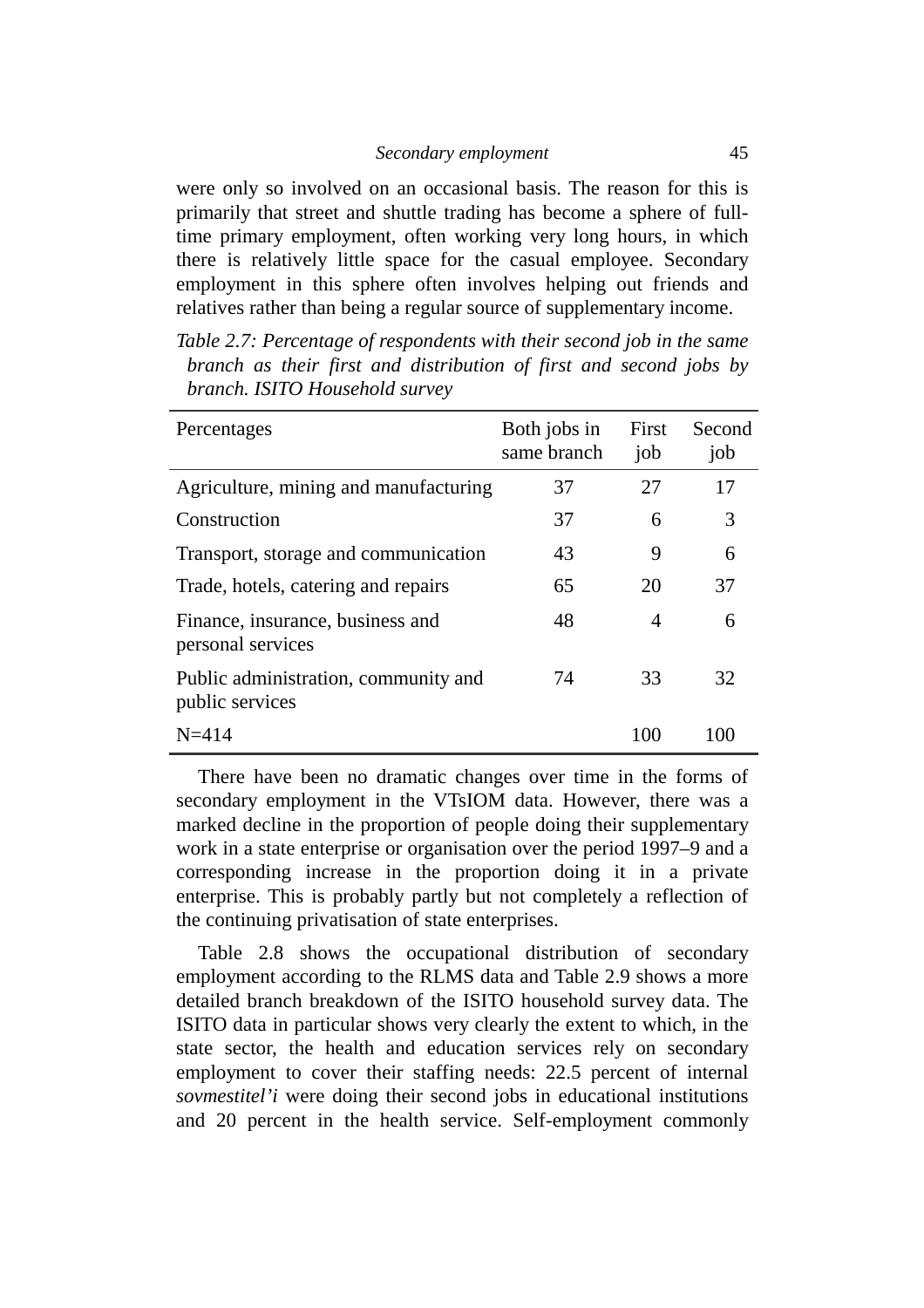were only so involved on an occasional basis. The reason for this is primarily that street and shuttle trading has become a sphere of full-time primary employment, often working very long hours, in which there is relatively little space for the casual employee. Secondary employment in this sphere often involves helping out friends and relatives rather than being a regular source of supplementary income.

*Table 2.7: Percentage of respondents with their second job in the same branch as their first and distribution of first and second jobs by branch. ISITO Household survey*

| Percentages | Both jobs in same branch | First job | Second job |
|---|---|---|---|
| Agriculture, mining and manufacturing | 37 | 27 | 17 |
| Construction | 37 | 6 | 3 |
| Transport, storage and communication | 43 | 9 | 6 |
| Trade, hotels, catering and repairs | 65 | 20 | 37 |
| Finance, insurance, business and personal services | 48 | 4 | 6 |
| Public administration, community and public services | 74 | 33 | 32 |
| N=414 | | 100 | 100 |

There have been no dramatic changes over time in the forms of secondary employment in the VTsIOM data. However, there was a marked decline in the proportion of people doing their supplementary work in a state enterprise or organisation over the period 1997–9 and a corresponding increase in the proportion doing it in a private enterprise. This is probably partly but not completely a reflection of the continuing privatisation of state enterprises.

Table 2.8 shows the occupational distribution of secondary employment according to the RLMS data and Table 2.9 shows a more detailed branch breakdown of the ISITO household survey data. The ISITO data in particular shows very clearly the extent to which, in the state sector, the health and education services rely on secondary employment to cover their staffing needs: 22.5 percent of internal *sovmestitel'i* were doing their second jobs in educational institutions and 20 percent in the health service. Self-employment commonly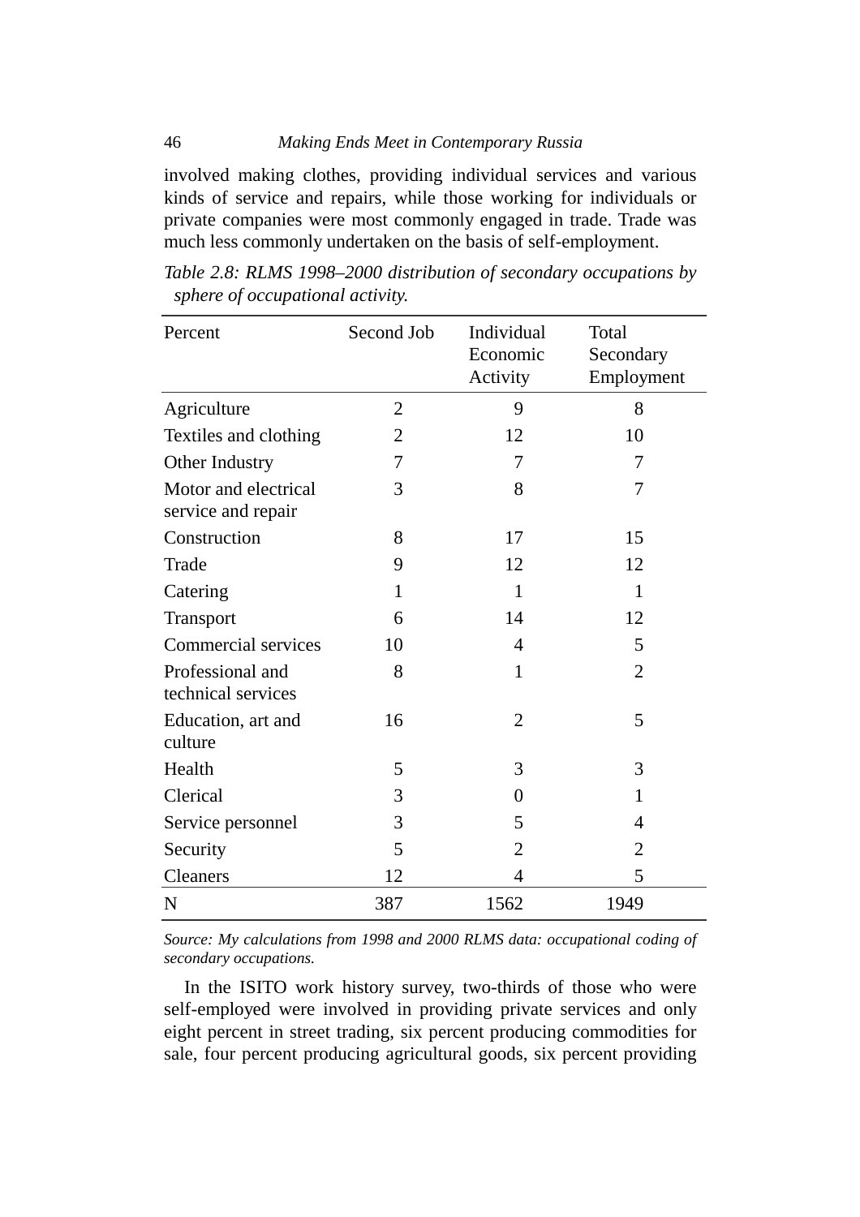involved making clothes, providing individual services and various kinds of service and repairs, while those working for individuals or private companies were most commonly engaged in trade. Trade was much less commonly undertaken on the basis of self-employment.

*Table 2.8: RLMS 1998–2000 distribution of secondary occupations by sphere of occupational activity.*

| Percent | Second Job | Individual Economic Activity | Total Secondary Employment |
|---|---|---|---|
| Agriculture | 2 | 9 | 8 |
| Textiles and clothing | 2 | 12 | 10 |
| Other Industry | 7 | 7 | 7 |
| Motor and electrical service and repair | 3 | 8 | 7 |
| Construction | 8 | 17 | 15 |
| Trade | 9 | 12 | 12 |
| Catering | 1 | 1 | 1 |
| Transport | 6 | 14 | 12 |
| Commercial services | 10 | 4 | 5 |
| Professional and technical services | 8 | 1 | 2 |
| Education, art and culture | 16 | 2 | 5 |
| Health | 5 | 3 | 3 |
| Clerical | 3 | 0 | 1 |
| Service personnel | 3 | 5 | 4 |
| Security | 5 | 2 | 2 |
| Cleaners | 12 | 4 | 5 |
| N | 387 | 1562 | 1949 |

*Source: My calculations from 1998 and 2000 RLMS data: occupational coding of secondary occupations.*

In the ISITO work history survey, two-thirds of those who were self-employed were involved in providing private services and only eight percent in street trading, six percent producing commodities for sale, four percent producing agricultural goods, six percent providing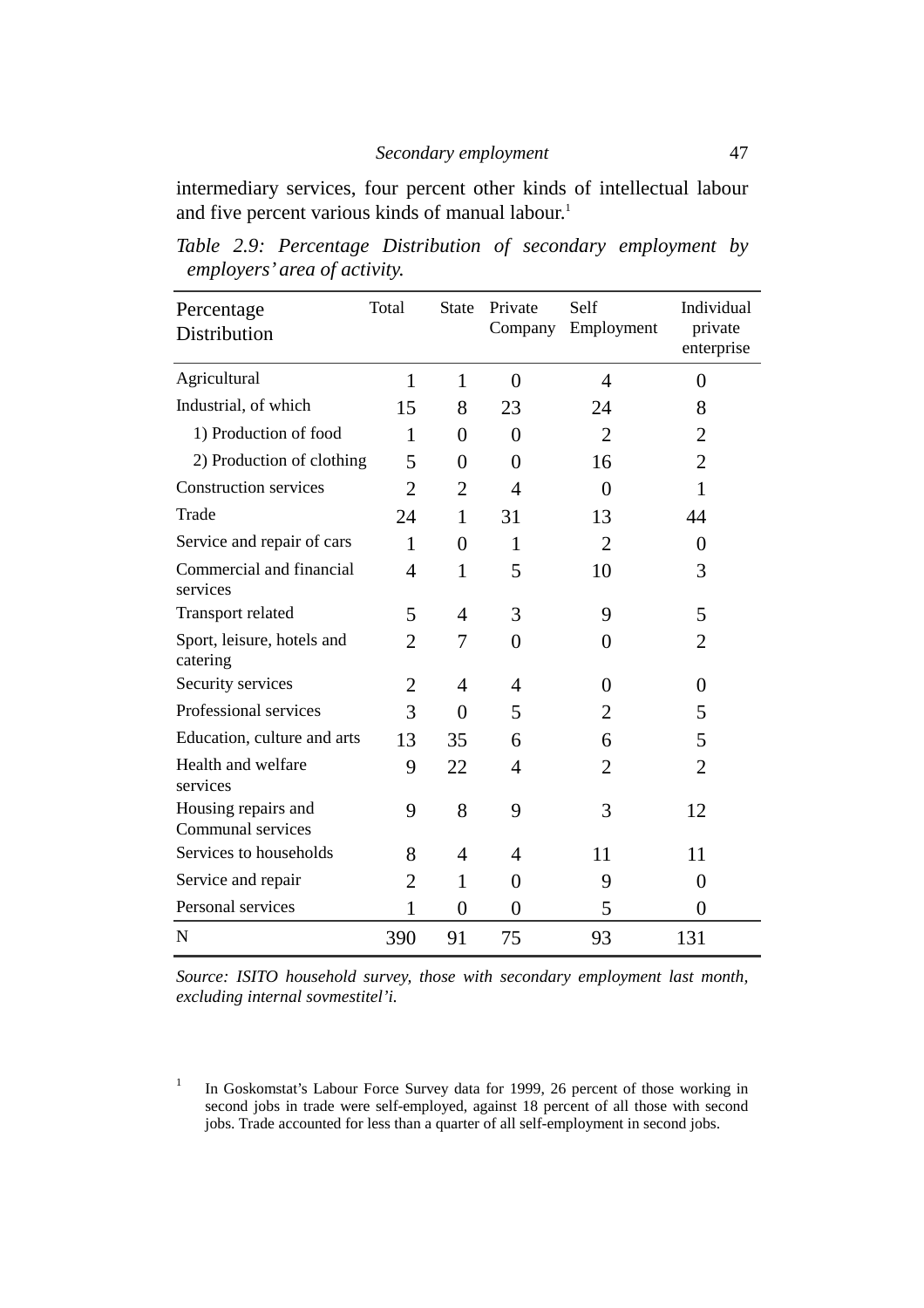intermediary services, four percent other kinds of intellectual labour and five percent various kinds of manual labour.[1]

*Table 2.9: Percentage Distribution of secondary employment by employers' area of activity.*

| Percentage Distribution | Total | State | Private Company | Self Employment | Individual private enterprise |
|---|---|---|---|---|---|
| Agricultural | 1 | 1 | 0 | 4 | 0 |
| Industrial, of which | 15 | 8 | 23 | 24 | 8 |
| 1) Production of food | 1 | 0 | 0 | 2 | 2 |
| 2) Production of clothing | 5 | 0 | 0 | 16 | 2 |
| Construction services | 2 | 2 | 4 | 0 | 1 |
| Trade | 24 | 1 | 31 | 13 | 44 |
| Service and repair of cars | 1 | 0 | 1 | 2 | 0 |
| Commercial and financial services | 4 | 1 | 5 | 10 | 3 |
| Transport related | 5 | 4 | 3 | 9 | 5 |
| Sport, leisure, hotels and catering | 2 | 7 | 0 | 0 | 2 |
| Security services | 2 | 4 | 4 | 0 | 0 |
| Professional services | 3 | 0 | 5 | 2 | 5 |
| Education, culture and arts | 13 | 35 | 6 | 6 | 5 |
| Health and welfare services | 9 | 22 | 4 | 2 | 2 |
| Housing repairs and Communal services | 9 | 8 | 9 | 3 | 12 |
| Services to households | 8 | 4 | 4 | 11 | 11 |
| Service and repair | 2 | 1 | 0 | 9 | 0 |
| Personal services | 1 | 0 | 0 | 5 | 0 |
| N | 390 | 91 | 75 | 93 | 131 |

*Source: ISITO household survey, those with secondary employment last month, excluding internal sovmestitel'i.*

[1] In Goskomstat's Labour Force Survey data for 1999, 26 percent of those working in second jobs in trade were self-employed, against 18 percent of all those with second jobs. Trade accounted for less than a quarter of all self-employment in second jobs.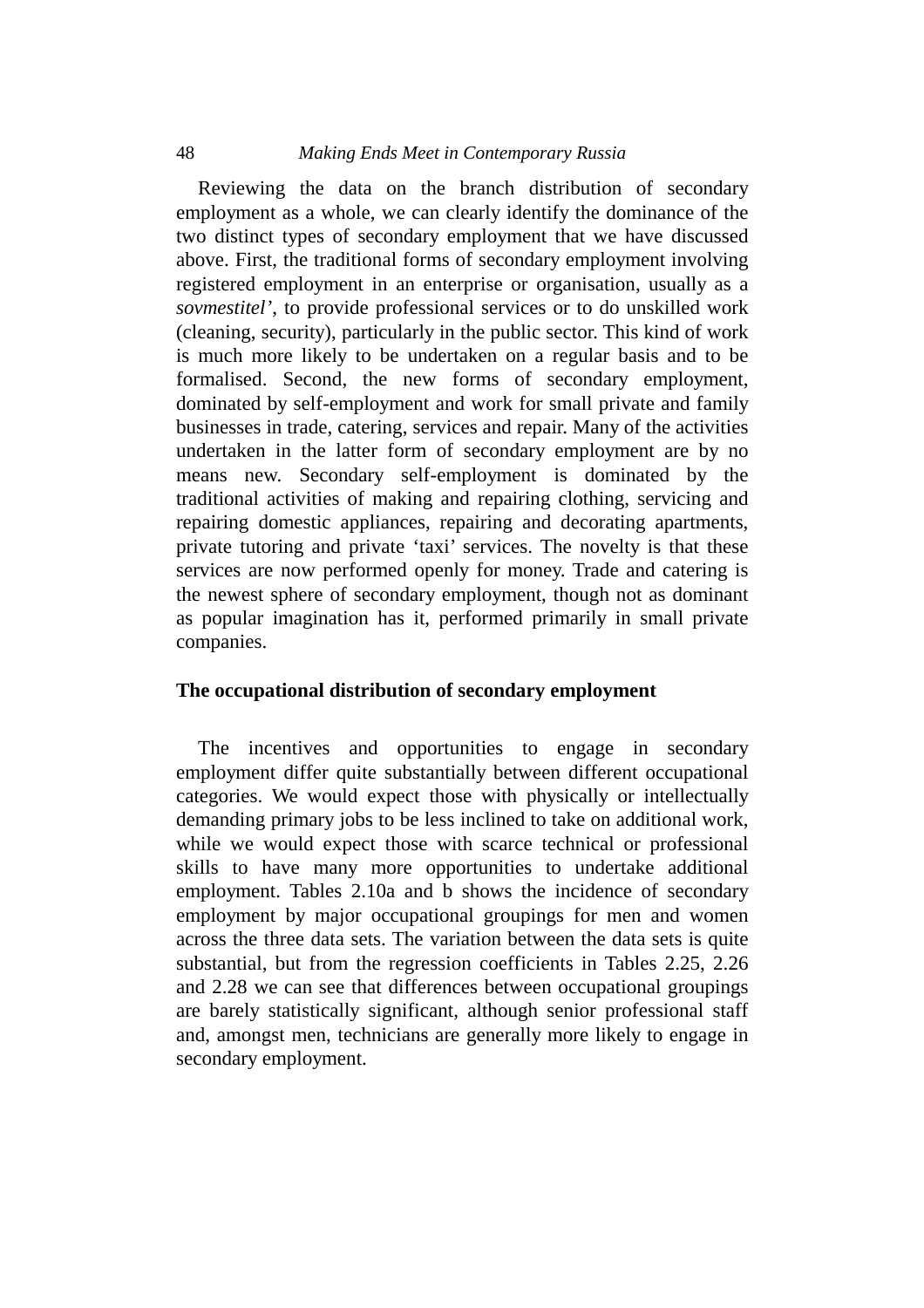Reviewing the data on the branch distribution of secondary employment as a whole, we can clearly identify the dominance of the two distinct types of secondary employment that we have discussed above. First, the traditional forms of secondary employment involving registered employment in an enterprise or organisation, usually as a *sovmestitel'*, to provide professional services or to do unskilled work (cleaning, security), particularly in the public sector. This kind of work is much more likely to be undertaken on a regular basis and to be formalised. Second, the new forms of secondary employment, dominated by self-employment and work for small private and family businesses in trade, catering, services and repair. Many of the activities undertaken in the latter form of secondary employment are by no means new. Secondary self-employment is dominated by the traditional activities of making and repairing clothing, servicing and repairing domestic appliances, repairing and decorating apartments, private tutoring and private 'taxi' services. The novelty is that these services are now performed openly for money. Trade and catering is the newest sphere of secondary employment, though not as dominant as popular imagination has it, performed primarily in small private companies.

### The occupational distribution of secondary employment

The incentives and opportunities to engage in secondary employment differ quite substantially between different occupational categories. We would expect those with physically or intellectually demanding primary jobs to be less inclined to take on additional work, while we would expect those with scarce technical or professional skills to have many more opportunities to undertake additional employment. Tables 2.10a and b shows the incidence of secondary employment by major occupational groupings for men and women across the three data sets. The variation between the data sets is quite substantial, but from the regression coefficients in Tables 2.25, 2.26 and 2.28 we can see that differences between occupational groupings are barely statistically significant, although senior professional staff and, amongst men, technicians are generally more likely to engage in secondary employment.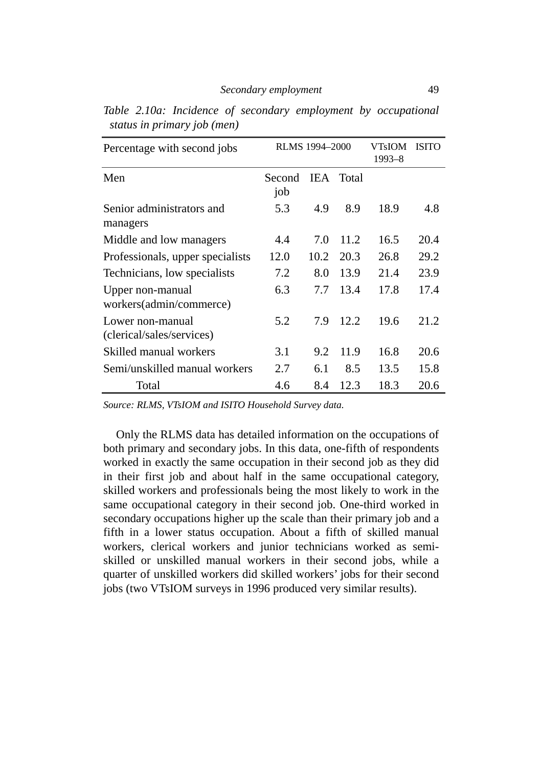*Table 2.10a: Incidence of secondary employment by occupational status in primary job (men)*

| Percentage with second jobs | RLMS 1994–2000 | | | VTsIOM 1993–8 | ISITO |
|---|---|---|---|---|---|
| Men | Second job | IEA | Total | | |
| Senior administrators and managers | 5.3 | 4.9 | 8.9 | 18.9 | 4.8 |
| Middle and low managers | 4.4 | 7.0 | 11.2 | 16.5 | 20.4 |
| Professionals, upper specialists | 12.0 | 10.2 | 20.3 | 26.8 | 29.2 |
| Technicians, low specialists | 7.2 | 8.0 | 13.9 | 21.4 | 23.9 |
| Upper non-manual workers(admin/commerce) | 6.3 | 7.7 | 13.4 | 17.8 | 17.4 |
| Lower non-manual (clerical/sales/services) | 5.2 | 7.9 | 12.2 | 19.6 | 21.2 |
| Skilled manual workers | 3.1 | 9.2 | 11.9 | 16.8 | 20.6 |
| Semi/unskilled manual workers | 2.7 | 6.1 | 8.5 | 13.5 | 15.8 |
| Total | 4.6 | 8.4 | 12.3 | 18.3 | 20.6 |

*Source: RLMS, VTsIOM and ISITO Household Survey data.*

Only the RLMS data has detailed information on the occupations of both primary and secondary jobs. In this data, one-fifth of respondents worked in exactly the same occupation in their second job as they did in their first job and about half in the same occupational category, skilled workers and professionals being the most likely to work in the same occupational category in their second job. One-third worked in secondary occupations higher up the scale than their primary job and a fifth in a lower status occupation. About a fifth of skilled manual workers, clerical workers and junior technicians worked as semi-skilled or unskilled manual workers in their second jobs, while a quarter of unskilled workers did skilled workers' jobs for their second jobs (two VTsIOM surveys in 1996 produced very similar results).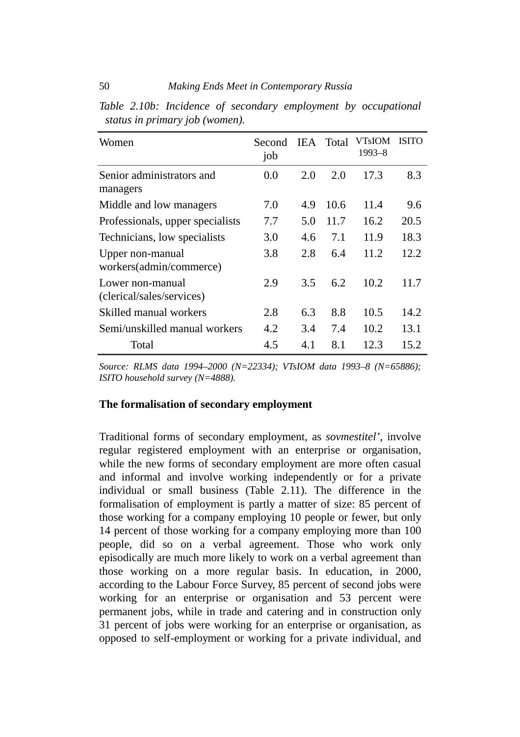*Table 2.10b: Incidence of secondary employment by occupational status in primary job (women).*

| Women | Second job | IEA | Total | VTsIOM 1993–8 | ISITO |
|---|---|---|---|---|---|
| Senior administrators and managers | 0.0 | 2.0 | 2.0 | 17.3 | 8.3 |
| Middle and low managers | 7.0 | 4.9 | 10.6 | 11.4 | 9.6 |
| Professionals, upper specialists | 7.7 | 5.0 | 11.7 | 16.2 | 20.5 |
| Technicians, low specialists | 3.0 | 4.6 | 7.1 | 11.9 | 18.3 |
| Upper non-manual workers(admin/commerce) | 3.8 | 2.8 | 6.4 | 11.2 | 12.2 |
| Lower non-manual (clerical/sales/services) | 2.9 | 3.5 | 6.2 | 10.2 | 11.7 |
| Skilled manual workers | 2.8 | 6.3 | 8.8 | 10.5 | 14.2 |
| Semi/unskilled manual workers | 4.2 | 3.4 | 7.4 | 10.2 | 13.1 |
| Total | 4.5 | 4.1 | 8.1 | 12.3 | 15.2 |

*Source: RLMS data 1994–2000 (N=22334); VTsIOM data 1993–8 (N=65886); ISITO household survey (N=4888).*

### The formalisation of secondary employment

Traditional forms of secondary employment, as *sovmestitel'*, involve regular registered employment with an enterprise or organisation, while the new forms of secondary employment are more often casual and informal and involve working independently or for a private individual or small business (Table 2.11). The difference in the formalisation of employment is partly a matter of size: 85 percent of those working for a company employing 10 people or fewer, but only 14 percent of those working for a company employing more than 100 people, did so on a verbal agreement. Those who work only episodically are much more likely to work on a verbal agreement than those working on a more regular basis. In education, in 2000, according to the Labour Force Survey, 85 percent of second jobs were working for an enterprise or organisation and 53 percent were permanent jobs, while in trade and catering and in construction only 31 percent of jobs were working for an enterprise or organisation, as opposed to self-employment or working for a private individual, and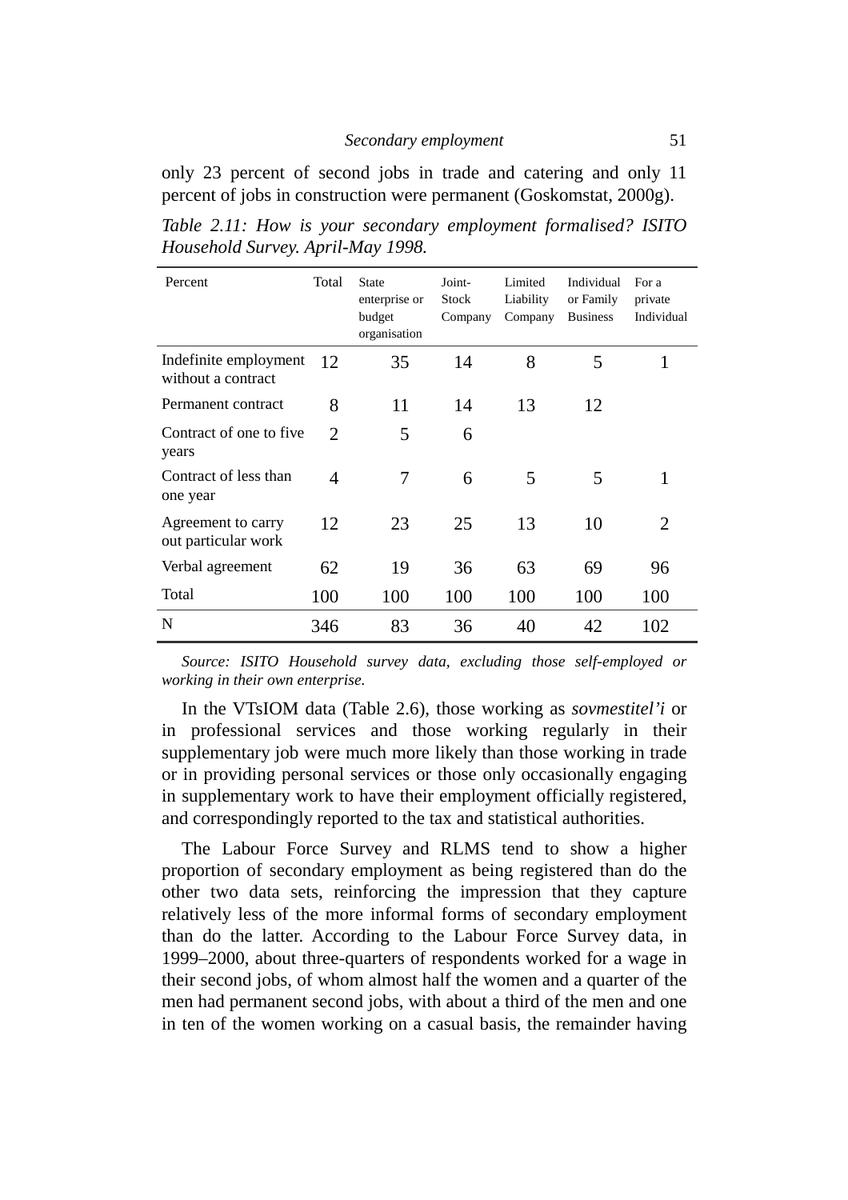only 23 percent of second jobs in trade and catering and only 11 percent of jobs in construction were permanent (Goskomstat, 2000g).

*Table 2.11: How is your secondary employment formalised? ISITO Household Survey. April-May 1998.*

| Percent | Total | State enterprise or budget organisation | Joint-Stock Company | Limited Liability Company | Individual or Family Business | For a private Individual |
|---|---|---|---|---|---|---|
| Indefinite employment without a contract | 12 | 35 | 14 | 8 | 5 | 1 |
| Permanent contract | 8 | 11 | 14 | 13 | 12 | |
| Contract of one to five years | 2 | 5 | 6 | | | |
| Contract of less than one year | 4 | 7 | 6 | 5 | 5 | 1 |
| Agreement to carry out particular work | 12 | 23 | 25 | 13 | 10 | 2 |
| Verbal agreement | 62 | 19 | 36 | 63 | 69 | 96 |
| Total | 100 | 100 | 100 | 100 | 100 | 100 |
| N | 346 | 83 | 36 | 40 | 42 | 102 |

*Source: ISITO Household survey data, excluding those self-employed or working in their own enterprise.*

In the VTsIOM data (Table 2.6), those working as *sovmestitel'i* or in professional services and those working regularly in their supplementary job were much more likely than those working in trade or in providing personal services or those only occasionally engaging in supplementary work to have their employment officially registered, and correspondingly reported to the tax and statistical authorities.

The Labour Force Survey and RLMS tend to show a higher proportion of secondary employment as being registered than do the other two data sets, reinforcing the impression that they capture relatively less of the more informal forms of secondary employment than do the latter. According to the Labour Force Survey data, in 1999–2000, about three-quarters of respondents worked for a wage in their second jobs, of whom almost half the women and a quarter of the men had permanent second jobs, with about a third of the men and one in ten of the women working on a casual basis, the remainder having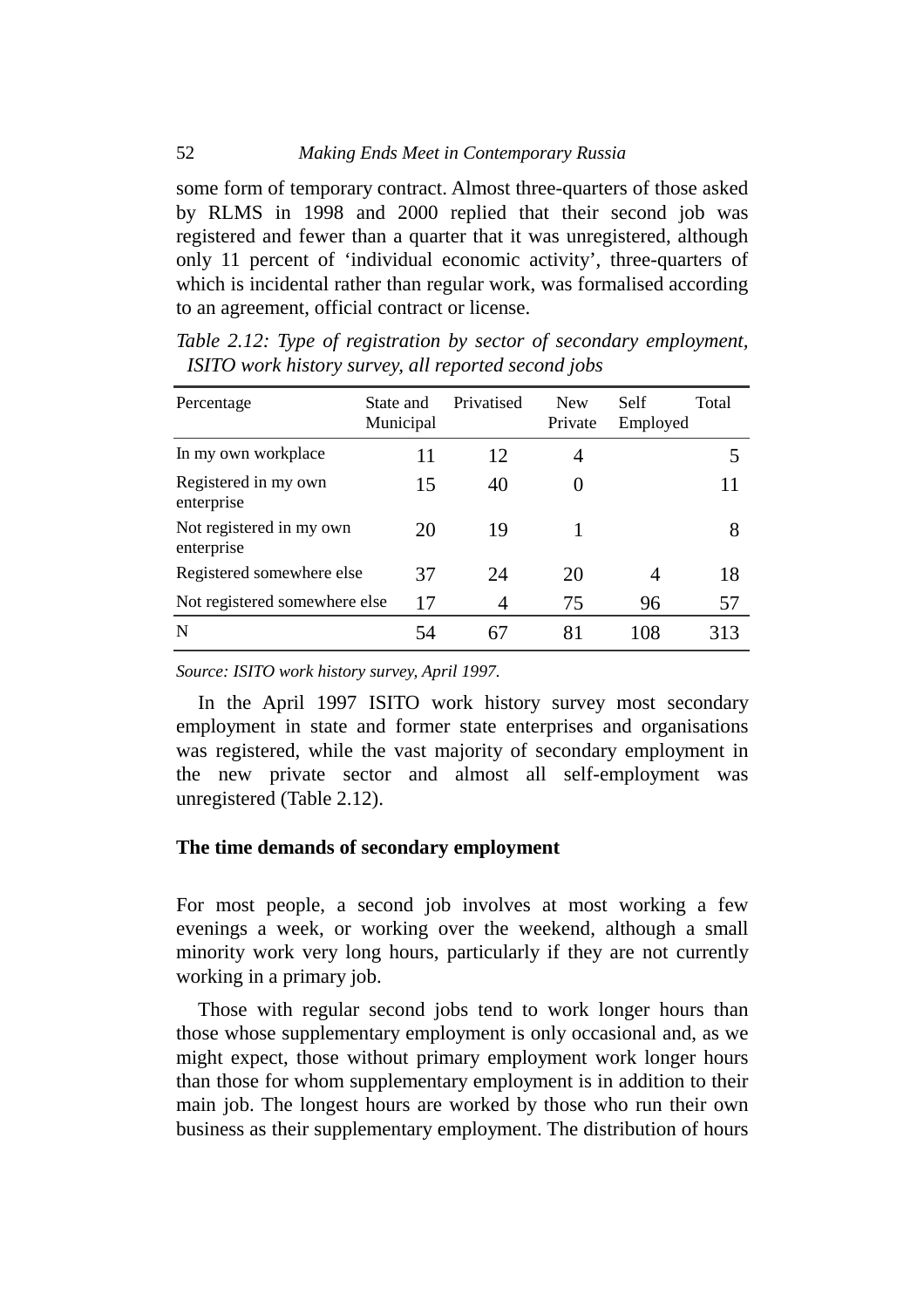some form of temporary contract. Almost three-quarters of those asked by RLMS in 1998 and 2000 replied that their second job was registered and fewer than a quarter that it was unregistered, although only 11 percent of 'individual economic activity', three-quarters of which is incidental rather than regular work, was formalised according to an agreement, official contract or license.

*Table 2.12: Type of registration by sector of secondary employment, ISITO work history survey, all reported second jobs*

| Percentage | State and Municipal | Privatised | New Private | Self Employed | Total |
|---|---|---|---|---|---|
| In my own workplace | 11 | 12 | 4 | | 5 |
| Registered in my own enterprise | 15 | 40 | 0 | | 11 |
| Not registered in my own enterprise | 20 | 19 | 1 | | 8 |
| Registered somewhere else | 37 | 24 | 20 | 4 | 18 |
| Not registered somewhere else | 17 | 4 | 75 | 96 | 57 |
| N | 54 | 67 | 81 | 108 | 313 |

*Source: ISITO work history survey, April 1997.*

In the April 1997 ISITO work history survey most secondary employment in state and former state enterprises and organisations was registered, while the vast majority of secondary employment in the new private sector and almost all self-employment was unregistered (Table 2.12).

### The time demands of secondary employment

For most people, a second job involves at most working a few evenings a week, or working over the weekend, although a small minority work very long hours, particularly if they are not currently working in a primary job.

Those with regular second jobs tend to work longer hours than those whose supplementary employment is only occasional and, as we might expect, those without primary employment work longer hours than those for whom supplementary employment is in addition to their main job. The longest hours are worked by those who run their own business as their supplementary employment. The distribution of hours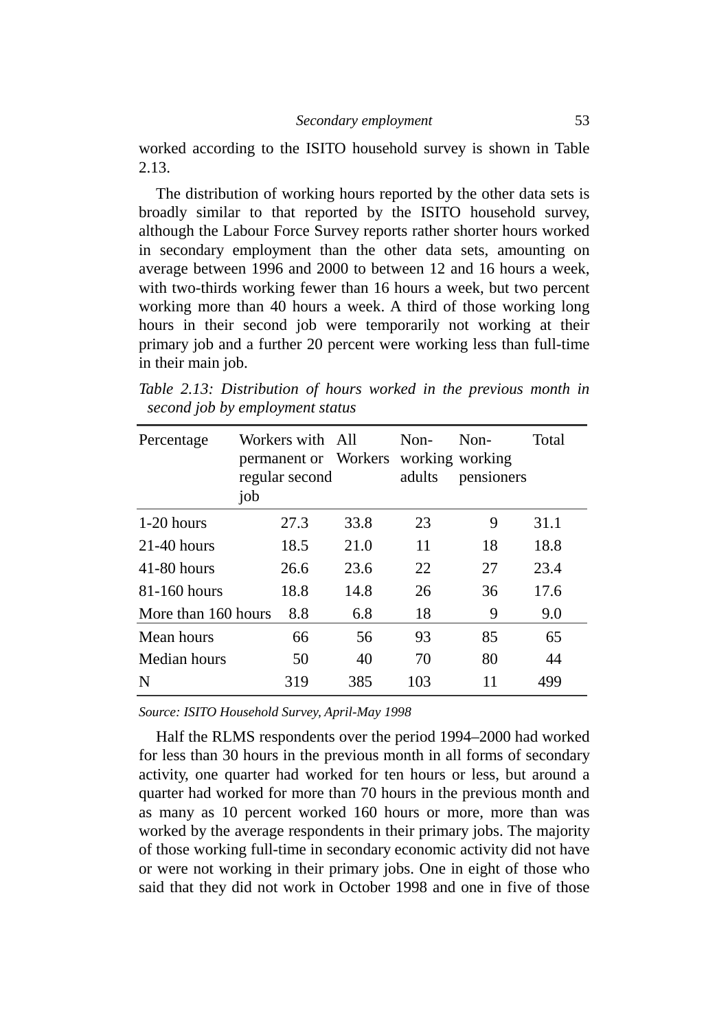worked according to the ISITO household survey is shown in Table 2.13.

The distribution of working hours reported by the other data sets is broadly similar to that reported by the ISITO household survey, although the Labour Force Survey reports rather shorter hours worked in secondary employment than the other data sets, amounting on average between 1996 and 2000 to between 12 and 16 hours a week, with two-thirds working fewer than 16 hours a week, but two percent working more than 40 hours a week. A third of those working long hours in their second job were temporarily not working at their primary job and a further 20 percent were working less than full-time in their main job.

*Table 2.13: Distribution of hours worked in the previous month in second job by employment status*

| Percentage | Workers with permanent or regular second job | All Workers | Non-working adults | Non-working pensioners | Total |
|---|---|---|---|---|---|
| 1-20 hours | 27.3 | 33.8 | 23 | 9 | 31.1 |
| 21-40 hours | 18.5 | 21.0 | 11 | 18 | 18.8 |
| 41-80 hours | 26.6 | 23.6 | 22 | 27 | 23.4 |
| 81-160 hours | 18.8 | 14.8 | 26 | 36 | 17.6 |
| More than 160 hours | 8.8 | 6.8 | 18 | 9 | 9.0 |
| Mean hours | 66 | 56 | 93 | 85 | 65 |
| Median hours | 50 | 40 | 70 | 80 | 44 |
| N | 319 | 385 | 103 | 11 | 499 |

*Source: ISITO Household Survey, April-May 1998*

Half the RLMS respondents over the period 1994–2000 had worked for less than 30 hours in the previous month in all forms of secondary activity, one quarter had worked for ten hours or less, but around a quarter had worked for more than 70 hours in the previous month and as many as 10 percent worked 160 hours or more, more than was worked by the average respondents in their primary jobs. The majority of those working full-time in secondary economic activity did not have or were not working in their primary jobs. One in eight of those who said that they did not work in October 1998 and one in five of those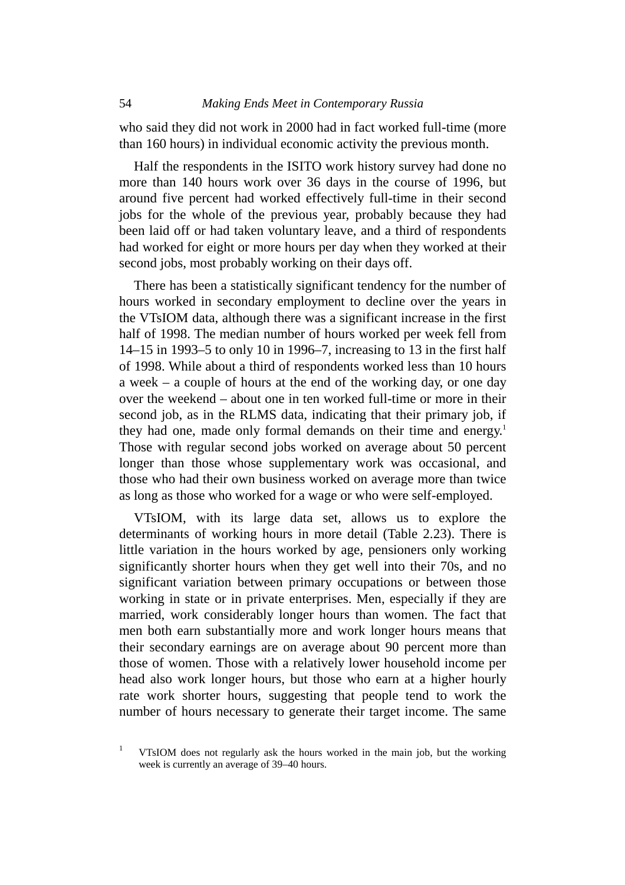who said they did not work in 2000 had in fact worked full-time (more than 160 hours) in individual economic activity the previous month.

Half the respondents in the ISITO work history survey had done no more than 140 hours work over 36 days in the course of 1996, but around five percent had worked effectively full-time in their second jobs for the whole of the previous year, probably because they had been laid off or had taken voluntary leave, and a third of respondents had worked for eight or more hours per day when they worked at their second jobs, most probably working on their days off.

There has been a statistically significant tendency for the number of hours worked in secondary employment to decline over the years in the VTsIOM data, although there was a significant increase in the first half of 1998. The median number of hours worked per week fell from 14–15 in 1993–5 to only 10 in 1996–7, increasing to 13 in the first half of 1998. While about a third of respondents worked less than 10 hours a week – a couple of hours at the end of the working day, or one day over the weekend – about one in ten worked full-time or more in their second job, as in the RLMS data, indicating that their primary job, if they had one, made only formal demands on their time and energy.[1] Those with regular second jobs worked on average about 50 percent longer than those whose supplementary work was occasional, and those who had their own business worked on average more than twice as long as those who worked for a wage or who were self-employed.

VTsIOM, with its large data set, allows us to explore the determinants of working hours in more detail (Table 2.23). There is little variation in the hours worked by age, pensioners only working significantly shorter hours when they get well into their 70s, and no significant variation between primary occupations or between those working in state or in private enterprises. Men, especially if they are married, work considerably longer hours than women. The fact that men both earn substantially more and work longer hours means that their secondary earnings are on average about 90 percent more than those of women. Those with a relatively lower household income per head also work longer hours, but those who earn at a higher hourly rate work shorter hours, suggesting that people tend to work the number of hours necessary to generate their target income. The same

[1] VTsIOM does not regularly ask the hours worked in the main job, but the working week is currently an average of 39–40 hours.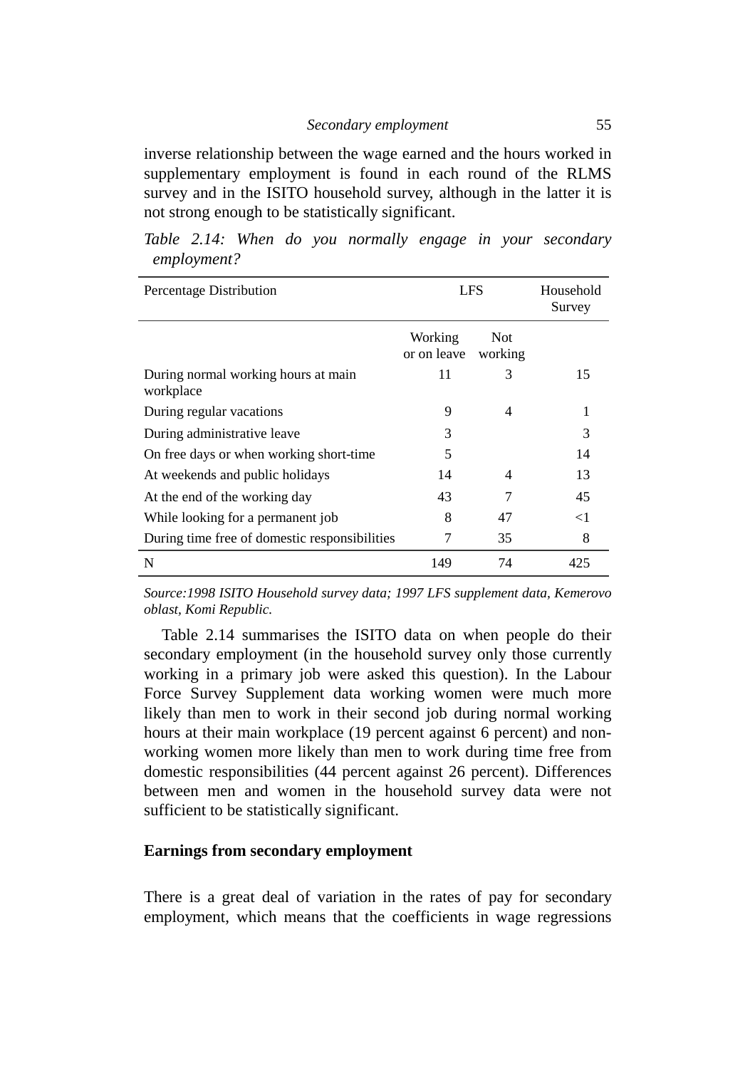inverse relationship between the wage earned and the hours worked in supplementary employment is found in each round of the RLMS survey and in the ISITO household survey, although in the latter it is not strong enough to be statistically significant.

*Table 2.14: When do you normally engage in your secondary employment?*

| Percentage Distribution | LFS | | Household Survey |
|---|---|---|---|
| | Working or on leave | Not working | |
| During normal working hours at main workplace | 11 | 3 | 15 |
| During regular vacations | 9 | 4 | 1 |
| During administrative leave | 3 | | 3 |
| On free days or when working short-time | 5 | | 14 |
| At weekends and public holidays | 14 | 4 | 13 |
| At the end of the working day | 43 | 7 | 45 |
| While looking for a permanent job | 8 | 47 | <1 |
| During time free of domestic responsibilities | 7 | 35 | 8 |
| N | 149 | 74 | 425 |

*Source:1998 ISITO Household survey data; 1997 LFS supplement data, Kemerovo oblast, Komi Republic.*

Table 2.14 summarises the ISITO data on when people do their secondary employment (in the household survey only those currently working in a primary job were asked this question). In the Labour Force Survey Supplement data working women were much more likely than men to work in their second job during normal working hours at their main workplace (19 percent against 6 percent) and non-working women more likely than men to work during time free from domestic responsibilities (44 percent against 26 percent). Differences between men and women in the household survey data were not sufficient to be statistically significant.

### Earnings from secondary employment

There is a great deal of variation in the rates of pay for secondary employment, which means that the coefficients in wage regressions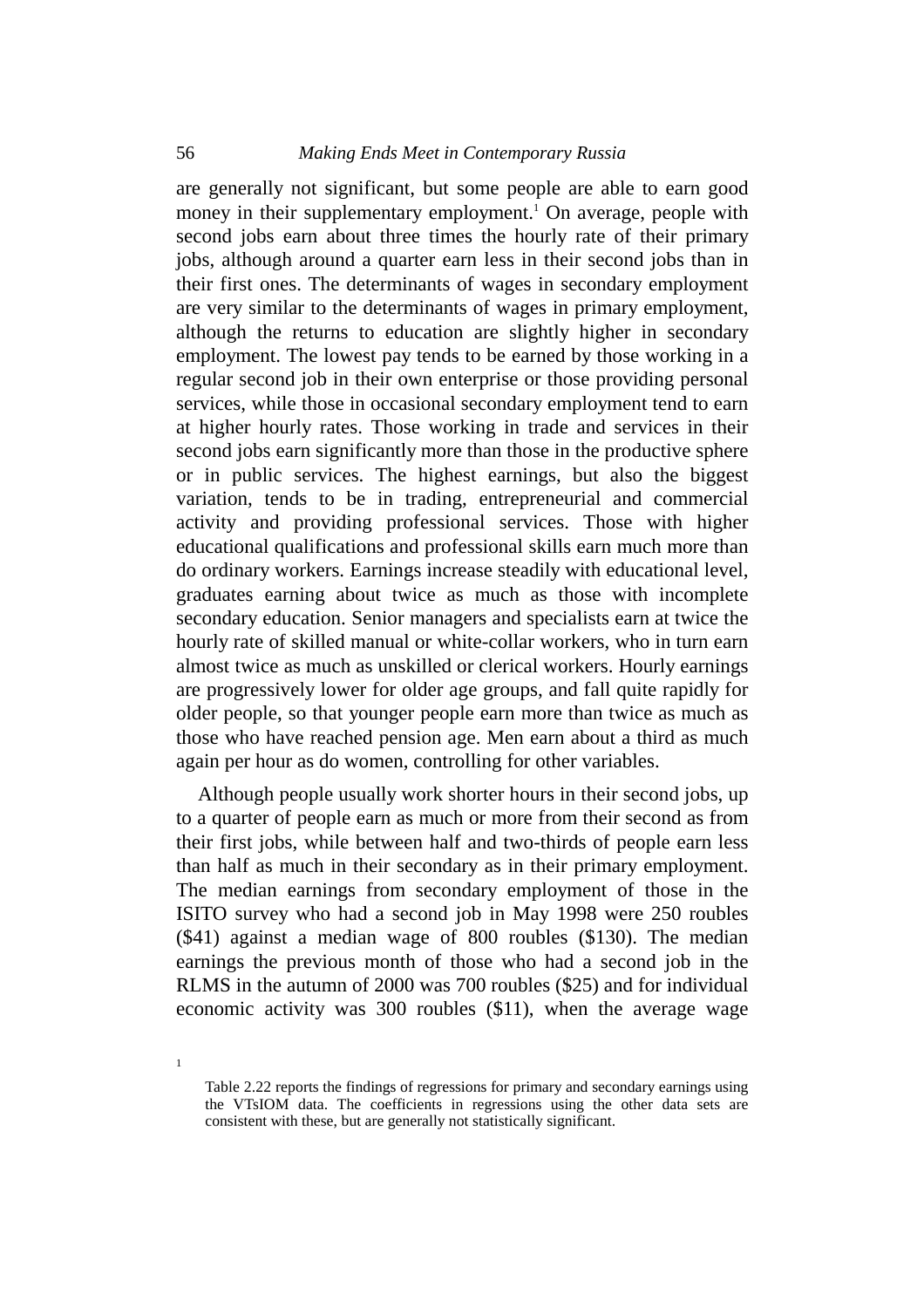are generally not significant, but some people are able to earn good money in their supplementary employment.[1] On average, people with second jobs earn about three times the hourly rate of their primary jobs, although around a quarter earn less in their second jobs than in their first ones. The determinants of wages in secondary employment are very similar to the determinants of wages in primary employment, although the returns to education are slightly higher in secondary employment. The lowest pay tends to be earned by those working in a regular second job in their own enterprise or those providing personal services, while those in occasional secondary employment tend to earn at higher hourly rates. Those working in trade and services in their second jobs earn significantly more than those in the productive sphere or in public services. The highest earnings, but also the biggest variation, tends to be in trading, entrepreneurial and commercial activity and providing professional services. Those with higher educational qualifications and professional skills earn much more than do ordinary workers. Earnings increase steadily with educational level, graduates earning about twice as much as those with incomplete secondary education. Senior managers and specialists earn at twice the hourly rate of skilled manual or white-collar workers, who in turn earn almost twice as much as unskilled or clerical workers. Hourly earnings are progressively lower for older age groups, and fall quite rapidly for older people, so that younger people earn more than twice as much as those who have reached pension age. Men earn about a third as much again per hour as do women, controlling for other variables.

Although people usually work shorter hours in their second jobs, up to a quarter of people earn as much or more from their second as from their first jobs, while between half and two-thirds of people earn less than half as much in their secondary as in their primary employment. The median earnings from secondary employment of those in the ISITO survey who had a second job in May 1998 were 250 roubles ($41) against a median wage of 800 roubles ($130). The median earnings the previous month of those who had a second job in the RLMS in the autumn of 2000 was 700 roubles ($25) and for individual economic activity was 300 roubles ($11), when the average wage

[1] Table 2.22 reports the findings of regressions for primary and secondary earnings using the VTsIOM data. The coefficients in regressions using the other data sets are consistent with these, but are generally not statistically significant.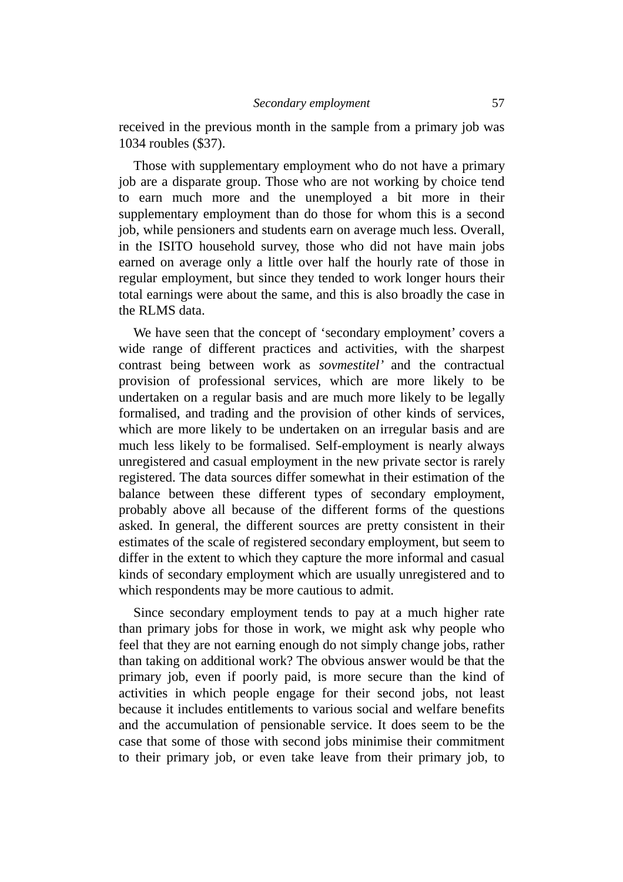received in the previous month in the sample from a primary job was 1034 roubles ($37).

Those with supplementary employment who do not have a primary job are a disparate group. Those who are not working by choice tend to earn much more and the unemployed a bit more in their supplementary employment than do those for whom this is a second job, while pensioners and students earn on average much less. Overall, in the ISITO household survey, those who did not have main jobs earned on average only a little over half the hourly rate of those in regular employment, but since they tended to work longer hours their total earnings were about the same, and this is also broadly the case in the RLMS data.

We have seen that the concept of 'secondary employment' covers a wide range of different practices and activities, with the sharpest contrast being between work as *sovmestitel'* and the contractual provision of professional services, which are more likely to be undertaken on a regular basis and are much more likely to be legally formalised, and trading and the provision of other kinds of services, which are more likely to be undertaken on an irregular basis and are much less likely to be formalised. Self-employment is nearly always unregistered and casual employment in the new private sector is rarely registered. The data sources differ somewhat in their estimation of the balance between these different types of secondary employment, probably above all because of the different forms of the questions asked. In general, the different sources are pretty consistent in their estimates of the scale of registered secondary employment, but seem to differ in the extent to which they capture the more informal and casual kinds of secondary employment which are usually unregistered and to which respondents may be more cautious to admit.

Since secondary employment tends to pay at a much higher rate than primary jobs for those in work, we might ask why people who feel that they are not earning enough do not simply change jobs, rather than taking on additional work? The obvious answer would be that the primary job, even if poorly paid, is more secure than the kind of activities in which people engage for their second jobs, not least because it includes entitlements to various social and welfare benefits and the accumulation of pensionable service. It does seem to be the case that some of those with second jobs minimise their commitment to their primary job, or even take leave from their primary job, to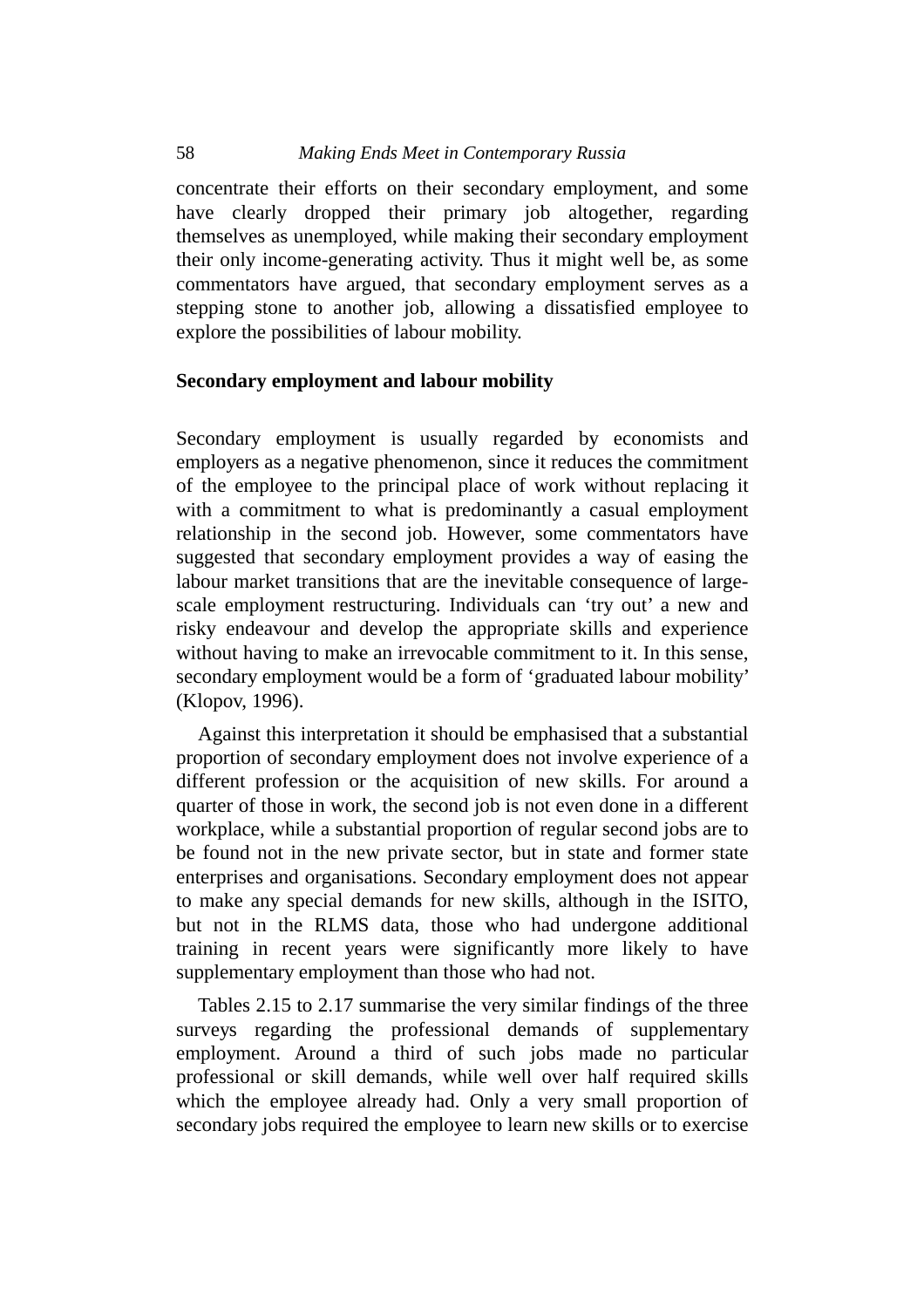concentrate their efforts on their secondary employment, and some have clearly dropped their primary job altogether, regarding themselves as unemployed, while making their secondary employment their only income-generating activity. Thus it might well be, as some commentators have argued, that secondary employment serves as a stepping stone to another job, allowing a dissatisfied employee to explore the possibilities of labour mobility.

## Secondary employment and labour mobility

Secondary employment is usually regarded by economists and employers as a negative phenomenon, since it reduces the commitment of the employee to the principal place of work without replacing it with a commitment to what is predominantly a casual employment relationship in the second job. However, some commentators have suggested that secondary employment provides a way of easing the labour market transitions that are the inevitable consequence of large-scale employment restructuring. Individuals can 'try out' a new and risky endeavour and develop the appropriate skills and experience without having to make an irrevocable commitment to it. In this sense, secondary employment would be a form of 'graduated labour mobility' (Klopov, 1996).

Against this interpretation it should be emphasised that a substantial proportion of secondary employment does not involve experience of a different profession or the acquisition of new skills. For around a quarter of those in work, the second job is not even done in a different workplace, while a substantial proportion of regular second jobs are to be found not in the new private sector, but in state and former state enterprises and organisations. Secondary employment does not appear to make any special demands for new skills, although in the ISITO, but not in the RLMS data, those who had undergone additional training in recent years were significantly more likely to have supplementary employment than those who had not.

Tables 2.15 to 2.17 summarise the very similar findings of the three surveys regarding the professional demands of supplementary employment. Around a third of such jobs made no particular professional or skill demands, while well over half required skills which the employee already had. Only a very small proportion of secondary jobs required the employee to learn new skills or to exercise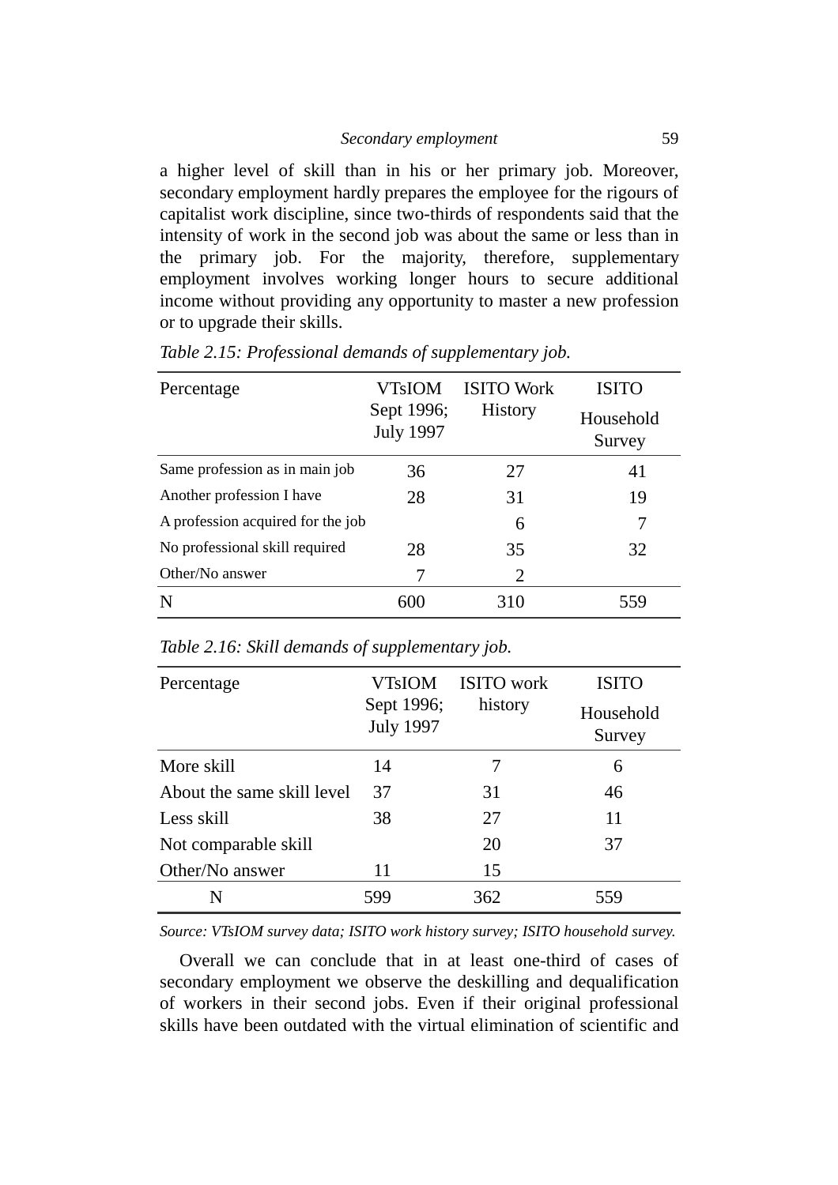a higher level of skill than in his or her primary job. Moreover, secondary employment hardly prepares the employee for the rigours of capitalist work discipline, since two-thirds of respondents said that the intensity of work in the second job was about the same or less than in the primary job. For the majority, therefore, supplementary employment involves working longer hours to secure additional income without providing any opportunity to master a new profession or to upgrade their skills.

*Table 2.15: Professional demands of supplementary job.*

| Percentage | VTsIOM Sept 1996; July 1997 | ISITO Work History | ISITO Household Survey |
|---|---|---|---|
| Same profession as in main job | 36 | 27 | 41 |
| Another profession I have | 28 | 31 | 19 |
| A profession acquired for the job | | 6 | 7 |
| No professional skill required | 28 | 35 | 32 |
| Other/No answer | 7 | 2 | |
| N | 600 | 310 | 559 |

*Table 2.16: Skill demands of supplementary job.*

| Percentage | VTsIOM Sept 1996; July 1997 | ISITO work history | ISITO Household Survey |
|---|---|---|---|
| More skill | 14 | 7 | 6 |
| About the same skill level | 37 | 31 | 46 |
| Less skill | 38 | 27 | 11 |
| Not comparable skill | | 20 | 37 |
| Other/No answer | 11 | 15 | |
| N | 599 | 362 | 559 |

*Source: VTsIOM survey data; ISITO work history survey; ISITO household survey.*

Overall we can conclude that in at least one-third of cases of secondary employment we observe the deskilling and dequalification of workers in their second jobs. Even if their original professional skills have been outdated with the virtual elimination of scientific and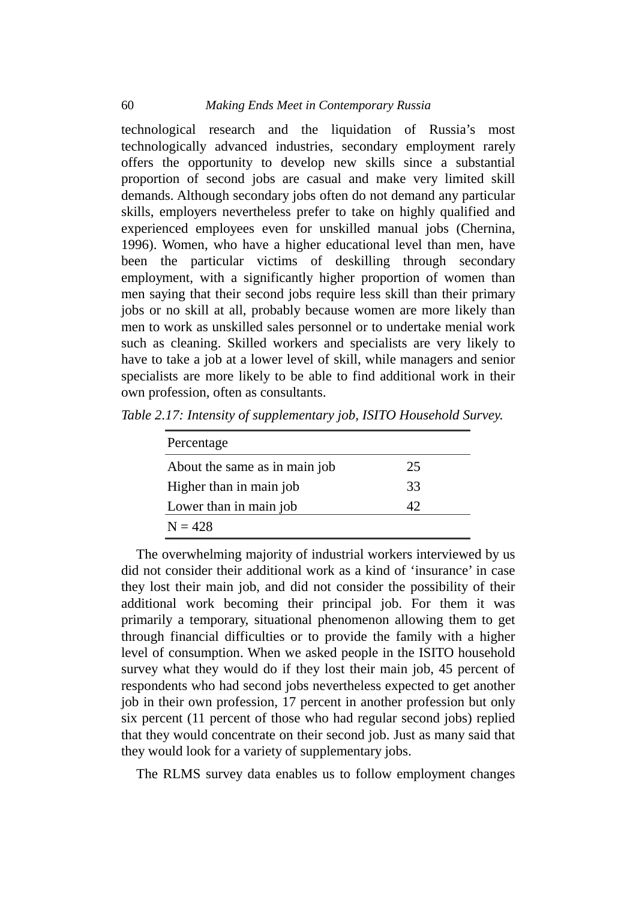technological research and the liquidation of Russia's most technologically advanced industries, secondary employment rarely offers the opportunity to develop new skills since a substantial proportion of second jobs are casual and make very limited skill demands. Although secondary jobs often do not demand any particular skills, employers nevertheless prefer to take on highly qualified and experienced employees even for unskilled manual jobs (Chernina, 1996). Women, who have a higher educational level than men, have been the particular victims of deskilling through secondary employment, with a significantly higher proportion of women than men saying that their second jobs require less skill than their primary jobs or no skill at all, probably because women are more likely than men to work as unskilled sales personnel or to undertake menial work such as cleaning. Skilled workers and specialists are very likely to have to take a job at a lower level of skill, while managers and senior specialists are more likely to be able to find additional work in their own profession, often as consultants.

*Table 2.17: Intensity of supplementary job, ISITO Household Survey.*

| Percentage | |
|---|---|
| About the same as in main job | 25 |
| Higher than in main job | 33 |
| Lower than in main job | 42 |
| N = 428 | |

The overwhelming majority of industrial workers interviewed by us did not consider their additional work as a kind of 'insurance' in case they lost their main job, and did not consider the possibility of their additional work becoming their principal job. For them it was primarily a temporary, situational phenomenon allowing them to get through financial difficulties or to provide the family with a higher level of consumption. When we asked people in the ISITO household survey what they would do if they lost their main job, 45 percent of respondents who had second jobs nevertheless expected to get another job in their own profession, 17 percent in another profession but only six percent (11 percent of those who had regular second jobs) replied that they would concentrate on their second job. Just as many said that they would look for a variety of supplementary jobs.

The RLMS survey data enables us to follow employment changes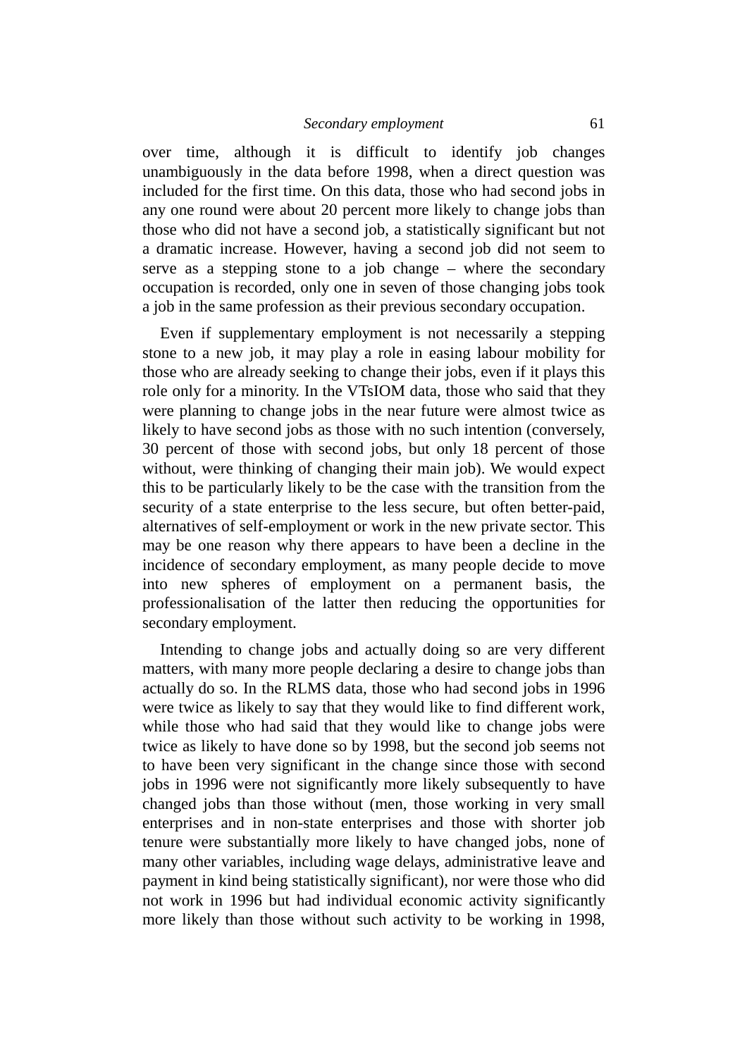over time, although it is difficult to identify job changes unambiguously in the data before 1998, when a direct question was included for the first time. On this data, those who had second jobs in any one round were about 20 percent more likely to change jobs than those who did not have a second job, a statistically significant but not a dramatic increase. However, having a second job did not seem to serve as a stepping stone to a job change – where the secondary occupation is recorded, only one in seven of those changing jobs took a job in the same profession as their previous secondary occupation.

Even if supplementary employment is not necessarily a stepping stone to a new job, it may play a role in easing labour mobility for those who are already seeking to change their jobs, even if it plays this role only for a minority. In the VTsIOM data, those who said that they were planning to change jobs in the near future were almost twice as likely to have second jobs as those with no such intention (conversely, 30 percent of those with second jobs, but only 18 percent of those without, were thinking of changing their main job). We would expect this to be particularly likely to be the case with the transition from the security of a state enterprise to the less secure, but often better-paid, alternatives of self-employment or work in the new private sector. This may be one reason why there appears to have been a decline in the incidence of secondary employment, as many people decide to move into new spheres of employment on a permanent basis, the professionalisation of the latter then reducing the opportunities for secondary employment.

Intending to change jobs and actually doing so are very different matters, with many more people declaring a desire to change jobs than actually do so. In the RLMS data, those who had second jobs in 1996 were twice as likely to say that they would like to find different work, while those who had said that they would like to change jobs were twice as likely to have done so by 1998, but the second job seems not to have been very significant in the change since those with second jobs in 1996 were not significantly more likely subsequently to have changed jobs than those without (men, those working in very small enterprises and in non-state enterprises and those with shorter job tenure were substantially more likely to have changed jobs, none of many other variables, including wage delays, administrative leave and payment in kind being statistically significant), nor were those who did not work in 1996 but had individual economic activity significantly more likely than those without such activity to be working in 1998,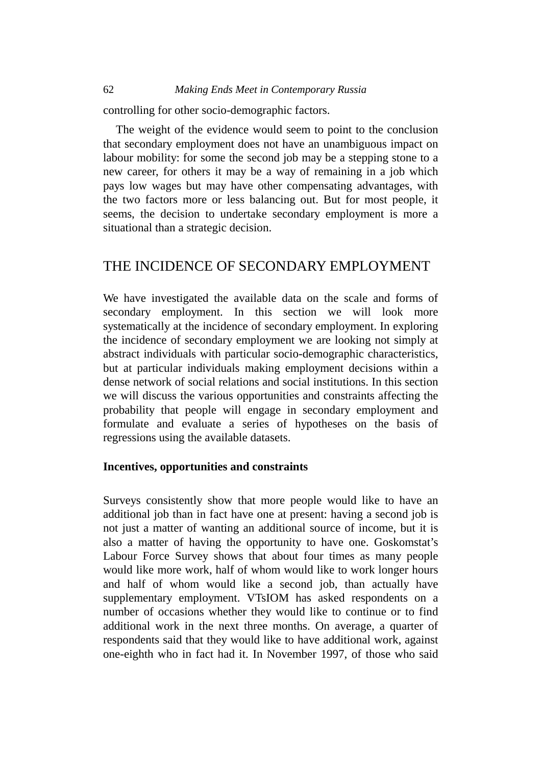controlling for other socio-demographic factors.

The weight of the evidence would seem to point to the conclusion that secondary employment does not have an unambiguous impact on labour mobility: for some the second job may be a stepping stone to a new career, for others it may be a way of remaining in a job which pays low wages but may have other compensating advantages, with the two factors more or less balancing out. But for most people, it seems, the decision to undertake secondary employment is more a situational than a strategic decision.

## THE INCIDENCE OF SECONDARY EMPLOYMENT

We have investigated the available data on the scale and forms of secondary employment. In this section we will look more systematically at the incidence of secondary employment. In exploring the incidence of secondary employment we are looking not simply at abstract individuals with particular socio-demographic characteristics, but at particular individuals making employment decisions within a dense network of social relations and social institutions. In this section we will discuss the various opportunities and constraints affecting the probability that people will engage in secondary employment and formulate and evaluate a series of hypotheses on the basis of regressions using the available datasets.

### Incentives, opportunities and constraints

Surveys consistently show that more people would like to have an additional job than in fact have one at present: having a second job is not just a matter of wanting an additional source of income, but it is also a matter of having the opportunity to have one. Goskomstat's Labour Force Survey shows that about four times as many people would like more work, half of whom would like to work longer hours and half of whom would like a second job, than actually have supplementary employment. VTsIOM has asked respondents on a number of occasions whether they would like to continue or to find additional work in the next three months. On average, a quarter of respondents said that they would like to have additional work, against one-eighth who in fact had it. In November 1997, of those who said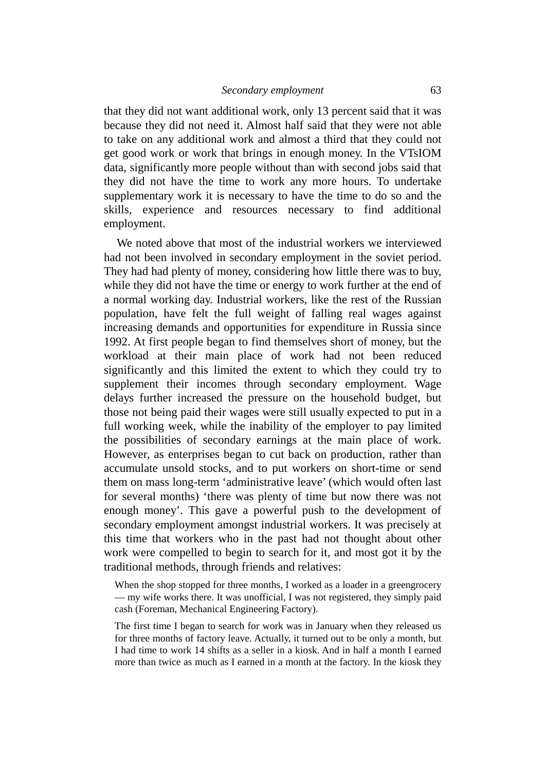that they did not want additional work, only 13 percent said that it was because they did not need it. Almost half said that they were not able to take on any additional work and almost a third that they could not get good work or work that brings in enough money. In the VTsIOM data, significantly more people without than with second jobs said that they did not have the time to work any more hours. To undertake supplementary work it is necessary to have the time to do so and the skills, experience and resources necessary to find additional employment.

We noted above that most of the industrial workers we interviewed had not been involved in secondary employment in the soviet period. They had had plenty of money, considering how little there was to buy, while they did not have the time or energy to work further at the end of a normal working day. Industrial workers, like the rest of the Russian population, have felt the full weight of falling real wages against increasing demands and opportunities for expenditure in Russia since 1992. At first people began to find themselves short of money, but the workload at their main place of work had not been reduced significantly and this limited the extent to which they could try to supplement their incomes through secondary employment. Wage delays further increased the pressure on the household budget, but those not being paid their wages were still usually expected to put in a full working week, while the inability of the employer to pay limited the possibilities of secondary earnings at the main place of work. However, as enterprises began to cut back on production, rather than accumulate unsold stocks, and to put workers on short-time or send them on mass long-term 'administrative leave' (which would often last for several months) 'there was plenty of time but now there was not enough money'. This gave a powerful push to the development of secondary employment amongst industrial workers. It was precisely at this time that workers who in the past had not thought about other work were compelled to begin to search for it, and most got it by the traditional methods, through friends and relatives:

> When the shop stopped for three months, I worked as a loader in a greengrocery — my wife works there. It was unofficial, I was not registered, they simply paid cash (Foreman, Mechanical Engineering Factory).

> The first time I began to search for work was in January when they released us for three months of factory leave. Actually, it turned out to be only a month, but I had time to work 14 shifts as a seller in a kiosk. And in half a month I earned more than twice as much as I earned in a month at the factory. In the kiosk they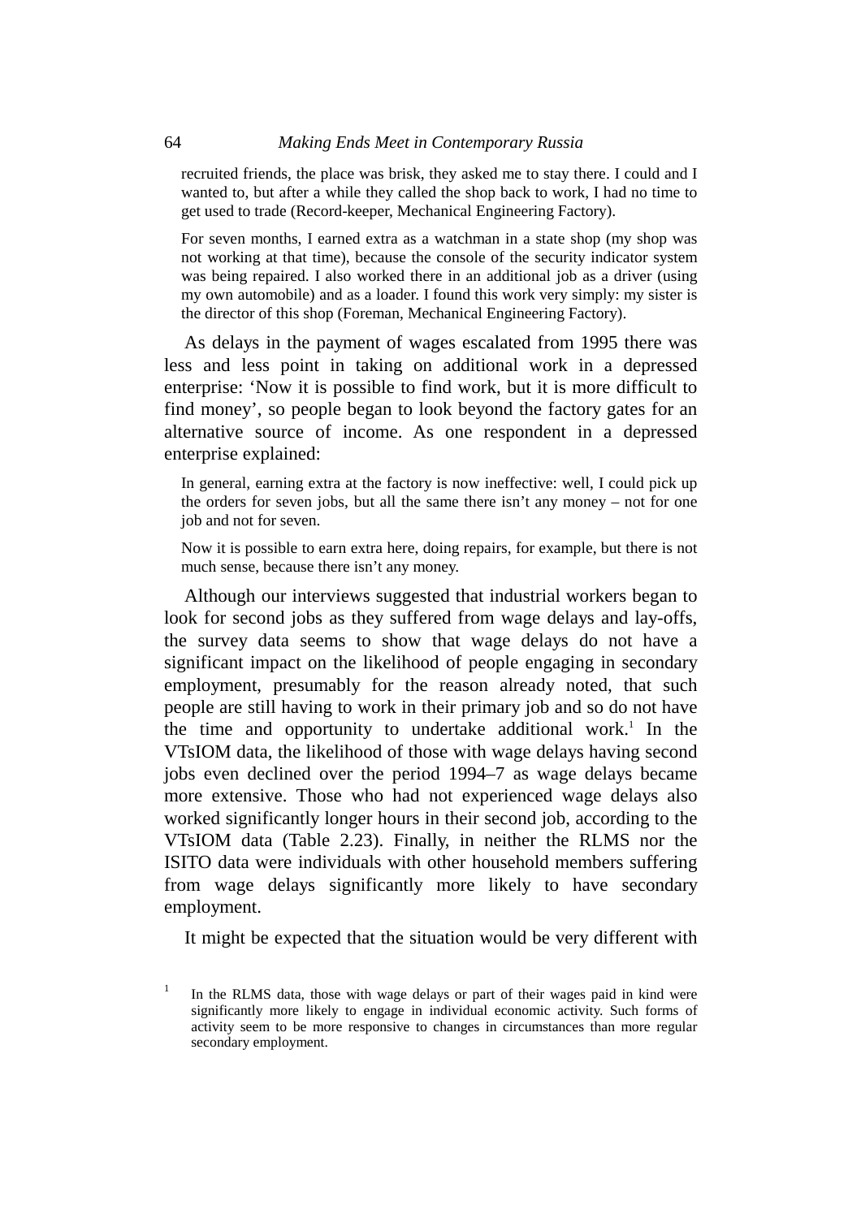> recruited friends, the place was brisk, they asked me to stay there. I could and I wanted to, but after a while they called the shop back to work, I had no time to get used to trade (Record-keeper, Mechanical Engineering Factory).

> For seven months, I earned extra as a watchman in a state shop (my shop was not working at that time), because the console of the security indicator system was being repaired. I also worked there in an additional job as a driver (using my own automobile) and as a loader. I found this work very simply: my sister is the director of this shop (Foreman, Mechanical Engineering Factory).

As delays in the payment of wages escalated from 1995 there was less and less point in taking on additional work in a depressed enterprise: 'Now it is possible to find work, but it is more difficult to find money', so people began to look beyond the factory gates for an alternative source of income. As one respondent in a depressed enterprise explained:

> In general, earning extra at the factory is now ineffective: well, I could pick up the orders for seven jobs, but all the same there isn't any money – not for one job and not for seven.

> Now it is possible to earn extra here, doing repairs, for example, but there is not much sense, because there isn't any money.

Although our interviews suggested that industrial workers began to look for second jobs as they suffered from wage delays and lay-offs, the survey data seems to show that wage delays do not have a significant impact on the likelihood of people engaging in secondary employment, presumably for the reason already noted, that such people are still having to work in their primary job and so do not have the time and opportunity to undertake additional work.[1] In the VTsIOM data, the likelihood of those with wage delays having second jobs even declined over the period 1994–7 as wage delays became more extensive. Those who had not experienced wage delays also worked significantly longer hours in their second job, according to the VTsIOM data (Table 2.23). Finally, in neither the RLMS nor the ISITO data were individuals with other household members suffering from wage delays significantly more likely to have secondary employment.

It might be expected that the situation would be very different with

[1] In the RLMS data, those with wage delays or part of their wages paid in kind were significantly more likely to engage in individual economic activity. Such forms of activity seem to be more responsive to changes in circumstances than more regular secondary employment.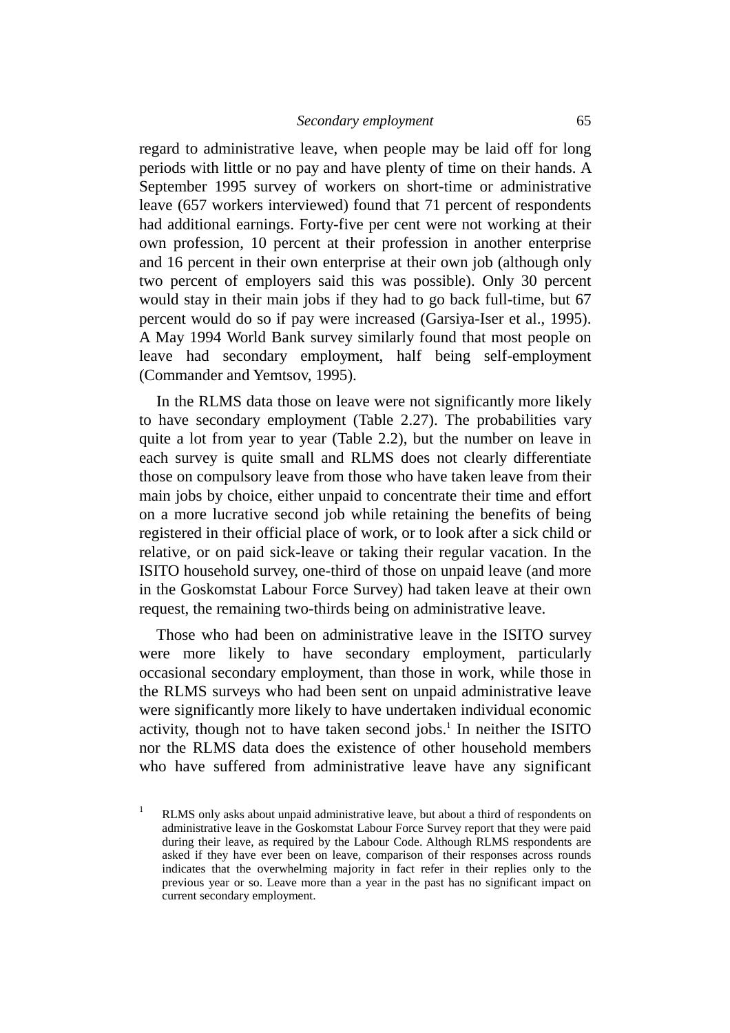regard to administrative leave, when people may be laid off for long periods with little or no pay and have plenty of time on their hands. A September 1995 survey of workers on short-time or administrative leave (657 workers interviewed) found that 71 percent of respondents had additional earnings. Forty-five per cent were not working at their own profession, 10 percent at their profession in another enterprise and 16 percent in their own enterprise at their own job (although only two percent of employers said this was possible). Only 30 percent would stay in their main jobs if they had to go back full-time, but 67 percent would do so if pay were increased (Garsiya-Iser et al., 1995). A May 1994 World Bank survey similarly found that most people on leave had secondary employment, half being self-employment (Commander and Yemtsov, 1995).

In the RLMS data those on leave were not significantly more likely to have secondary employment (Table 2.27). The probabilities vary quite a lot from year to year (Table 2.2), but the number on leave in each survey is quite small and RLMS does not clearly differentiate those on compulsory leave from those who have taken leave from their main jobs by choice, either unpaid to concentrate their time and effort on a more lucrative second job while retaining the benefits of being registered in their official place of work, or to look after a sick child or relative, or on paid sick-leave or taking their regular vacation. In the ISITO household survey, one-third of those on unpaid leave (and more in the Goskomstat Labour Force Survey) had taken leave at their own request, the remaining two-thirds being on administrative leave.

Those who had been on administrative leave in the ISITO survey were more likely to have secondary employment, particularly occasional secondary employment, than those in work, while those in the RLMS surveys who had been sent on unpaid administrative leave were significantly more likely to have undertaken individual economic activity, though not to have taken second jobs.[1] In neither the ISITO nor the RLMS data does the existence of other household members who have suffered from administrative leave have any significant

[1] RLMS only asks about unpaid administrative leave, but about a third of respondents on administrative leave in the Goskomstat Labour Force Survey report that they were paid during their leave, as required by the Labour Code. Although RLMS respondents are asked if they have ever been on leave, comparison of their responses across rounds indicates that the overwhelming majority in fact refer in their replies only to the previous year or so. Leave more than a year in the past has no significant impact on current secondary employment.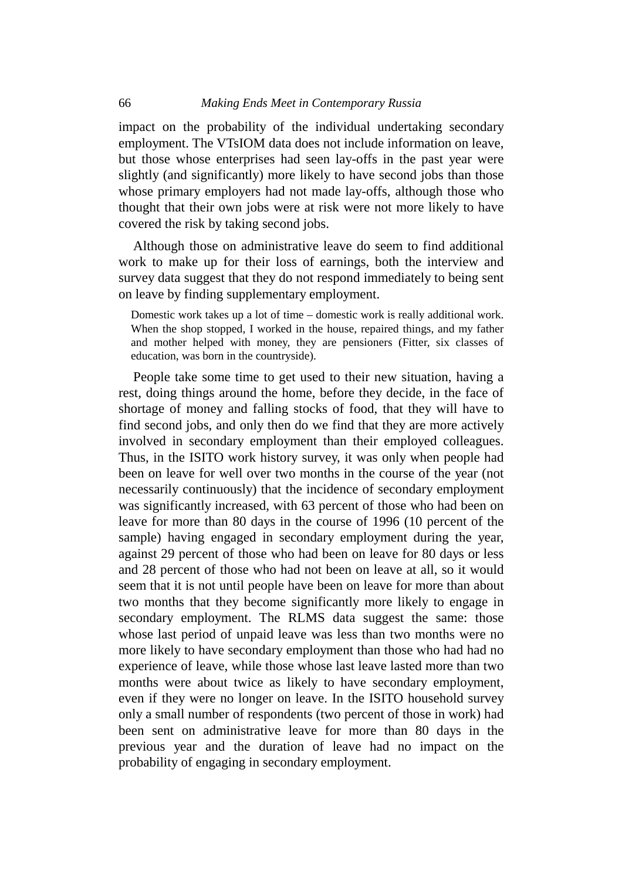impact on the probability of the individual undertaking secondary employment. The VTsIOM data does not include information on leave, but those whose enterprises had seen lay-offs in the past year were slightly (and significantly) more likely to have second jobs than those whose primary employers had not made lay-offs, although those who thought that their own jobs were at risk were not more likely to have covered the risk by taking second jobs.

Although those on administrative leave do seem to find additional work to make up for their loss of earnings, both the interview and survey data suggest that they do not respond immediately to being sent on leave by finding supplementary employment.

> Domestic work takes up a lot of time – domestic work is really additional work. When the shop stopped, I worked in the house, repaired things, and my father and mother helped with money, they are pensioners (Fitter, six classes of education, was born in the countryside).

People take some time to get used to their new situation, having a rest, doing things around the home, before they decide, in the face of shortage of money and falling stocks of food, that they will have to find second jobs, and only then do we find that they are more actively involved in secondary employment than their employed colleagues. Thus, in the ISITO work history survey, it was only when people had been on leave for well over two months in the course of the year (not necessarily continuously) that the incidence of secondary employment was significantly increased, with 63 percent of those who had been on leave for more than 80 days in the course of 1996 (10 percent of the sample) having engaged in secondary employment during the year, against 29 percent of those who had been on leave for 80 days or less and 28 percent of those who had not been on leave at all, so it would seem that it is not until people have been on leave for more than about two months that they become significantly more likely to engage in secondary employment. The RLMS data suggest the same: those whose last period of unpaid leave was less than two months were no more likely to have secondary employment than those who had had no experience of leave, while those whose last leave lasted more than two months were about twice as likely to have secondary employment, even if they were no longer on leave. In the ISITO household survey only a small number of respondents (two percent of those in work) had been sent on administrative leave for more than 80 days in the previous year and the duration of leave had no impact on the probability of engaging in secondary employment.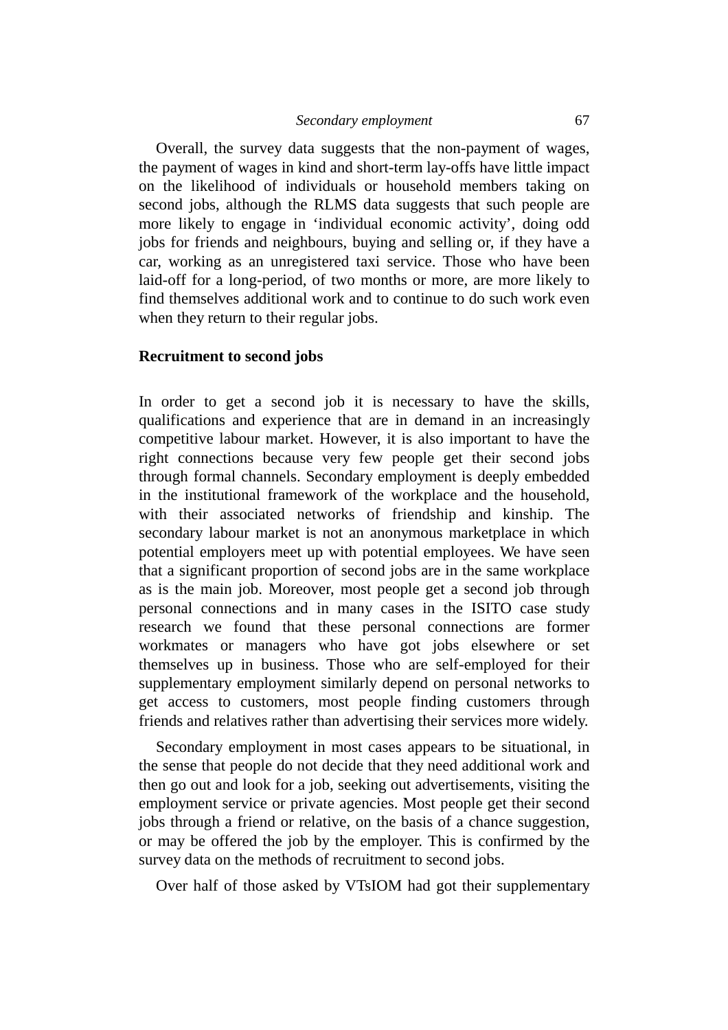Overall, the survey data suggests that the non-payment of wages, the payment of wages in kind and short-term lay-offs have little impact on the likelihood of individuals or household members taking on second jobs, although the RLMS data suggests that such people are more likely to engage in 'individual economic activity', doing odd jobs for friends and neighbours, buying and selling or, if they have a car, working as an unregistered taxi service. Those who have been laid-off for a long-period, of two months or more, are more likely to find themselves additional work and to continue to do such work even when they return to their regular jobs.

## Recruitment to second jobs

In order to get a second job it is necessary to have the skills, qualifications and experience that are in demand in an increasingly competitive labour market. However, it is also important to have the right connections because very few people get their second jobs through formal channels. Secondary employment is deeply embedded in the institutional framework of the workplace and the household, with their associated networks of friendship and kinship. The secondary labour market is not an anonymous marketplace in which potential employers meet up with potential employees. We have seen that a significant proportion of second jobs are in the same workplace as is the main job. Moreover, most people get a second job through personal connections and in many cases in the ISITO case study research we found that these personal connections are former workmates or managers who have got jobs elsewhere or set themselves up in business. Those who are self-employed for their supplementary employment similarly depend on personal networks to get access to customers, most people finding customers through friends and relatives rather than advertising their services more widely.

Secondary employment in most cases appears to be situational, in the sense that people do not decide that they need additional work and then go out and look for a job, seeking out advertisements, visiting the employment service or private agencies. Most people get their second jobs through a friend or relative, on the basis of a chance suggestion, or may be offered the job by the employer. This is confirmed by the survey data on the methods of recruitment to second jobs.

Over half of those asked by VTsIOM had got their supplementary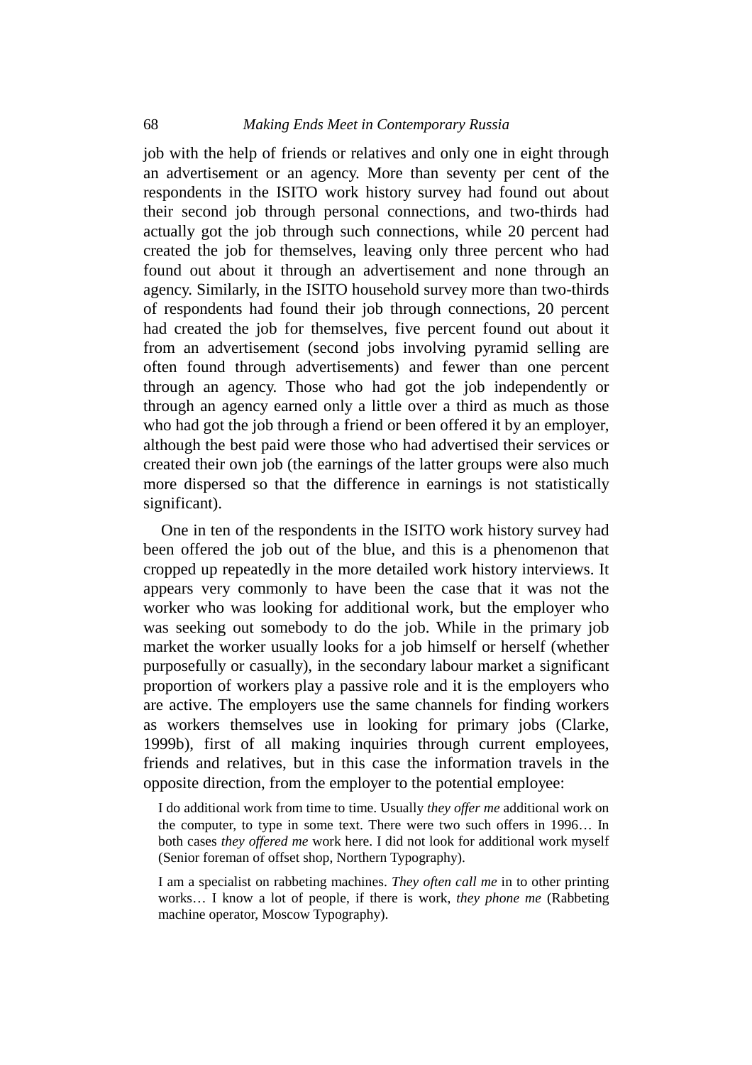job with the help of friends or relatives and only one in eight through an advertisement or an agency. More than seventy per cent of the respondents in the ISITO work history survey had found out about their second job through personal connections, and two-thirds had actually got the job through such connections, while 20 percent had created the job for themselves, leaving only three percent who had found out about it through an advertisement and none through an agency. Similarly, in the ISITO household survey more than two-thirds of respondents had found their job through connections, 20 percent had created the job for themselves, five percent found out about it from an advertisement (second jobs involving pyramid selling are often found through advertisements) and fewer than one percent through an agency. Those who had got the job independently or through an agency earned only a little over a third as much as those who had got the job through a friend or been offered it by an employer, although the best paid were those who had advertised their services or created their own job (the earnings of the latter groups were also much more dispersed so that the difference in earnings is not statistically significant).

One in ten of the respondents in the ISITO work history survey had been offered the job out of the blue, and this is a phenomenon that cropped up repeatedly in the more detailed work history interviews. It appears very commonly to have been the case that it was not the worker who was looking for additional work, but the employer who was seeking out somebody to do the job. While in the primary job market the worker usually looks for a job himself or herself (whether purposefully or casually), in the secondary labour market a significant proportion of workers play a passive role and it is the employers who are active. The employers use the same channels for finding workers as workers themselves use in looking for primary jobs (Clarke, 1999b), first of all making inquiries through current employees, friends and relatives, but in this case the information travels in the opposite direction, from the employer to the potential employee:

> I do additional work from time to time. Usually *they offer me* additional work on the computer, to type in some text. There were two such offers in 1996… In both cases *they offered me* work here. I did not look for additional work myself (Senior foreman of offset shop, Northern Typography).

> I am a specialist on rabbeting machines. *They often call me* in to other printing works… I know a lot of people, if there is work, *they phone me* (Rabbeting machine operator, Moscow Typography).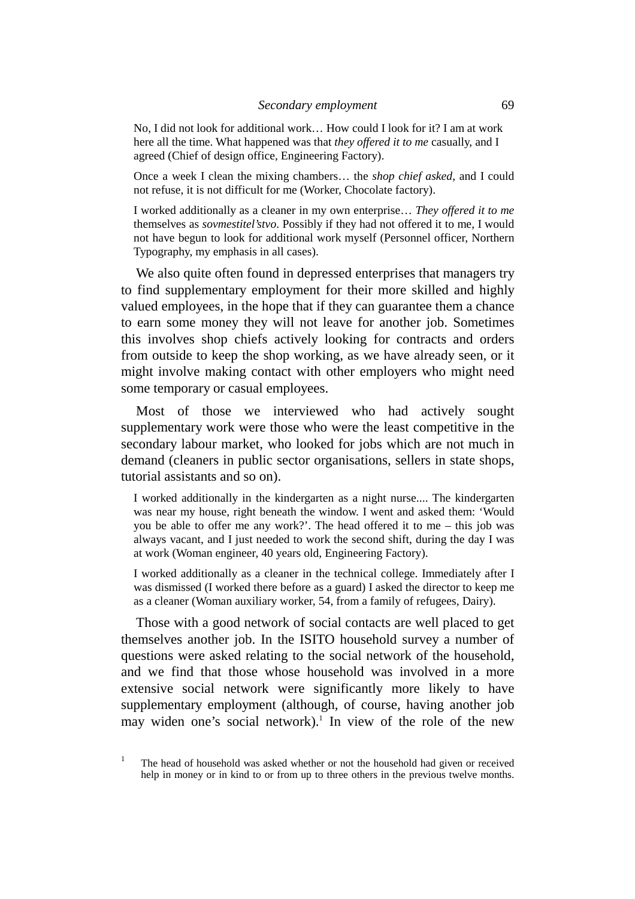> No, I did not look for additional work… How could I look for it? I am at work here all the time. What happened was that *they offered it to me* casually, and I agreed (Chief of design office, Engineering Factory).

> Once a week I clean the mixing chambers… the *shop chief asked*, and I could not refuse, it is not difficult for me (Worker, Chocolate factory).

> I worked additionally as a cleaner in my own enterprise… *They offered it to me* themselves as *sovmestitel'stvo*. Possibly if they had not offered it to me, I would not have begun to look for additional work myself (Personnel officer, Northern Typography, my emphasis in all cases).

We also quite often found in depressed enterprises that managers try to find supplementary employment for their more skilled and highly valued employees, in the hope that if they can guarantee them a chance to earn some money they will not leave for another job. Sometimes this involves shop chiefs actively looking for contracts and orders from outside to keep the shop working, as we have already seen, or it might involve making contact with other employers who might need some temporary or casual employees.

Most of those we interviewed who had actively sought supplementary work were those who were the least competitive in the secondary labour market, who looked for jobs which are not much in demand (cleaners in public sector organisations, sellers in state shops, tutorial assistants and so on).

> I worked additionally in the kindergarten as a night nurse.... The kindergarten was near my house, right beneath the window. I went and asked them: 'Would you be able to offer me any work?'. The head offered it to me – this job was always vacant, and I just needed to work the second shift, during the day I was at work (Woman engineer, 40 years old, Engineering Factory).

> I worked additionally as a cleaner in the technical college. Immediately after I was dismissed (I worked there before as a guard) I asked the director to keep me as a cleaner (Woman auxiliary worker, 54, from a family of refugees, Dairy).

Those with a good network of social contacts are well placed to get themselves another job. In the ISITO household survey a number of questions were asked relating to the social network of the household, and we find that those whose household was involved in a more extensive social network were significantly more likely to have supplementary employment (although, of course, having another job may widen one's social network).[1] In view of the role of the new

[1] The head of household was asked whether or not the household had given or received help in money or in kind to or from up to three others in the previous twelve months.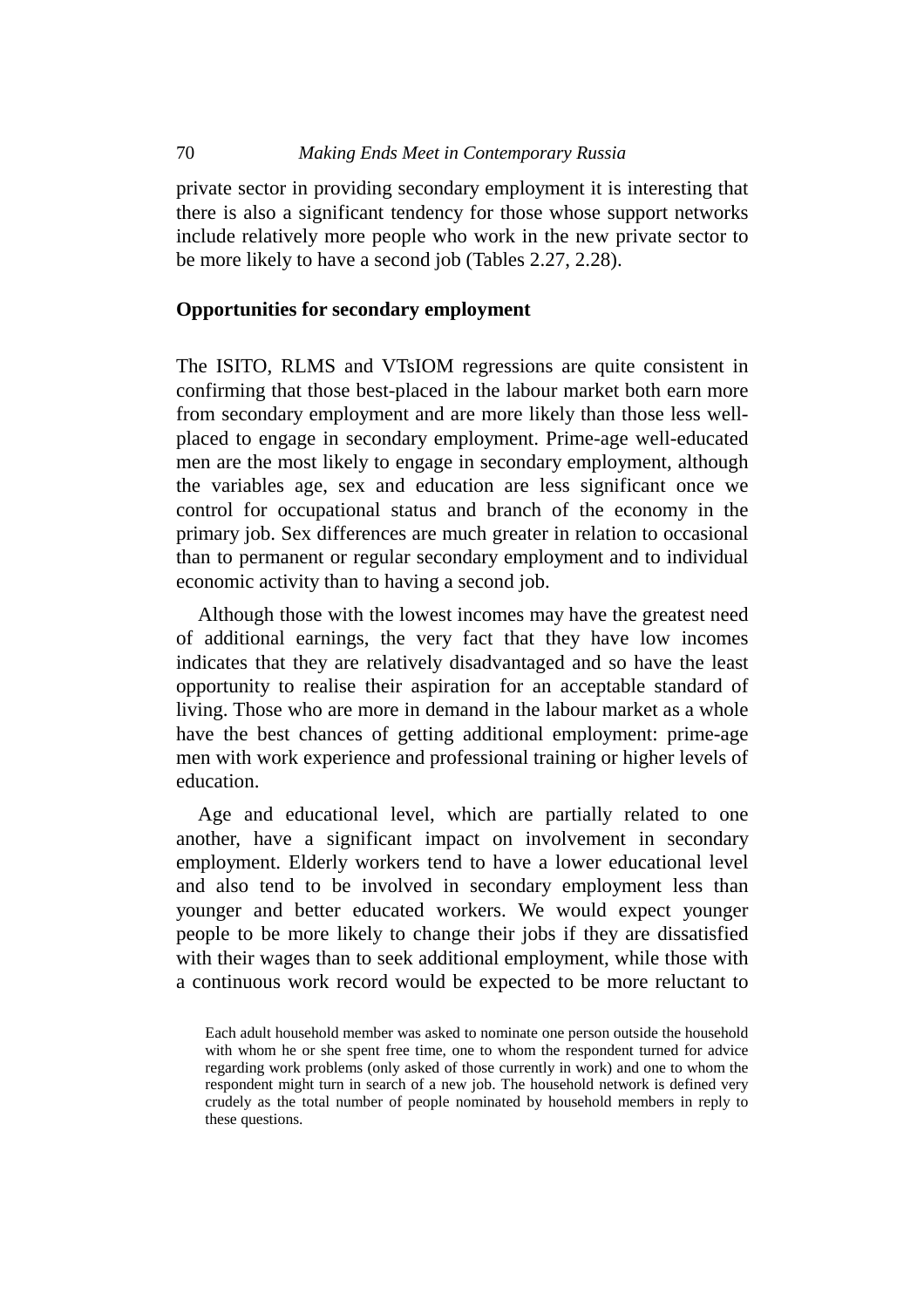private sector in providing secondary employment it is interesting that there is also a significant tendency for those whose support networks include relatively more people who work in the new private sector to be more likely to have a second job (Tables 2.27, 2.28).

## Opportunities for secondary employment

The ISITO, RLMS and VTsIOM regressions are quite consistent in confirming that those best-placed in the labour market both earn more from secondary employment and are more likely than those less well-placed to engage in secondary employment. Prime-age well-educated men are the most likely to engage in secondary employment, although the variables age, sex and education are less significant once we control for occupational status and branch of the economy in the primary job. Sex differences are much greater in relation to occasional than to permanent or regular secondary employment and to individual economic activity than to having a second job.

Although those with the lowest incomes may have the greatest need of additional earnings, the very fact that they have low incomes indicates that they are relatively disadvantaged and so have the least opportunity to realise their aspiration for an acceptable standard of living. Those who are more in demand in the labour market as a whole have the best chances of getting additional employment: prime-age men with work experience and professional training or higher levels of education.

Age and educational level, which are partially related to one another, have a significant impact on involvement in secondary employment. Elderly workers tend to have a lower educational level and also tend to be involved in secondary employment less than younger and better educated workers. We would expect younger people to be more likely to change their jobs if they are dissatisfied with their wages than to seek additional employment, while those with a continuous work record would be expected to be more reluctant to

Each adult household member was asked to nominate one person outside the household with whom he or she spent free time, one to whom the respondent turned for advice regarding work problems (only asked of those currently in work) and one to whom the respondent might turn in search of a new job. The household network is defined very crudely as the total number of people nominated by household members in reply to these questions.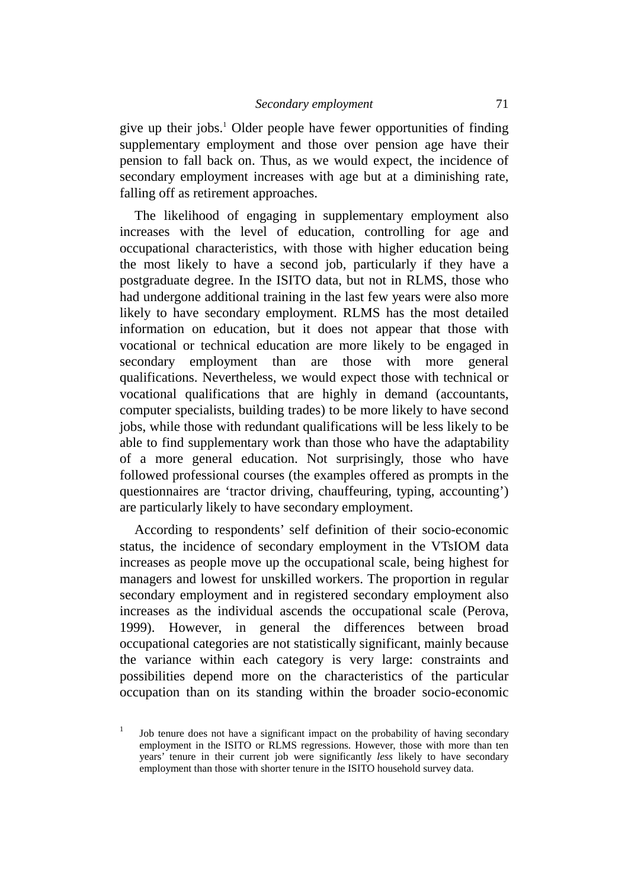give up their jobs.[1] Older people have fewer opportunities of finding supplementary employment and those over pension age have their pension to fall back on. Thus, as we would expect, the incidence of secondary employment increases with age but at a diminishing rate, falling off as retirement approaches.

The likelihood of engaging in supplementary employment also increases with the level of education, controlling for age and occupational characteristics, with those with higher education being the most likely to have a second job, particularly if they have a postgraduate degree. In the ISITO data, but not in RLMS, those who had undergone additional training in the last few years were also more likely to have secondary employment. RLMS has the most detailed information on education, but it does not appear that those with vocational or technical education are more likely to be engaged in secondary employment than are those with more general qualifications. Nevertheless, we would expect those with technical or vocational qualifications that are highly in demand (accountants, computer specialists, building trades) to be more likely to have second jobs, while those with redundant qualifications will be less likely to be able to find supplementary work than those who have the adaptability of a more general education. Not surprisingly, those who have followed professional courses (the examples offered as prompts in the questionnaires are 'tractor driving, chauffeuring, typing, accounting') are particularly likely to have secondary employment.

According to respondents' self definition of their socio-economic status, the incidence of secondary employment in the VTsIOM data increases as people move up the occupational scale, being highest for managers and lowest for unskilled workers. The proportion in regular secondary employment and in registered secondary employment also increases as the individual ascends the occupational scale (Perova, 1999). However, in general the differences between broad occupational categories are not statistically significant, mainly because the variance within each category is very large: constraints and possibilities depend more on the characteristics of the particular occupation than on its standing within the broader socio-economic

[1] Job tenure does not have a significant impact on the probability of having secondary employment in the ISITO or RLMS regressions. However, those with more than ten years' tenure in their current job were significantly *less* likely to have secondary employment than those with shorter tenure in the ISITO household survey data.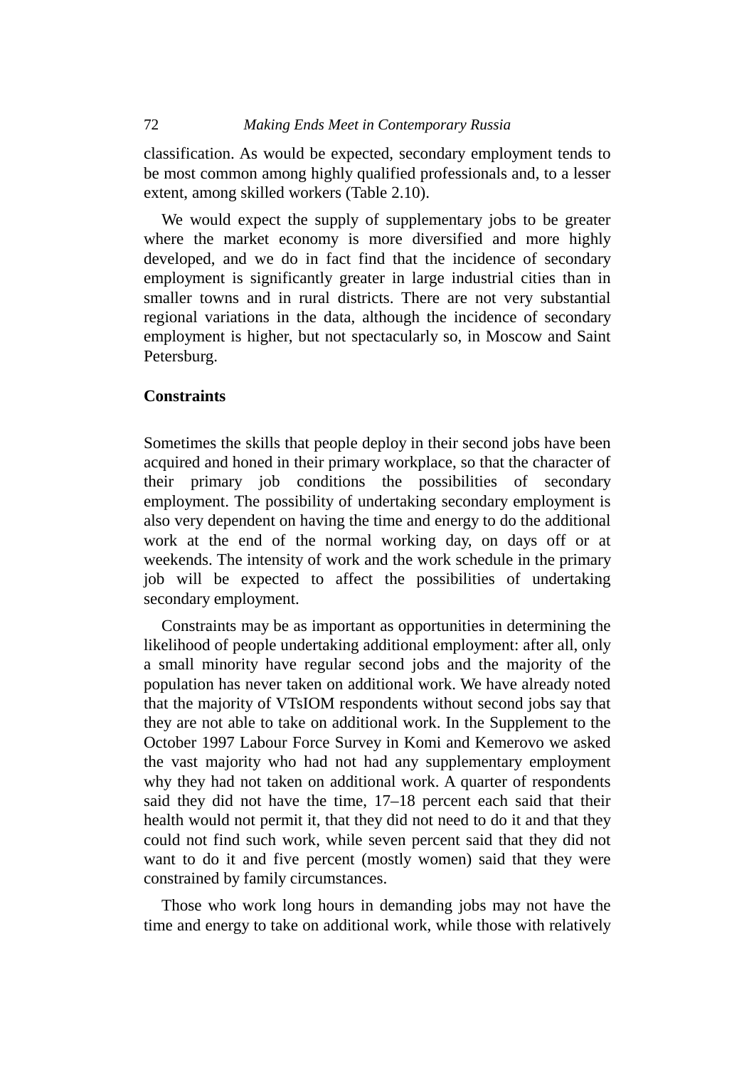classification. As would be expected, secondary employment tends to be most common among highly qualified professionals and, to a lesser extent, among skilled workers (Table 2.10).

We would expect the supply of supplementary jobs to be greater where the market economy is more diversified and more highly developed, and we do in fact find that the incidence of secondary employment is significantly greater in large industrial cities than in smaller towns and in rural districts. There are not very substantial regional variations in the data, although the incidence of secondary employment is higher, but not spectacularly so, in Moscow and Saint Petersburg.

## Constraints

Sometimes the skills that people deploy in their second jobs have been acquired and honed in their primary workplace, so that the character of their primary job conditions the possibilities of secondary employment. The possibility of undertaking secondary employment is also very dependent on having the time and energy to do the additional work at the end of the normal working day, on days off or at weekends. The intensity of work and the work schedule in the primary job will be expected to affect the possibilities of undertaking secondary employment.

Constraints may be as important as opportunities in determining the likelihood of people undertaking additional employment: after all, only a small minority have regular second jobs and the majority of the population has never taken on additional work. We have already noted that the majority of VTsIOM respondents without second jobs say that they are not able to take on additional work. In the Supplement to the October 1997 Labour Force Survey in Komi and Kemerovo we asked the vast majority who had not had any supplementary employment why they had not taken on additional work. A quarter of respondents said they did not have the time, 17–18 percent each said that their health would not permit it, that they did not need to do it and that they could not find such work, while seven percent said that they did not want to do it and five percent (mostly women) said that they were constrained by family circumstances.

Those who work long hours in demanding jobs may not have the time and energy to take on additional work, while those with relatively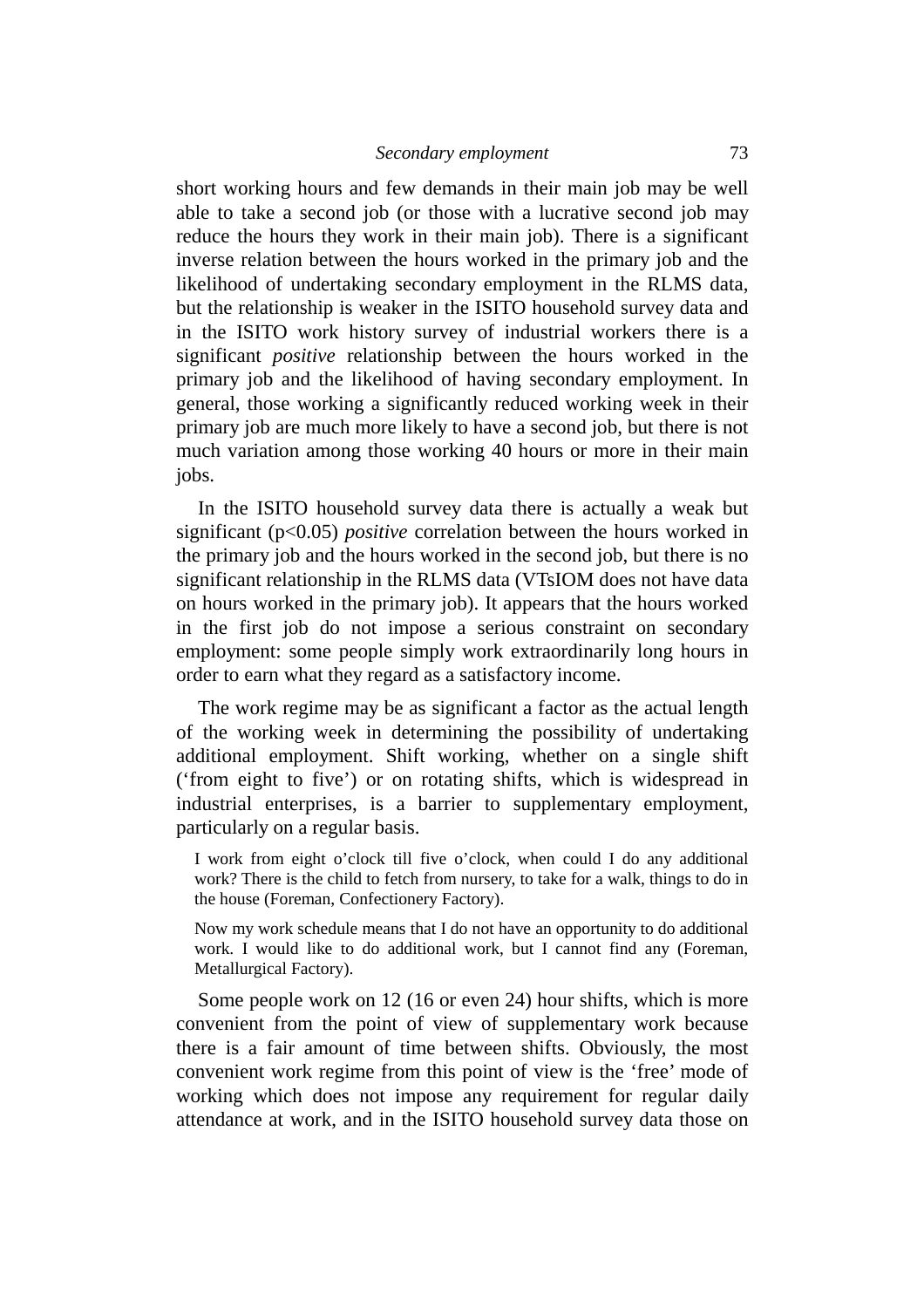short working hours and few demands in their main job may be well able to take a second job (or those with a lucrative second job may reduce the hours they work in their main job). There is a significant inverse relation between the hours worked in the primary job and the likelihood of undertaking secondary employment in the RLMS data, but the relationship is weaker in the ISITO household survey data and in the ISITO work history survey of industrial workers there is a significant *positive* relationship between the hours worked in the primary job and the likelihood of having secondary employment. In general, those working a significantly reduced working week in their primary job are much more likely to have a second job, but there is not much variation among those working 40 hours or more in their main jobs.

In the ISITO household survey data there is actually a weak but significant ($p<0.05$) *positive* correlation between the hours worked in the primary job and the hours worked in the second job, but there is no significant relationship in the RLMS data (VTsIOM does not have data on hours worked in the primary job). It appears that the hours worked in the first job do not impose a serious constraint on secondary employment: some people simply work extraordinarily long hours in order to earn what they regard as a satisfactory income.

The work regime may be as significant a factor as the actual length of the working week in determining the possibility of undertaking additional employment. Shift working, whether on a single shift ('from eight to five') or on rotating shifts, which is widespread in industrial enterprises, is a barrier to supplementary employment, particularly on a regular basis.

> I work from eight o'clock till five o'clock, when could I do any additional work? There is the child to fetch from nursery, to take for a walk, things to do in the house (Foreman, Confectionery Factory).

> Now my work schedule means that I do not have an opportunity to do additional work. I would like to do additional work, but I cannot find any (Foreman, Metallurgical Factory).

Some people work on 12 (16 or even 24) hour shifts, which is more convenient from the point of view of supplementary work because there is a fair amount of time between shifts. Obviously, the most convenient work regime from this point of view is the 'free' mode of working which does not impose any requirement for regular daily attendance at work, and in the ISITO household survey data those on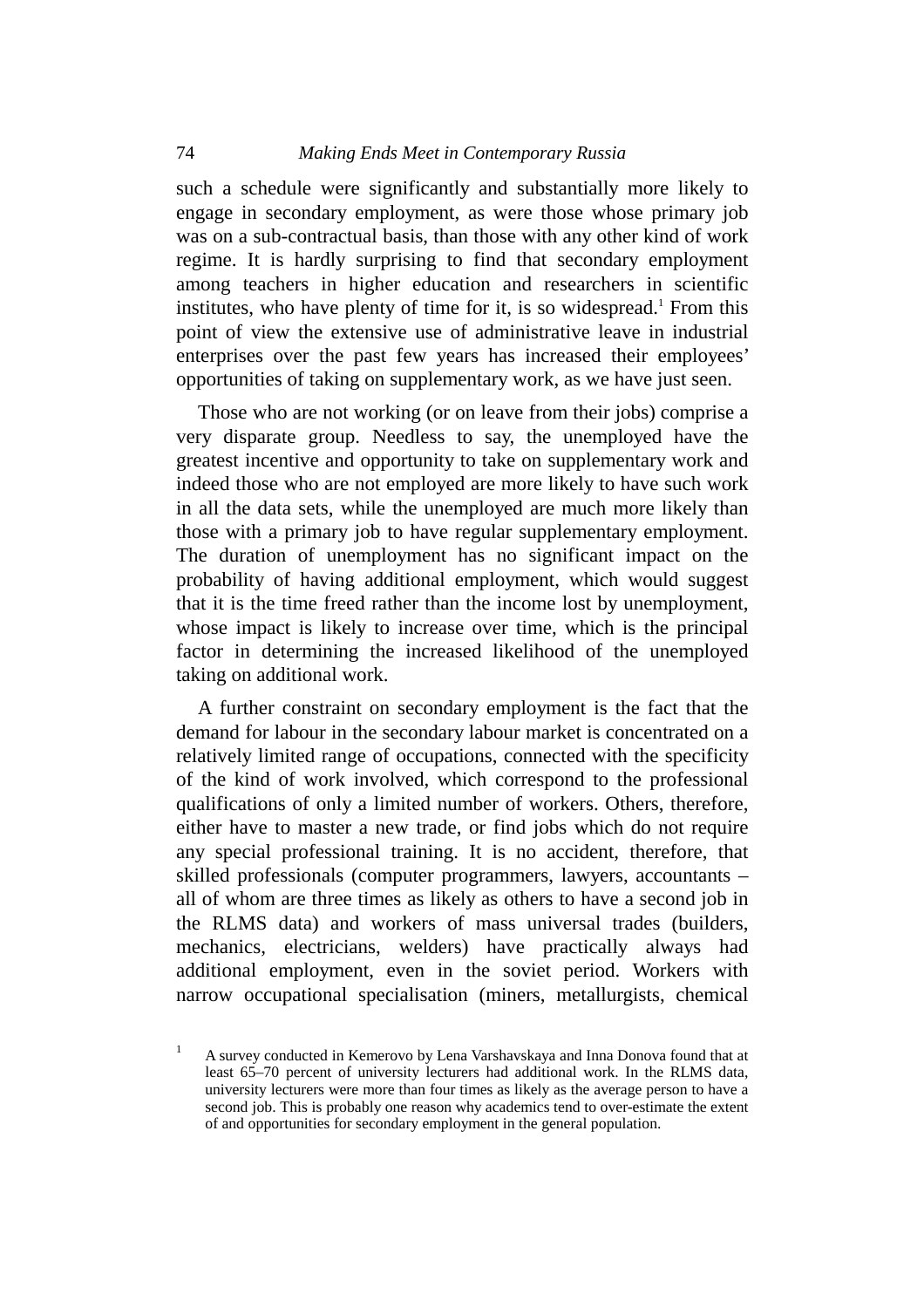such a schedule were significantly and substantially more likely to engage in secondary employment, as were those whose primary job was on a sub-contractual basis, than those with any other kind of work regime. It is hardly surprising to find that secondary employment among teachers in higher education and researchers in scientific institutes, who have plenty of time for it, is so widespread.[1] From this point of view the extensive use of administrative leave in industrial enterprises over the past few years has increased their employees' opportunities of taking on supplementary work, as we have just seen.

Those who are not working (or on leave from their jobs) comprise a very disparate group. Needless to say, the unemployed have the greatest incentive and opportunity to take on supplementary work and indeed those who are not employed are more likely to have such work in all the data sets, while the unemployed are much more likely than those with a primary job to have regular supplementary employment. The duration of unemployment has no significant impact on the probability of having additional employment, which would suggest that it is the time freed rather than the income lost by unemployment, whose impact is likely to increase over time, which is the principal factor in determining the increased likelihood of the unemployed taking on additional work.

A further constraint on secondary employment is the fact that the demand for labour in the secondary labour market is concentrated on a relatively limited range of occupations, connected with the specificity of the kind of work involved, which correspond to the professional qualifications of only a limited number of workers. Others, therefore, either have to master a new trade, or find jobs which do not require any special professional training. It is no accident, therefore, that skilled professionals (computer programmers, lawyers, accountants – all of whom are three times as likely as others to have a second job in the RLMS data) and workers of mass universal trades (builders, mechanics, electricians, welders) have practically always had additional employment, even in the soviet period. Workers with narrow occupational specialisation (miners, metallurgists, chemical

[1] A survey conducted in Kemerovo by Lena Varshavskaya and Inna Donova found that at least 65–70 percent of university lecturers had additional work. In the RLMS data, university lecturers were more than four times as likely as the average person to have a second job. This is probably one reason why academics tend to over-estimate the extent of and opportunities for secondary employment in the general population.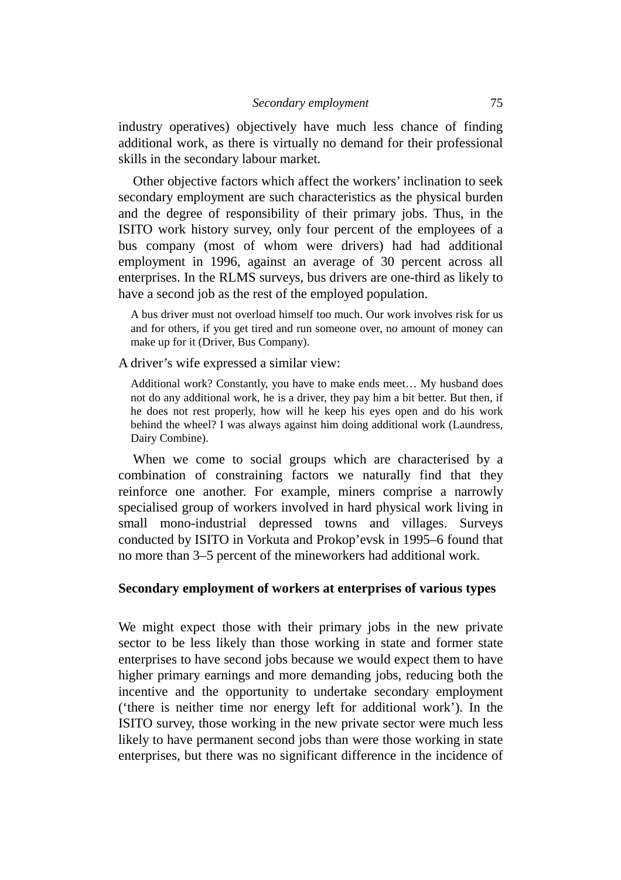industry operatives) objectively have much less chance of finding additional work, as there is virtually no demand for their professional skills in the secondary labour market.

Other objective factors which affect the workers' inclination to seek secondary employment are such characteristics as the physical burden and the degree of responsibility of their primary jobs. Thus, in the ISITO work history survey, only four percent of the employees of a bus company (most of whom were drivers) had had additional employment in 1996, against an average of 30 percent across all enterprises. In the RLMS surveys, bus drivers are one-third as likely to have a second job as the rest of the employed population.

> A bus driver must not overload himself too much. Our work involves risk for us and for others, if you get tired and run someone over, no amount of money can make up for it (Driver, Bus Company).

A driver's wife expressed a similar view:

> Additional work? Constantly, you have to make ends meet… My husband does not do any additional work, he is a driver, they pay him a bit better. But then, if he does not rest properly, how will he keep his eyes open and do his work behind the wheel? I was always against him doing additional work (Laundress, Dairy Combine).

When we come to social groups which are characterised by a combination of constraining factors we naturally find that they reinforce one another. For example, miners comprise a narrowly specialised group of workers involved in hard physical work living in small mono-industrial depressed towns and villages. Surveys conducted by ISITO in Vorkuta and Prokop'evsk in 1995–6 found that no more than 3–5 percent of the mineworkers had additional work.

### Secondary employment of workers at enterprises of various types

We might expect those with their primary jobs in the new private sector to be less likely than those working in state and former state enterprises to have second jobs because we would expect them to have higher primary earnings and more demanding jobs, reducing both the incentive and the opportunity to undertake secondary employment ('there is neither time nor energy left for additional work'). In the ISITO survey, those working in the new private sector were much less likely to have permanent second jobs than were those working in state enterprises, but there was no significant difference in the incidence of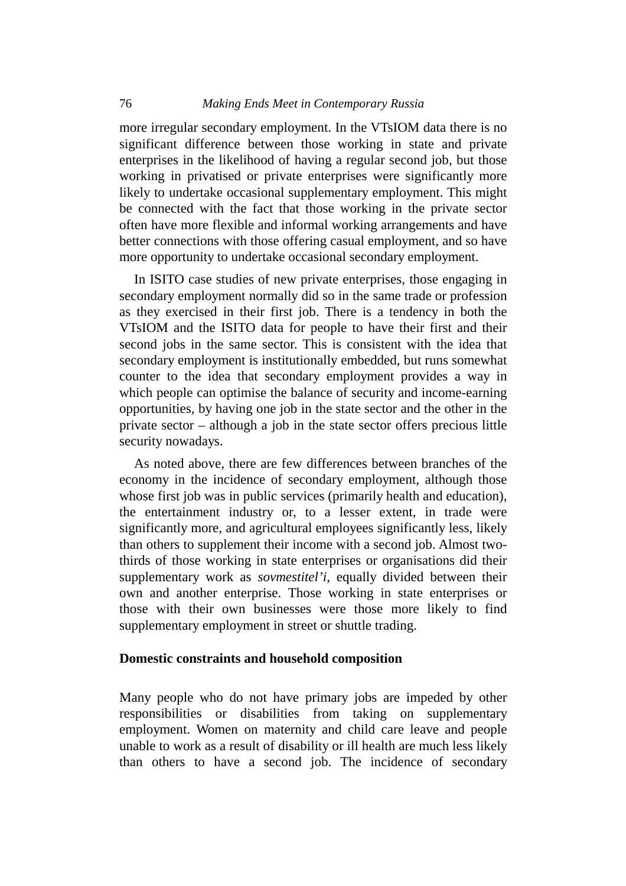more irregular secondary employment. In the VTsIOM data there is no significant difference between those working in state and private enterprises in the likelihood of having a regular second job, but those working in privatised or private enterprises were significantly more likely to undertake occasional supplementary employment. This might be connected with the fact that those working in the private sector often have more flexible and informal working arrangements and have better connections with those offering casual employment, and so have more opportunity to undertake occasional secondary employment.

In ISITO case studies of new private enterprises, those engaging in secondary employment normally did so in the same trade or profession as they exercised in their first job. There is a tendency in both the VTsIOM and the ISITO data for people to have their first and their second jobs in the same sector. This is consistent with the idea that secondary employment is institutionally embedded, but runs somewhat counter to the idea that secondary employment provides a way in which people can optimise the balance of security and income-earning opportunities, by having one job in the state sector and the other in the private sector – although a job in the state sector offers precious little security nowadays.

As noted above, there are few differences between branches of the economy in the incidence of secondary employment, although those whose first job was in public services (primarily health and education), the entertainment industry or, to a lesser extent, in trade were significantly more, and agricultural employees significantly less, likely than others to supplement their income with a second job. Almost two-thirds of those working in state enterprises or organisations did their supplementary work as *sovmestitel'i*, equally divided between their own and another enterprise. Those working in state enterprises or those with their own businesses were those more likely to find supplementary employment in street or shuttle trading.

## Domestic constraints and household composition

Many people who do not have primary jobs are impeded by other responsibilities or disabilities from taking on supplementary employment. Women on maternity and child care leave and people unable to work as a result of disability or ill health are much less likely than others to have a second job. The incidence of secondary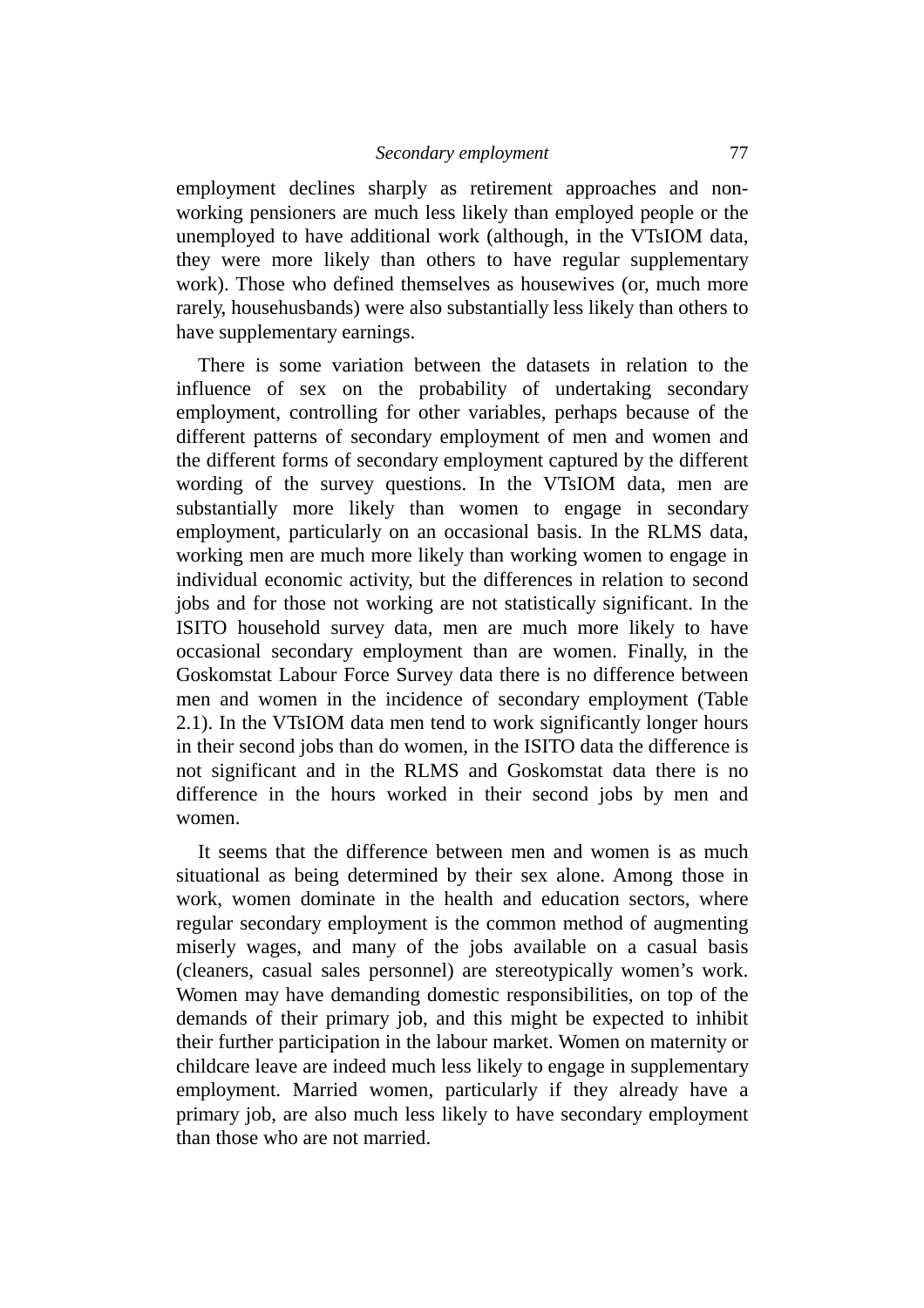employment declines sharply as retirement approaches and non-working pensioners are much less likely than employed people or the unemployed to have additional work (although, in the VTsIOM data, they were more likely than others to have regular supplementary work). Those who defined themselves as housewives (or, much more rarely, househusbands) were also substantially less likely than others to have supplementary earnings.

There is some variation between the datasets in relation to the influence of sex on the probability of undertaking secondary employment, controlling for other variables, perhaps because of the different patterns of secondary employment of men and women and the different forms of secondary employment captured by the different wording of the survey questions. In the VTsIOM data, men are substantially more likely than women to engage in secondary employment, particularly on an occasional basis. In the RLMS data, working men are much more likely than working women to engage in individual economic activity, but the differences in relation to second jobs and for those not working are not statistically significant. In the ISITO household survey data, men are much more likely to have occasional secondary employment than are women. Finally, in the Goskomstat Labour Force Survey data there is no difference between men and women in the incidence of secondary employment (Table 2.1). In the VTsIOM data men tend to work significantly longer hours in their second jobs than do women, in the ISITO data the difference is not significant and in the RLMS and Goskomstat data there is no difference in the hours worked in their second jobs by men and women.

It seems that the difference between men and women is as much situational as being determined by their sex alone. Among those in work, women dominate in the health and education sectors, where regular secondary employment is the common method of augmenting miserly wages, and many of the jobs available on a casual basis (cleaners, casual sales personnel) are stereotypically women's work. Women may have demanding domestic responsibilities, on top of the demands of their primary job, and this might be expected to inhibit their further participation in the labour market. Women on maternity or childcare leave are indeed much less likely to engage in supplementary employment. Married women, particularly if they already have a primary job, are also much less likely to have secondary employment than those who are not married.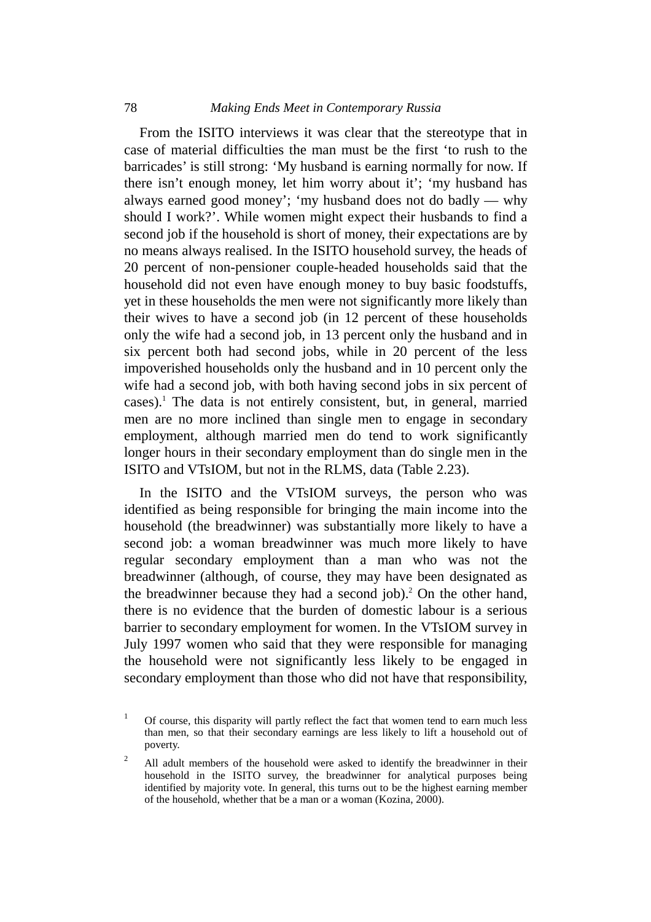From the ISITO interviews it was clear that the stereotype that in case of material difficulties the man must be the first 'to rush to the barricades' is still strong: 'My husband is earning normally for now. If there isn't enough money, let him worry about it'; 'my husband has always earned good money'; 'my husband does not do badly — why should I work?'. While women might expect their husbands to find a second job if the household is short of money, their expectations are by no means always realised. In the ISITO household survey, the heads of 20 percent of non-pensioner couple-headed households said that the household did not even have enough money to buy basic foodstuffs, yet in these households the men were not significantly more likely than their wives to have a second job (in 12 percent of these households only the wife had a second job, in 13 percent only the husband and in six percent both had second jobs, while in 20 percent of the less impoverished households only the husband and in 10 percent only the wife had a second job, with both having second jobs in six percent of cases).[1] The data is not entirely consistent, but, in general, married men are no more inclined than single men to engage in secondary employment, although married men do tend to work significantly longer hours in their secondary employment than do single men in the ISITO and VTsIOM, but not in the RLMS, data (Table 2.23).

In the ISITO and the VTsIOM surveys, the person who was identified as being responsible for bringing the main income into the household (the breadwinner) was substantially more likely to have a second job: a woman breadwinner was much more likely to have regular secondary employment than a man who was not the breadwinner (although, of course, they may have been designated as the breadwinner because they had a second job).[2] On the other hand, there is no evidence that the burden of domestic labour is a serious barrier to secondary employment for women. In the VTsIOM survey in July 1997 women who said that they were responsible for managing the household were not significantly less likely to be engaged in secondary employment than those who did not have that responsibility,

---

[1] Of course, this disparity will partly reflect the fact that women tend to earn much less than men, so that their secondary earnings are less likely to lift a household out of poverty.

[2] All adult members of the household were asked to identify the breadwinner in their household in the ISITO survey, the breadwinner for analytical purposes being identified by majority vote. In general, this turns out to be the highest earning member of the household, whether that be a man or a woman (Kozina, 2000).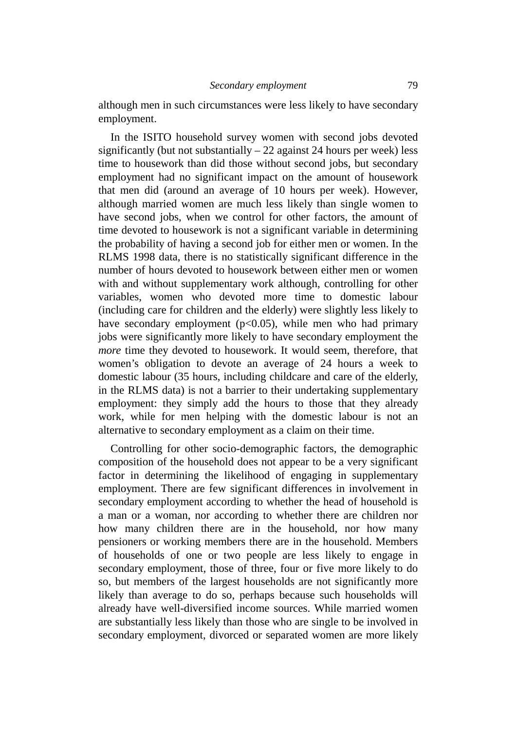although men in such circumstances were less likely to have secondary employment.

In the ISITO household survey women with second jobs devoted significantly (but not substantially – 22 against 24 hours per week) less time to housework than did those without second jobs, but secondary employment had no significant impact on the amount of housework that men did (around an average of 10 hours per week). However, although married women are much less likely than single women to have second jobs, when we control for other factors, the amount of time devoted to housework is not a significant variable in determining the probability of having a second job for either men or women. In the RLMS 1998 data, there is no statistically significant difference in the number of hours devoted to housework between either men or women with and without supplementary work although, controlling for other variables, women who devoted more time to domestic labour (including care for children and the elderly) were slightly less likely to have secondary employment ($p<0.05$), while men who had primary jobs were significantly more likely to have secondary employment the *more* time they devoted to housework. It would seem, therefore, that women's obligation to devote an average of 24 hours a week to domestic labour (35 hours, including childcare and care of the elderly, in the RLMS data) is not a barrier to their undertaking supplementary employment: they simply add the hours to those that they already work, while for men helping with the domestic labour is not an alternative to secondary employment as a claim on their time.

Controlling for other socio-demographic factors, the demographic composition of the household does not appear to be a very significant factor in determining the likelihood of engaging in supplementary employment. There are few significant differences in involvement in secondary employment according to whether the head of household is a man or a woman, nor according to whether there are children nor how many children there are in the household, nor how many pensioners or working members there are in the household. Members of households of one or two people are less likely to engage in secondary employment, those of three, four or five more likely to do so, but members of the largest households are not significantly more likely than average to do so, perhaps because such households will already have well-diversified income sources. While married women are substantially less likely than those who are single to be involved in secondary employment, divorced or separated women are more likely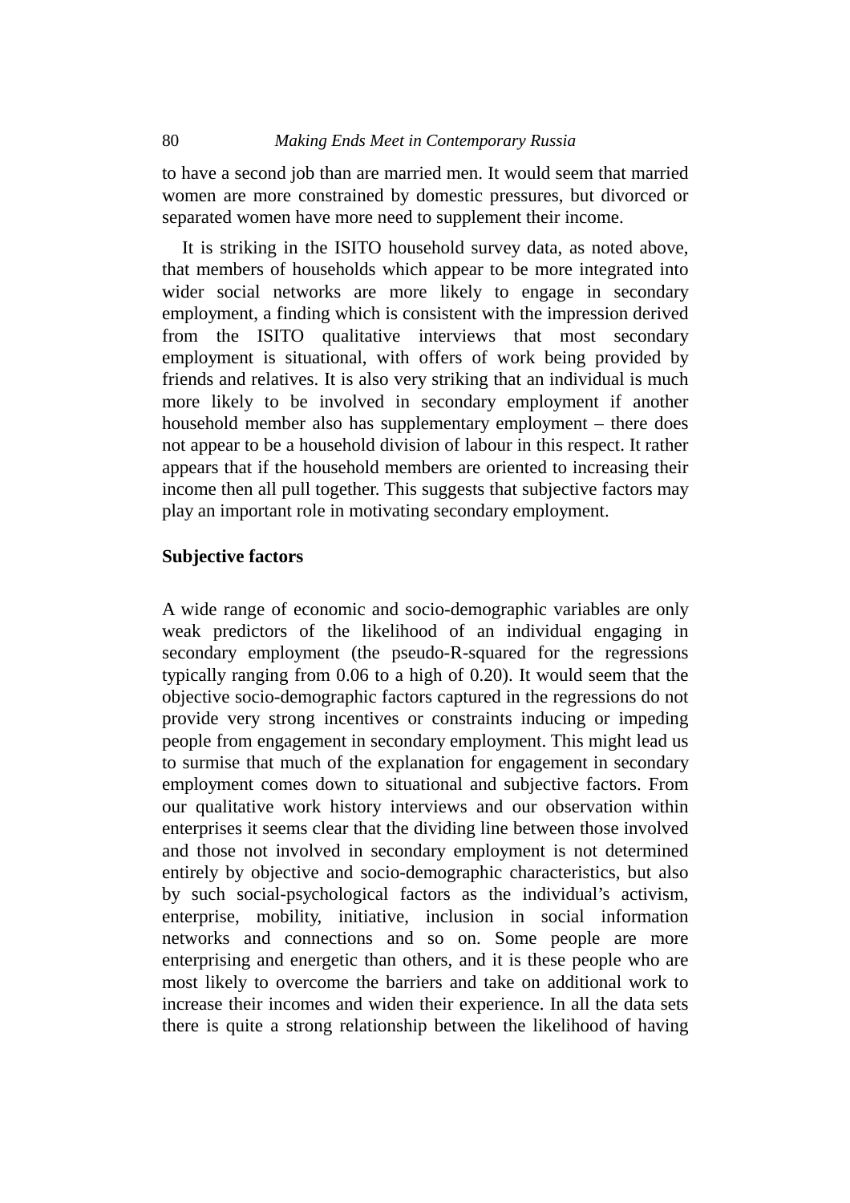to have a second job than are married men. It would seem that married women are more constrained by domestic pressures, but divorced or separated women have more need to supplement their income.

It is striking in the ISITO household survey data, as noted above, that members of households which appear to be more integrated into wider social networks are more likely to engage in secondary employment, a finding which is consistent with the impression derived from the ISITO qualitative interviews that most secondary employment is situational, with offers of work being provided by friends and relatives. It is also very striking that an individual is much more likely to be involved in secondary employment if another household member also has supplementary employment – there does not appear to be a household division of labour in this respect. It rather appears that if the household members are oriented to increasing their income then all pull together. This suggests that subjective factors may play an important role in motivating secondary employment.

### Subjective factors

A wide range of economic and socio-demographic variables are only weak predictors of the likelihood of an individual engaging in secondary employment (the pseudo-R-squared for the regressions typically ranging from 0.06 to a high of 0.20). It would seem that the objective socio-demographic factors captured in the regressions do not provide very strong incentives or constraints inducing or impeding people from engagement in secondary employment. This might lead us to surmise that much of the explanation for engagement in secondary employment comes down to situational and subjective factors. From our qualitative work history interviews and our observation within enterprises it seems clear that the dividing line between those involved and those not involved in secondary employment is not determined entirely by objective and socio-demographic characteristics, but also by such social-psychological factors as the individual's activism, enterprise, mobility, initiative, inclusion in social information networks and connections and so on. Some people are more enterprising and energetic than others, and it is these people who are most likely to overcome the barriers and take on additional work to increase their incomes and widen their experience. In all the data sets there is quite a strong relationship between the likelihood of having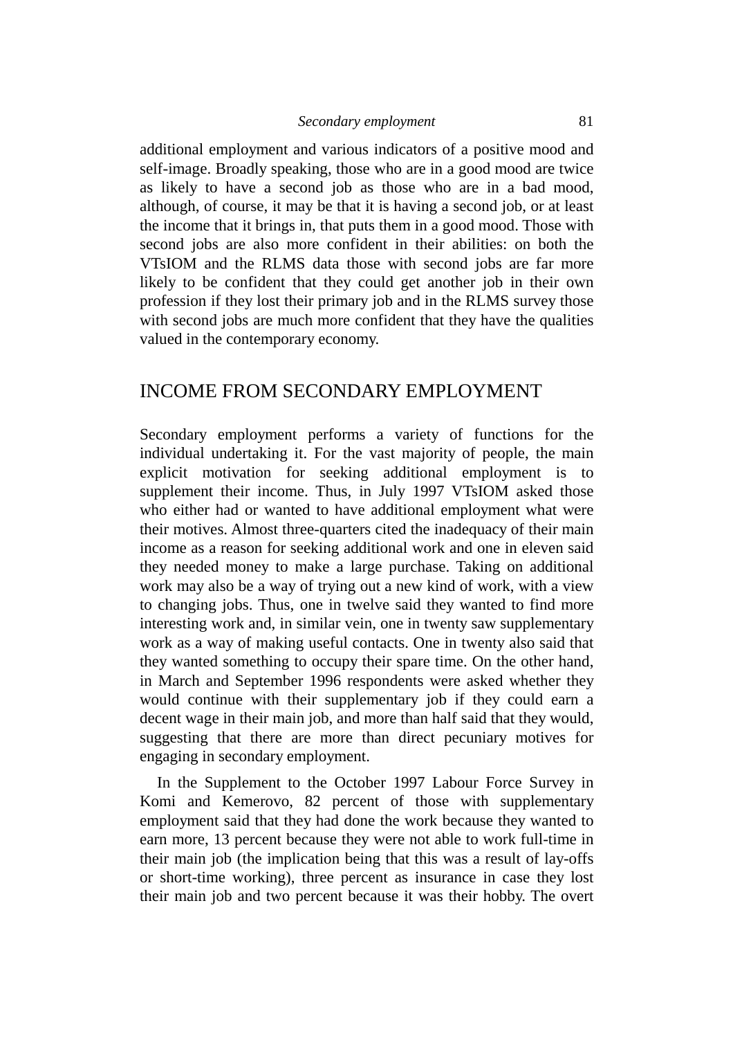additional employment and various indicators of a positive mood and self-image. Broadly speaking, those who are in a good mood are twice as likely to have a second job as those who are in a bad mood, although, of course, it may be that it is having a second job, or at least the income that it brings in, that puts them in a good mood. Those with second jobs are also more confident in their abilities: on both the VTsIOM and the RLMS data those with second jobs are far more likely to be confident that they could get another job in their own profession if they lost their primary job and in the RLMS survey those with second jobs are much more confident that they have the qualities valued in the contemporary economy.

## INCOME FROM SECONDARY EMPLOYMENT

Secondary employment performs a variety of functions for the individual undertaking it. For the vast majority of people, the main explicit motivation for seeking additional employment is to supplement their income. Thus, in July 1997 VTsIOM asked those who either had or wanted to have additional employment what were their motives. Almost three-quarters cited the inadequacy of their main income as a reason for seeking additional work and one in eleven said they needed money to make a large purchase. Taking on additional work may also be a way of trying out a new kind of work, with a view to changing jobs. Thus, one in twelve said they wanted to find more interesting work and, in similar vein, one in twenty saw supplementary work as a way of making useful contacts. One in twenty also said that they wanted something to occupy their spare time. On the other hand, in March and September 1996 respondents were asked whether they would continue with their supplementary job if they could earn a decent wage in their main job, and more than half said that they would, suggesting that there are more than direct pecuniary motives for engaging in secondary employment.

In the Supplement to the October 1997 Labour Force Survey in Komi and Kemerovo, 82 percent of those with supplementary employment said that they had done the work because they wanted to earn more, 13 percent because they were not able to work full-time in their main job (the implication being that this was a result of lay-offs or short-time working), three percent as insurance in case they lost their main job and two percent because it was their hobby. The overt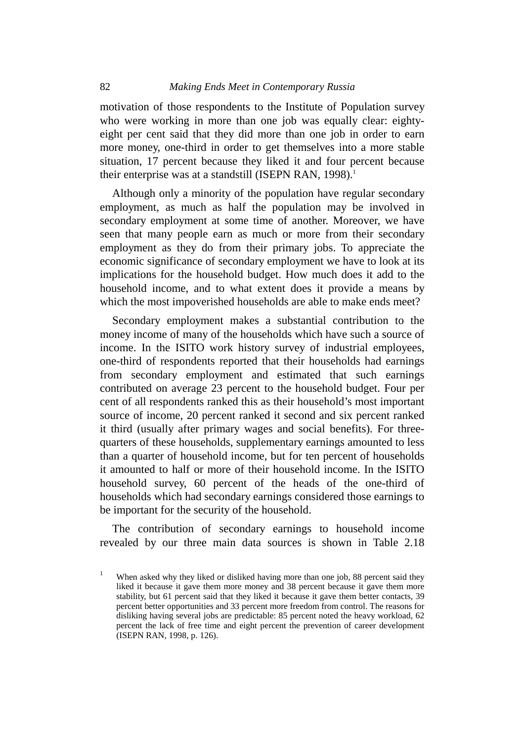motivation of those respondents to the Institute of Population survey who were working in more than one job was equally clear: eighty-eight per cent said that they did more than one job in order to earn more money, one-third in order to get themselves into a more stable situation, 17 percent because they liked it and four percent because their enterprise was at a standstill (ISEPN RAN, 1998).[1]

Although only a minority of the population have regular secondary employment, as much as half the population may be involved in secondary employment at some time of another. Moreover, we have seen that many people earn as much or more from their secondary employment as they do from their primary jobs. To appreciate the economic significance of secondary employment we have to look at its implications for the household budget. How much does it add to the household income, and to what extent does it provide a means by which the most impoverished households are able to make ends meet?

Secondary employment makes a substantial contribution to the money income of many of the households which have such a source of income. In the ISITO work history survey of industrial employees, one-third of respondents reported that their households had earnings from secondary employment and estimated that such earnings contributed on average 23 percent to the household budget. Four per cent of all respondents ranked this as their household's most important source of income, 20 percent ranked it second and six percent ranked it third (usually after primary wages and social benefits). For three-quarters of these households, supplementary earnings amounted to less than a quarter of household income, but for ten percent of households it amounted to half or more of their household income. In the ISITO household survey, 60 percent of the heads of the one-third of households which had secondary earnings considered those earnings to be important for the security of the household.

The contribution of secondary earnings to household income revealed by our three main data sources is shown in Table 2.18

[1] When asked why they liked or disliked having more than one job, 88 percent said they liked it because it gave them more money and 38 percent because it gave them more stability, but 61 percent said that they liked it because it gave them better contacts, 39 percent better opportunities and 33 percent more freedom from control. The reasons for disliking having several jobs are predictable: 85 percent noted the heavy workload, 62 percent the lack of free time and eight percent the prevention of career development (ISEPN RAN, 1998, p. 126).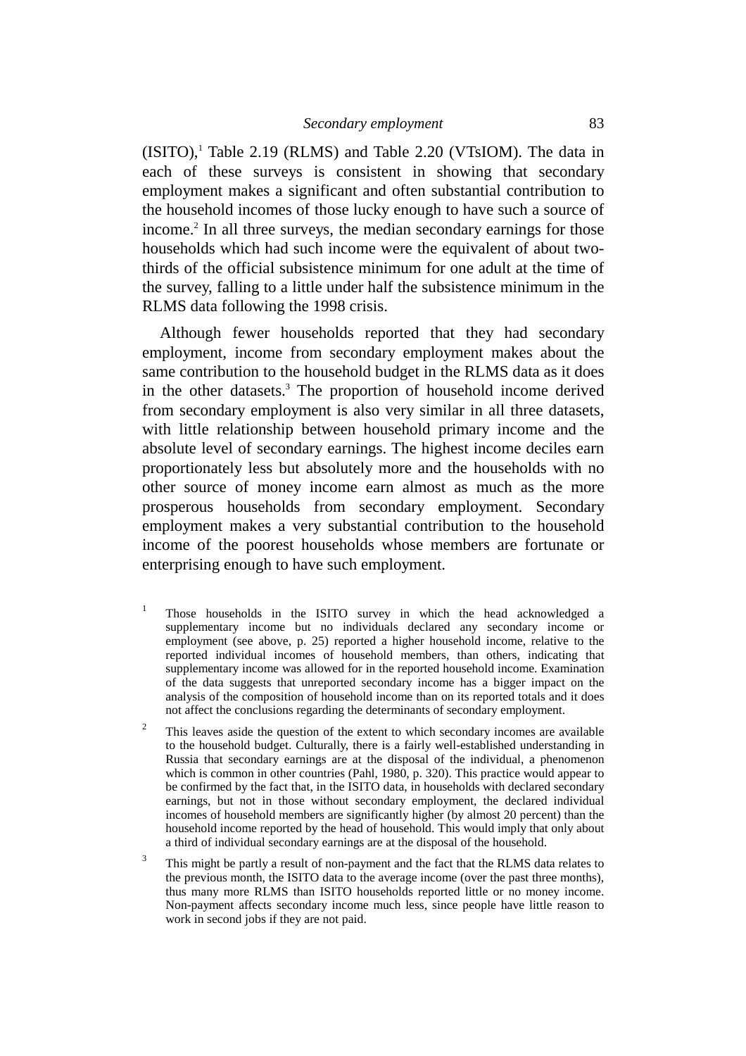(ISITO),[1] Table 2.19 (RLMS) and Table 2.20 (VTsIOM). The data in each of these surveys is consistent in showing that secondary employment makes a significant and often substantial contribution to the household incomes of those lucky enough to have such a source of income.[2] In all three surveys, the median secondary earnings for those households which had such income were the equivalent of about two-thirds of the official subsistence minimum for one adult at the time of the survey, falling to a little under half the subsistence minimum in the RLMS data following the 1998 crisis.

Although fewer households reported that they had secondary employment, income from secondary employment makes about the same contribution to the household budget in the RLMS data as it does in the other datasets.[3] The proportion of household income derived from secondary employment is also very similar in all three datasets, with little relationship between household primary income and the absolute level of secondary earnings. The highest income deciles earn proportionately less but absolutely more and the households with no other source of money income earn almost as much as the more prosperous households from secondary employment. Secondary employment makes a very substantial contribution to the household income of the poorest households whose members are fortunate or enterprising enough to have such employment.

[1] Those households in the ISITO survey in which the head acknowledged a supplementary income but no individuals declared any secondary income or employment (see above, p. 25) reported a higher household income, relative to the reported individual incomes of household members, than others, indicating that supplementary income was allowed for in the reported household income. Examination of the data suggests that unreported secondary income has a bigger impact on the analysis of the composition of household income than on its reported totals and it does not affect the conclusions regarding the determinants of secondary employment.

[2] This leaves aside the question of the extent to which secondary incomes are available to the household budget. Culturally, there is a fairly well-established understanding in Russia that secondary earnings are at the disposal of the individual, a phenomenon which is common in other countries (Pahl, 1980, p. 320). This practice would appear to be confirmed by the fact that, in the ISITO data, in households with declared secondary earnings, but not in those without secondary employment, the declared individual incomes of household members are significantly higher (by almost 20 percent) than the household income reported by the head of household. This would imply that only about a third of individual secondary earnings are at the disposal of the household.

[3] This might be partly a result of non-payment and the fact that the RLMS data relates to the previous month, the ISITO data to the average income (over the past three months), thus many more RLMS than ISITO households reported little or no money income. Non-payment affects secondary income much less, since people have little reason to work in second jobs if they are not paid.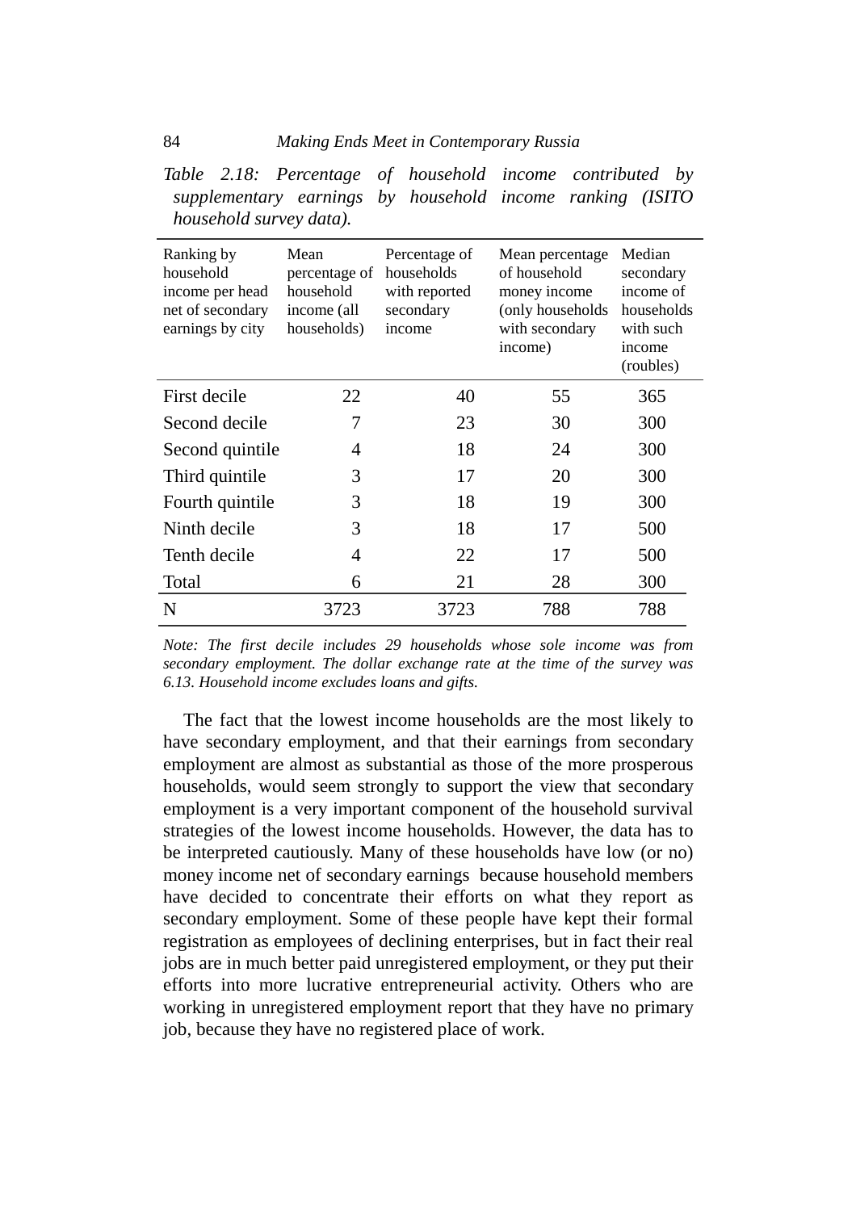*Table 2.18: Percentage of household income contributed by supplementary earnings by household income ranking (ISITO household survey data).*

| Ranking by household income per head net of secondary earnings by city | Mean percentage of household income (all households) | Percentage of households with reported secondary income | Mean percentage of household money income (only households with secondary income) | Median secondary income of households with such income (roubles) |
|---|---|---|---|---|
| First decile | 22 | 40 | 55 | 365 |
| Second decile | 7 | 23 | 30 | 300 |
| Second quintile | 4 | 18 | 24 | 300 |
| Third quintile | 3 | 17 | 20 | 300 |
| Fourth quintile | 3 | 18 | 19 | 300 |
| Ninth decile | 3 | 18 | 17 | 500 |
| Tenth decile | 4 | 22 | 17 | 500 |
| Total | 6 | 21 | 28 | 300 |
| N | 3723 | 3723 | 788 | 788 |

*Note: The first decile includes 29 households whose sole income was from secondary employment. The dollar exchange rate at the time of the survey was 6.13. Household income excludes loans and gifts.*

The fact that the lowest income households are the most likely to have secondary employment, and that their earnings from secondary employment are almost as substantial as those of the more prosperous households, would seem strongly to support the view that secondary employment is a very important component of the household survival strategies of the lowest income households. However, the data has to be interpreted cautiously. Many of these households have low (or no) money income net of secondary earnings because household members have decided to concentrate their efforts on what they report as secondary employment. Some of these people have kept their formal registration as employees of declining enterprises, but in fact their real jobs are in much better paid unregistered employment, or they put their efforts into more lucrative entrepreneurial activity. Others who are working in unregistered employment report that they have no primary job, because they have no registered place of work.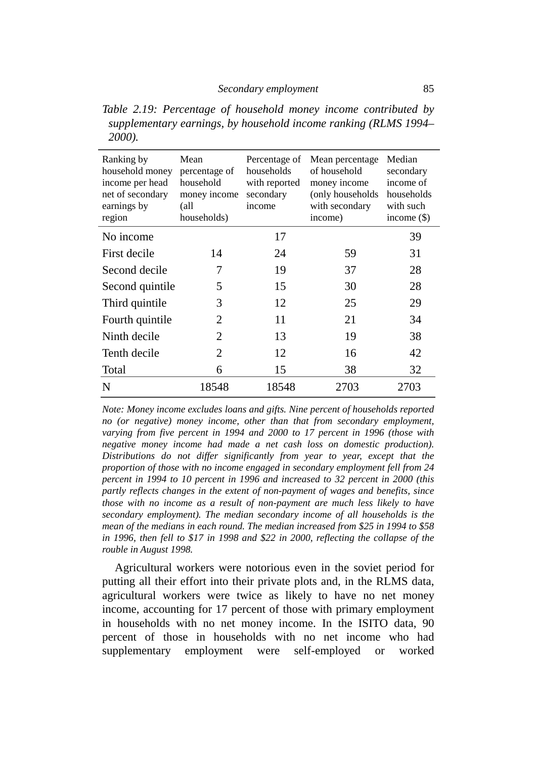*Table 2.19: Percentage of household money income contributed by supplementary earnings, by household income ranking (RLMS 1994–2000).*

| Ranking by household money income per head net of secondary earnings by region | Mean percentage of household money income (all households) | Percentage of households with reported secondary income | Mean percentage of household money income (only households with secondary income) | Median secondary income of households with such income ($) |
|---|---|---|---|---|
| No income | | 17 | | 39 |
| First decile | 14 | 24 | 59 | 31 |
| Second decile | 7 | 19 | 37 | 28 |
| Second quintile | 5 | 15 | 30 | 28 |
| Third quintile | 3 | 12 | 25 | 29 |
| Fourth quintile | 2 | 11 | 21 | 34 |
| Ninth decile | 2 | 13 | 19 | 38 |
| Tenth decile | 2 | 12 | 16 | 42 |
| Total | 6 | 15 | 38 | 32 |
| N | 18548 | 18548 | 2703 | 2703 |

*Note: Money income excludes loans and gifts. Nine percent of households reported no (or negative) money income, other than that from secondary employment, varying from five percent in 1994 and 2000 to 17 percent in 1996 (those with negative money income had made a net cash loss on domestic production). Distributions do not differ significantly from year to year, except that the proportion of those with no income engaged in secondary employment fell from 24 percent in 1994 to 10 percent in 1996 and increased to 32 percent in 2000 (this partly reflects changes in the extent of non-payment of wages and benefits, since those with no income as a result of non-payment are much less likely to have secondary employment). The median secondary income of all households is the mean of the medians in each round. The median increased from $25 in 1994 to $58 in 1996, then fell to $17 in 1998 and $22 in 2000, reflecting the collapse of the rouble in August 1998.*

Agricultural workers were notorious even in the soviet period for putting all their effort into their private plots and, in the RLMS data, agricultural workers were twice as likely to have no net money income, accounting for 17 percent of those with primary employment in households with no net money income. In the ISITO data, 90 percent of those in households with no net income who had supplementary employment were self-employed or worked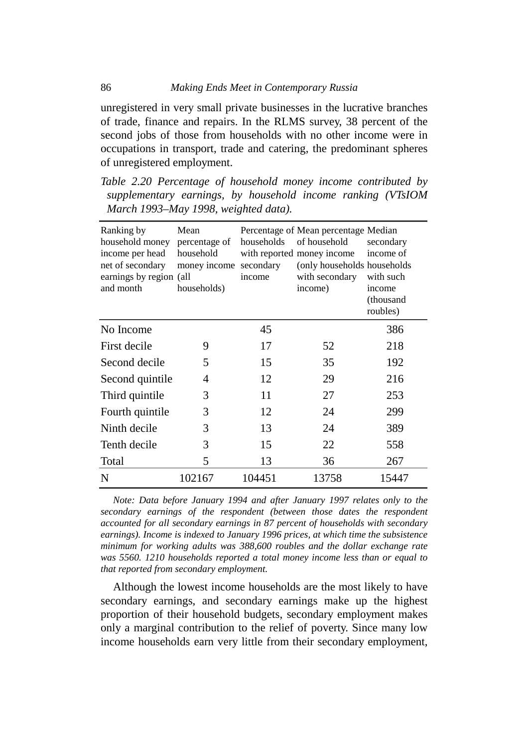unregistered in very small private businesses in the lucrative branches of trade, finance and repairs. In the RLMS survey, 38 percent of the second jobs of those from households with no other income were in occupations in transport, trade and catering, the predominant spheres of unregistered employment.

*Table 2.20 Percentage of household money income contributed by supplementary earnings, by household income ranking (VTsIOM March 1993–May 1998, weighted data).*

| Ranking by household money income per head net of secondary earnings by region and month | Mean percentage of household money income (all households) | Percentage of households with reported secondary income | Mean percentage of household money income (only households with secondary income) | Median secondary income of households with such income (thousand roubles) |
|---|---|---|---|---|
| No Income | | 45 | | 386 |
| First decile | 9 | 17 | 52 | 218 |
| Second decile | 5 | 15 | 35 | 192 |
| Second quintile | 4 | 12 | 29 | 216 |
| Third quintile | 3 | 11 | 27 | 253 |
| Fourth quintile | 3 | 12 | 24 | 299 |
| Ninth decile | 3 | 13 | 24 | 389 |
| Tenth decile | 3 | 15 | 22 | 558 |
| Total | 5 | 13 | 36 | 267 |
| N | 102167 | 104451 | 13758 | 15447 |

*Note: Data before January 1994 and after January 1997 relates only to the secondary earnings of the respondent (between those dates the respondent accounted for all secondary earnings in 87 percent of households with secondary earnings). Income is indexed to January 1996 prices, at which time the subsistence minimum for working adults was 388,600 roubles and the dollar exchange rate was 5560. 1210 households reported a total money income less than or equal to that reported from secondary employment.*

Although the lowest income households are the most likely to have secondary earnings, and secondary earnings make up the highest proportion of their household budgets, secondary employment makes only a marginal contribution to the relief of poverty. Since many low income households earn very little from their secondary employment,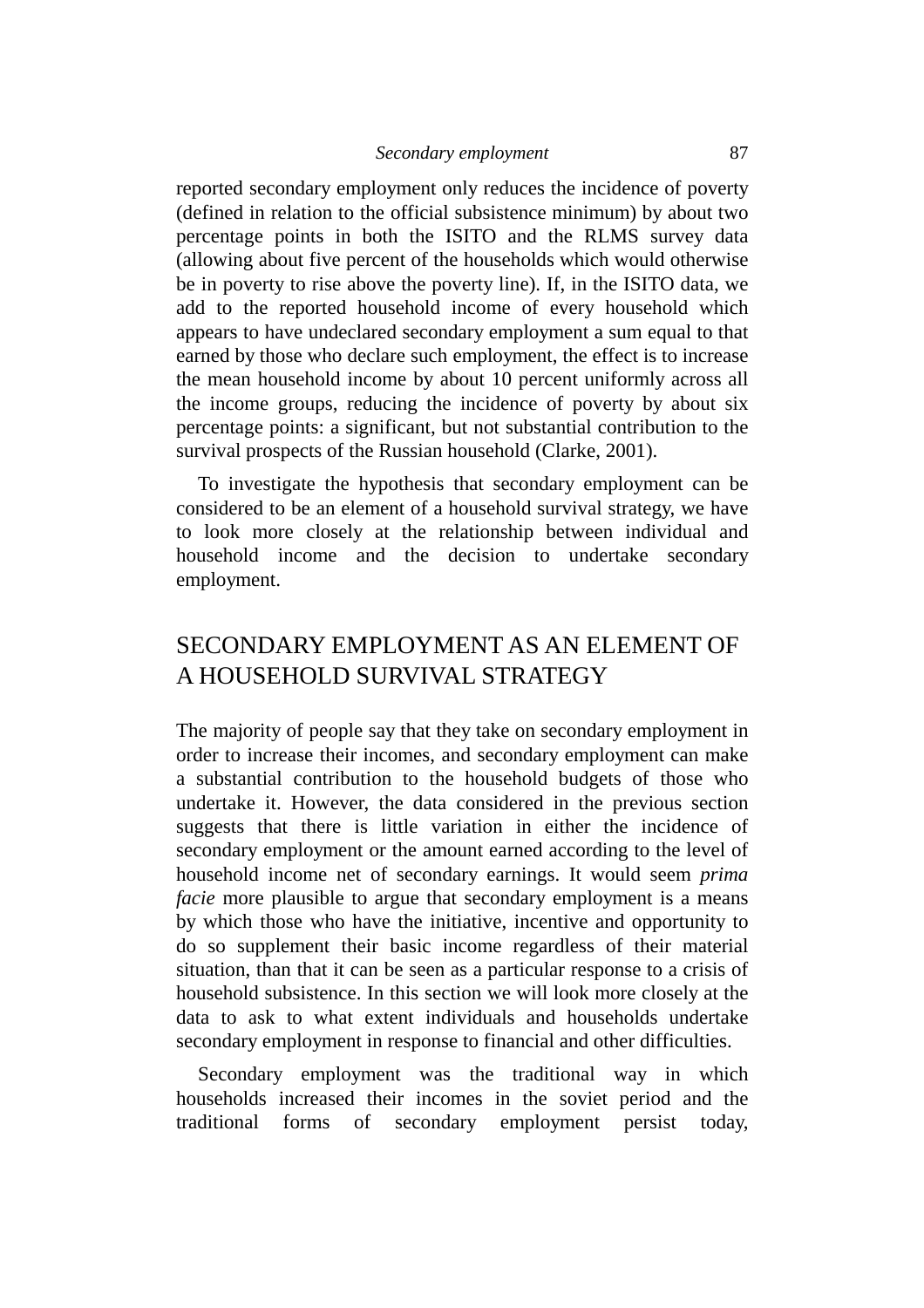reported secondary employment only reduces the incidence of poverty (defined in relation to the official subsistence minimum) by about two percentage points in both the ISITO and the RLMS survey data (allowing about five percent of the households which would otherwise be in poverty to rise above the poverty line). If, in the ISITO data, we add to the reported household income of every household which appears to have undeclared secondary employment a sum equal to that earned by those who declare such employment, the effect is to increase the mean household income by about 10 percent uniformly across all the income groups, reducing the incidence of poverty by about six percentage points: a significant, but not substantial contribution to the survival prospects of the Russian household (Clarke, 2001).

To investigate the hypothesis that secondary employment can be considered to be an element of a household survival strategy, we have to look more closely at the relationship between individual and household income and the decision to undertake secondary employment.

## SECONDARY EMPLOYMENT AS AN ELEMENT OF A HOUSEHOLD SURVIVAL STRATEGY

The majority of people say that they take on secondary employment in order to increase their incomes, and secondary employment can make a substantial contribution to the household budgets of those who undertake it. However, the data considered in the previous section suggests that there is little variation in either the incidence of secondary employment or the amount earned according to the level of household income net of secondary earnings. It would seem *prima facie* more plausible to argue that secondary employment is a means by which those who have the initiative, incentive and opportunity to do so supplement their basic income regardless of their material situation, than that it can be seen as a particular response to a crisis of household subsistence. In this section we will look more closely at the data to ask to what extent individuals and households undertake secondary employment in response to financial and other difficulties.

Secondary employment was the traditional way in which households increased their incomes in the soviet period and the traditional forms of secondary employment persist today,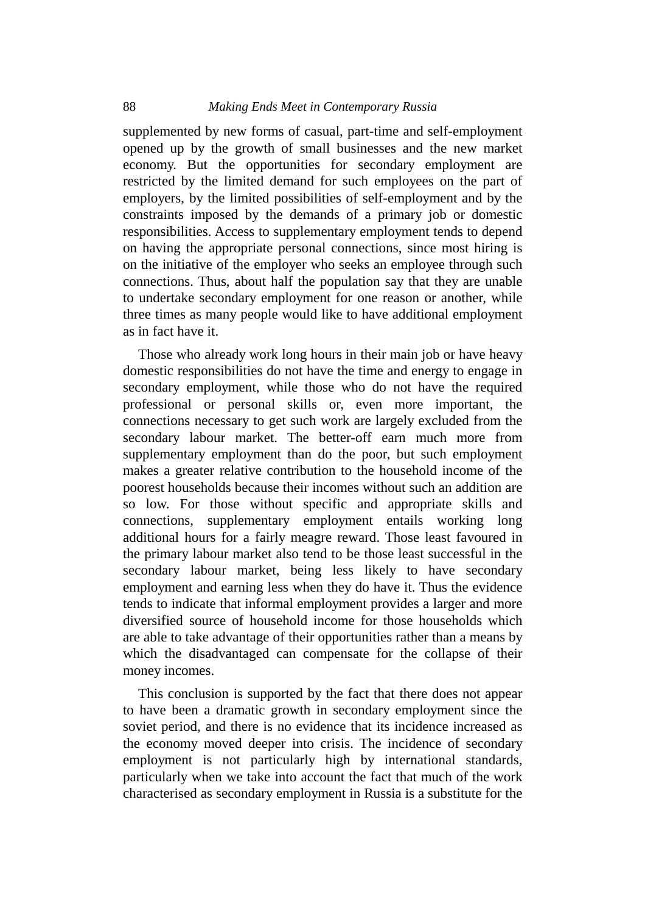supplemented by new forms of casual, part-time and self-employment opened up by the growth of small businesses and the new market economy. But the opportunities for secondary employment are restricted by the limited demand for such employees on the part of employers, by the limited possibilities of self-employment and by the constraints imposed by the demands of a primary job or domestic responsibilities. Access to supplementary employment tends to depend on having the appropriate personal connections, since most hiring is on the initiative of the employer who seeks an employee through such connections. Thus, about half the population say that they are unable to undertake secondary employment for one reason or another, while three times as many people would like to have additional employment as in fact have it.

Those who already work long hours in their main job or have heavy domestic responsibilities do not have the time and energy to engage in secondary employment, while those who do not have the required professional or personal skills or, even more important, the connections necessary to get such work are largely excluded from the secondary labour market. The better-off earn much more from supplementary employment than do the poor, but such employment makes a greater relative contribution to the household income of the poorest households because their incomes without such an addition are so low. For those without specific and appropriate skills and connections, supplementary employment entails working long additional hours for a fairly meagre reward. Those least favoured in the primary labour market also tend to be those least successful in the secondary labour market, being less likely to have secondary employment and earning less when they do have it. Thus the evidence tends to indicate that informal employment provides a larger and more diversified source of household income for those households which are able to take advantage of their opportunities rather than a means by which the disadvantaged can compensate for the collapse of their money incomes.

This conclusion is supported by the fact that there does not appear to have been a dramatic growth in secondary employment since the soviet period, and there is no evidence that its incidence increased as the economy moved deeper into crisis. The incidence of secondary employment is not particularly high by international standards, particularly when we take into account the fact that much of the work characterised as secondary employment in Russia is a substitute for the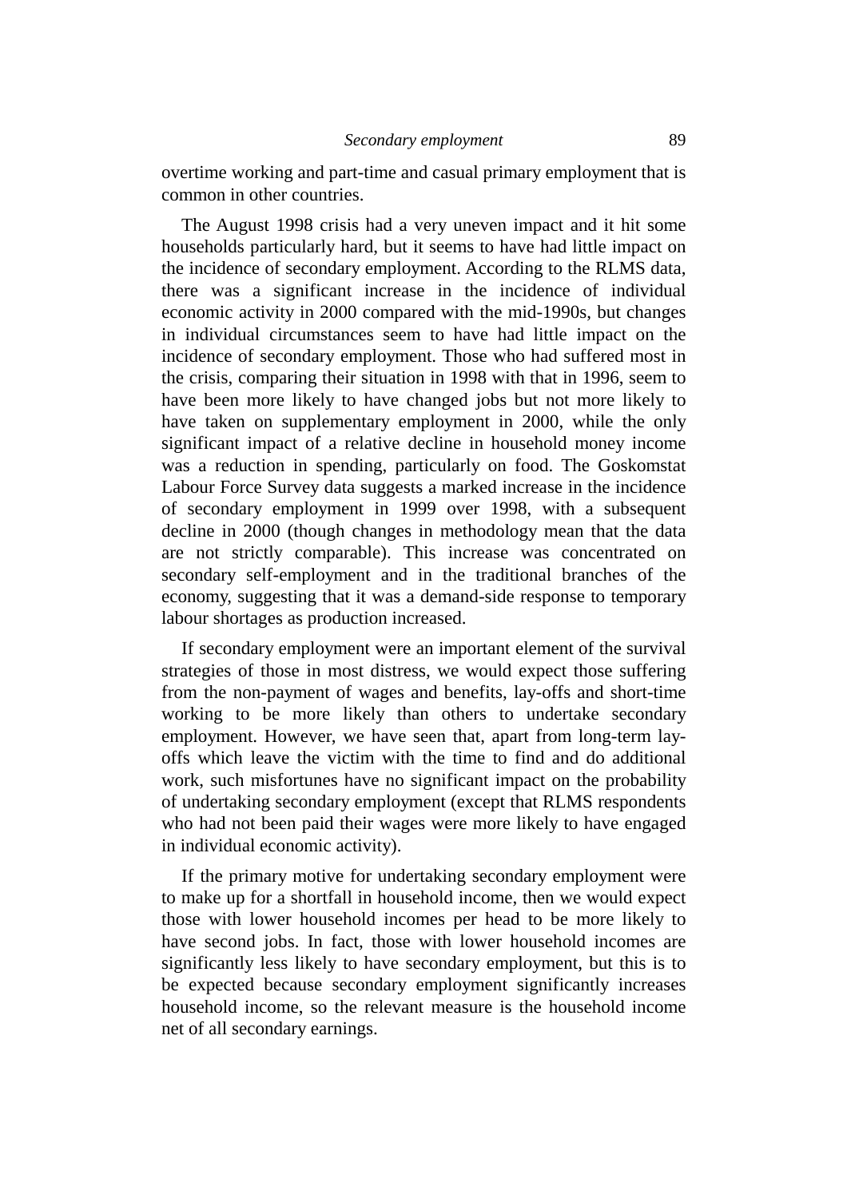overtime working and part-time and casual primary employment that is common in other countries.

The August 1998 crisis had a very uneven impact and it hit some households particularly hard, but it seems to have had little impact on the incidence of secondary employment. According to the RLMS data, there was a significant increase in the incidence of individual economic activity in 2000 compared with the mid-1990s, but changes in individual circumstances seem to have had little impact on the incidence of secondary employment. Those who had suffered most in the crisis, comparing their situation in 1998 with that in 1996, seem to have been more likely to have changed jobs but not more likely to have taken on supplementary employment in 2000, while the only significant impact of a relative decline in household money income was a reduction in spending, particularly on food. The Goskomstat Labour Force Survey data suggests a marked increase in the incidence of secondary employment in 1999 over 1998, with a subsequent decline in 2000 (though changes in methodology mean that the data are not strictly comparable). This increase was concentrated on secondary self-employment and in the traditional branches of the economy, suggesting that it was a demand-side response to temporary labour shortages as production increased.

If secondary employment were an important element of the survival strategies of those in most distress, we would expect those suffering from the non-payment of wages and benefits, lay-offs and short-time working to be more likely than others to undertake secondary employment. However, we have seen that, apart from long-term lay-offs which leave the victim with the time to find and do additional work, such misfortunes have no significant impact on the probability of undertaking secondary employment (except that RLMS respondents who had not been paid their wages were more likely to have engaged in individual economic activity).

If the primary motive for undertaking secondary employment were to make up for a shortfall in household income, then we would expect those with lower household incomes per head to be more likely to have second jobs. In fact, those with lower household incomes are significantly less likely to have secondary employment, but this is to be expected because secondary employment significantly increases household income, so the relevant measure is the household income net of all secondary earnings.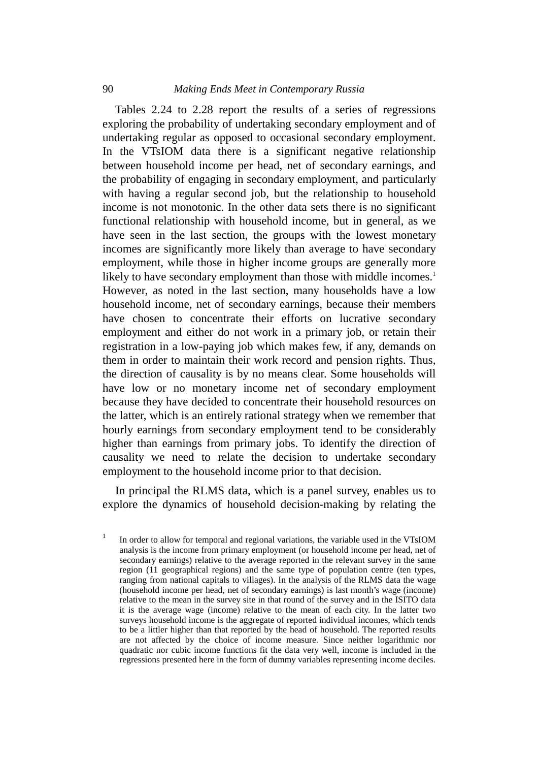Tables 2.24 to 2.28 report the results of a series of regressions exploring the probability of undertaking secondary employment and of undertaking regular as opposed to occasional secondary employment. In the VTsIOM data there is a significant negative relationship between household income per head, net of secondary earnings, and the probability of engaging in secondary employment, and particularly with having a regular second job, but the relationship to household income is not monotonic. In the other data sets there is no significant functional relationship with household income, but in general, as we have seen in the last section, the groups with the lowest monetary incomes are significantly more likely than average to have secondary employment, while those in higher income groups are generally more likely to have secondary employment than those with middle incomes.[1] However, as noted in the last section, many households have a low household income, net of secondary earnings, because their members have chosen to concentrate their efforts on lucrative secondary employment and either do not work in a primary job, or retain their registration in a low-paying job which makes few, if any, demands on them in order to maintain their work record and pension rights. Thus, the direction of causality is by no means clear. Some households will have low or no monetary income net of secondary employment because they have decided to concentrate their household resources on the latter, which is an entirely rational strategy when we remember that hourly earnings from secondary employment tend to be considerably higher than earnings from primary jobs. To identify the direction of causality we need to relate the decision to undertake secondary employment to the household income prior to that decision.

In principal the RLMS data, which is a panel survey, enables us to explore the dynamics of household decision-making by relating the

[1] In order to allow for temporal and regional variations, the variable used in the VTsIOM analysis is the income from primary employment (or household income per head, net of secondary earnings) relative to the average reported in the relevant survey in the same region (11 geographical regions) and the same type of population centre (ten types, ranging from national capitals to villages). In the analysis of the RLMS data the wage (household income per head, net of secondary earnings) is last month's wage (income) relative to the mean in the survey site in that round of the survey and in the ISITO data it is the average wage (income) relative to the mean of each city. In the latter two surveys household income is the aggregate of reported individual incomes, which tends to be a littler higher than that reported by the head of household. The reported results are not affected by the choice of income measure. Since neither logarithmic nor quadratic nor cubic income functions fit the data very well, income is included in the regressions presented here in the form of dummy variables representing income deciles.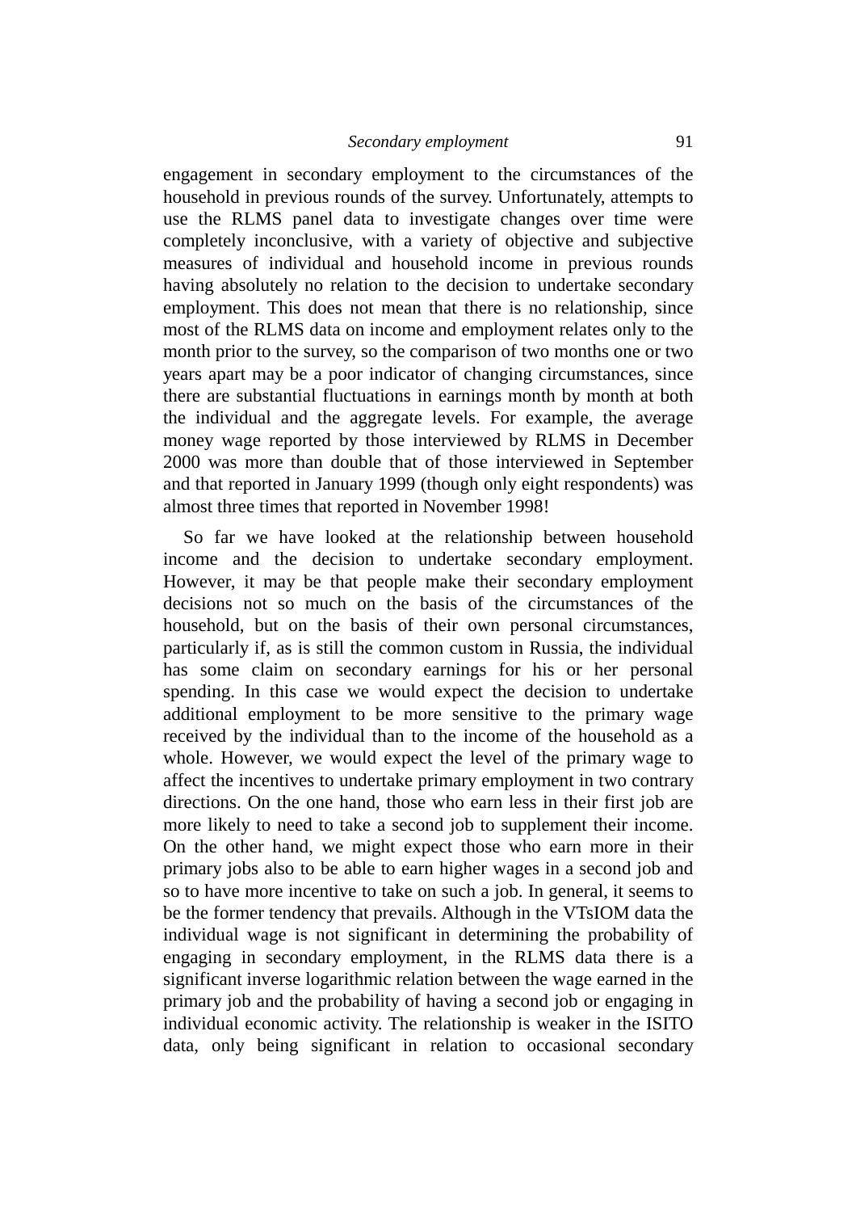engagement in secondary employment to the circumstances of the household in previous rounds of the survey. Unfortunately, attempts to use the RLMS panel data to investigate changes over time were completely inconclusive, with a variety of objective and subjective measures of individual and household income in previous rounds having absolutely no relation to the decision to undertake secondary employment. This does not mean that there is no relationship, since most of the RLMS data on income and employment relates only to the month prior to the survey, so the comparison of two months one or two years apart may be a poor indicator of changing circumstances, since there are substantial fluctuations in earnings month by month at both the individual and the aggregate levels. For example, the average money wage reported by those interviewed by RLMS in December 2000 was more than double that of those interviewed in September and that reported in January 1999 (though only eight respondents) was almost three times that reported in November 1998!

So far we have looked at the relationship between household income and the decision to undertake secondary employment. However, it may be that people make their secondary employment decisions not so much on the basis of the circumstances of the household, but on the basis of their own personal circumstances, particularly if, as is still the common custom in Russia, the individual has some claim on secondary earnings for his or her personal spending. In this case we would expect the decision to undertake additional employment to be more sensitive to the primary wage received by the individual than to the income of the household as a whole. However, we would expect the level of the primary wage to affect the incentives to undertake primary employment in two contrary directions. On the one hand, those who earn less in their first job are more likely to need to take a second job to supplement their income. On the other hand, we might expect those who earn more in their primary jobs also to be able to earn higher wages in a second job and so to have more incentive to take on such a job. In general, it seems to be the former tendency that prevails. Although in the VTsIOM data the individual wage is not significant in determining the probability of engaging in secondary employment, in the RLMS data there is a significant inverse logarithmic relation between the wage earned in the primary job and the probability of having a second job or engaging in individual economic activity. The relationship is weaker in the ISITO data, only being significant in relation to occasional secondary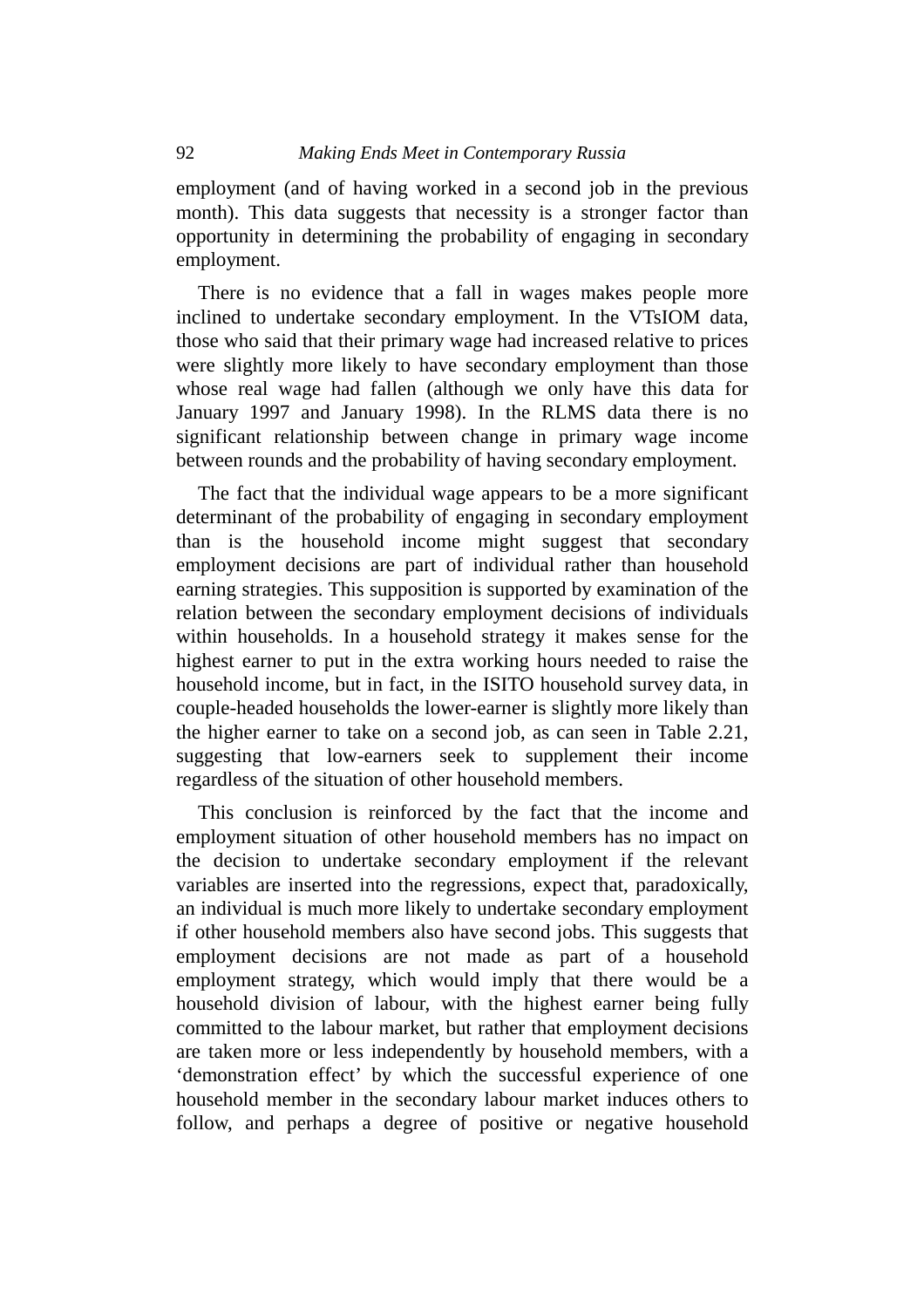employment (and of having worked in a second job in the previous month). This data suggests that necessity is a stronger factor than opportunity in determining the probability of engaging in secondary employment.

There is no evidence that a fall in wages makes people more inclined to undertake secondary employment. In the VTsIOM data, those who said that their primary wage had increased relative to prices were slightly more likely to have secondary employment than those whose real wage had fallen (although we only have this data for January 1997 and January 1998). In the RLMS data there is no significant relationship between change in primary wage income between rounds and the probability of having secondary employment.

The fact that the individual wage appears to be a more significant determinant of the probability of engaging in secondary employment than is the household income might suggest that secondary employment decisions are part of individual rather than household earning strategies. This supposition is supported by examination of the relation between the secondary employment decisions of individuals within households. In a household strategy it makes sense for the highest earner to put in the extra working hours needed to raise the household income, but in fact, in the ISITO household survey data, in couple-headed households the lower-earner is slightly more likely than the higher earner to take on a second job, as can seen in Table 2.21, suggesting that low-earners seek to supplement their income regardless of the situation of other household members.

This conclusion is reinforced by the fact that the income and employment situation of other household members has no impact on the decision to undertake secondary employment if the relevant variables are inserted into the regressions, expect that, paradoxically, an individual is much more likely to undertake secondary employment if other household members also have second jobs. This suggests that employment decisions are not made as part of a household employment strategy, which would imply that there would be a household division of labour, with the highest earner being fully committed to the labour market, but rather that employment decisions are taken more or less independently by household members, with a 'demonstration effect' by which the successful experience of one household member in the secondary labour market induces others to follow, and perhaps a degree of positive or negative household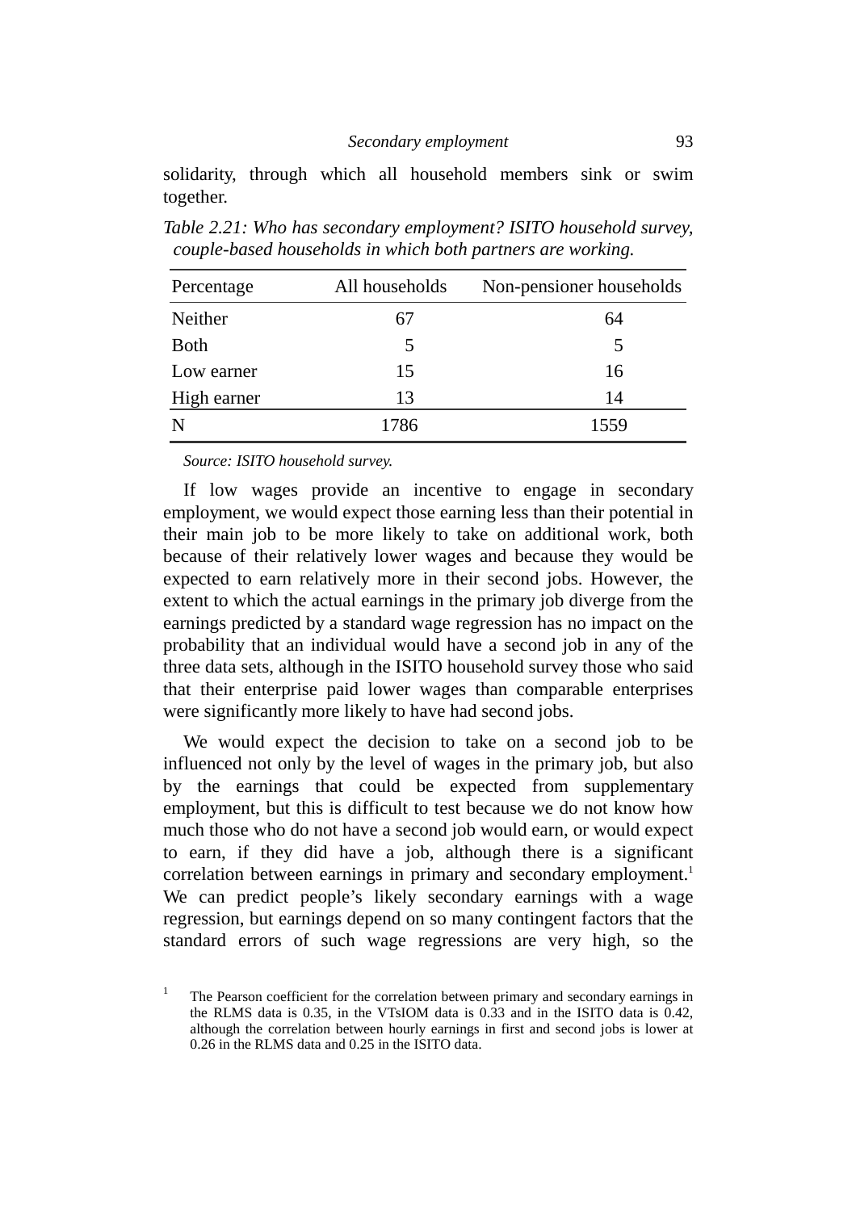solidarity, through which all household members sink or swim together.

*Table 2.21: Who has secondary employment? ISITO household survey, couple-based households in which both partners are working.*

| Percentage | All households | Non-pensioner households |
|---|---|---|
| Neither | 67 | 64 |
| Both | 5 | 5 |
| Low earner | 15 | 16 |
| High earner | 13 | 14 |
| N | 1786 | 1559 |

*Source: ISITO household survey.*

If low wages provide an incentive to engage in secondary employment, we would expect those earning less than their potential in their main job to be more likely to take on additional work, both because of their relatively lower wages and because they would be expected to earn relatively more in their second jobs. However, the extent to which the actual earnings in the primary job diverge from the earnings predicted by a standard wage regression has no impact on the probability that an individual would have a second job in any of the three data sets, although in the ISITO household survey those who said that their enterprise paid lower wages than comparable enterprises were significantly more likely to have had second jobs.

We would expect the decision to take on a second job to be influenced not only by the level of wages in the primary job, but also by the earnings that could be expected from supplementary employment, but this is difficult to test because we do not know how much those who do not have a second job would earn, or would expect to earn, if they did have a job, although there is a significant correlation between earnings in primary and secondary employment.[1] We can predict people's likely secondary earnings with a wage regression, but earnings depend on so many contingent factors that the standard errors of such wage regressions are very high, so the

[1] The Pearson coefficient for the correlation between primary and secondary earnings in the RLMS data is 0.35, in the VTsIOM data is 0.33 and in the ISITO data is 0.42, although the correlation between hourly earnings in first and second jobs is lower at 0.26 in the RLMS data and 0.25 in the ISITO data.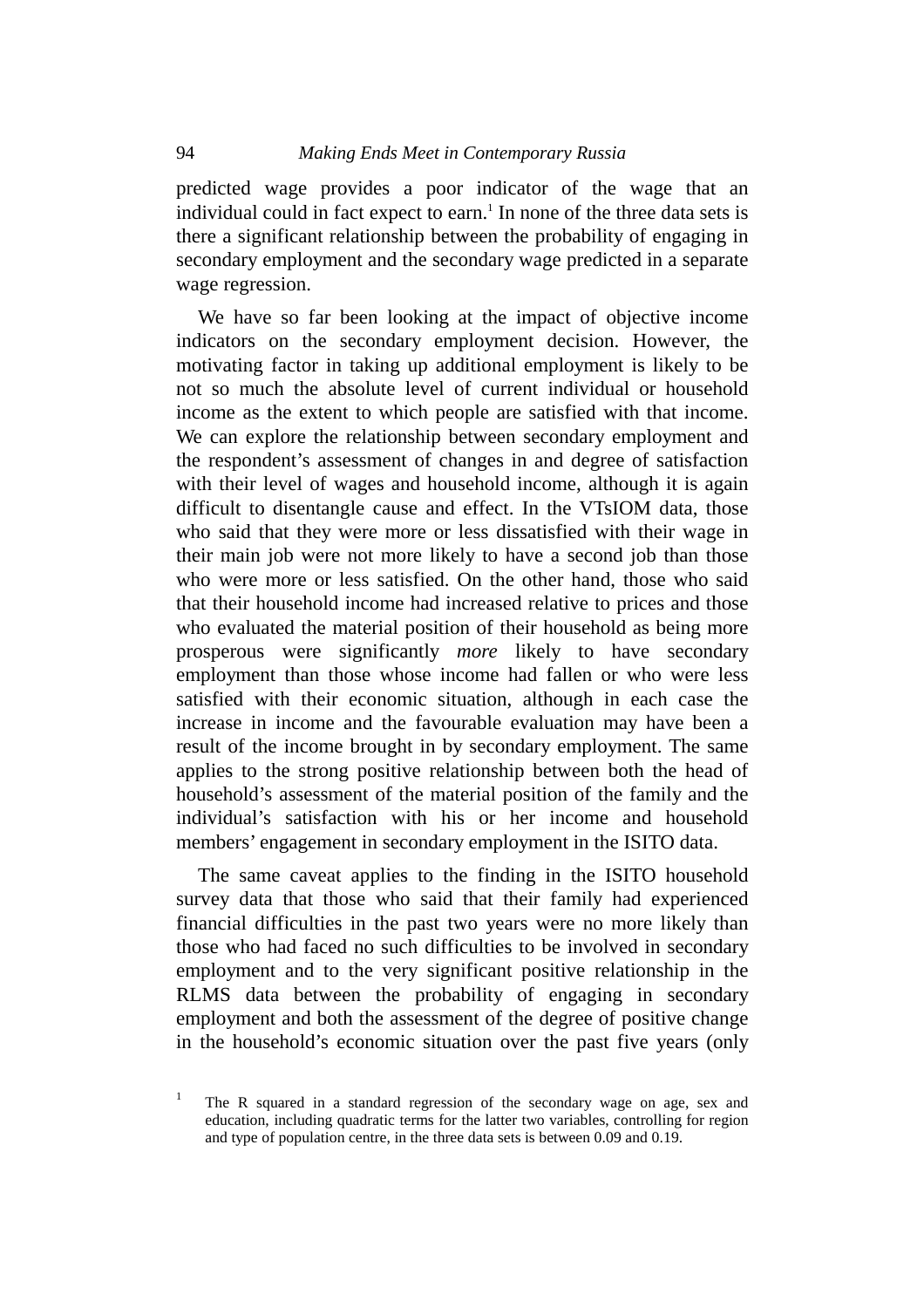predicted wage provides a poor indicator of the wage that an individual could in fact expect to earn.[1] In none of the three data sets is there a significant relationship between the probability of engaging in secondary employment and the secondary wage predicted in a separate wage regression.

We have so far been looking at the impact of objective income indicators on the secondary employment decision. However, the motivating factor in taking up additional employment is likely to be not so much the absolute level of current individual or household income as the extent to which people are satisfied with that income. We can explore the relationship between secondary employment and the respondent's assessment of changes in and degree of satisfaction with their level of wages and household income, although it is again difficult to disentangle cause and effect. In the VTsIOM data, those who said that they were more or less dissatisfied with their wage in their main job were not more likely to have a second job than those who were more or less satisfied. On the other hand, those who said that their household income had increased relative to prices and those who evaluated the material position of their household as being more prosperous were significantly *more* likely to have secondary employment than those whose income had fallen or who were less satisfied with their economic situation, although in each case the increase in income and the favourable evaluation may have been a result of the income brought in by secondary employment. The same applies to the strong positive relationship between both the head of household's assessment of the material position of the family and the individual's satisfaction with his or her income and household members' engagement in secondary employment in the ISITO data.

The same caveat applies to the finding in the ISITO household survey data that those who said that their family had experienced financial difficulties in the past two years were no more likely than those who had faced no such difficulties to be involved in secondary employment and to the very significant positive relationship in the RLMS data between the probability of engaging in secondary employment and both the assessment of the degree of positive change in the household's economic situation over the past five years (only

[1] The R squared in a standard regression of the secondary wage on age, sex and education, including quadratic terms for the latter two variables, controlling for region and type of population centre, in the three data sets is between 0.09 and 0.19.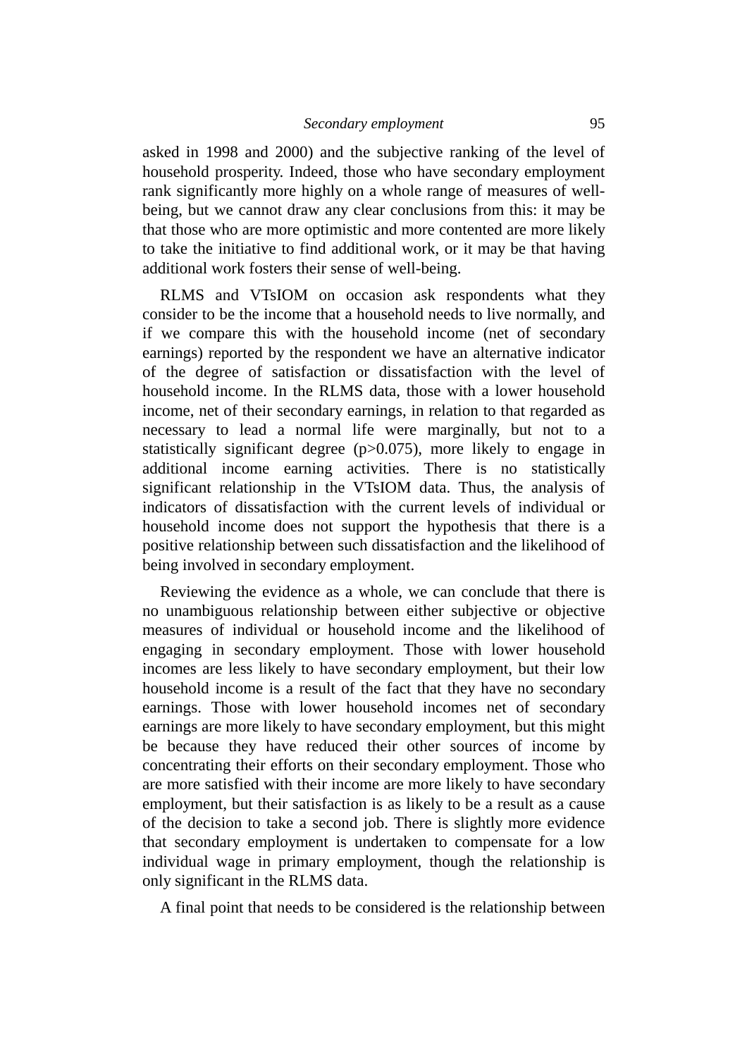asked in 1998 and 2000) and the subjective ranking of the level of household prosperity. Indeed, those who have secondary employment rank significantly more highly on a whole range of measures of well-being, but we cannot draw any clear conclusions from this: it may be that those who are more optimistic and more contented are more likely to take the initiative to find additional work, or it may be that having additional work fosters their sense of well-being.

RLMS and VTsIOM on occasion ask respondents what they consider to be the income that a household needs to live normally, and if we compare this with the household income (net of secondary earnings) reported by the respondent we have an alternative indicator of the degree of satisfaction or dissatisfaction with the level of household income. In the RLMS data, those with a lower household income, net of their secondary earnings, in relation to that regarded as necessary to lead a normal life were marginally, but not to a statistically significant degree ($p>0.075$), more likely to engage in additional income earning activities. There is no statistically significant relationship in the VTsIOM data. Thus, the analysis of indicators of dissatisfaction with the current levels of individual or household income does not support the hypothesis that there is a positive relationship between such dissatisfaction and the likelihood of being involved in secondary employment.

Reviewing the evidence as a whole, we can conclude that there is no unambiguous relationship between either subjective or objective measures of individual or household income and the likelihood of engaging in secondary employment. Those with lower household incomes are less likely to have secondary employment, but their low household income is a result of the fact that they have no secondary earnings. Those with lower household incomes net of secondary earnings are more likely to have secondary employment, but this might be because they have reduced their other sources of income by concentrating their efforts on their secondary employment. Those who are more satisfied with their income are more likely to have secondary employment, but their satisfaction is as likely to be a result as a cause of the decision to take a second job. There is slightly more evidence that secondary employment is undertaken to compensate for a low individual wage in primary employment, though the relationship is only significant in the RLMS data.

A final point that needs to be considered is the relationship between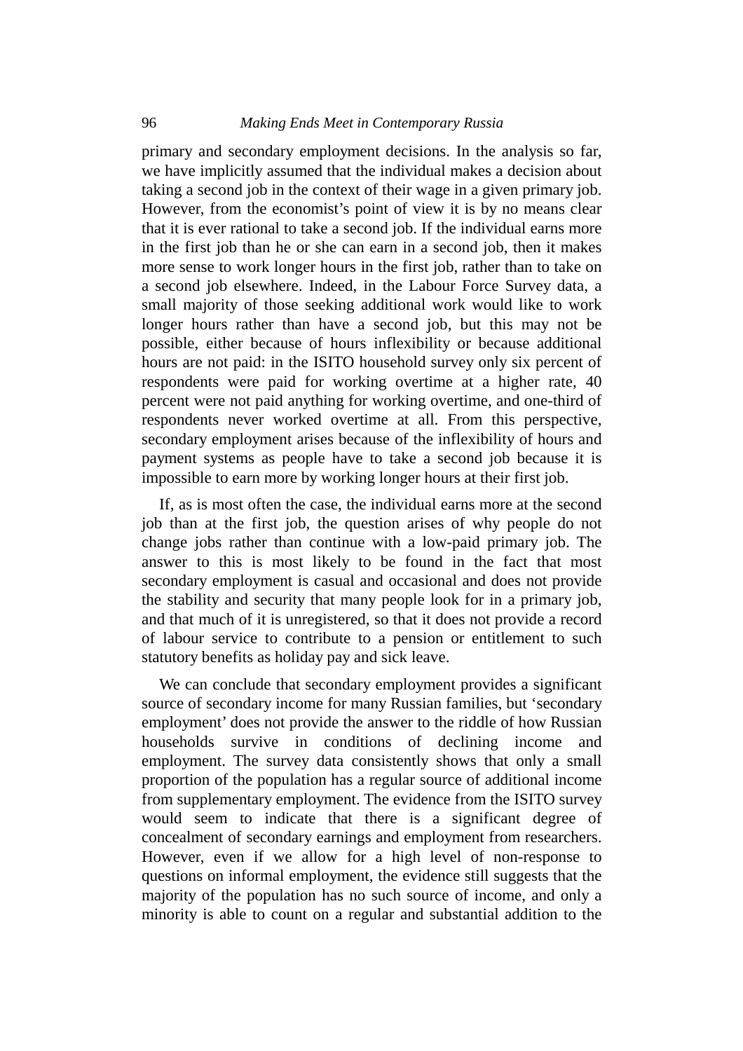primary and secondary employment decisions. In the analysis so far, we have implicitly assumed that the individual makes a decision about taking a second job in the context of their wage in a given primary job. However, from the economist's point of view it is by no means clear that it is ever rational to take a second job. If the individual earns more in the first job than he or she can earn in a second job, then it makes more sense to work longer hours in the first job, rather than to take on a second job elsewhere. Indeed, in the Labour Force Survey data, a small majority of those seeking additional work would like to work longer hours rather than have a second job, but this may not be possible, either because of hours inflexibility or because additional hours are not paid: in the ISITO household survey only six percent of respondents were paid for working overtime at a higher rate, 40 percent were not paid anything for working overtime, and one-third of respondents never worked overtime at all. From this perspective, secondary employment arises because of the inflexibility of hours and payment systems as people have to take a second job because it is impossible to earn more by working longer hours at their first job.

If, as is most often the case, the individual earns more at the second job than at the first job, the question arises of why people do not change jobs rather than continue with a low-paid primary job. The answer to this is most likely to be found in the fact that most secondary employment is casual and occasional and does not provide the stability and security that many people look for in a primary job, and that much of it is unregistered, so that it does not provide a record of labour service to contribute to a pension or entitlement to such statutory benefits as holiday pay and sick leave.

We can conclude that secondary employment provides a significant source of secondary income for many Russian families, but 'secondary employment' does not provide the answer to the riddle of how Russian households survive in conditions of declining income and employment. The survey data consistently shows that only a small proportion of the population has a regular source of additional income from supplementary employment. The evidence from the ISITO survey would seem to indicate that there is a significant degree of concealment of secondary earnings and employment from researchers. However, even if we allow for a high level of non-response to questions on informal employment, the evidence still suggests that the majority of the population has no such source of income, and only a minority is able to count on a regular and substantial addition to the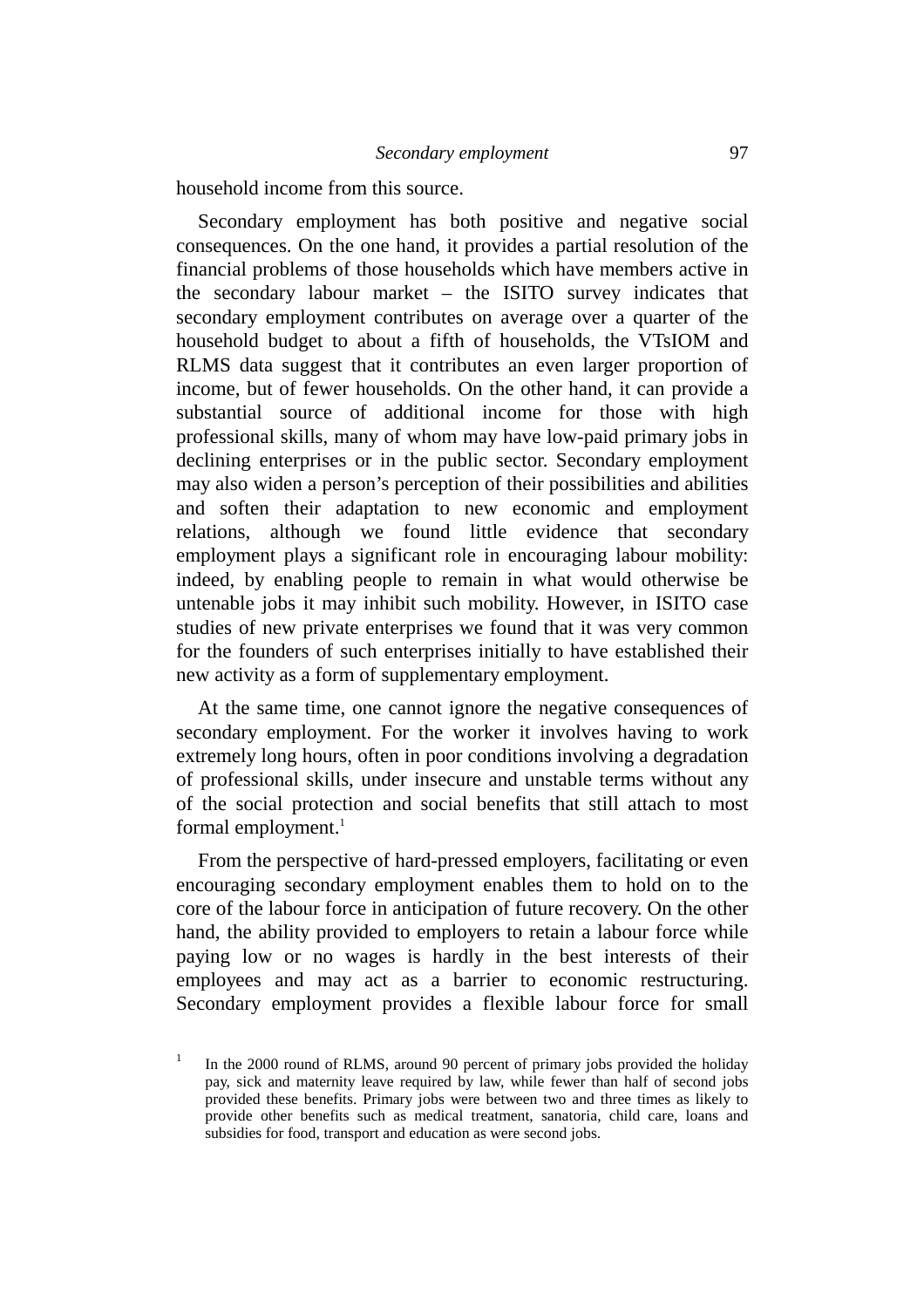household income from this source.

Secondary employment has both positive and negative social consequences. On the one hand, it provides a partial resolution of the financial problems of those households which have members active in the secondary labour market – the ISITO survey indicates that secondary employment contributes on average over a quarter of the household budget to about a fifth of households, the VTsIOM and RLMS data suggest that it contributes an even larger proportion of income, but of fewer households. On the other hand, it can provide a substantial source of additional income for those with high professional skills, many of whom may have low-paid primary jobs in declining enterprises or in the public sector. Secondary employment may also widen a person's perception of their possibilities and abilities and soften their adaptation to new economic and employment relations, although we found little evidence that secondary employment plays a significant role in encouraging labour mobility: indeed, by enabling people to remain in what would otherwise be untenable jobs it may inhibit such mobility. However, in ISITO case studies of new private enterprises we found that it was very common for the founders of such enterprises initially to have established their new activity as a form of supplementary employment.

At the same time, one cannot ignore the negative consequences of secondary employment. For the worker it involves having to work extremely long hours, often in poor conditions involving a degradation of professional skills, under insecure and unstable terms without any of the social protection and social benefits that still attach to most formal employment.[1]

From the perspective of hard-pressed employers, facilitating or even encouraging secondary employment enables them to hold on to the core of the labour force in anticipation of future recovery. On the other hand, the ability provided to employers to retain a labour force while paying low or no wages is hardly in the best interests of their employees and may act as a barrier to economic restructuring. Secondary employment provides a flexible labour force for small

[1] In the 2000 round of RLMS, around 90 percent of primary jobs provided the holiday pay, sick and maternity leave required by law, while fewer than half of second jobs provided these benefits. Primary jobs were between two and three times as likely to provide other benefits such as medical treatment, sanatoria, child care, loans and subsidies for food, transport and education as were second jobs.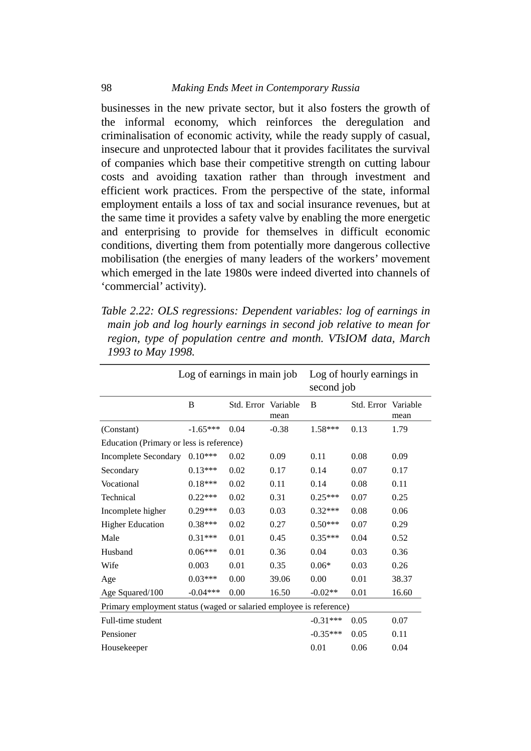businesses in the new private sector, but it also fosters the growth of the informal economy, which reinforces the deregulation and criminalisation of economic activity, while the ready supply of casual, insecure and unprotected labour that it provides facilitates the survival of companies which base their competitive strength on cutting labour costs and avoiding taxation rather than through investment and efficient work practices. From the perspective of the state, informal employment entails a loss of tax and social insurance revenues, but at the same time it provides a safety valve by enabling the more energetic and enterprising to provide for themselves in difficult economic conditions, diverting them from potentially more dangerous collective mobilisation (the energies of many leaders of the workers' movement which emerged in the late 1980s were indeed diverted into channels of 'commercial' activity).

*Table 2.22: OLS regressions: Dependent variables: log of earnings in main job and log hourly earnings in second job relative to mean for region, type of population centre and month. VTsIOM data, March 1993 to May 1998.*

| | Log of earnings in main job | | | Log of hourly earnings in second job | | |
|---|---|---|---|---|---|---|
| | B | Std. Error | Variable mean | B | Std. Error | Variable mean |
| (Constant) | -1.65*** | 0.04 | -0.38 | 1.58*** | 0.13 | 1.79 |
| Education (Primary or less is reference) | | | | | | |
| Incomplete Secondary | 0.10*** | 0.02 | 0.09 | 0.11 | 0.08 | 0.09 |
| Secondary | 0.13*** | 0.02 | 0.17 | 0.14 | 0.07 | 0.17 |
| Vocational | 0.18*** | 0.02 | 0.11 | 0.14 | 0.08 | 0.11 |
| Technical | 0.22*** | 0.02 | 0.31 | 0.25*** | 0.07 | 0.25 |
| Incomplete higher | 0.29*** | 0.03 | 0.03 | 0.32*** | 0.08 | 0.06 |
| Higher Education | 0.38*** | 0.02 | 0.27 | 0.50*** | 0.07 | 0.29 |
| Male | 0.31*** | 0.01 | 0.45 | 0.35*** | 0.04 | 0.52 |
| Husband | 0.06*** | 0.01 | 0.36 | 0.04 | 0.03 | 0.36 |
| Wife | 0.003 | 0.01 | 0.35 | 0.06* | 0.03 | 0.26 |
| Age | 0.03*** | 0.00 | 39.06 | 0.00 | 0.01 | 38.37 |
| Age Squared/100 | -0.04*** | 0.00 | 16.50 | -0.02** | 0.01 | 16.60 |
| Primary employment status (waged or salaried employee is reference) | | | | | | |
| Full-time student | | | | -0.31*** | 0.05 | 0.07 |
| Pensioner | | | | -0.35*** | 0.05 | 0.11 |
| Housekeeper | | | | 0.01 | 0.06 | 0.04 |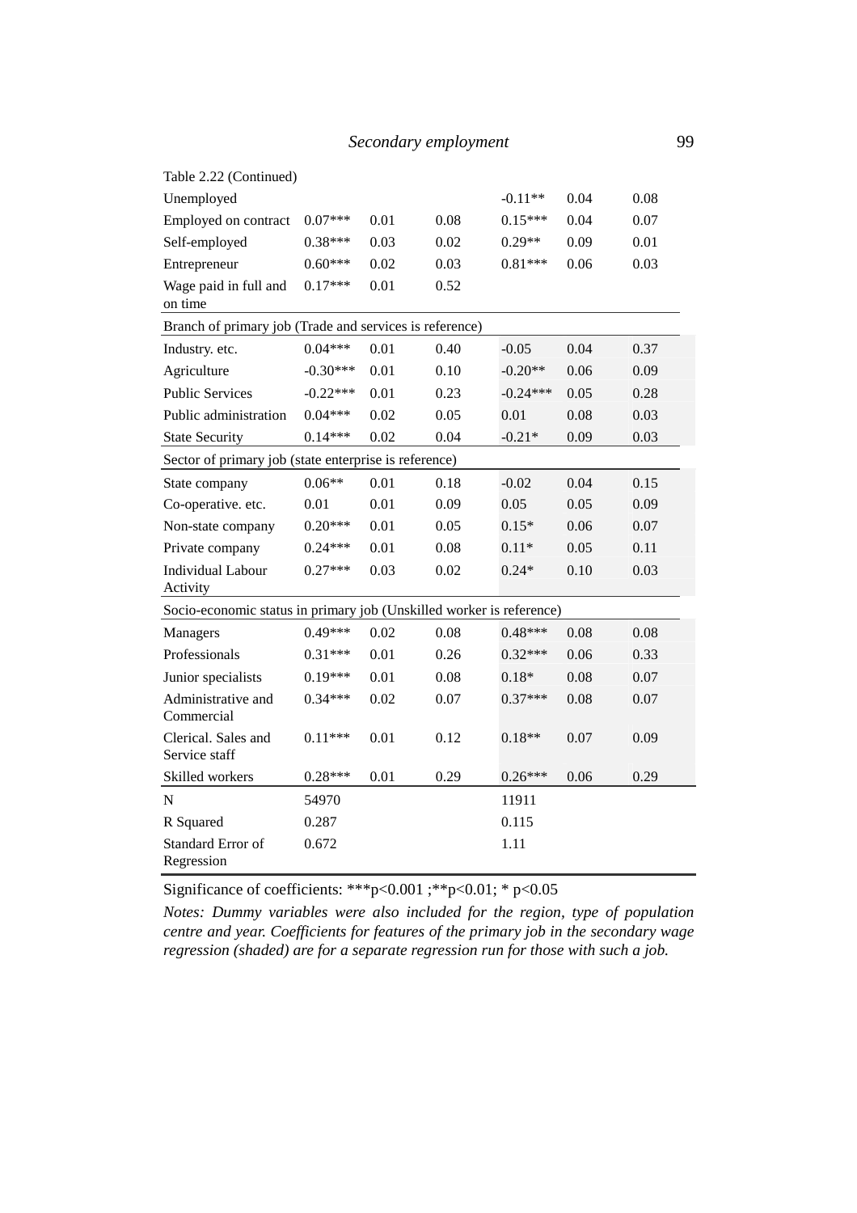Table 2.22 (Continued)

| | | | | | | |
|---|---|---|---|---|---|---|
| Unemployed | | | | -0.11** | 0.04 | 0.08 |
| Employed on contract | 0.07*** | 0.01 | 0.08 | 0.15*** | 0.04 | 0.07 |
| Self-employed | 0.38*** | 0.03 | 0.02 | 0.29** | 0.09 | 0.01 |
| Entrepreneur | 0.60*** | 0.02 | 0.03 | 0.81*** | 0.06 | 0.03 |
| Wage paid in full and on time | 0.17*** | 0.01 | 0.52 | | | |
| Branch of primary job (Trade and services is reference) | | | | | | |
| Industry. etc. | 0.04*** | 0.01 | 0.40 | -0.05 | 0.04 | 0.37 |
| Agriculture | -0.30*** | 0.01 | 0.10 | -0.20** | 0.06 | 0.09 |
| Public Services | -0.22*** | 0.01 | 0.23 | -0.24*** | 0.05 | 0.28 |
| Public administration | 0.04*** | 0.02 | 0.05 | 0.01 | 0.08 | 0.03 |
| State Security | 0.14*** | 0.02 | 0.04 | -0.21* | 0.09 | 0.03 |
| Sector of primary job (state enterprise is reference) | | | | | | |
| State company | 0.06** | 0.01 | 0.18 | -0.02 | 0.04 | 0.15 |
| Co-operative. etc. | 0.01 | 0.01 | 0.09 | 0.05 | 0.05 | 0.09 |
| Non-state company | 0.20*** | 0.01 | 0.05 | 0.15* | 0.06 | 0.07 |
| Private company | 0.24*** | 0.01 | 0.08 | 0.11* | 0.05 | 0.11 |
| Individual Labour Activity | 0.27*** | 0.03 | 0.02 | 0.24* | 0.10 | 0.03 |
| Socio-economic status in primary job (Unskilled worker is reference) | | | | | | |
| Managers | 0.49*** | 0.02 | 0.08 | 0.48*** | 0.08 | 0.08 |
| Professionals | 0.31*** | 0.01 | 0.26 | 0.32*** | 0.06 | 0.33 |
| Junior specialists | 0.19*** | 0.01 | 0.08 | 0.18* | 0.08 | 0.07 |
| Administrative and Commercial | 0.34*** | 0.02 | 0.07 | 0.37*** | 0.08 | 0.07 |
| Clerical. Sales and Service staff | 0.11*** | 0.01 | 0.12 | 0.18** | 0.07 | 0.09 |
| Skilled workers | 0.28*** | 0.01 | 0.29 | 0.26*** | 0.06 | 0.29 |
| N | 54970 | | | 11911 | | |
| R Squared | 0.287 | | | 0.115 | | |
| Standard Error of Regression | 0.672 | | | 1.11 | | |

Significance of coefficients: ***p<0.001 ;**p<0.01; * p<0.05

*Notes: Dummy variables were also included for the region, type of population centre and year. Coefficients for features of the primary job in the secondary wage regression (shaded) are for a separate regression run for those with such a job.*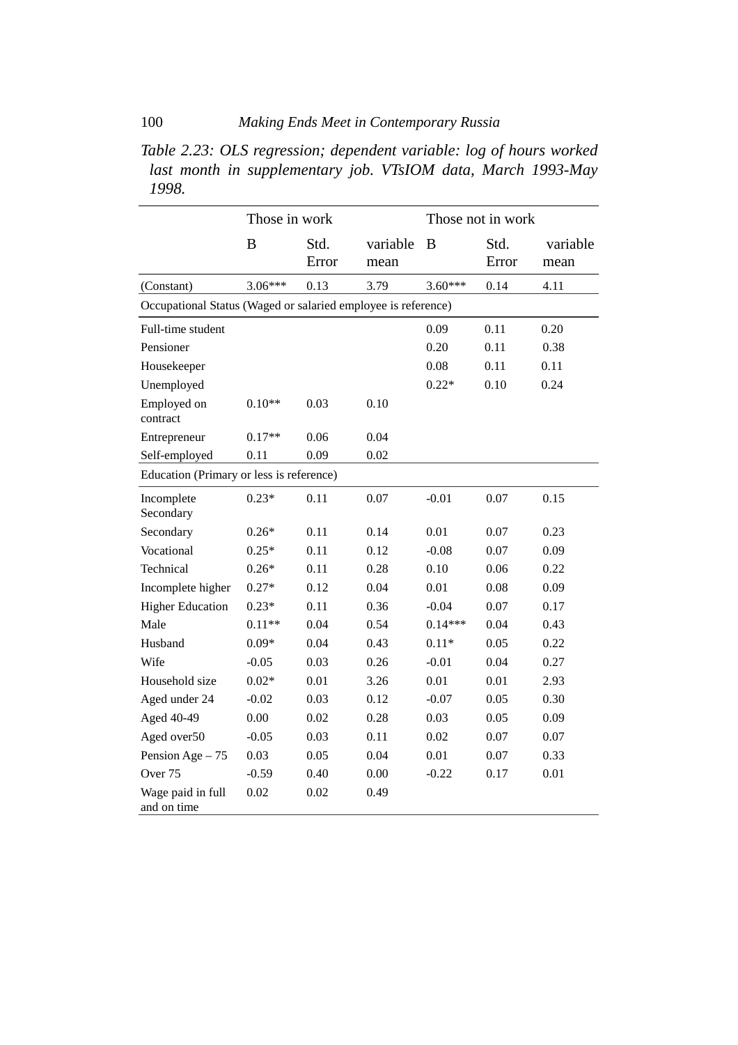*Table 2.23: OLS regression; dependent variable: log of hours worked last month in supplementary job. VTsIOM data, March 1993-May 1998.*

| | Those in work | | | Those not in work | | |
|---|---|---|---|---|---|---|
| | B | Std. Error | variable mean | B | Std. Error | variable mean |
| (Constant) | 3.06*** | 0.13 | 3.79 | 3.60*** | 0.14 | 4.11 |
| Occupational Status (Waged or salaried employee is reference) | | | | | | |
| Full-time student | | | | 0.09 | 0.11 | 0.20 |
| Pensioner | | | | 0.20 | 0.11 | 0.38 |
| Housekeeper | | | | 0.08 | 0.11 | 0.11 |
| Unemployed | | | | 0.22* | 0.10 | 0.24 |
| Employed on contract | 0.10** | 0.03 | 0.10 | | | |
| Entrepreneur | 0.17** | 0.06 | 0.04 | | | |
| Self-employed | 0.11 | 0.09 | 0.02 | | | |
| Education (Primary or less is reference) | | | | | | |
| Incomplete Secondary | 0.23* | 0.11 | 0.07 | -0.01 | 0.07 | 0.15 |
| Secondary | 0.26* | 0.11 | 0.14 | 0.01 | 0.07 | 0.23 |
| Vocational | 0.25* | 0.11 | 0.12 | -0.08 | 0.07 | 0.09 |
| Technical | 0.26* | 0.11 | 0.28 | 0.10 | 0.06 | 0.22 |
| Incomplete higher | 0.27* | 0.12 | 0.04 | 0.01 | 0.08 | 0.09 |
| Higher Education | 0.23* | 0.11 | 0.36 | -0.04 | 0.07 | 0.17 |
| Male | 0.11** | 0.04 | 0.54 | 0.14*** | 0.04 | 0.43 |
| Husband | 0.09* | 0.04 | 0.43 | 0.11* | 0.05 | 0.22 |
| Wife | -0.05 | 0.03 | 0.26 | -0.01 | 0.04 | 0.27 |
| Household size | 0.02* | 0.01 | 3.26 | 0.01 | 0.01 | 2.93 |
| Aged under 24 | -0.02 | 0.03 | 0.12 | -0.07 | 0.05 | 0.30 |
| Aged 40-49 | 0.00 | 0.02 | 0.28 | 0.03 | 0.05 | 0.09 |
| Aged over50 | -0.05 | 0.03 | 0.11 | 0.02 | 0.07 | 0.07 |
| Pension Age – 75 | 0.03 | 0.05 | 0.04 | 0.01 | 0.07 | 0.33 |
| Over 75 | -0.59 | 0.40 | 0.00 | -0.22 | 0.17 | 0.01 |
| Wage paid in full and on time | 0.02 | 0.02 | 0.49 | | | |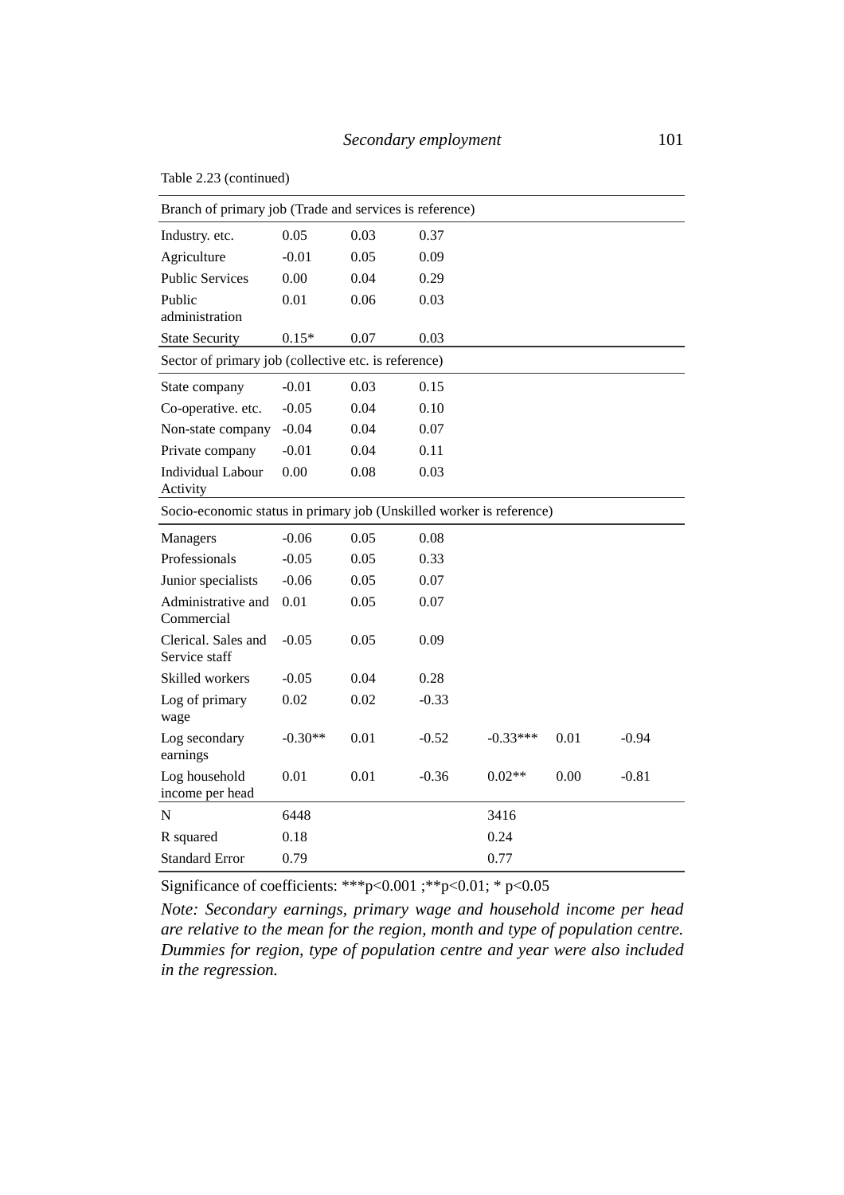Table 2.23 (continued)

| | | | | | | |
|---|---|---|---|---|---|---|
| Branch of primary job (Trade and services is reference) | | | | | | |
| Industry. etc. | 0.05 | 0.03 | 0.37 | | | |
| Agriculture | -0.01 | 0.05 | 0.09 | | | |
| Public Services | 0.00 | 0.04 | 0.29 | | | |
| Public administration | 0.01 | 0.06 | 0.03 | | | |
| State Security | 0.15* | 0.07 | 0.03 | | | |
| Sector of primary job (collective etc. is reference) | | | | | | |
| State company | -0.01 | 0.03 | 0.15 | | | |
| Co-operative. etc. | -0.05 | 0.04 | 0.10 | | | |
| Non-state company | -0.04 | 0.04 | 0.07 | | | |
| Private company | -0.01 | 0.04 | 0.11 | | | |
| Individual Labour Activity | 0.00 | 0.08 | 0.03 | | | |
| Socio-economic status in primary job (Unskilled worker is reference) | | | | | | |
| Managers | -0.06 | 0.05 | 0.08 | | | |
| Professionals | -0.05 | 0.05 | 0.33 | | | |
| Junior specialists | -0.06 | 0.05 | 0.07 | | | |
| Administrative and Commercial | 0.01 | 0.05 | 0.07 | | | |
| Clerical. Sales and Service staff | -0.05 | 0.05 | 0.09 | | | |
| Skilled workers | -0.05 | 0.04 | 0.28 | | | |
| Log of primary wage | 0.02 | 0.02 | -0.33 | | | |
| Log secondary earnings | -0.30** | 0.01 | -0.52 | -0.33*** | 0.01 | -0.94 |
| Log household income per head | 0.01 | 0.01 | -0.36 | 0.02** | 0.00 | -0.81 |
| N | 6448 | | | 3416 | | |
| R squared | 0.18 | | | 0.24 | | |
| Standard Error | 0.79 | | | 0.77 | | |

Significance of coefficients: ***p<0.001 ;**p<0.01; * p<0.05

*Note: Secondary earnings, primary wage and household income per head are relative to the mean for the region, month and type of population centre. Dummies for region, type of population centre and year were also included in the regression.*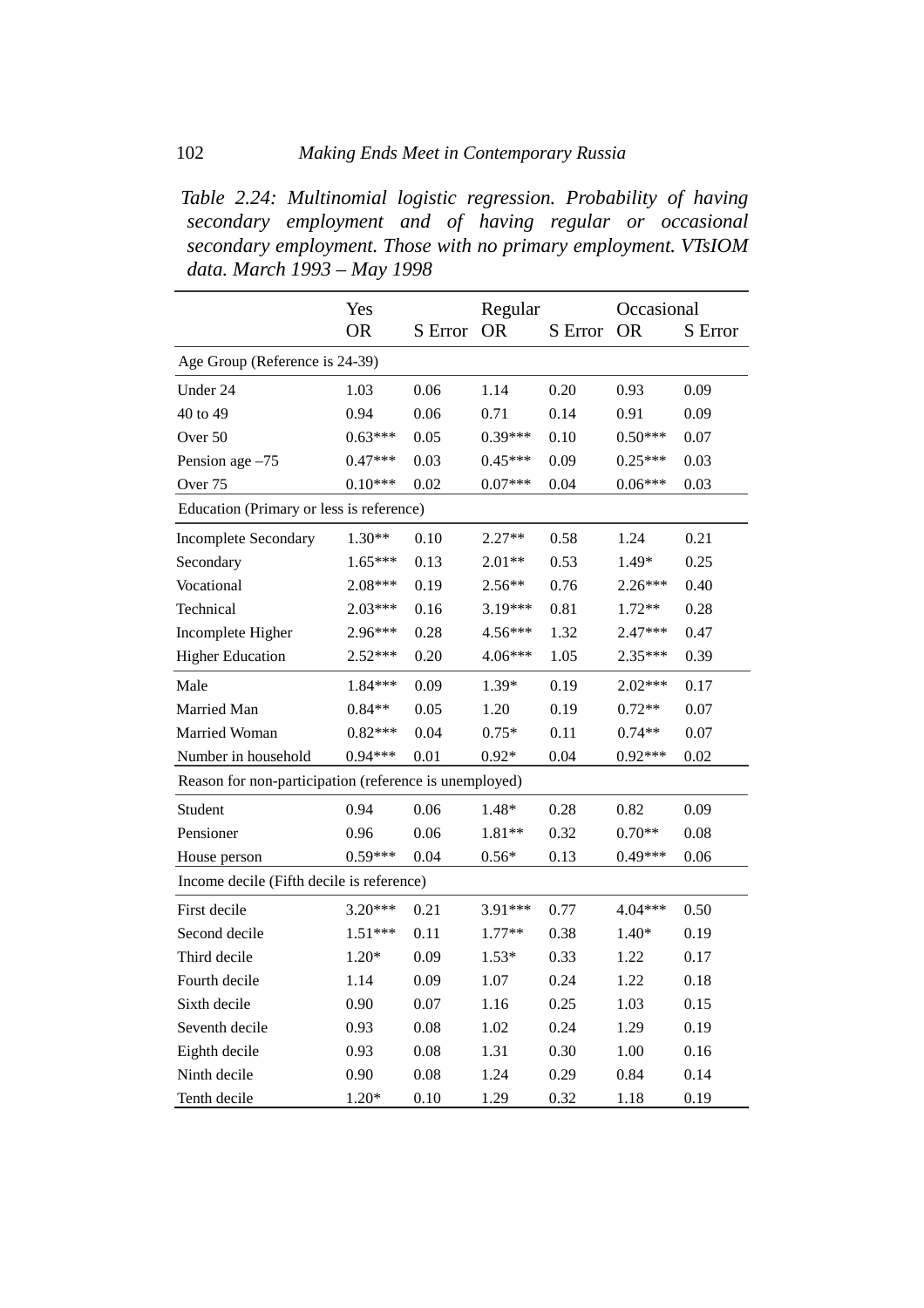*Table 2.24: Multinomial logistic regression. Probability of having secondary employment and of having regular or occasional secondary employment. Those with no primary employment. VTsIOM data. March 1993 – May 1998*

| | Yes | | Regular | | Occasional | |
|---|---|---|---|---|---|---|
| | OR | S Error | OR | S Error | OR | S Error |
| Age Group (Reference is 24-39) | | | | | | |
| Under 24 | 1.03 | 0.06 | 1.14 | 0.20 | 0.93 | 0.09 |
| 40 to 49 | 0.94 | 0.06 | 0.71 | 0.14 | 0.91 | 0.09 |
| Over 50 | 0.63*** | 0.05 | 0.39*** | 0.10 | 0.50*** | 0.07 |
| Pension age –75 | 0.47*** | 0.03 | 0.45*** | 0.09 | 0.25*** | 0.03 |
| Over 75 | 0.10*** | 0.02 | 0.07*** | 0.04 | 0.06*** | 0.03 |
| Education (Primary or less is reference) | | | | | | |
| Incomplete Secondary | 1.30** | 0.10 | 2.27** | 0.58 | 1.24 | 0.21 |
| Secondary | 1.65*** | 0.13 | 2.01** | 0.53 | 1.49* | 0.25 |
| Vocational | 2.08*** | 0.19 | 2.56** | 0.76 | 2.26*** | 0.40 |
| Technical | 2.03*** | 0.16 | 3.19*** | 0.81 | 1.72** | 0.28 |
| Incomplete Higher | 2.96*** | 0.28 | 4.56*** | 1.32 | 2.47*** | 0.47 |
| Higher Education | 2.52*** | 0.20 | 4.06*** | 1.05 | 2.35*** | 0.39 |
| Male | 1.84*** | 0.09 | 1.39* | 0.19 | 2.02*** | 0.17 |
| Married Man | 0.84** | 0.05 | 1.20 | 0.19 | 0.72** | 0.07 |
| Married Woman | 0.82*** | 0.04 | 0.75* | 0.11 | 0.74** | 0.07 |
| Number in household | 0.94*** | 0.01 | 0.92* | 0.04 | 0.92*** | 0.02 |
| Reason for non-participation (reference is unemployed) | | | | | | |
| Student | 0.94 | 0.06 | 1.48* | 0.28 | 0.82 | 0.09 |
| Pensioner | 0.96 | 0.06 | 1.81** | 0.32 | 0.70** | 0.08 |
| House person | 0.59*** | 0.04 | 0.56* | 0.13 | 0.49*** | 0.06 |
| Income decile (Fifth decile is reference) | | | | | | |
| First decile | 3.20*** | 0.21 | 3.91*** | 0.77 | 4.04*** | 0.50 |
| Second decile | 1.51*** | 0.11 | 1.77** | 0.38 | 1.40* | 0.19 |
| Third decile | 1.20* | 0.09 | 1.53* | 0.33 | 1.22 | 0.17 |
| Fourth decile | 1.14 | 0.09 | 1.07 | 0.24 | 1.22 | 0.18 |
| Sixth decile | 0.90 | 0.07 | 1.16 | 0.25 | 1.03 | 0.15 |
| Seventh decile | 0.93 | 0.08 | 1.02 | 0.24 | 1.29 | 0.19 |
| Eighth decile | 0.93 | 0.08 | 1.31 | 0.30 | 1.00 | 0.16 |
| Ninth decile | 0.90 | 0.08 | 1.24 | 0.29 | 0.84 | 0.14 |
| Tenth decile | 1.20* | 0.10 | 1.29 | 0.32 | 1.18 | 0.19 |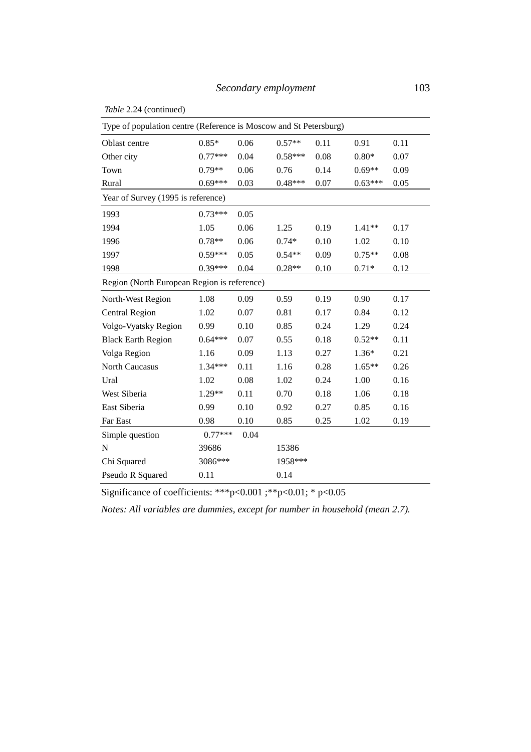*Table* 2.24 (continued)

| | | | | | | |
|---|---|---|---|---|---|---|
| Type of population centre (Reference is Moscow and St Petersburg) | | | | | | |
| Oblast centre | 0.85* | 0.06 | 0.57** | 0.11 | 0.91 | 0.11 |
| Other city | 0.77*** | 0.04 | 0.58*** | 0.08 | 0.80* | 0.07 |
| Town | 0.79** | 0.06 | 0.76 | 0.14 | 0.69** | 0.09 |
| Rural | 0.69*** | 0.03 | 0.48*** | 0.07 | 0.63*** | 0.05 |
| Year of Survey (1995 is reference) | | | | | | |
| 1993 | 0.73*** | 0.05 | | | | |
| 1994 | 1.05 | 0.06 | 1.25 | 0.19 | 1.41** | 0.17 |
| 1996 | 0.78** | 0.06 | 0.74* | 0.10 | 1.02 | 0.10 |
| 1997 | 0.59*** | 0.05 | 0.54** | 0.09 | 0.75** | 0.08 |
| 1998 | 0.39*** | 0.04 | 0.28** | 0.10 | 0.71* | 0.12 |
| Region (North European Region is reference) | | | | | | |
| North-West Region | 1.08 | 0.09 | 0.59 | 0.19 | 0.90 | 0.17 |
| Central Region | 1.02 | 0.07 | 0.81 | 0.17 | 0.84 | 0.12 |
| Volgo-Vyatsky Region | 0.99 | 0.10 | 0.85 | 0.24 | 1.29 | 0.24 |
| Black Earth Region | 0.64*** | 0.07 | 0.55 | 0.18 | 0.52** | 0.11 |
| Volga Region | 1.16 | 0.09 | 1.13 | 0.27 | 1.36* | 0.21 |
| North Caucasus | 1.34*** | 0.11 | 1.16 | 0.28 | 1.65** | 0.26 |
| Ural | 1.02 | 0.08 | 1.02 | 0.24 | 1.00 | 0.16 |
| West Siberia | 1.29** | 0.11 | 0.70 | 0.18 | 1.06 | 0.18 |
| East Siberia | 0.99 | 0.10 | 0.92 | 0.27 | 0.85 | 0.16 |
| Far East | 0.98 | 0.10 | 0.85 | 0.25 | 1.02 | 0.19 |
| Simple question | 0.77*** | 0.04 | | | | |
| N | 39686 | | 15386 | | | |
| Chi Squared | 3086*** | | 1958*** | | | |
| Pseudo R Squared | 0.11 | | 0.14 | | | |

Significance of coefficients: ***p<0.001 ;**p<0.01; * p<0.05

*Notes: All variables are dummies, except for number in household (mean 2.7).*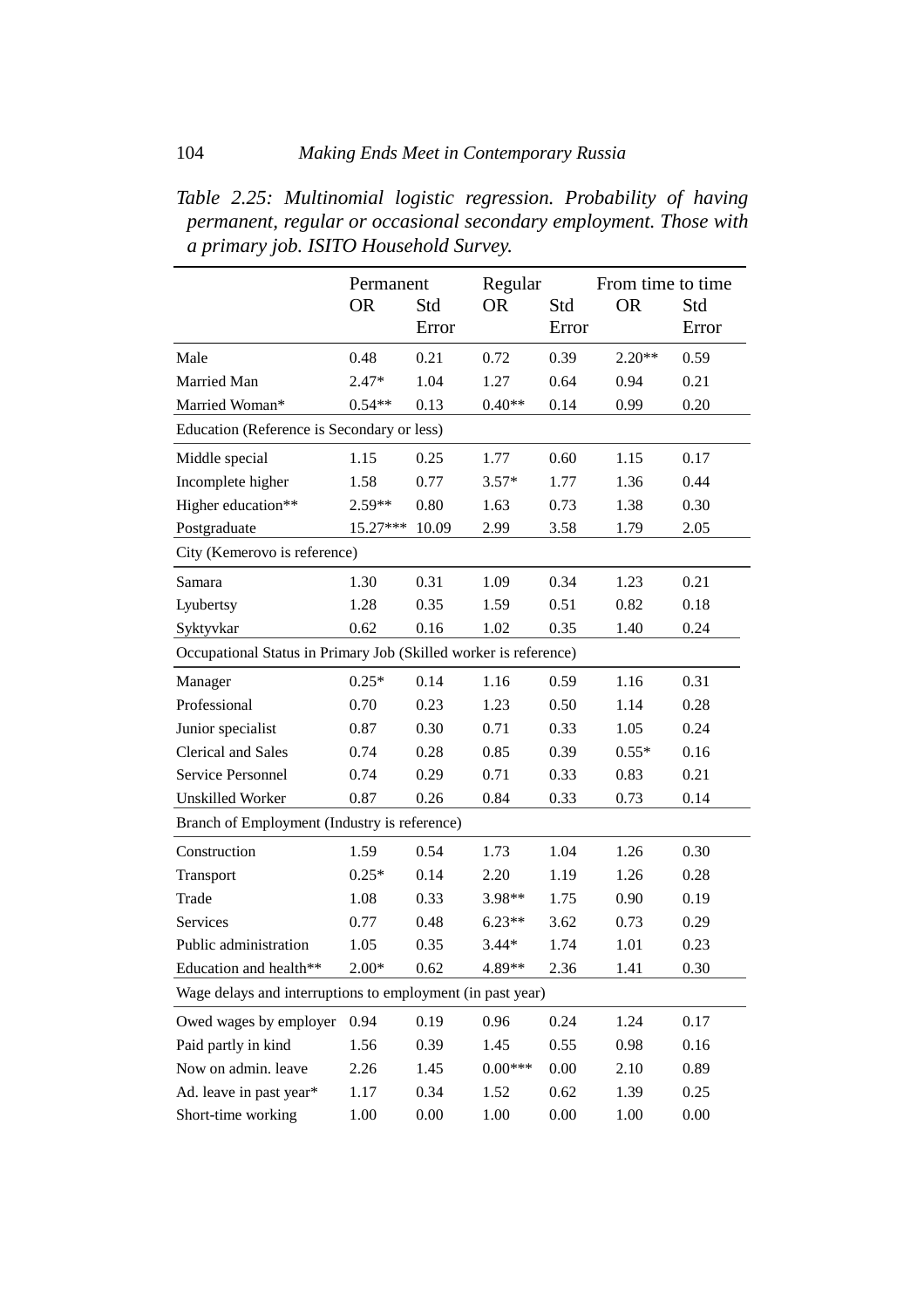*Table 2.25: Multinomial logistic regression. Probability of having permanent, regular or occasional secondary employment. Those with a primary job. ISITO Household Survey.*

| | Permanent | | Regular | | From time to time | |
|---|---|---|---|---|---|---|
| | OR | Std Error | OR | Std Error | OR | Std Error |
| Male | 0.48 | 0.21 | 0.72 | 0.39 | 2.20** | 0.59 |
| Married Man | 2.47* | 1.04 | 1.27 | 0.64 | 0.94 | 0.21 |
| Married Woman* | 0.54** | 0.13 | 0.40** | 0.14 | 0.99 | 0.20 |
| Education (Reference is Secondary or less) | | | | | | |
| Middle special | 1.15 | 0.25 | 1.77 | 0.60 | 1.15 | 0.17 |
| Incomplete higher | 1.58 | 0.77 | 3.57* | 1.77 | 1.36 | 0.44 |
| Higher education** | 2.59** | 0.80 | 1.63 | 0.73 | 1.38 | 0.30 |
| Postgraduate | 15.27*** | 10.09 | 2.99 | 3.58 | 1.79 | 2.05 |
| City (Kemerovo is reference) | | | | | | |
| Samara | 1.30 | 0.31 | 1.09 | 0.34 | 1.23 | 0.21 |
| Lyubertsy | 1.28 | 0.35 | 1.59 | 0.51 | 0.82 | 0.18 |
| Syktyvkar | 0.62 | 0.16 | 1.02 | 0.35 | 1.40 | 0.24 |
| Occupational Status in Primary Job (Skilled worker is reference) | | | | | | |
| Manager | 0.25* | 0.14 | 1.16 | 0.59 | 1.16 | 0.31 |
| Professional | 0.70 | 0.23 | 1.23 | 0.50 | 1.14 | 0.28 |
| Junior specialist | 0.87 | 0.30 | 0.71 | 0.33 | 1.05 | 0.24 |
| Clerical and Sales | 0.74 | 0.28 | 0.85 | 0.39 | 0.55* | 0.16 |
| Service Personnel | 0.74 | 0.29 | 0.71 | 0.33 | 0.83 | 0.21 |
| Unskilled Worker | 0.87 | 0.26 | 0.84 | 0.33 | 0.73 | 0.14 |
| Branch of Employment (Industry is reference) | | | | | | |
| Construction | 1.59 | 0.54 | 1.73 | 1.04 | 1.26 | 0.30 |
| Transport | 0.25* | 0.14 | 2.20 | 1.19 | 1.26 | 0.28 |
| Trade | 1.08 | 0.33 | 3.98** | 1.75 | 0.90 | 0.19 |
| Services | 0.77 | 0.48 | 6.23** | 3.62 | 0.73 | 0.29 |
| Public administration | 1.05 | 0.35 | 3.44* | 1.74 | 1.01 | 0.23 |
| Education and health** | 2.00* | 0.62 | 4.89** | 2.36 | 1.41 | 0.30 |
| Wage delays and interruptions to employment (in past year) | | | | | | |
| Owed wages by employer | 0.94 | 0.19 | 0.96 | 0.24 | 1.24 | 0.17 |
| Paid partly in kind | 1.56 | 0.39 | 1.45 | 0.55 | 0.98 | 0.16 |
| Now on admin. leave | 2.26 | 1.45 | 0.00*** | 0.00 | 2.10 | 0.89 |
| Ad. leave in past year* | 1.17 | 0.34 | 1.52 | 0.62 | 1.39 | 0.25 |
| Short-time working | 1.00 | 0.00 | 1.00 | 0.00 | 1.00 | 0.00 |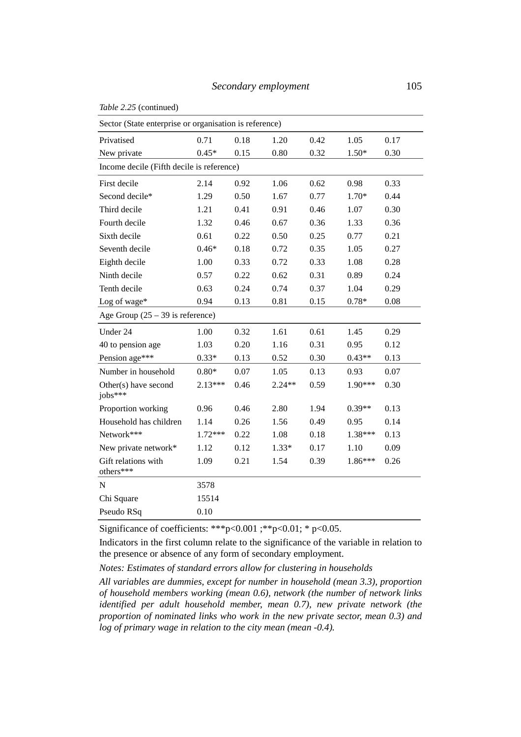*Table 2.25* (continued)

| Sector (State enterprise or organisation is reference) | | | | | | |
|---|---|---|---|---|---|---|
| Privatised | 0.71 | 0.18 | 1.20 | 0.42 | 1.05 | 0.17 |
| New private | 0.45* | 0.15 | 0.80 | 0.32 | 1.50* | 0.30 |
| Income decile (Fifth decile is reference) | | | | | | |
| First decile | 2.14 | 0.92 | 1.06 | 0.62 | 0.98 | 0.33 |
| Second decile* | 1.29 | 0.50 | 1.67 | 0.77 | 1.70* | 0.44 |
| Third decile | 1.21 | 0.41 | 0.91 | 0.46 | 1.07 | 0.30 |
| Fourth decile | 1.32 | 0.46 | 0.67 | 0.36 | 1.33 | 0.36 |
| Sixth decile | 0.61 | 0.22 | 0.50 | 0.25 | 0.77 | 0.21 |
| Seventh decile | 0.46* | 0.18 | 0.72 | 0.35 | 1.05 | 0.27 |
| Eighth decile | 1.00 | 0.33 | 0.72 | 0.33 | 1.08 | 0.28 |
| Ninth decile | 0.57 | 0.22 | 0.62 | 0.31 | 0.89 | 0.24 |
| Tenth decile | 0.63 | 0.24 | 0.74 | 0.37 | 1.04 | 0.29 |
| Log of wage* | 0.94 | 0.13 | 0.81 | 0.15 | 0.78* | 0.08 |
| Age Group (25 – 39 is reference) | | | | | | |
| Under 24 | 1.00 | 0.32 | 1.61 | 0.61 | 1.45 | 0.29 |
| 40 to pension age | 1.03 | 0.20 | 1.16 | 0.31 | 0.95 | 0.12 |
| Pension age*** | 0.33* | 0.13 | 0.52 | 0.30 | 0.43** | 0.13 |
| Number in household | 0.80* | 0.07 | 1.05 | 0.13 | 0.93 | 0.07 |
| Other(s) have second jobs*** | 2.13*** | 0.46 | 2.24** | 0.59 | 1.90*** | 0.30 |
| Proportion working | 0.96 | 0.46 | 2.80 | 1.94 | 0.39** | 0.13 |
| Household has children | 1.14 | 0.26 | 1.56 | 0.49 | 0.95 | 0.14 |
| Network*** | 1.72*** | 0.22 | 1.08 | 0.18 | 1.38*** | 0.13 |
| New private network* | 1.12 | 0.12 | 1.33* | 0.17 | 1.10 | 0.09 |
| Gift relations with others*** | 1.09 | 0.21 | 1.54 | 0.39 | 1.86*** | 0.26 |
| N | 3578 | | | | | |
| Chi Square | 15514 | | | | | |
| Pseudo RSq | 0.10 | | | | | |

Significance of coefficients: ***p<0.001 ;**p<0.01; * p<0.05.

Indicators in the first column relate to the significance of the variable in relation to the presence or absence of any form of secondary employment.

*Notes: Estimates of standard errors allow for clustering in households*

*All variables are dummies, except for number in household (mean 3.3), proportion of household members working (mean 0.6), network (the number of network links identified per adult household member, mean 0.7), new private network (the proportion of nominated links who work in the new private sector, mean 0.3) and log of primary wage in relation to the city mean (mean -0.4).*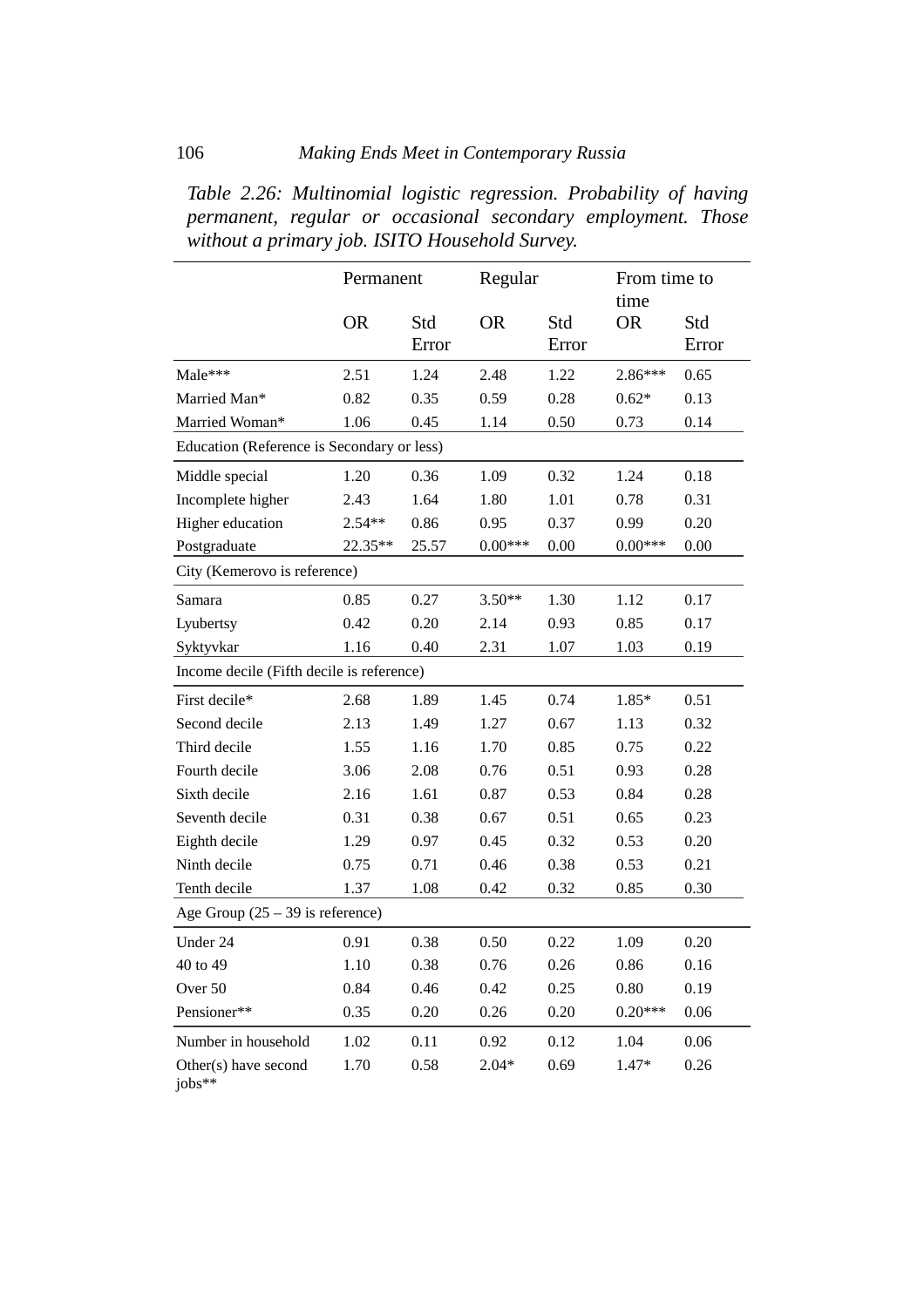*Table 2.26: Multinomial logistic regression. Probability of having permanent, regular or occasional secondary employment. Those without a primary job. ISITO Household Survey.*

| | Permanent | | Regular | | From time to time | |
|---|---|---|---|---|---|---|
| | OR | Std Error | OR | Std Error | OR | Std Error |
| Male*** | 2.51 | 1.24 | 2.48 | 1.22 | 2.86*** | 0.65 |
| Married Man* | 0.82 | 0.35 | 0.59 | 0.28 | 0.62* | 0.13 |
| Married Woman* | 1.06 | 0.45 | 1.14 | 0.50 | 0.73 | 0.14 |
| Education (Reference is Secondary or less) | | | | | | |
| Middle special | 1.20 | 0.36 | 1.09 | 0.32 | 1.24 | 0.18 |
| Incomplete higher | 2.43 | 1.64 | 1.80 | 1.01 | 0.78 | 0.31 |
| Higher education | 2.54** | 0.86 | 0.95 | 0.37 | 0.99 | 0.20 |
| Postgraduate | 22.35** | 25.57 | 0.00*** | 0.00 | 0.00*** | 0.00 |
| City (Kemerovo is reference) | | | | | | |
| Samara | 0.85 | 0.27 | 3.50** | 1.30 | 1.12 | 0.17 |
| Lyubertsy | 0.42 | 0.20 | 2.14 | 0.93 | 0.85 | 0.17 |
| Syktyvkar | 1.16 | 0.40 | 2.31 | 1.07 | 1.03 | 0.19 |
| Income decile (Fifth decile is reference) | | | | | | |
| First decile* | 2.68 | 1.89 | 1.45 | 0.74 | 1.85* | 0.51 |
| Second decile | 2.13 | 1.49 | 1.27 | 0.67 | 1.13 | 0.32 |
| Third decile | 1.55 | 1.16 | 1.70 | 0.85 | 0.75 | 0.22 |
| Fourth decile | 3.06 | 2.08 | 0.76 | 0.51 | 0.93 | 0.28 |
| Sixth decile | 2.16 | 1.61 | 0.87 | 0.53 | 0.84 | 0.28 |
| Seventh decile | 0.31 | 0.38 | 0.67 | 0.51 | 0.65 | 0.23 |
| Eighth decile | 1.29 | 0.97 | 0.45 | 0.32 | 0.53 | 0.20 |
| Ninth decile | 0.75 | 0.71 | 0.46 | 0.38 | 0.53 | 0.21 |
| Tenth decile | 1.37 | 1.08 | 0.42 | 0.32 | 0.85 | 0.30 |
| Age Group (25 – 39 is reference) | | | | | | |
| Under 24 | 0.91 | 0.38 | 0.50 | 0.22 | 1.09 | 0.20 |
| 40 to 49 | 1.10 | 0.38 | 0.76 | 0.26 | 0.86 | 0.16 |
| Over 50 | 0.84 | 0.46 | 0.42 | 0.25 | 0.80 | 0.19 |
| Pensioner** | 0.35 | 0.20 | 0.26 | 0.20 | 0.20*** | 0.06 |
| Number in household | 1.02 | 0.11 | 0.92 | 0.12 | 1.04 | 0.06 |
| Other(s) have second jobs** | 1.70 | 0.58 | 2.04* | 0.69 | 1.47* | 0.26 |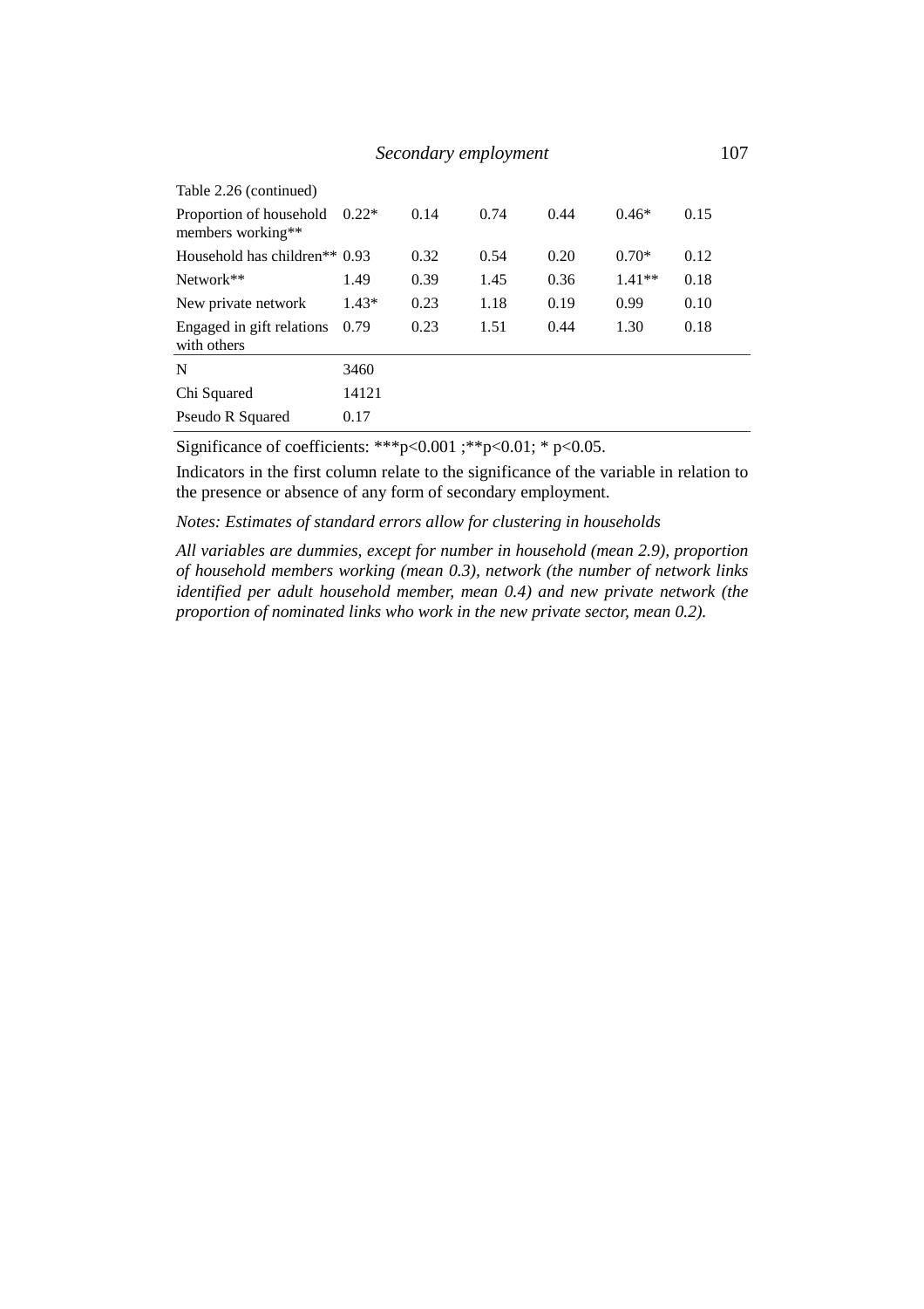Table 2.26 (continued)

| | | | | | | |
|---|---|---|---|---|---|---|
| Proportion of household members working** | 0.22* | 0.14 | 0.74 | 0.44 | 0.46* | 0.15 |
| Household has children** | 0.93 | 0.32 | 0.54 | 0.20 | 0.70* | 0.12 |
| Network** | 1.49 | 0.39 | 1.45 | 0.36 | 1.41** | 0.18 |
| New private network | 1.43* | 0.23 | 1.18 | 0.19 | 0.99 | 0.10 |
| Engaged in gift relations with others | 0.79 | 0.23 | 1.51 | 0.44 | 1.30 | 0.18 |
| N | 3460 | | | | | |
| Chi Squared | 14121 | | | | | |
| Pseudo R Squared | 0.17 | | | | | |

Significance of coefficients: ***p<0.001 ;**p<0.01; * p<0.05.

Indicators in the first column relate to the significance of the variable in relation to the presence or absence of any form of secondary employment.

*Notes: Estimates of standard errors allow for clustering in households*

*All variables are dummies, except for number in household (mean 2.9), proportion of household members working (mean 0.3), network (the number of network links identified per adult household member, mean 0.4) and new private network (the proportion of nominated links who work in the new private sector, mean 0.2).*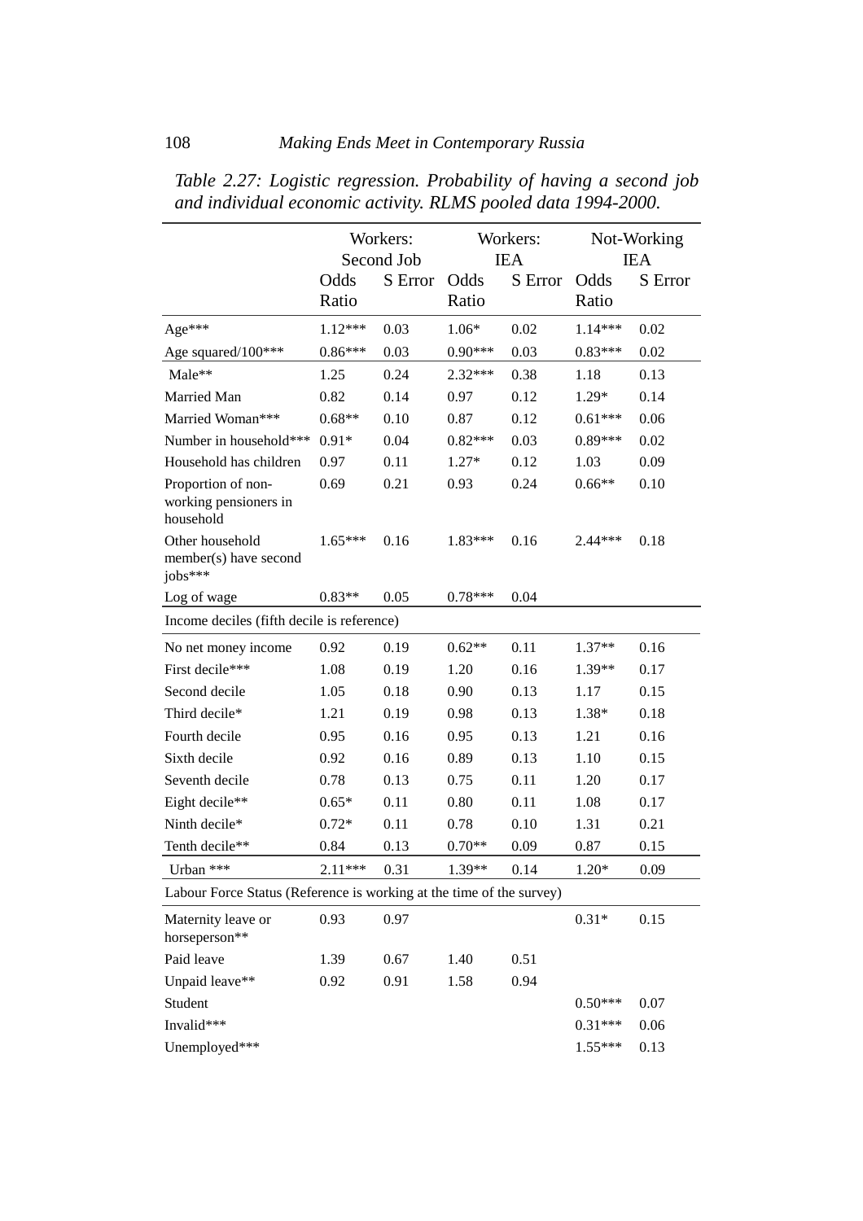*Table 2.27: Logistic regression. Probability of having a second job and individual economic activity. RLMS pooled data 1994-2000.*

| | Workers: Second Job | | Workers: IEA | | Not-Working IEA | |
|---|---|---|---|---|---|---|
| | Odds Ratio | S Error | Odds Ratio | S Error | Odds Ratio | S Error |
| Age*** | 1.12*** | 0.03 | 1.06* | 0.02 | 1.14*** | 0.02 |
| Age squared/100*** | 0.86*** | 0.03 | 0.90*** | 0.03 | 0.83*** | 0.02 |
| Male** | 1.25 | 0.24 | 2.32*** | 0.38 | 1.18 | 0.13 |
| Married Man | 0.82 | 0.14 | 0.97 | 0.12 | 1.29* | 0.14 |
| Married Woman*** | 0.68** | 0.10 | 0.87 | 0.12 | 0.61*** | 0.06 |
| Number in household*** | 0.91* | 0.04 | 0.82*** | 0.03 | 0.89*** | 0.02 |
| Household has children | 0.97 | 0.11 | 1.27* | 0.12 | 1.03 | 0.09 |
| Proportion of non-working pensioners in household | 0.69 | 0.21 | 0.93 | 0.24 | 0.66** | 0.10 |
| Other household member(s) have second jobs*** | 1.65*** | 0.16 | 1.83*** | 0.16 | 2.44*** | 0.18 |
| Log of wage | 0.83** | 0.05 | 0.78*** | 0.04 | | |
| Income deciles (fifth decile is reference) | | | | | | |
| No net money income | 0.92 | 0.19 | 0.62** | 0.11 | 1.37** | 0.16 |
| First decile*** | 1.08 | 0.19 | 1.20 | 0.16 | 1.39** | 0.17 |
| Second decile | 1.05 | 0.18 | 0.90 | 0.13 | 1.17 | 0.15 |
| Third decile* | 1.21 | 0.19 | 0.98 | 0.13 | 1.38* | 0.18 |
| Fourth decile | 0.95 | 0.16 | 0.95 | 0.13 | 1.21 | 0.16 |
| Sixth decile | 0.92 | 0.16 | 0.89 | 0.13 | 1.10 | 0.15 |
| Seventh decile | 0.78 | 0.13 | 0.75 | 0.11 | 1.20 | 0.17 |
| Eight decile** | 0.65* | 0.11 | 0.80 | 0.11 | 1.08 | 0.17 |
| Ninth decile* | 0.72* | 0.11 | 0.78 | 0.10 | 1.31 | 0.21 |
| Tenth decile** | 0.84 | 0.13 | 0.70** | 0.09 | 0.87 | 0.15 |
| Urban *** | 2.11*** | 0.31 | 1.39** | 0.14 | 1.20* | 0.09 |
| Labour Force Status (Reference is working at the time of the survey) | | | | | | |
| Maternity leave or horseperson** | 0.93 | 0.97 | | | 0.31* | 0.15 |
| Paid leave | 1.39 | 0.67 | 1.40 | 0.51 | | |
| Unpaid leave** | 0.92 | 0.91 | 1.58 | 0.94 | | |
| Student | | | | | 0.50*** | 0.07 |
| Invalid*** | | | | | 0.31*** | 0.06 |
| Unemployed*** | | | | | 1.55*** | 0.13 |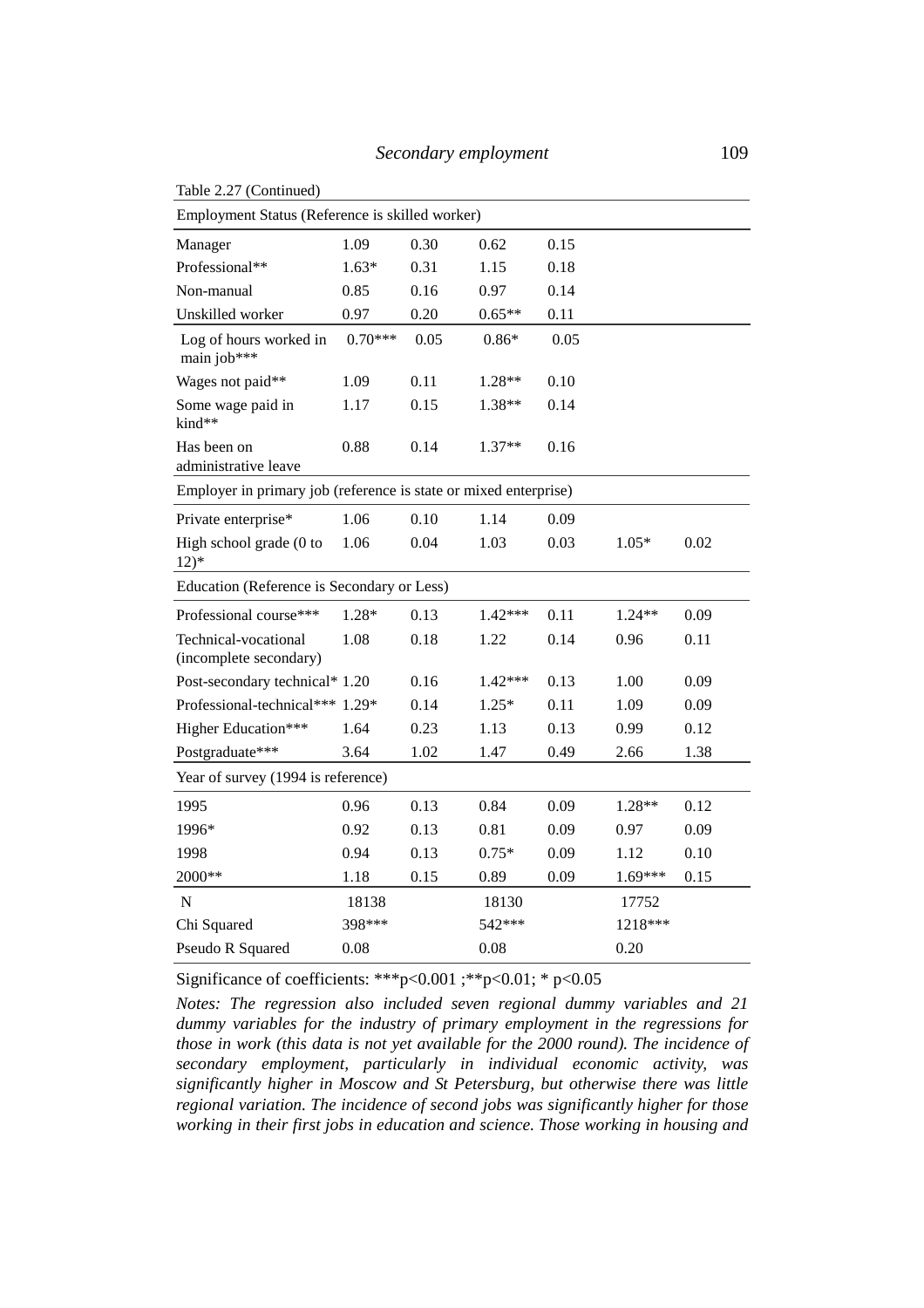Table 2.27 (Continued)

| | | | | | | |
|---|---|---|---|---|---|---|
| Employment Status (Reference is skilled worker) | | | | | | |
| Manager | 1.09 | 0.30 | 0.62 | 0.15 | | |
| Professional** | 1.63* | 0.31 | 1.15 | 0.18 | | |
| Non-manual | 0.85 | 0.16 | 0.97 | 0.14 | | |
| Unskilled worker | 0.97 | 0.20 | 0.65** | 0.11 | | |
| Log of hours worked in main job*** | 0.70*** | 0.05 | 0.86* | 0.05 | | |
| Wages not paid** | 1.09 | 0.11 | 1.28** | 0.10 | | |
| Some wage paid in kind** | 1.17 | 0.15 | 1.38** | 0.14 | | |
| Has been on administrative leave | 0.88 | 0.14 | 1.37** | 0.16 | | |
| Employer in primary job (reference is state or mixed enterprise) | | | | | | |
| Private enterprise* | 1.06 | 0.10 | 1.14 | 0.09 | | |
| High school grade (0 to 12)* | 1.06 | 0.04 | 1.03 | 0.03 | 1.05* | 0.02 |
| Education (Reference is Secondary or Less) | | | | | | |
| Professional course*** | 1.28* | 0.13 | 1.42*** | 0.11 | 1.24** | 0.09 |
| Technical-vocational (incomplete secondary) | 1.08 | 0.18 | 1.22 | 0.14 | 0.96 | 0.11 |
| Post-secondary technical* | 1.20 | 0.16 | 1.42*** | 0.13 | 1.00 | 0.09 |
| Professional-technical*** | 1.29* | 0.14 | 1.25* | 0.11 | 1.09 | 0.09 |
| Higher Education*** | 1.64 | 0.23 | 1.13 | 0.13 | 0.99 | 0.12 |
| Postgraduate*** | 3.64 | 1.02 | 1.47 | 0.49 | 2.66 | 1.38 |
| Year of survey (1994 is reference) | | | | | | |
| 1995 | 0.96 | 0.13 | 0.84 | 0.09 | 1.28** | 0.12 |
| 1996* | 0.92 | 0.13 | 0.81 | 0.09 | 0.97 | 0.09 |
| 1998 | 0.94 | 0.13 | 0.75* | 0.09 | 1.12 | 0.10 |
| 2000** | 1.18 | 0.15 | 0.89 | 0.09 | 1.69*** | 0.15 |
| N | 18138 | | 18130 | | 17752 | |
| Chi Squared | 398*** | | 542*** | | 1218*** | |
| Pseudo R Squared | 0.08 | | 0.08 | | 0.20 | |

Significance of coefficients: ***$p<0.001$ ;**$p<0.01$; * $p<0.05$

*Notes: The regression also included seven regional dummy variables and 21 dummy variables for the industry of primary employment in the regressions for those in work (this data is not yet available for the 2000 round). The incidence of secondary employment, particularly in individual economic activity, was significantly higher in Moscow and St Petersburg, but otherwise there was little regional variation. The incidence of second jobs was significantly higher for those working in their first jobs in education and science. Those working in housing and*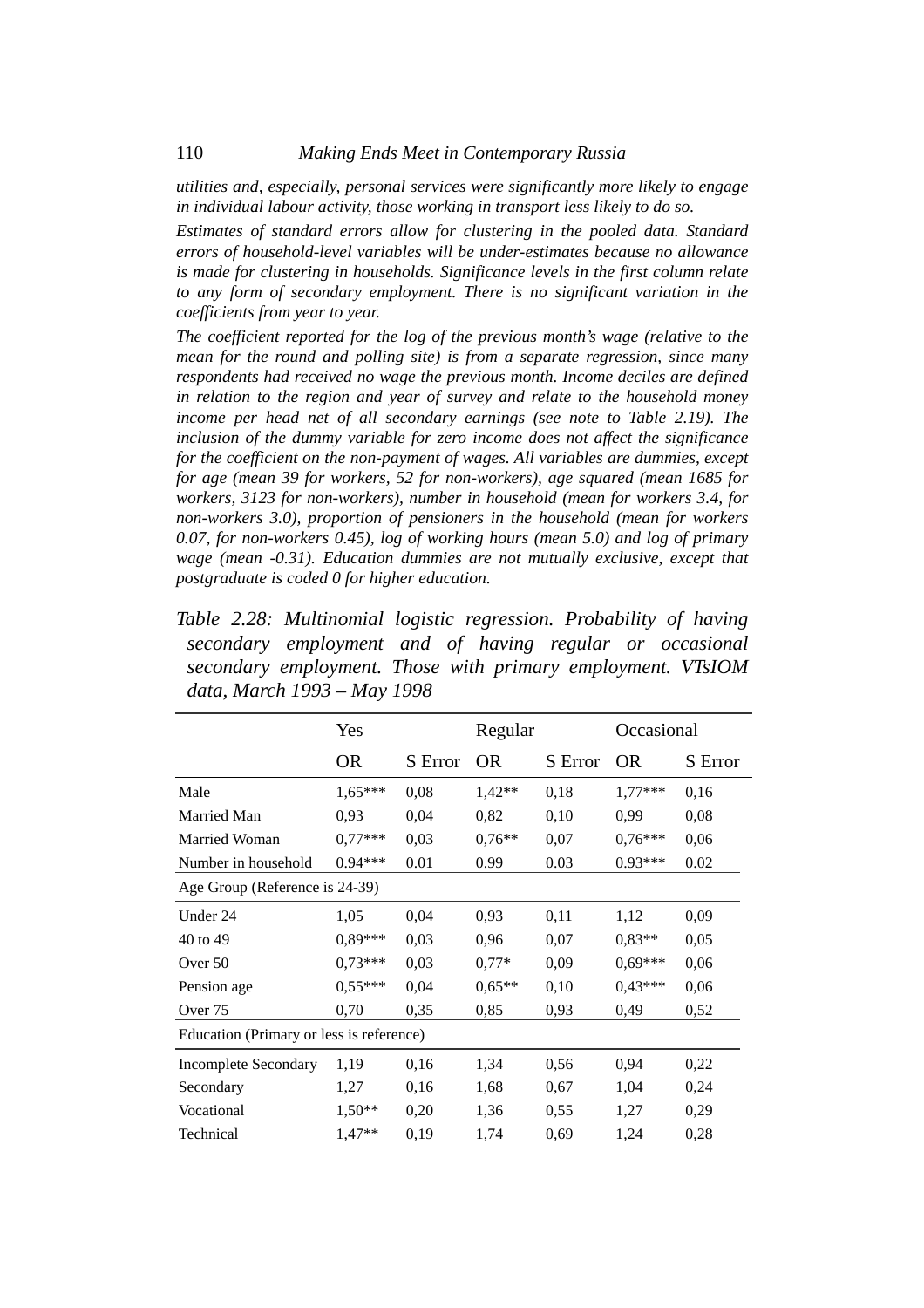*utilities and, especially, personal services were significantly more likely to engage in individual labour activity, those working in transport less likely to do so.*

*Estimates of standard errors allow for clustering in the pooled data. Standard errors of household-level variables will be under-estimates because no allowance is made for clustering in households. Significance levels in the first column relate to any form of secondary employment. There is no significant variation in the coefficients from year to year.*

*The coefficient reported for the log of the previous month's wage (relative to the mean for the round and polling site) is from a separate regression, since many respondents had received no wage the previous month. Income deciles are defined in relation to the region and year of survey and relate to the household money income per head net of all secondary earnings (see note to Table 2.19). The inclusion of the dummy variable for zero income does not affect the significance for the coefficient on the non-payment of wages. All variables are dummies, except for age (mean 39 for workers, 52 for non-workers), age squared (mean 1685 for workers, 3123 for non-workers), number in household (mean for workers 3.4, for non-workers 3.0), proportion of pensioners in the household (mean for workers 0.07, for non-workers 0.45), log of working hours (mean 5.0) and log of primary wage (mean -0.31). Education dummies are not mutually exclusive, except that postgraduate is coded 0 for higher education.*

*Table 2.28: Multinomial logistic regression. Probability of having secondary employment and of having regular or occasional secondary employment. Those with primary employment. VTsIOM data, March 1993 – May 1998*

| | Yes | | Regular | | Occasional | |
|---|---|---|---|---|---|---|
| | OR | S Error | OR | S Error | OR | S Error |
| Male | 1,65*** | 0,08 | 1,42** | 0,18 | 1,77*** | 0,16 |
| Married Man | 0,93 | 0,04 | 0,82 | 0,10 | 0,99 | 0,08 |
| Married Woman | 0,77*** | 0,03 | 0,76** | 0,07 | 0,76*** | 0,06 |
| Number in household | 0.94*** | 0.01 | 0.99 | 0.03 | 0.93*** | 0.02 |
| Age Group (Reference is 24-39) | | | | | | |
| Under 24 | 1,05 | 0,04 | 0,93 | 0,11 | 1,12 | 0,09 |
| 40 to 49 | 0,89*** | 0,03 | 0,96 | 0,07 | 0,83** | 0,05 |
| Over 50 | 0,73*** | 0,03 | 0,77* | 0,09 | 0,69*** | 0,06 |
| Pension age | 0,55*** | 0,04 | 0,65** | 0,10 | 0,43*** | 0,06 |
| Over 75 | 0,70 | 0,35 | 0,85 | 0,93 | 0,49 | 0,52 |
| Education (Primary or less is reference) | | | | | | |
| Incomplete Secondary | 1,19 | 0,16 | 1,34 | 0,56 | 0,94 | 0,22 |
| Secondary | 1,27 | 0,16 | 1,68 | 0,67 | 1,04 | 0,24 |
| Vocational | 1,50** | 0,20 | 1,36 | 0,55 | 1,27 | 0,29 |
| Technical | 1,47** | 0,19 | 1,74 | 0,69 | 1,24 | 0,28 |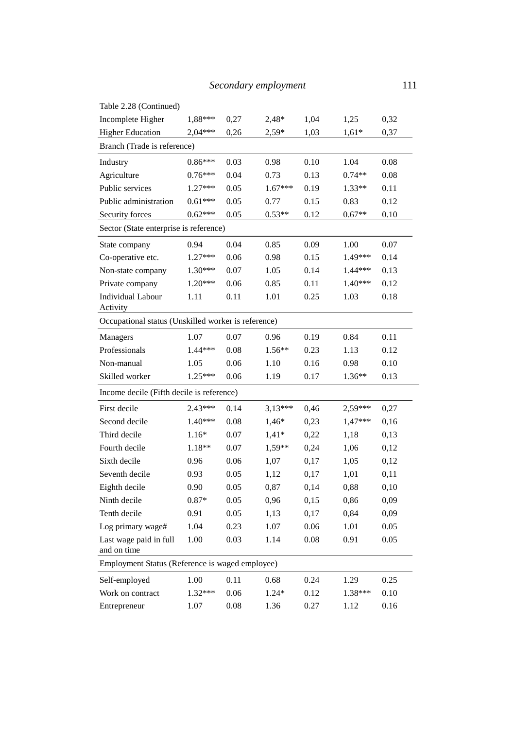Table 2.28 (Continued)

| | | | | | | |
|---|---|---|---|---|---|---|
| Incomplete Higher | 1,88*** | 0,27 | 2,48* | 1,04 | 1,25 | 0,32 |
| Higher Education | 2,04*** | 0,26 | 2,59* | 1,03 | 1,61* | 0,37 |
| Branch (Trade is reference) | | | | | | |
| Industry | 0.86*** | 0.03 | 0.98 | 0.10 | 1.04 | 0.08 |
| Agriculture | 0.76*** | 0.04 | 0.73 | 0.13 | 0.74** | 0.08 |
| Public services | 1.27*** | 0.05 | 1.67*** | 0.19 | 1.33** | 0.11 |
| Public administration | 0.61*** | 0.05 | 0.77 | 0.15 | 0.83 | 0.12 |
| Security forces | 0.62*** | 0.05 | 0.53** | 0.12 | 0.67** | 0.10 |
| Sector (State enterprise is reference) | | | | | | |
| State company | 0.94 | 0.04 | 0.85 | 0.09 | 1.00 | 0.07 |
| Co-operative etc. | 1.27*** | 0.06 | 0.98 | 0.15 | 1.49*** | 0.14 |
| Non-state company | 1.30*** | 0.07 | 1.05 | 0.14 | 1.44*** | 0.13 |
| Private company | 1.20*** | 0.06 | 0.85 | 0.11 | 1.40*** | 0.12 |
| Individual Labour Activity | 1.11 | 0.11 | 1.01 | 0.25 | 1.03 | 0.18 |
| Occupational status (Unskilled worker is reference) | | | | | | |
| Managers | 1.07 | 0.07 | 0.96 | 0.19 | 0.84 | 0.11 |
| Professionals | 1.44*** | 0.08 | 1.56** | 0.23 | 1.13 | 0.12 |
| Non-manual | 1.05 | 0.06 | 1.10 | 0.16 | 0.98 | 0.10 |
| Skilled worker | 1.25*** | 0.06 | 1.19 | 0.17 | 1.36** | 0.13 |
| Income decile (Fifth decile is reference) | | | | | | |
| First decile | 2.43*** | 0.14 | 3,13*** | 0,46 | 2,59*** | 0,27 |
| Second decile | 1.40*** | 0.08 | 1,46* | 0,23 | 1,47*** | 0,16 |
| Third decile | 1.16* | 0.07 | 1,41* | 0,22 | 1,18 | 0,13 |
| Fourth decile | 1.18** | 0.07 | 1,59** | 0,24 | 1,06 | 0,12 |
| Sixth decile | 0.96 | 0.06 | 1,07 | 0,17 | 1,05 | 0,12 |
| Seventh decile | 0.93 | 0.05 | 1,12 | 0,17 | 1,01 | 0,11 |
| Eighth decile | 0.90 | 0.05 | 0,87 | 0,14 | 0,88 | 0,10 |
| Ninth decile | 0.87* | 0.05 | 0,96 | 0,15 | 0,86 | 0,09 |
| Tenth decile | 0.91 | 0.05 | 1,13 | 0,17 | 0,84 | 0,09 |
| Log primary wage# | 1.04 | 0.23 | 1.07 | 0.06 | 1.01 | 0.05 |
| Last wage paid in full and on time | 1.00 | 0.03 | 1.14 | 0.08 | 0.91 | 0.05 |
| Employment Status (Reference is waged employee) | | | | | | |
| Self-employed | 1.00 | 0.11 | 0.68 | 0.24 | 1.29 | 0.25 |
| Work on contract | 1.32*** | 0.06 | 1.24* | 0.12 | 1.38*** | 0.10 |
| Entrepreneur | 1.07 | 0.08 | 1.36 | 0.27 | 1.12 | 0.16 |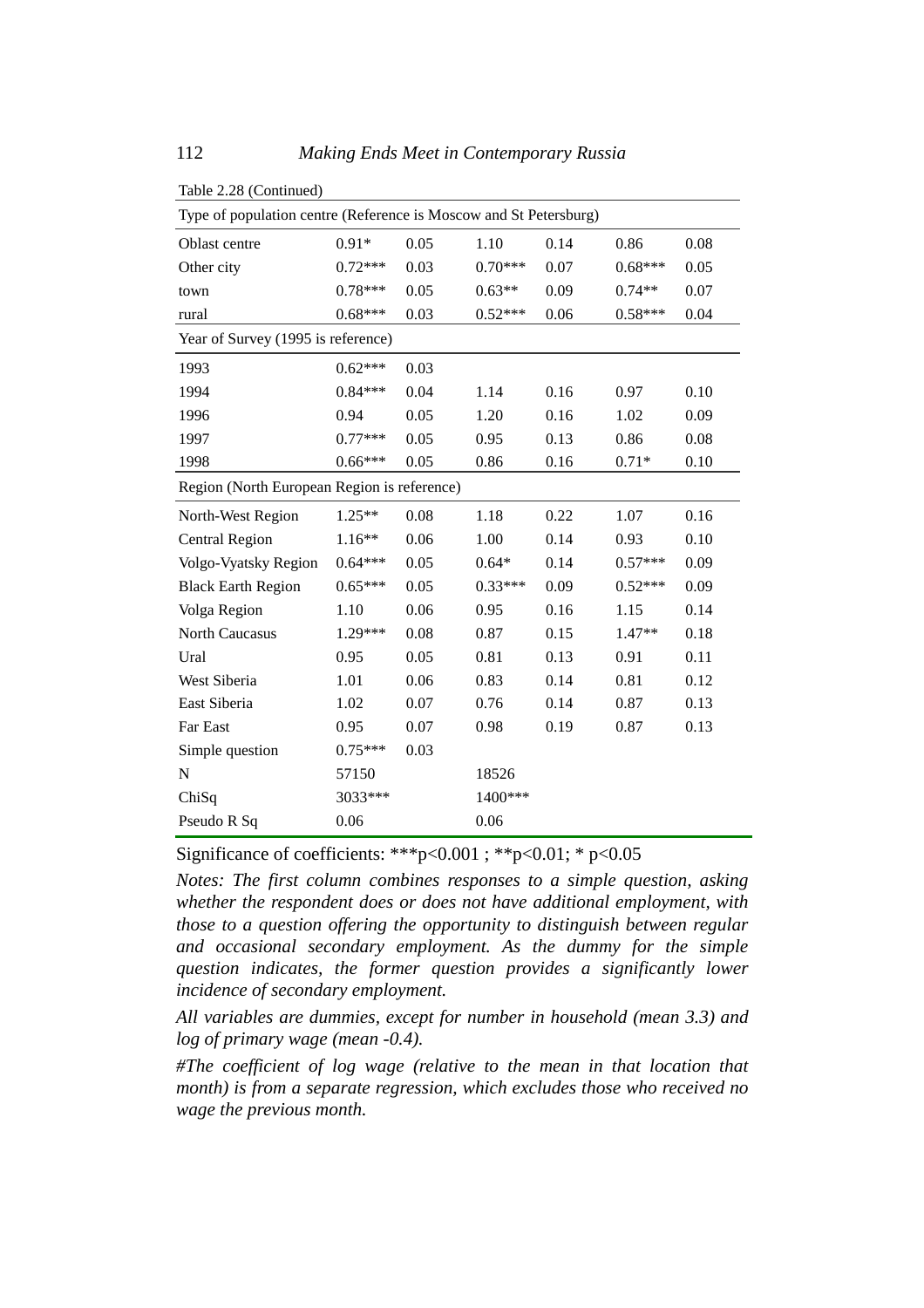Table 2.28 (Continued)

| | | | | | | |
|---|---|---|---|---|---|---|
| Type of population centre (Reference is Moscow and St Petersburg) | | | | | | |
| Oblast centre | 0.91* | 0.05 | 1.10 | 0.14 | 0.86 | 0.08 |
| Other city | 0.72*** | 0.03 | 0.70*** | 0.07 | 0.68*** | 0.05 |
| town | 0.78*** | 0.05 | 0.63** | 0.09 | 0.74** | 0.07 |
| rural | 0.68*** | 0.03 | 0.52*** | 0.06 | 0.58*** | 0.04 |
| Year of Survey (1995 is reference) | | | | | | |
| 1993 | 0.62*** | 0.03 | | | | |
| 1994 | 0.84*** | 0.04 | 1.14 | 0.16 | 0.97 | 0.10 |
| 1996 | 0.94 | 0.05 | 1.20 | 0.16 | 1.02 | 0.09 |
| 1997 | 0.77*** | 0.05 | 0.95 | 0.13 | 0.86 | 0.08 |
| 1998 | 0.66*** | 0.05 | 0.86 | 0.16 | 0.71* | 0.10 |
| Region (North European Region is reference) | | | | | | |
| North-West Region | 1.25** | 0.08 | 1.18 | 0.22 | 1.07 | 0.16 |
| Central Region | 1.16** | 0.06 | 1.00 | 0.14 | 0.93 | 0.10 |
| Volgo-Vyatsky Region | 0.64*** | 0.05 | 0.64* | 0.14 | 0.57*** | 0.09 |
| Black Earth Region | 0.65*** | 0.05 | 0.33*** | 0.09 | 0.52*** | 0.09 |
| Volga Region | 1.10 | 0.06 | 0.95 | 0.16 | 1.15 | 0.14 |
| North Caucasus | 1.29*** | 0.08 | 0.87 | 0.15 | 1.47** | 0.18 |
| Ural | 0.95 | 0.05 | 0.81 | 0.13 | 0.91 | 0.11 |
| West Siberia | 1.01 | 0.06 | 0.83 | 0.14 | 0.81 | 0.12 |
| East Siberia | 1.02 | 0.07 | 0.76 | 0.14 | 0.87 | 0.13 |
| Far East | 0.95 | 0.07 | 0.98 | 0.19 | 0.87 | 0.13 |
| Simple question | 0.75*** | 0.03 | | | | |
| N | 57150 | | 18526 | | | |
| ChiSq | 3033*** | | 1400*** | | | |
| Pseudo R Sq | 0.06 | | 0.06 | | | |

Significance of coefficients: ***p<0.001 ; **p<0.01; * p<0.05

*Notes: The first column combines responses to a simple question, asking whether the respondent does or does not have additional employment, with those to a question offering the opportunity to distinguish between regular and occasional secondary employment. As the dummy for the simple question indicates, the former question provides a significantly lower incidence of secondary employment.*

*All variables are dummies, except for number in household (mean 3.3) and log of primary wage (mean -0.4).*

*#The coefficient of log wage (relative to the mean in that location that month) is from a separate regression, which excludes those who received no wage the previous month.*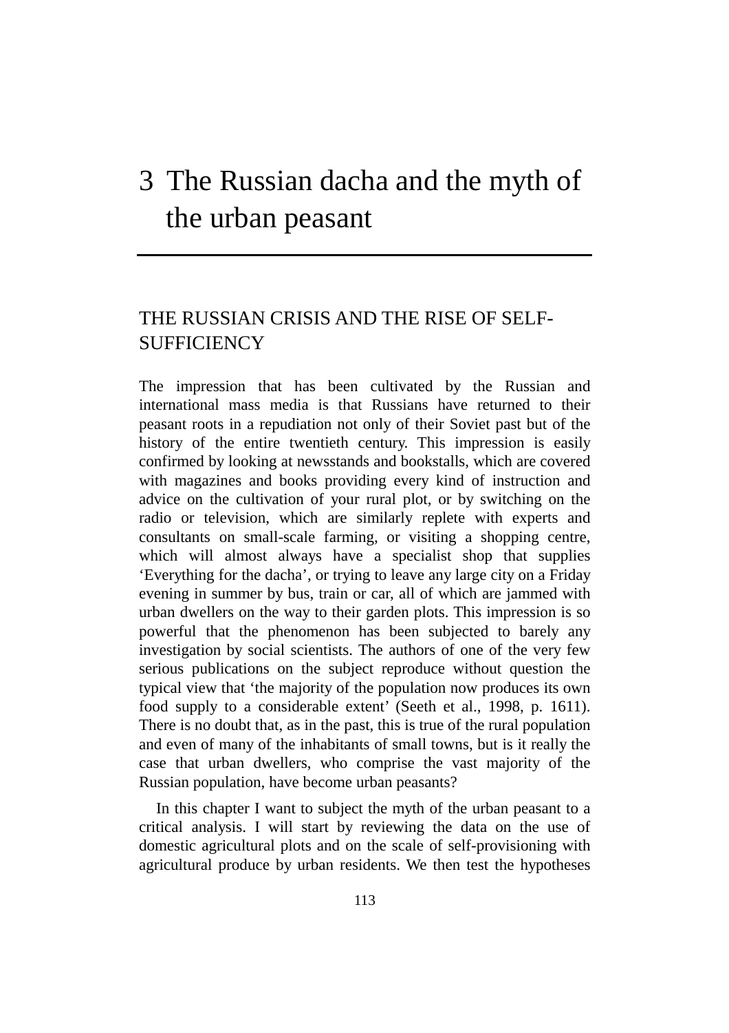# 3 The Russian dacha and the myth of the urban peasant

## THE RUSSIAN CRISIS AND THE RISE OF SELF-SUFFICIENCY

The impression that has been cultivated by the Russian and international mass media is that Russians have returned to their peasant roots in a repudiation not only of their Soviet past but of the history of the entire twentieth century. This impression is easily confirmed by looking at newsstands and bookstalls, which are covered with magazines and books providing every kind of instruction and advice on the cultivation of your rural plot, or by switching on the radio or television, which are similarly replete with experts and consultants on small-scale farming, or visiting a shopping centre, which will almost always have a specialist shop that supplies 'Everything for the dacha', or trying to leave any large city on a Friday evening in summer by bus, train or car, all of which are jammed with urban dwellers on the way to their garden plots. This impression is so powerful that the phenomenon has been subjected to barely any investigation by social scientists. The authors of one of the very few serious publications on the subject reproduce without question the typical view that 'the majority of the population now produces its own food supply to a considerable extent' (Seeth et al., 1998, p. 1611). There is no doubt that, as in the past, this is true of the rural population and even of many of the inhabitants of small towns, but is it really the case that urban dwellers, who comprise the vast majority of the Russian population, have become urban peasants?

In this chapter I want to subject the myth of the urban peasant to a critical analysis. I will start by reviewing the data on the use of domestic agricultural plots and on the scale of self-provisioning with agricultural produce by urban residents. We then test the hypotheses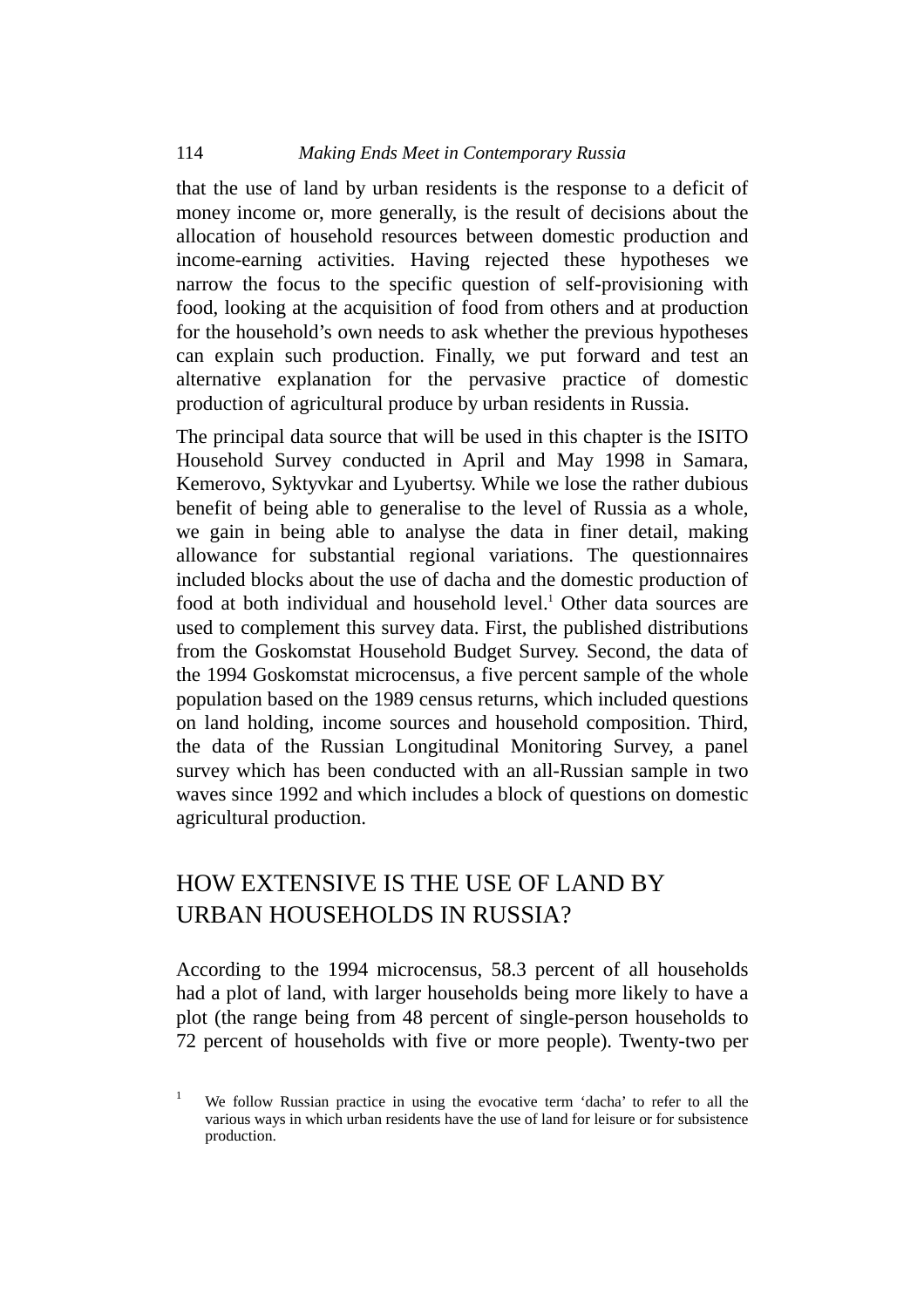that the use of land by urban residents is the response to a deficit of money income or, more generally, is the result of decisions about the allocation of household resources between domestic production and income-earning activities. Having rejected these hypotheses we narrow the focus to the specific question of self-provisioning with food, looking at the acquisition of food from others and at production for the household's own needs to ask whether the previous hypotheses can explain such production. Finally, we put forward and test an alternative explanation for the pervasive practice of domestic production of agricultural produce by urban residents in Russia.

The principal data source that will be used in this chapter is the ISITO Household Survey conducted in April and May 1998 in Samara, Kemerovo, Syktyvkar and Lyubertsy. While we lose the rather dubious benefit of being able to generalise to the level of Russia as a whole, we gain in being able to analyse the data in finer detail, making allowance for substantial regional variations. The questionnaires included blocks about the use of dacha and the domestic production of food at both individual and household level.[1] Other data sources are used to complement this survey data. First, the published distributions from the Goskomstat Household Budget Survey. Second, the data of the 1994 Goskomstat microcensus, a five percent sample of the whole population based on the 1989 census returns, which included questions on land holding, income sources and household composition. Third, the data of the Russian Longitudinal Monitoring Survey, a panel survey which has been conducted with an all-Russian sample in two waves since 1992 and which includes a block of questions on domestic agricultural production.

## HOW EXTENSIVE IS THE USE OF LAND BY URBAN HOUSEHOLDS IN RUSSIA?

According to the 1994 microcensus, 58.3 percent of all households had a plot of land, with larger households being more likely to have a plot (the range being from 48 percent of single-person households to 72 percent of households with five or more people). Twenty-two per

[1] We follow Russian practice in using the evocative term 'dacha' to refer to all the various ways in which urban residents have the use of land for leisure or for subsistence production.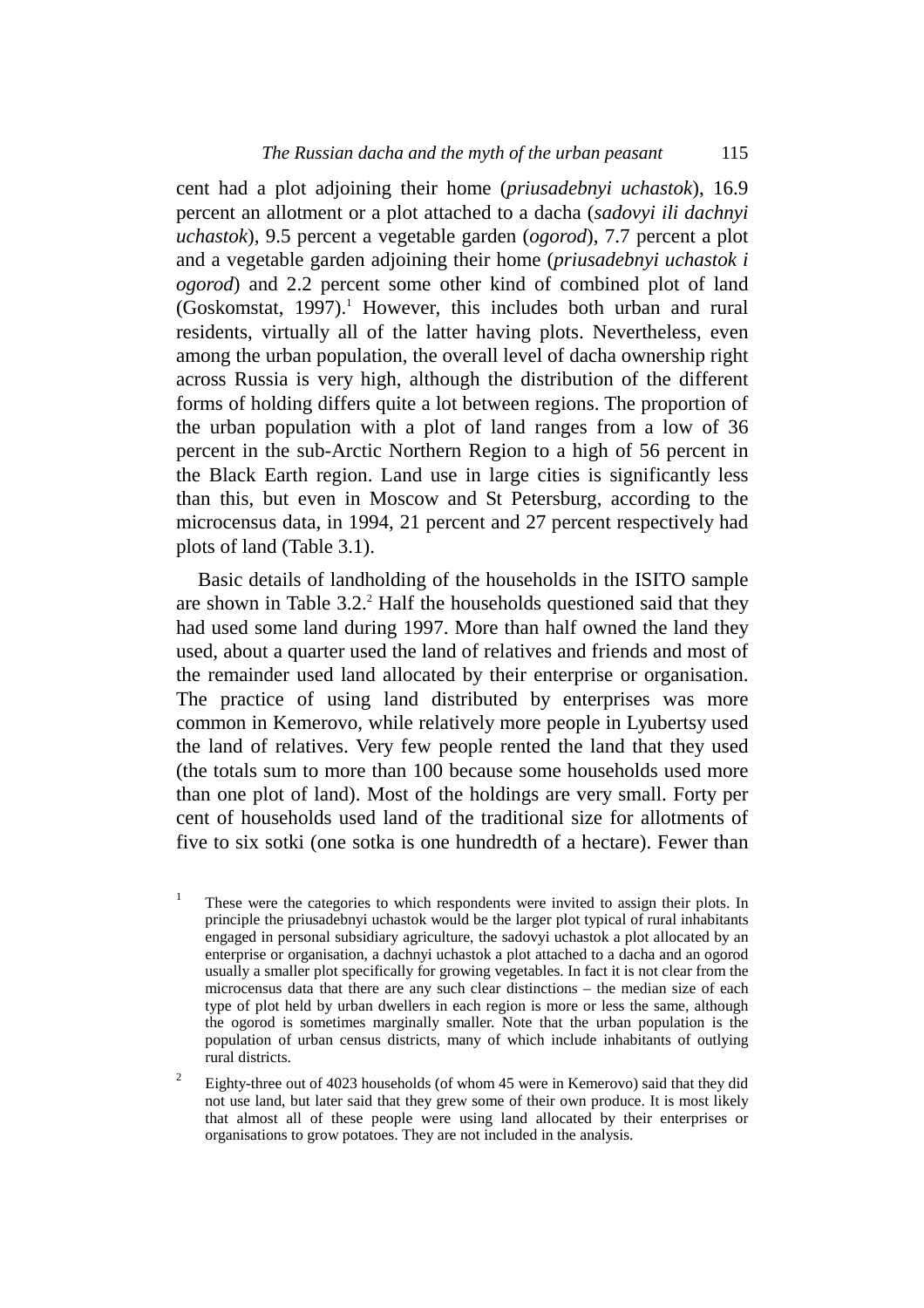cent had a plot adjoining their home (*priusadebnyi uchastok*), 16.9 percent an allotment or a plot attached to a dacha (*sadovyi ili dachnyi uchastok*), 9.5 percent a vegetable garden (*ogorod*), 7.7 percent a plot and a vegetable garden adjoining their home (*priusadebnyi uchastok i ogorod*) and 2.2 percent some other kind of combined plot of land (Goskomstat, 1997).[1] However, this includes both urban and rural residents, virtually all of the latter having plots. Nevertheless, even among the urban population, the overall level of dacha ownership right across Russia is very high, although the distribution of the different forms of holding differs quite a lot between regions. The proportion of the urban population with a plot of land ranges from a low of 36 percent in the sub-Arctic Northern Region to a high of 56 percent in the Black Earth region. Land use in large cities is significantly less than this, but even in Moscow and St Petersburg, according to the microcensus data, in 1994, 21 percent and 27 percent respectively had plots of land (Table 3.1).

Basic details of landholding of the households in the ISITO sample are shown in Table 3.2.[2] Half the households questioned said that they had used some land during 1997. More than half owned the land they used, about a quarter used the land of relatives and friends and most of the remainder used land allocated by their enterprise or organisation. The practice of using land distributed by enterprises was more common in Kemerovo, while relatively more people in Lyubertsy used the land of relatives. Very few people rented the land that they used (the totals sum to more than 100 because some households used more than one plot of land). Most of the holdings are very small. Forty per cent of households used land of the traditional size for allotments of five to six sotki (one sotka is one hundredth of a hectare). Fewer than

[1] These were the categories to which respondents were invited to assign their plots. In principle the priusadebnyi uchastok would be the larger plot typical of rural inhabitants engaged in personal subsidiary agriculture, the sadovyi uchastok a plot allocated by an enterprise or organisation, a dachnyi uchastok a plot attached to a dacha and an ogorod usually a smaller plot specifically for growing vegetables. In fact it is not clear from the microcensus data that there are any such clear distinctions – the median size of each type of plot held by urban dwellers in each region is more or less the same, although the ogorod is sometimes marginally smaller. Note that the urban population is the population of urban census districts, many of which include inhabitants of outlying rural districts.

[2] Eighty-three out of 4023 households (of whom 45 were in Kemerovo) said that they did not use land, but later said that they grew some of their own produce. It is most likely that almost all of these people were using land allocated by their enterprises or organisations to grow potatoes. They are not included in the analysis.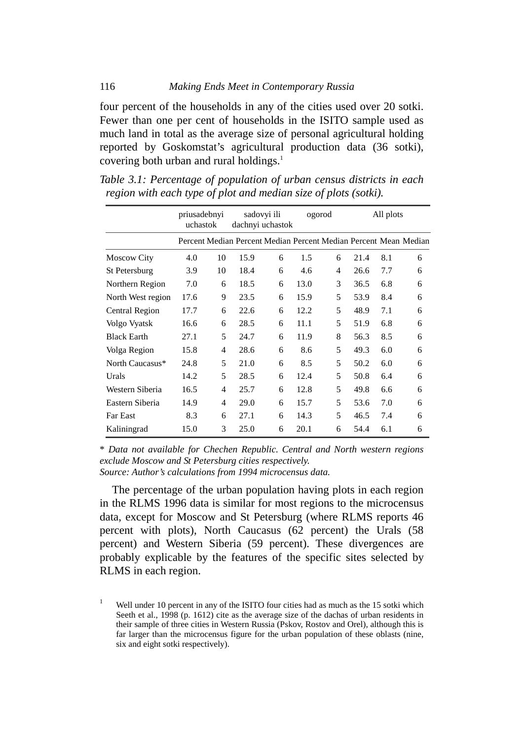four percent of the households in any of the cities used over 20 sotki. Fewer than one per cent of households in the ISITO sample used as much land in total as the average size of personal agricultural holding reported by Goskomstat's agricultural production data (36 sotki), covering both urban and rural holdings.[1]

*Table 3.1: Percentage of population of urban census districts in each region with each type of plot and median size of plots (sotki).*

| | priusadebnyi uchastok | | sadovyi ili dachnyi uchastok | | ogorod | | All plots | | |
|---|---|---|---|---|---|---|---|---|---|
| | Percent | Median | Percent | Median | Percent | Median | Percent | Mean | Median |
| Moscow City | 4.0 | 10 | 15.9 | 6 | 1.5 | 6 | 21.4 | 8.1 | 6 |
| St Petersburg | 3.9 | 10 | 18.4 | 6 | 4.6 | 4 | 26.6 | 7.7 | 6 |
| Northern Region | 7.0 | 6 | 18.5 | 6 | 13.0 | 3 | 36.5 | 6.8 | 6 |
| North West region | 17.6 | 9 | 23.5 | 6 | 15.9 | 5 | 53.9 | 8.4 | 6 |
| Central Region | 17.7 | 6 | 22.6 | 6 | 12.2 | 5 | 48.9 | 7.1 | 6 |
| Volgo Vyatsk | 16.6 | 6 | 28.5 | 6 | 11.1 | 5 | 51.9 | 6.8 | 6 |
| Black Earth | 27.1 | 5 | 24.7 | 6 | 11.9 | 8 | 56.3 | 8.5 | 6 |
| Volga Region | 15.8 | 4 | 28.6 | 6 | 8.6 | 5 | 49.3 | 6.0 | 6 |
| North Caucasus* | 24.8 | 5 | 21.0 | 6 | 8.5 | 5 | 50.2 | 6.0 | 6 |
| Urals | 14.2 | 5 | 28.5 | 6 | 12.4 | 5 | 50.8 | 6.4 | 6 |
| Western Siberia | 16.5 | 4 | 25.7 | 6 | 12.8 | 5 | 49.8 | 6.6 | 6 |
| Eastern Siberia | 14.9 | 4 | 29.0 | 6 | 15.7 | 5 | 53.6 | 7.0 | 6 |
| Far East | 8.3 | 6 | 27.1 | 6 | 14.3 | 5 | 46.5 | 7.4 | 6 |
| Kaliningrad | 15.0 | 3 | 25.0 | 6 | 20.1 | 6 | 54.4 | 6.1 | 6 |

\* *Data not available for Chechen Republic. Central and North western regions exclude Moscow and St Petersburg cities respectively.*
*Source: Author's calculations from 1994 microcensus data.*

The percentage of the urban population having plots in each region in the RLMS 1996 data is similar for most regions to the microcensus data, except for Moscow and St Petersburg (where RLMS reports 46 percent with plots), North Caucasus (62 percent) the Urals (58 percent) and Western Siberia (59 percent). These divergences are probably explicable by the features of the specific sites selected by RLMS in each region.

[1] Well under 10 percent in any of the ISITO four cities had as much as the 15 sotki which Seeth et al., 1998 (p. 1612) cite as the average size of the dachas of urban residents in their sample of three cities in Western Russia (Pskov, Rostov and Orel), although this is far larger than the microcensus figure for the urban population of these oblasts (nine, six and eight sotki respectively).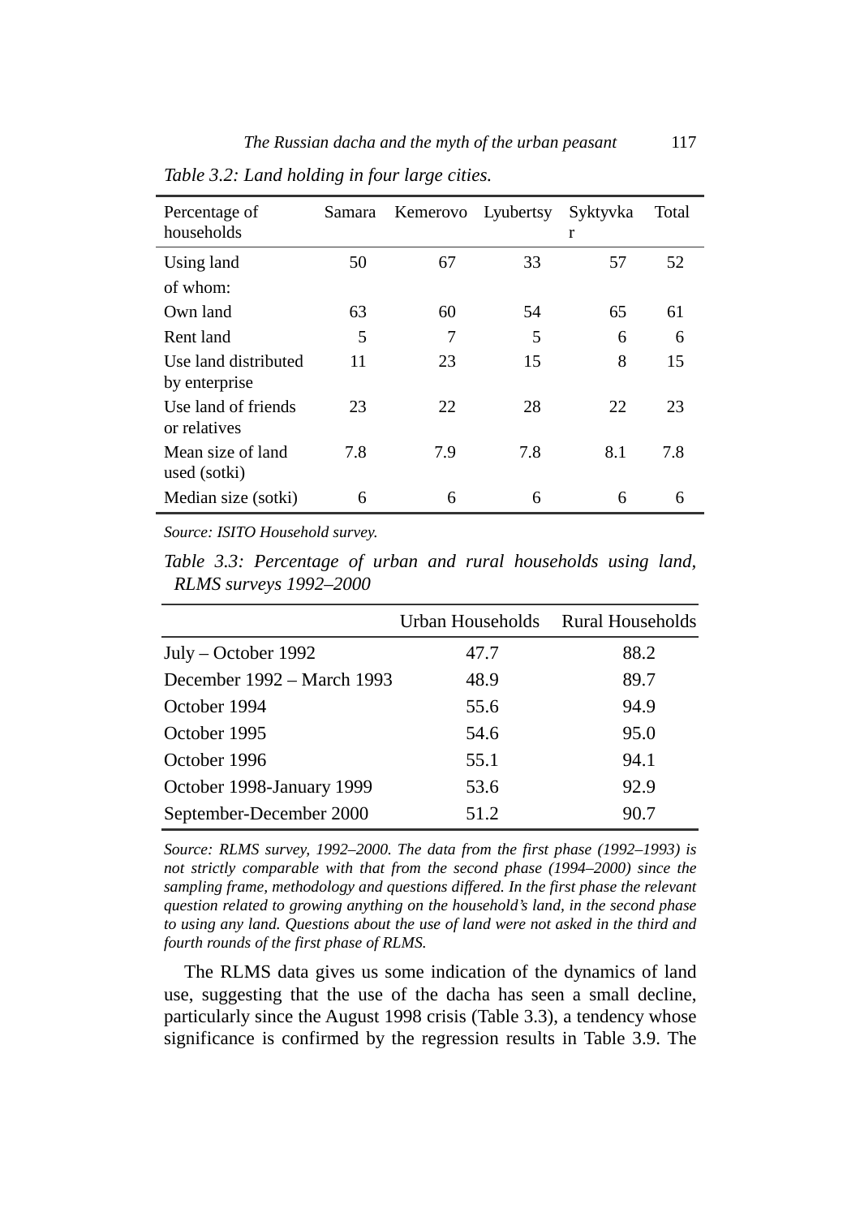*Table 3.2: Land holding in four large cities.*

| Percentage of households | Samara | Kemerovo | Lyubertsy | Syktyvkar | Total |
|---|---|---|---|---|---|
| Using land | 50 | 67 | 33 | 57 | 52 |
| of whom: | | | | | |
| Own land | 63 | 60 | 54 | 65 | 61 |
| Rent land | 5 | 7 | 5 | 6 | 6 |
| Use land distributed by enterprise | 11 | 23 | 15 | 8 | 15 |
| Use land of friends or relatives | 23 | 22 | 28 | 22 | 23 |
| Mean size of land used (sotki) | 7.8 | 7.9 | 7.8 | 8.1 | 7.8 |
| Median size (sotki) | 6 | 6 | 6 | 6 | 6 |

*Source: ISITO Household survey.*

*Table 3.3: Percentage of urban and rural households using land, RLMS surveys 1992–2000*

| | Urban Households | Rural Households |
|---|---|---|
| July – October 1992 | 47.7 | 88.2 |
| December 1992 – March 1993 | 48.9 | 89.7 |
| October 1994 | 55.6 | 94.9 |
| October 1995 | 54.6 | 95.0 |
| October 1996 | 55.1 | 94.1 |
| October 1998-January 1999 | 53.6 | 92.9 |
| September-December 2000 | 51.2 | 90.7 |

*Source: RLMS survey, 1992–2000. The data from the first phase (1992–1993) is not strictly comparable with that from the second phase (1994–2000) since the sampling frame, methodology and questions differed. In the first phase the relevant question related to growing anything on the household's land, in the second phase to using any land. Questions about the use of land were not asked in the third and fourth rounds of the first phase of RLMS.*

The RLMS data gives us some indication of the dynamics of land use, suggesting that the use of the dacha has seen a small decline, particularly since the August 1998 crisis (Table 3.3), a tendency whose significance is confirmed by the regression results in Table 3.9. The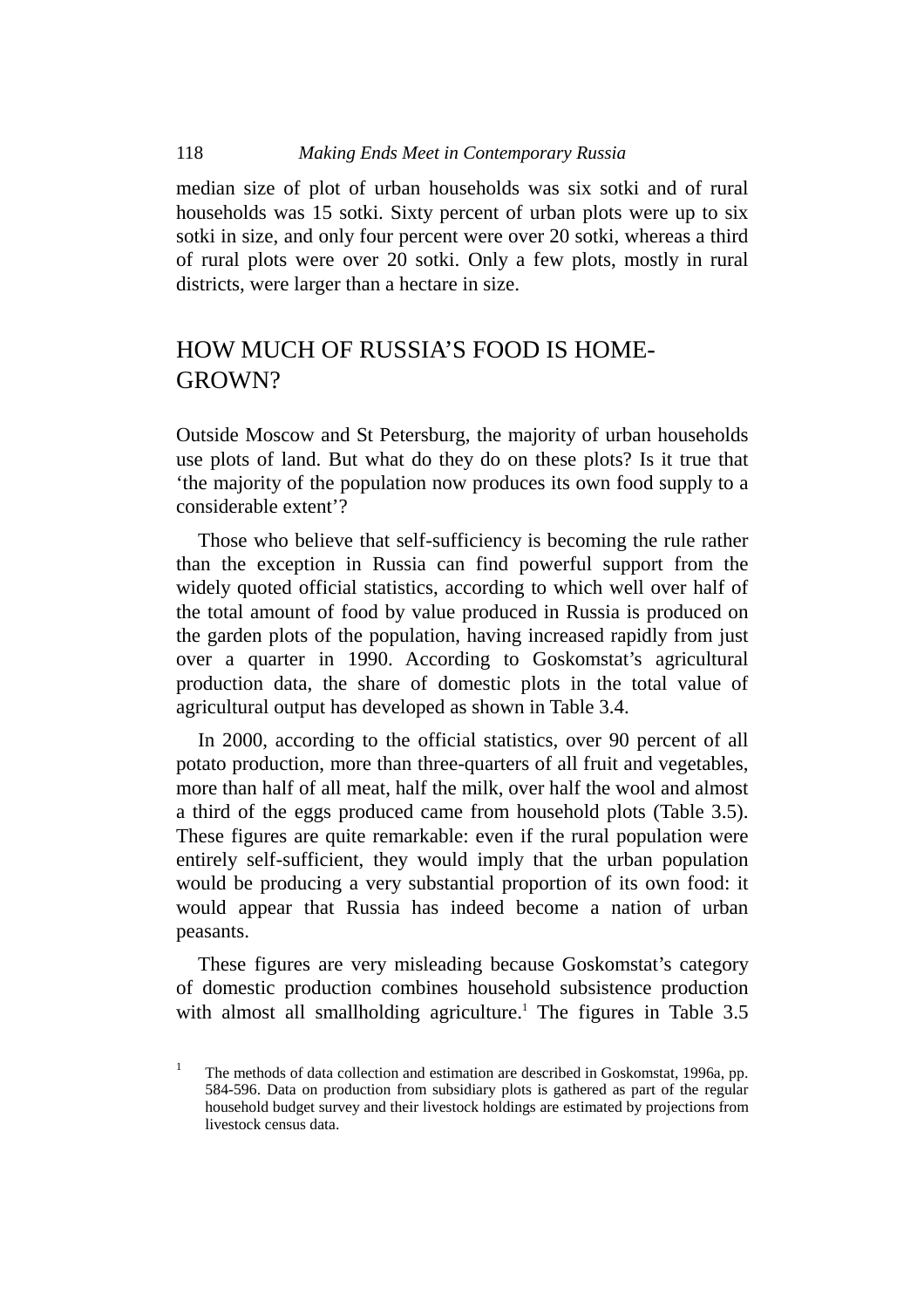median size of plot of urban households was six sotki and of rural households was 15 sotki. Sixty percent of urban plots were up to six sotki in size, and only four percent were over 20 sotki, whereas a third of rural plots were over 20 sotki. Only a few plots, mostly in rural districts, were larger than a hectare in size.

## HOW MUCH OF RUSSIA'S FOOD IS HOME-GROWN?

Outside Moscow and St Petersburg, the majority of urban households use plots of land. But what do they do on these plots? Is it true that 'the majority of the population now produces its own food supply to a considerable extent'?

Those who believe that self-sufficiency is becoming the rule rather than the exception in Russia can find powerful support from the widely quoted official statistics, according to which well over half of the total amount of food by value produced in Russia is produced on the garden plots of the population, having increased rapidly from just over a quarter in 1990. According to Goskomstat's agricultural production data, the share of domestic plots in the total value of agricultural output has developed as shown in Table 3.4.

In 2000, according to the official statistics, over 90 percent of all potato production, more than three-quarters of all fruit and vegetables, more than half of all meat, half the milk, over half the wool and almost a third of the eggs produced came from household plots (Table 3.5). These figures are quite remarkable: even if the rural population were entirely self-sufficient, they would imply that the urban population would be producing a very substantial proportion of its own food: it would appear that Russia has indeed become a nation of urban peasants.

These figures are very misleading because Goskomstat's category of domestic production combines household subsistence production with almost all smallholding agriculture.[1] The figures in Table 3.5

[1] The methods of data collection and estimation are described in Goskomstat, 1996a, pp. 584-596. Data on production from subsidiary plots is gathered as part of the regular household budget survey and their livestock holdings are estimated by projections from livestock census data.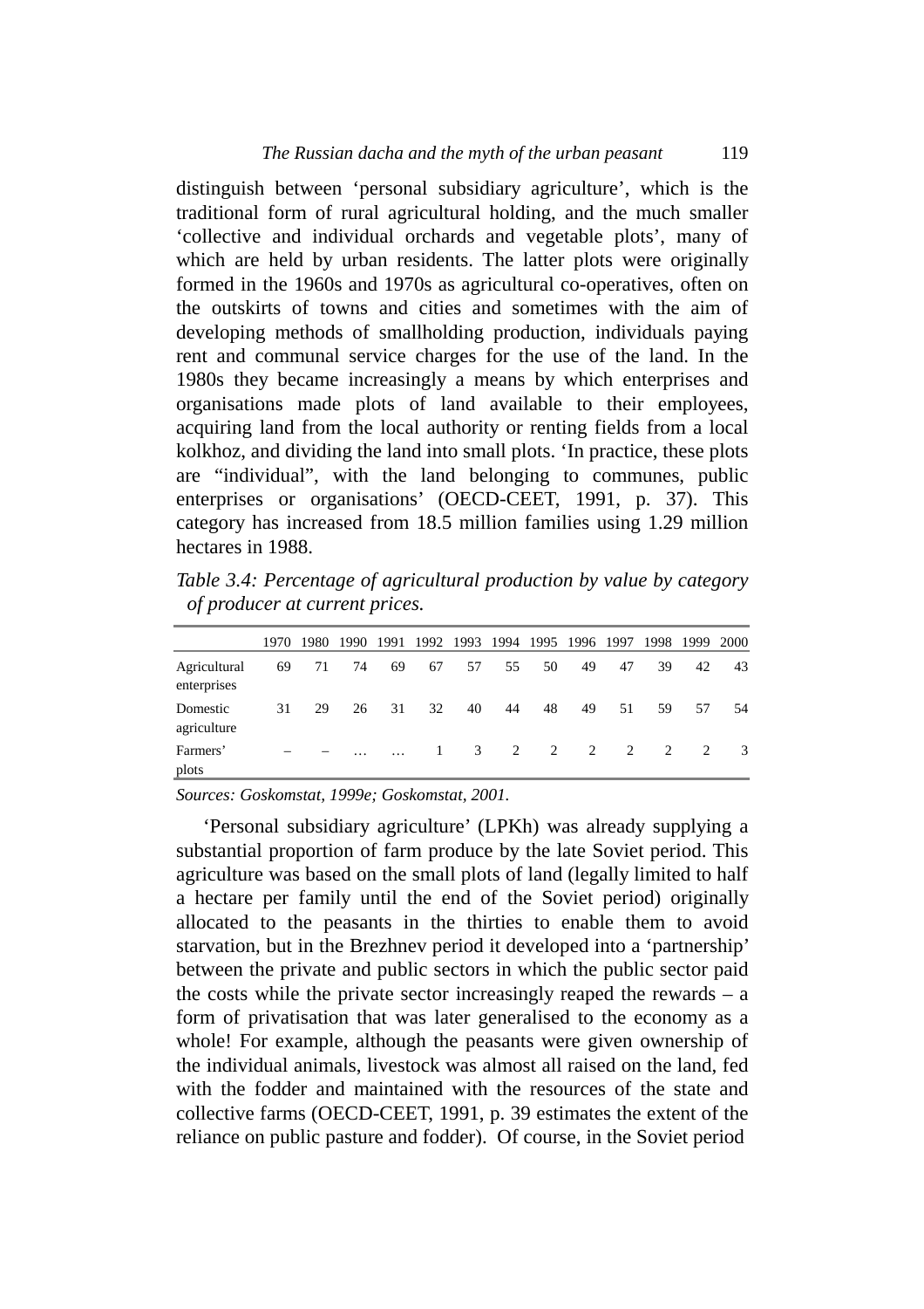distinguish between 'personal subsidiary agriculture', which is the traditional form of rural agricultural holding, and the much smaller 'collective and individual orchards and vegetable plots', many of which are held by urban residents. The latter plots were originally formed in the 1960s and 1970s as agricultural co-operatives, often on the outskirts of towns and cities and sometimes with the aim of developing methods of smallholding production, individuals paying rent and communal service charges for the use of the land. In the 1980s they became increasingly a means by which enterprises and organisations made plots of land available to their employees, acquiring land from the local authority or renting fields from a local kolkhoz, and dividing the land into small plots. 'In practice, these plots are "individual", with the land belonging to communes, public enterprises or organisations' (OECD-CEET, 1991, p. 37). This category has increased from 18.5 million families using 1.29 million hectares in 1988.

*Table 3.4: Percentage of agricultural production by value by category of producer at current prices.*

| | 1970 | 1980 | 1990 | 1991 | 1992 | 1993 | 1994 | 1995 | 1996 | 1997 | 1998 | 1999 | 2000 |
|---|---|---|---|---|---|---|---|---|---|---|---|---|---|
| Agricultural enterprises | 69 | 71 | 74 | 69 | 67 | 57 | 55 | 50 | 49 | 47 | 39 | 42 | 43 |
| Domestic agriculture | 31 | 29 | 26 | 31 | 32 | 40 | 44 | 48 | 49 | 51 | 59 | 57 | 54 |
| Farmers' plots | – | – | … | … | 1 | 3 | 2 | 2 | 2 | 2 | 2 | 2 | 3 |

*Sources: Goskomstat, 1999e; Goskomstat, 2001.*

'Personal subsidiary agriculture' (LPKh) was already supplying a substantial proportion of farm produce by the late Soviet period. This agriculture was based on the small plots of land (legally limited to half a hectare per family until the end of the Soviet period) originally allocated to the peasants in the thirties to enable them to avoid starvation, but in the Brezhnev period it developed into a 'partnership' between the private and public sectors in which the public sector paid the costs while the private sector increasingly reaped the rewards – a form of privatisation that was later generalised to the economy as a whole! For example, although the peasants were given ownership of the individual animals, livestock was almost all raised on the land, fed with the fodder and maintained with the resources of the state and collective farms (OECD-CEET, 1991, p. 39 estimates the extent of the reliance on public pasture and fodder). Of course, in the Soviet period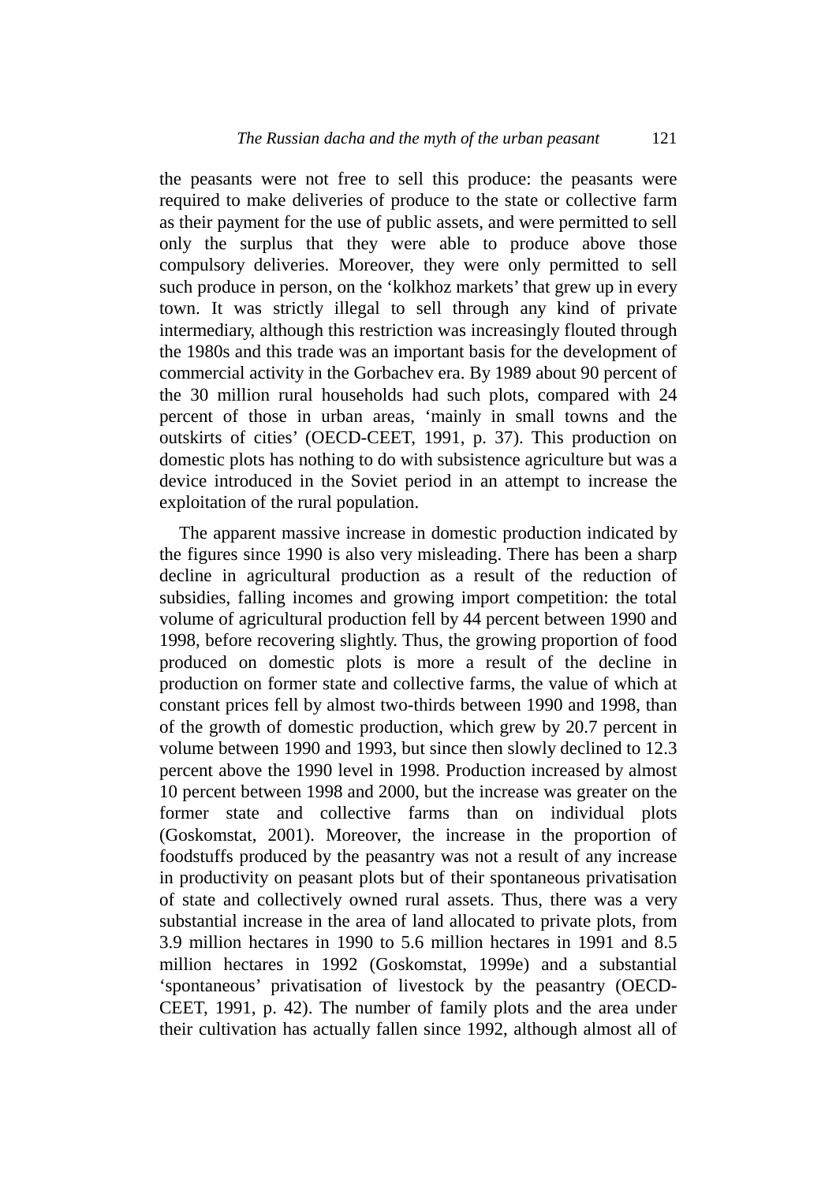the peasants were not free to sell this produce: the peasants were required to make deliveries of produce to the state or collective farm as their payment for the use of public assets, and were permitted to sell only the surplus that they were able to produce above those compulsory deliveries. Moreover, they were only permitted to sell such produce in person, on the 'kolkhoz markets' that grew up in every town. It was strictly illegal to sell through any kind of private intermediary, although this restriction was increasingly flouted through the 1980s and this trade was an important basis for the development of commercial activity in the Gorbachev era. By 1989 about 90 percent of the 30 million rural households had such plots, compared with 24 percent of those in urban areas, 'mainly in small towns and the outskirts of cities' (OECD-CEET, 1991, p. 37). This production on domestic plots has nothing to do with subsistence agriculture but was a device introduced in the Soviet period in an attempt to increase the exploitation of the rural population.

The apparent massive increase in domestic production indicated by the figures since 1990 is also very misleading. There has been a sharp decline in agricultural production as a result of the reduction of subsidies, falling incomes and growing import competition: the total volume of agricultural production fell by 44 percent between 1990 and 1998, before recovering slightly. Thus, the growing proportion of food produced on domestic plots is more a result of the decline in production on former state and collective farms, the value of which at constant prices fell by almost two-thirds between 1990 and 1998, than of the growth of domestic production, which grew by 20.7 percent in volume between 1990 and 1993, but since then slowly declined to 12.3 percent above the 1990 level in 1998. Production increased by almost 10 percent between 1998 and 2000, but the increase was greater on the former state and collective farms than on individual plots (Goskomstat, 2001). Moreover, the increase in the proportion of foodstuffs produced by the peasantry was not a result of any increase in productivity on peasant plots but of their spontaneous privatisation of state and collectively owned rural assets. Thus, there was a very substantial increase in the area of land allocated to private plots, from 3.9 million hectares in 1990 to 5.6 million hectares in 1991 and 8.5 million hectares in 1992 (Goskomstat, 1999e) and a substantial 'spontaneous' privatisation of livestock by the peasantry (OECD-CEET, 1991, p. 42). The number of family plots and the area under their cultivation has actually fallen since 1992, although almost all of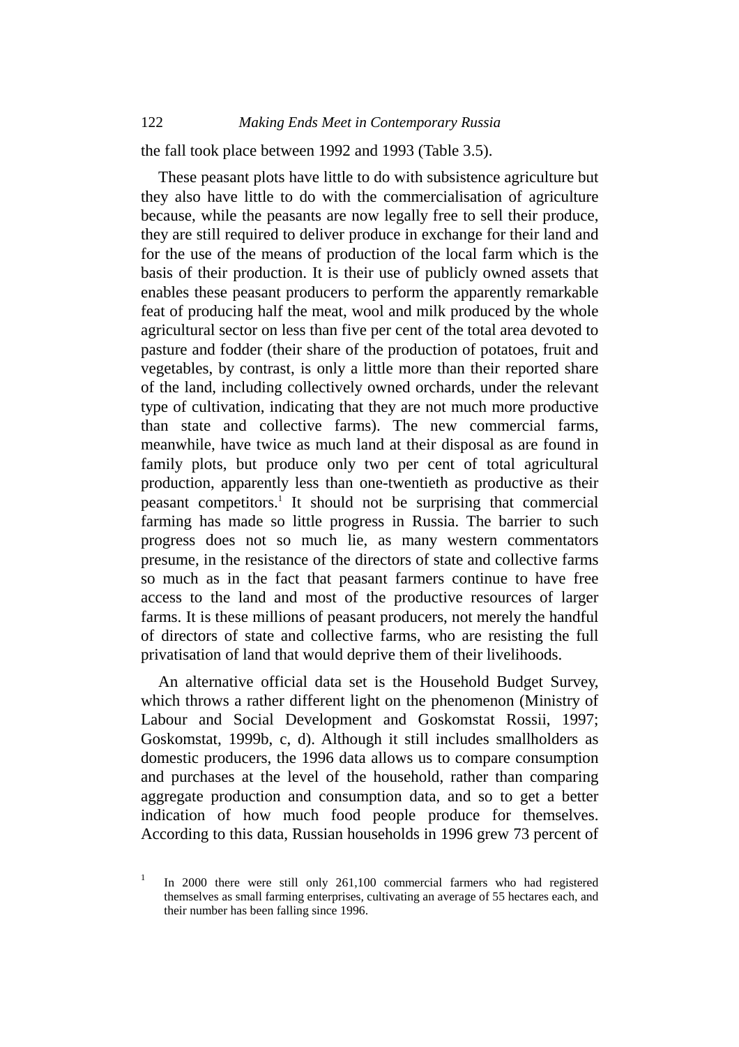the fall took place between 1992 and 1993 (Table 3.5).

These peasant plots have little to do with subsistence agriculture but they also have little to do with the commercialisation of agriculture because, while the peasants are now legally free to sell their produce, they are still required to deliver produce in exchange for their land and for the use of the means of production of the local farm which is the basis of their production. It is their use of publicly owned assets that enables these peasant producers to perform the apparently remarkable feat of producing half the meat, wool and milk produced by the whole agricultural sector on less than five per cent of the total area devoted to pasture and fodder (their share of the production of potatoes, fruit and vegetables, by contrast, is only a little more than their reported share of the land, including collectively owned orchards, under the relevant type of cultivation, indicating that they are not much more productive than state and collective farms). The new commercial farms, meanwhile, have twice as much land at their disposal as are found in family plots, but produce only two per cent of total agricultural production, apparently less than one-twentieth as productive as their peasant competitors.[1] It should not be surprising that commercial farming has made so little progress in Russia. The barrier to such progress does not so much lie, as many western commentators presume, in the resistance of the directors of state and collective farms so much as in the fact that peasant farmers continue to have free access to the land and most of the productive resources of larger farms. It is these millions of peasant producers, not merely the handful of directors of state and collective farms, who are resisting the full privatisation of land that would deprive them of their livelihoods.

An alternative official data set is the Household Budget Survey, which throws a rather different light on the phenomenon (Ministry of Labour and Social Development and Goskomstat Rossii, 1997; Goskomstat, 1999b, c, d). Although it still includes smallholders as domestic producers, the 1996 data allows us to compare consumption and purchases at the level of the household, rather than comparing aggregate production and consumption data, and so to get a better indication of how much food people produce for themselves. According to this data, Russian households in 1996 grew 73 percent of

[1] In 2000 there were still only 261,100 commercial farmers who had registered themselves as small farming enterprises, cultivating an average of 55 hectares each, and their number has been falling since 1996.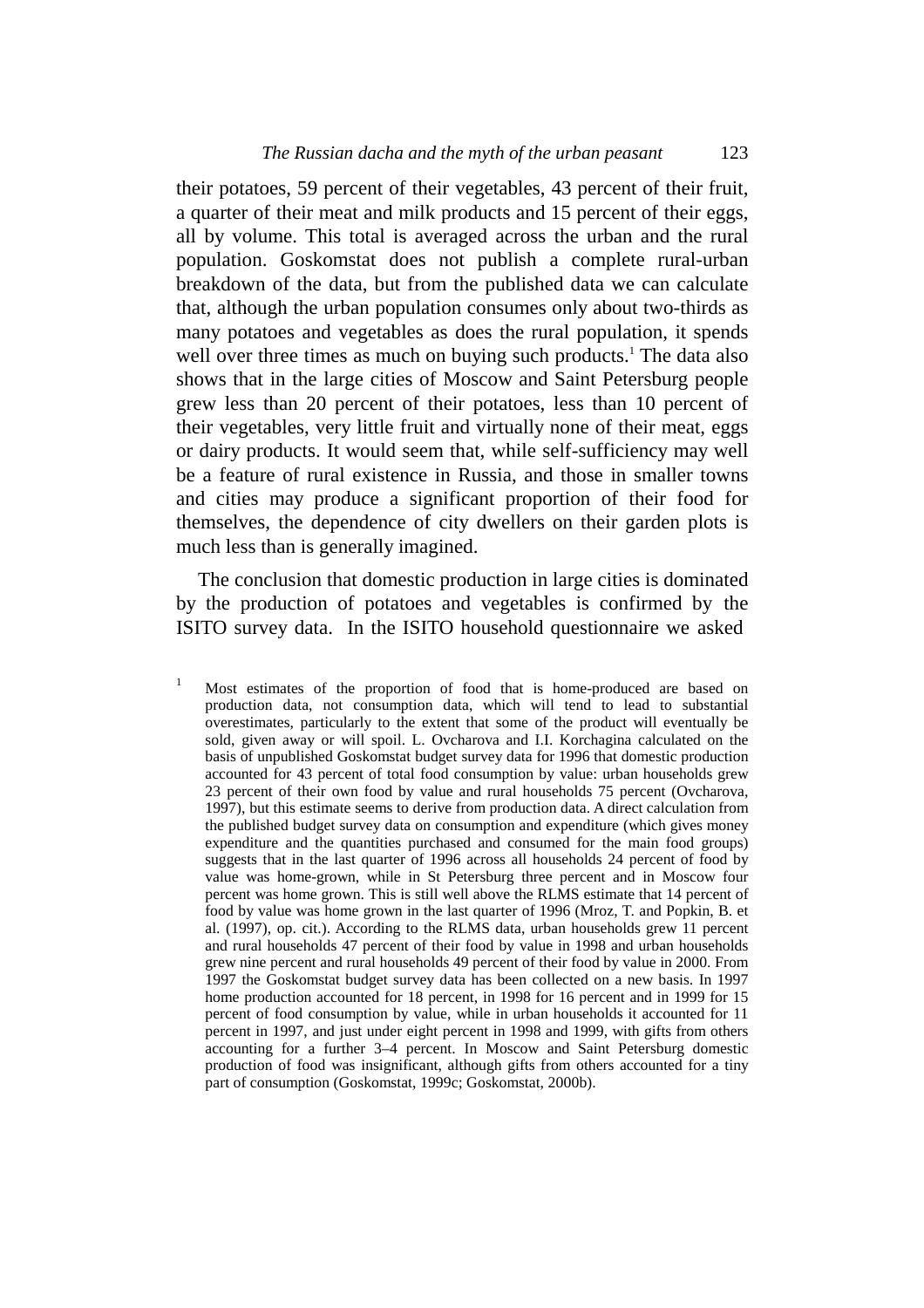their potatoes, 59 percent of their vegetables, 43 percent of their fruit, a quarter of their meat and milk products and 15 percent of their eggs, all by volume. This total is averaged across the urban and the rural population. Goskomstat does not publish a complete rural-urban breakdown of the data, but from the published data we can calculate that, although the urban population consumes only about two-thirds as many potatoes and vegetables as does the rural population, it spends well over three times as much on buying such products.[1] The data also shows that in the large cities of Moscow and Saint Petersburg people grew less than 20 percent of their potatoes, less than 10 percent of their vegetables, very little fruit and virtually none of their meat, eggs or dairy products. It would seem that, while self-sufficiency may well be a feature of rural existence in Russia, and those in smaller towns and cities may produce a significant proportion of their food for themselves, the dependence of city dwellers on their garden plots is much less than is generally imagined.

The conclusion that domestic production in large cities is dominated by the production of potatoes and vegetables is confirmed by the ISITO survey data. In the ISITO household questionnaire we asked

[1] Most estimates of the proportion of food that is home-produced are based on production data, not consumption data, which will tend to lead to substantial overestimates, particularly to the extent that some of the product will eventually be sold, given away or will spoil. L. Ovcharova and I.I. Korchagina calculated on the basis of unpublished Goskomstat budget survey data for 1996 that domestic production accounted for 43 percent of total food consumption by value: urban households grew 23 percent of their own food by value and rural households 75 percent (Ovcharova, 1997), but this estimate seems to derive from production data. A direct calculation from the published budget survey data on consumption and expenditure (which gives money expenditure and the quantities purchased and consumed for the main food groups) suggests that in the last quarter of 1996 across all households 24 percent of food by value was home-grown, while in St Petersburg three percent and in Moscow four percent was home grown. This is still well above the RLMS estimate that 14 percent of food by value was home grown in the last quarter of 1996 (Mroz, T. and Popkin, B. et al. (1997), op. cit.). According to the RLMS data, urban households grew 11 percent and rural households 47 percent of their food by value in 1998 and urban households grew nine percent and rural households 49 percent of their food by value in 2000. From 1997 the Goskomstat budget survey data has been collected on a new basis. In 1997 home production accounted for 18 percent, in 1998 for 16 percent and in 1999 for 15 percent of food consumption by value, while in urban households it accounted for 11 percent in 1997, and just under eight percent in 1998 and 1999, with gifts from others accounting for a further 3–4 percent. In Moscow and Saint Petersburg domestic production of food was insignificant, although gifts from others accounted for a tiny part of consumption (Goskomstat, 1999c; Goskomstat, 2000b).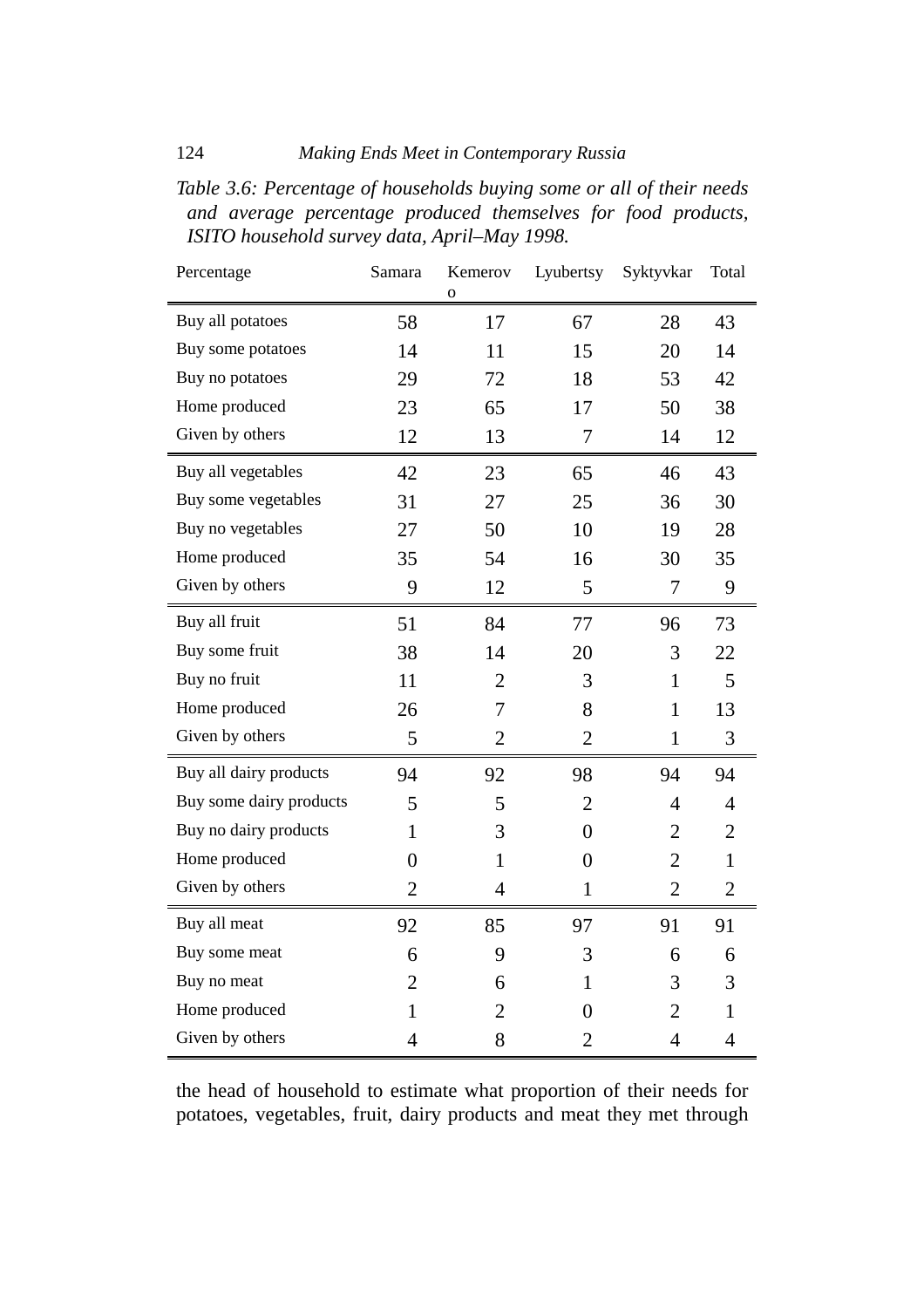*Table 3.6: Percentage of households buying some or all of their needs and average percentage produced themselves for food products, ISITO household survey data, April–May 1998.*

| Percentage | Samara | Kemerovo | Lyubertsy | Syktyvkar | Total |
|---|---|---|---|---|---|
| Buy all potatoes | 58 | 17 | 67 | 28 | 43 |
| Buy some potatoes | 14 | 11 | 15 | 20 | 14 |
| Buy no potatoes | 29 | 72 | 18 | 53 | 42 |
| Home produced | 23 | 65 | 17 | 50 | 38 |
| Given by others | 12 | 13 | 7 | 14 | 12 |
| Buy all vegetables | 42 | 23 | 65 | 46 | 43 |
| Buy some vegetables | 31 | 27 | 25 | 36 | 30 |
| Buy no vegetables | 27 | 50 | 10 | 19 | 28 |
| Home produced | 35 | 54 | 16 | 30 | 35 |
| Given by others | 9 | 12 | 5 | 7 | 9 |
| Buy all fruit | 51 | 84 | 77 | 96 | 73 |
| Buy some fruit | 38 | 14 | 20 | 3 | 22 |
| Buy no fruit | 11 | 2 | 3 | 1 | 5 |
| Home produced | 26 | 7 | 8 | 1 | 13 |
| Given by others | 5 | 2 | 2 | 1 | 3 |
| Buy all dairy products | 94 | 92 | 98 | 94 | 94 |
| Buy some dairy products | 5 | 5 | 2 | 4 | 4 |
| Buy no dairy products | 1 | 3 | 0 | 2 | 2 |
| Home produced | 0 | 1 | 0 | 2 | 1 |
| Given by others | 2 | 4 | 1 | 2 | 2 |
| Buy all meat | 92 | 85 | 97 | 91 | 91 |
| Buy some meat | 6 | 9 | 3 | 6 | 6 |
| Buy no meat | 2 | 6 | 1 | 3 | 3 |
| Home produced | 1 | 2 | 0 | 2 | 1 |
| Given by others | 4 | 8 | 2 | 4 | 4 |

the head of household to estimate what proportion of their needs for potatoes, vegetables, fruit, dairy products and meat they met through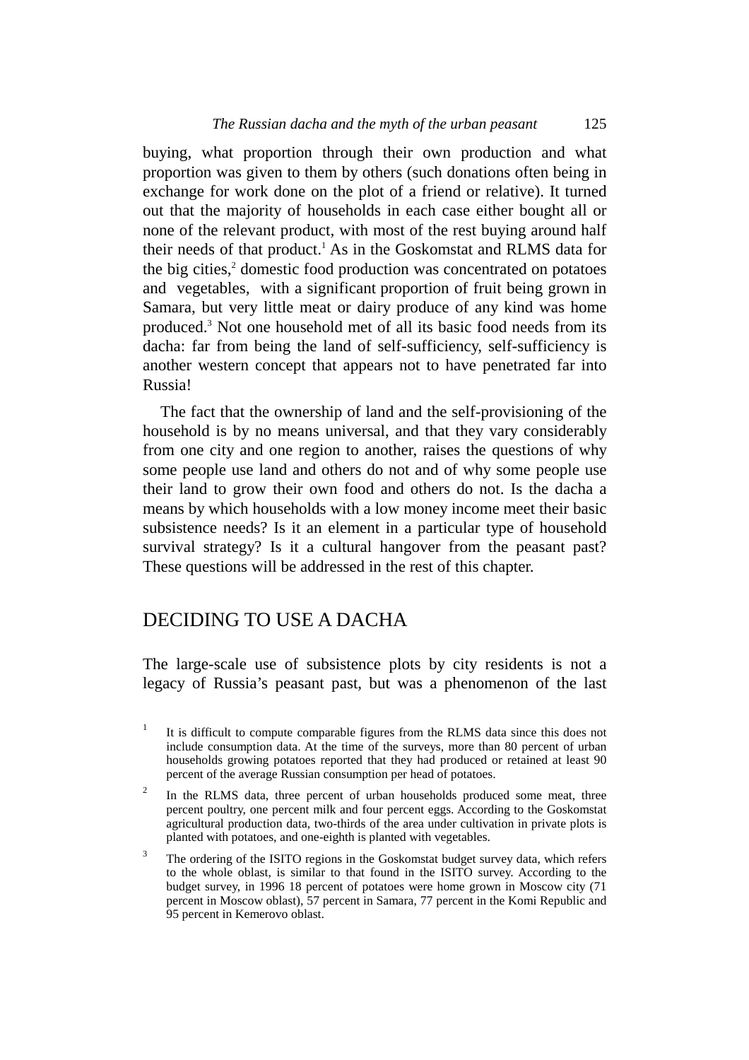buying, what proportion through their own production and what proportion was given to them by others (such donations often being in exchange for work done on the plot of a friend or relative). It turned out that the majority of households in each case either bought all or none of the relevant product, with most of the rest buying around half their needs of that product.[1] As in the Goskomstat and RLMS data for the big cities,[2] domestic food production was concentrated on potatoes and vegetables, with a significant proportion of fruit being grown in Samara, but very little meat or dairy produce of any kind was home produced.[3] Not one household met of all its basic food needs from its dacha: far from being the land of self-sufficiency, self-sufficiency is another western concept that appears not to have penetrated far into Russia!

The fact that the ownership of land and the self-provisioning of the household is by no means universal, and that they vary considerably from one city and one region to another, raises the questions of why some people use land and others do not and of why some people use their land to grow their own food and others do not. Is the dacha a means by which households with a low money income meet their basic subsistence needs? Is it an element in a particular type of household survival strategy? Is it a cultural hangover from the peasant past? These questions will be addressed in the rest of this chapter.

## DECIDING TO USE A DACHA

The large-scale use of subsistence plots by city residents is not a legacy of Russia's peasant past, but was a phenomenon of the last

[1] It is difficult to compute comparable figures from the RLMS data since this does not include consumption data. At the time of the surveys, more than 80 percent of urban households growing potatoes reported that they had produced or retained at least 90 percent of the average Russian consumption per head of potatoes.

[2] In the RLMS data, three percent of urban households produced some meat, three percent poultry, one percent milk and four percent eggs. According to the Goskomstat agricultural production data, two-thirds of the area under cultivation in private plots is planted with potatoes, and one-eighth is planted with vegetables.

[3] The ordering of the ISITO regions in the Goskomstat budget survey data, which refers to the whole oblast, is similar to that found in the ISITO survey. According to the budget survey, in 1996 18 percent of potatoes were home grown in Moscow city (71 percent in Moscow oblast), 57 percent in Samara, 77 percent in the Komi Republic and 95 percent in Kemerovo oblast.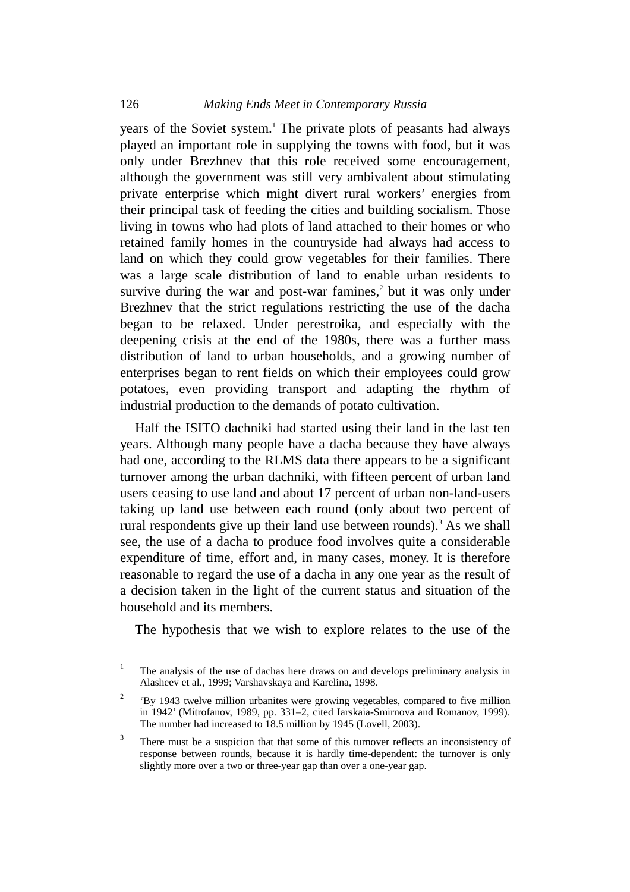years of the Soviet system.[1] The private plots of peasants had always played an important role in supplying the towns with food, but it was only under Brezhnev that this role received some encouragement, although the government was still very ambivalent about stimulating private enterprise which might divert rural workers' energies from their principal task of feeding the cities and building socialism. Those living in towns who had plots of land attached to their homes or who retained family homes in the countryside had always had access to land on which they could grow vegetables for their families. There was a large scale distribution of land to enable urban residents to survive during the war and post-war famines,[2] but it was only under Brezhnev that the strict regulations restricting the use of the dacha began to be relaxed. Under perestroika, and especially with the deepening crisis at the end of the 1980s, there was a further mass distribution of land to urban households, and a growing number of enterprises began to rent fields on which their employees could grow potatoes, even providing transport and adapting the rhythm of industrial production to the demands of potato cultivation.

Half the ISITO dachniki had started using their land in the last ten years. Although many people have a dacha because they have always had one, according to the RLMS data there appears to be a significant turnover among the urban dachniki, with fifteen percent of urban land users ceasing to use land and about 17 percent of urban non-land-users taking up land use between each round (only about two percent of rural respondents give up their land use between rounds).[3] As we shall see, the use of a dacha to produce food involves quite a considerable expenditure of time, effort and, in many cases, money. It is therefore reasonable to regard the use of a dacha in any one year as the result of a decision taken in the light of the current status and situation of the household and its members.

The hypothesis that we wish to explore relates to the use of the

---

[1] The analysis of the use of dachas here draws on and develops preliminary analysis in Alasheev et al., 1999; Varshavskaya and Karelina, 1998.

[2] 'By 1943 twelve million urbanites were growing vegetables, compared to five million in 1942' (Mitrofanov, 1989, pp. 331–2, cited Iarskaia-Smirnova and Romanov, 1999). The number had increased to 18.5 million by 1945 (Lovell, 2003).

[3] There must be a suspicion that that some of this turnover reflects an inconsistency of response between rounds, because it is hardly time-dependent: the turnover is only slightly more over a two or three-year gap than over a one-year gap.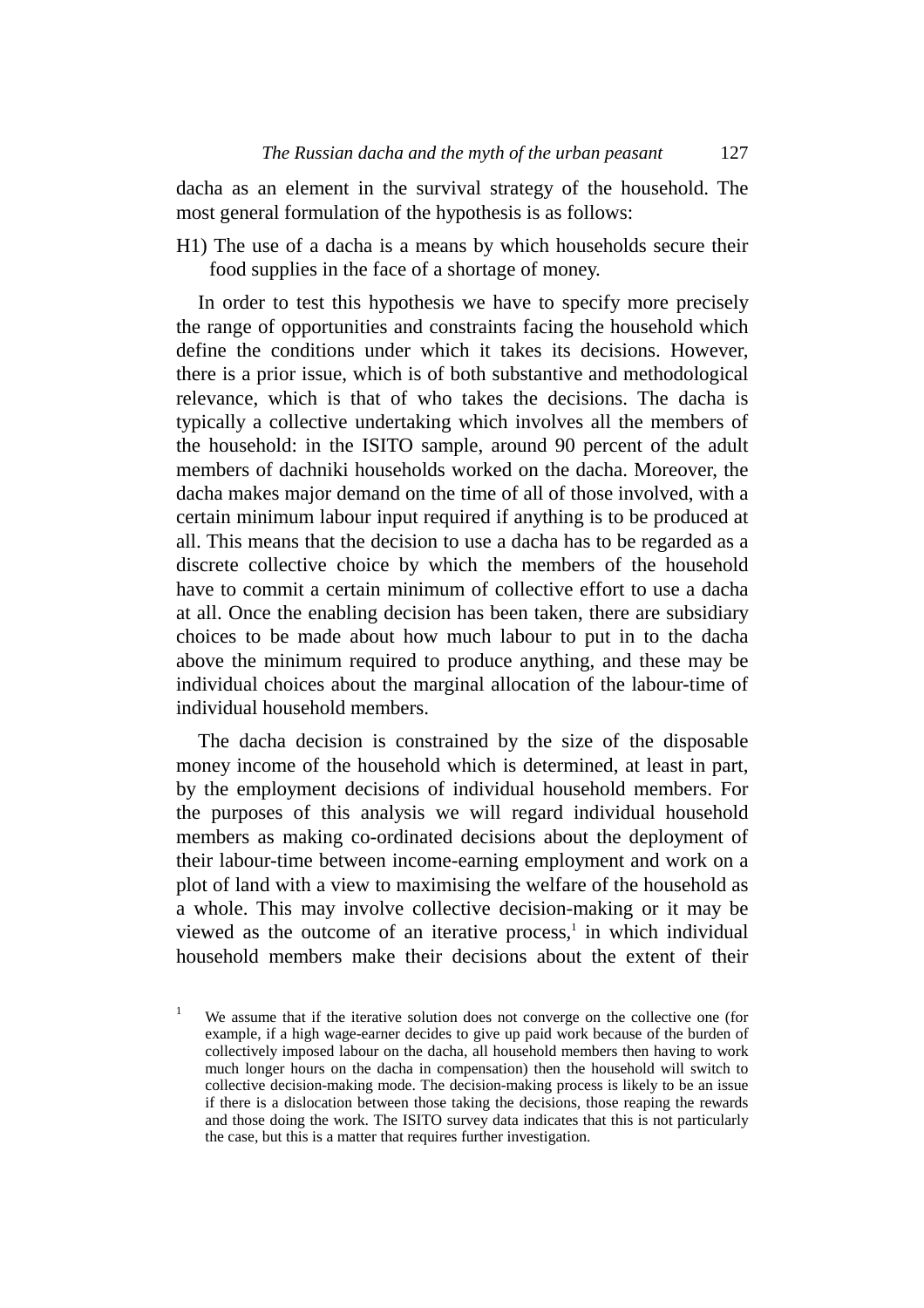dacha as an element in the survival strategy of the household. The most general formulation of the hypothesis is as follows:

H1) The use of a dacha is a means by which households secure their food supplies in the face of a shortage of money.

In order to test this hypothesis we have to specify more precisely the range of opportunities and constraints facing the household which define the conditions under which it takes its decisions. However, there is a prior issue, which is of both substantive and methodological relevance, which is that of who takes the decisions. The dacha is typically a collective undertaking which involves all the members of the household: in the ISITO sample, around 90 percent of the adult members of dachniki households worked on the dacha. Moreover, the dacha makes major demand on the time of all of those involved, with a certain minimum labour input required if anything is to be produced at all. This means that the decision to use a dacha has to be regarded as a discrete collective choice by which the members of the household have to commit a certain minimum of collective effort to use a dacha at all. Once the enabling decision has been taken, there are subsidiary choices to be made about how much labour to put in to the dacha above the minimum required to produce anything, and these may be individual choices about the marginal allocation of the labour-time of individual household members.

The dacha decision is constrained by the size of the disposable money income of the household which is determined, at least in part, by the employment decisions of individual household members. For the purposes of this analysis we will regard individual household members as making co-ordinated decisions about the deployment of their labour-time between income-earning employment and work on a plot of land with a view to maximising the welfare of the household as a whole. This may involve collective decision-making or it may be viewed as the outcome of an iterative process,[1] in which individual household members make their decisions about the extent of their

[1] We assume that if the iterative solution does not converge on the collective one (for example, if a high wage-earner decides to give up paid work because of the burden of collectively imposed labour on the dacha, all household members then having to work much longer hours on the dacha in compensation) then the household will switch to collective decision-making mode. The decision-making process is likely to be an issue if there is a dislocation between those taking the decisions, those reaping the rewards and those doing the work. The ISITO survey data indicates that this is not particularly the case, but this is a matter that requires further investigation.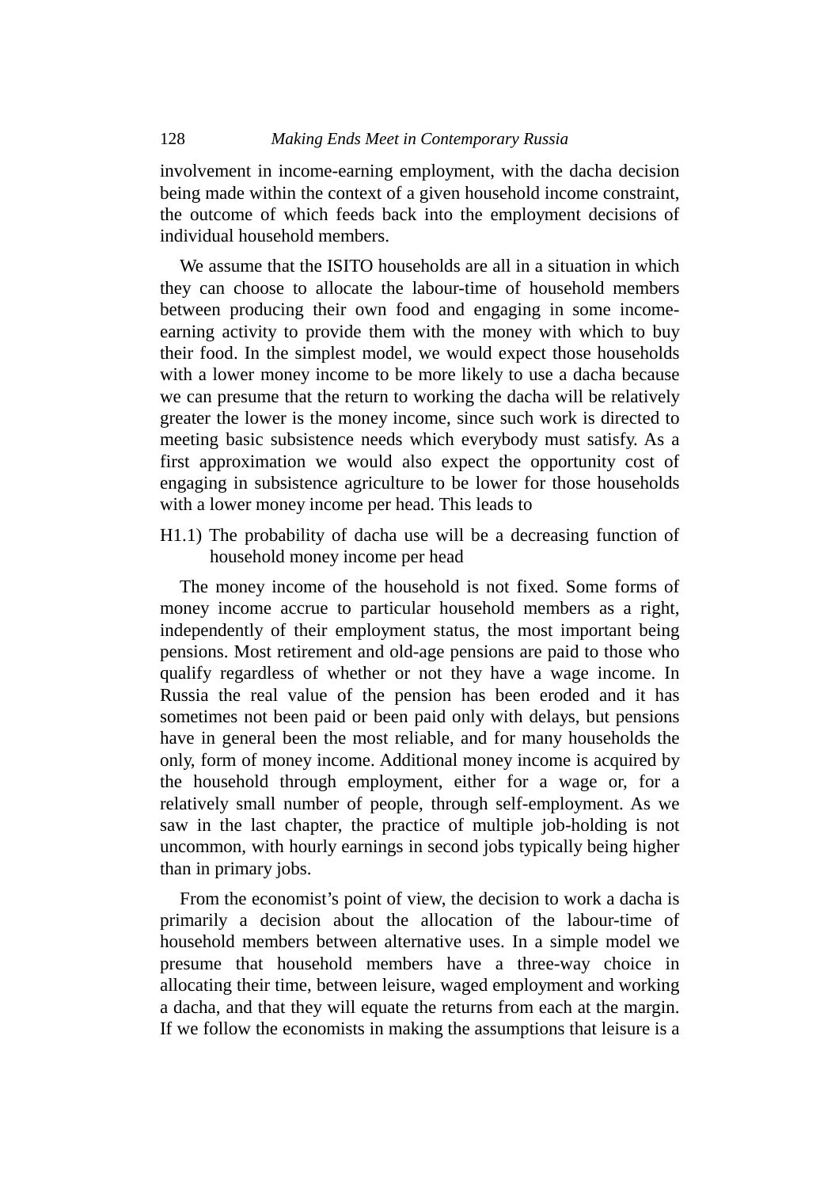involvement in income-earning employment, with the dacha decision being made within the context of a given household income constraint, the outcome of which feeds back into the employment decisions of individual household members.

We assume that the ISITO households are all in a situation in which they can choose to allocate the labour-time of household members between producing their own food and engaging in some income-earning activity to provide them with the money with which to buy their food. In the simplest model, we would expect those households with a lower money income to be more likely to use a dacha because we can presume that the return to working the dacha will be relatively greater the lower is the money income, since such work is directed to meeting basic subsistence needs which everybody must satisfy. As a first approximation we would also expect the opportunity cost of engaging in subsistence agriculture to be lower for those households with a lower money income per head. This leads to

H1.1) The probability of dacha use will be a decreasing function of household money income per head

The money income of the household is not fixed. Some forms of money income accrue to particular household members as a right, independently of their employment status, the most important being pensions. Most retirement and old-age pensions are paid to those who qualify regardless of whether or not they have a wage income. In Russia the real value of the pension has been eroded and it has sometimes not been paid or been paid only with delays, but pensions have in general been the most reliable, and for many households the only, form of money income. Additional money income is acquired by the household through employment, either for a wage or, for a relatively small number of people, through self-employment. As we saw in the last chapter, the practice of multiple job-holding is not uncommon, with hourly earnings in second jobs typically being higher than in primary jobs.

From the economist's point of view, the decision to work a dacha is primarily a decision about the allocation of the labour-time of household members between alternative uses. In a simple model we presume that household members have a three-way choice in allocating their time, between leisure, waged employment and working a dacha, and that they will equate the returns from each at the margin. If we follow the economists in making the assumptions that leisure is a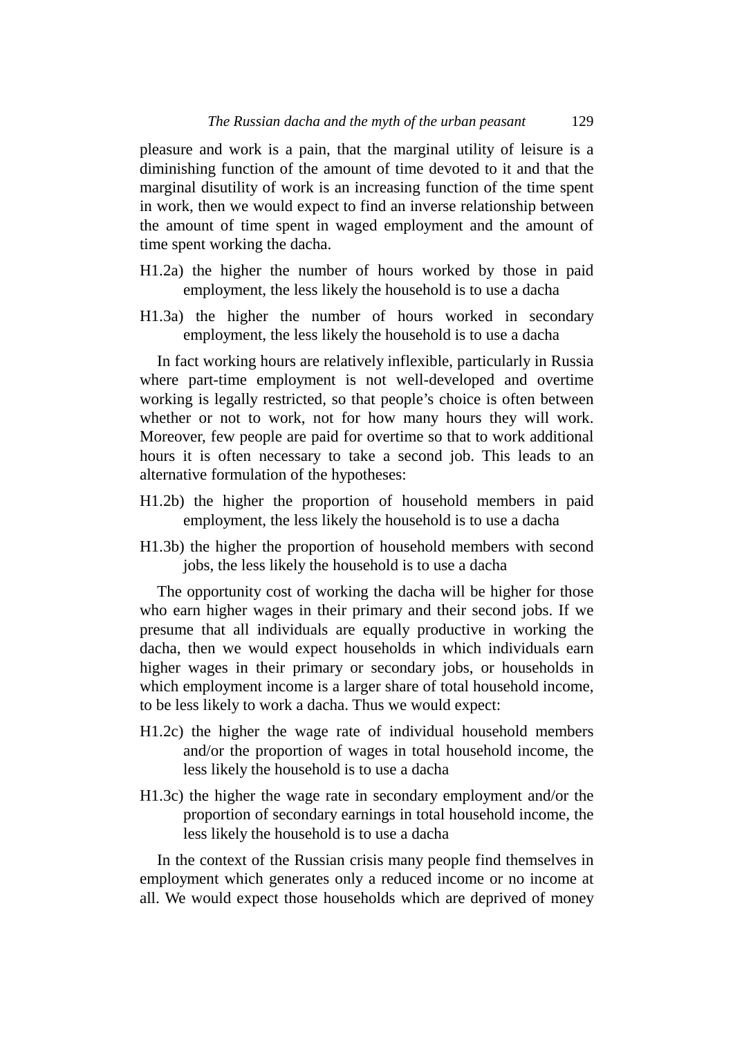pleasure and work is a pain, that the marginal utility of leisure is a diminishing function of the amount of time devoted to it and that the marginal disutility of work is an increasing function of the time spent in work, then we would expect to find an inverse relationship between the amount of time spent in waged employment and the amount of time spent working the dacha.

H1.2a) the higher the number of hours worked by those in paid employment, the less likely the household is to use a dacha

H1.3a) the higher the number of hours worked in secondary employment, the less likely the household is to use a dacha

In fact working hours are relatively inflexible, particularly in Russia where part-time employment is not well-developed and overtime working is legally restricted, so that people's choice is often between whether or not to work, not for how many hours they will work. Moreover, few people are paid for overtime so that to work additional hours it is often necessary to take a second job. This leads to an alternative formulation of the hypotheses:

H1.2b) the higher the proportion of household members in paid employment, the less likely the household is to use a dacha

H1.3b) the higher the proportion of household members with second jobs, the less likely the household is to use a dacha

The opportunity cost of working the dacha will be higher for those who earn higher wages in their primary and their second jobs. If we presume that all individuals are equally productive in working the dacha, then we would expect households in which individuals earn higher wages in their primary or secondary jobs, or households in which employment income is a larger share of total household income, to be less likely to work a dacha. Thus we would expect:

H1.2c) the higher the wage rate of individual household members and/or the proportion of wages in total household income, the less likely the household is to use a dacha

H1.3c) the higher the wage rate in secondary employment and/or the proportion of secondary earnings in total household income, the less likely the household is to use a dacha

In the context of the Russian crisis many people find themselves in employment which generates only a reduced income or no income at all. We would expect those households which are deprived of money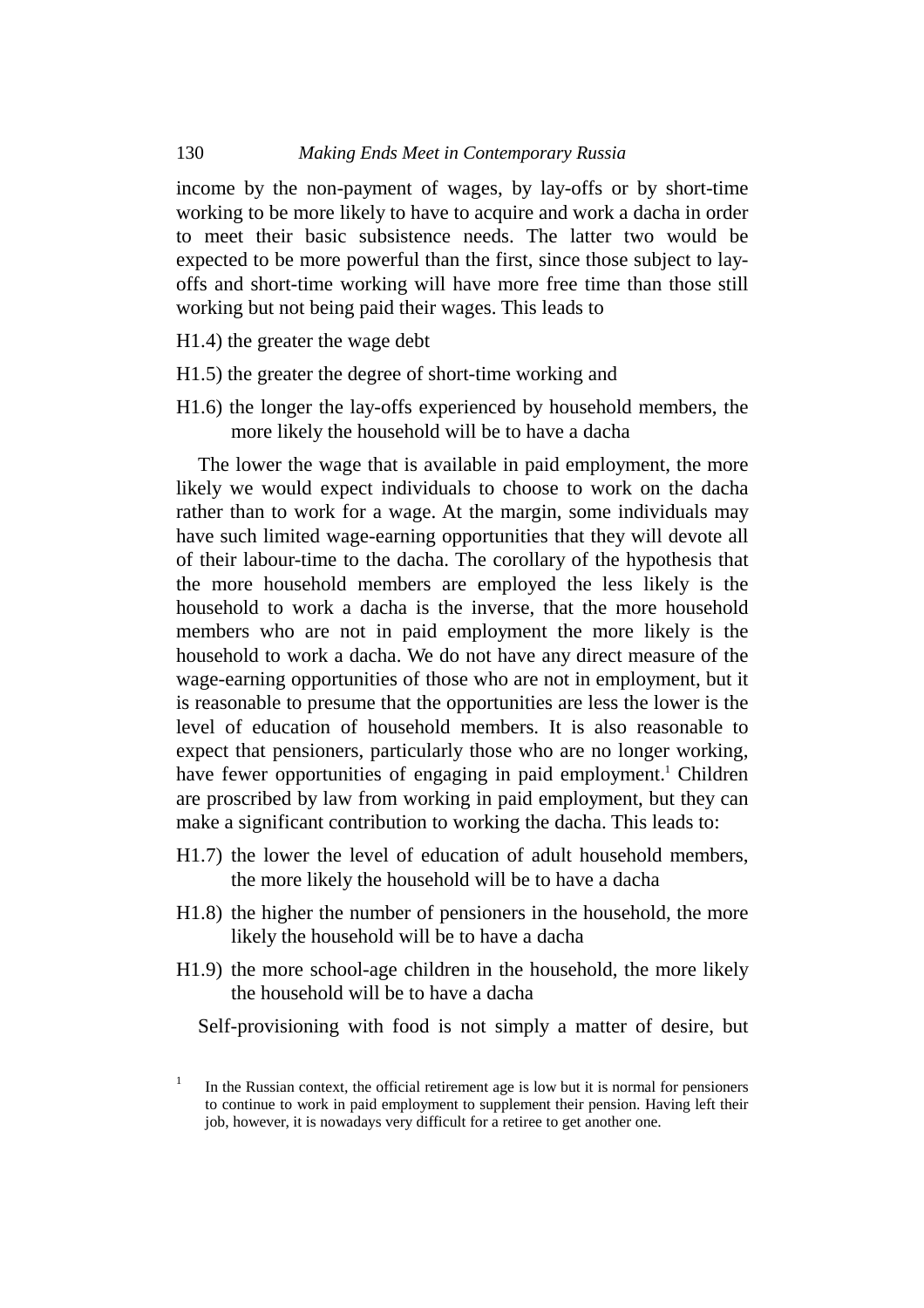income by the non-payment of wages, by lay-offs or by short-time working to be more likely to have to acquire and work a dacha in order to meet their basic subsistence needs. The latter two would be expected to be more powerful than the first, since those subject to lay-offs and short-time working will have more free time than those still working but not being paid their wages. This leads to

H1.4) the greater the wage debt

H1.5) the greater the degree of short-time working and

H1.6) the longer the lay-offs experienced by household members, the more likely the household will be to have a dacha

The lower the wage that is available in paid employment, the more likely we would expect individuals to choose to work on the dacha rather than to work for a wage. At the margin, some individuals may have such limited wage-earning opportunities that they will devote all of their labour-time to the dacha. The corollary of the hypothesis that the more household members are employed the less likely is the household to work a dacha is the inverse, that the more household members who are not in paid employment the more likely is the household to work a dacha. We do not have any direct measure of the wage-earning opportunities of those who are not in employment, but it is reasonable to presume that the opportunities are less the lower is the level of education of household members. It is also reasonable to expect that pensioners, particularly those who are no longer working, have fewer opportunities of engaging in paid employment.[1] Children are proscribed by law from working in paid employment, but they can make a significant contribution to working the dacha. This leads to:

H1.7) the lower the level of education of adult household members, the more likely the household will be to have a dacha

H1.8) the higher the number of pensioners in the household, the more likely the household will be to have a dacha

H1.9) the more school-age children in the household, the more likely the household will be to have a dacha

Self-provisioning with food is not simply a matter of desire, but

[1] In the Russian context, the official retirement age is low but it is normal for pensioners to continue to work in paid employment to supplement their pension. Having left their job, however, it is nowadays very difficult for a retiree to get another one.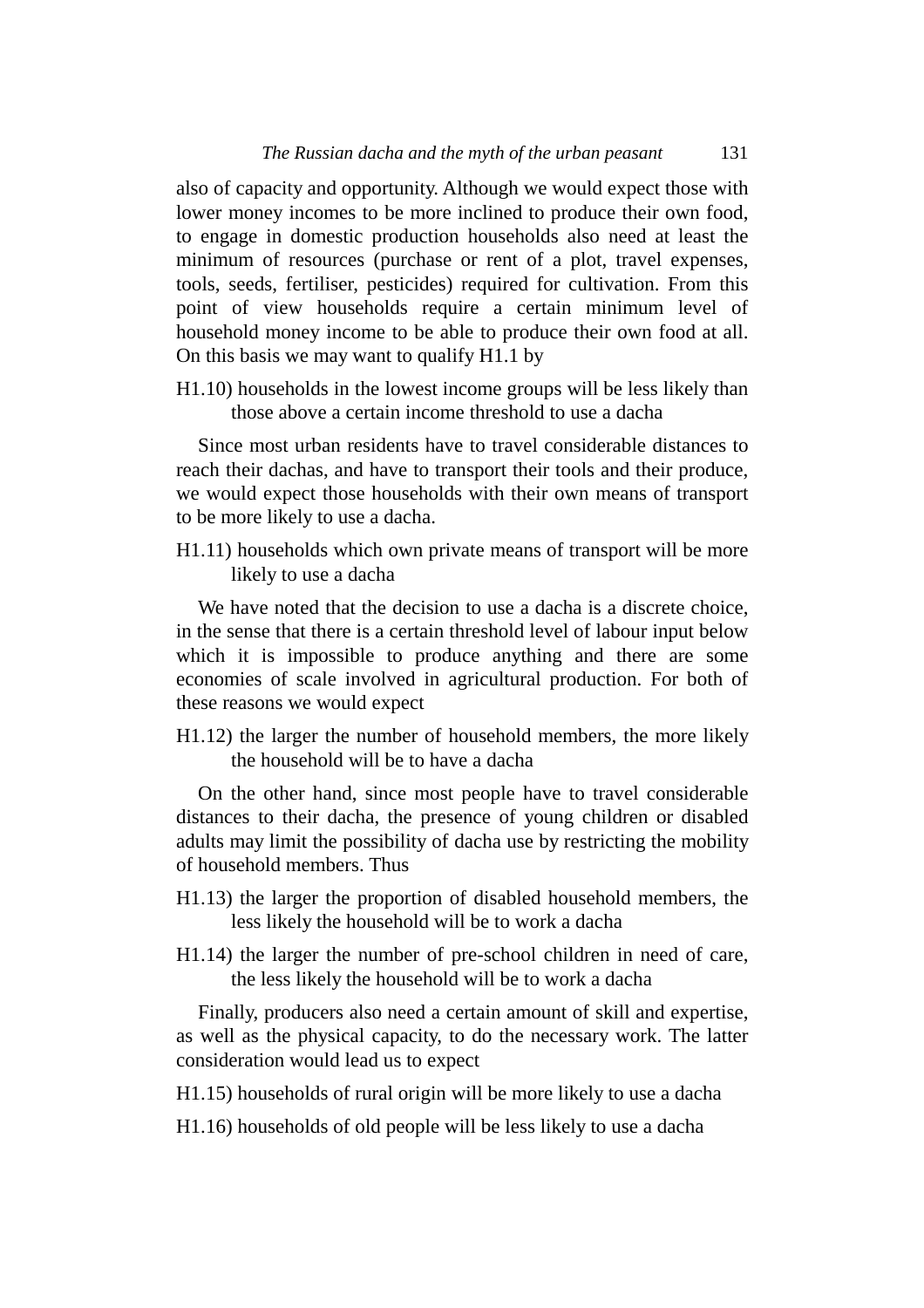also of capacity and opportunity. Although we would expect those with lower money incomes to be more inclined to produce their own food, to engage in domestic production households also need at least the minimum of resources (purchase or rent of a plot, travel expenses, tools, seeds, fertiliser, pesticides) required for cultivation. From this point of view households require a certain minimum level of household money income to be able to produce their own food at all. On this basis we may want to qualify H1.1 by

H1.10) households in the lowest income groups will be less likely than those above a certain income threshold to use a dacha

Since most urban residents have to travel considerable distances to reach their dachas, and have to transport their tools and their produce, we would expect those households with their own means of transport to be more likely to use a dacha.

H1.11) households which own private means of transport will be more likely to use a dacha

We have noted that the decision to use a dacha is a discrete choice, in the sense that there is a certain threshold level of labour input below which it is impossible to produce anything and there are some economies of scale involved in agricultural production. For both of these reasons we would expect

H1.12) the larger the number of household members, the more likely the household will be to have a dacha

On the other hand, since most people have to travel considerable distances to their dacha, the presence of young children or disabled adults may limit the possibility of dacha use by restricting the mobility of household members. Thus

H1.13) the larger the proportion of disabled household members, the less likely the household will be to work a dacha

H1.14) the larger the number of pre-school children in need of care, the less likely the household will be to work a dacha

Finally, producers also need a certain amount of skill and expertise, as well as the physical capacity, to do the necessary work. The latter consideration would lead us to expect

H1.15) households of rural origin will be more likely to use a dacha

H1.16) households of old people will be less likely to use a dacha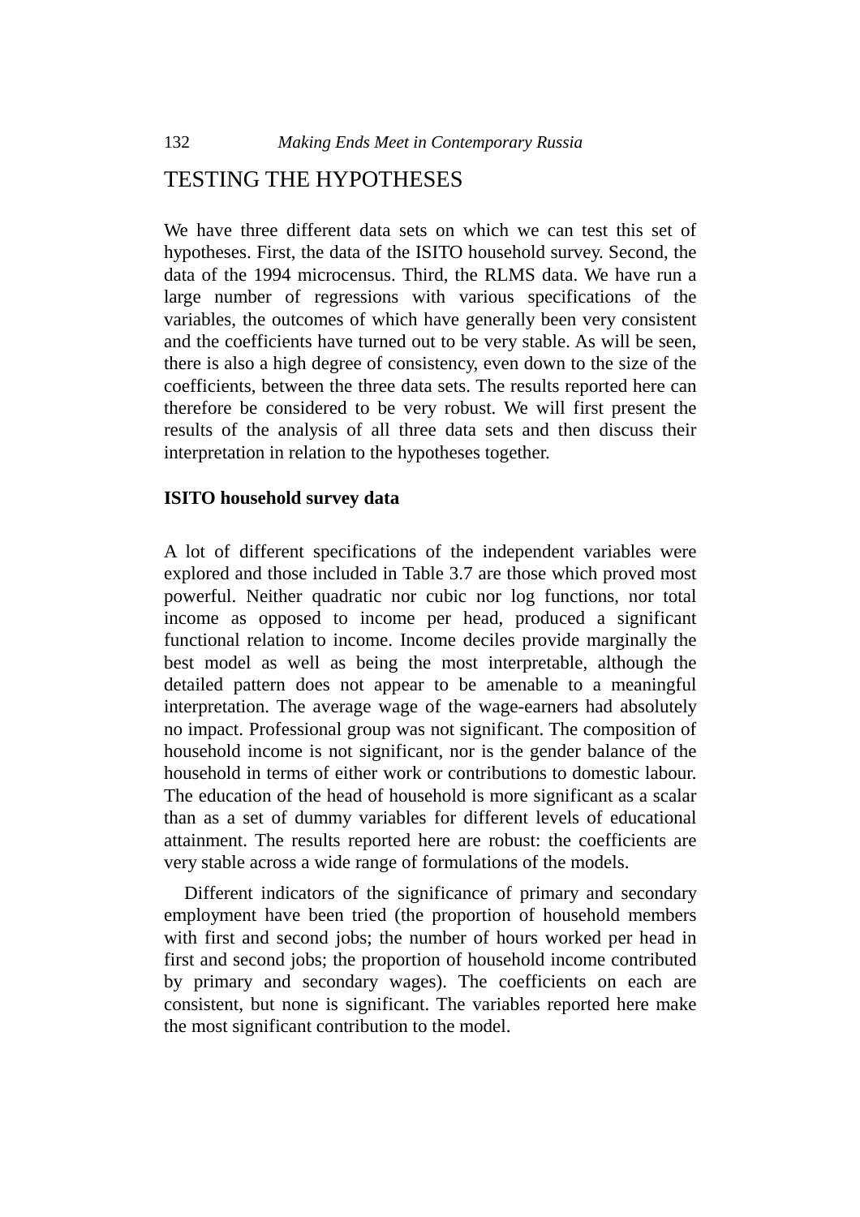## TESTING THE HYPOTHESES

We have three different data sets on which we can test this set of hypotheses. First, the data of the ISITO household survey. Second, the data of the 1994 microcensus. Third, the RLMS data. We have run a large number of regressions with various specifications of the variables, the outcomes of which have generally been very consistent and the coefficients have turned out to be very stable. As will be seen, there is also a high degree of consistency, even down to the size of the coefficients, between the three data sets. The results reported here can therefore be considered to be very robust. We will first present the results of the analysis of all three data sets and then discuss their interpretation in relation to the hypotheses together.

### ISITO household survey data

A lot of different specifications of the independent variables were explored and those included in Table 3.7 are those which proved most powerful. Neither quadratic nor cubic nor log functions, nor total income as opposed to income per head, produced a significant functional relation to income. Income deciles provide marginally the best model as well as being the most interpretable, although the detailed pattern does not appear to be amenable to a meaningful interpretation. The average wage of the wage-earners had absolutely no impact. Professional group was not significant. The composition of household income is not significant, nor is the gender balance of the household in terms of either work or contributions to domestic labour. The education of the head of household is more significant as a scalar than as a set of dummy variables for different levels of educational attainment. The results reported here are robust: the coefficients are very stable across a wide range of formulations of the models.

Different indicators of the significance of primary and secondary employment have been tried (the proportion of household members with first and second jobs; the number of hours worked per head in first and second jobs; the proportion of household income contributed by primary and secondary wages). The coefficients on each are consistent, but none is significant. The variables reported here make the most significant contribution to the model.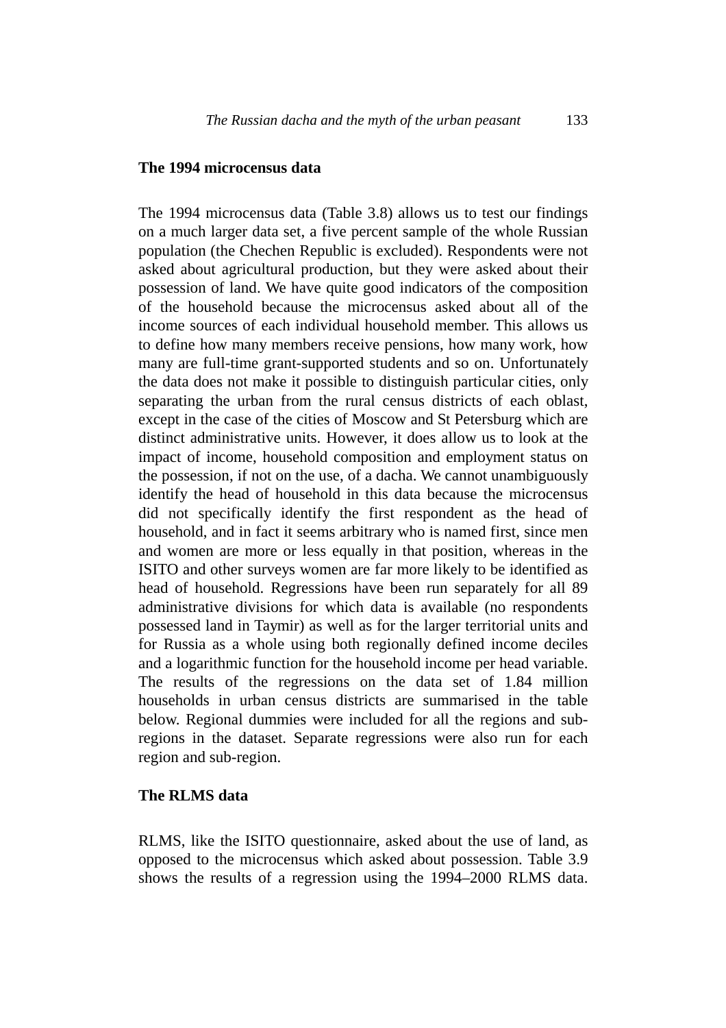## The 1994 microcensus data

The 1994 microcensus data (Table 3.8) allows us to test our findings on a much larger data set, a five percent sample of the whole Russian population (the Chechen Republic is excluded). Respondents were not asked about agricultural production, but they were asked about their possession of land. We have quite good indicators of the composition of the household because the microcensus asked about all of the income sources of each individual household member. This allows us to define how many members receive pensions, how many work, how many are full-time grant-supported students and so on. Unfortunately the data does not make it possible to distinguish particular cities, only separating the urban from the rural census districts of each oblast, except in the case of the cities of Moscow and St Petersburg which are distinct administrative units. However, it does allow us to look at the impact of income, household composition and employment status on the possession, if not on the use, of a dacha. We cannot unambiguously identify the head of household in this data because the microcensus did not specifically identify the first respondent as the head of household, and in fact it seems arbitrary who is named first, since men and women are more or less equally in that position, whereas in the ISITO and other surveys women are far more likely to be identified as head of household. Regressions have been run separately for all 89 administrative divisions for which data is available (no respondents possessed land in Taymir) as well as for the larger territorial units and for Russia as a whole using both regionally defined income deciles and a logarithmic function for the household income per head variable. The results of the regressions on the data set of 1.84 million households in urban census districts are summarised in the table below. Regional dummies were included for all the regions and sub-regions in the dataset. Separate regressions were also run for each region and sub-region.

## The RLMS data

RLMS, like the ISITO questionnaire, asked about the use of land, as opposed to the microcensus which asked about possession. Table 3.9 shows the results of a regression using the 1994–2000 RLMS data.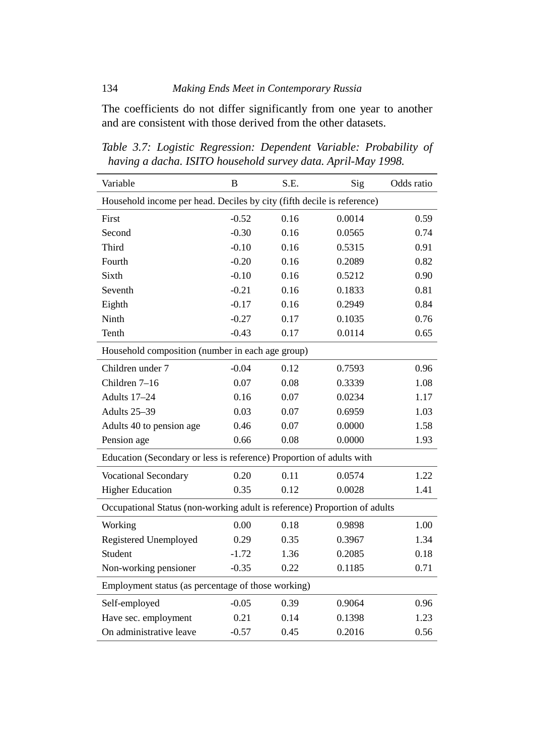The coefficients do not differ significantly from one year to another and are consistent with those derived from the other datasets.

*Table 3.7: Logistic Regression: Dependent Variable: Probability of having a dacha. ISITO household survey data. April-May 1998.*

| Variable | B | S.E. | Sig | Odds ratio |
|---|---|---|---|---|
| Household income per head. Deciles by city (fifth decile is reference) | | | | |
| First | -0.52 | 0.16 | 0.0014 | 0.59 |
| Second | -0.30 | 0.16 | 0.0565 | 0.74 |
| Third | -0.10 | 0.16 | 0.5315 | 0.91 |
| Fourth | -0.20 | 0.16 | 0.2089 | 0.82 |
| Sixth | -0.10 | 0.16 | 0.5212 | 0.90 |
| Seventh | -0.21 | 0.16 | 0.1833 | 0.81 |
| Eighth | -0.17 | 0.16 | 0.2949 | 0.84 |
| Ninth | -0.27 | 0.17 | 0.1035 | 0.76 |
| Tenth | -0.43 | 0.17 | 0.0114 | 0.65 |
| Household composition (number in each age group) | | | | |
| Children under 7 | -0.04 | 0.12 | 0.7593 | 0.96 |
| Children 7–16 | 0.07 | 0.08 | 0.3339 | 1.08 |
| Adults 17–24 | 0.16 | 0.07 | 0.0234 | 1.17 |
| Adults 25–39 | 0.03 | 0.07 | 0.6959 | 1.03 |
| Adults 40 to pension age | 0.46 | 0.07 | 0.0000 | 1.58 |
| Pension age | 0.66 | 0.08 | 0.0000 | 1.93 |
| Education (Secondary or less is reference) Proportion of adults with | | | | |
| Vocational Secondary | 0.20 | 0.11 | 0.0574 | 1.22 |
| Higher Education | 0.35 | 0.12 | 0.0028 | 1.41 |
| Occupational Status (non-working adult is reference) Proportion of adults | | | | |
| Working | 0.00 | 0.18 | 0.9898 | 1.00 |
| Registered Unemployed | 0.29 | 0.35 | 0.3967 | 1.34 |
| Student | -1.72 | 1.36 | 0.2085 | 0.18 |
| Non-working pensioner | -0.35 | 0.22 | 0.1185 | 0.71 |
| Employment status (as percentage of those working) | | | | |
| Self-employed | -0.05 | 0.39 | 0.9064 | 0.96 |
| Have sec. employment | 0.21 | 0.14 | 0.1398 | 1.23 |
| On administrative leave | -0.57 | 0.45 | 0.2016 | 0.56 |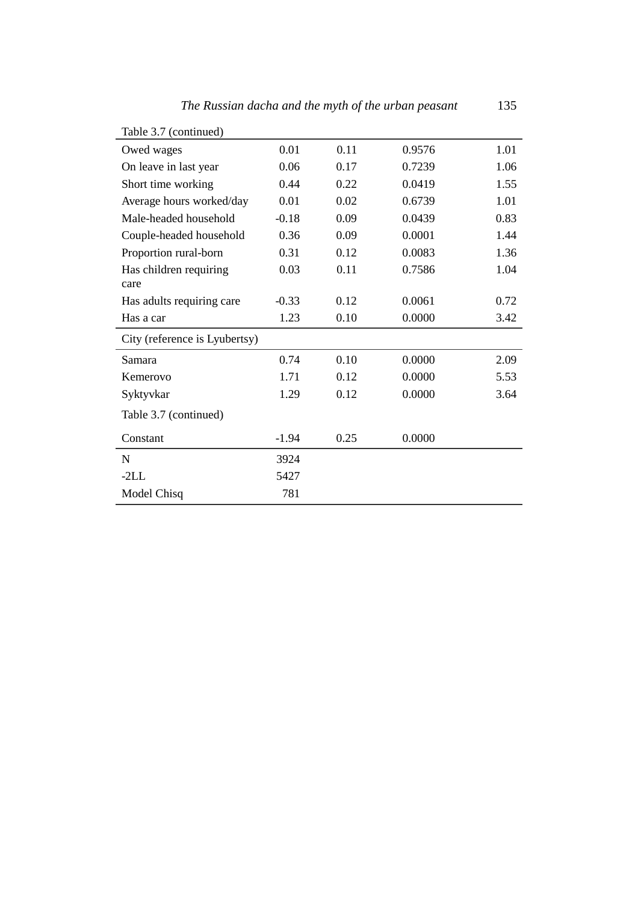Table 3.7 (continued)

| | | | | |
|---|---|---|---|---|
| Owed wages | 0.01 | 0.11 | 0.9576 | 1.01 |
| On leave in last year | 0.06 | 0.17 | 0.7239 | 1.06 |
| Short time working | 0.44 | 0.22 | 0.0419 | 1.55 |
| Average hours worked/day | 0.01 | 0.02 | 0.6739 | 1.01 |
| Male-headed household | -0.18 | 0.09 | 0.0439 | 0.83 |
| Couple-headed household | 0.36 | 0.09 | 0.0001 | 1.44 |
| Proportion rural-born | 0.31 | 0.12 | 0.0083 | 1.36 |
| Has children requiring care | 0.03 | 0.11 | 0.7586 | 1.04 |
| Has adults requiring care | -0.33 | 0.12 | 0.0061 | 0.72 |
| Has a car | 1.23 | 0.10 | 0.0000 | 3.42 |
| City (reference is Lyubertsy) | | | | |
| Samara | 0.74 | 0.10 | 0.0000 | 2.09 |
| Kemerovo | 1.71 | 0.12 | 0.0000 | 5.53 |
| Syktyvkar | 1.29 | 0.12 | 0.0000 | 3.64 |
| Constant | -1.94 | 0.25 | 0.0000 | |
| N | 3924 | | | |
| -2LL | 5427 | | | |
| Model Chisq | 781 | | | |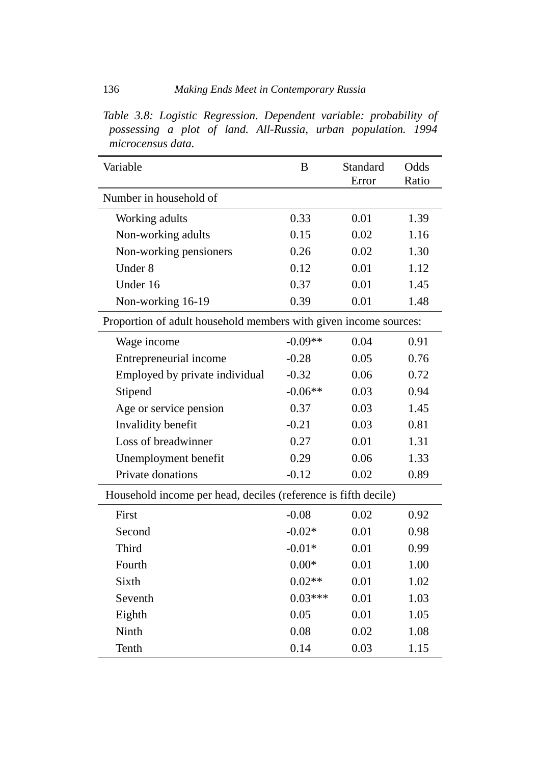*Table 3.8: Logistic Regression. Dependent variable: probability of possessing a plot of land. All-Russia, urban population. 1994 microcensus data.*

| Variable | B | Standard Error | Odds Ratio |
|---|---|---|---|
| Number in household of | | | |
| Working adults | 0.33 | 0.01 | 1.39 |
| Non-working adults | 0.15 | 0.02 | 1.16 |
| Non-working pensioners | 0.26 | 0.02 | 1.30 |
| Under 8 | 0.12 | 0.01 | 1.12 |
| Under 16 | 0.37 | 0.01 | 1.45 |
| Non-working 16-19 | 0.39 | 0.01 | 1.48 |
| Proportion of adult household members with given income sources: | | | |
| Wage income | -0.09** | 0.04 | 0.91 |
| Entrepreneurial income | -0.28 | 0.05 | 0.76 |
| Employed by private individual | -0.32 | 0.06 | 0.72 |
| Stipend | -0.06** | 0.03 | 0.94 |
| Age or service pension | 0.37 | 0.03 | 1.45 |
| Invalidity benefit | -0.21 | 0.03 | 0.81 |
| Loss of breadwinner | 0.27 | 0.01 | 1.31 |
| Unemployment benefit | 0.29 | 0.06 | 1.33 |
| Private donations | -0.12 | 0.02 | 0.89 |
| Household income per head, deciles (reference is fifth decile) | | | |
| First | -0.08 | 0.02 | 0.92 |
| Second | -0.02* | 0.01 | 0.98 |
| Third | -0.01* | 0.01 | 0.99 |
| Fourth | 0.00* | 0.01 | 1.00 |
| Sixth | 0.02** | 0.01 | 1.02 |
| Seventh | 0.03*** | 0.01 | 1.03 |
| Eighth | 0.05 | 0.01 | 1.05 |
| Ninth | 0.08 | 0.02 | 1.08 |
| Tenth | 0.14 | 0.03 | 1.15 |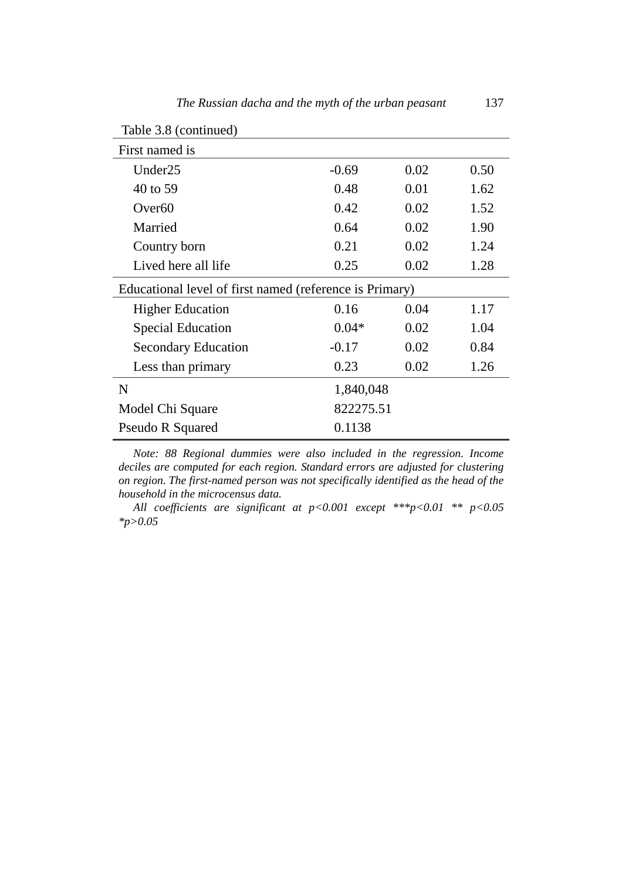Table 3.8 (continued)

| First named is | | | |
|---|---|---|---|
| Under25 | -0.69 | 0.02 | 0.50 |
| 40 to 59 | 0.48 | 0.01 | 1.62 |
| Over60 | 0.42 | 0.02 | 1.52 |
| Married | 0.64 | 0.02 | 1.90 |
| Country born | 0.21 | 0.02 | 1.24 |
| Lived here all life | 0.25 | 0.02 | 1.28 |
| **Educational level of first named (reference is Primary)** | | | |
| Higher Education | 0.16 | 0.04 | 1.17 |
| Special Education | 0.04* | 0.02 | 1.04 |
| Secondary Education | -0.17 | 0.02 | 0.84 |
| Less than primary | 0.23 | 0.02 | 1.26 |
| N | 1,840,048 | | |
| Model Chi Square | 822275.51 | | |
| Pseudo R Squared | 0.1138 | | |

*Note: 88 Regional dummies were also included in the regression. Income deciles are computed for each region. Standard errors are adjusted for clustering on region. The first-named person was not specifically identified as the head of the household in the microcensus data.*

*All coefficients are significant at $p<0.001$ except ***$p<0.01$ ** $p<0.05$ *$p>0.05$*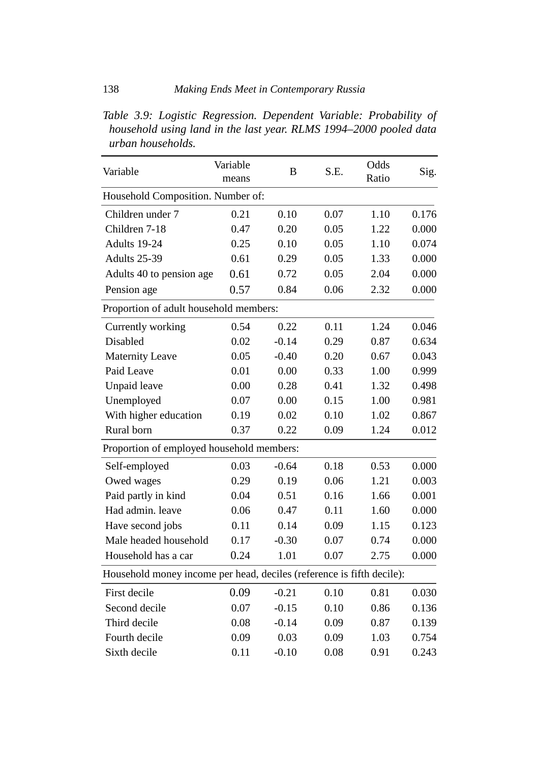*Table 3.9: Logistic Regression. Dependent Variable: Probability of household using land in the last year. RLMS 1994–2000 pooled data urban households.*

| Variable | Variable means | B | S.E. | Odds Ratio | Sig. |
|---|---|---|---|---|---|
| Household Composition. Number of: | | | | | |
| Children under 7 | 0.21 | 0.10 | 0.07 | 1.10 | 0.176 |
| Children 7-18 | 0.47 | 0.20 | 0.05 | 1.22 | 0.000 |
| Adults 19-24 | 0.25 | 0.10 | 0.05 | 1.10 | 0.074 |
| Adults 25-39 | 0.61 | 0.29 | 0.05 | 1.33 | 0.000 |
| Adults 40 to pension age | 0.61 | 0.72 | 0.05 | 2.04 | 0.000 |
| Pension age | 0.57 | 0.84 | 0.06 | 2.32 | 0.000 |
| Proportion of adult household members: | | | | | |
| Currently working | 0.54 | 0.22 | 0.11 | 1.24 | 0.046 |
| Disabled | 0.02 | -0.14 | 0.29 | 0.87 | 0.634 |
| Maternity Leave | 0.05 | -0.40 | 0.20 | 0.67 | 0.043 |
| Paid Leave | 0.01 | 0.00 | 0.33 | 1.00 | 0.999 |
| Unpaid leave | 0.00 | 0.28 | 0.41 | 1.32 | 0.498 |
| Unemployed | 0.07 | 0.00 | 0.15 | 1.00 | 0.981 |
| With higher education | 0.19 | 0.02 | 0.10 | 1.02 | 0.867 |
| Rural born | 0.37 | 0.22 | 0.09 | 1.24 | 0.012 |
| Proportion of employed household members: | | | | | |
| Self-employed | 0.03 | -0.64 | 0.18 | 0.53 | 0.000 |
| Owed wages | 0.29 | 0.19 | 0.06 | 1.21 | 0.003 |
| Paid partly in kind | 0.04 | 0.51 | 0.16 | 1.66 | 0.001 |
| Had admin. leave | 0.06 | 0.47 | 0.11 | 1.60 | 0.000 |
| Have second jobs | 0.11 | 0.14 | 0.09 | 1.15 | 0.123 |
| Male headed household | 0.17 | -0.30 | 0.07 | 0.74 | 0.000 |
| Household has a car | 0.24 | 1.01 | 0.07 | 2.75 | 0.000 |
| Household money income per head, deciles (reference is fifth decile): | | | | | |
| First decile | 0.09 | -0.21 | 0.10 | 0.81 | 0.030 |
| Second decile | 0.07 | -0.15 | 0.10 | 0.86 | 0.136 |
| Third decile | 0.08 | -0.14 | 0.09 | 0.87 | 0.139 |
| Fourth decile | 0.09 | 0.03 | 0.09 | 1.03 | 0.754 |
| Sixth decile | 0.11 | -0.10 | 0.08 | 0.91 | 0.243 |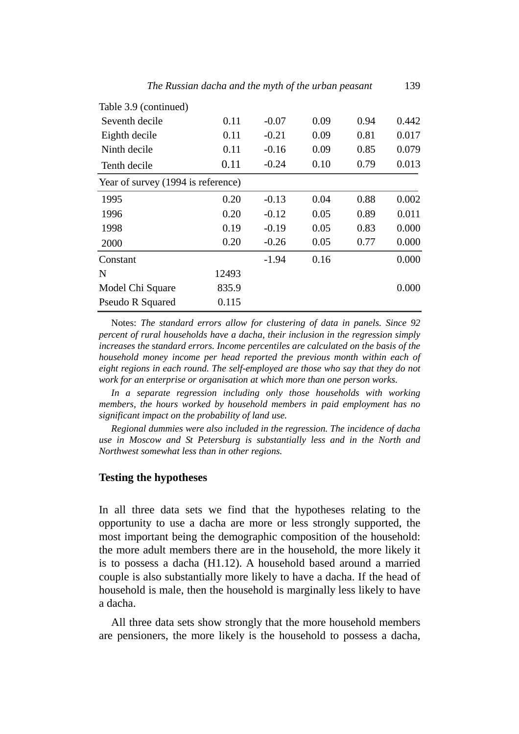Table 3.9 (continued)

| | | | | | |
|---|---|---|---|---|---|
| Seventh decile | 0.11 | -0.07 | 0.09 | 0.94 | 0.442 |
| Eighth decile | 0.11 | -0.21 | 0.09 | 0.81 | 0.017 |
| Ninth decile | 0.11 | -0.16 | 0.09 | 0.85 | 0.079 |
| Tenth decile | 0.11 | -0.24 | 0.10 | 0.79 | 0.013 |
| Year of survey (1994 is reference) | | | | | |
| 1995 | 0.20 | -0.13 | 0.04 | 0.88 | 0.002 |
| 1996 | 0.20 | -0.12 | 0.05 | 0.89 | 0.011 |
| 1998 | 0.19 | -0.19 | 0.05 | 0.83 | 0.000 |
| 2000 | 0.20 | -0.26 | 0.05 | 0.77 | 0.000 |
| Constant | | -1.94 | 0.16 | | 0.000 |
| N | 12493 | | | | |
| Model Chi Square | 835.9 | | | | 0.000 |
| Pseudo R Squared | 0.115 | | | | |

Notes: *The standard errors allow for clustering of data in panels. Since 92 percent of rural households have a dacha, their inclusion in the regression simply increases the standard errors. Income percentiles are calculated on the basis of the household money income per head reported the previous month within each of eight regions in each round. The self-employed are those who say that they do not work for an enterprise or organisation at which more than one person works.*

*In a separate regression including only those households with working members, the hours worked by household members in paid employment has no significant impact on the probability of land use.*

*Regional dummies were also included in the regression. The incidence of dacha use in Moscow and St Petersburg is substantially less and in the North and Northwest somewhat less than in other regions.*

## Testing the hypotheses

In all three data sets we find that the hypotheses relating to the opportunity to use a dacha are more or less strongly supported, the most important being the demographic composition of the household: the more adult members there are in the household, the more likely it is to possess a dacha (H1.12). A household based around a married couple is also substantially more likely to have a dacha. If the head of household is male, then the household is marginally less likely to have a dacha.

All three data sets show strongly that the more household members are pensioners, the more likely is the household to possess a dacha,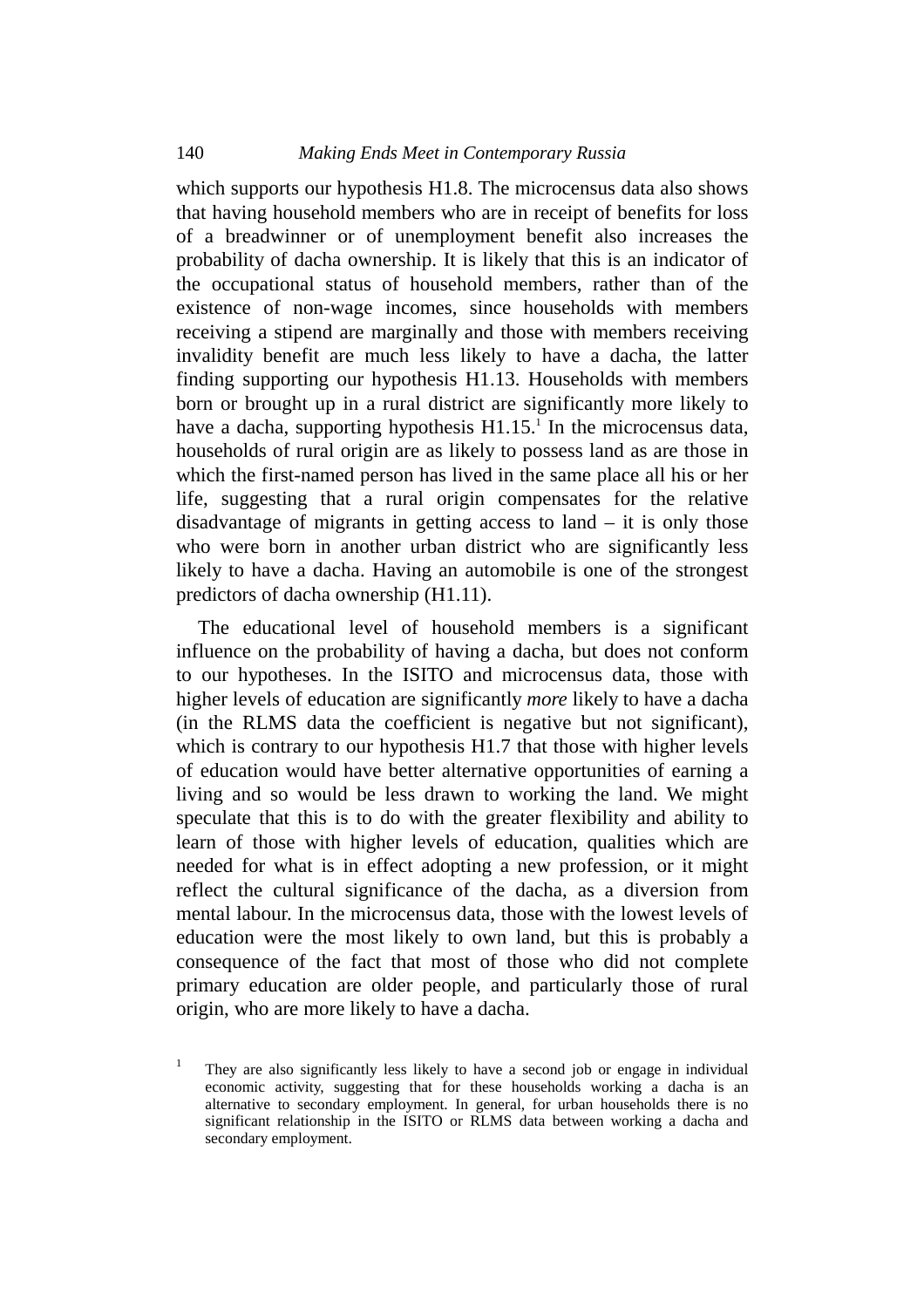which supports our hypothesis H1.8. The microcensus data also shows that having household members who are in receipt of benefits for loss of a breadwinner or of unemployment benefit also increases the probability of dacha ownership. It is likely that this is an indicator of the occupational status of household members, rather than of the existence of non-wage incomes, since households with members receiving a stipend are marginally and those with members receiving invalidity benefit are much less likely to have a dacha, the latter finding supporting our hypothesis H1.13. Households with members born or brought up in a rural district are significantly more likely to have a dacha, supporting hypothesis H1.15.[1] In the microcensus data, households of rural origin are as likely to possess land as are those in which the first-named person has lived in the same place all his or her life, suggesting that a rural origin compensates for the relative disadvantage of migrants in getting access to land – it is only those who were born in another urban district who are significantly less likely to have a dacha. Having an automobile is one of the strongest predictors of dacha ownership (H1.11).

The educational level of household members is a significant influence on the probability of having a dacha, but does not conform to our hypotheses. In the ISITO and microcensus data, those with higher levels of education are significantly *more* likely to have a dacha (in the RLMS data the coefficient is negative but not significant), which is contrary to our hypothesis H1.7 that those with higher levels of education would have better alternative opportunities of earning a living and so would be less drawn to working the land. We might speculate that this is to do with the greater flexibility and ability to learn of those with higher levels of education, qualities which are needed for what is in effect adopting a new profession, or it might reflect the cultural significance of the dacha, as a diversion from mental labour. In the microcensus data, those with the lowest levels of education were the most likely to own land, but this is probably a consequence of the fact that most of those who did not complete primary education are older people, and particularly those of rural origin, who are more likely to have a dacha.

[1] They are also significantly less likely to have a second job or engage in individual economic activity, suggesting that for these households working a dacha is an alternative to secondary employment. In general, for urban households there is no significant relationship in the ISITO or RLMS data between working a dacha and secondary employment.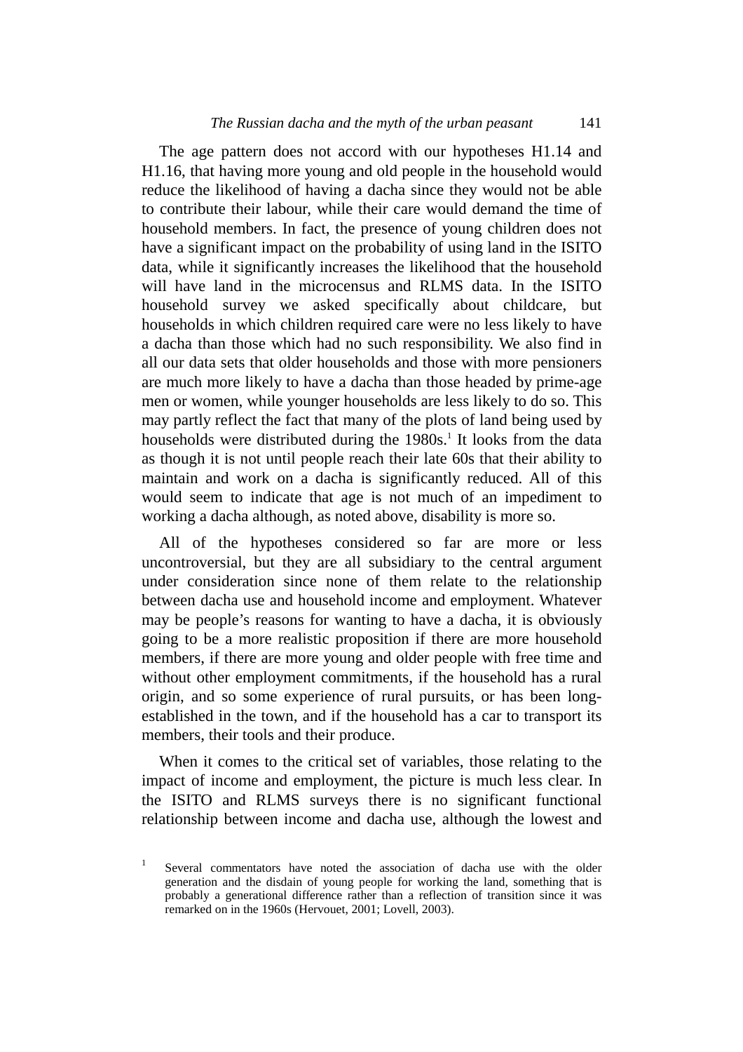The age pattern does not accord with our hypotheses H1.14 and H1.16, that having more young and old people in the household would reduce the likelihood of having a dacha since they would not be able to contribute their labour, while their care would demand the time of household members. In fact, the presence of young children does not have a significant impact on the probability of using land in the ISITO data, while it significantly increases the likelihood that the household will have land in the microcensus and RLMS data. In the ISITO household survey we asked specifically about childcare, but households in which children required care were no less likely to have a dacha than those which had no such responsibility. We also find in all our data sets that older households and those with more pensioners are much more likely to have a dacha than those headed by prime-age men or women, while younger households are less likely to do so. This may partly reflect the fact that many of the plots of land being used by households were distributed during the 1980s.[1] It looks from the data as though it is not until people reach their late 60s that their ability to maintain and work on a dacha is significantly reduced. All of this would seem to indicate that age is not much of an impediment to working a dacha although, as noted above, disability is more so.

All of the hypotheses considered so far are more or less uncontroversial, but they are all subsidiary to the central argument under consideration since none of them relate to the relationship between dacha use and household income and employment. Whatever may be people's reasons for wanting to have a dacha, it is obviously going to be a more realistic proposition if there are more household members, if there are more young and older people with free time and without other employment commitments, if the household has a rural origin, and so some experience of rural pursuits, or has been long-established in the town, and if the household has a car to transport its members, their tools and their produce.

When it comes to the critical set of variables, those relating to the impact of income and employment, the picture is much less clear. In the ISITO and RLMS surveys there is no significant functional relationship between income and dacha use, although the lowest and

[1] Several commentators have noted the association of dacha use with the older generation and the disdain of young people for working the land, something that is probably a generational difference rather than a reflection of transition since it was remarked on in the 1960s (Hervouet, 2001; Lovell, 2003).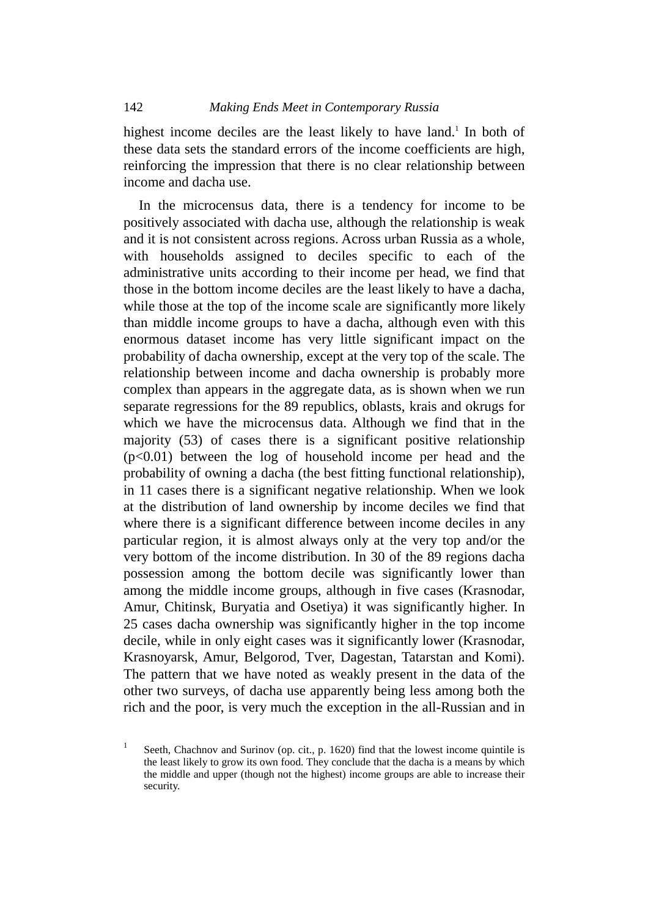highest income deciles are the least likely to have land.[1] In both of these data sets the standard errors of the income coefficients are high, reinforcing the impression that there is no clear relationship between income and dacha use.

In the microcensus data, there is a tendency for income to be positively associated with dacha use, although the relationship is weak and it is not consistent across regions. Across urban Russia as a whole, with households assigned to deciles specific to each of the administrative units according to their income per head, we find that those in the bottom income deciles are the least likely to have a dacha, while those at the top of the income scale are significantly more likely than middle income groups to have a dacha, although even with this enormous dataset income has very little significant impact on the probability of dacha ownership, except at the very top of the scale. The relationship between income and dacha ownership is probably more complex than appears in the aggregate data, as is shown when we run separate regressions for the 89 republics, oblasts, krais and okrugs for which we have the microcensus data. Although we find that in the majority (53) of cases there is a significant positive relationship ($p<0.01$) between the log of household income per head and the probability of owning a dacha (the best fitting functional relationship), in 11 cases there is a significant negative relationship. When we look at the distribution of land ownership by income deciles we find that where there is a significant difference between income deciles in any particular region, it is almost always only at the very top and/or the very bottom of the income distribution. In 30 of the 89 regions dacha possession among the bottom decile was significantly lower than among the middle income groups, although in five cases (Krasnodar, Amur, Chitinsk, Buryatia and Osetiya) it was significantly higher. In 25 cases dacha ownership was significantly higher in the top income decile, while in only eight cases was it significantly lower (Krasnodar, Krasnoyarsk, Amur, Belgorod, Tver, Dagestan, Tatarstan and Komi). The pattern that we have noted as weakly present in the data of the other two surveys, of dacha use apparently being less among both the rich and the poor, is very much the exception in the all-Russian and in

[1] Seeth, Chachnov and Surinov (op. cit., p. 1620) find that the lowest income quintile is the least likely to grow its own food. They conclude that the dacha is a means by which the middle and upper (though not the highest) income groups are able to increase their security.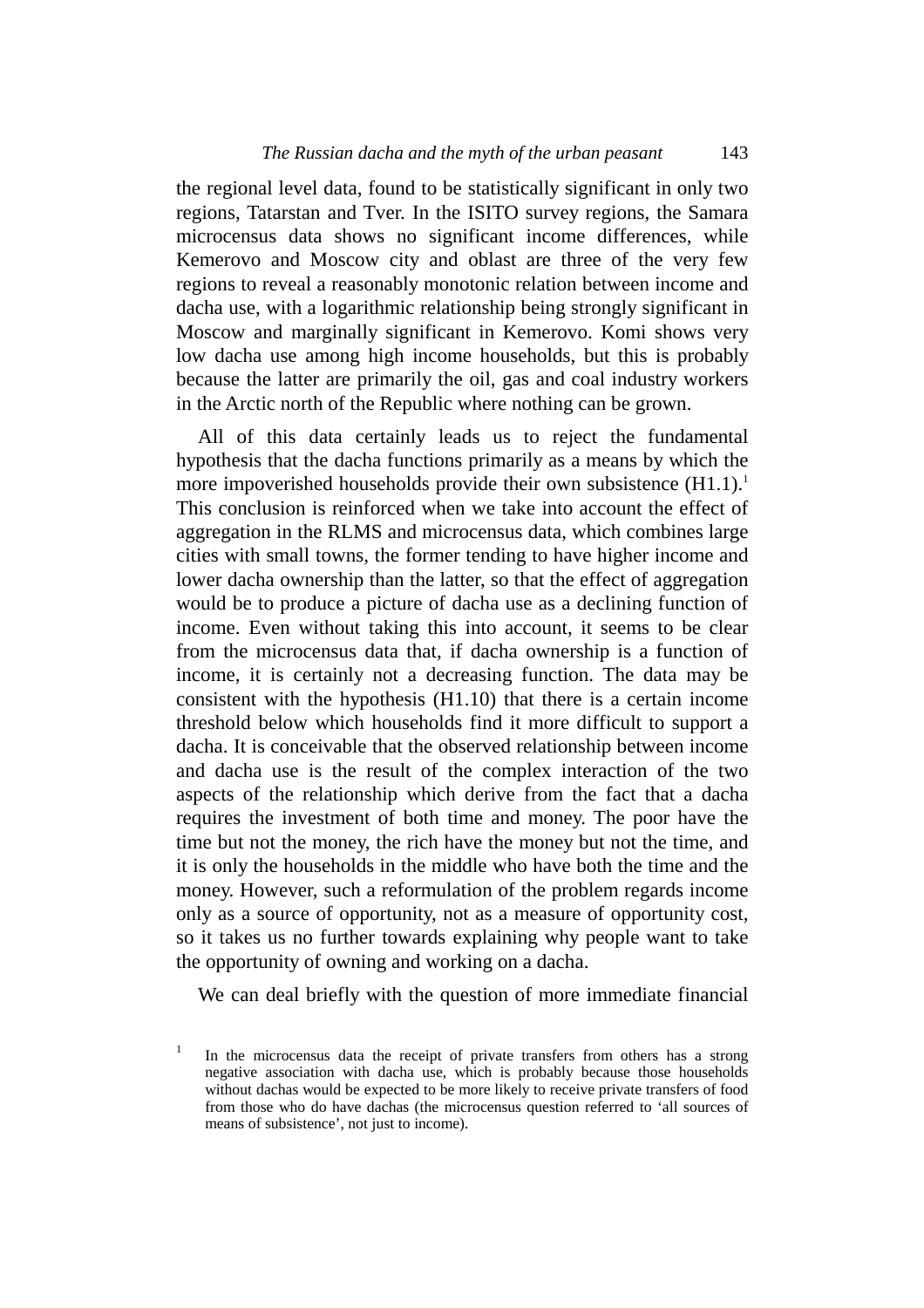the regional level data, found to be statistically significant in only two regions, Tatarstan and Tver. In the ISITO survey regions, the Samara microcensus data shows no significant income differences, while Kemerovo and Moscow city and oblast are three of the very few regions to reveal a reasonably monotonic relation between income and dacha use, with a logarithmic relationship being strongly significant in Moscow and marginally significant in Kemerovo. Komi shows very low dacha use among high income households, but this is probably because the latter are primarily the oil, gas and coal industry workers in the Arctic north of the Republic where nothing can be grown.

All of this data certainly leads us to reject the fundamental hypothesis that the dacha functions primarily as a means by which the more impoverished households provide their own subsistence (H1.1).[1] This conclusion is reinforced when we take into account the effect of aggregation in the RLMS and microcensus data, which combines large cities with small towns, the former tending to have higher income and lower dacha ownership than the latter, so that the effect of aggregation would be to produce a picture of dacha use as a declining function of income. Even without taking this into account, it seems to be clear from the microcensus data that, if dacha ownership is a function of income, it is certainly not a decreasing function. The data may be consistent with the hypothesis (H1.10) that there is a certain income threshold below which households find it more difficult to support a dacha. It is conceivable that the observed relationship between income and dacha use is the result of the complex interaction of the two aspects of the relationship which derive from the fact that a dacha requires the investment of both time and money. The poor have the time but not the money, the rich have the money but not the time, and it is only the households in the middle who have both the time and the money. However, such a reformulation of the problem regards income only as a source of opportunity, not as a measure of opportunity cost, so it takes us no further towards explaining why people want to take the opportunity of owning and working on a dacha.

We can deal briefly with the question of more immediate financial

[1] In the microcensus data the receipt of private transfers from others has a strong negative association with dacha use, which is probably because those households without dachas would be expected to be more likely to receive private transfers of food from those who do have dachas (the microcensus question referred to 'all sources of means of subsistence', not just to income).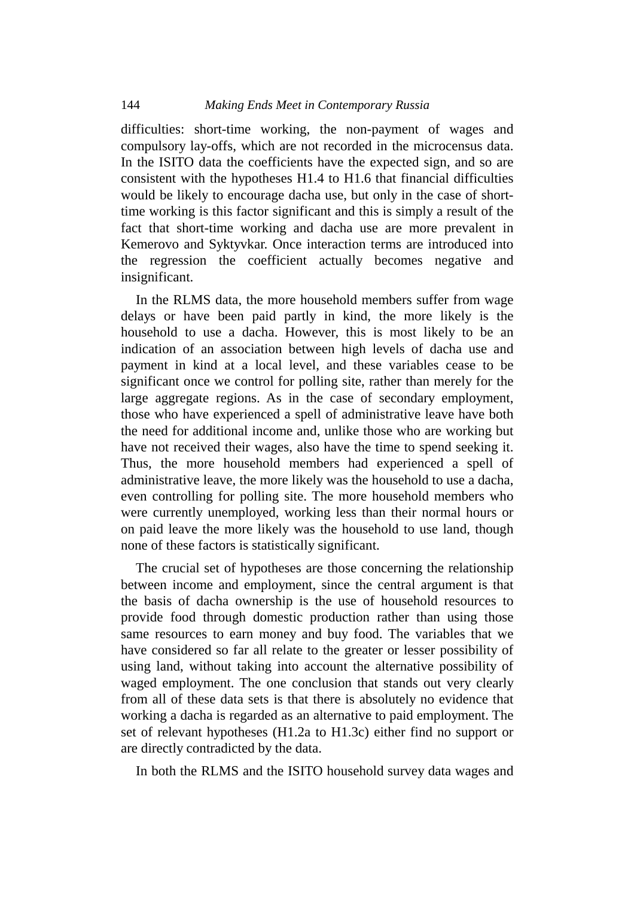difficulties: short-time working, the non-payment of wages and compulsory lay-offs, which are not recorded in the microcensus data. In the ISITO data the coefficients have the expected sign, and so are consistent with the hypotheses H1.4 to H1.6 that financial difficulties would be likely to encourage dacha use, but only in the case of short-time working is this factor significant and this is simply a result of the fact that short-time working and dacha use are more prevalent in Kemerovo and Syktyvkar. Once interaction terms are introduced into the regression the coefficient actually becomes negative and insignificant.

In the RLMS data, the more household members suffer from wage delays or have been paid partly in kind, the more likely is the household to use a dacha. However, this is most likely to be an indication of an association between high levels of dacha use and payment in kind at a local level, and these variables cease to be significant once we control for polling site, rather than merely for the large aggregate regions. As in the case of secondary employment, those who have experienced a spell of administrative leave have both the need for additional income and, unlike those who are working but have not received their wages, also have the time to spend seeking it. Thus, the more household members had experienced a spell of administrative leave, the more likely was the household to use a dacha, even controlling for polling site. The more household members who were currently unemployed, working less than their normal hours or on paid leave the more likely was the household to use land, though none of these factors is statistically significant.

The crucial set of hypotheses are those concerning the relationship between income and employment, since the central argument is that the basis of dacha ownership is the use of household resources to provide food through domestic production rather than using those same resources to earn money and buy food. The variables that we have considered so far all relate to the greater or lesser possibility of using land, without taking into account the alternative possibility of waged employment. The one conclusion that stands out very clearly from all of these data sets is that there is absolutely no evidence that working a dacha is regarded as an alternative to paid employment. The set of relevant hypotheses (H1.2a to H1.3c) either find no support or are directly contradicted by the data.

In both the RLMS and the ISITO household survey data wages and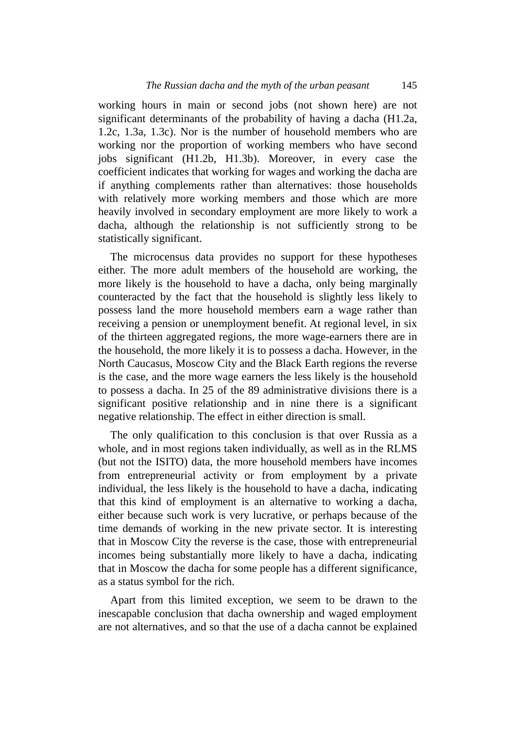working hours in main or second jobs (not shown here) are not significant determinants of the probability of having a dacha (H1.2a, 1.2c, 1.3a, 1.3c). Nor is the number of household members who are working nor the proportion of working members who have second jobs significant (H1.2b, H1.3b). Moreover, in every case the coefficient indicates that working for wages and working the dacha are if anything complements rather than alternatives: those households with relatively more working members and those which are more heavily involved in secondary employment are more likely to work a dacha, although the relationship is not sufficiently strong to be statistically significant.

The microcensus data provides no support for these hypotheses either. The more adult members of the household are working, the more likely is the household to have a dacha, only being marginally counteracted by the fact that the household is slightly less likely to possess land the more household members earn a wage rather than receiving a pension or unemployment benefit. At regional level, in six of the thirteen aggregated regions, the more wage-earners there are in the household, the more likely it is to possess a dacha. However, in the North Caucasus, Moscow City and the Black Earth regions the reverse is the case, and the more wage earners the less likely is the household to possess a dacha. In 25 of the 89 administrative divisions there is a significant positive relationship and in nine there is a significant negative relationship. The effect in either direction is small.

The only qualification to this conclusion is that over Russia as a whole, and in most regions taken individually, as well as in the RLMS (but not the ISITO) data, the more household members have incomes from entrepreneurial activity or from employment by a private individual, the less likely is the household to have a dacha, indicating that this kind of employment is an alternative to working a dacha, either because such work is very lucrative, or perhaps because of the time demands of working in the new private sector. It is interesting that in Moscow City the reverse is the case, those with entrepreneurial incomes being substantially more likely to have a dacha, indicating that in Moscow the dacha for some people has a different significance, as a status symbol for the rich.

Apart from this limited exception, we seem to be drawn to the inescapable conclusion that dacha ownership and waged employment are not alternatives, and so that the use of a dacha cannot be explained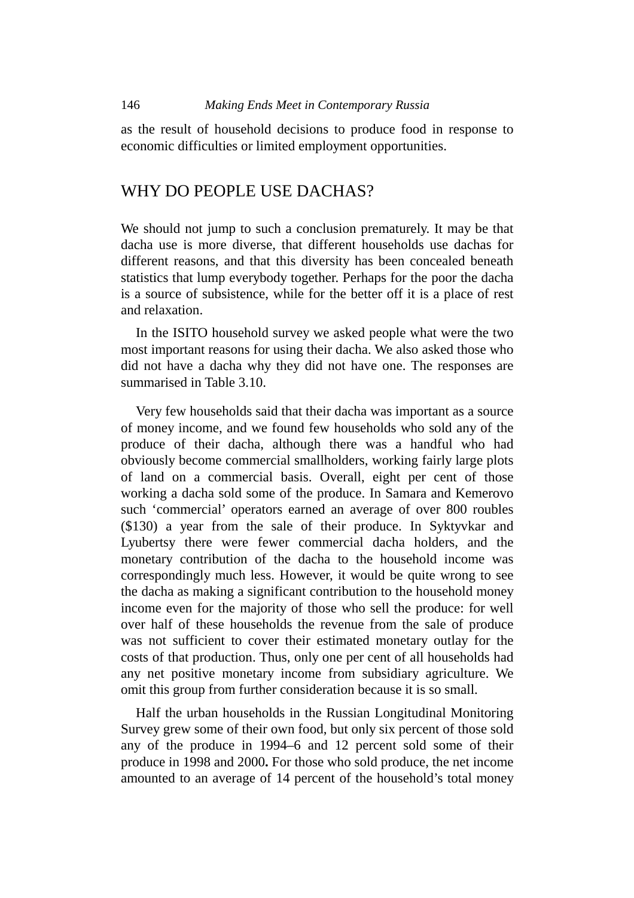as the result of household decisions to produce food in response to economic difficulties or limited employment opportunities.

## WHY DO PEOPLE USE DACHAS?

We should not jump to such a conclusion prematurely. It may be that dacha use is more diverse, that different households use dachas for different reasons, and that this diversity has been concealed beneath statistics that lump everybody together. Perhaps for the poor the dacha is a source of subsistence, while for the better off it is a place of rest and relaxation.

In the ISITO household survey we asked people what were the two most important reasons for using their dacha. We also asked those who did not have a dacha why they did not have one. The responses are summarised in Table 3.10.

Very few households said that their dacha was important as a source of money income, and we found few households who sold any of the produce of their dacha, although there was a handful who had obviously become commercial smallholders, working fairly large plots of land on a commercial basis. Overall, eight per cent of those working a dacha sold some of the produce. In Samara and Kemerovo such 'commercial' operators earned an average of over 800 roubles ($130) a year from the sale of their produce. In Syktyvkar and Lyubertsy there were fewer commercial dacha holders, and the monetary contribution of the dacha to the household income was correspondingly much less. However, it would be quite wrong to see the dacha as making a significant contribution to the household money income even for the majority of those who sell the produce: for well over half of these households the revenue from the sale of produce was not sufficient to cover their estimated monetary outlay for the costs of that production. Thus, only one per cent of all households had any net positive monetary income from subsidiary agriculture. We omit this group from further consideration because it is so small.

Half the urban households in the Russian Longitudinal Monitoring Survey grew some of their own food, but only six percent of those sold any of the produce in 1994–6 and 12 percent sold some of their produce in 1998 and 2000**.** For those who sold produce, the net income amounted to an average of 14 percent of the household's total money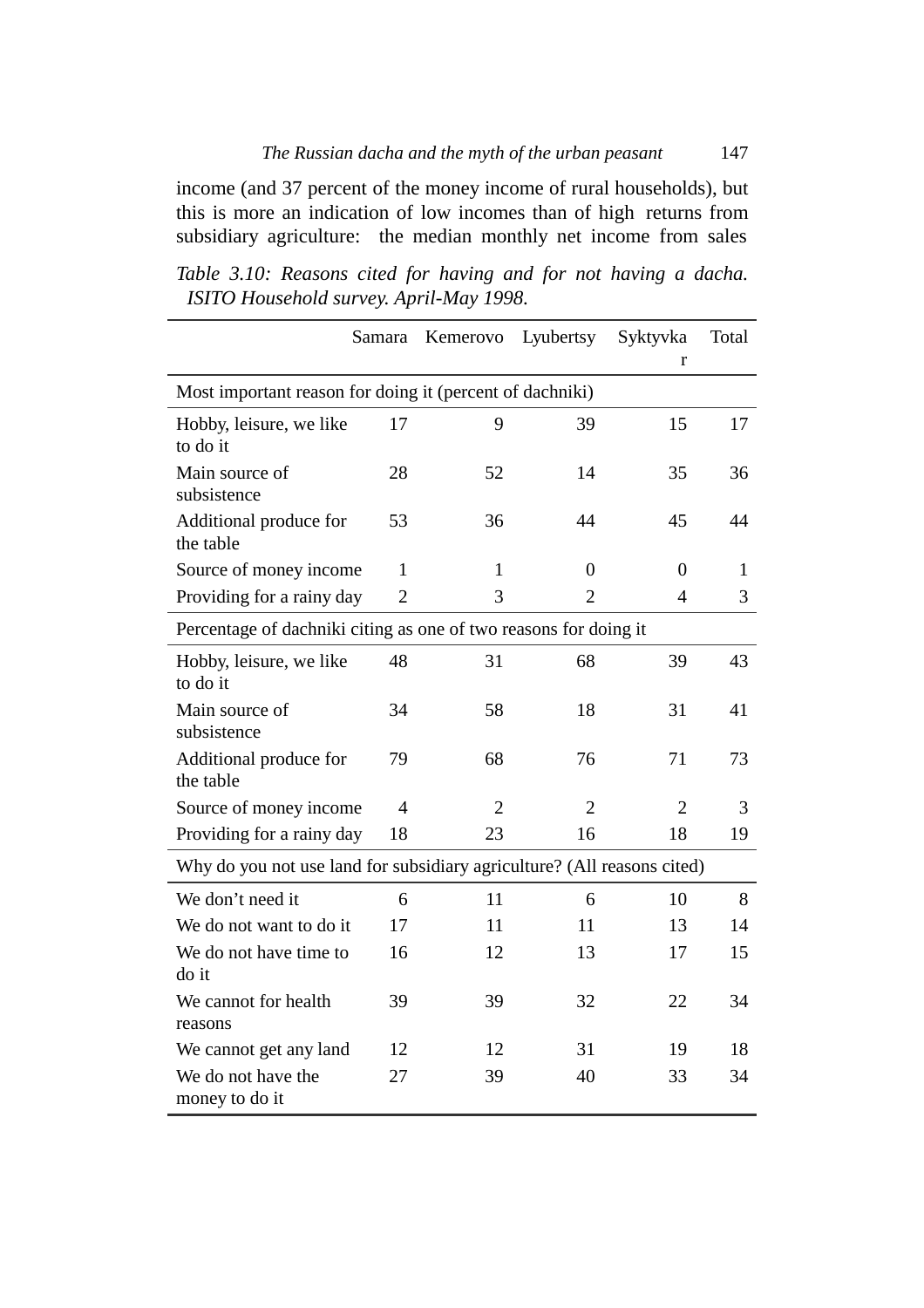income (and 37 percent of the money income of rural households), but this is more an indication of low incomes than of high returns from subsidiary agriculture: the median monthly net income from sales

*Table 3.10: Reasons cited for having and for not having a dacha. ISITO Household survey. April-May 1998.*

| | Samara | Kemerovo | Lyubertsy | Syktyvkar | Total |
|---|---|---|---|---|---|
| Most important reason for doing it (percent of dachniki) | | | | | |
| Hobby, leisure, we like to do it | 17 | 9 | 39 | 15 | 17 |
| Main source of subsistence | 28 | 52 | 14 | 35 | 36 |
| Additional produce for the table | 53 | 36 | 44 | 45 | 44 |
| Source of money income | 1 | 1 | 0 | 0 | 1 |
| Providing for a rainy day | 2 | 3 | 2 | 4 | 3 |
| Percentage of dachniki citing as one of two reasons for doing it | | | | | |
| Hobby, leisure, we like to do it | 48 | 31 | 68 | 39 | 43 |
| Main source of subsistence | 34 | 58 | 18 | 31 | 41 |
| Additional produce for the table | 79 | 68 | 76 | 71 | 73 |
| Source of money income | 4 | 2 | 2 | 2 | 3 |
| Providing for a rainy day | 18 | 23 | 16 | 18 | 19 |
| Why do you not use land for subsidiary agriculture? (All reasons cited) | | | | | |
| We don't need it | 6 | 11 | 6 | 10 | 8 |
| We do not want to do it | 17 | 11 | 11 | 13 | 14 |
| We do not have time to do it | 16 | 12 | 13 | 17 | 15 |
| We cannot for health reasons | 39 | 39 | 32 | 22 | 34 |
| We cannot get any land | 12 | 12 | 31 | 19 | 18 |
| We do not have the money to do it | 27 | 39 | 40 | 33 | 34 |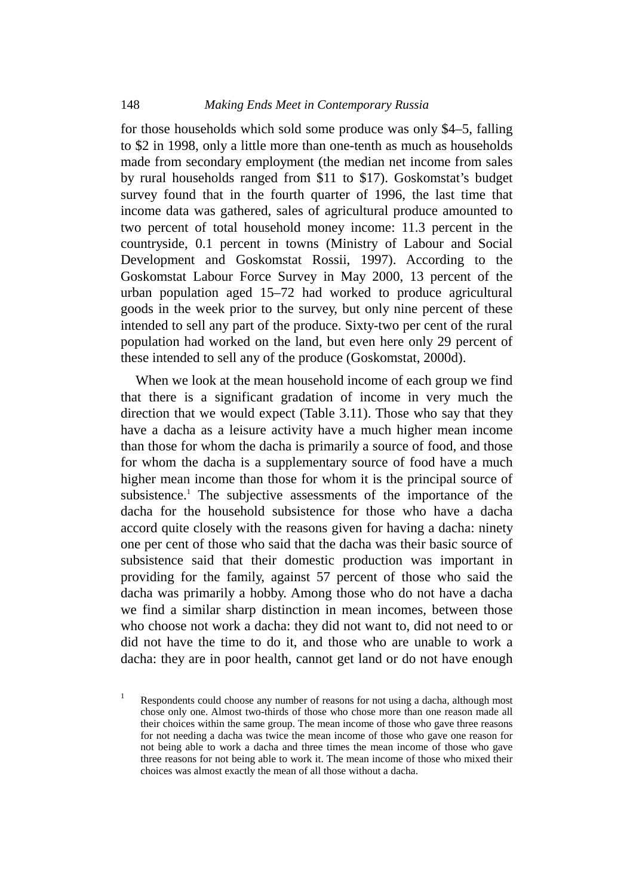for those households which sold some produce was only $4–5, falling to $2 in 1998, only a little more than one-tenth as much as households made from secondary employment (the median net income from sales by rural households ranged from $11 to $17). Goskomstat's budget survey found that in the fourth quarter of 1996, the last time that income data was gathered, sales of agricultural produce amounted to two percent of total household money income: 11.3 percent in the countryside, 0.1 percent in towns (Ministry of Labour and Social Development and Goskomstat Rossii, 1997). According to the Goskomstat Labour Force Survey in May 2000, 13 percent of the urban population aged 15–72 had worked to produce agricultural goods in the week prior to the survey, but only nine percent of these intended to sell any part of the produce. Sixty-two per cent of the rural population had worked on the land, but even here only 29 percent of these intended to sell any of the produce (Goskomstat, 2000d).

When we look at the mean household income of each group we find that there is a significant gradation of income in very much the direction that we would expect (Table 3.11). Those who say that they have a dacha as a leisure activity have a much higher mean income than those for whom the dacha is primarily a source of food, and those for whom the dacha is a supplementary source of food have a much higher mean income than those for whom it is the principal source of subsistence.[1] The subjective assessments of the importance of the dacha for the household subsistence for those who have a dacha accord quite closely with the reasons given for having a dacha: ninety one per cent of those who said that the dacha was their basic source of subsistence said that their domestic production was important in providing for the family, against 57 percent of those who said the dacha was primarily a hobby. Among those who do not have a dacha we find a similar sharp distinction in mean incomes, between those who choose not work a dacha: they did not want to, did not need to or did not have the time to do it, and those who are unable to work a dacha: they are in poor health, cannot get land or do not have enough

[1] Respondents could choose any number of reasons for not using a dacha, although most chose only one. Almost two-thirds of those who chose more than one reason made all their choices within the same group. The mean income of those who gave three reasons for not needing a dacha was twice the mean income of those who gave one reason for not being able to work a dacha and three times the mean income of those who gave three reasons for not being able to work it. The mean income of those who mixed their choices was almost exactly the mean of all those without a dacha.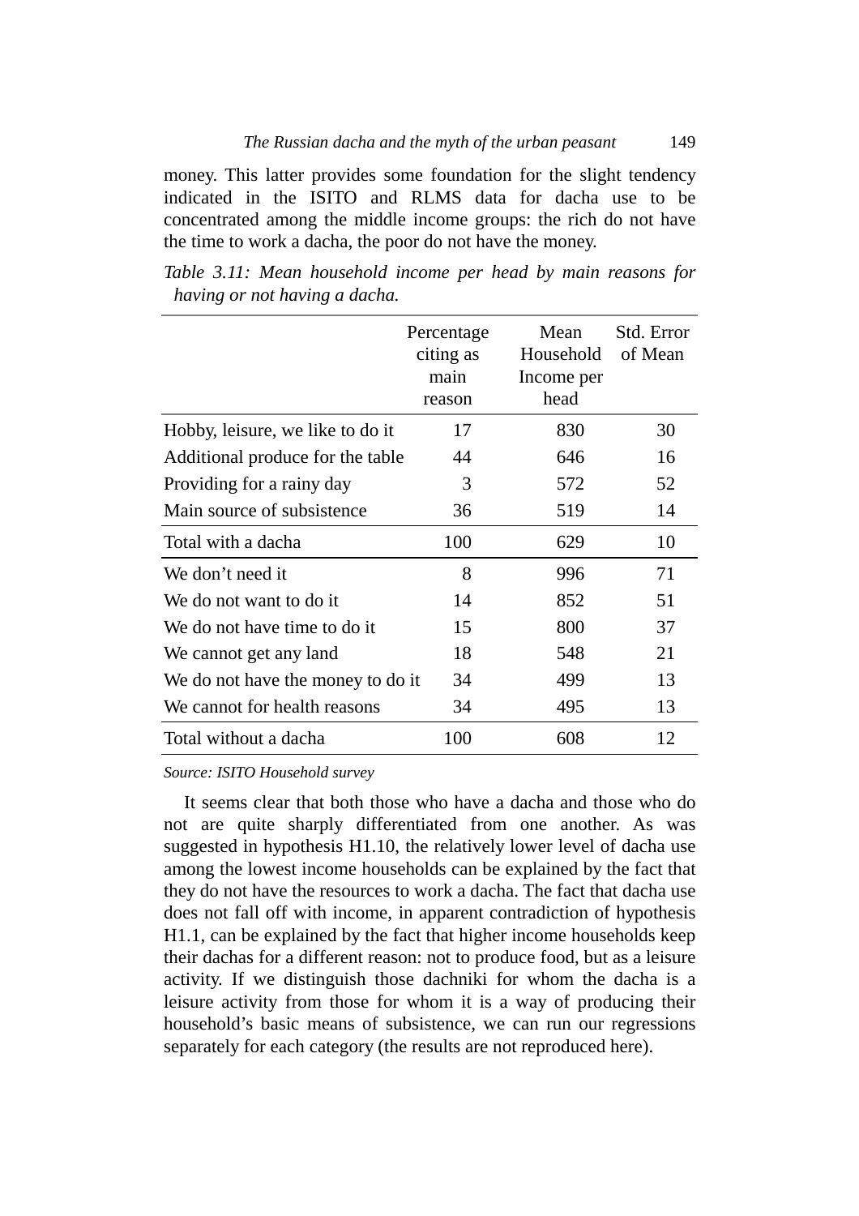money. This latter provides some foundation for the slight tendency indicated in the ISITO and RLMS data for dacha use to be concentrated among the middle income groups: the rich do not have the time to work a dacha, the poor do not have the money.

*Table 3.11: Mean household income per head by main reasons for having or not having a dacha.*

| | Percentage citing as main reason | Mean Household Income per head | Std. Error of Mean |
|---|---|---|---|
| Hobby, leisure, we like to do it | 17 | 830 | 30 |
| Additional produce for the table | 44 | 646 | 16 |
| Providing for a rainy day | 3 | 572 | 52 |
| Main source of subsistence | 36 | 519 | 14 |
| Total with a dacha | 100 | 629 | 10 |
| We don't need it | 8 | 996 | 71 |
| We do not want to do it | 14 | 852 | 51 |
| We do not have time to do it | 15 | 800 | 37 |
| We cannot get any land | 18 | 548 | 21 |
| We do not have the money to do it | 34 | 499 | 13 |
| We cannot for health reasons | 34 | 495 | 13 |
| Total without a dacha | 100 | 608 | 12 |

*Source: ISITO Household survey*

It seems clear that both those who have a dacha and those who do not are quite sharply differentiated from one another. As was suggested in hypothesis H1.10, the relatively lower level of dacha use among the lowest income households can be explained by the fact that they do not have the resources to work a dacha. The fact that dacha use does not fall off with income, in apparent contradiction of hypothesis H1.1, can be explained by the fact that higher income households keep their dachas for a different reason: not to produce food, but as a leisure activity. If we distinguish those dachniki for whom the dacha is a leisure activity from those for whom it is a way of producing their household's basic means of subsistence, we can run our regressions separately for each category (the results are not reproduced here).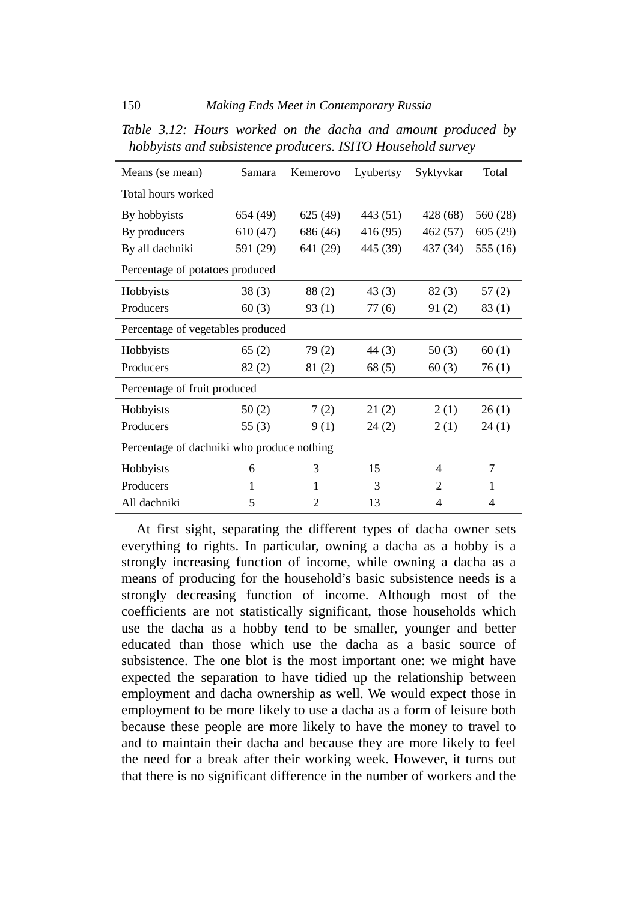*Table 3.12: Hours worked on the dacha and amount produced by hobbyists and subsistence producers. ISITO Household survey*

| Means (se mean) | Samara | Kemerovo | Lyubertsy | Syktyvkar | Total |
|---|---|---|---|---|---|
| **Total hours worked** | | | | | |
| By hobbyists | 654 (49) | 625 (49) | 443 (51) | 428 (68) | 560 (28) |
| By producers | 610 (47) | 686 (46) | 416 (95) | 462 (57) | 605 (29) |
| By all dachniki | 591 (29) | 641 (29) | 445 (39) | 437 (34) | 555 (16) |
| **Percentage of potatoes produced** | | | | | |
| Hobbyists | 38 (3) | 88 (2) | 43 (3) | 82 (3) | 57 (2) |
| Producers | 60 (3) | 93 (1) | 77 (6) | 91 (2) | 83 (1) |
| **Percentage of vegetables produced** | | | | | |
| Hobbyists | 65 (2) | 79 (2) | 44 (3) | 50 (3) | 60 (1) |
| Producers | 82 (2) | 81 (2) | 68 (5) | 60 (3) | 76 (1) |
| **Percentage of fruit produced** | | | | | |
| Hobbyists | 50 (2) | 7 (2) | 21 (2) | 2 (1) | 26 (1) |
| Producers | 55 (3) | 9 (1) | 24 (2) | 2 (1) | 24 (1) |
| **Percentage of dachniki who produce nothing** | | | | | |
| Hobbyists | 6 | 3 | 15 | 4 | 7 |
| Producers | 1 | 1 | 3 | 2 | 1 |
| All dachniki | 5 | 2 | 13 | 4 | 4 |

At first sight, separating the different types of dacha owner sets everything to rights. In particular, owning a dacha as a hobby is a strongly increasing function of income, while owning a dacha as a means of producing for the household's basic subsistence needs is a strongly decreasing function of income. Although most of the coefficients are not statistically significant, those households which use the dacha as a hobby tend to be smaller, younger and better educated than those which use the dacha as a basic source of subsistence. The one blot is the most important one: we might have expected the separation to have tidied up the relationship between employment and dacha ownership as well. We would expect those in employment to be more likely to use a dacha as a form of leisure both because these people are more likely to have the money to travel to and to maintain their dacha and because they are more likely to feel the need for a break after their working week. However, it turns out that there is no significant difference in the number of workers and the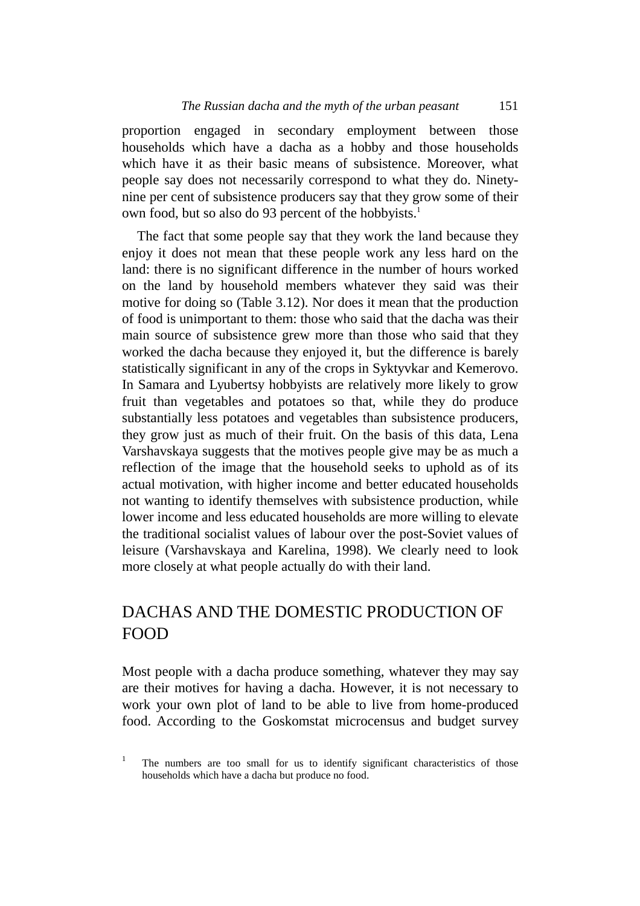proportion engaged in secondary employment between those households which have a dacha as a hobby and those households which have it as their basic means of subsistence. Moreover, what people say does not necessarily correspond to what they do. Ninety-nine per cent of subsistence producers say that they grow some of their own food, but so also do 93 percent of the hobbyists.[1]

The fact that some people say that they work the land because they enjoy it does not mean that these people work any less hard on the land: there is no significant difference in the number of hours worked on the land by household members whatever they said was their motive for doing so (Table 3.12). Nor does it mean that the production of food is unimportant to them: those who said that the dacha was their main source of subsistence grew more than those who said that they worked the dacha because they enjoyed it, but the difference is barely statistically significant in any of the crops in Syktyvkar and Kemerovo. In Samara and Lyubertsy hobbyists are relatively more likely to grow fruit than vegetables and potatoes so that, while they do produce substantially less potatoes and vegetables than subsistence producers, they grow just as much of their fruit. On the basis of this data, Lena Varshavskaya suggests that the motives people give may be as much a reflection of the image that the household seeks to uphold as of its actual motivation, with higher income and better educated households not wanting to identify themselves with subsistence production, while lower income and less educated households are more willing to elevate the traditional socialist values of labour over the post-Soviet values of leisure (Varshavskaya and Karelina, 1998). We clearly need to look more closely at what people actually do with their land.

## DACHAS AND THE DOMESTIC PRODUCTION OF FOOD

Most people with a dacha produce something, whatever they may say are their motives for having a dacha. However, it is not necessary to work your own plot of land to be able to live from home-produced food. According to the Goskomstat microcensus and budget survey

[1] The numbers are too small for us to identify significant characteristics of those households which have a dacha but produce no food.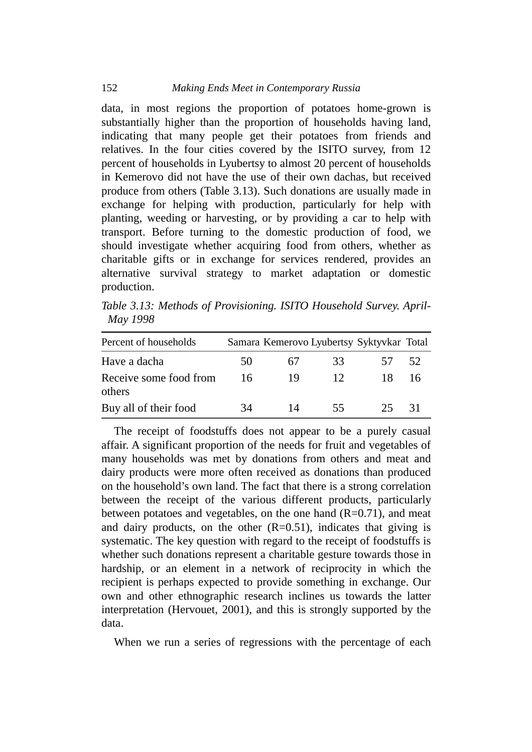data, in most regions the proportion of potatoes home-grown is substantially higher than the proportion of households having land, indicating that many people get their potatoes from friends and relatives. In the four cities covered by the ISITO survey, from 12 percent of households in Lyubertsy to almost 20 percent of households in Kemerovo did not have the use of their own dachas, but received produce from others (Table 3.13). Such donations are usually made in exchange for helping with production, particularly for help with planting, weeding or harvesting, or by providing a car to help with transport. Before turning to the domestic production of food, we should investigate whether acquiring food from others, whether as charitable gifts or in exchange for services rendered, provides an alternative survival strategy to market adaptation or domestic production.

*Table 3.13: Methods of Provisioning. ISITO Household Survey. April-May 1998*

| Percent of households | Samara | Kemerovo | Lyubertsy | Syktyvkar | Total |
|---|---|---|---|---|---|
| Have a dacha | 50 | 67 | 33 | 57 | 52 |
| Receive some food from others | 16 | 19 | 12 | 18 | 16 |
| Buy all of their food | 34 | 14 | 55 | 25 | 31 |

The receipt of foodstuffs does not appear to be a purely casual affair. A significant proportion of the needs for fruit and vegetables of many households was met by donations from others and meat and dairy products were more often received as donations than produced on the household's own land. The fact that there is a strong correlation between the receipt of the various different products, particularly between potatoes and vegetables, on the one hand ($R=0.71$), and meat and dairy products, on the other ($R=0.51$), indicates that giving is systematic. The key question with regard to the receipt of foodstuffs is whether such donations represent a charitable gesture towards those in hardship, or an element in a network of reciprocity in which the recipient is perhaps expected to provide something in exchange. Our own and other ethnographic research inclines us towards the latter interpretation (Hervouet, 2001), and this is strongly supported by the data.

When we run a series of regressions with the percentage of each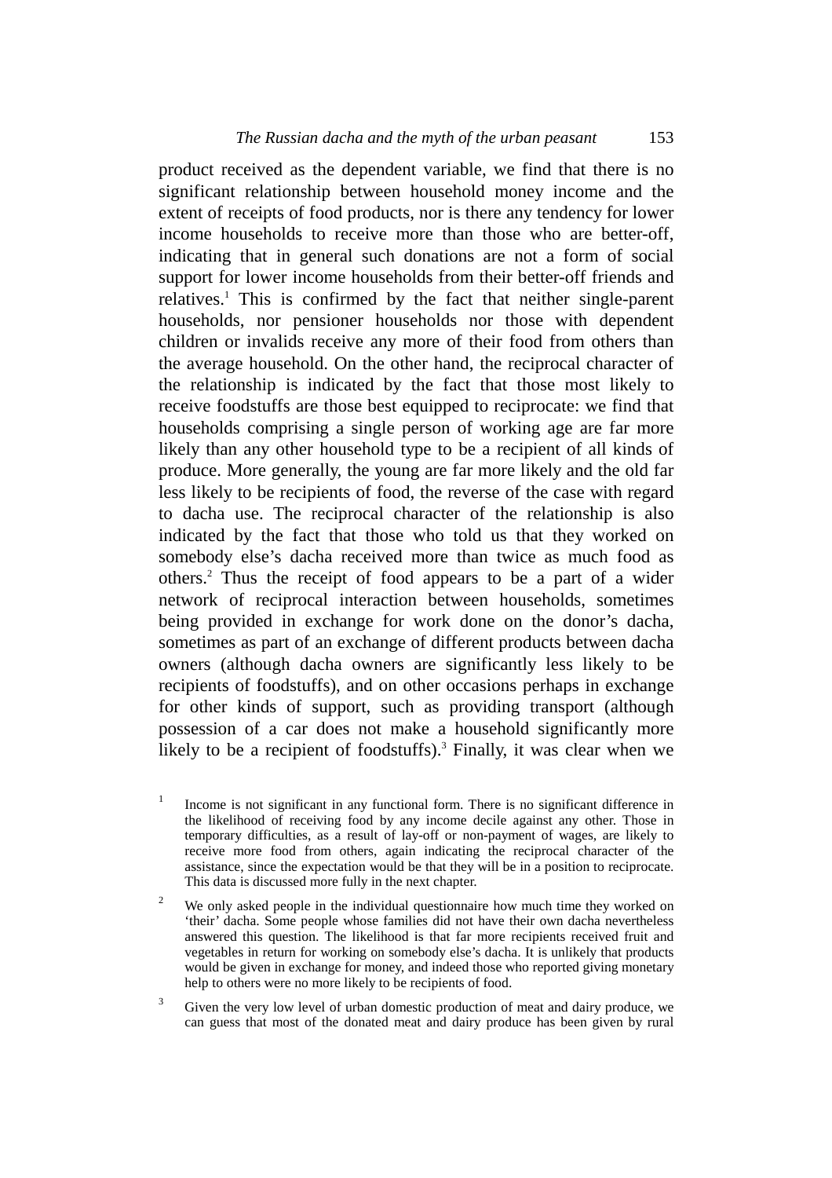product received as the dependent variable, we find that there is no significant relationship between household money income and the extent of receipts of food products, nor is there any tendency for lower income households to receive more than those who are better-off, indicating that in general such donations are not a form of social support for lower income households from their better-off friends and relatives.[1] This is confirmed by the fact that neither single-parent households, nor pensioner households nor those with dependent children or invalids receive any more of their food from others than the average household. On the other hand, the reciprocal character of the relationship is indicated by the fact that those most likely to receive foodstuffs are those best equipped to reciprocate: we find that households comprising a single person of working age are far more likely than any other household type to be a recipient of all kinds of produce. More generally, the young are far more likely and the old far less likely to be recipients of food, the reverse of the case with regard to dacha use. The reciprocal character of the relationship is also indicated by the fact that those who told us that they worked on somebody else's dacha received more than twice as much food as others.[2] Thus the receipt of food appears to be a part of a wider network of reciprocal interaction between households, sometimes being provided in exchange for work done on the donor's dacha, sometimes as part of an exchange of different products between dacha owners (although dacha owners are significantly less likely to be recipients of foodstuffs), and on other occasions perhaps in exchange for other kinds of support, such as providing transport (although possession of a car does not make a household significantly more likely to be a recipient of foodstuffs).[3] Finally, it was clear when we

[1] Income is not significant in any functional form. There is no significant difference in the likelihood of receiving food by any income decile against any other. Those in temporary difficulties, as a result of lay-off or non-payment of wages, are likely to receive more food from others, again indicating the reciprocal character of the assistance, since the expectation would be that they will be in a position to reciprocate. This data is discussed more fully in the next chapter.

[2] We only asked people in the individual questionnaire how much time they worked on 'their' dacha. Some people whose families did not have their own dacha nevertheless answered this question. The likelihood is that far more recipients received fruit and vegetables in return for working on somebody else's dacha. It is unlikely that products would be given in exchange for money, and indeed those who reported giving monetary help to others were no more likely to be recipients of food.

[3] Given the very low level of urban domestic production of meat and dairy produce, we can guess that most of the donated meat and dairy produce has been given by rural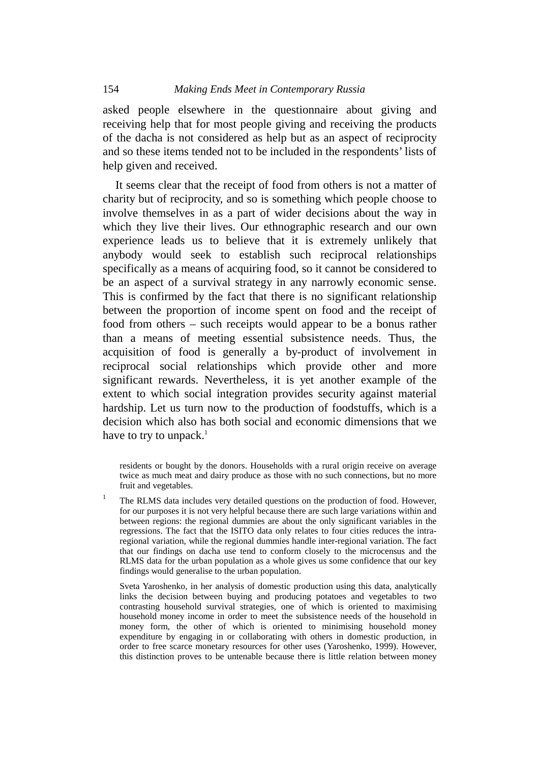asked people elsewhere in the questionnaire about giving and receiving help that for most people giving and receiving the products of the dacha is not considered as help but as an aspect of reciprocity and so these items tended not to be included in the respondents' lists of help given and received.

It seems clear that the receipt of food from others is not a matter of charity but of reciprocity, and so is something which people choose to involve themselves in as a part of wider decisions about the way in which they live their lives. Our ethnographic research and our own experience leads us to believe that it is extremely unlikely that anybody would seek to establish such reciprocal relationships specifically as a means of acquiring food, so it cannot be considered to be an aspect of a survival strategy in any narrowly economic sense. This is confirmed by the fact that there is no significant relationship between the proportion of income spent on food and the receipt of food from others – such receipts would appear to be a bonus rather than a means of meeting essential subsistence needs. Thus, the acquisition of food is generally a by-product of involvement in reciprocal social relationships which provide other and more significant rewards. Nevertheless, it is yet another example of the extent to which social integration provides security against material hardship. Let us turn now to the production of foodstuffs, which is a decision which also has both social and economic dimensions that we have to try to unpack.[1]

residents or bought by the donors. Households with a rural origin receive on average twice as much meat and dairy produce as those with no such connections, but no more fruit and vegetables.

[1] The RLMS data includes very detailed questions on the production of food. However, for our purposes it is not very helpful because there are such large variations within and between regions: the regional dummies are about the only significant variables in the regressions. The fact that the ISITO data only relates to four cities reduces the intra-regional variation, while the regional dummies handle inter-regional variation. The fact that our findings on dacha use tend to conform closely to the microcensus and the RLMS data for the urban population as a whole gives us some confidence that our key findings would generalise to the urban population.

Sveta Yaroshenko, in her analysis of domestic production using this data, analytically links the decision between buying and producing potatoes and vegetables to two contrasting household survival strategies, one of which is oriented to maximising household money income in order to meet the subsistence needs of the household in money form, the other of which is oriented to minimising household money expenditure by engaging in or collaborating with others in domestic production, in order to free scarce monetary resources for other uses (Yaroshenko, 1999). However, this distinction proves to be untenable because there is little relation between money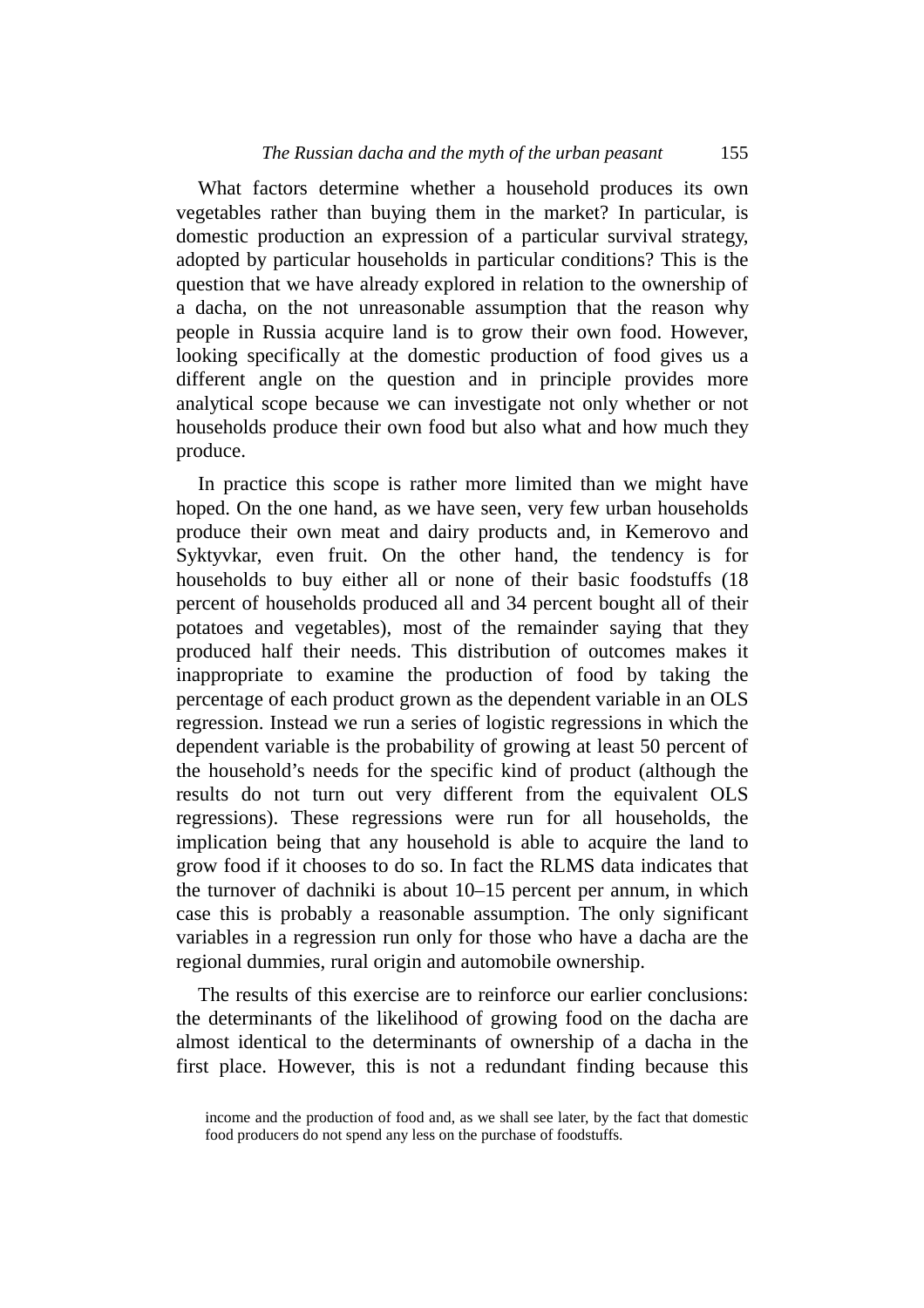What factors determine whether a household produces its own vegetables rather than buying them in the market? In particular, is domestic production an expression of a particular survival strategy, adopted by particular households in particular conditions? This is the question that we have already explored in relation to the ownership of a dacha, on the not unreasonable assumption that the reason why people in Russia acquire land is to grow their own food. However, looking specifically at the domestic production of food gives us a different angle on the question and in principle provides more analytical scope because we can investigate not only whether or not households produce their own food but also what and how much they produce.

In practice this scope is rather more limited than we might have hoped. On the one hand, as we have seen, very few urban households produce their own meat and dairy products and, in Kemerovo and Syktyvkar, even fruit. On the other hand, the tendency is for households to buy either all or none of their basic foodstuffs (18 percent of households produced all and 34 percent bought all of their potatoes and vegetables), most of the remainder saying that they produced half their needs. This distribution of outcomes makes it inappropriate to examine the production of food by taking the percentage of each product grown as the dependent variable in an OLS regression. Instead we run a series of logistic regressions in which the dependent variable is the probability of growing at least 50 percent of the household's needs for the specific kind of product (although the results do not turn out very different from the equivalent OLS regressions). These regressions were run for all households, the implication being that any household is able to acquire the land to grow food if it chooses to do so. In fact the RLMS data indicates that the turnover of dachniki is about 10–15 percent per annum, in which case this is probably a reasonable assumption. The only significant variables in a regression run only for those who have a dacha are the regional dummies, rural origin and automobile ownership.

The results of this exercise are to reinforce our earlier conclusions: the determinants of the likelihood of growing food on the dacha are almost identical to the determinants of ownership of a dacha in the first place. However, this is not a redundant finding because this

income and the production of food and, as we shall see later, by the fact that domestic food producers do not spend any less on the purchase of foodstuffs.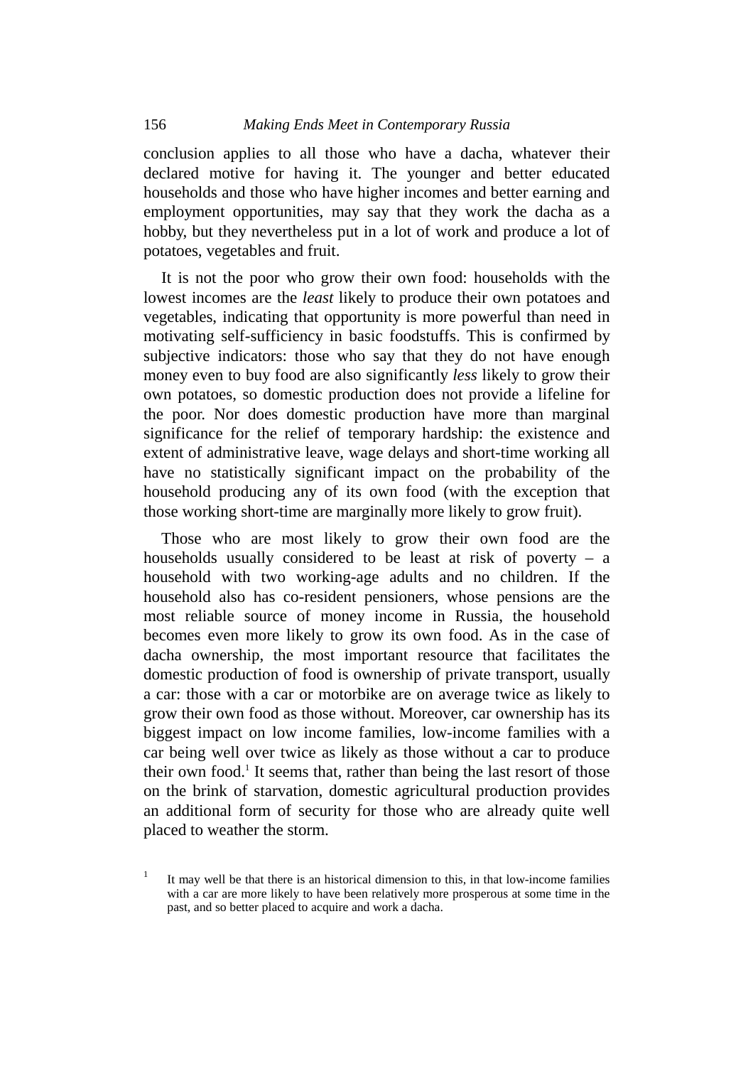conclusion applies to all those who have a dacha, whatever their declared motive for having it. The younger and better educated households and those who have higher incomes and better earning and employment opportunities, may say that they work the dacha as a hobby, but they nevertheless put in a lot of work and produce a lot of potatoes, vegetables and fruit.

It is not the poor who grow their own food: households with the lowest incomes are the *least* likely to produce their own potatoes and vegetables, indicating that opportunity is more powerful than need in motivating self-sufficiency in basic foodstuffs. This is confirmed by subjective indicators: those who say that they do not have enough money even to buy food are also significantly *less* likely to grow their own potatoes, so domestic production does not provide a lifeline for the poor. Nor does domestic production have more than marginal significance for the relief of temporary hardship: the existence and extent of administrative leave, wage delays and short-time working all have no statistically significant impact on the probability of the household producing any of its own food (with the exception that those working short-time are marginally more likely to grow fruit).

Those who are most likely to grow their own food are the households usually considered to be least at risk of poverty – a household with two working-age adults and no children. If the household also has co-resident pensioners, whose pensions are the most reliable source of money income in Russia, the household becomes even more likely to grow its own food. As in the case of dacha ownership, the most important resource that facilitates the domestic production of food is ownership of private transport, usually a car: those with a car or motorbike are on average twice as likely to grow their own food as those without. Moreover, car ownership has its biggest impact on low income families, low-income families with a car being well over twice as likely as those without a car to produce their own food.[1] It seems that, rather than being the last resort of those on the brink of starvation, domestic agricultural production provides an additional form of security for those who are already quite well placed to weather the storm.

[1] It may well be that there is an historical dimension to this, in that low-income families with a car are more likely to have been relatively more prosperous at some time in the past, and so better placed to acquire and work a dacha.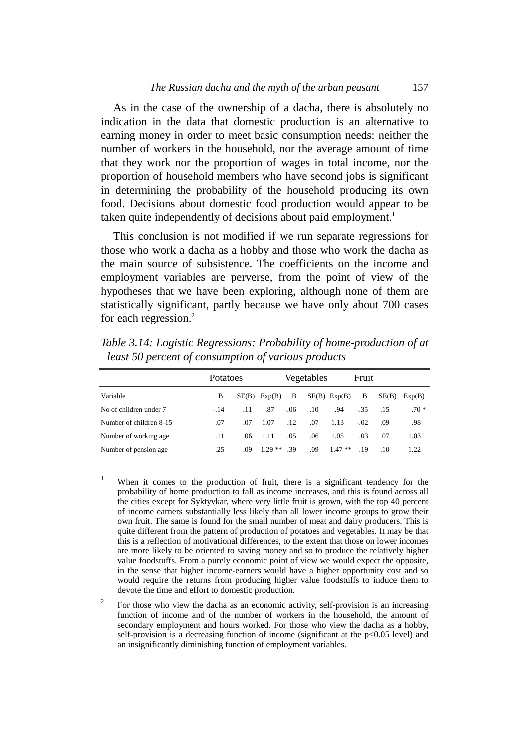As in the case of the ownership of a dacha, there is absolutely no indication in the data that domestic production is an alternative to earning money in order to meet basic consumption needs: neither the number of workers in the household, nor the average amount of time that they work nor the proportion of wages in total income, nor the proportion of household members who have second jobs is significant in determining the probability of the household producing its own food. Decisions about domestic food production would appear to be taken quite independently of decisions about paid employment.[1]

This conclusion is not modified if we run separate regressions for those who work a dacha as a hobby and those who work the dacha as the main source of subsistence. The coefficients on the income and employment variables are perverse, from the point of view of the hypotheses that we have been exploring, although none of them are statistically significant, partly because we have only about 700 cases for each regression.[2]

*Table 3.14: Logistic Regressions: Probability of home-production of at least 50 percent of consumption of various products*

| | Potatoes | | | Vegetables | | | Fruit | | |
|---|---|---|---|---|---|---|---|---|---|
| Variable | B | SE(B) | Exp(B) | B | SE(B) | Exp(B) | B | SE(B) | Exp(B) |
| No of children under 7 | -.14 | .11 | .87 | -.06 | .10 | .94 | -.35 | .15 | .70 * |
| Number of children 8-15 | .07 | .07 | 1.07 | .12 | .07 | 1.13 | -.02 | .09 | .98 |
| Number of working age | .11 | .06 | 1.11 | .05 | .06 | 1.05 | .03 | .07 | 1.03 |
| Number of pension age | .25 | .09 | 1.29 ** | .39 | .09 | 1.47 ** | .19 | .10 | 1.22 |

[1] When it comes to the production of fruit, there is a significant tendency for the probability of home production to fall as income increases, and this is found across all the cities except for Syktyvkar, where very little fruit is grown, with the top 40 percent of income earners substantially less likely than all lower income groups to grow their own fruit. The same is found for the small number of meat and dairy producers. This is quite different from the pattern of production of potatoes and vegetables. It may be that this is a reflection of motivational differences, to the extent that those on lower incomes are more likely to be oriented to saving money and so to produce the relatively higher value foodstuffs. From a purely economic point of view we would expect the opposite, in the sense that higher income-earners would have a higher opportunity cost and so would require the returns from producing higher value foodstuffs to induce them to devote the time and effort to domestic production.

[2] For those who view the dacha as an economic activity, self-provision is an increasing function of income and of the number of workers in the household, the amount of secondary employment and hours worked. For those who view the dacha as a hobby, self-provision is a decreasing function of income (significant at the $p<0.05$ level) and an insignificantly diminishing function of employment variables.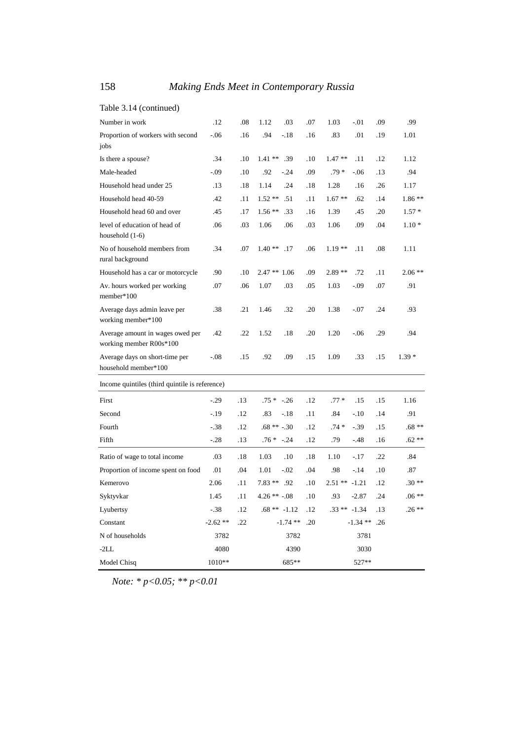Table 3.14 (continued)

| | | | | | | | | | |
|---|---|---|---|---|---|---|---|---|---|
| Number in work | .12 | .08 | 1.12 | .03 | .07 | 1.03 | -.01 | .09 | .99 |
| Proportion of workers with second jobs | -.06 | .16 | .94 | -.18 | .16 | .83 | .01 | .19 | 1.01 |
| Is there a spouse? | .34 | .10 | 1.41 ** | .39 | .10 | 1.47 ** | .11 | .12 | 1.12 |
| Male-headed | -.09 | .10 | .92 | -.24 | .09 | .79 * | -.06 | .13 | .94 |
| Household head under 25 | .13 | .18 | 1.14 | .24 | .18 | 1.28 | .16 | .26 | 1.17 |
| Household head 40-59 | .42 | .11 | 1.52 ** | .51 | .11 | 1.67 ** | .62 | .14 | 1.86 ** |
| Household head 60 and over | .45 | .17 | 1.56 ** | .33 | .16 | 1.39 | .45 | .20 | 1.57 * |
| level of education of head of household (1-6) | .06 | .03 | 1.06 | .06 | .03 | 1.06 | .09 | .04 | 1.10 * |
| No of household members from rural background | .34 | .07 | 1.40 ** | .17 | .06 | 1.19 ** | .11 | .08 | 1.11 |
| Household has a car or motorcycle | .90 | .10 | 2.47 ** | 1.06 | .09 | 2.89 ** | .72 | .11 | 2.06 ** |
| Av. hours worked per working member*100 | .07 | .06 | 1.07 | .03 | .05 | 1.03 | -.09 | .07 | .91 |
| Average days admin leave per working member*100 | .38 | .21 | 1.46 | .32 | .20 | 1.38 | -.07 | .24 | .93 |
| Average amount in wages owed per working member R00s*100 | .42 | .22 | 1.52 | .18 | .20 | 1.20 | -.06 | .29 | .94 |
| Average days on short-time per household member*100 | -.08 | .15 | .92 | .09 | .15 | 1.09 | .33 | .15 | 1.39 * |
| Income quintiles (third quintile is reference) | | | | | | | | | |
| First | -.29 | .13 | .75 * | -.26 | .12 | .77 * | .15 | .15 | 1.16 |
| Second | -.19 | .12 | .83 | -.18 | .11 | .84 | -.10 | .14 | .91 |
| Fourth | -.38 | .12 | .68 ** | -.30 | .12 | .74 * | -.39 | .15 | .68 ** |
| Fifth | -.28 | .13 | .76 * | -.24 | .12 | .79 | -.48 | .16 | .62 ** |
| Ratio of wage to total income | .03 | .18 | 1.03 | .10 | .18 | 1.10 | -.17 | .22 | .84 |
| Proportion of income spent on food | .01 | .04 | 1.01 | -.02 | .04 | .98 | -.14 | .10 | .87 |
| Kemerovo | 2.06 | .11 | 7.83 ** | .92 | .10 | 2.51 ** | -1.21 | .12 | .30 ** |
| Syktyvkar | 1.45 | .11 | 4.26 ** | -.08 | .10 | .93 | -2.87 | .24 | .06 ** |
| Lyubertsy | -.38 | .12 | .68 ** | -1.12 | .12 | .33 ** | -1.34 | .13 | .26 ** |
| Constant | -2.62 ** | .22 | | -1.74 ** | .20 | | -1.34 ** | .26 | |
| N of households | 3782 | | | 3782 | | | 3781 | | |
| -2LL | 4080 | | | 4390 | | | 3030 | | |
| Model Chisq | 1010** | | | 685** | | | 527** | | |

*Note: * p<0.05; ** p<0.01*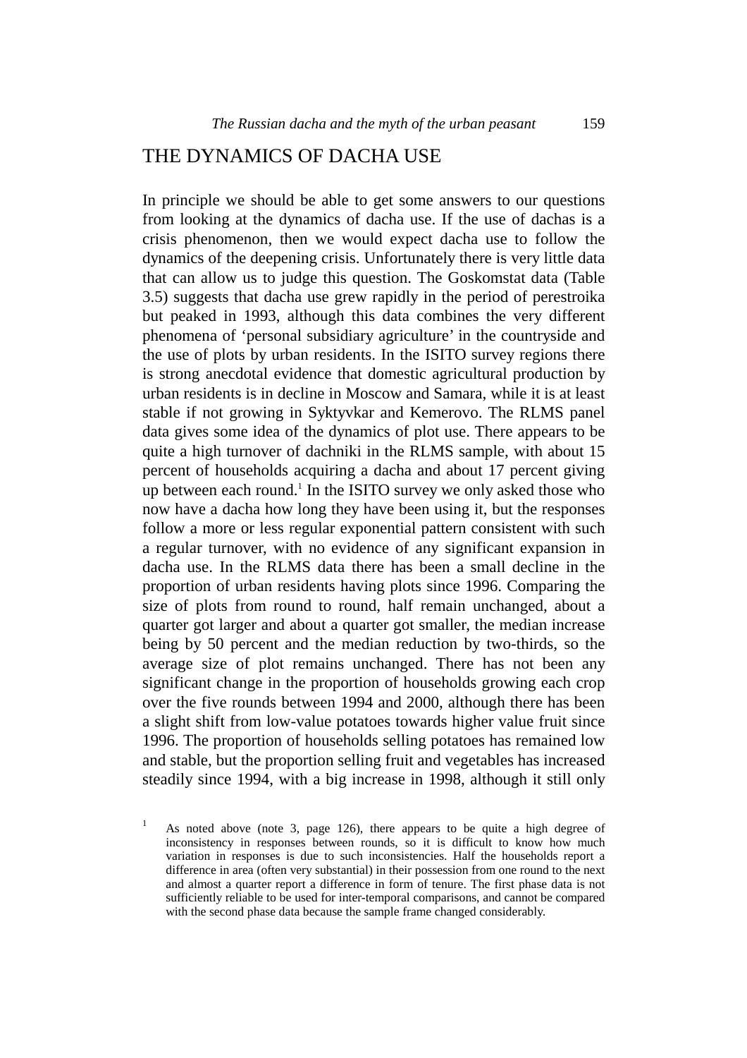## THE DYNAMICS OF DACHA USE

In principle we should be able to get some answers to our questions from looking at the dynamics of dacha use. If the use of dachas is a crisis phenomenon, then we would expect dacha use to follow the dynamics of the deepening crisis. Unfortunately there is very little data that can allow us to judge this question. The Goskomstat data (Table 3.5) suggests that dacha use grew rapidly in the period of perestroika but peaked in 1993, although this data combines the very different phenomena of 'personal subsidiary agriculture' in the countryside and the use of plots by urban residents. In the ISITO survey regions there is strong anecdotal evidence that domestic agricultural production by urban residents is in decline in Moscow and Samara, while it is at least stable if not growing in Syktyvkar and Kemerovo. The RLMS panel data gives some idea of the dynamics of plot use. There appears to be quite a high turnover of dachniki in the RLMS sample, with about 15 percent of households acquiring a dacha and about 17 percent giving up between each round.[1] In the ISITO survey we only asked those who now have a dacha how long they have been using it, but the responses follow a more or less regular exponential pattern consistent with such a regular turnover, with no evidence of any significant expansion in dacha use. In the RLMS data there has been a small decline in the proportion of urban residents having plots since 1996. Comparing the size of plots from round to round, half remain unchanged, about a quarter got larger and about a quarter got smaller, the median increase being by 50 percent and the median reduction by two-thirds, so the average size of plot remains unchanged. There has not been any significant change in the proportion of households growing each crop over the five rounds between 1994 and 2000, although there has been a slight shift from low-value potatoes towards higher value fruit since 1996. The proportion of households selling potatoes has remained low and stable, but the proportion selling fruit and vegetables has increased steadily since 1994, with a big increase in 1998, although it still only

[1] As noted above (note 3, page 126), there appears to be quite a high degree of inconsistency in responses between rounds, so it is difficult to know how much variation in responses is due to such inconsistencies. Half the households report a difference in area (often very substantial) in their possession from one round to the next and almost a quarter report a difference in form of tenure. The first phase data is not sufficiently reliable to be used for inter-temporal comparisons, and cannot be compared with the second phase data because the sample frame changed considerably.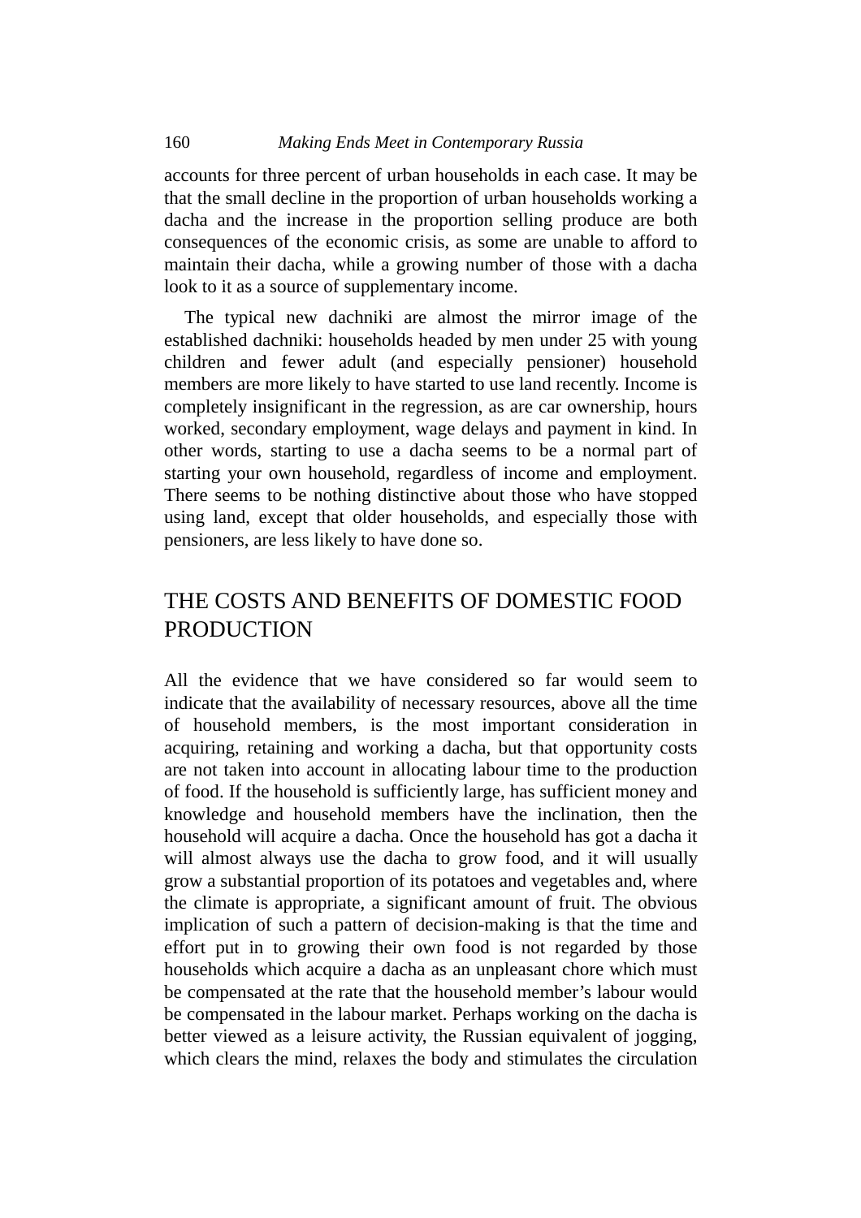accounts for three percent of urban households in each case. It may be that the small decline in the proportion of urban households working a dacha and the increase in the proportion selling produce are both consequences of the economic crisis, as some are unable to afford to maintain their dacha, while a growing number of those with a dacha look to it as a source of supplementary income.

The typical new dachniki are almost the mirror image of the established dachniki: households headed by men under 25 with young children and fewer adult (and especially pensioner) household members are more likely to have started to use land recently. Income is completely insignificant in the regression, as are car ownership, hours worked, secondary employment, wage delays and payment in kind. In other words, starting to use a dacha seems to be a normal part of starting your own household, regardless of income and employment. There seems to be nothing distinctive about those who have stopped using land, except that older households, and especially those with pensioners, are less likely to have done so.

## THE COSTS AND BENEFITS OF DOMESTIC FOOD PRODUCTION

All the evidence that we have considered so far would seem to indicate that the availability of necessary resources, above all the time of household members, is the most important consideration in acquiring, retaining and working a dacha, but that opportunity costs are not taken into account in allocating labour time to the production of food. If the household is sufficiently large, has sufficient money and knowledge and household members have the inclination, then the household will acquire a dacha. Once the household has got a dacha it will almost always use the dacha to grow food, and it will usually grow a substantial proportion of its potatoes and vegetables and, where the climate is appropriate, a significant amount of fruit. The obvious implication of such a pattern of decision-making is that the time and effort put in to growing their own food is not regarded by those households which acquire a dacha as an unpleasant chore which must be compensated at the rate that the household member's labour would be compensated in the labour market. Perhaps working on the dacha is better viewed as a leisure activity, the Russian equivalent of jogging, which clears the mind, relaxes the body and stimulates the circulation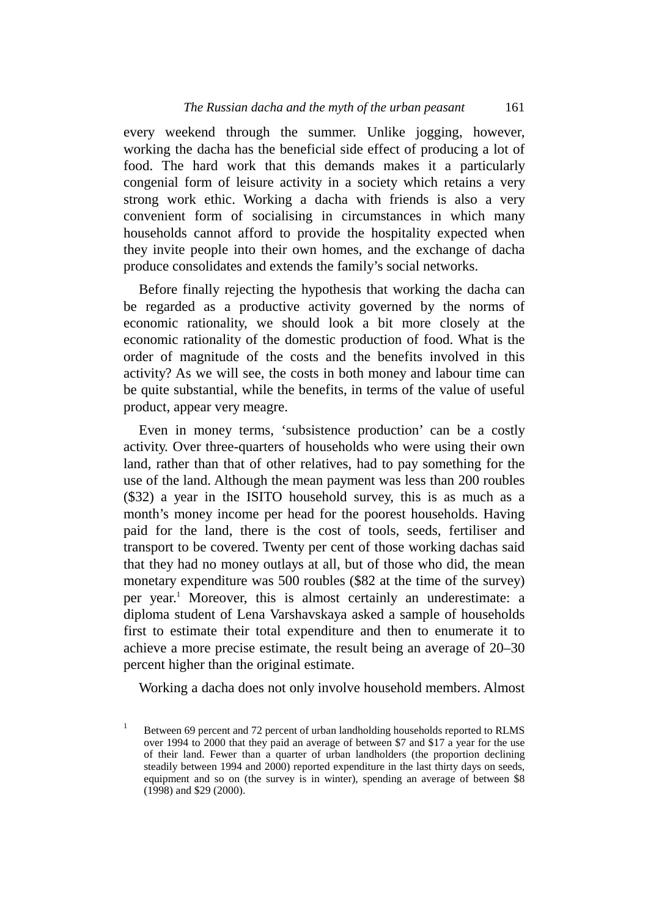every weekend through the summer. Unlike jogging, however, working the dacha has the beneficial side effect of producing a lot of food. The hard work that this demands makes it a particularly congenial form of leisure activity in a society which retains a very strong work ethic. Working a dacha with friends is also a very convenient form of socialising in circumstances in which many households cannot afford to provide the hospitality expected when they invite people into their own homes, and the exchange of dacha produce consolidates and extends the family's social networks.

Before finally rejecting the hypothesis that working the dacha can be regarded as a productive activity governed by the norms of economic rationality, we should look a bit more closely at the economic rationality of the domestic production of food. What is the order of magnitude of the costs and the benefits involved in this activity? As we will see, the costs in both money and labour time can be quite substantial, while the benefits, in terms of the value of useful product, appear very meagre.

Even in money terms, 'subsistence production' can be a costly activity. Over three-quarters of households who were using their own land, rather than that of other relatives, had to pay something for the use of the land. Although the mean payment was less than 200 roubles ($32) a year in the ISITO household survey, this is as much as a month's money income per head for the poorest households. Having paid for the land, there is the cost of tools, seeds, fertiliser and transport to be covered. Twenty per cent of those working dachas said that they had no money outlays at all, but of those who did, the mean monetary expenditure was 500 roubles ($82 at the time of the survey) per year.[1] Moreover, this is almost certainly an underestimate: a diploma student of Lena Varshavskaya asked a sample of households first to estimate their total expenditure and then to enumerate it to achieve a more precise estimate, the result being an average of 20–30 percent higher than the original estimate.

Working a dacha does not only involve household members. Almost

[1] Between 69 percent and 72 percent of urban landholding households reported to RLMS over 1994 to 2000 that they paid an average of between $7 and $17 a year for the use of their land. Fewer than a quarter of urban landholders (the proportion declining steadily between 1994 and 2000) reported expenditure in the last thirty days on seeds, equipment and so on (the survey is in winter), spending an average of between $8 (1998) and $29 (2000).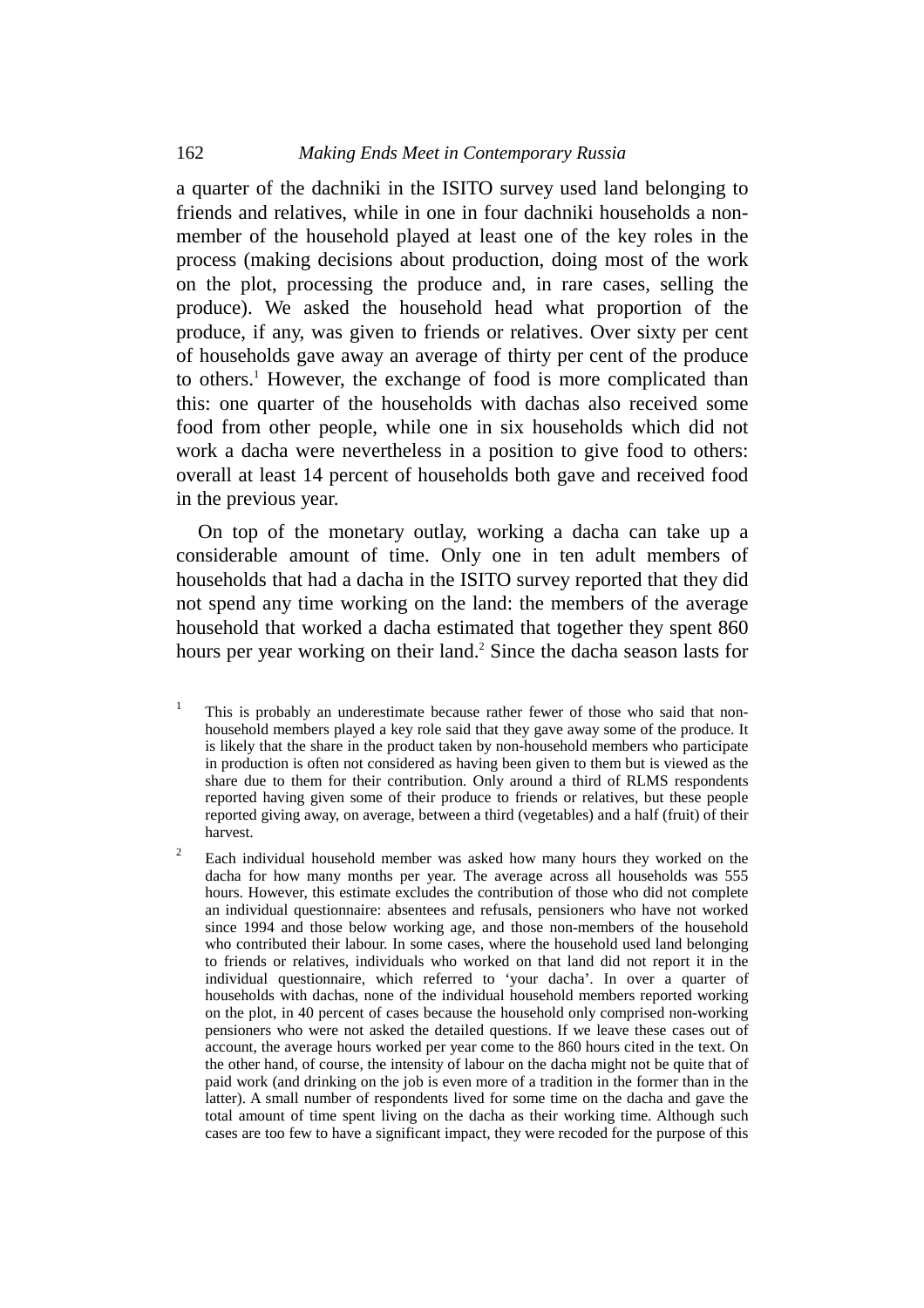a quarter of the dachniki in the ISITO survey used land belonging to friends and relatives, while in one in four dachniki households a non-member of the household played at least one of the key roles in the process (making decisions about production, doing most of the work on the plot, processing the produce and, in rare cases, selling the produce). We asked the household head what proportion of the produce, if any, was given to friends or relatives. Over sixty per cent of households gave away an average of thirty per cent of the produce to others.[1] However, the exchange of food is more complicated than this: one quarter of the households with dachas also received some food from other people, while one in six households which did not work a dacha were nevertheless in a position to give food to others: overall at least 14 percent of households both gave and received food in the previous year.

On top of the monetary outlay, working a dacha can take up a considerable amount of time. Only one in ten adult members of households that had a dacha in the ISITO survey reported that they did not spend any time working on the land: the members of the average household that worked a dacha estimated that together they spent 860 hours per year working on their land.[2] Since the dacha season lasts for

[1] This is probably an underestimate because rather fewer of those who said that non-household members played a key role said that they gave away some of the produce. It is likely that the share in the product taken by non-household members who participate in production is often not considered as having been given to them but is viewed as the share due to them for their contribution. Only around a third of RLMS respondents reported having given some of their produce to friends or relatives, but these people reported giving away, on average, between a third (vegetables) and a half (fruit) of their harvest.

[2] Each individual household member was asked how many hours they worked on the dacha for how many months per year. The average across all households was 555 hours. However, this estimate excludes the contribution of those who did not complete an individual questionnaire: absentees and refusals, pensioners who have not worked since 1994 and those below working age, and those non-members of the household who contributed their labour. In some cases, where the household used land belonging to friends or relatives, individuals who worked on that land did not report it in the individual questionnaire, which referred to 'your dacha'. In over a quarter of households with dachas, none of the individual household members reported working on the plot, in 40 percent of cases because the household only comprised non-working pensioners who were not asked the detailed questions. If we leave these cases out of account, the average hours worked per year come to the 860 hours cited in the text. On the other hand, of course, the intensity of labour on the dacha might not be quite that of paid work (and drinking on the job is even more of a tradition in the former than in the latter). A small number of respondents lived for some time on the dacha and gave the total amount of time spent living on the dacha as their working time. Although such cases are too few to have a significant impact, they were recoded for the purpose of this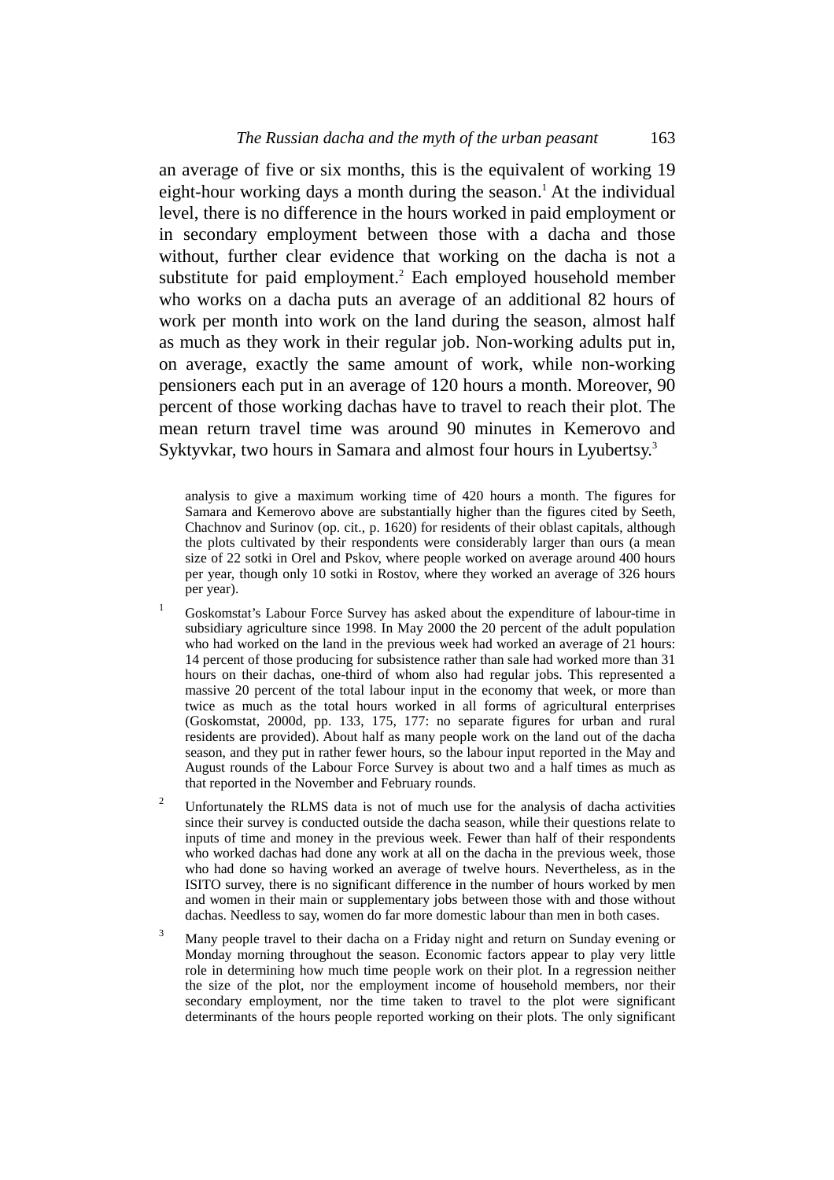an average of five or six months, this is the equivalent of working 19 eight-hour working days a month during the season.[1] At the individual level, there is no difference in the hours worked in paid employment or in secondary employment between those with a dacha and those without, further clear evidence that working on the dacha is not a substitute for paid employment.[2] Each employed household member who works on a dacha puts an average of an additional 82 hours of work per month into work on the land during the season, almost half as much as they work in their regular job. Non-working adults put in, on average, exactly the same amount of work, while non-working pensioners each put in an average of 120 hours a month. Moreover, 90 percent of those working dachas have to travel to reach their plot. The mean return travel time was around 90 minutes in Kemerovo and Syktyvkar, two hours in Samara and almost four hours in Lyubertsy.[3]

analysis to give a maximum working time of 420 hours a month. The figures for Samara and Kemerovo above are substantially higher than the figures cited by Seeth, Chachnov and Surinov (op. cit., p. 1620) for residents of their oblast capitals, although the plots cultivated by their respondents were considerably larger than ours (a mean size of 22 sotki in Orel and Pskov, where people worked on average around 400 hours per year, though only 10 sotki in Rostov, where they worked an average of 326 hours per year).

1 Goskomstat's Labour Force Survey has asked about the expenditure of labour-time in subsidiary agriculture since 1998. In May 2000 the 20 percent of the adult population who had worked on the land in the previous week had worked an average of 21 hours: 14 percent of those producing for subsistence rather than sale had worked more than 31 hours on their dachas, one-third of whom also had regular jobs. This represented a massive 20 percent of the total labour input in the economy that week, or more than twice as much as the total hours worked in all forms of agricultural enterprises (Goskomstat, 2000d, pp. 133, 175, 177: no separate figures for urban and rural residents are provided). About half as many people work on the land out of the dacha season, and they put in rather fewer hours, so the labour input reported in the May and August rounds of the Labour Force Survey is about two and a half times as much as that reported in the November and February rounds.

2 Unfortunately the RLMS data is not of much use for the analysis of dacha activities since their survey is conducted outside the dacha season, while their questions relate to inputs of time and money in the previous week. Fewer than half of their respondents who worked dachas had done any work at all on the dacha in the previous week, those who had done so having worked an average of twelve hours. Nevertheless, as in the ISITO survey, there is no significant difference in the number of hours worked by men and women in their main or supplementary jobs between those with and those without dachas. Needless to say, women do far more domestic labour than men in both cases.

3 Many people travel to their dacha on a Friday night and return on Sunday evening or Monday morning throughout the season. Economic factors appear to play very little role in determining how much time people work on their plot. In a regression neither the size of the plot, nor the employment income of household members, nor their secondary employment, nor the time taken to travel to the plot were significant determinants of the hours people reported working on their plots. The only significant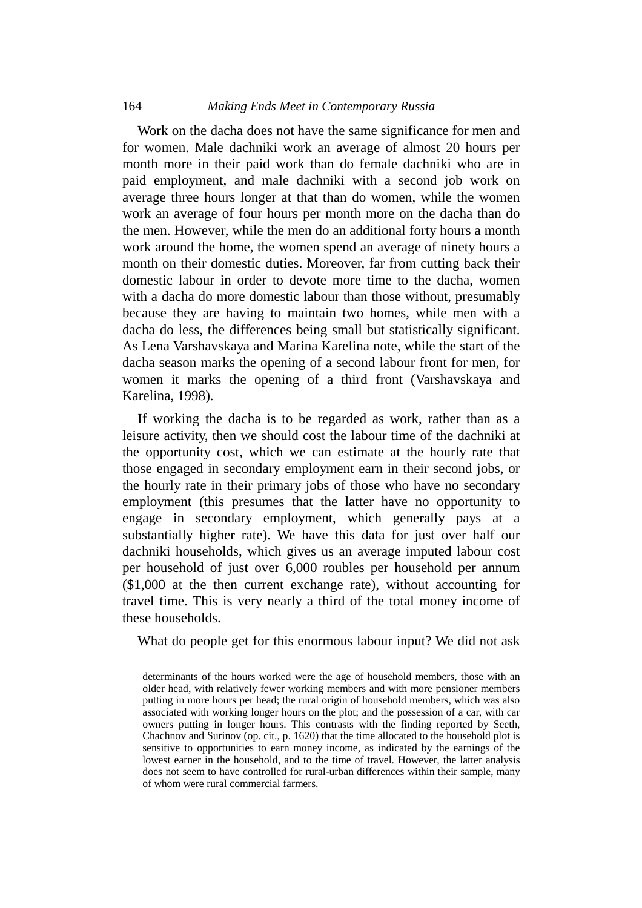Work on the dacha does not have the same significance for men and for women. Male dachniki work an average of almost 20 hours per month more in their paid work than do female dachniki who are in paid employment, and male dachniki with a second job work on average three hours longer at that than do women, while the women work an average of four hours per month more on the dacha than do the men. However, while the men do an additional forty hours a month work around the home, the women spend an average of ninety hours a month on their domestic duties. Moreover, far from cutting back their domestic labour in order to devote more time to the dacha, women with a dacha do more domestic labour than those without, presumably because they are having to maintain two homes, while men with a dacha do less, the differences being small but statistically significant. As Lena Varshavskaya and Marina Karelina note, while the start of the dacha season marks the opening of a second labour front for men, for women it marks the opening of a third front (Varshavskaya and Karelina, 1998).

If working the dacha is to be regarded as work, rather than as a leisure activity, then we should cost the labour time of the dachniki at the opportunity cost, which we can estimate at the hourly rate that those engaged in secondary employment earn in their second jobs, or the hourly rate in their primary jobs of those who have no secondary employment (this presumes that the latter have no opportunity to engage in secondary employment, which generally pays at a substantially higher rate). We have this data for just over half our dachniki households, which gives us an average imputed labour cost per household of just over 6,000 roubles per household per annum ($1,000 at the then current exchange rate), without accounting for travel time. This is very nearly a third of the total money income of these households.

What do people get for this enormous labour input? We did not ask

determinants of the hours worked were the age of household members, those with an older head, with relatively fewer working members and with more pensioner members putting in more hours per head; the rural origin of household members, which was also associated with working longer hours on the plot; and the possession of a car, with car owners putting in longer hours. This contrasts with the finding reported by Seeth, Chachnov and Surinov (op. cit., p. 1620) that the time allocated to the household plot is sensitive to opportunities to earn money income, as indicated by the earnings of the lowest earner in the household, and to the time of travel. However, the latter analysis does not seem to have controlled for rural-urban differences within their sample, many of whom were rural commercial farmers.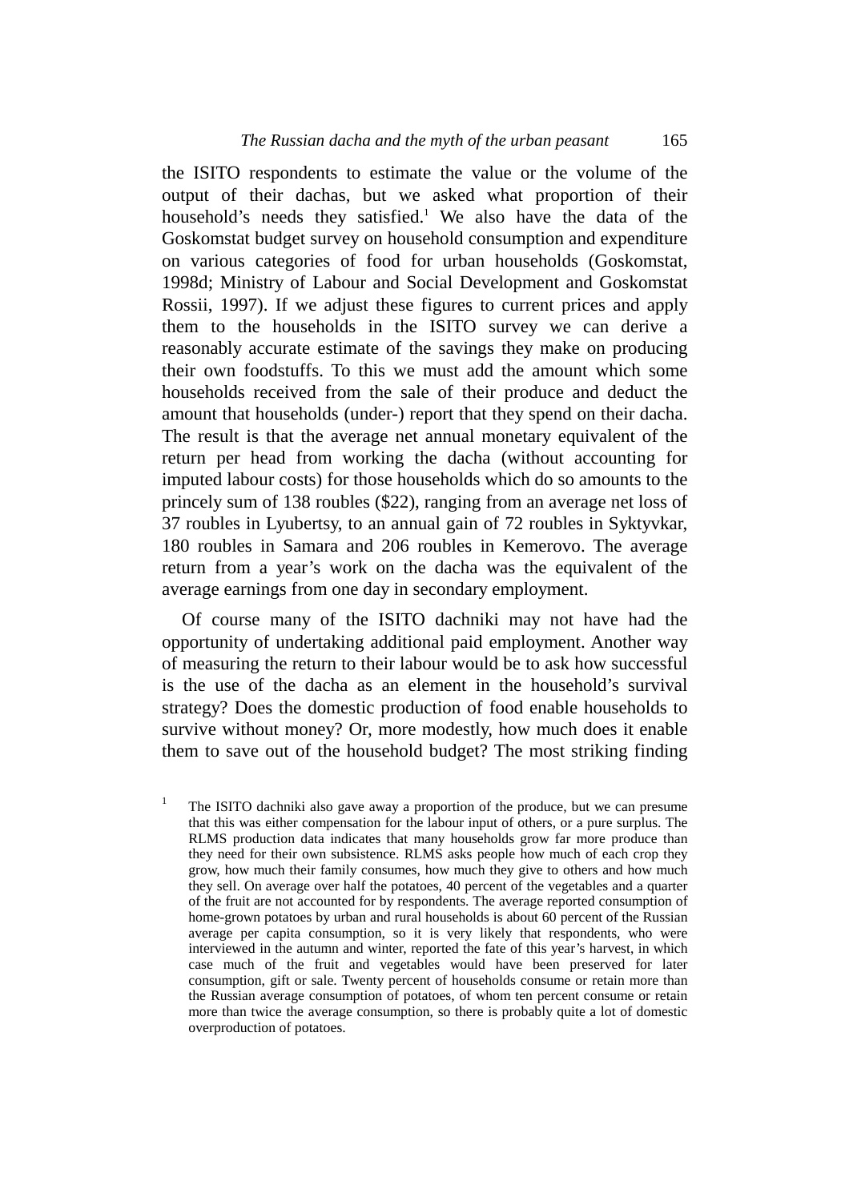the ISITO respondents to estimate the value or the volume of the output of their dachas, but we asked what proportion of their household's needs they satisfied.[1] We also have the data of the Goskomstat budget survey on household consumption and expenditure on various categories of food for urban households (Goskomstat, 1998d; Ministry of Labour and Social Development and Goskomstat Rossii, 1997). If we adjust these figures to current prices and apply them to the households in the ISITO survey we can derive a reasonably accurate estimate of the savings they make on producing their own foodstuffs. To this we must add the amount which some households received from the sale of their produce and deduct the amount that households (under-) report that they spend on their dacha. The result is that the average net annual monetary equivalent of the return per head from working the dacha (without accounting for imputed labour costs) for those households which do so amounts to the princely sum of 138 roubles ($22), ranging from an average net loss of 37 roubles in Lyubertsy, to an annual gain of 72 roubles in Syktyvkar, 180 roubles in Samara and 206 roubles in Kemerovo. The average return from a year's work on the dacha was the equivalent of the average earnings from one day in secondary employment.

Of course many of the ISITO dachniki may not have had the opportunity of undertaking additional paid employment. Another way of measuring the return to their labour would be to ask how successful is the use of the dacha as an element in the household's survival strategy? Does the domestic production of food enable households to survive without money? Or, more modestly, how much does it enable them to save out of the household budget? The most striking finding

[1] The ISITO dachniki also gave away a proportion of the produce, but we can presume that this was either compensation for the labour input of others, or a pure surplus. The RLMS production data indicates that many households grow far more produce than they need for their own subsistence. RLMS asks people how much of each crop they grow, how much their family consumes, how much they give to others and how much they sell. On average over half the potatoes, 40 percent of the vegetables and a quarter of the fruit are not accounted for by respondents. The average reported consumption of home-grown potatoes by urban and rural households is about 60 percent of the Russian average per capita consumption, so it is very likely that respondents, who were interviewed in the autumn and winter, reported the fate of this year's harvest, in which case much of the fruit and vegetables would have been preserved for later consumption, gift or sale. Twenty percent of households consume or retain more than the Russian average consumption of potatoes, of whom ten percent consume or retain more than twice the average consumption, so there is probably quite a lot of domestic overproduction of potatoes.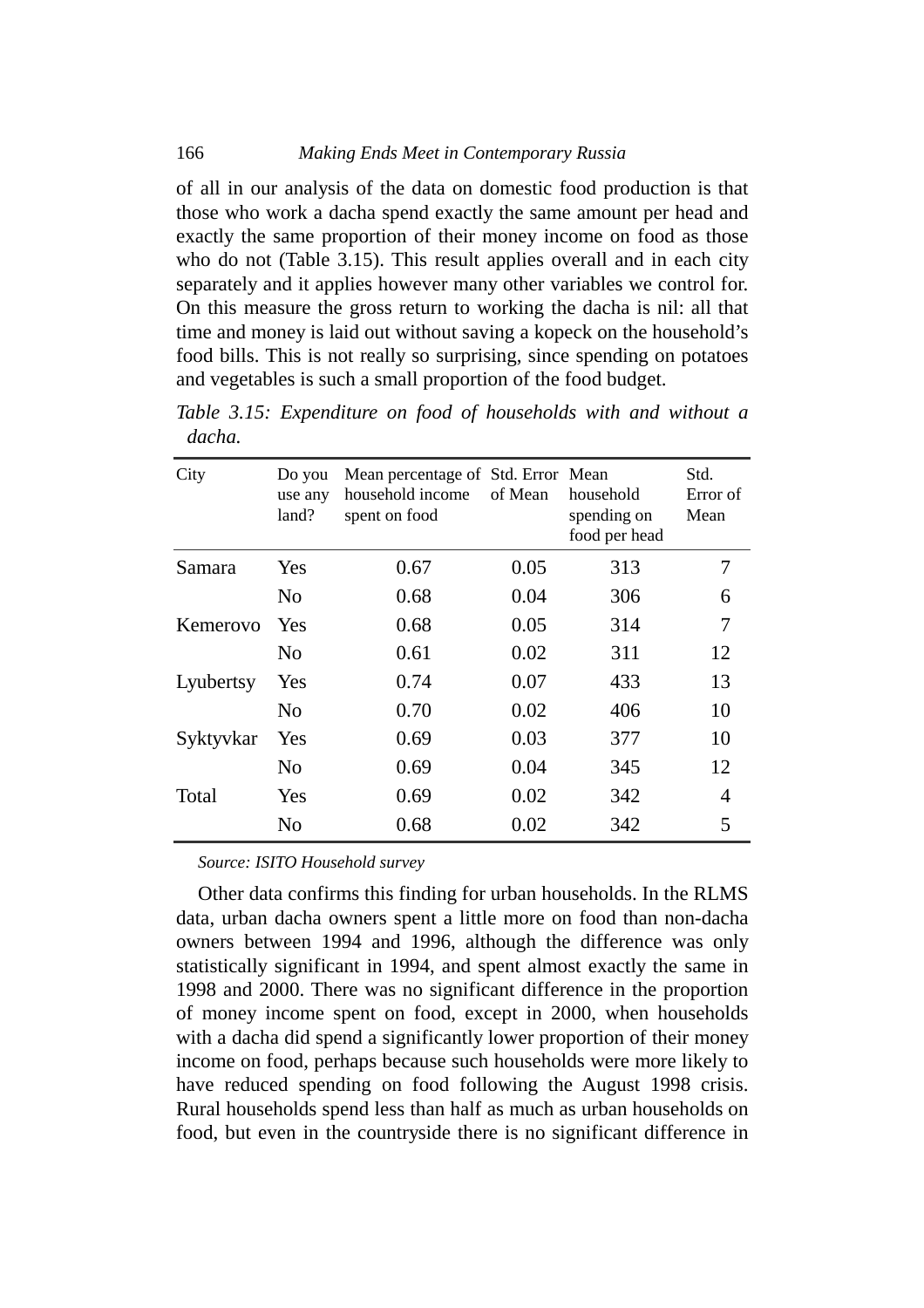of all in our analysis of the data on domestic food production is that those who work a dacha spend exactly the same amount per head and exactly the same proportion of their money income on food as those who do not (Table 3.15). This result applies overall and in each city separately and it applies however many other variables we control for. On this measure the gross return to working the dacha is nil: all that time and money is laid out without saving a kopeck on the household's food bills. This is not really so surprising, since spending on potatoes and vegetables is such a small proportion of the food budget.

*Table 3.15: Expenditure on food of households with and without a dacha.*

| City | Do you use any land? | Mean percentage of household income spent on food | Std. Error of Mean | Mean household spending on food per head | Std. Error of Mean |
|---|---|---|---|---|---|
| Samara | Yes | 0.67 | 0.05 | 313 | 7 |
| | No | 0.68 | 0.04 | 306 | 6 |
| Kemerovo | Yes | 0.68 | 0.05 | 314 | 7 |
| | No | 0.61 | 0.02 | 311 | 12 |
| Lyubertsy | Yes | 0.74 | 0.07 | 433 | 13 |
| | No | 0.70 | 0.02 | 406 | 10 |
| Syktyvkar | Yes | 0.69 | 0.03 | 377 | 10 |
| | No | 0.69 | 0.04 | 345 | 12 |
| Total | Yes | 0.69 | 0.02 | 342 | 4 |
| | No | 0.68 | 0.02 | 342 | 5 |

*Source: ISITO Household survey*

Other data confirms this finding for urban households. In the RLMS data, urban dacha owners spent a little more on food than non-dacha owners between 1994 and 1996, although the difference was only statistically significant in 1994, and spent almost exactly the same in 1998 and 2000. There was no significant difference in the proportion of money income spent on food, except in 2000, when households with a dacha did spend a significantly lower proportion of their money income on food, perhaps because such households were more likely to have reduced spending on food following the August 1998 crisis. Rural households spend less than half as much as urban households on food, but even in the countryside there is no significant difference in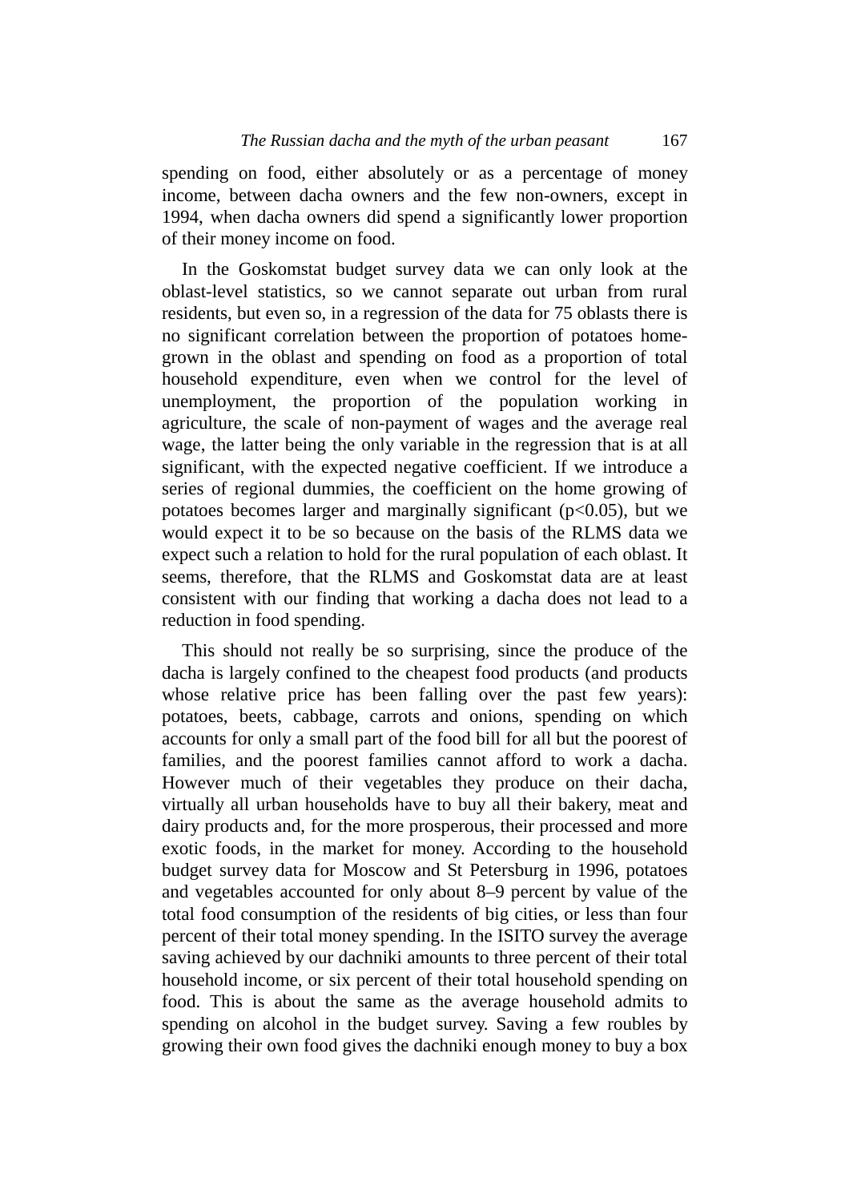spending on food, either absolutely or as a percentage of money income, between dacha owners and the few non-owners, except in 1994, when dacha owners did spend a significantly lower proportion of their money income on food.

In the Goskomstat budget survey data we can only look at the oblast-level statistics, so we cannot separate out urban from rural residents, but even so, in a regression of the data for 75 oblasts there is no significant correlation between the proportion of potatoes home-grown in the oblast and spending on food as a proportion of total household expenditure, even when we control for the level of unemployment, the proportion of the population working in agriculture, the scale of non-payment of wages and the average real wage, the latter being the only variable in the regression that is at all significant, with the expected negative coefficient. If we introduce a series of regional dummies, the coefficient on the home growing of potatoes becomes larger and marginally significant ($p<0.05$), but we would expect it to be so because on the basis of the RLMS data we expect such a relation to hold for the rural population of each oblast. It seems, therefore, that the RLMS and Goskomstat data are at least consistent with our finding that working a dacha does not lead to a reduction in food spending.

This should not really be so surprising, since the produce of the dacha is largely confined to the cheapest food products (and products whose relative price has been falling over the past few years): potatoes, beets, cabbage, carrots and onions, spending on which accounts for only a small part of the food bill for all but the poorest of families, and the poorest families cannot afford to work a dacha. However much of their vegetables they produce on their dacha, virtually all urban households have to buy all their bakery, meat and dairy products and, for the more prosperous, their processed and more exotic foods, in the market for money. According to the household budget survey data for Moscow and St Petersburg in 1996, potatoes and vegetables accounted for only about 8–9 percent by value of the total food consumption of the residents of big cities, or less than four percent of their total money spending. In the ISITO survey the average saving achieved by our dachniki amounts to three percent of their total household income, or six percent of their total household spending on food. This is about the same as the average household admits to spending on alcohol in the budget survey. Saving a few roubles by growing their own food gives the dachniki enough money to buy a box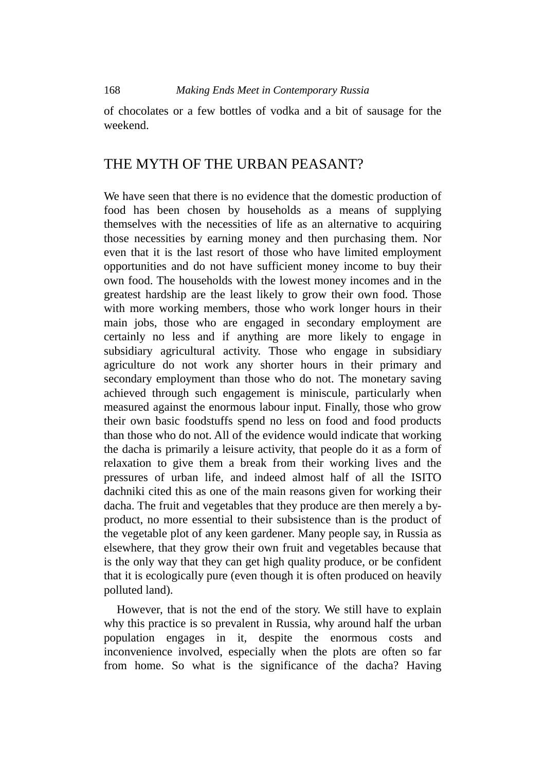of chocolates or a few bottles of vodka and a bit of sausage for the weekend.

## THE MYTH OF THE URBAN PEASANT?

We have seen that there is no evidence that the domestic production of food has been chosen by households as a means of supplying themselves with the necessities of life as an alternative to acquiring those necessities by earning money and then purchasing them. Nor even that it is the last resort of those who have limited employment opportunities and do not have sufficient money income to buy their own food. The households with the lowest money incomes and in the greatest hardship are the least likely to grow their own food. Those with more working members, those who work longer hours in their main jobs, those who are engaged in secondary employment are certainly no less and if anything are more likely to engage in subsidiary agricultural activity. Those who engage in subsidiary agriculture do not work any shorter hours in their primary and secondary employment than those who do not. The monetary saving achieved through such engagement is miniscule, particularly when measured against the enormous labour input. Finally, those who grow their own basic foodstuffs spend no less on food and food products than those who do not. All of the evidence would indicate that working the dacha is primarily a leisure activity, that people do it as a form of relaxation to give them a break from their working lives and the pressures of urban life, and indeed almost half of all the ISITO dachniki cited this as one of the main reasons given for working their dacha. The fruit and vegetables that they produce are then merely a by-product, no more essential to their subsistence than is the product of the vegetable plot of any keen gardener. Many people say, in Russia as elsewhere, that they grow their own fruit and vegetables because that is the only way that they can get high quality produce, or be confident that it is ecologically pure (even though it is often produced on heavily polluted land).

However, that is not the end of the story. We still have to explain why this practice is so prevalent in Russia, why around half the urban population engages in it, despite the enormous costs and inconvenience involved, especially when the plots are often so far from home. So what is the significance of the dacha? Having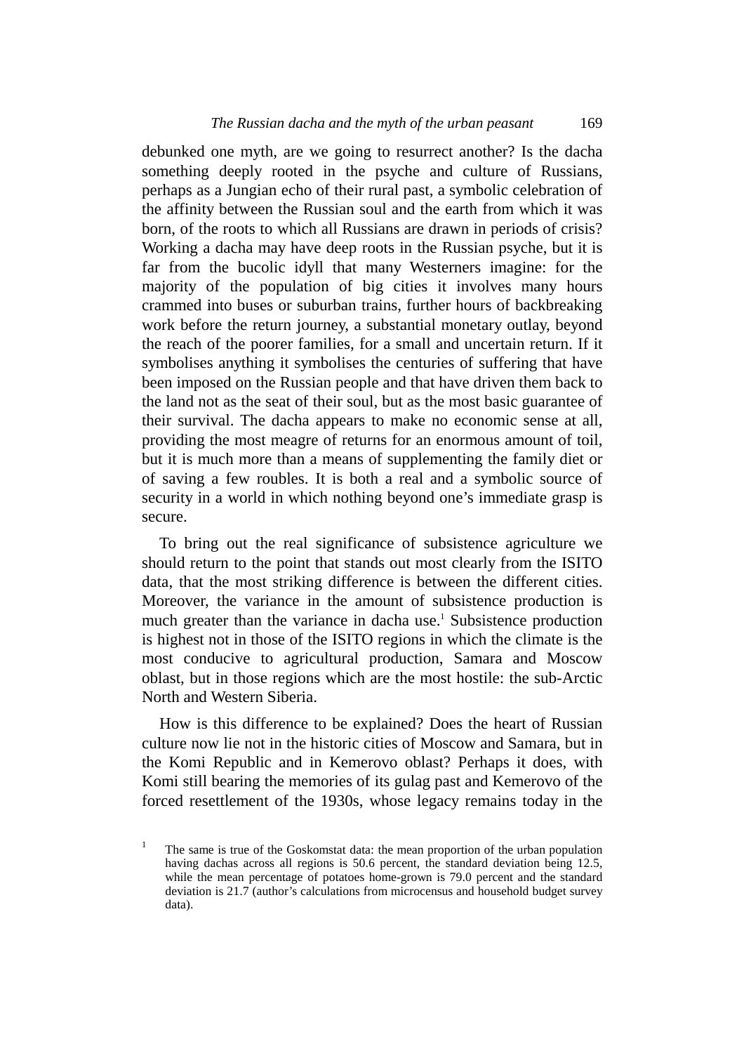debunked one myth, are we going to resurrect another? Is the dacha something deeply rooted in the psyche and culture of Russians, perhaps as a Jungian echo of their rural past, a symbolic celebration of the affinity between the Russian soul and the earth from which it was born, of the roots to which all Russians are drawn in periods of crisis? Working a dacha may have deep roots in the Russian psyche, but it is far from the bucolic idyll that many Westerners imagine: for the majority of the population of big cities it involves many hours crammed into buses or suburban trains, further hours of backbreaking work before the return journey, a substantial monetary outlay, beyond the reach of the poorer families, for a small and uncertain return. If it symbolises anything it symbolises the centuries of suffering that have been imposed on the Russian people and that have driven them back to the land not as the seat of their soul, but as the most basic guarantee of their survival. The dacha appears to make no economic sense at all, providing the most meagre of returns for an enormous amount of toil, but it is much more than a means of supplementing the family diet or of saving a few roubles. It is both a real and a symbolic source of security in a world in which nothing beyond one's immediate grasp is secure.

To bring out the real significance of subsistence agriculture we should return to the point that stands out most clearly from the ISITO data, that the most striking difference is between the different cities. Moreover, the variance in the amount of subsistence production is much greater than the variance in dacha use.[1] Subsistence production is highest not in those of the ISITO regions in which the climate is the most conducive to agricultural production, Samara and Moscow oblast, but in those regions which are the most hostile: the sub-Arctic North and Western Siberia.

How is this difference to be explained? Does the heart of Russian culture now lie not in the historic cities of Moscow and Samara, but in the Komi Republic and in Kemerovo oblast? Perhaps it does, with Komi still bearing the memories of its gulag past and Kemerovo of the forced resettlement of the 1930s, whose legacy remains today in the

[1] The same is true of the Goskomstat data: the mean proportion of the urban population having dachas across all regions is 50.6 percent, the standard deviation being 12.5, while the mean percentage of potatoes home-grown is 79.0 percent and the standard deviation is 21.7 (author's calculations from microcensus and household budget survey data).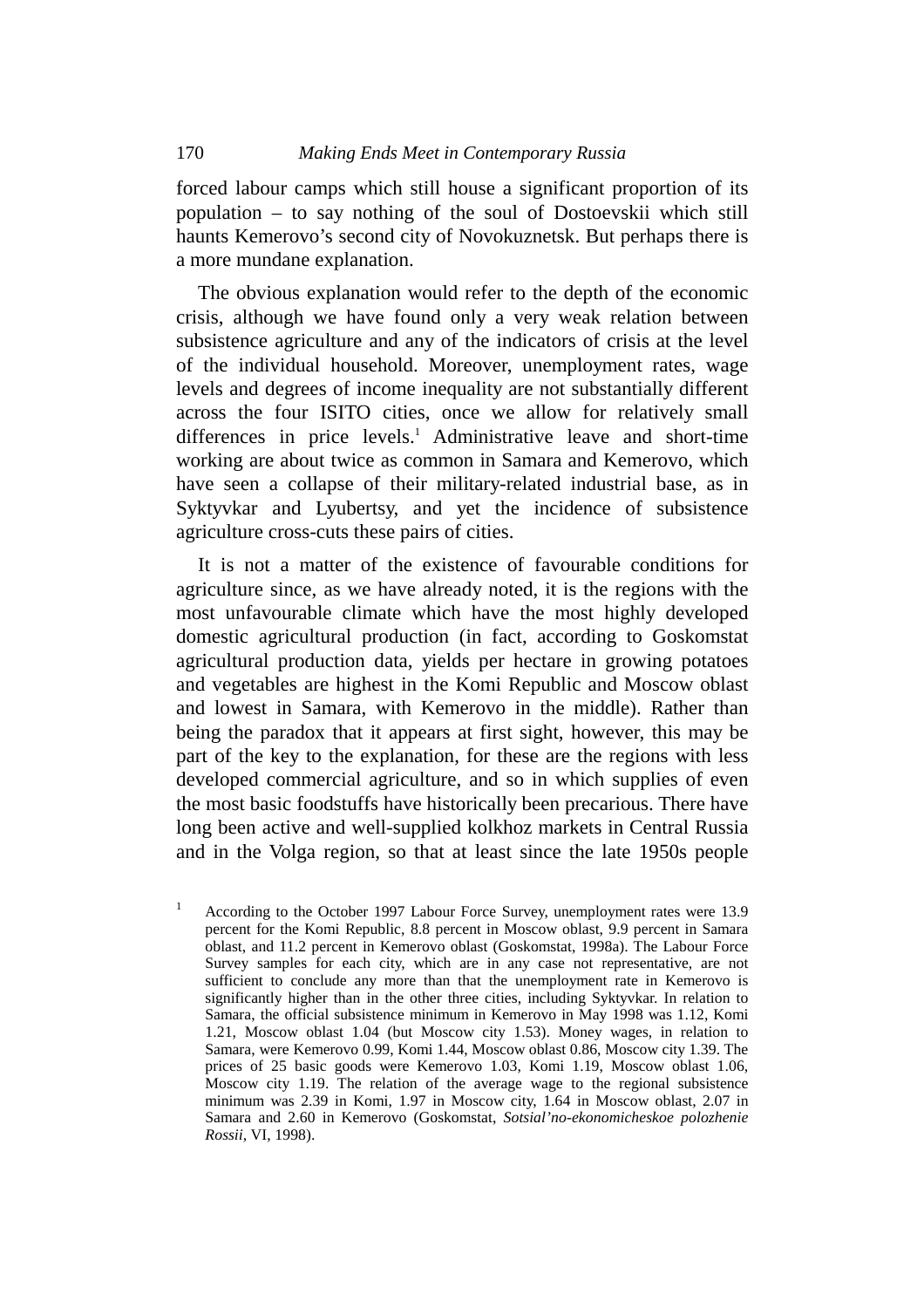forced labour camps which still house a significant proportion of its population – to say nothing of the soul of Dostoevskii which still haunts Kemerovo's second city of Novokuznetsk. But perhaps there is a more mundane explanation.

The obvious explanation would refer to the depth of the economic crisis, although we have found only a very weak relation between subsistence agriculture and any of the indicators of crisis at the level of the individual household. Moreover, unemployment rates, wage levels and degrees of income inequality are not substantially different across the four ISITO cities, once we allow for relatively small differences in price levels.[1] Administrative leave and short-time working are about twice as common in Samara and Kemerovo, which have seen a collapse of their military-related industrial base, as in Syktyvkar and Lyubertsy, and yet the incidence of subsistence agriculture cross-cuts these pairs of cities.

It is not a matter of the existence of favourable conditions for agriculture since, as we have already noted, it is the regions with the most unfavourable climate which have the most highly developed domestic agricultural production (in fact, according to Goskomstat agricultural production data, yields per hectare in growing potatoes and vegetables are highest in the Komi Republic and Moscow oblast and lowest in Samara, with Kemerovo in the middle). Rather than being the paradox that it appears at first sight, however, this may be part of the key to the explanation, for these are the regions with less developed commercial agriculture, and so in which supplies of even the most basic foodstuffs have historically been precarious. There have long been active and well-supplied kolkhoz markets in Central Russia and in the Volga region, so that at least since the late 1950s people

[1] According to the October 1997 Labour Force Survey, unemployment rates were 13.9 percent for the Komi Republic, 8.8 percent in Moscow oblast, 9.9 percent in Samara oblast, and 11.2 percent in Kemerovo oblast (Goskomstat, 1998a). The Labour Force Survey samples for each city, which are in any case not representative, are not sufficient to conclude any more than that the unemployment rate in Kemerovo is significantly higher than in the other three cities, including Syktyvkar. In relation to Samara, the official subsistence minimum in Kemerovo in May 1998 was 1.12, Komi 1.21, Moscow oblast 1.04 (but Moscow city 1.53). Money wages, in relation to Samara, were Kemerovo 0.99, Komi 1.44, Moscow oblast 0.86, Moscow city 1.39. The prices of 25 basic goods were Kemerovo 1.03, Komi 1.19, Moscow oblast 1.06, Moscow city 1.19. The relation of the average wage to the regional subsistence minimum was 2.39 in Komi, 1.97 in Moscow city, 1.64 in Moscow oblast, 2.07 in Samara and 2.60 in Kemerovo (Goskomstat, *Sotsial'no-ekonomicheskoe polozhenie Rossii*, VI, 1998).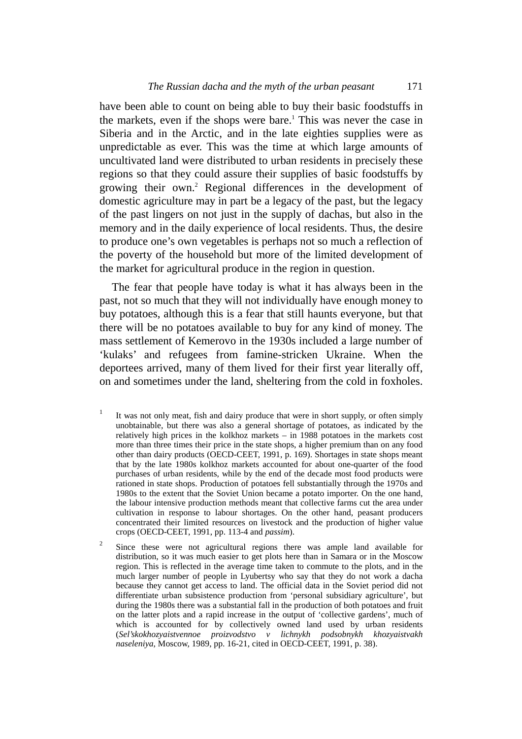have been able to count on being able to buy their basic foodstuffs in the markets, even if the shops were bare.[1] This was never the case in Siberia and in the Arctic, and in the late eighties supplies were as unpredictable as ever. This was the time at which large amounts of uncultivated land were distributed to urban residents in precisely these regions so that they could assure their supplies of basic foodstuffs by growing their own.[2] Regional differences in the development of domestic agriculture may in part be a legacy of the past, but the legacy of the past lingers on not just in the supply of dachas, but also in the memory and in the daily experience of local residents. Thus, the desire to produce one's own vegetables is perhaps not so much a reflection of the poverty of the household but more of the limited development of the market for agricultural produce in the region in question.

The fear that people have today is what it has always been in the past, not so much that they will not individually have enough money to buy potatoes, although this is a fear that still haunts everyone, but that there will be no potatoes available to buy for any kind of money. The mass settlement of Kemerovo in the 1930s included a large number of 'kulaks' and refugees from famine-stricken Ukraine. When the deportees arrived, many of them lived for their first year literally off, on and sometimes under the land, sheltering from the cold in foxholes.

[1] It was not only meat, fish and dairy produce that were in short supply, or often simply unobtainable, but there was also a general shortage of potatoes, as indicated by the relatively high prices in the kolkhoz markets – in 1988 potatoes in the markets cost more than three times their price in the state shops, a higher premium than on any food other than dairy products (OECD-CEET, 1991, p. 169). Shortages in state shops meant that by the late 1980s kolkhoz markets accounted for about one-quarter of the food purchases of urban residents, while by the end of the decade most food products were rationed in state shops. Production of potatoes fell substantially through the 1970s and 1980s to the extent that the Soviet Union became a potato importer. On the one hand, the labour intensive production methods meant that collective farms cut the area under cultivation in response to labour shortages. On the other hand, peasant producers concentrated their limited resources on livestock and the production of higher value crops (OECD-CEET, 1991, pp. 113-4 and *passim*).

[2] Since these were not agricultural regions there was ample land available for distribution, so it was much easier to get plots here than in Samara or in the Moscow region. This is reflected in the average time taken to commute to the plots, and in the much larger number of people in Lyubertsy who say that they do not work a dacha because they cannot get access to land. The official data in the Soviet period did not differentiate urban subsistence production from 'personal subsidiary agriculture', but during the 1980s there was a substantial fall in the production of both potatoes and fruit on the latter plots and a rapid increase in the output of 'collective gardens', much of which is accounted for by collectively owned land used by urban residents (*Sel'skokhozyaistvennoe proizvodstvo v lichnykh podsobnykh khozyaistvakh naseleniya*, Moscow, 1989, pp. 16-21, cited in OECD-CEET, 1991, p. 38).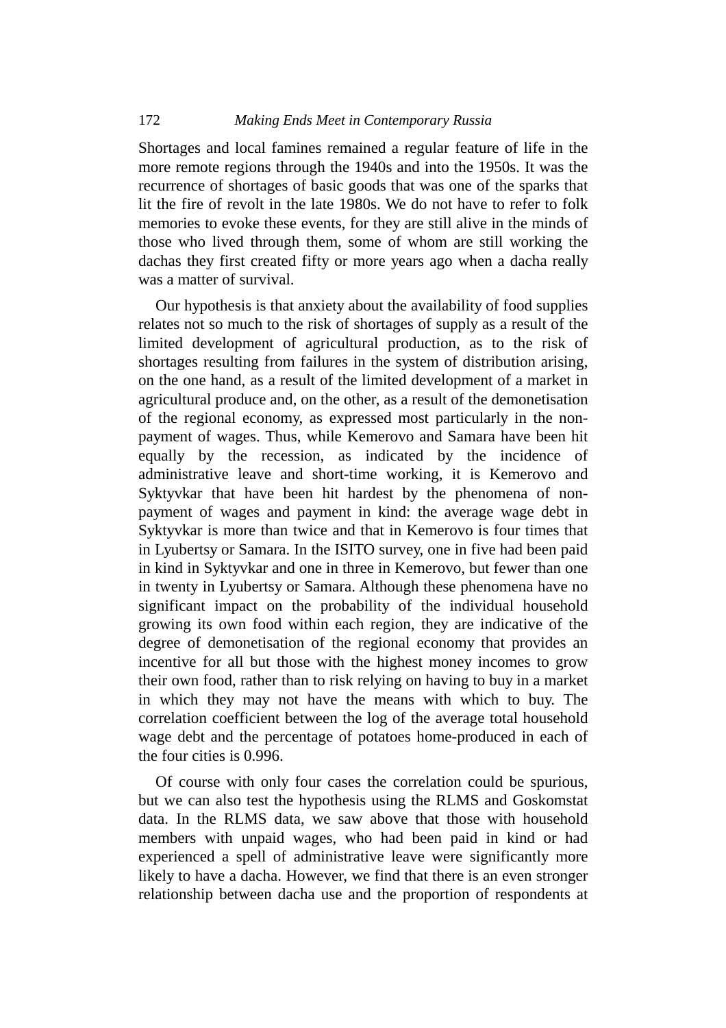Shortages and local famines remained a regular feature of life in the more remote regions through the 1940s and into the 1950s. It was the recurrence of shortages of basic goods that was one of the sparks that lit the fire of revolt in the late 1980s. We do not have to refer to folk memories to evoke these events, for they are still alive in the minds of those who lived through them, some of whom are still working the dachas they first created fifty or more years ago when a dacha really was a matter of survival.

Our hypothesis is that anxiety about the availability of food supplies relates not so much to the risk of shortages of supply as a result of the limited development of agricultural production, as to the risk of shortages resulting from failures in the system of distribution arising, on the one hand, as a result of the limited development of a market in agricultural produce and, on the other, as a result of the demonetisation of the regional economy, as expressed most particularly in the non-payment of wages. Thus, while Kemerovo and Samara have been hit equally by the recession, as indicated by the incidence of administrative leave and short-time working, it is Kemerovo and Syktyvkar that have been hit hardest by the phenomena of non-payment of wages and payment in kind: the average wage debt in Syktyvkar is more than twice and that in Kemerovo is four times that in Lyubertsy or Samara. In the ISITO survey, one in five had been paid in kind in Syktyvkar and one in three in Kemerovo, but fewer than one in twenty in Lyubertsy or Samara. Although these phenomena have no significant impact on the probability of the individual household growing its own food within each region, they are indicative of the degree of demonetisation of the regional economy that provides an incentive for all but those with the highest money incomes to grow their own food, rather than to risk relying on having to buy in a market in which they may not have the means with which to buy. The correlation coefficient between the log of the average total household wage debt and the percentage of potatoes home-produced in each of the four cities is 0.996.

Of course with only four cases the correlation could be spurious, but we can also test the hypothesis using the RLMS and Goskomstat data. In the RLMS data, we saw above that those with household members with unpaid wages, who had been paid in kind or had experienced a spell of administrative leave were significantly more likely to have a dacha. However, we find that there is an even stronger relationship between dacha use and the proportion of respondents at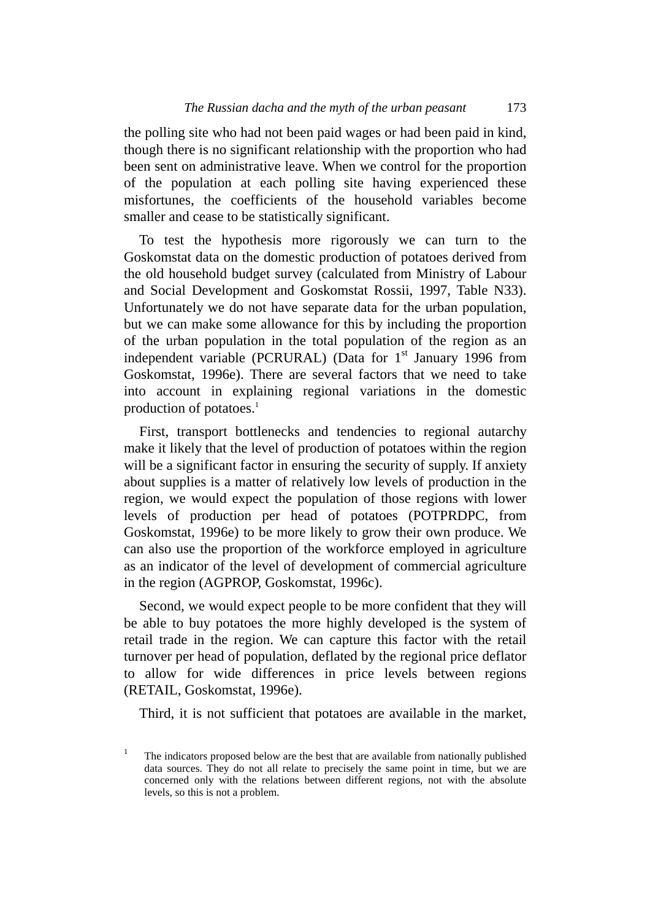the polling site who had not been paid wages or had been paid in kind, though there is no significant relationship with the proportion who had been sent on administrative leave. When we control for the proportion of the population at each polling site having experienced these misfortunes, the coefficients of the household variables become smaller and cease to be statistically significant.

To test the hypothesis more rigorously we can turn to the Goskomstat data on the domestic production of potatoes derived from the old household budget survey (calculated from Ministry of Labour and Social Development and Goskomstat Rossii, 1997, Table N33). Unfortunately we do not have separate data for the urban population, but we can make some allowance for this by including the proportion of the urban population in the total population of the region as an independent variable (PCRURAL) (Data for 1st January 1996 from Goskomstat, 1996e). There are several factors that we need to take into account in explaining regional variations in the domestic production of potatoes.[1]

First, transport bottlenecks and tendencies to regional autarchy make it likely that the level of production of potatoes within the region will be a significant factor in ensuring the security of supply. If anxiety about supplies is a matter of relatively low levels of production in the region, we would expect the population of those regions with lower levels of production per head of potatoes (POTPRDPC, from Goskomstat, 1996e) to be more likely to grow their own produce. We can also use the proportion of the workforce employed in agriculture as an indicator of the level of development of commercial agriculture in the region (AGPROP, Goskomstat, 1996c).

Second, we would expect people to be more confident that they will be able to buy potatoes the more highly developed is the system of retail trade in the region. We can capture this factor with the retail turnover per head of population, deflated by the regional price deflator to allow for wide differences in price levels between regions (RETAIL, Goskomstat, 1996e).

Third, it is not sufficient that potatoes are available in the market,

[1] The indicators proposed below are the best that are available from nationally published data sources. They do not all relate to precisely the same point in time, but we are concerned only with the relations between different regions, not with the absolute levels, so this is not a problem.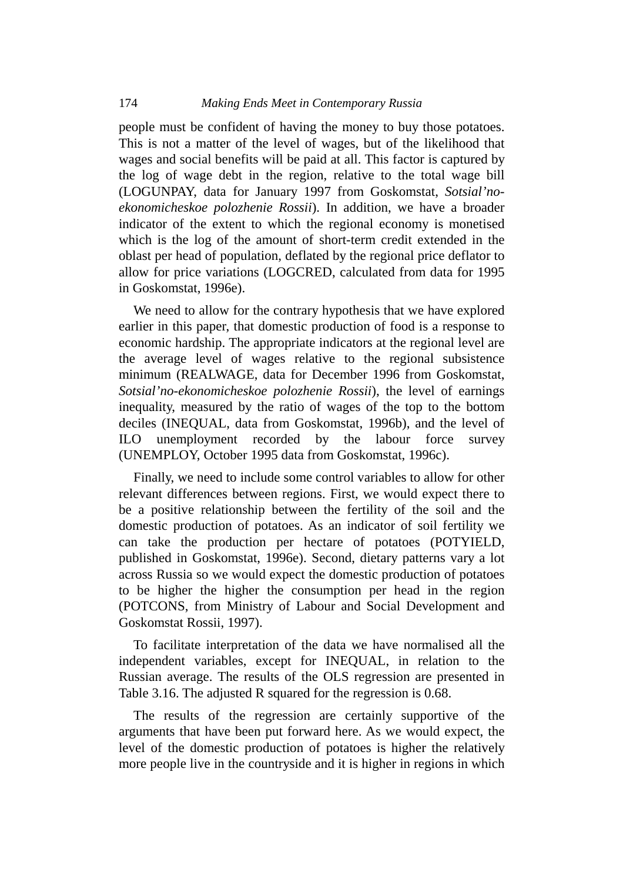people must be confident of having the money to buy those potatoes. This is not a matter of the level of wages, but of the likelihood that wages and social benefits will be paid at all. This factor is captured by the log of wage debt in the region, relative to the total wage bill (LOGUNPAY, data for January 1997 from Goskomstat, *Sotsial'no-ekonomicheskoe polozhenie Rossii*). In addition, we have a broader indicator of the extent to which the regional economy is monetised which is the log of the amount of short-term credit extended in the oblast per head of population, deflated by the regional price deflator to allow for price variations (LOGCRED, calculated from data for 1995 in Goskomstat, 1996e).

We need to allow for the contrary hypothesis that we have explored earlier in this paper, that domestic production of food is a response to economic hardship. The appropriate indicators at the regional level are the average level of wages relative to the regional subsistence minimum (REALWAGE, data for December 1996 from Goskomstat, *Sotsial'no-ekonomicheskoe polozhenie Rossii*), the level of earnings inequality, measured by the ratio of wages of the top to the bottom deciles (INEQUAL, data from Goskomstat, 1996b), and the level of ILO unemployment recorded by the labour force survey (UNEMPLOY, October 1995 data from Goskomstat, 1996c).

Finally, we need to include some control variables to allow for other relevant differences between regions. First, we would expect there to be a positive relationship between the fertility of the soil and the domestic production of potatoes. As an indicator of soil fertility we can take the production per hectare of potatoes (POTYIELD, published in Goskomstat, 1996e). Second, dietary patterns vary a lot across Russia so we would expect the domestic production of potatoes to be higher the higher the consumption per head in the region (POTCONS, from Ministry of Labour and Social Development and Goskomstat Rossii, 1997).

To facilitate interpretation of the data we have normalised all the independent variables, except for INEQUAL, in relation to the Russian average. The results of the OLS regression are presented in Table 3.16. The adjusted R squared for the regression is 0.68.

The results of the regression are certainly supportive of the arguments that have been put forward here. As we would expect, the level of the domestic production of potatoes is higher the relatively more people live in the countryside and it is higher in regions in which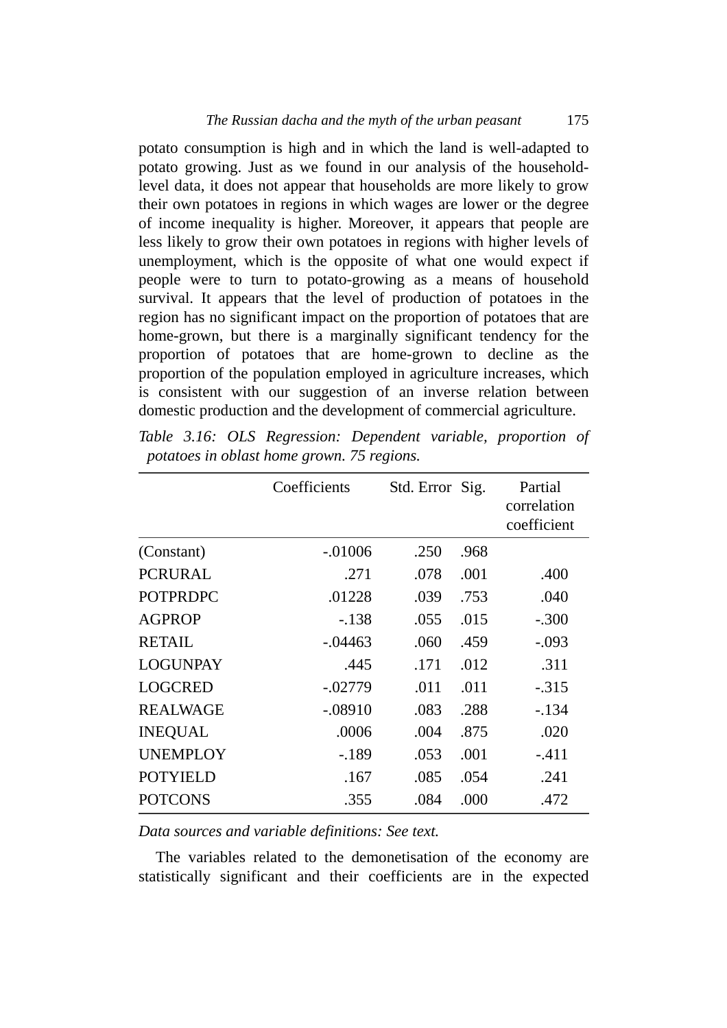potato consumption is high and in which the land is well-adapted to potato growing. Just as we found in our analysis of the household-level data, it does not appear that households are more likely to grow their own potatoes in regions in which wages are lower or the degree of income inequality is higher. Moreover, it appears that people are less likely to grow their own potatoes in regions with higher levels of unemployment, which is the opposite of what one would expect if people were to turn to potato-growing as a means of household survival. It appears that the level of production of potatoes in the region has no significant impact on the proportion of potatoes that are home-grown, but there is a marginally significant tendency for the proportion of potatoes that are home-grown to decline as the proportion of the population employed in agriculture increases, which is consistent with our suggestion of an inverse relation between domestic production and the development of commercial agriculture.

*Table 3.16: OLS Regression: Dependent variable, proportion of potatoes in oblast home grown. 75 regions.*

| | Coefficients | Std. Error | Sig. | Partial correlation coefficient |
|---|---|---|---|---|
| (Constant) | -.01006 | .250 | .968 | |
| PCRURAL | .271 | .078 | .001 | .400 |
| POTPRDPC | .01228 | .039 | .753 | .040 |
| AGPROP | -.138 | .055 | .015 | -.300 |
| RETAIL | -.04463 | .060 | .459 | -.093 |
| LOGUNPAY | .445 | .171 | .012 | .311 |
| LOGCRED | -.02779 | .011 | .011 | -.315 |
| REALWAGE | -.08910 | .083 | .288 | -.134 |
| INEQUAL | .0006 | .004 | .875 | .020 |
| UNEMPLOY | -.189 | .053 | .001 | -.411 |
| POTYIELD | .167 | .085 | .054 | .241 |
| POTCONS | .355 | .084 | .000 | .472 |

*Data sources and variable definitions: See text.*

The variables related to the demonetisation of the economy are statistically significant and their coefficients are in the expected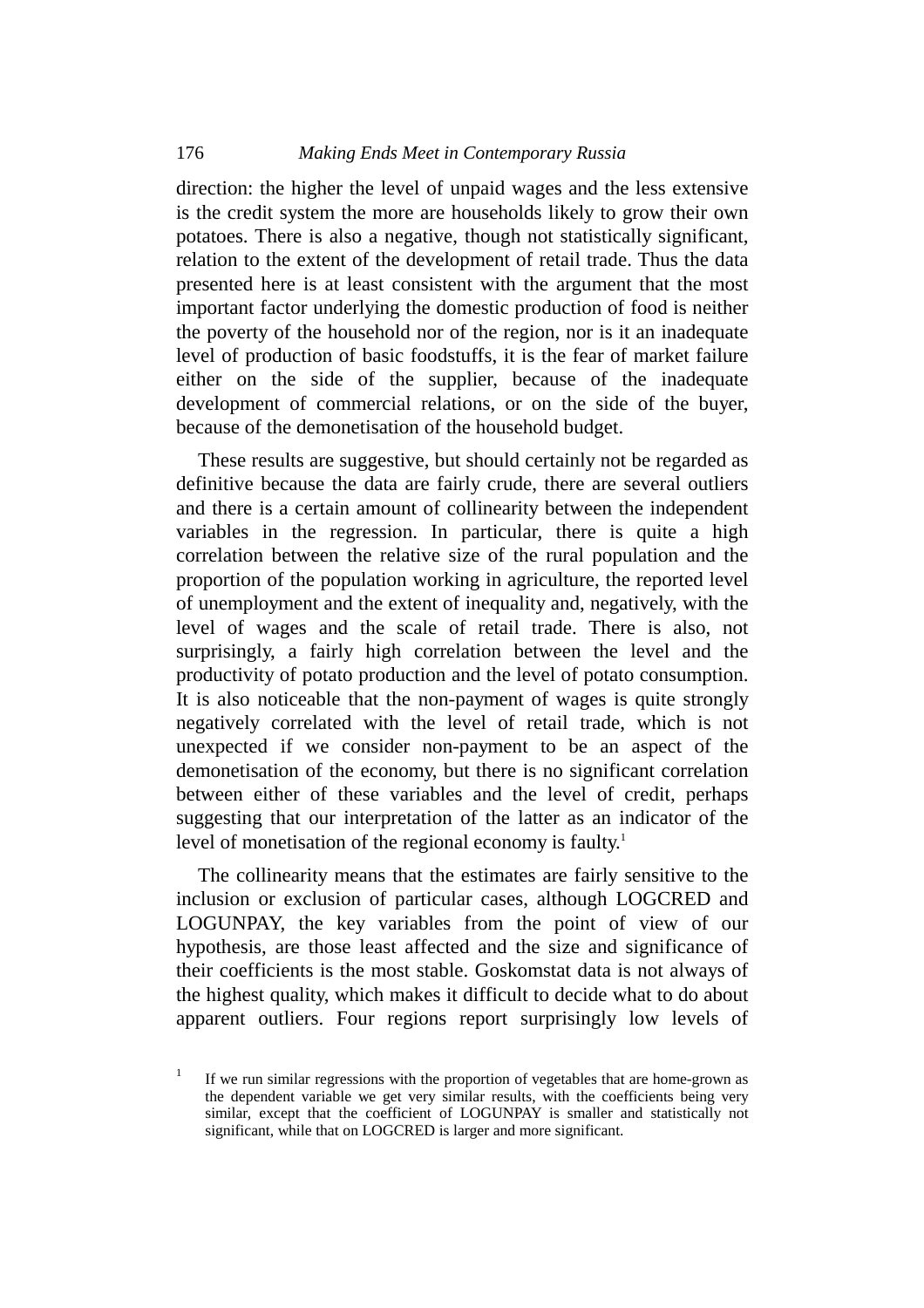direction: the higher the level of unpaid wages and the less extensive is the credit system the more are households likely to grow their own potatoes. There is also a negative, though not statistically significant, relation to the extent of the development of retail trade. Thus the data presented here is at least consistent with the argument that the most important factor underlying the domestic production of food is neither the poverty of the household nor of the region, nor is it an inadequate level of production of basic foodstuffs, it is the fear of market failure either on the side of the supplier, because of the inadequate development of commercial relations, or on the side of the buyer, because of the demonetisation of the household budget.

These results are suggestive, but should certainly not be regarded as definitive because the data are fairly crude, there are several outliers and there is a certain amount of collinearity between the independent variables in the regression. In particular, there is quite a high correlation between the relative size of the rural population and the proportion of the population working in agriculture, the reported level of unemployment and the extent of inequality and, negatively, with the level of wages and the scale of retail trade. There is also, not surprisingly, a fairly high correlation between the level and the productivity of potato production and the level of potato consumption. It is also noticeable that the non-payment of wages is quite strongly negatively correlated with the level of retail trade, which is not unexpected if we consider non-payment to be an aspect of the demonetisation of the economy, but there is no significant correlation between either of these variables and the level of credit, perhaps suggesting that our interpretation of the latter as an indicator of the level of monetisation of the regional economy is faulty.[1]

The collinearity means that the estimates are fairly sensitive to the inclusion or exclusion of particular cases, although LOGCRED and LOGUNPAY, the key variables from the point of view of our hypothesis, are those least affected and the size and significance of their coefficients is the most stable. Goskomstat data is not always of the highest quality, which makes it difficult to decide what to do about apparent outliers. Four regions report surprisingly low levels of

[1] If we run similar regressions with the proportion of vegetables that are home-grown as the dependent variable we get very similar results, with the coefficients being very similar, except that the coefficient of LOGUNPAY is smaller and statistically not significant, while that on LOGCRED is larger and more significant.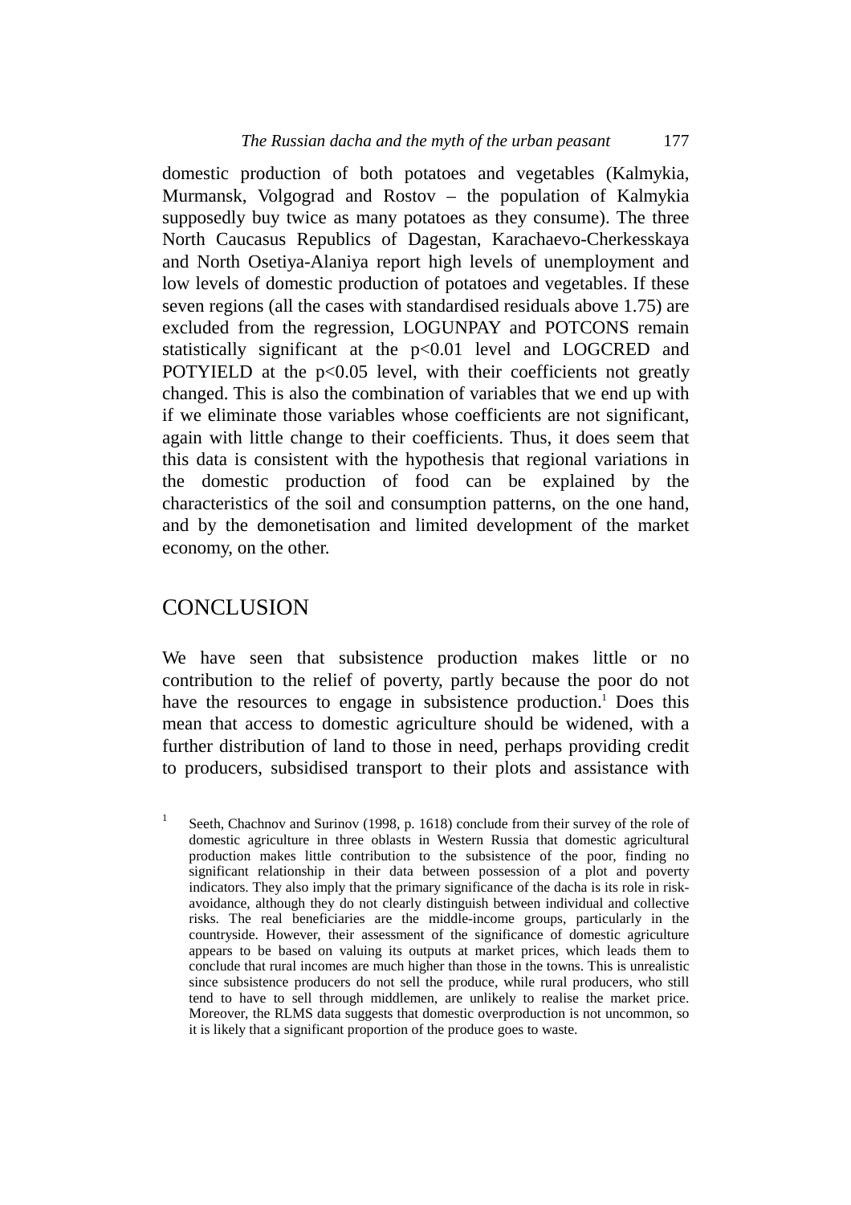domestic production of both potatoes and vegetables (Kalmykia, Murmansk, Volgograd and Rostov – the population of Kalmykia supposedly buy twice as many potatoes as they consume). The three North Caucasus Republics of Dagestan, Karachaevo-Cherkesskaya and North Osetiya-Alaniya report high levels of unemployment and low levels of domestic production of potatoes and vegetables. If these seven regions (all the cases with standardised residuals above 1.75) are excluded from the regression, LOGUNPAY and POTCONS remain statistically significant at the $p<0.01$ level and LOGCRED and POTYIELD at the $p<0.05$ level, with their coefficients not greatly changed. This is also the combination of variables that we end up with if we eliminate those variables whose coefficients are not significant, again with little change to their coefficients. Thus, it does seem that this data is consistent with the hypothesis that regional variations in the domestic production of food can be explained by the characteristics of the soil and consumption patterns, on the one hand, and by the demonetisation and limited development of the market economy, on the other.

## CONCLUSION

We have seen that subsistence production makes little or no contribution to the relief of poverty, partly because the poor do not have the resources to engage in subsistence production.[1] Does this mean that access to domestic agriculture should be widened, with a further distribution of land to those in need, perhaps providing credit to producers, subsidised transport to their plots and assistance with

[1] Seeth, Chachnov and Surinov (1998, p. 1618) conclude from their survey of the role of domestic agriculture in three oblasts in Western Russia that domestic agricultural production makes little contribution to the subsistence of the poor, finding no significant relationship in their data between possession of a plot and poverty indicators. They also imply that the primary significance of the dacha is its role in risk-avoidance, although they do not clearly distinguish between individual and collective risks. The real beneficiaries are the middle-income groups, particularly in the countryside. However, their assessment of the significance of domestic agriculture appears to be based on valuing its outputs at market prices, which leads them to conclude that rural incomes are much higher than those in the towns. This is unrealistic since subsistence producers do not sell the produce, while rural producers, who still tend to have to sell through middlemen, are unlikely to realise the market price. Moreover, the RLMS data suggests that domestic overproduction is not uncommon, so it is likely that a significant proportion of the produce goes to waste.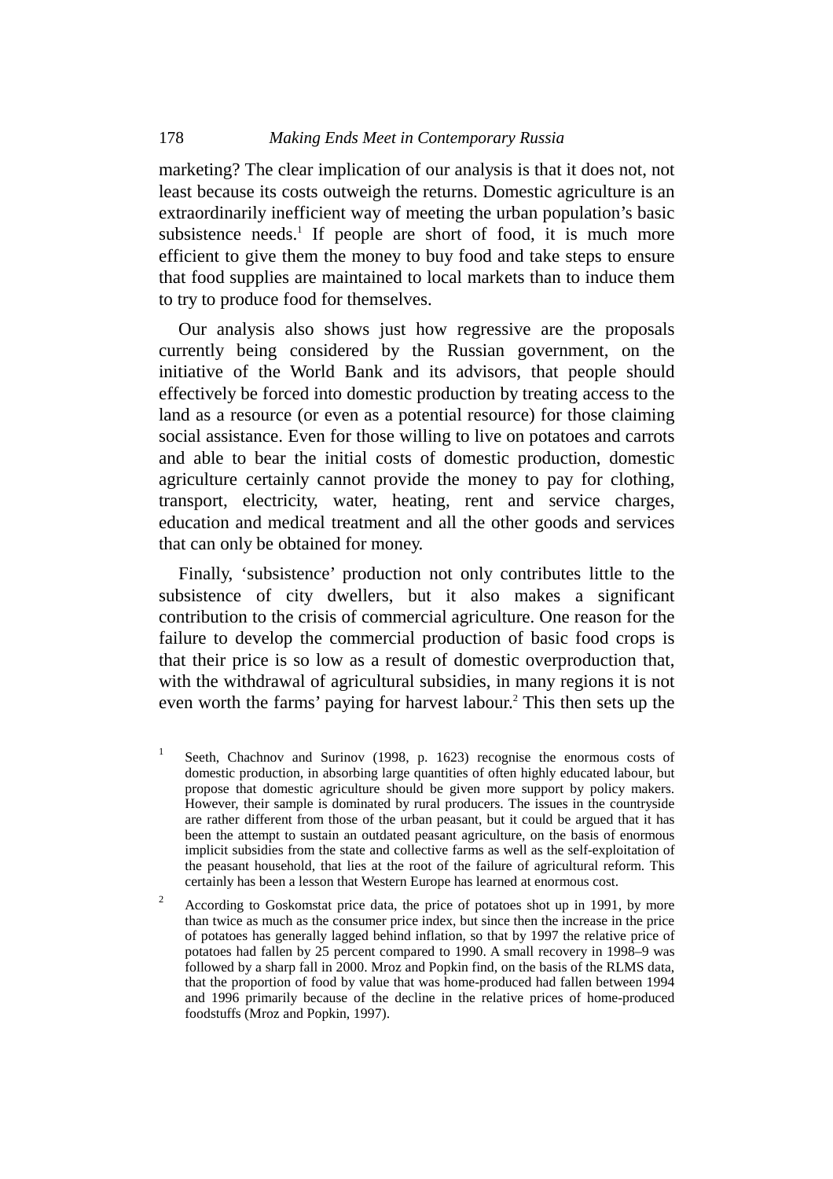marketing? The clear implication of our analysis is that it does not, not least because its costs outweigh the returns. Domestic agriculture is an extraordinarily inefficient way of meeting the urban population's basic subsistence needs.[1] If people are short of food, it is much more efficient to give them the money to buy food and take steps to ensure that food supplies are maintained to local markets than to induce them to try to produce food for themselves.

Our analysis also shows just how regressive are the proposals currently being considered by the Russian government, on the initiative of the World Bank and its advisors, that people should effectively be forced into domestic production by treating access to the land as a resource (or even as a potential resource) for those claiming social assistance. Even for those willing to live on potatoes and carrots and able to bear the initial costs of domestic production, domestic agriculture certainly cannot provide the money to pay for clothing, transport, electricity, water, heating, rent and service charges, education and medical treatment and all the other goods and services that can only be obtained for money.

Finally, 'subsistence' production not only contributes little to the subsistence of city dwellers, but it also makes a significant contribution to the crisis of commercial agriculture. One reason for the failure to develop the commercial production of basic food crops is that their price is so low as a result of domestic overproduction that, with the withdrawal of agricultural subsidies, in many regions it is not even worth the farms' paying for harvest labour.[2] This then sets up the

[1] Seeth, Chachnov and Surinov (1998, p. 1623) recognise the enormous costs of domestic production, in absorbing large quantities of often highly educated labour, but propose that domestic agriculture should be given more support by policy makers. However, their sample is dominated by rural producers. The issues in the countryside are rather different from those of the urban peasant, but it could be argued that it has been the attempt to sustain an outdated peasant agriculture, on the basis of enormous implicit subsidies from the state and collective farms as well as the self-exploitation of the peasant household, that lies at the root of the failure of agricultural reform. This certainly has been a lesson that Western Europe has learned at enormous cost.

[2] According to Goskomstat price data, the price of potatoes shot up in 1991, by more than twice as much as the consumer price index, but since then the increase in the price of potatoes has generally lagged behind inflation, so that by 1997 the relative price of potatoes had fallen by 25 percent compared to 1990. A small recovery in 1998–9 was followed by a sharp fall in 2000. Mroz and Popkin find, on the basis of the RLMS data, that the proportion of food by value that was home-produced had fallen between 1994 and 1996 primarily because of the decline in the relative prices of home-produced foodstuffs (Mroz and Popkin, 1997).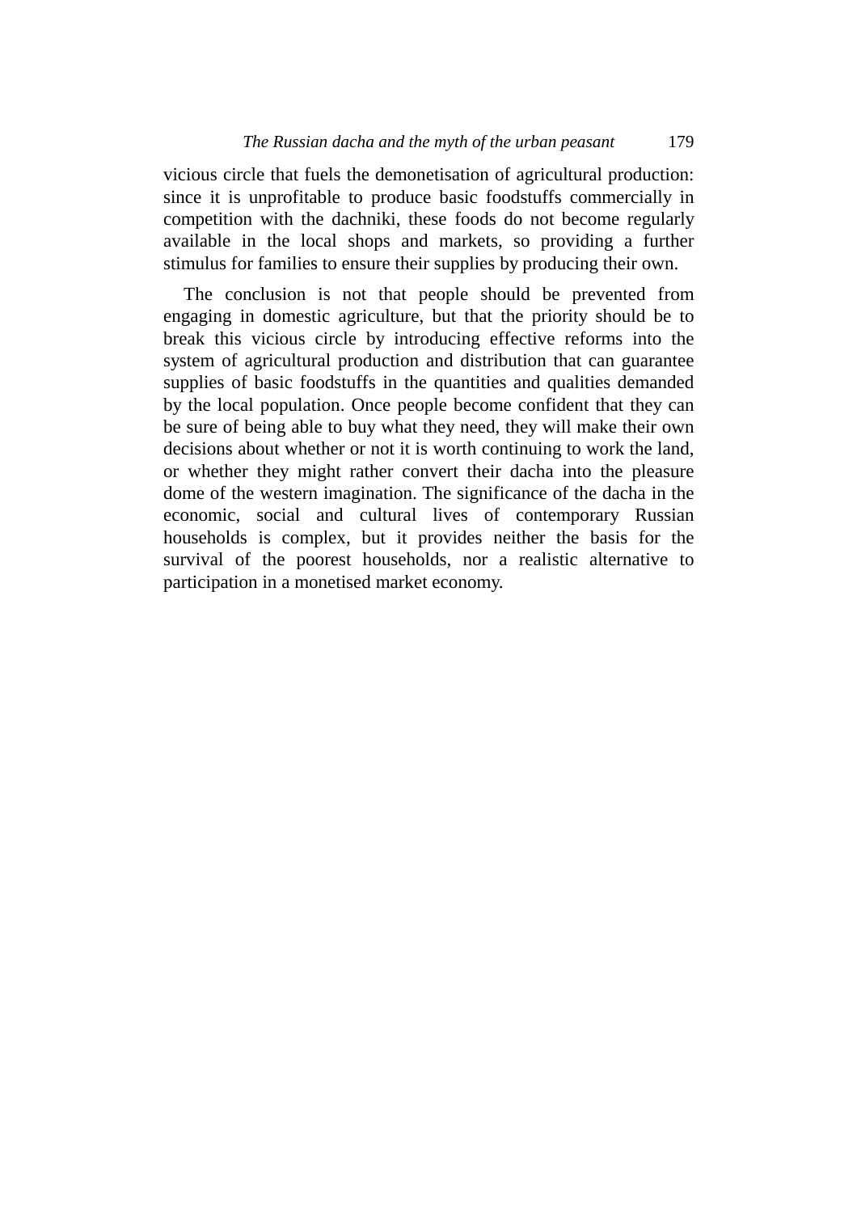vicious circle that fuels the demonetisation of agricultural production: since it is unprofitable to produce basic foodstuffs commercially in competition with the dachniki, these foods do not become regularly available in the local shops and markets, so providing a further stimulus for families to ensure their supplies by producing their own.

The conclusion is not that people should be prevented from engaging in domestic agriculture, but that the priority should be to break this vicious circle by introducing effective reforms into the system of agricultural production and distribution that can guarantee supplies of basic foodstuffs in the quantities and qualities demanded by the local population. Once people become confident that they can be sure of being able to buy what they need, they will make their own decisions about whether or not it is worth continuing to work the land, or whether they might rather convert their dacha into the pleasure dome of the western imagination. The significance of the dacha in the economic, social and cultural lives of contemporary Russian households is complex, but it provides neither the basis for the survival of the poorest households, nor a realistic alternative to participation in a monetised market economy.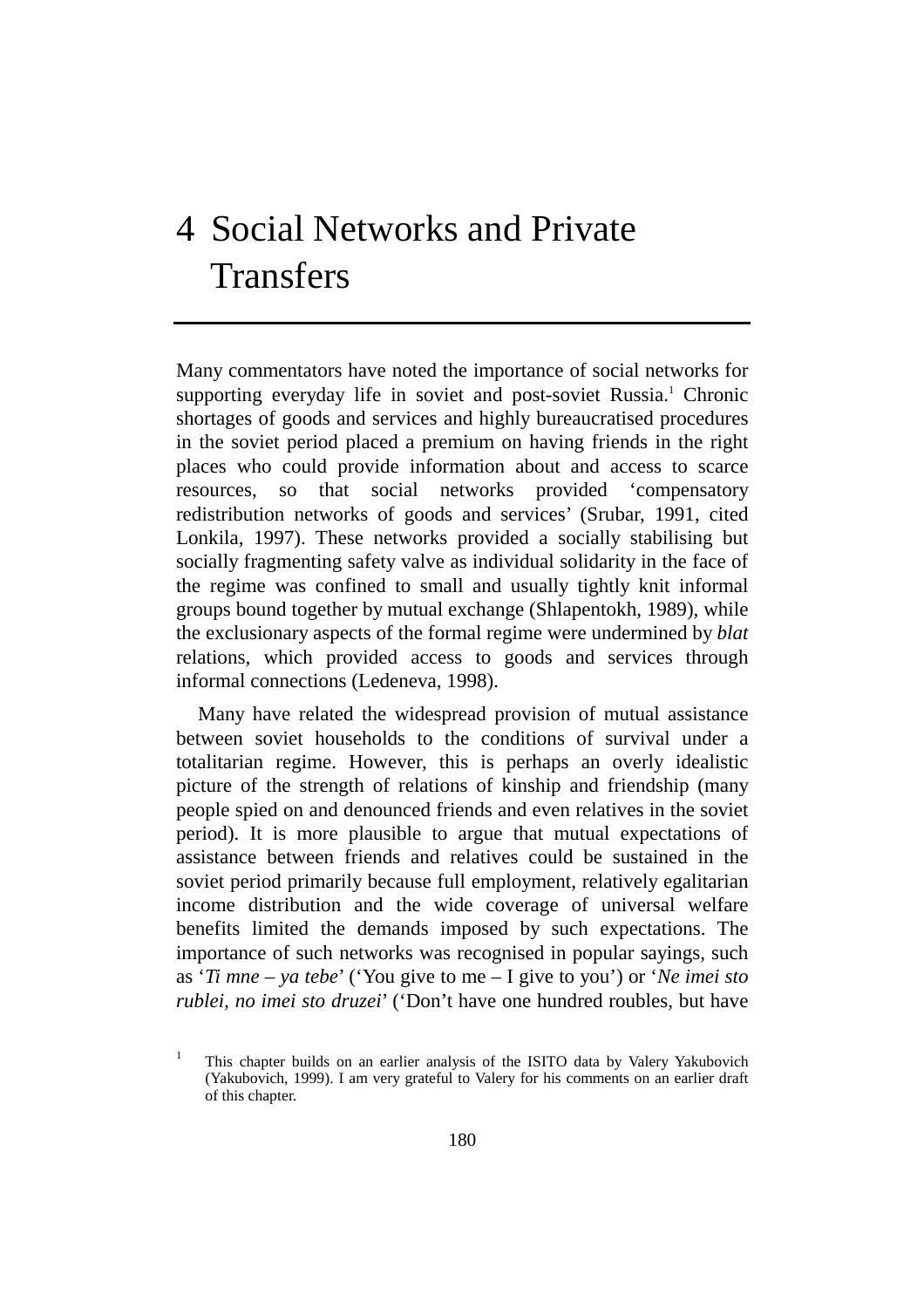# 4 Social Networks and Private Transfers

Many commentators have noted the importance of social networks for supporting everyday life in soviet and post-soviet Russia.[1] Chronic shortages of goods and services and highly bureaucratised procedures in the soviet period placed a premium on having friends in the right places who could provide information about and access to scarce resources, so that social networks provided 'compensatory redistribution networks of goods and services' (Srubar, 1991, cited Lonkila, 1997). These networks provided a socially stabilising but socially fragmenting safety valve as individual solidarity in the face of the regime was confined to small and usually tightly knit informal groups bound together by mutual exchange (Shlapentokh, 1989), while the exclusionary aspects of the formal regime were undermined by *blat* relations, which provided access to goods and services through informal connections (Ledeneva, 1998).

Many have related the widespread provision of mutual assistance between soviet households to the conditions of survival under a totalitarian regime. However, this is perhaps an overly idealistic picture of the strength of relations of kinship and friendship (many people spied on and denounced friends and even relatives in the soviet period). It is more plausible to argue that mutual expectations of assistance between friends and relatives could be sustained in the soviet period primarily because full employment, relatively egalitarian income distribution and the wide coverage of universal welfare benefits limited the demands imposed by such expectations. The importance of such networks was recognised in popular sayings, such as '*Ti mne – ya tebe*' ('You give to me – I give to you') or '*Ne imei sto rublei, no imei sto druzei*' ('Don't have one hundred roubles, but have

[1] This chapter builds on an earlier analysis of the ISITO data by Valery Yakubovich (Yakubovich, 1999). I am very grateful to Valery for his comments on an earlier draft of this chapter.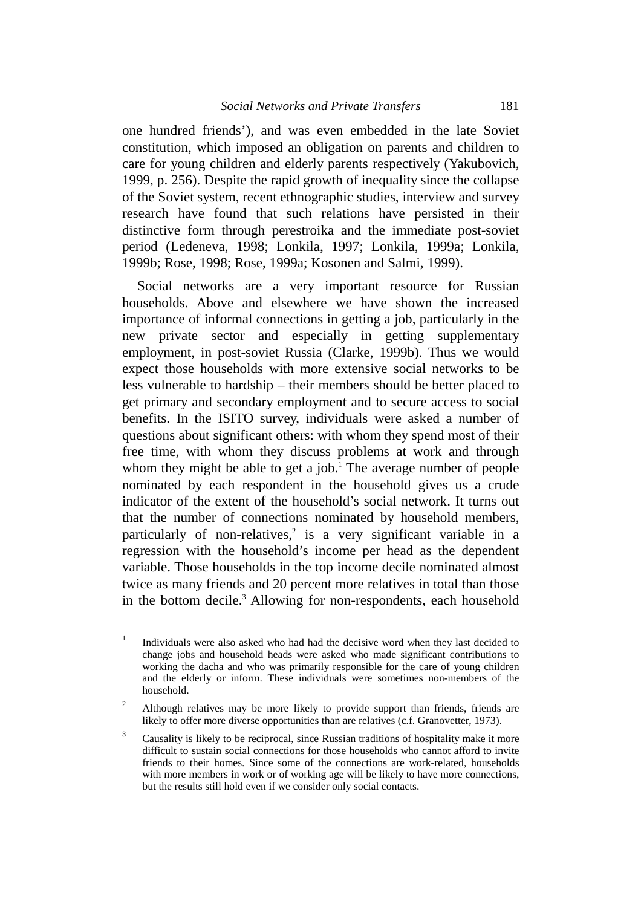one hundred friends'), and was even embedded in the late Soviet constitution, which imposed an obligation on parents and children to care for young children and elderly parents respectively (Yakubovich, 1999, p. 256). Despite the rapid growth of inequality since the collapse of the Soviet system, recent ethnographic studies, interview and survey research have found that such relations have persisted in their distinctive form through perestroika and the immediate post-soviet period (Ledeneva, 1998; Lonkila, 1997; Lonkila, 1999a; Lonkila, 1999b; Rose, 1998; Rose, 1999a; Kosonen and Salmi, 1999).

Social networks are a very important resource for Russian households. Above and elsewhere we have shown the increased importance of informal connections in getting a job, particularly in the new private sector and especially in getting supplementary employment, in post-soviet Russia (Clarke, 1999b). Thus we would expect those households with more extensive social networks to be less vulnerable to hardship – their members should be better placed to get primary and secondary employment and to secure access to social benefits. In the ISITO survey, individuals were asked a number of questions about significant others: with whom they spend most of their free time, with whom they discuss problems at work and through whom they might be able to get a job.[1] The average number of people nominated by each respondent in the household gives us a crude indicator of the extent of the household's social network. It turns out that the number of connections nominated by household members, particularly of non-relatives,[2] is a very significant variable in a regression with the household's income per head as the dependent variable. Those households in the top income decile nominated almost twice as many friends and 20 percent more relatives in total than those in the bottom decile.[3] Allowing for non-respondents, each household

[1] Individuals were also asked who had had the decisive word when they last decided to change jobs and household heads were asked who made significant contributions to working the dacha and who was primarily responsible for the care of young children and the elderly or inform. These individuals were sometimes non-members of the household.

[2] Although relatives may be more likely to provide support than friends, friends are likely to offer more diverse opportunities than are relatives (c.f. Granovetter, 1973).

[3] Causality is likely to be reciprocal, since Russian traditions of hospitality make it more difficult to sustain social connections for those households who cannot afford to invite friends to their homes. Since some of the connections are work-related, households with more members in work or of working age will be likely to have more connections, but the results still hold even if we consider only social contacts.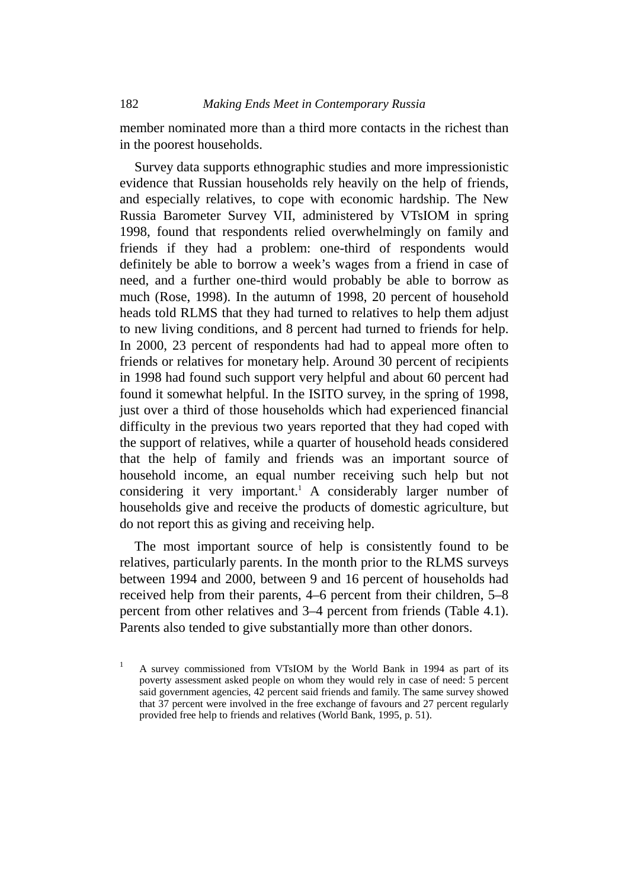member nominated more than a third more contacts in the richest than in the poorest households.

Survey data supports ethnographic studies and more impressionistic evidence that Russian households rely heavily on the help of friends, and especially relatives, to cope with economic hardship. The New Russia Barometer Survey VII, administered by VTsIOM in spring 1998, found that respondents relied overwhelmingly on family and friends if they had a problem: one-third of respondents would definitely be able to borrow a week's wages from a friend in case of need, and a further one-third would probably be able to borrow as much (Rose, 1998). In the autumn of 1998, 20 percent of household heads told RLMS that they had turned to relatives to help them adjust to new living conditions, and 8 percent had turned to friends for help. In 2000, 23 percent of respondents had had to appeal more often to friends or relatives for monetary help. Around 30 percent of recipients in 1998 had found such support very helpful and about 60 percent had found it somewhat helpful. In the ISITO survey, in the spring of 1998, just over a third of those households which had experienced financial difficulty in the previous two years reported that they had coped with the support of relatives, while a quarter of household heads considered that the help of family and friends was an important source of household income, an equal number receiving such help but not considering it very important.[1] A considerably larger number of households give and receive the products of domestic agriculture, but do not report this as giving and receiving help.

The most important source of help is consistently found to be relatives, particularly parents. In the month prior to the RLMS surveys between 1994 and 2000, between 9 and 16 percent of households had received help from their parents, 4–6 percent from their children, 5–8 percent from other relatives and 3–4 percent from friends (Table 4.1). Parents also tended to give substantially more than other donors.

[1] A survey commissioned from VTsIOM by the World Bank in 1994 as part of its poverty assessment asked people on whom they would rely in case of need: 5 percent said government agencies, 42 percent said friends and family. The same survey showed that 37 percent were involved in the free exchange of favours and 27 percent regularly provided free help to friends and relatives (World Bank, 1995, p. 51).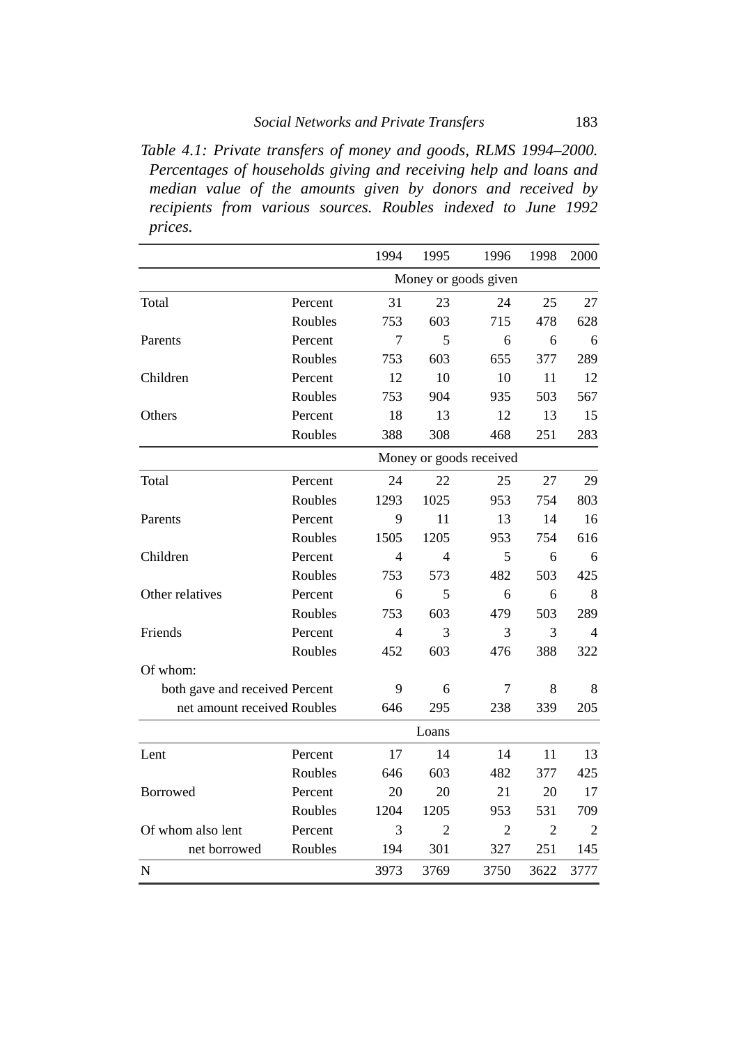*Table 4.1: Private transfers of money and goods, RLMS 1994–2000. Percentages of households giving and receiving help and loans and median value of the amounts given by donors and received by recipients from various sources. Roubles indexed to June 1992 prices.*

| | | 1994 | 1995 | 1996 | 1998 | 2000 |
|---|---|---|---|---|---|---|
| | | | | Money or goods given | | |
| Total | Percent | 31 | 23 | 24 | 25 | 27 |
| | Roubles | 753 | 603 | 715 | 478 | 628 |
| Parents | Percent | 7 | 5 | 6 | 6 | 6 |
| | Roubles | 753 | 603 | 655 | 377 | 289 |
| Children | Percent | 12 | 10 | 10 | 11 | 12 |
| | Roubles | 753 | 904 | 935 | 503 | 567 |
| Others | Percent | 18 | 13 | 12 | 13 | 15 |
| | Roubles | 388 | 308 | 468 | 251 | 283 |
| | | | | Money or goods received | | |
| Total | Percent | 24 | 22 | 25 | 27 | 29 |
| | Roubles | 1293 | 1025 | 953 | 754 | 803 |
| Parents | Percent | 9 | 11 | 13 | 14 | 16 |
| | Roubles | 1505 | 1205 | 953 | 754 | 616 |
| Children | Percent | 4 | 4 | 5 | 6 | 6 |
| | Roubles | 753 | 573 | 482 | 503 | 425 |
| Other relatives | Percent | 6 | 5 | 6 | 6 | 8 |
| | Roubles | 753 | 603 | 479 | 503 | 289 |
| Friends | Percent | 4 | 3 | 3 | 3 | 4 |
| | Roubles | 452 | 603 | 476 | 388 | 322 |
| Of whom: | | | | | | |
| both gave and received | Percent | 9 | 6 | 7 | 8 | 8 |
| net amount received | Roubles | 646 | 295 | 238 | 339 | 205 |
| | | | | Loans | | |
| Lent | Percent | 17 | 14 | 14 | 11 | 13 |
| | Roubles | 646 | 603 | 482 | 377 | 425 |
| Borrowed | Percent | 20 | 20 | 21 | 20 | 17 |
| | Roubles | 1204 | 1205 | 953 | 531 | 709 |
| Of whom also lent | Percent | 3 | 2 | 2 | 2 | 2 |
| net borrowed | Roubles | 194 | 301 | 327 | 251 | 145 |
| N | | 3973 | 3769 | 3750 | 3622 | 3777 |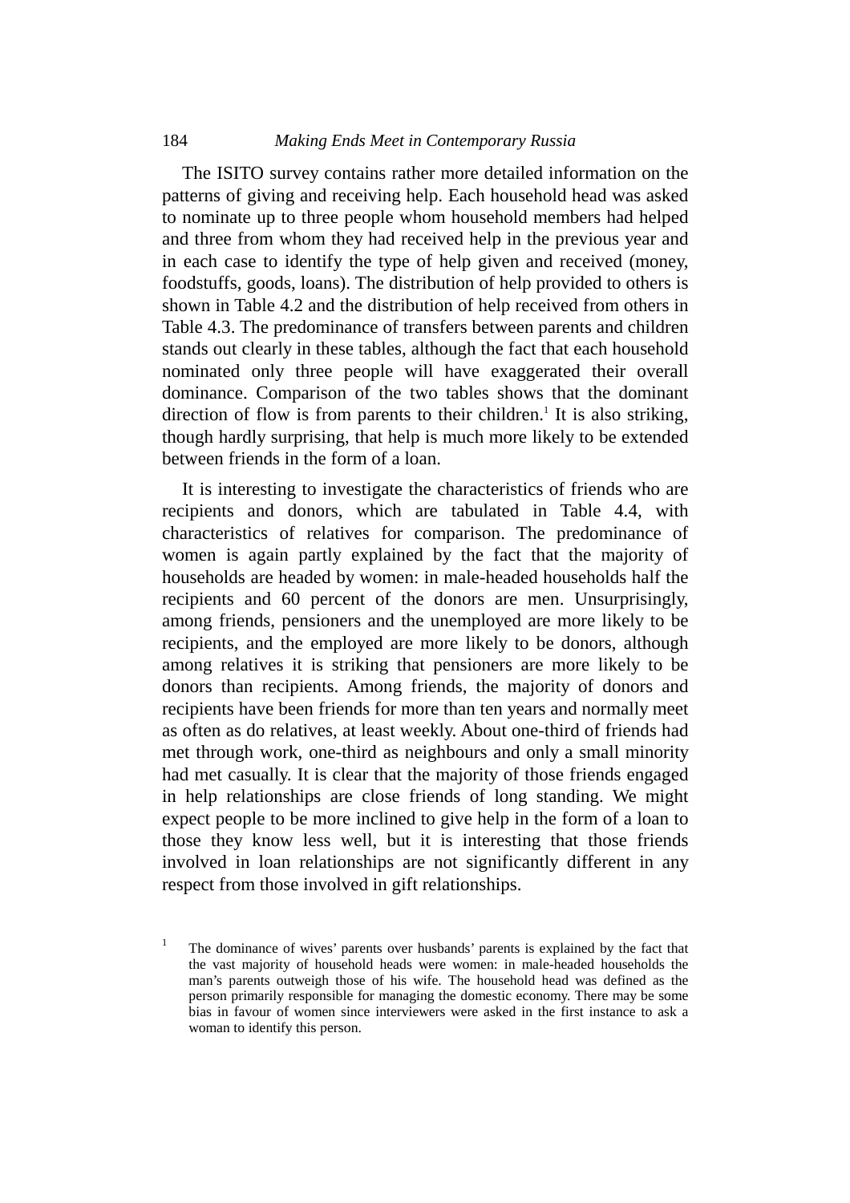The ISITO survey contains rather more detailed information on the patterns of giving and receiving help. Each household head was asked to nominate up to three people whom household members had helped and three from whom they had received help in the previous year and in each case to identify the type of help given and received (money, foodstuffs, goods, loans). The distribution of help provided to others is shown in Table 4.2 and the distribution of help received from others in Table 4.3. The predominance of transfers between parents and children stands out clearly in these tables, although the fact that each household nominated only three people will have exaggerated their overall dominance. Comparison of the two tables shows that the dominant direction of flow is from parents to their children.[1] It is also striking, though hardly surprising, that help is much more likely to be extended between friends in the form of a loan.

It is interesting to investigate the characteristics of friends who are recipients and donors, which are tabulated in Table 4.4, with characteristics of relatives for comparison. The predominance of women is again partly explained by the fact that the majority of households are headed by women: in male-headed households half the recipients and 60 percent of the donors are men. Unsurprisingly, among friends, pensioners and the unemployed are more likely to be recipients, and the employed are more likely to be donors, although among relatives it is striking that pensioners are more likely to be donors than recipients. Among friends, the majority of donors and recipients have been friends for more than ten years and normally meet as often as do relatives, at least weekly. About one-third of friends had met through work, one-third as neighbours and only a small minority had met casually. It is clear that the majority of those friends engaged in help relationships are close friends of long standing. We might expect people to be more inclined to give help in the form of a loan to those they know less well, but it is interesting that those friends involved in loan relationships are not significantly different in any respect from those involved in gift relationships.

[1] The dominance of wives' parents over husbands' parents is explained by the fact that the vast majority of household heads were women: in male-headed households the man's parents outweigh those of his wife. The household head was defined as the person primarily responsible for managing the domestic economy. There may be some bias in favour of women since interviewers were asked in the first instance to ask a woman to identify this person.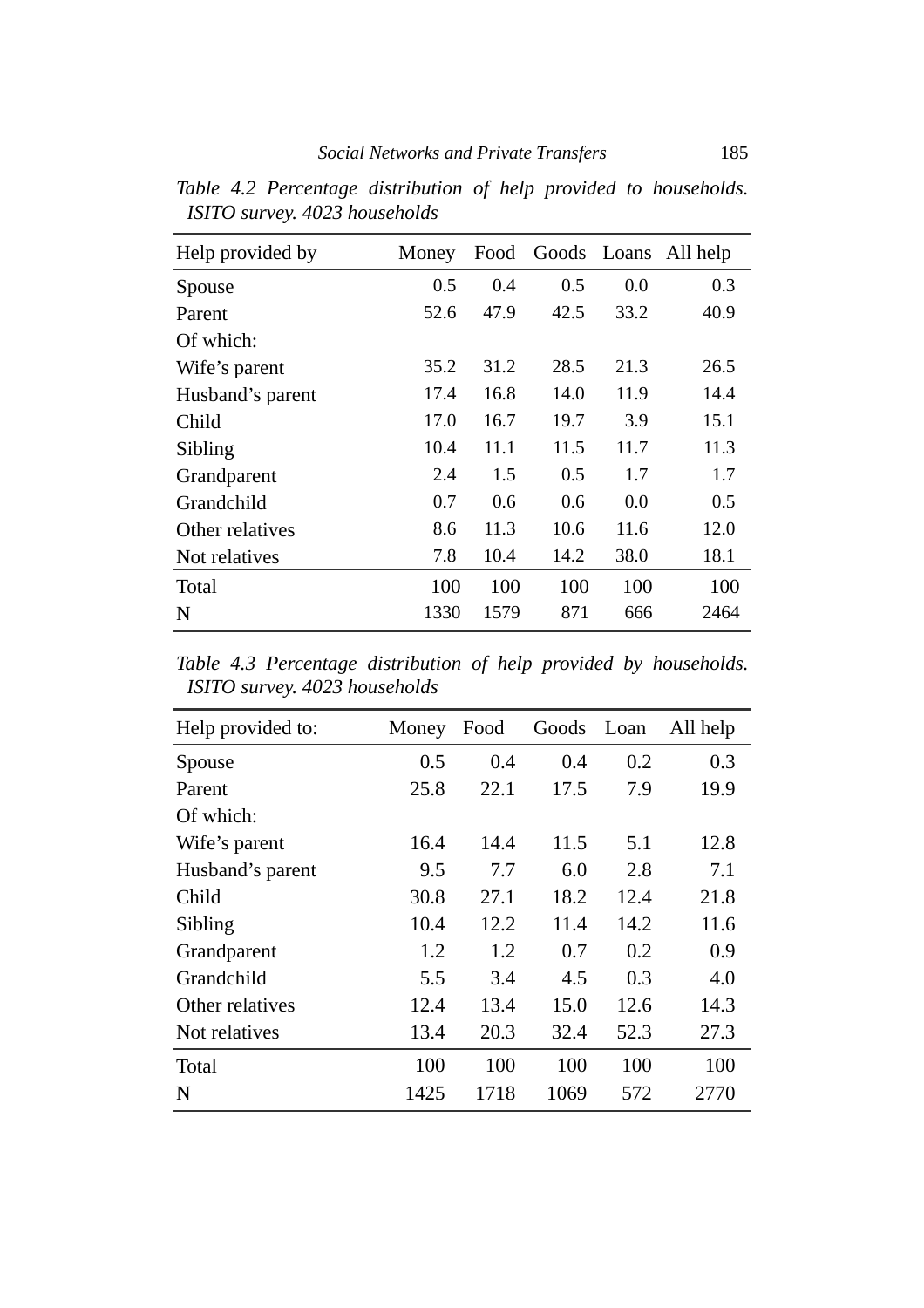*Table 4.2 Percentage distribution of help provided to households. ISITO survey. 4023 households*

| Help provided by | Money | Food | Goods | Loans | All help |
|---|---|---|---|---|---|
| Spouse | 0.5 | 0.4 | 0.5 | 0.0 | 0.3 |
| Parent | 52.6 | 47.9 | 42.5 | 33.2 | 40.9 |
| Of which: | | | | | |
| Wife's parent | 35.2 | 31.2 | 28.5 | 21.3 | 26.5 |
| Husband's parent | 17.4 | 16.8 | 14.0 | 11.9 | 14.4 |
| Child | 17.0 | 16.7 | 19.7 | 3.9 | 15.1 |
| Sibling | 10.4 | 11.1 | 11.5 | 11.7 | 11.3 |
| Grandparent | 2.4 | 1.5 | 0.5 | 1.7 | 1.7 |
| Grandchild | 0.7 | 0.6 | 0.6 | 0.0 | 0.5 |
| Other relatives | 8.6 | 11.3 | 10.6 | 11.6 | 12.0 |
| Not relatives | 7.8 | 10.4 | 14.2 | 38.0 | 18.1 |
| Total | 100 | 100 | 100 | 100 | 100 |
| N | 1330 | 1579 | 871 | 666 | 2464 |

*Table 4.3 Percentage distribution of help provided by households. ISITO survey. 4023 households*

| Help provided to: | Money | Food | Goods | Loan | All help |
|---|---|---|---|---|---|
| Spouse | 0.5 | 0.4 | 0.4 | 0.2 | 0.3 |
| Parent | 25.8 | 22.1 | 17.5 | 7.9 | 19.9 |
| Of which: | | | | | |
| Wife's parent | 16.4 | 14.4 | 11.5 | 5.1 | 12.8 |
| Husband's parent | 9.5 | 7.7 | 6.0 | 2.8 | 7.1 |
| Child | 30.8 | 27.1 | 18.2 | 12.4 | 21.8 |
| Sibling | 10.4 | 12.2 | 11.4 | 14.2 | 11.6 |
| Grandparent | 1.2 | 1.2 | 0.7 | 0.2 | 0.9 |
| Grandchild | 5.5 | 3.4 | 4.5 | 0.3 | 4.0 |
| Other relatives | 12.4 | 13.4 | 15.0 | 12.6 | 14.3 |
| Not relatives | 13.4 | 20.3 | 32.4 | 52.3 | 27.3 |
| Total | 100 | 100 | 100 | 100 | 100 |
| N | 1425 | 1718 | 1069 | 572 | 2770 |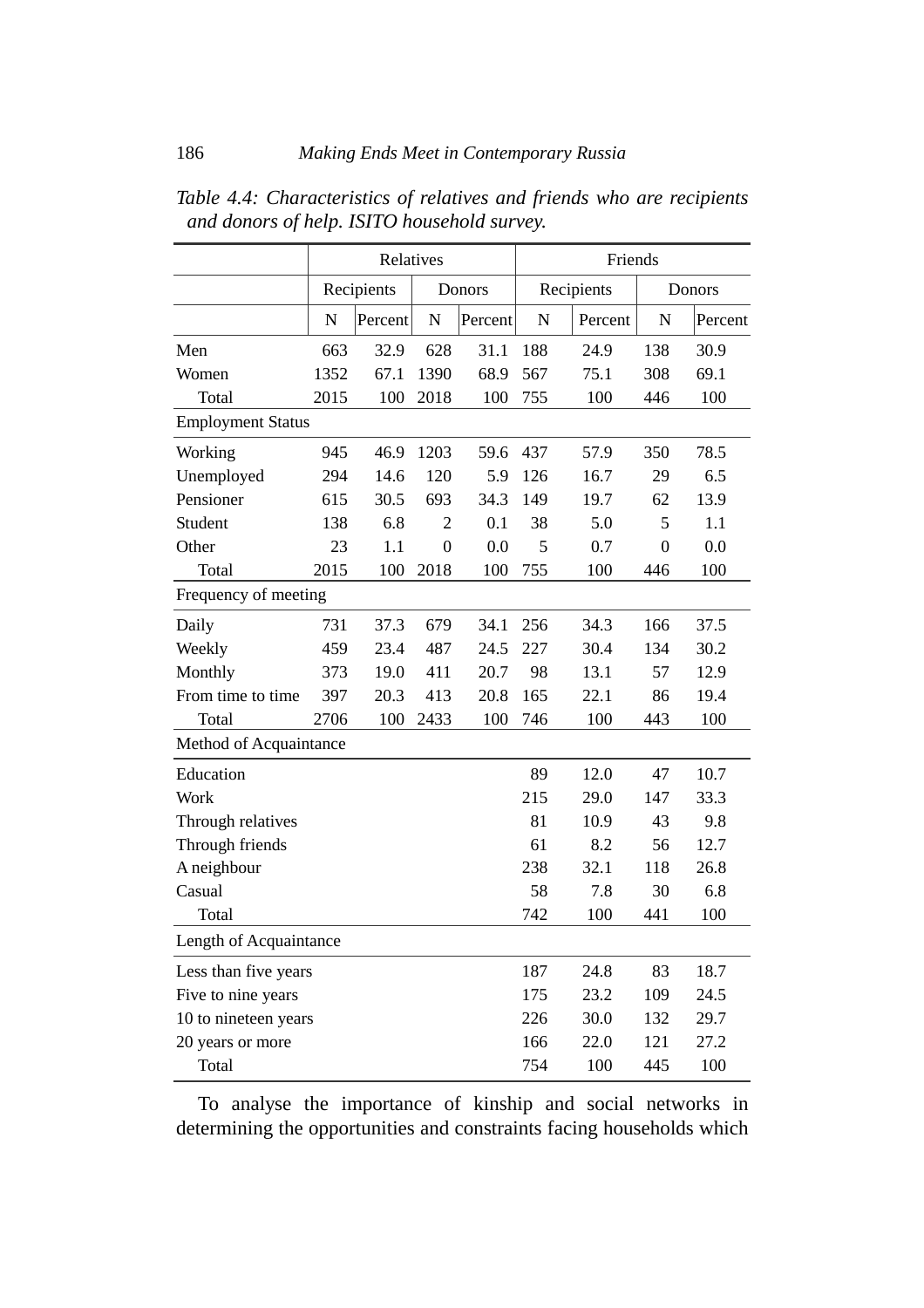*Table 4.4: Characteristics of relatives and friends who are recipients and donors of help. ISITO household survey.*

| | Relatives | | | | Friends | | | |
|---|---|---|---|---|---|---|---|---|
| | Recipients | | Donors | | Recipients | | Donors | |
| | N | Percent | N | Percent | N | Percent | N | Percent |
| Men | 663 | 32.9 | 628 | 31.1 | 188 | 24.9 | 138 | 30.9 |
| Women | 1352 | 67.1 | 1390 | 68.9 | 567 | 75.1 | 308 | 69.1 |
| Total | 2015 | 100 | 2018 | 100 | 755 | 100 | 446 | 100 |
| **Employment Status** | | | | | | | | |
| Working | 945 | 46.9 | 1203 | 59.6 | 437 | 57.9 | 350 | 78.5 |
| Unemployed | 294 | 14.6 | 120 | 5.9 | 126 | 16.7 | 29 | 6.5 |
| Pensioner | 615 | 30.5 | 693 | 34.3 | 149 | 19.7 | 62 | 13.9 |
| Student | 138 | 6.8 | 2 | 0.1 | 38 | 5.0 | 5 | 1.1 |
| Other | 23 | 1.1 | 0 | 0.0 | 5 | 0.7 | 0 | 0.0 |
| Total | 2015 | 100 | 2018 | 100 | 755 | 100 | 446 | 100 |
| **Frequency of meeting** | | | | | | | | |
| Daily | 731 | 37.3 | 679 | 34.1 | 256 | 34.3 | 166 | 37.5 |
| Weekly | 459 | 23.4 | 487 | 24.5 | 227 | 30.4 | 134 | 30.2 |
| Monthly | 373 | 19.0 | 411 | 20.7 | 98 | 13.1 | 57 | 12.9 |
| From time to time | 397 | 20.3 | 413 | 20.8 | 165 | 22.1 | 86 | 19.4 |
| Total | 2706 | 100 | 2433 | 100 | 746 | 100 | 443 | 100 |
| **Method of Acquaintance** | | | | | | | | |
| Education | | | | | 89 | 12.0 | 47 | 10.7 |
| Work | | | | | 215 | 29.0 | 147 | 33.3 |
| Through relatives | | | | | 81 | 10.9 | 43 | 9.8 |
| Through friends | | | | | 61 | 8.2 | 56 | 12.7 |
| A neighbour | | | | | 238 | 32.1 | 118 | 26.8 |
| Casual | | | | | 58 | 7.8 | 30 | 6.8 |
| Total | | | | | 742 | 100 | 441 | 100 |
| **Length of Acquaintance** | | | | | | | | |
| Less than five years | | | | | 187 | 24.8 | 83 | 18.7 |
| Five to nine years | | | | | 175 | 23.2 | 109 | 24.5 |
| 10 to nineteen years | | | | | 226 | 30.0 | 132 | 29.7 |
| 20 years or more | | | | | 166 | 22.0 | 121 | 27.2 |
| Total | | | | | 754 | 100 | 445 | 100 |

To analyse the importance of kinship and social networks in determining the opportunities and constraints facing households which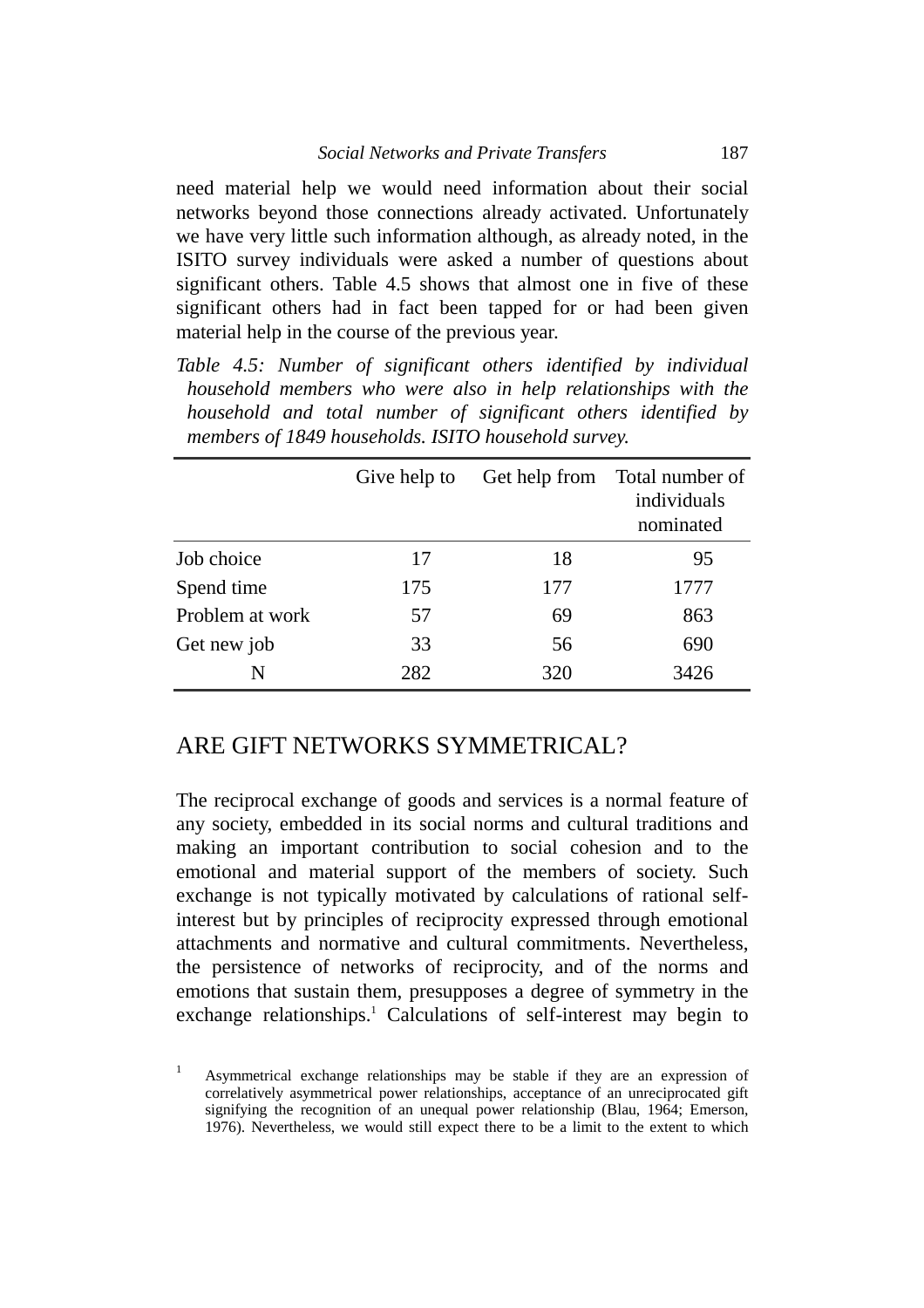need material help we would need information about their social networks beyond those connections already activated. Unfortunately we have very little such information although, as already noted, in the ISITO survey individuals were asked a number of questions about significant others. Table 4.5 shows that almost one in five of these significant others had in fact been tapped for or had been given material help in the course of the previous year.

*Table 4.5: Number of significant others identified by individual household members who were also in help relationships with the household and total number of significant others identified by members of 1849 households. ISITO household survey.*

| | Give help to | Get help from | Total number of individuals nominated |
|---|---|---|---|
| Job choice | 17 | 18 | 95 |
| Spend time | 175 | 177 | 1777 |
| Problem at work | 57 | 69 | 863 |
| Get new job | 33 | 56 | 690 |
| N | 282 | 320 | 3426 |

## ARE GIFT NETWORKS SYMMETRICAL?

The reciprocal exchange of goods and services is a normal feature of any society, embedded in its social norms and cultural traditions and making an important contribution to social cohesion and to the emotional and material support of the members of society. Such exchange is not typically motivated by calculations of rational self-interest but by principles of reciprocity expressed through emotional attachments and normative and cultural commitments. Nevertheless, the persistence of networks of reciprocity, and of the norms and emotions that sustain them, presupposes a degree of symmetry in the exchange relationships.[1] Calculations of self-interest may begin to

[1] Asymmetrical exchange relationships may be stable if they are an expression of correlatively asymmetrical power relationships, acceptance of an unreciprocated gift signifying the recognition of an unequal power relationship (Blau, 1964; Emerson, 1976). Nevertheless, we would still expect there to be a limit to the extent to which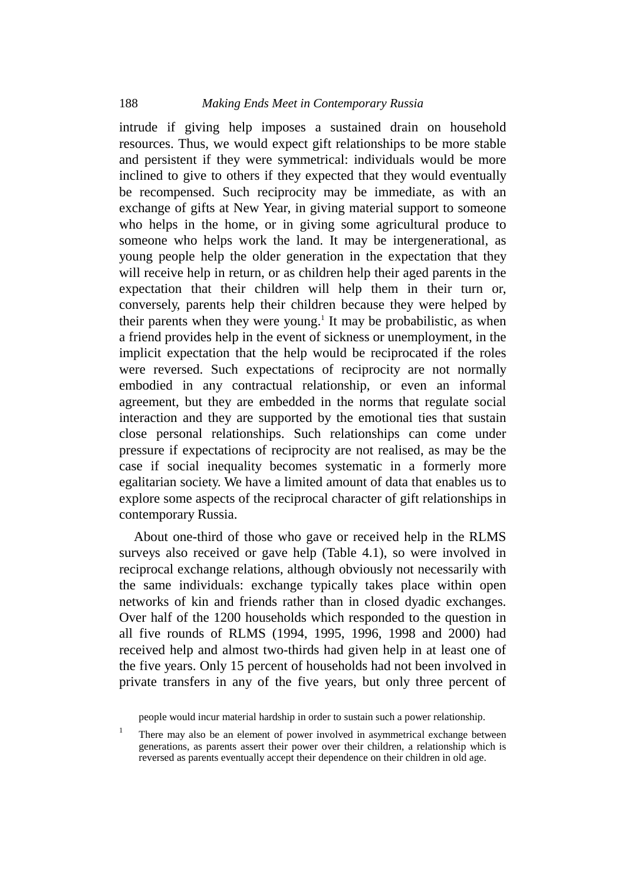intrude if giving help imposes a sustained drain on household resources. Thus, we would expect gift relationships to be more stable and persistent if they were symmetrical: individuals would be more inclined to give to others if they expected that they would eventually be recompensed. Such reciprocity may be immediate, as with an exchange of gifts at New Year, in giving material support to someone who helps in the home, or in giving some agricultural produce to someone who helps work the land. It may be intergenerational, as young people help the older generation in the expectation that they will receive help in return, or as children help their aged parents in the expectation that their children will help them in their turn or, conversely, parents help their children because they were helped by their parents when they were young.[1] It may be probabilistic, as when a friend provides help in the event of sickness or unemployment, in the implicit expectation that the help would be reciprocated if the roles were reversed. Such expectations of reciprocity are not normally embodied in any contractual relationship, or even an informal agreement, but they are embedded in the norms that regulate social interaction and they are supported by the emotional ties that sustain close personal relationships. Such relationships can come under pressure if expectations of reciprocity are not realised, as may be the case if social inequality becomes systematic in a formerly more egalitarian society. We have a limited amount of data that enables us to explore some aspects of the reciprocal character of gift relationships in contemporary Russia.

About one-third of those who gave or received help in the RLMS surveys also received or gave help (Table 4.1), so were involved in reciprocal exchange relations, although obviously not necessarily with the same individuals: exchange typically takes place within open networks of kin and friends rather than in closed dyadic exchanges. Over half of the 1200 households which responded to the question in all five rounds of RLMS (1994, 1995, 1996, 1998 and 2000) had received help and almost two-thirds had given help in at least one of the five years. Only 15 percent of households had not been involved in private transfers in any of the five years, but only three percent of

people would incur material hardship in order to sustain such a power relationship.

[1] There may also be an element of power involved in asymmetrical exchange between generations, as parents assert their power over their children, a relationship which is reversed as parents eventually accept their dependence on their children in old age.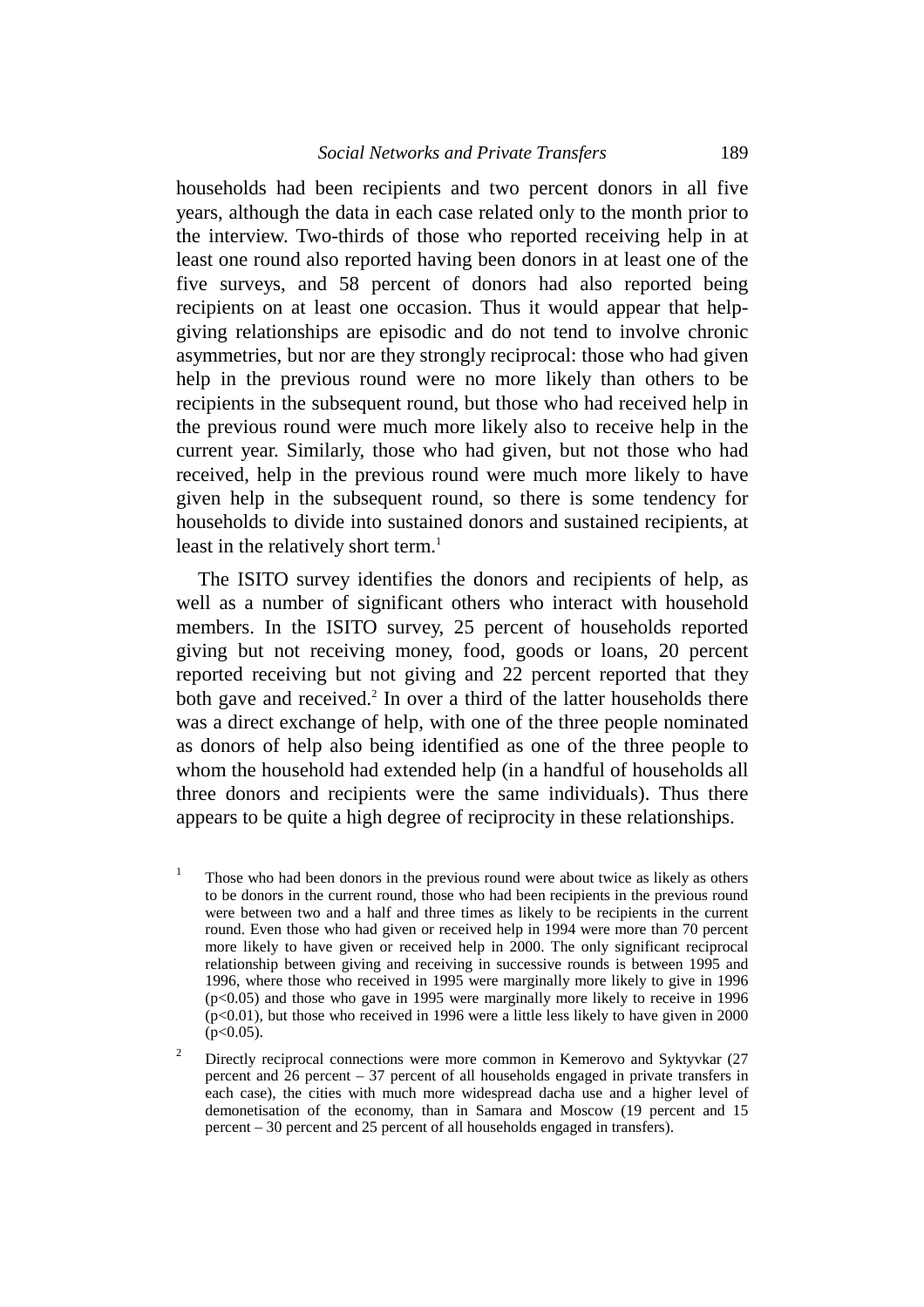households had been recipients and two percent donors in all five years, although the data in each case related only to the month prior to the interview. Two-thirds of those who reported receiving help in at least one round also reported having been donors in at least one of the five surveys, and 58 percent of donors had also reported being recipients on at least one occasion. Thus it would appear that help-giving relationships are episodic and do not tend to involve chronic asymmetries, but nor are they strongly reciprocal: those who had given help in the previous round were no more likely than others to be recipients in the subsequent round, but those who had received help in the previous round were much more likely also to receive help in the current year. Similarly, those who had given, but not those who had received, help in the previous round were much more likely to have given help in the subsequent round, so there is some tendency for households to divide into sustained donors and sustained recipients, at least in the relatively short term.[1]

The ISITO survey identifies the donors and recipients of help, as well as a number of significant others who interact with household members. In the ISITO survey, 25 percent of households reported giving but not receiving money, food, goods or loans, 20 percent reported receiving but not giving and 22 percent reported that they both gave and received.[2] In over a third of the latter households there was a direct exchange of help, with one of the three people nominated as donors of help also being identified as one of the three people to whom the household had extended help (in a handful of households all three donors and recipients were the same individuals). Thus there appears to be quite a high degree of reciprocity in these relationships.

[1] Those who had been donors in the previous round were about twice as likely as others to be donors in the current round, those who had been recipients in the previous round were between two and a half and three times as likely to be recipients in the current round. Even those who had given or received help in 1994 were more than 70 percent more likely to have given or received help in 2000. The only significant reciprocal relationship between giving and receiving in successive rounds is between 1995 and 1996, where those who received in 1995 were marginally more likely to give in 1996 ($p<0.05$) and those who gave in 1995 were marginally more likely to receive in 1996 ($p<0.01$), but those who received in 1996 were a little less likely to have given in 2000 ($p<0.05$).

[2] Directly reciprocal connections were more common in Kemerovo and Syktyvkar (27 percent and 26 percent – 37 percent of all households engaged in private transfers in each case), the cities with much more widespread dacha use and a higher level of demonetisation of the economy, than in Samara and Moscow (19 percent and 15 percent – 30 percent and 25 percent of all households engaged in transfers).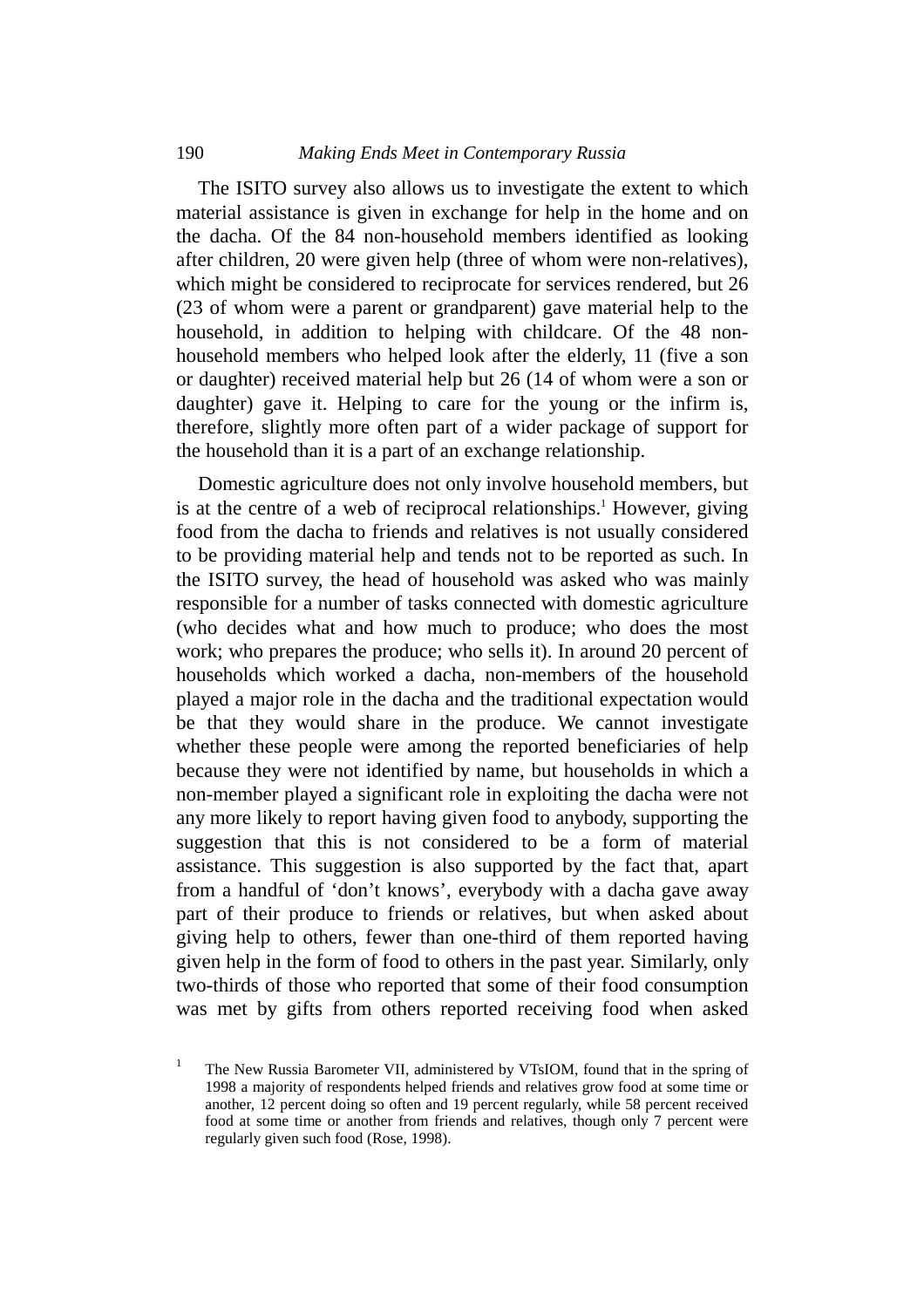The ISITO survey also allows us to investigate the extent to which material assistance is given in exchange for help in the home and on the dacha. Of the 84 non-household members identified as looking after children, 20 were given help (three of whom were non-relatives), which might be considered to reciprocate for services rendered, but 26 (23 of whom were a parent or grandparent) gave material help to the household, in addition to helping with childcare. Of the 48 non-household members who helped look after the elderly, 11 (five a son or daughter) received material help but 26 (14 of whom were a son or daughter) gave it. Helping to care for the young or the infirm is, therefore, slightly more often part of a wider package of support for the household than it is a part of an exchange relationship.

Domestic agriculture does not only involve household members, but is at the centre of a web of reciprocal relationships.[1] However, giving food from the dacha to friends and relatives is not usually considered to be providing material help and tends not to be reported as such. In the ISITO survey, the head of household was asked who was mainly responsible for a number of tasks connected with domestic agriculture (who decides what and how much to produce; who does the most work; who prepares the produce; who sells it). In around 20 percent of households which worked a dacha, non-members of the household played a major role in the dacha and the traditional expectation would be that they would share in the produce. We cannot investigate whether these people were among the reported beneficiaries of help because they were not identified by name, but households in which a non-member played a significant role in exploiting the dacha were not any more likely to report having given food to anybody, supporting the suggestion that this is not considered to be a form of material assistance. This suggestion is also supported by the fact that, apart from a handful of 'don't knows', everybody with a dacha gave away part of their produce to friends or relatives, but when asked about giving help to others, fewer than one-third of them reported having given help in the form of food to others in the past year. Similarly, only two-thirds of those who reported that some of their food consumption was met by gifts from others reported receiving food when asked

[1] The New Russia Barometer VII, administered by VTsIOM, found that in the spring of 1998 a majority of respondents helped friends and relatives grow food at some time or another, 12 percent doing so often and 19 percent regularly, while 58 percent received food at some time or another from friends and relatives, though only 7 percent were regularly given such food (Rose, 1998).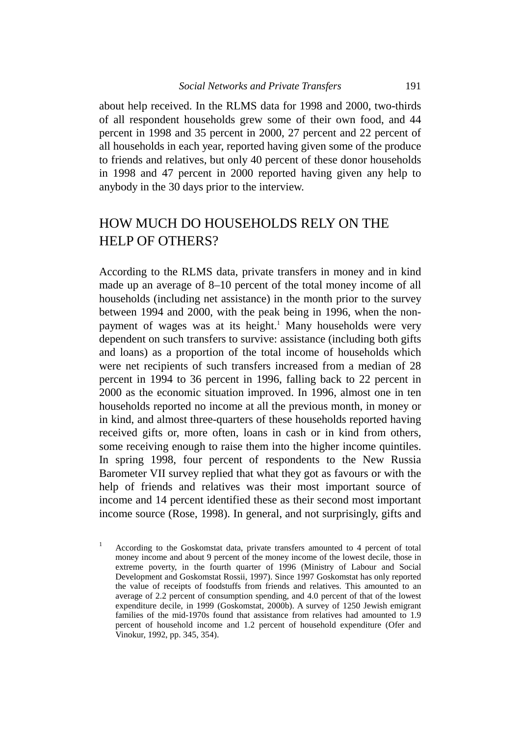about help received. In the RLMS data for 1998 and 2000, two-thirds of all respondent households grew some of their own food, and 44 percent in 1998 and 35 percent in 2000, 27 percent and 22 percent of all households in each year, reported having given some of the produce to friends and relatives, but only 40 percent of these donor households in 1998 and 47 percent in 2000 reported having given any help to anybody in the 30 days prior to the interview.

## HOW MUCH DO HOUSEHOLDS RELY ON THE HELP OF OTHERS?

According to the RLMS data, private transfers in money and in kind made up an average of 8–10 percent of the total money income of all households (including net assistance) in the month prior to the survey between 1994 and 2000, with the peak being in 1996, when the non-payment of wages was at its height.[1] Many households were very dependent on such transfers to survive: assistance (including both gifts and loans) as a proportion of the total income of households which were net recipients of such transfers increased from a median of 28 percent in 1994 to 36 percent in 1996, falling back to 22 percent in 2000 as the economic situation improved. In 1996, almost one in ten households reported no income at all the previous month, in money or in kind, and almost three-quarters of these households reported having received gifts or, more often, loans in cash or in kind from others, some receiving enough to raise them into the higher income quintiles. In spring 1998, four percent of respondents to the New Russia Barometer VII survey replied that what they got as favours or with the help of friends and relatives was their most important source of income and 14 percent identified these as their second most important income source (Rose, 1998). In general, and not surprisingly, gifts and

[1] According to the Goskomstat data, private transfers amounted to 4 percent of total money income and about 9 percent of the money income of the lowest decile, those in extreme poverty, in the fourth quarter of 1996 (Ministry of Labour and Social Development and Goskomstat Rossii, 1997). Since 1997 Goskomstat has only reported the value of receipts of foodstuffs from friends and relatives. This amounted to an average of 2.2 percent of consumption spending, and 4.0 percent of that of the lowest expenditure decile, in 1999 (Goskomstat, 2000b). A survey of 1250 Jewish emigrant families of the mid-1970s found that assistance from relatives had amounted to 1.9 percent of household income and 1.2 percent of household expenditure (Ofer and Vinokur, 1992, pp. 345, 354).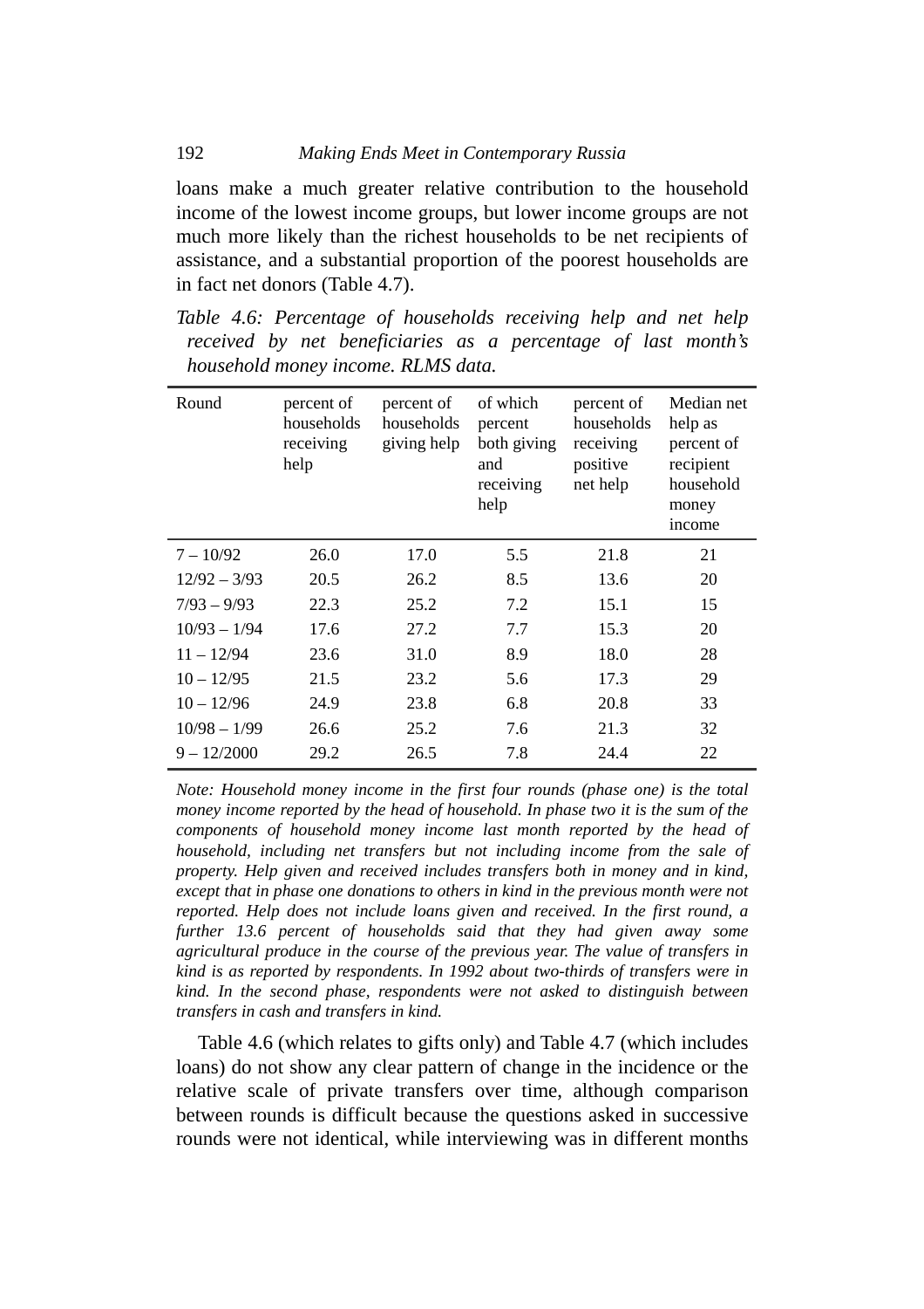loans make a much greater relative contribution to the household income of the lowest income groups, but lower income groups are not much more likely than the richest households to be net recipients of assistance, and a substantial proportion of the poorest households are in fact net donors (Table 4.7).

*Table 4.6: Percentage of households receiving help and net help received by net beneficiaries as a percentage of last month's household money income. RLMS data.*

| Round | percent of households receiving help | percent of households giving help | of which percent both giving and receiving help | percent of households receiving positive net help | Median net help as percent of recipient household money income |
|---|---|---|---|---|---|
| 7 – 10/92 | 26.0 | 17.0 | 5.5 | 21.8 | 21 |
| 12/92 – 3/93 | 20.5 | 26.2 | 8.5 | 13.6 | 20 |
| 7/93 – 9/93 | 22.3 | 25.2 | 7.2 | 15.1 | 15 |
| 10/93 – 1/94 | 17.6 | 27.2 | 7.7 | 15.3 | 20 |
| 11 – 12/94 | 23.6 | 31.0 | 8.9 | 18.0 | 28 |
| 10 – 12/95 | 21.5 | 23.2 | 5.6 | 17.3 | 29 |
| 10 – 12/96 | 24.9 | 23.8 | 6.8 | 20.8 | 33 |
| 10/98 – 1/99 | 26.6 | 25.2 | 7.6 | 21.3 | 32 |
| 9 – 12/2000 | 29.2 | 26.5 | 7.8 | 24.4 | 22 |

*Note: Household money income in the first four rounds (phase one) is the total money income reported by the head of household. In phase two it is the sum of the components of household money income last month reported by the head of household, including net transfers but not including income from the sale of property. Help given and received includes transfers both in money and in kind, except that in phase one donations to others in kind in the previous month were not reported. Help does not include loans given and received. In the first round, a further 13.6 percent of households said that they had given away some agricultural produce in the course of the previous year. The value of transfers in kind is as reported by respondents. In 1992 about two-thirds of transfers were in kind. In the second phase, respondents were not asked to distinguish between transfers in cash and transfers in kind.*

Table 4.6 (which relates to gifts only) and Table 4.7 (which includes loans) do not show any clear pattern of change in the incidence or the relative scale of private transfers over time, although comparison between rounds is difficult because the questions asked in successive rounds were not identical, while interviewing was in different months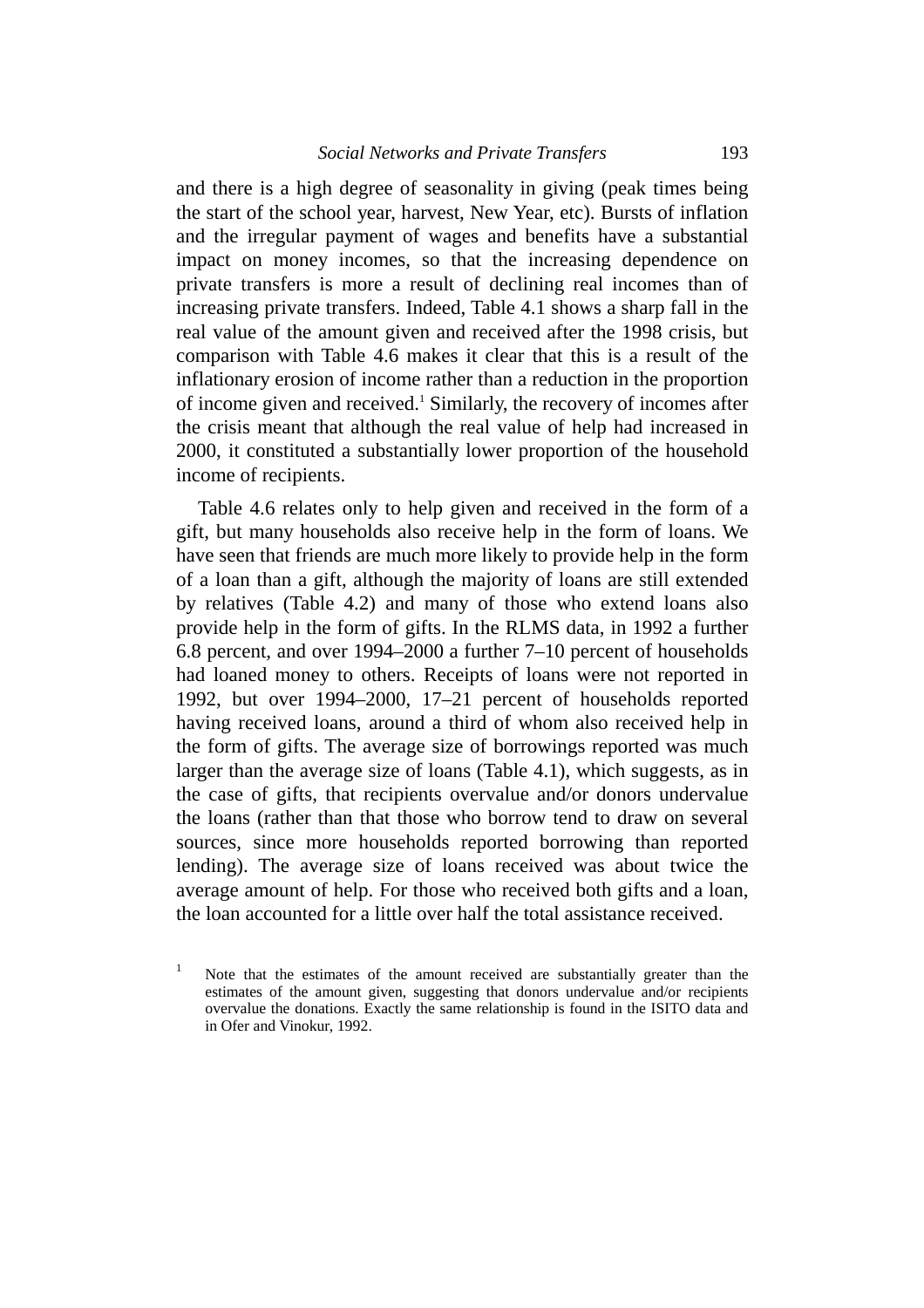and there is a high degree of seasonality in giving (peak times being the start of the school year, harvest, New Year, etc). Bursts of inflation and the irregular payment of wages and benefits have a substantial impact on money incomes, so that the increasing dependence on private transfers is more a result of declining real incomes than of increasing private transfers. Indeed, Table 4.1 shows a sharp fall in the real value of the amount given and received after the 1998 crisis, but comparison with Table 4.6 makes it clear that this is a result of the inflationary erosion of income rather than a reduction in the proportion of income given and received.[1] Similarly, the recovery of incomes after the crisis meant that although the real value of help had increased in 2000, it constituted a substantially lower proportion of the household income of recipients.

Table 4.6 relates only to help given and received in the form of a gift, but many households also receive help in the form of loans. We have seen that friends are much more likely to provide help in the form of a loan than a gift, although the majority of loans are still extended by relatives (Table 4.2) and many of those who extend loans also provide help in the form of gifts. In the RLMS data, in 1992 a further 6.8 percent, and over 1994–2000 a further 7–10 percent of households had loaned money to others. Receipts of loans were not reported in 1992, but over 1994–2000, 17–21 percent of households reported having received loans, around a third of whom also received help in the form of gifts. The average size of borrowings reported was much larger than the average size of loans (Table 4.1), which suggests, as in the case of gifts, that recipients overvalue and/or donors undervalue the loans (rather than that those who borrow tend to draw on several sources, since more households reported borrowing than reported lending). The average size of loans received was about twice the average amount of help. For those who received both gifts and a loan, the loan accounted for a little over half the total assistance received.

[1] Note that the estimates of the amount received are substantially greater than the estimates of the amount given, suggesting that donors undervalue and/or recipients overvalue the donations. Exactly the same relationship is found in the ISITO data and in Ofer and Vinokur, 1992.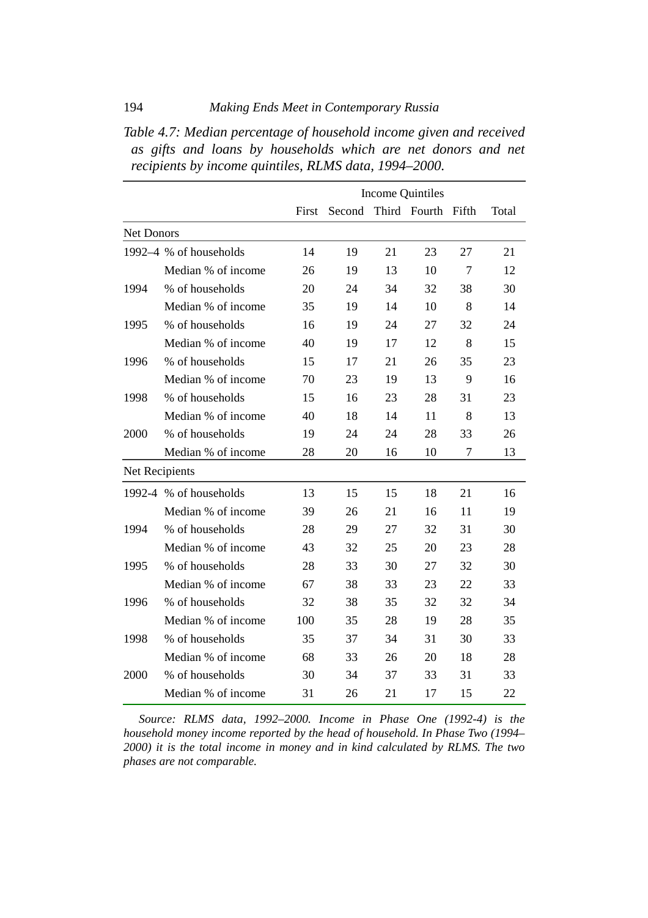*Table 4.7: Median percentage of household income given and received as gifts and loans by households which are net donors and net recipients by income quintiles, RLMS data, 1994–2000.*

| | | Income Quintiles | | | | | |
|---|---|---|---|---|---|---|---|
| | | First | Second | Third | Fourth | Fifth | Total |
| **Net Donors** | | | | | | | |
| 1992–4 | % of households | 14 | 19 | 21 | 23 | 27 | 21 |
| | Median % of income | 26 | 19 | 13 | 10 | 7 | 12 |
| 1994 | % of households | 20 | 24 | 34 | 32 | 38 | 30 |
| | Median % of income | 35 | 19 | 14 | 10 | 8 | 14 |
| 1995 | % of households | 16 | 19 | 24 | 27 | 32 | 24 |
| | Median % of income | 40 | 19 | 17 | 12 | 8 | 15 |
| 1996 | % of households | 15 | 17 | 21 | 26 | 35 | 23 |
| | Median % of income | 70 | 23 | 19 | 13 | 9 | 16 |
| 1998 | % of households | 15 | 16 | 23 | 28 | 31 | 23 |
| | Median % of income | 40 | 18 | 14 | 11 | 8 | 13 |
| 2000 | % of households | 19 | 24 | 24 | 28 | 33 | 26 |
| | Median % of income | 28 | 20 | 16 | 10 | 7 | 13 |
| **Net Recipients** | | | | | | | |
| 1992-4 | % of households | 13 | 15 | 15 | 18 | 21 | 16 |
| | Median % of income | 39 | 26 | 21 | 16 | 11 | 19 |
| 1994 | % of households | 28 | 29 | 27 | 32 | 31 | 30 |
| | Median % of income | 43 | 32 | 25 | 20 | 23 | 28 |
| 1995 | % of households | 28 | 33 | 30 | 27 | 32 | 30 |
| | Median % of income | 67 | 38 | 33 | 23 | 22 | 33 |
| 1996 | % of households | 32 | 38 | 35 | 32 | 32 | 34 |
| | Median % of income | 100 | 35 | 28 | 19 | 28 | 35 |
| 1998 | % of households | 35 | 37 | 34 | 31 | 30 | 33 |
| | Median % of income | 68 | 33 | 26 | 20 | 18 | 28 |
| 2000 | % of households | 30 | 34 | 37 | 33 | 31 | 33 |
| | Median % of income | 31 | 26 | 21 | 17 | 15 | 22 |

*Source: RLMS data, 1992–2000. Income in Phase One (1992-4) is the household money income reported by the head of household. In Phase Two (1994–2000) it is the total income in money and in kind calculated by RLMS. The two phases are not comparable.*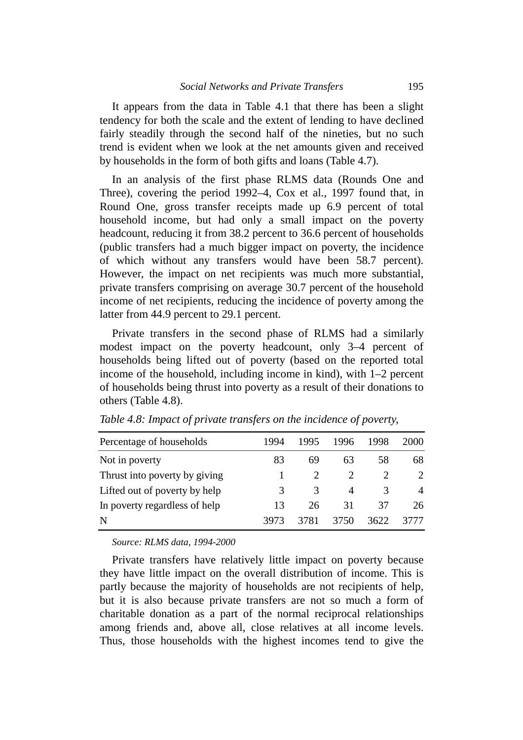It appears from the data in Table 4.1 that there has been a slight tendency for both the scale and the extent of lending to have declined fairly steadily through the second half of the nineties, but no such trend is evident when we look at the net amounts given and received by households in the form of both gifts and loans (Table 4.7).

In an analysis of the first phase RLMS data (Rounds One and Three), covering the period 1992–4, Cox et al., 1997 found that, in Round One, gross transfer receipts made up 6.9 percent of total household income, but had only a small impact on the poverty headcount, reducing it from 38.2 percent to 36.6 percent of households (public transfers had a much bigger impact on poverty, the incidence of which without any transfers would have been 58.7 percent). However, the impact on net recipients was much more substantial, private transfers comprising on average 30.7 percent of the household income of net recipients, reducing the incidence of poverty among the latter from 44.9 percent to 29.1 percent.

Private transfers in the second phase of RLMS had a similarly modest impact on the poverty headcount, only 3–4 percent of households being lifted out of poverty (based on the reported total income of the household, including income in kind), with 1–2 percent of households being thrust into poverty as a result of their donations to others (Table 4.8).

*Table 4.8: Impact of private transfers on the incidence of poverty,*

| Percentage of households | 1994 | 1995 | 1996 | 1998 | 2000 |
|---|---|---|---|---|---|
| Not in poverty | 83 | 69 | 63 | 58 | 68 |
| Thrust into poverty by giving | 1 | 2 | 2 | 2 | 2 |
| Lifted out of poverty by help | 3 | 3 | 4 | 3 | 4 |
| In poverty regardless of help | 13 | 26 | 31 | 37 | 26 |
| N | 3973 | 3781 | 3750 | 3622 | 3777 |

*Source: RLMS data, 1994-2000*

Private transfers have relatively little impact on poverty because they have little impact on the overall distribution of income. This is partly because the majority of households are not recipients of help, but it is also because private transfers are not so much a form of charitable donation as a part of the normal reciprocal relationships among friends and, above all, close relatives at all income levels. Thus, those households with the highest incomes tend to give the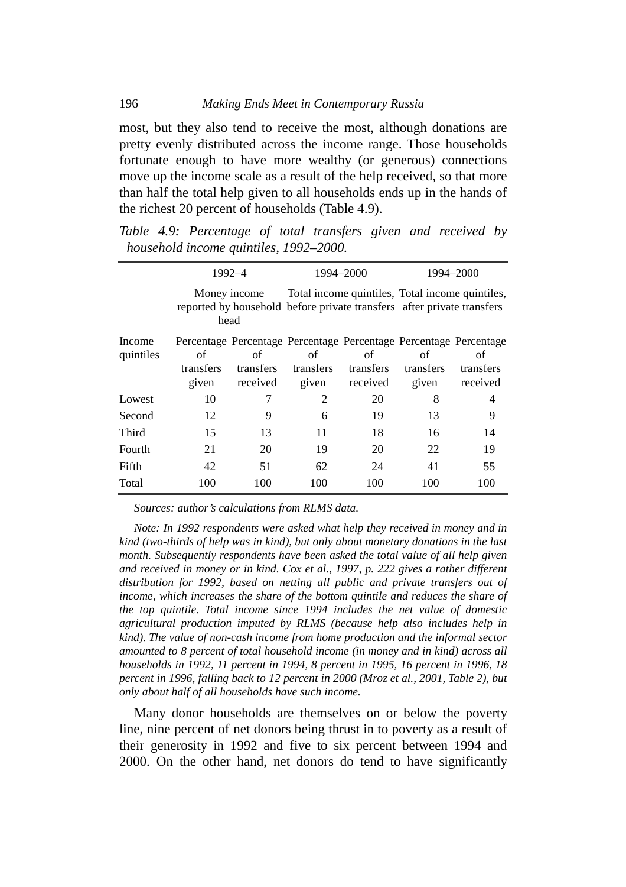most, but they also tend to receive the most, although donations are pretty evenly distributed across the income range. Those households fortunate enough to have more wealthy (or generous) connections move up the income scale as a result of the help received, so that more than half the total help given to all households ends up in the hands of the richest 20 percent of households (Table 4.9).

*Table 4.9: Percentage of total transfers given and received by household income quintiles, 1992–2000.*

| | 1992–4 | | 1994–2000 | | 1994–2000 | |
|---|---|---|---|---|---|---|
| | Money income reported by household head | | Total income quintiles, before private transfers | | Total income quintiles, after private transfers | |
| Income quintiles | Percentage of transfers given | Percentage of transfers received | Percentage of transfers given | Percentage of transfers received | Percentage of transfers given | Percentage of transfers received |
| Lowest | 10 | 7 | 2 | 20 | 8 | 4 |
| Second | 12 | 9 | 6 | 19 | 13 | 9 |
| Third | 15 | 13 | 11 | 18 | 16 | 14 |
| Fourth | 21 | 20 | 19 | 20 | 22 | 19 |
| Fifth | 42 | 51 | 62 | 24 | 41 | 55 |
| Total | 100 | 100 | 100 | 100 | 100 | 100 |

*Sources: author's calculations from RLMS data.*

*Note: In 1992 respondents were asked what help they received in money and in kind (two-thirds of help was in kind), but only about monetary donations in the last month. Subsequently respondents have been asked the total value of all help given and received in money or in kind. Cox et al., 1997, p. 222 gives a rather different distribution for 1992, based on netting all public and private transfers out of income, which increases the share of the bottom quintile and reduces the share of the top quintile. Total income since 1994 includes the net value of domestic agricultural production imputed by RLMS (because help also includes help in kind). The value of non-cash income from home production and the informal sector amounted to 8 percent of total household income (in money and in kind) across all households in 1992, 11 percent in 1994, 8 percent in 1995, 16 percent in 1996, 18 percent in 1996, falling back to 12 percent in 2000 (Mroz et al., 2001, Table 2), but only about half of all households have such income.*

Many donor households are themselves on or below the poverty line, nine percent of net donors being thrust in to poverty as a result of their generosity in 1992 and five to six percent between 1994 and 2000. On the other hand, net donors do tend to have significantly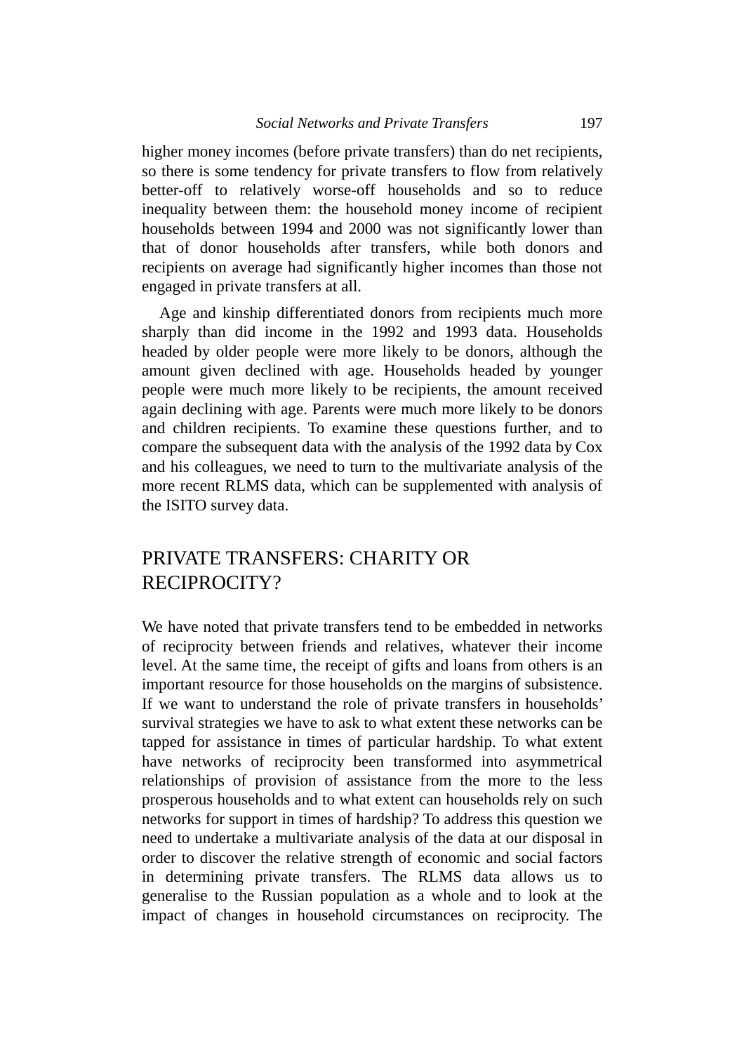higher money incomes (before private transfers) than do net recipients, so there is some tendency for private transfers to flow from relatively better-off to relatively worse-off households and so to reduce inequality between them: the household money income of recipient households between 1994 and 2000 was not significantly lower than that of donor households after transfers, while both donors and recipients on average had significantly higher incomes than those not engaged in private transfers at all.

Age and kinship differentiated donors from recipients much more sharply than did income in the 1992 and 1993 data. Households headed by older people were more likely to be donors, although the amount given declined with age. Households headed by younger people were much more likely to be recipients, the amount received again declining with age. Parents were much more likely to be donors and children recipients. To examine these questions further, and to compare the subsequent data with the analysis of the 1992 data by Cox and his colleagues, we need to turn to the multivariate analysis of the more recent RLMS data, which can be supplemented with analysis of the ISITO survey data.

## PRIVATE TRANSFERS: CHARITY OR RECIPROCITY?

We have noted that private transfers tend to be embedded in networks of reciprocity between friends and relatives, whatever their income level. At the same time, the receipt of gifts and loans from others is an important resource for those households on the margins of subsistence. If we want to understand the role of private transfers in households' survival strategies we have to ask to what extent these networks can be tapped for assistance in times of particular hardship. To what extent have networks of reciprocity been transformed into asymmetrical relationships of provision of assistance from the more to the less prosperous households and to what extent can households rely on such networks for support in times of hardship? To address this question we need to undertake a multivariate analysis of the data at our disposal in order to discover the relative strength of economic and social factors in determining private transfers. The RLMS data allows us to generalise to the Russian population as a whole and to look at the impact of changes in household circumstances on reciprocity. The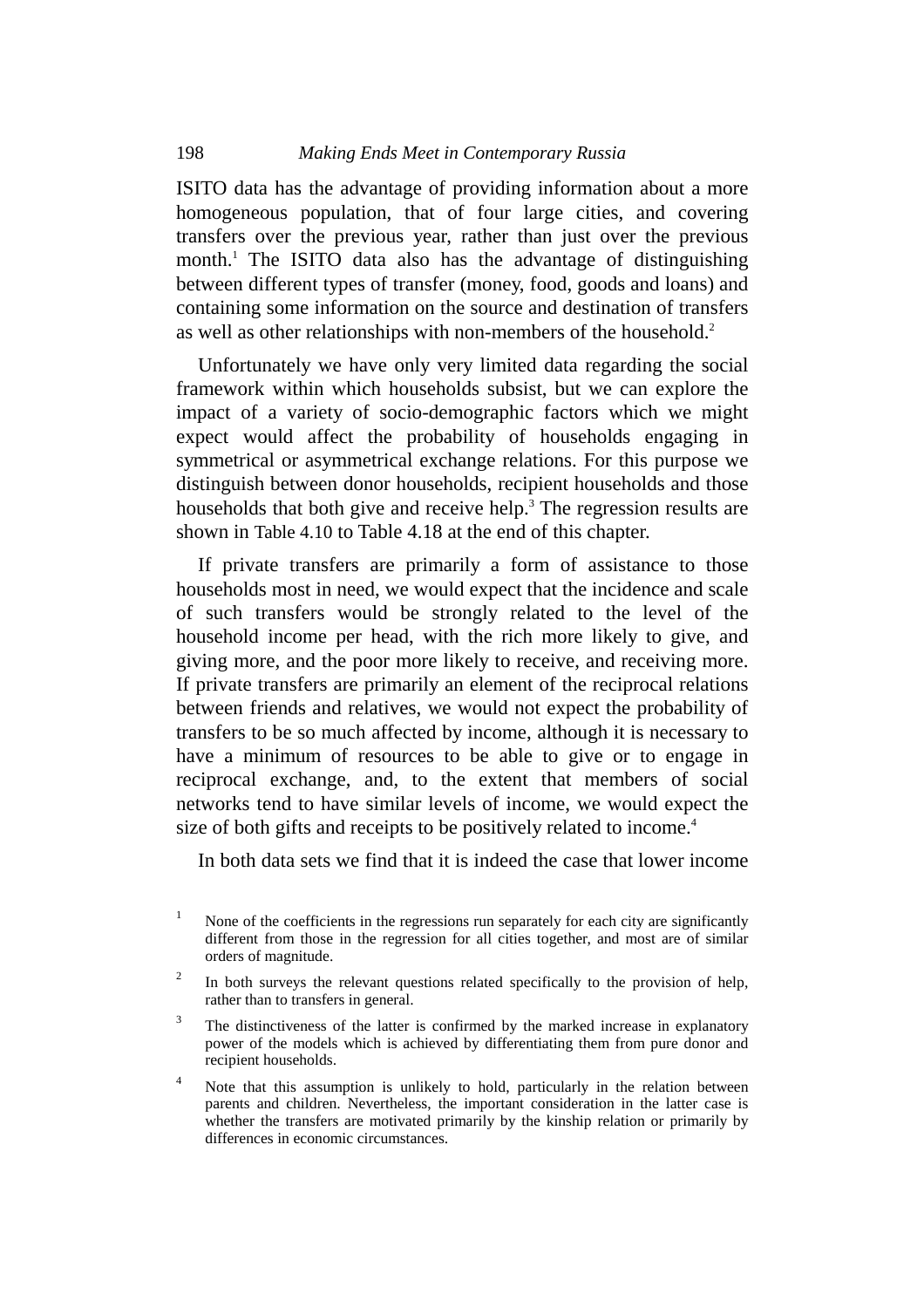ISITO data has the advantage of providing information about a more homogeneous population, that of four large cities, and covering transfers over the previous year, rather than just over the previous month.[1] The ISITO data also has the advantage of distinguishing between different types of transfer (money, food, goods and loans) and containing some information on the source and destination of transfers as well as other relationships with non-members of the household.[2]

Unfortunately we have only very limited data regarding the social framework within which households subsist, but we can explore the impact of a variety of socio-demographic factors which we might expect would affect the probability of households engaging in symmetrical or asymmetrical exchange relations. For this purpose we distinguish between donor households, recipient households and those households that both give and receive help.[3] The regression results are shown in Table 4.10 to Table 4.18 at the end of this chapter.

If private transfers are primarily a form of assistance to those households most in need, we would expect that the incidence and scale of such transfers would be strongly related to the level of the household income per head, with the rich more likely to give, and giving more, and the poor more likely to receive, and receiving more. If private transfers are primarily an element of the reciprocal relations between friends and relatives, we would not expect the probability of transfers to be so much affected by income, although it is necessary to have a minimum of resources to be able to give or to engage in reciprocal exchange, and, to the extent that members of social networks tend to have similar levels of income, we would expect the size of both gifts and receipts to be positively related to income.[4]

In both data sets we find that it is indeed the case that lower income

---

[1] None of the coefficients in the regressions run separately for each city are significantly different from those in the regression for all cities together, and most are of similar orders of magnitude.

[2] In both surveys the relevant questions related specifically to the provision of help, rather than to transfers in general.

[3] The distinctiveness of the latter is confirmed by the marked increase in explanatory power of the models which is achieved by differentiating them from pure donor and recipient households.

[4] Note that this assumption is unlikely to hold, particularly in the relation between parents and children. Nevertheless, the important consideration in the latter case is whether the transfers are motivated primarily by the kinship relation or primarily by differences in economic circumstances.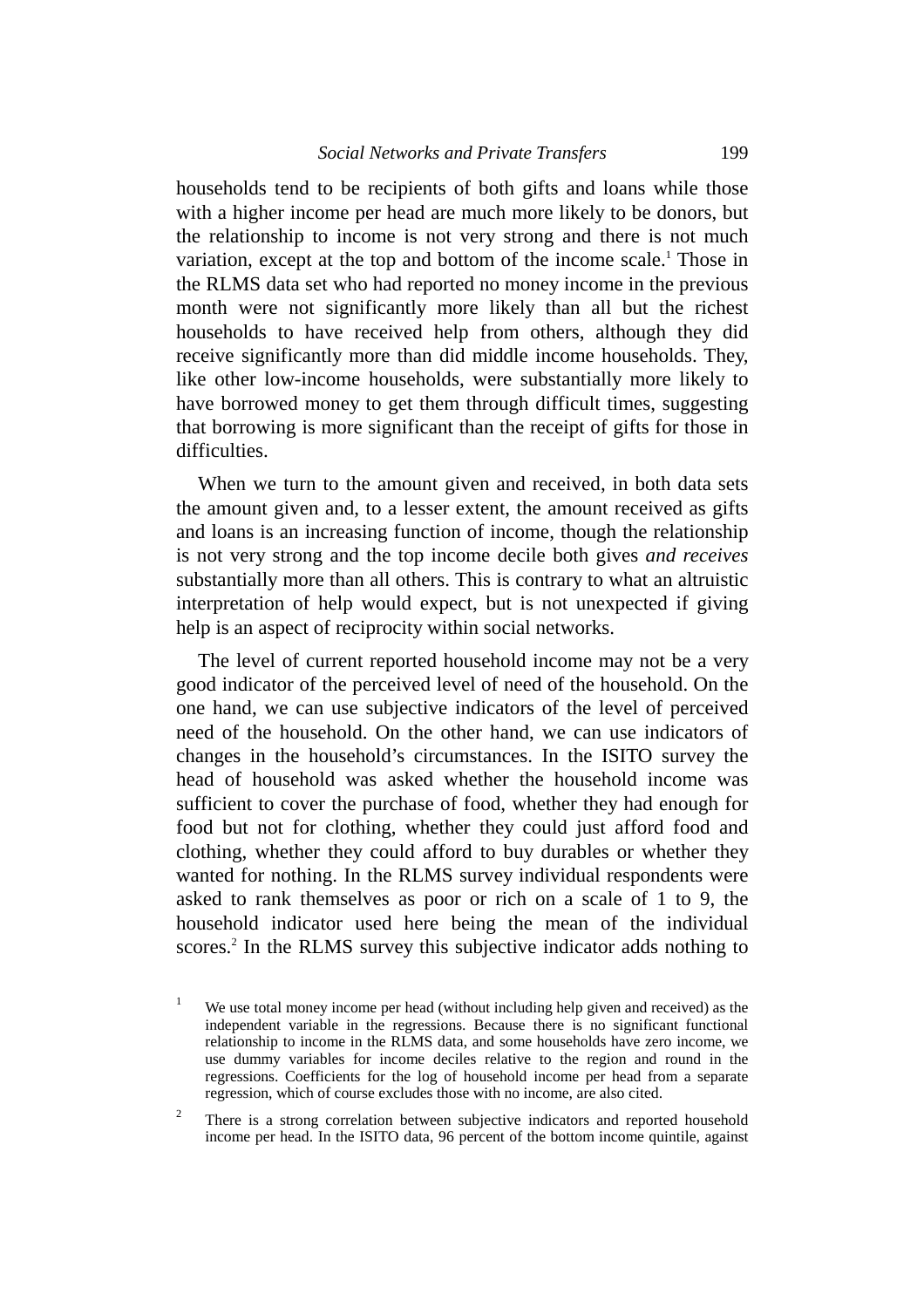households tend to be recipients of both gifts and loans while those with a higher income per head are much more likely to be donors, but the relationship to income is not very strong and there is not much variation, except at the top and bottom of the income scale.[1] Those in the RLMS data set who had reported no money income in the previous month were not significantly more likely than all but the richest households to have received help from others, although they did receive significantly more than did middle income households. They, like other low-income households, were substantially more likely to have borrowed money to get them through difficult times, suggesting that borrowing is more significant than the receipt of gifts for those in difficulties.

When we turn to the amount given and received, in both data sets the amount given and, to a lesser extent, the amount received as gifts and loans is an increasing function of income, though the relationship is not very strong and the top income decile both gives *and receives* substantially more than all others. This is contrary to what an altruistic interpretation of help would expect, but is not unexpected if giving help is an aspect of reciprocity within social networks.

The level of current reported household income may not be a very good indicator of the perceived level of need of the household. On the one hand, we can use subjective indicators of the level of perceived need of the household. On the other hand, we can use indicators of changes in the household's circumstances. In the ISITO survey the head of household was asked whether the household income was sufficient to cover the purchase of food, whether they had enough for food but not for clothing, whether they could just afford food and clothing, whether they could afford to buy durables or whether they wanted for nothing. In the RLMS survey individual respondents were asked to rank themselves as poor or rich on a scale of 1 to 9, the household indicator used here being the mean of the individual scores.[2] In the RLMS survey this subjective indicator adds nothing to

[1] We use total money income per head (without including help given and received) as the independent variable in the regressions. Because there is no significant functional relationship to income in the RLMS data, and some households have zero income, we use dummy variables for income deciles relative to the region and round in the regressions. Coefficients for the log of household income per head from a separate regression, which of course excludes those with no income, are also cited.

[2] There is a strong correlation between subjective indicators and reported household income per head. In the ISITO data, 96 percent of the bottom income quintile, against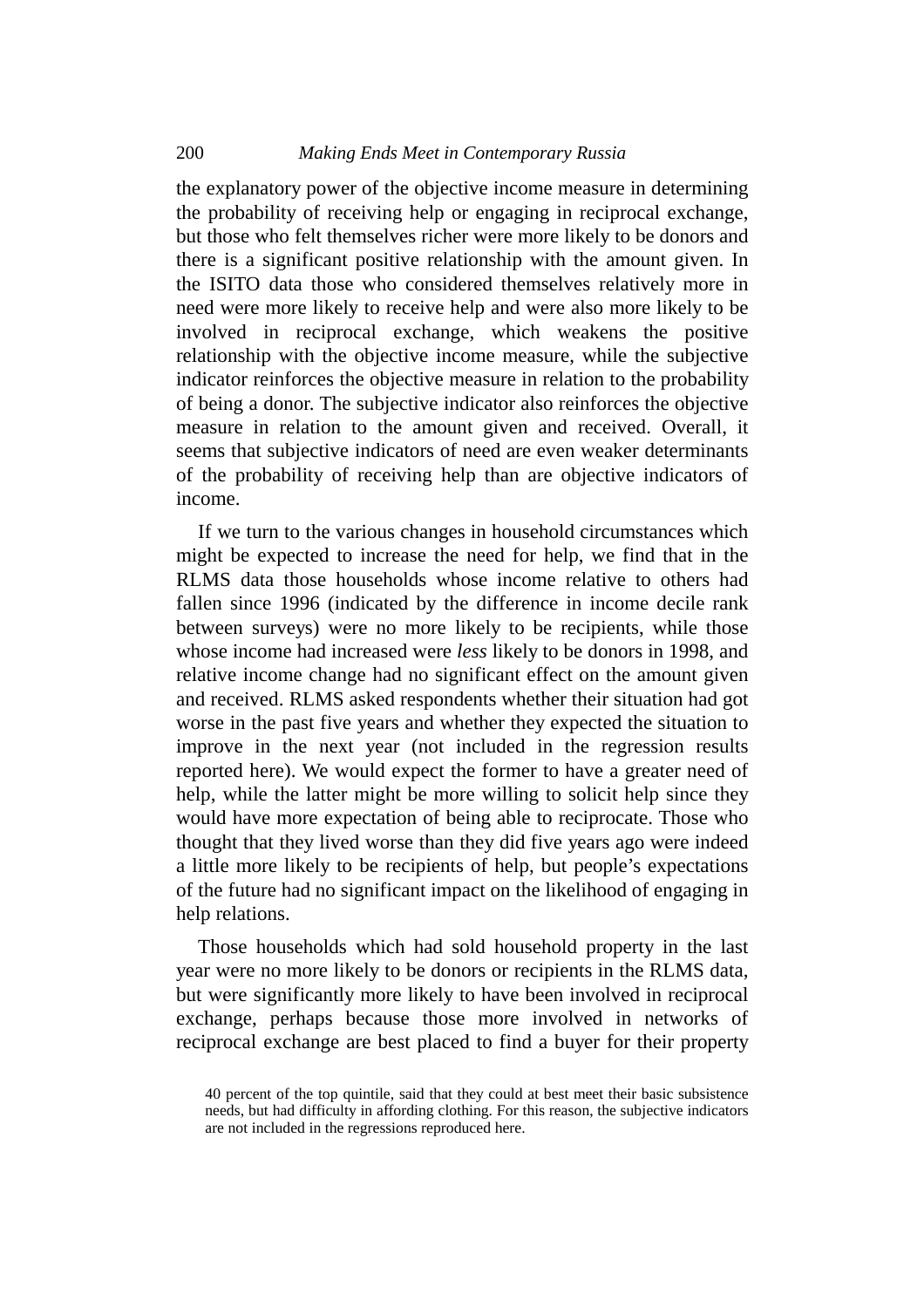the explanatory power of the objective income measure in determining the probability of receiving help or engaging in reciprocal exchange, but those who felt themselves richer were more likely to be donors and there is a significant positive relationship with the amount given. In the ISITO data those who considered themselves relatively more in need were more likely to receive help and were also more likely to be involved in reciprocal exchange, which weakens the positive relationship with the objective income measure, while the subjective indicator reinforces the objective measure in relation to the probability of being a donor. The subjective indicator also reinforces the objective measure in relation to the amount given and received. Overall, it seems that subjective indicators of need are even weaker determinants of the probability of receiving help than are objective indicators of income.

If we turn to the various changes in household circumstances which might be expected to increase the need for help, we find that in the RLMS data those households whose income relative to others had fallen since 1996 (indicated by the difference in income decile rank between surveys) were no more likely to be recipients, while those whose income had increased were *less* likely to be donors in 1998, and relative income change had no significant effect on the amount given and received. RLMS asked respondents whether their situation had got worse in the past five years and whether they expected the situation to improve in the next year (not included in the regression results reported here). We would expect the former to have a greater need of help, while the latter might be more willing to solicit help since they would have more expectation of being able to reciprocate. Those who thought that they lived worse than they did five years ago were indeed a little more likely to be recipients of help, but people's expectations of the future had no significant impact on the likelihood of engaging in help relations.

Those households which had sold household property in the last year were no more likely to be donors or recipients in the RLMS data, but were significantly more likely to have been involved in reciprocal exchange, perhaps because those more involved in networks of reciprocal exchange are best placed to find a buyer for their property

40 percent of the top quintile, said that they could at best meet their basic subsistence needs, but had difficulty in affording clothing. For this reason, the subjective indicators are not included in the regressions reproduced here.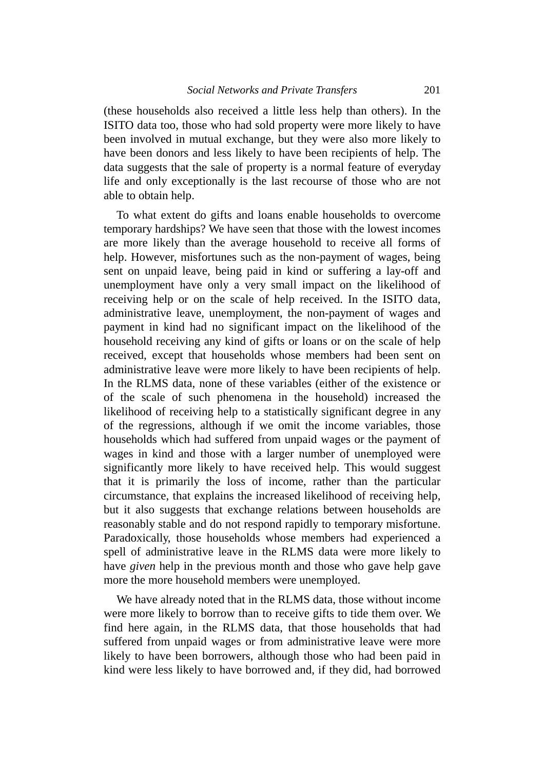(these households also received a little less help than others). In the ISITO data too, those who had sold property were more likely to have been involved in mutual exchange, but they were also more likely to have been donors and less likely to have been recipients of help. The data suggests that the sale of property is a normal feature of everyday life and only exceptionally is the last recourse of those who are not able to obtain help.

To what extent do gifts and loans enable households to overcome temporary hardships? We have seen that those with the lowest incomes are more likely than the average household to receive all forms of help. However, misfortunes such as the non-payment of wages, being sent on unpaid leave, being paid in kind or suffering a lay-off and unemployment have only a very small impact on the likelihood of receiving help or on the scale of help received. In the ISITO data, administrative leave, unemployment, the non-payment of wages and payment in kind had no significant impact on the likelihood of the household receiving any kind of gifts or loans or on the scale of help received, except that households whose members had been sent on administrative leave were more likely to have been recipients of help. In the RLMS data, none of these variables (either of the existence or of the scale of such phenomena in the household) increased the likelihood of receiving help to a statistically significant degree in any of the regressions, although if we omit the income variables, those households which had suffered from unpaid wages or the payment of wages in kind and those with a larger number of unemployed were significantly more likely to have received help. This would suggest that it is primarily the loss of income, rather than the particular circumstance, that explains the increased likelihood of receiving help, but it also suggests that exchange relations between households are reasonably stable and do not respond rapidly to temporary misfortune. Paradoxically, those households whose members had experienced a spell of administrative leave in the RLMS data were more likely to have *given* help in the previous month and those who gave help gave more the more household members were unemployed.

We have already noted that in the RLMS data, those without income were more likely to borrow than to receive gifts to tide them over. We find here again, in the RLMS data, that those households that had suffered from unpaid wages or from administrative leave were more likely to have been borrowers, although those who had been paid in kind were less likely to have borrowed and, if they did, had borrowed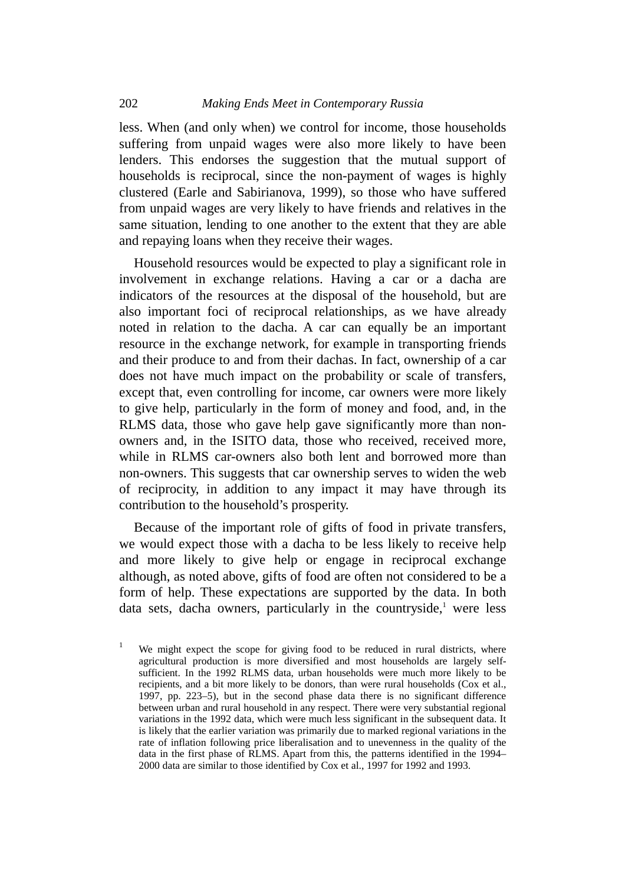less. When (and only when) we control for income, those households suffering from unpaid wages were also more likely to have been lenders. This endorses the suggestion that the mutual support of households is reciprocal, since the non-payment of wages is highly clustered (Earle and Sabirianova, 1999), so those who have suffered from unpaid wages are very likely to have friends and relatives in the same situation, lending to one another to the extent that they are able and repaying loans when they receive their wages.

Household resources would be expected to play a significant role in involvement in exchange relations. Having a car or a dacha are indicators of the resources at the disposal of the household, but are also important foci of reciprocal relationships, as we have already noted in relation to the dacha. A car can equally be an important resource in the exchange network, for example in transporting friends and their produce to and from their dachas. In fact, ownership of a car does not have much impact on the probability or scale of transfers, except that, even controlling for income, car owners were more likely to give help, particularly in the form of money and food, and, in the RLMS data, those who gave help gave significantly more than non-owners and, in the ISITO data, those who received, received more, while in RLMS car-owners also both lent and borrowed more than non-owners. This suggests that car ownership serves to widen the web of reciprocity, in addition to any impact it may have through its contribution to the household's prosperity.

Because of the important role of gifts of food in private transfers, we would expect those with a dacha to be less likely to receive help and more likely to give help or engage in reciprocal exchange although, as noted above, gifts of food are often not considered to be a form of help. These expectations are supported by the data. In both data sets, dacha owners, particularly in the countryside,[1] were less

[1] We might expect the scope for giving food to be reduced in rural districts, where agricultural production is more diversified and most households are largely self-sufficient. In the 1992 RLMS data, urban households were much more likely to be recipients, and a bit more likely to be donors, than were rural households (Cox et al., 1997, pp. 223–5), but in the second phase data there is no significant difference between urban and rural household in any respect. There were very substantial regional variations in the 1992 data, which were much less significant in the subsequent data. It is likely that the earlier variation was primarily due to marked regional variations in the rate of inflation following price liberalisation and to unevenness in the quality of the data in the first phase of RLMS. Apart from this, the patterns identified in the 1994–2000 data are similar to those identified by Cox et al., 1997 for 1992 and 1993.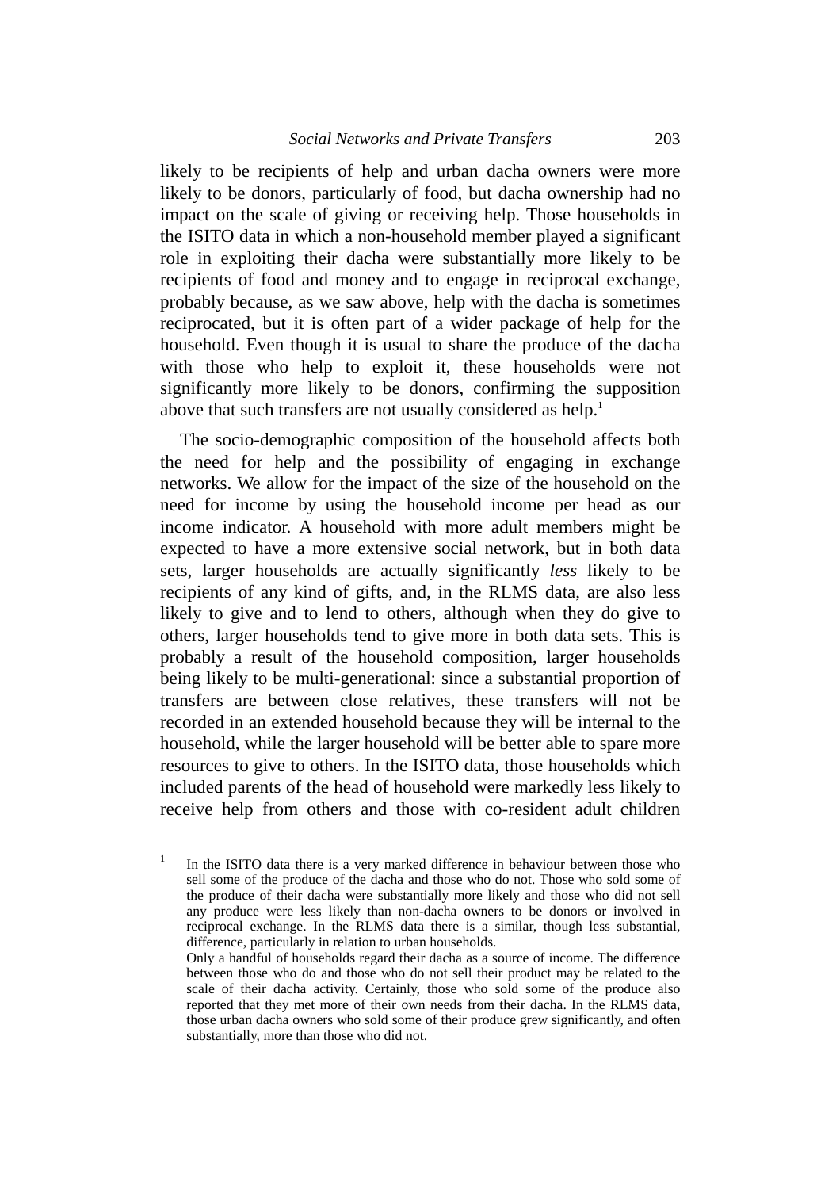likely to be recipients of help and urban dacha owners were more likely to be donors, particularly of food, but dacha ownership had no impact on the scale of giving or receiving help. Those households in the ISITO data in which a non-household member played a significant role in exploiting their dacha were substantially more likely to be recipients of food and money and to engage in reciprocal exchange, probably because, as we saw above, help with the dacha is sometimes reciprocated, but it is often part of a wider package of help for the household. Even though it is usual to share the produce of the dacha with those who help to exploit it, these households were not significantly more likely to be donors, confirming the supposition above that such transfers are not usually considered as help.[1]

The socio-demographic composition of the household affects both the need for help and the possibility of engaging in exchange networks. We allow for the impact of the size of the household on the need for income by using the household income per head as our income indicator. A household with more adult members might be expected to have a more extensive social network, but in both data sets, larger households are actually significantly *less* likely to be recipients of any kind of gifts, and, in the RLMS data, are also less likely to give and to lend to others, although when they do give to others, larger households tend to give more in both data sets. This is probably a result of the household composition, larger households being likely to be multi-generational: since a substantial proportion of transfers are between close relatives, these transfers will not be recorded in an extended household because they will be internal to the household, while the larger household will be better able to spare more resources to give to others. In the ISITO data, those households which included parents of the head of household were markedly less likely to receive help from others and those with co-resident adult children

[1] In the ISITO data there is a very marked difference in behaviour between those who sell some of the produce of the dacha and those who do not. Those who sold some of the produce of their dacha were substantially more likely and those who did not sell any produce were less likely than non-dacha owners to be donors or involved in reciprocal exchange. In the RLMS data there is a similar, though less substantial, difference, particularly in relation to urban households.
Only a handful of households regard their dacha as a source of income. The difference between those who do and those who do not sell their product may be related to the scale of their dacha activity. Certainly, those who sold some of the produce also reported that they met more of their own needs from their dacha. In the RLMS data, those urban dacha owners who sold some of their produce grew significantly, and often substantially, more than those who did not.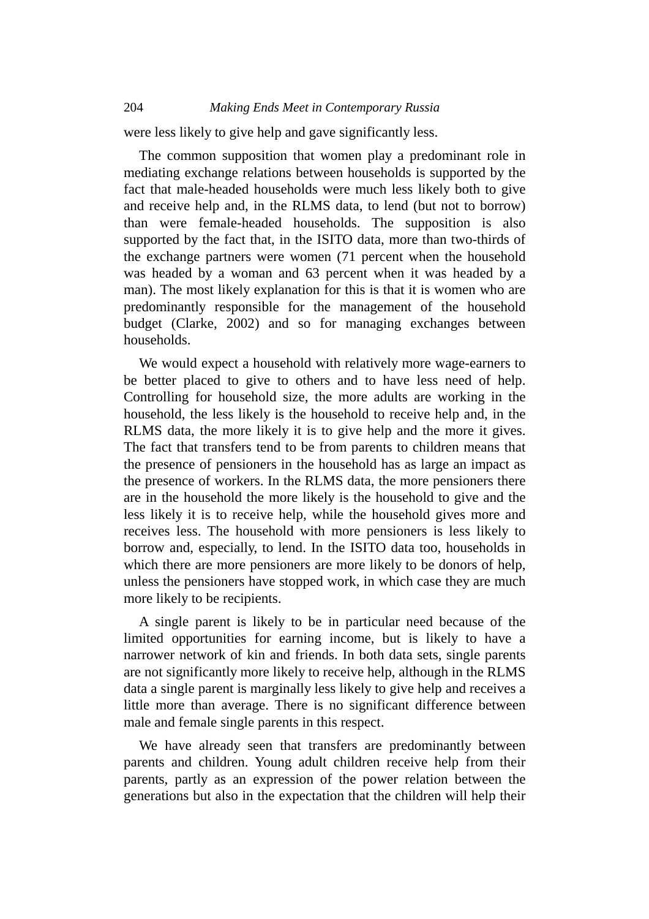were less likely to give help and gave significantly less.

The common supposition that women play a predominant role in mediating exchange relations between households is supported by the fact that male-headed households were much less likely both to give and receive help and, in the RLMS data, to lend (but not to borrow) than were female-headed households. The supposition is also supported by the fact that, in the ISITO data, more than two-thirds of the exchange partners were women (71 percent when the household was headed by a woman and 63 percent when it was headed by a man). The most likely explanation for this is that it is women who are predominantly responsible for the management of the household budget (Clarke, 2002) and so for managing exchanges between households.

We would expect a household with relatively more wage-earners to be better placed to give to others and to have less need of help. Controlling for household size, the more adults are working in the household, the less likely is the household to receive help and, in the RLMS data, the more likely it is to give help and the more it gives. The fact that transfers tend to be from parents to children means that the presence of pensioners in the household has as large an impact as the presence of workers. In the RLMS data, the more pensioners there are in the household the more likely is the household to give and the less likely it is to receive help, while the household gives more and receives less. The household with more pensioners is less likely to borrow and, especially, to lend. In the ISITO data too, households in which there are more pensioners are more likely to be donors of help, unless the pensioners have stopped work, in which case they are much more likely to be recipients.

A single parent is likely to be in particular need because of the limited opportunities for earning income, but is likely to have a narrower network of kin and friends. In both data sets, single parents are not significantly more likely to receive help, although in the RLMS data a single parent is marginally less likely to give help and receives a little more than average. There is no significant difference between male and female single parents in this respect.

We have already seen that transfers are predominantly between parents and children. Young adult children receive help from their parents, partly as an expression of the power relation between the generations but also in the expectation that the children will help their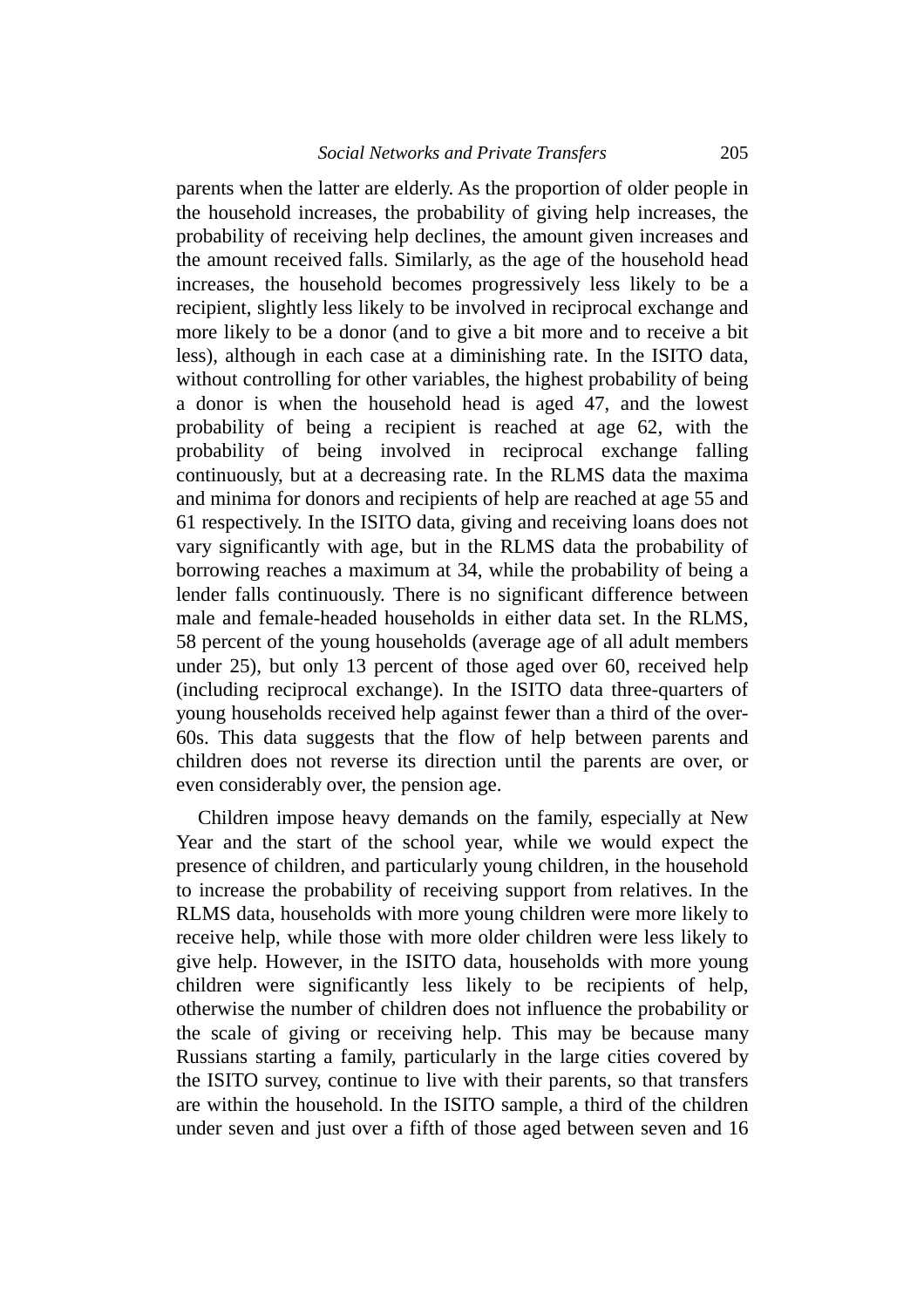parents when the latter are elderly. As the proportion of older people in the household increases, the probability of giving help increases, the probability of receiving help declines, the amount given increases and the amount received falls. Similarly, as the age of the household head increases, the household becomes progressively less likely to be a recipient, slightly less likely to be involved in reciprocal exchange and more likely to be a donor (and to give a bit more and to receive a bit less), although in each case at a diminishing rate. In the ISITO data, without controlling for other variables, the highest probability of being a donor is when the household head is aged 47, and the lowest probability of being a recipient is reached at age 62, with the probability of being involved in reciprocal exchange falling continuously, but at a decreasing rate. In the RLMS data the maxima and minima for donors and recipients of help are reached at age 55 and 61 respectively. In the ISITO data, giving and receiving loans does not vary significantly with age, but in the RLMS data the probability of borrowing reaches a maximum at 34, while the probability of being a lender falls continuously. There is no significant difference between male and female-headed households in either data set. In the RLMS, 58 percent of the young households (average age of all adult members under 25), but only 13 percent of those aged over 60, received help (including reciprocal exchange). In the ISITO data three-quarters of young households received help against fewer than a third of the over-60s. This data suggests that the flow of help between parents and children does not reverse its direction until the parents are over, or even considerably over, the pension age.

Children impose heavy demands on the family, especially at New Year and the start of the school year, while we would expect the presence of children, and particularly young children, in the household to increase the probability of receiving support from relatives. In the RLMS data, households with more young children were more likely to receive help, while those with more older children were less likely to give help. However, in the ISITO data, households with more young children were significantly less likely to be recipients of help, otherwise the number of children does not influence the probability or the scale of giving or receiving help. This may be because many Russians starting a family, particularly in the large cities covered by the ISITO survey, continue to live with their parents, so that transfers are within the household. In the ISITO sample, a third of the children under seven and just over a fifth of those aged between seven and 16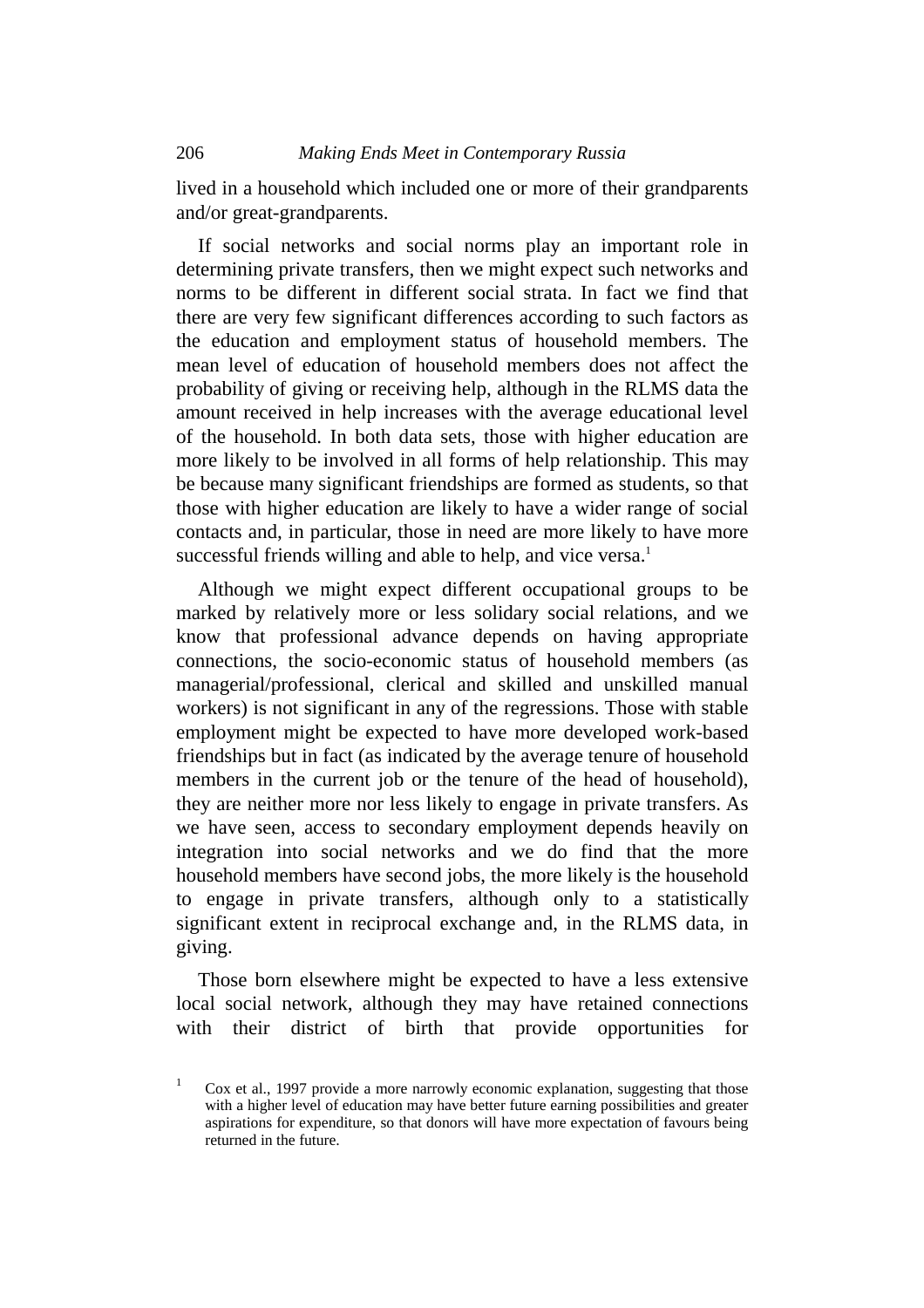lived in a household which included one or more of their grandparents and/or great-grandparents.

If social networks and social norms play an important role in determining private transfers, then we might expect such networks and norms to be different in different social strata. In fact we find that there are very few significant differences according to such factors as the education and employment status of household members. The mean level of education of household members does not affect the probability of giving or receiving help, although in the RLMS data the amount received in help increases with the average educational level of the household. In both data sets, those with higher education are more likely to be involved in all forms of help relationship. This may be because many significant friendships are formed as students, so that those with higher education are likely to have a wider range of social contacts and, in particular, those in need are more likely to have more successful friends willing and able to help, and vice versa.[1]

Although we might expect different occupational groups to be marked by relatively more or less solidary social relations, and we know that professional advance depends on having appropriate connections, the socio-economic status of household members (as managerial/professional, clerical and skilled and unskilled manual workers) is not significant in any of the regressions. Those with stable employment might be expected to have more developed work-based friendships but in fact (as indicated by the average tenure of household members in the current job or the tenure of the head of household), they are neither more nor less likely to engage in private transfers. As we have seen, access to secondary employment depends heavily on integration into social networks and we do find that the more household members have second jobs, the more likely is the household to engage in private transfers, although only to a statistically significant extent in reciprocal exchange and, in the RLMS data, in giving.

Those born elsewhere might be expected to have a less extensive local social network, although they may have retained connections with their district of birth that provide opportunities for

[1] Cox et al., 1997 provide a more narrowly economic explanation, suggesting that those with a higher level of education may have better future earning possibilities and greater aspirations for expenditure, so that donors will have more expectation of favours being returned in the future.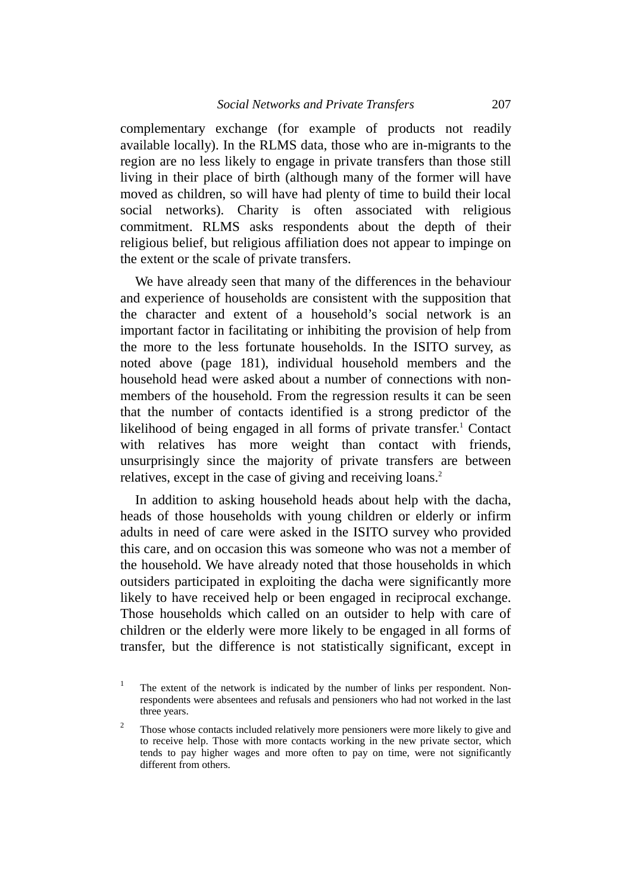complementary exchange (for example of products not readily available locally). In the RLMS data, those who are in-migrants to the region are no less likely to engage in private transfers than those still living in their place of birth (although many of the former will have moved as children, so will have had plenty of time to build their local social networks). Charity is often associated with religious commitment. RLMS asks respondents about the depth of their religious belief, but religious affiliation does not appear to impinge on the extent or the scale of private transfers.

We have already seen that many of the differences in the behaviour and experience of households are consistent with the supposition that the character and extent of a household's social network is an important factor in facilitating or inhibiting the provision of help from the more to the less fortunate households. In the ISITO survey, as noted above (page 181), individual household members and the household head were asked about a number of connections with non-members of the household. From the regression results it can be seen that the number of contacts identified is a strong predictor of the likelihood of being engaged in all forms of private transfer.[1] Contact with relatives has more weight than contact with friends, unsurprisingly since the majority of private transfers are between relatives, except in the case of giving and receiving loans.[2]

In addition to asking household heads about help with the dacha, heads of those households with young children or elderly or infirm adults in need of care were asked in the ISITO survey who provided this care, and on occasion this was someone who was not a member of the household. We have already noted that those households in which outsiders participated in exploiting the dacha were significantly more likely to have received help or been engaged in reciprocal exchange. Those households which called on an outsider to help with care of children or the elderly were more likely to be engaged in all forms of transfer, but the difference is not statistically significant, except in

[1] The extent of the network is indicated by the number of links per respondent. Non-respondents were absentees and refusals and pensioners who had not worked in the last three years.

[2] Those whose contacts included relatively more pensioners were more likely to give and to receive help. Those with more contacts working in the new private sector, which tends to pay higher wages and more often to pay on time, were not significantly different from others.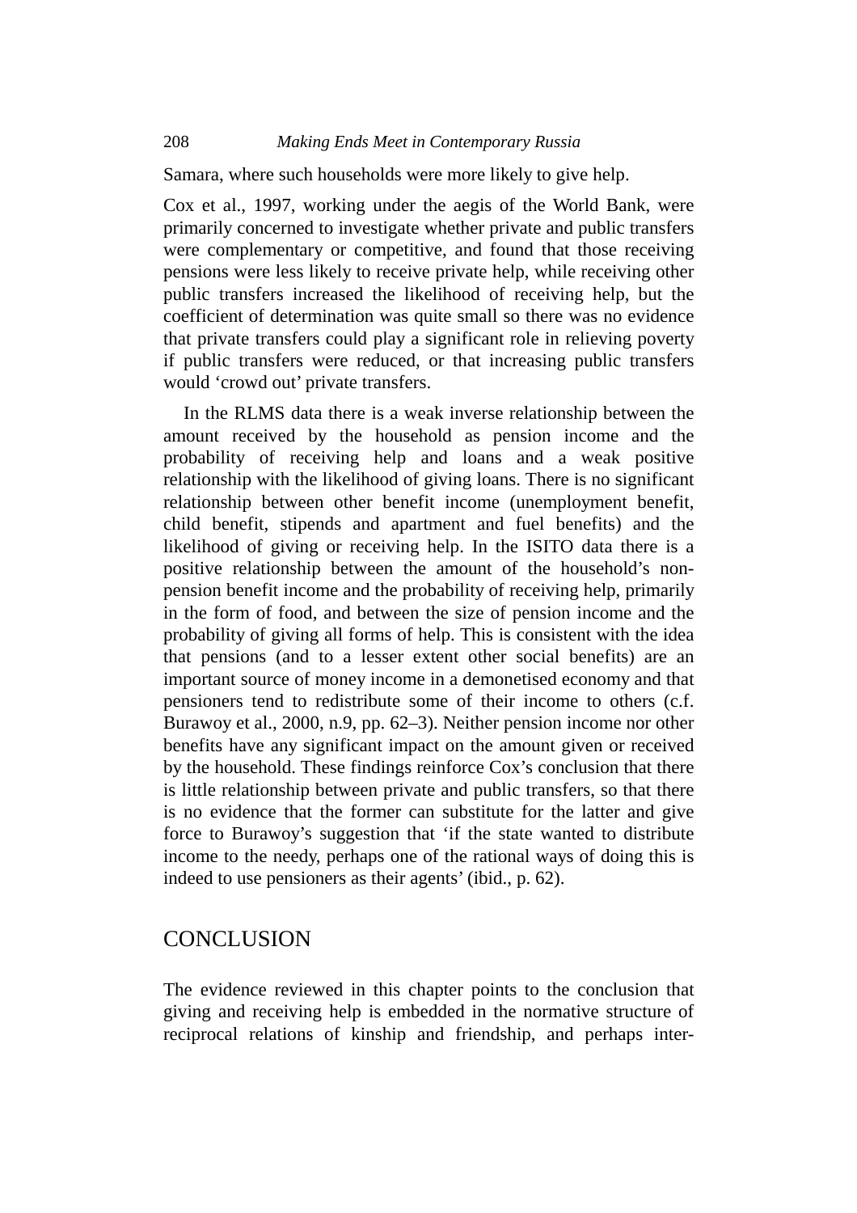Samara, where such households were more likely to give help.

Cox et al., 1997, working under the aegis of the World Bank, were primarily concerned to investigate whether private and public transfers were complementary or competitive, and found that those receiving pensions were less likely to receive private help, while receiving other public transfers increased the likelihood of receiving help, but the coefficient of determination was quite small so there was no evidence that private transfers could play a significant role in relieving poverty if public transfers were reduced, or that increasing public transfers would 'crowd out' private transfers.

In the RLMS data there is a weak inverse relationship between the amount received by the household as pension income and the probability of receiving help and loans and a weak positive relationship with the likelihood of giving loans. There is no significant relationship between other benefit income (unemployment benefit, child benefit, stipends and apartment and fuel benefits) and the likelihood of giving or receiving help. In the ISITO data there is a positive relationship between the amount of the household's non-pension benefit income and the probability of receiving help, primarily in the form of food, and between the size of pension income and the probability of giving all forms of help. This is consistent with the idea that pensions (and to a lesser extent other social benefits) are an important source of money income in a demonetised economy and that pensioners tend to redistribute some of their income to others (c.f. Burawoy et al., 2000, n.9, pp. 62–3). Neither pension income nor other benefits have any significant impact on the amount given or received by the household. These findings reinforce Cox's conclusion that there is little relationship between private and public transfers, so that there is no evidence that the former can substitute for the latter and give force to Burawoy's suggestion that 'if the state wanted to distribute income to the needy, perhaps one of the rational ways of doing this is indeed to use pensioners as their agents' (ibid., p. 62).

## CONCLUSION

The evidence reviewed in this chapter points to the conclusion that giving and receiving help is embedded in the normative structure of reciprocal relations of kinship and friendship, and perhaps inter-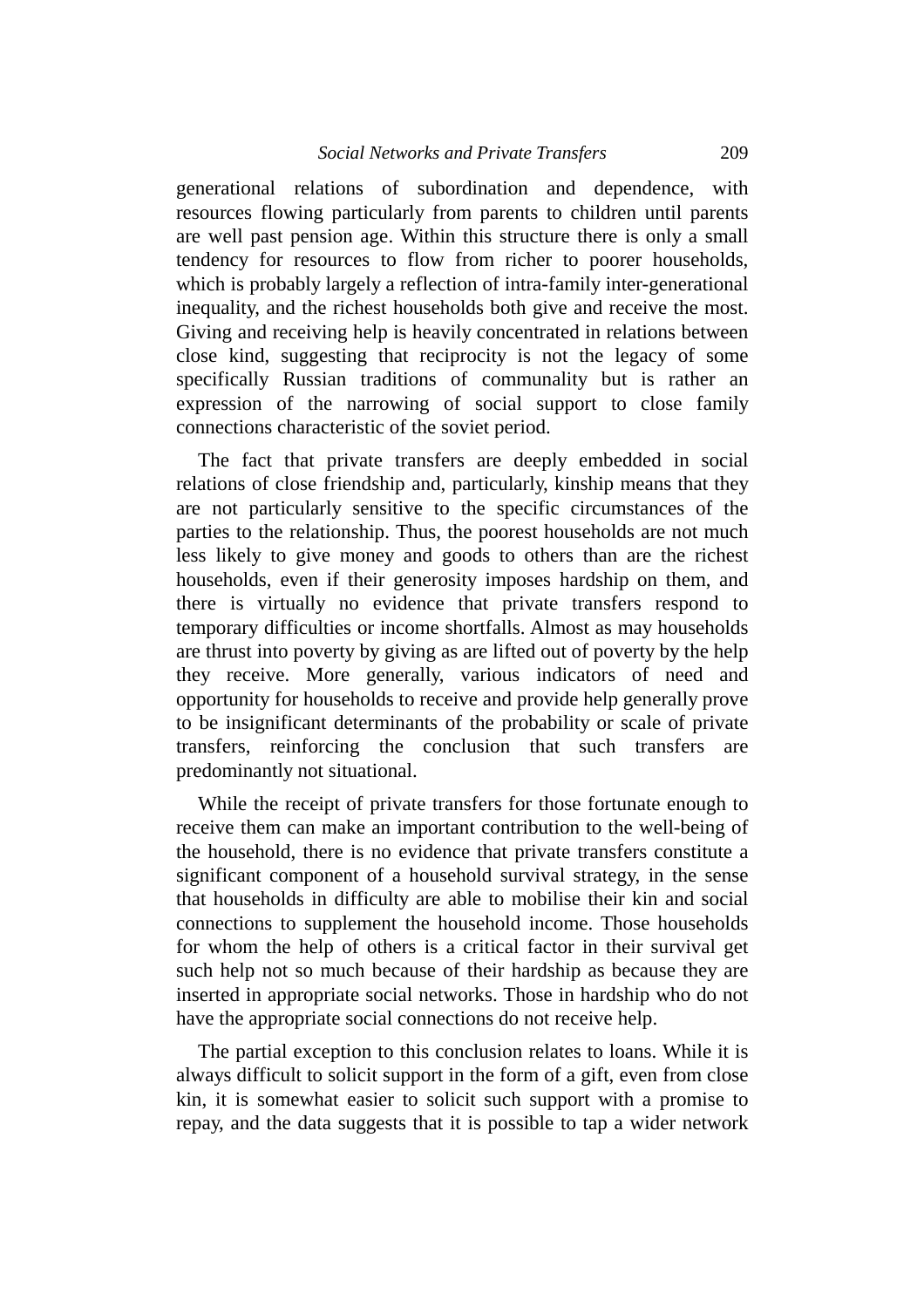generational relations of subordination and dependence, with resources flowing particularly from parents to children until parents are well past pension age. Within this structure there is only a small tendency for resources to flow from richer to poorer households, which is probably largely a reflection of intra-family inter-generational inequality, and the richest households both give and receive the most. Giving and receiving help is heavily concentrated in relations between close kind, suggesting that reciprocity is not the legacy of some specifically Russian traditions of communality but is rather an expression of the narrowing of social support to close family connections characteristic of the soviet period.

The fact that private transfers are deeply embedded in social relations of close friendship and, particularly, kinship means that they are not particularly sensitive to the specific circumstances of the parties to the relationship. Thus, the poorest households are not much less likely to give money and goods to others than are the richest households, even if their generosity imposes hardship on them, and there is virtually no evidence that private transfers respond to temporary difficulties or income shortfalls. Almost as may households are thrust into poverty by giving as are lifted out of poverty by the help they receive. More generally, various indicators of need and opportunity for households to receive and provide help generally prove to be insignificant determinants of the probability or scale of private transfers, reinforcing the conclusion that such transfers are predominantly not situational.

While the receipt of private transfers for those fortunate enough to receive them can make an important contribution to the well-being of the household, there is no evidence that private transfers constitute a significant component of a household survival strategy, in the sense that households in difficulty are able to mobilise their kin and social connections to supplement the household income. Those households for whom the help of others is a critical factor in their survival get such help not so much because of their hardship as because they are inserted in appropriate social networks. Those in hardship who do not have the appropriate social connections do not receive help.

The partial exception to this conclusion relates to loans. While it is always difficult to solicit support in the form of a gift, even from close kin, it is somewhat easier to solicit such support with a promise to repay, and the data suggests that it is possible to tap a wider network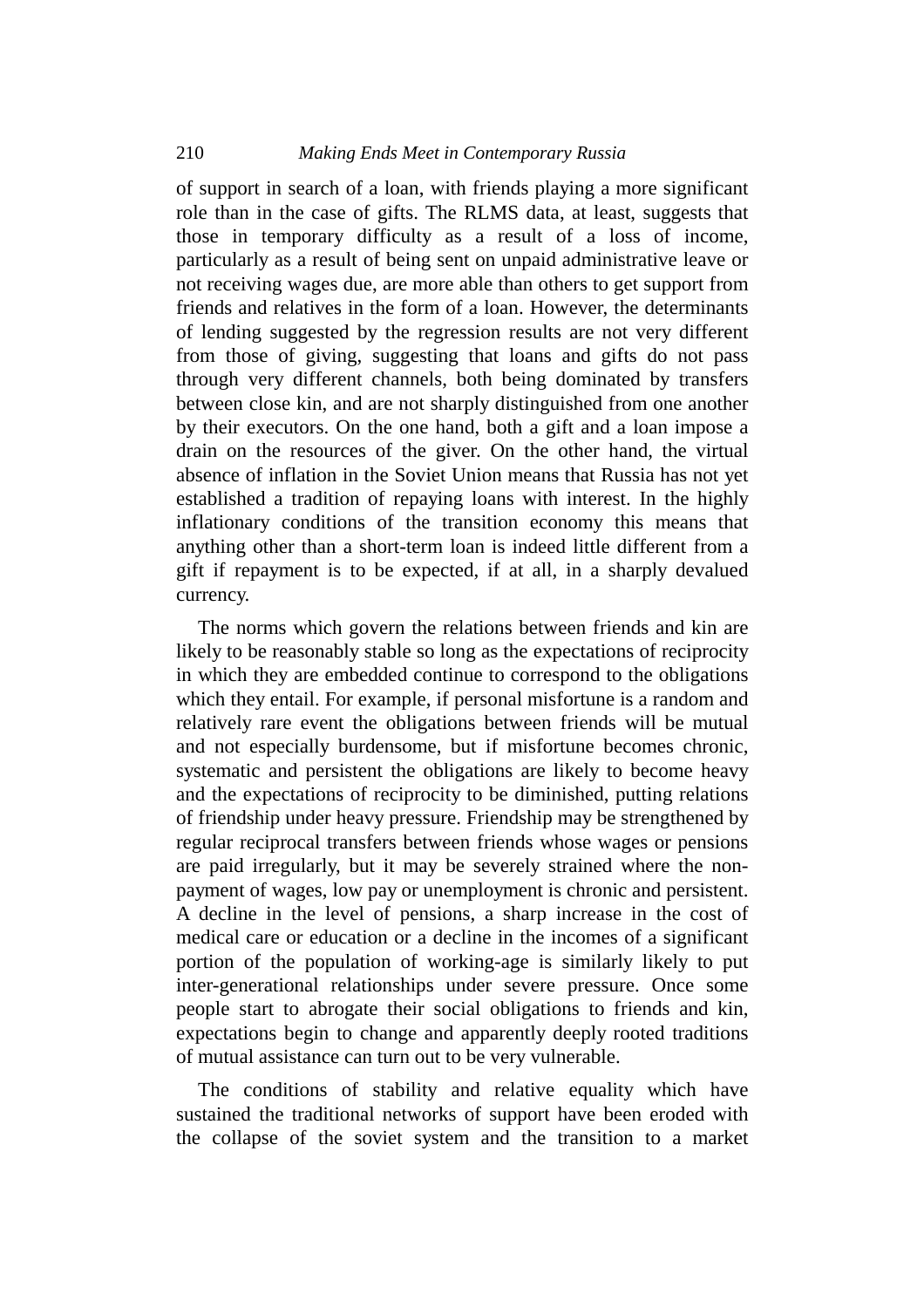of support in search of a loan, with friends playing a more significant role than in the case of gifts. The RLMS data, at least, suggests that those in temporary difficulty as a result of a loss of income, particularly as a result of being sent on unpaid administrative leave or not receiving wages due, are more able than others to get support from friends and relatives in the form of a loan. However, the determinants of lending suggested by the regression results are not very different from those of giving, suggesting that loans and gifts do not pass through very different channels, both being dominated by transfers between close kin, and are not sharply distinguished from one another by their executors. On the one hand, both a gift and a loan impose a drain on the resources of the giver. On the other hand, the virtual absence of inflation in the Soviet Union means that Russia has not yet established a tradition of repaying loans with interest. In the highly inflationary conditions of the transition economy this means that anything other than a short-term loan is indeed little different from a gift if repayment is to be expected, if at all, in a sharply devalued currency.

The norms which govern the relations between friends and kin are likely to be reasonably stable so long as the expectations of reciprocity in which they are embedded continue to correspond to the obligations which they entail. For example, if personal misfortune is a random and relatively rare event the obligations between friends will be mutual and not especially burdensome, but if misfortune becomes chronic, systematic and persistent the obligations are likely to become heavy and the expectations of reciprocity to be diminished, putting relations of friendship under heavy pressure. Friendship may be strengthened by regular reciprocal transfers between friends whose wages or pensions are paid irregularly, but it may be severely strained where the non-payment of wages, low pay or unemployment is chronic and persistent. A decline in the level of pensions, a sharp increase in the cost of medical care or education or a decline in the incomes of a significant portion of the population of working-age is similarly likely to put inter-generational relationships under severe pressure. Once some people start to abrogate their social obligations to friends and kin, expectations begin to change and apparently deeply rooted traditions of mutual assistance can turn out to be very vulnerable.

The conditions of stability and relative equality which have sustained the traditional networks of support have been eroded with the collapse of the soviet system and the transition to a market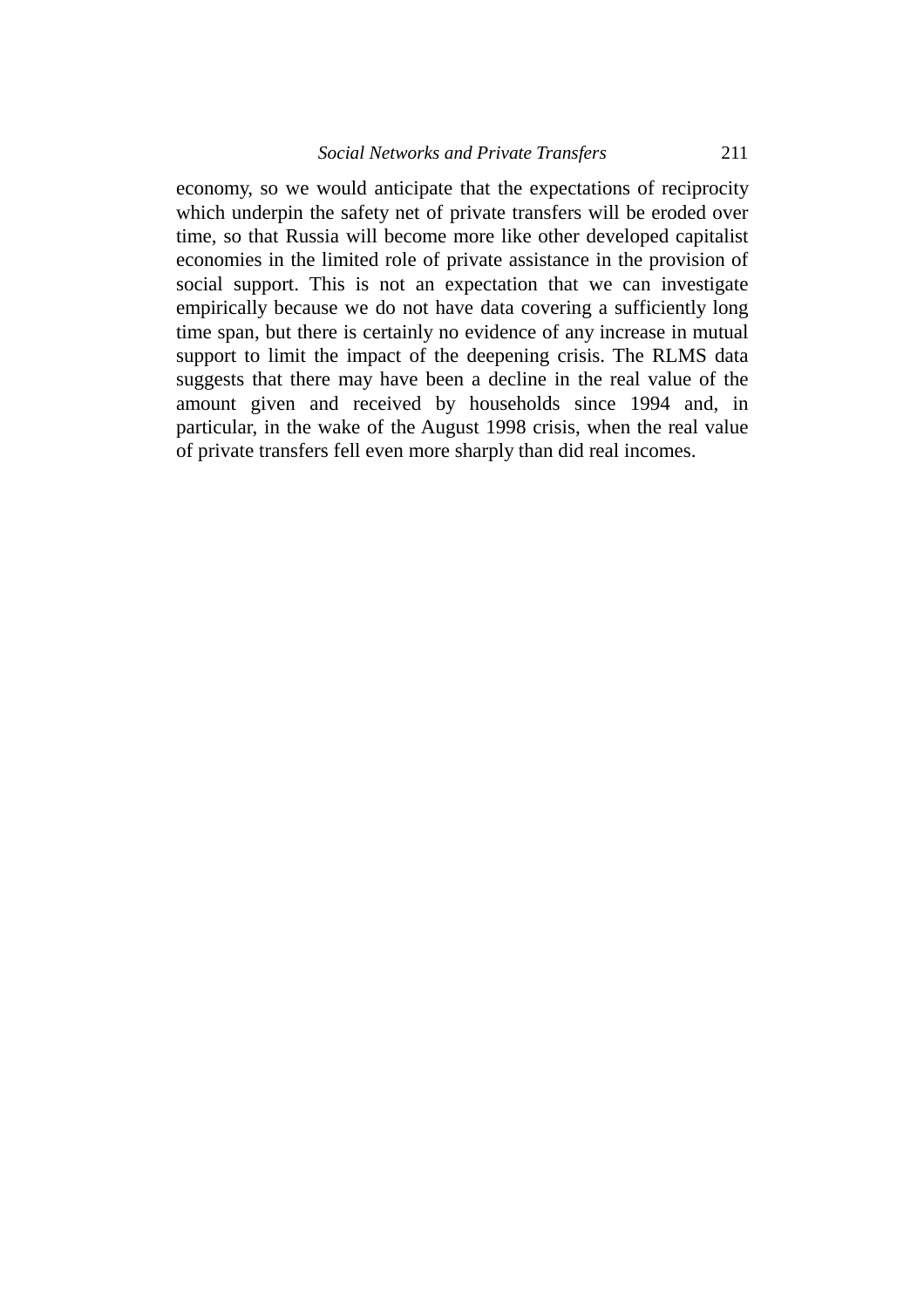economy, so we would anticipate that the expectations of reciprocity which underpin the safety net of private transfers will be eroded over time, so that Russia will become more like other developed capitalist economies in the limited role of private assistance in the provision of social support. This is not an expectation that we can investigate empirically because we do not have data covering a sufficiently long time span, but there is certainly no evidence of any increase in mutual support to limit the impact of the deepening crisis. The RLMS data suggests that there may have been a decline in the real value of the amount given and received by households since 1994 and, in particular, in the wake of the August 1998 crisis, when the real value of private transfers fell even more sharply than did real incomes.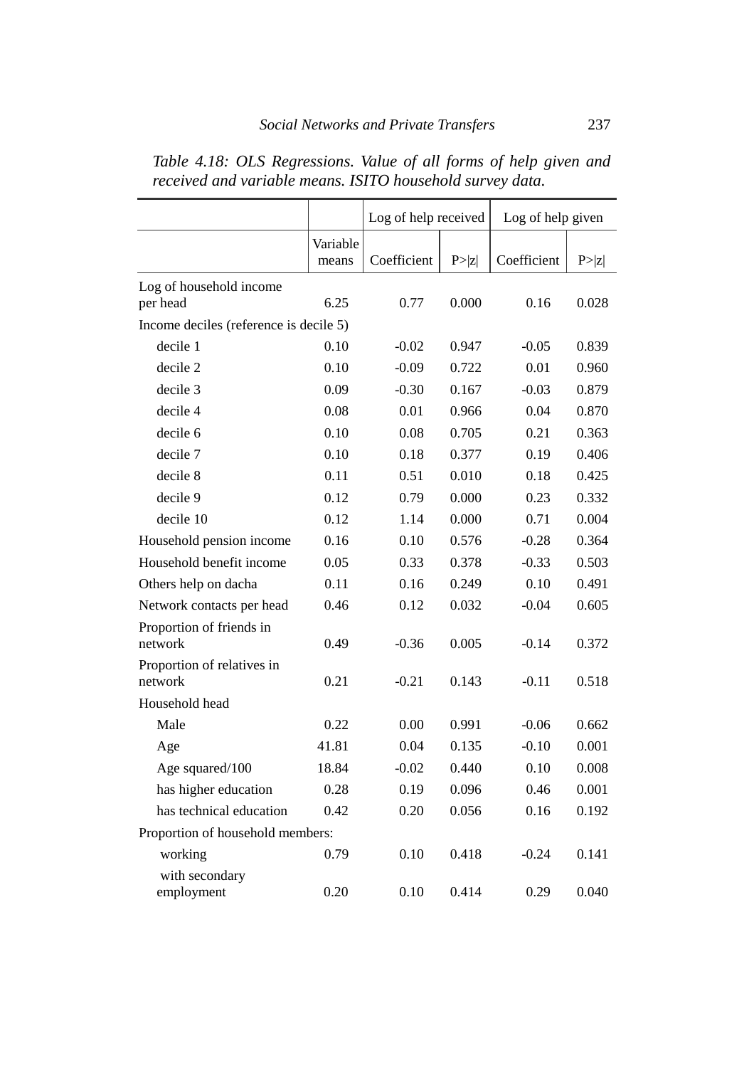*Table 4.18: OLS Regressions. Value of all forms of help given and received and variable means. ISITO household survey data.*

| | | Log of help received | | Log of help given | |
|---|---|---|---|---|---|
| | Variable means | Coefficient | P>\|z\| | Coefficient | P>\|z\| |
| Log of household income per head | 6.25 | 0.77 | 0.000 | 0.16 | 0.028 |
| Income deciles (reference is decile 5) | | | | | |
| decile 1 | 0.10 | -0.02 | 0.947 | -0.05 | 0.839 |
| decile 2 | 0.10 | -0.09 | 0.722 | 0.01 | 0.960 |
| decile 3 | 0.09 | -0.30 | 0.167 | -0.03 | 0.879 |
| decile 4 | 0.08 | 0.01 | 0.966 | 0.04 | 0.870 |
| decile 6 | 0.10 | 0.08 | 0.705 | 0.21 | 0.363 |
| decile 7 | 0.10 | 0.18 | 0.377 | 0.19 | 0.406 |
| decile 8 | 0.11 | 0.51 | 0.010 | 0.18 | 0.425 |
| decile 9 | 0.12 | 0.79 | 0.000 | 0.23 | 0.332 |
| decile 10 | 0.12 | 1.14 | 0.000 | 0.71 | 0.004 |
| Household pension income | 0.16 | 0.10 | 0.576 | -0.28 | 0.364 |
| Household benefit income | 0.05 | 0.33 | 0.378 | -0.33 | 0.503 |
| Others help on dacha | 0.11 | 0.16 | 0.249 | 0.10 | 0.491 |
| Network contacts per head | 0.46 | 0.12 | 0.032 | -0.04 | 0.605 |
| Proportion of friends in network | 0.49 | -0.36 | 0.005 | -0.14 | 0.372 |
| Proportion of relatives in network | 0.21 | -0.21 | 0.143 | -0.11 | 0.518 |
| Household head | | | | | |
| Male | 0.22 | 0.00 | 0.991 | -0.06 | 0.662 |
| Age | 41.81 | 0.04 | 0.135 | -0.10 | 0.001 |
| Age squared/100 | 18.84 | -0.02 | 0.440 | 0.10 | 0.008 |
| has higher education | 0.28 | 0.19 | 0.096 | 0.46 | 0.001 |
| has technical education | 0.42 | 0.20 | 0.056 | 0.16 | 0.192 |
| Proportion of household members: | | | | | |
| working | 0.79 | 0.10 | 0.418 | -0.24 | 0.141 |
| with secondary employment | 0.20 | 0.10 | 0.414 | 0.29 | 0.040 |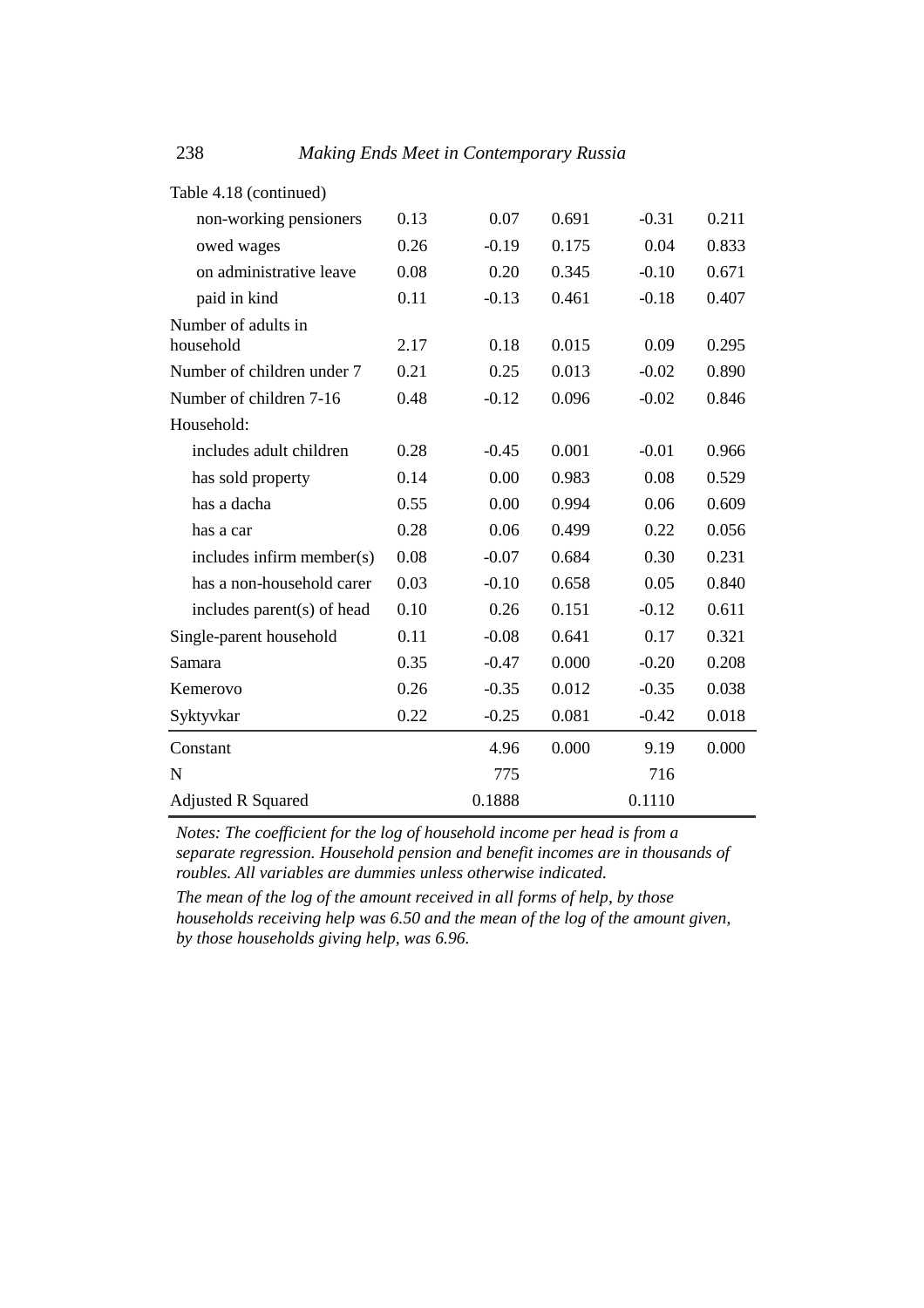Table 4.18 (continued)

| | | | | | |
|---|---|---|---|---|---|
| non-working pensioners | 0.13 | 0.07 | 0.691 | -0.31 | 0.211 |
| owed wages | 0.26 | -0.19 | 0.175 | 0.04 | 0.833 |
| on administrative leave | 0.08 | 0.20 | 0.345 | -0.10 | 0.671 |
| paid in kind | 0.11 | -0.13 | 0.461 | -0.18 | 0.407 |
| Number of adults in household | 2.17 | 0.18 | 0.015 | 0.09 | 0.295 |
| Number of children under 7 | 0.21 | 0.25 | 0.013 | -0.02 | 0.890 |
| Number of children 7-16 | 0.48 | -0.12 | 0.096 | -0.02 | 0.846 |
| Household: | | | | | |
| includes adult children | 0.28 | -0.45 | 0.001 | -0.01 | 0.966 |
| has sold property | 0.14 | 0.00 | 0.983 | 0.08 | 0.529 |
| has a dacha | 0.55 | 0.00 | 0.994 | 0.06 | 0.609 |
| has a car | 0.28 | 0.06 | 0.499 | 0.22 | 0.056 |
| includes infirm member(s) | 0.08 | -0.07 | 0.684 | 0.30 | 0.231 |
| has a non-household carer | 0.03 | -0.10 | 0.658 | 0.05 | 0.840 |
| includes parent(s) of head | 0.10 | 0.26 | 0.151 | -0.12 | 0.611 |
| Single-parent household | 0.11 | -0.08 | 0.641 | 0.17 | 0.321 |
| Samara | 0.35 | -0.47 | 0.000 | -0.20 | 0.208 |
| Kemerovo | 0.26 | -0.35 | 0.012 | -0.35 | 0.038 |
| Syktyvkar | 0.22 | -0.25 | 0.081 | -0.42 | 0.018 |
| Constant | | 4.96 | 0.000 | 9.19 | 0.000 |
| N | | 775 | | 716 | |
| Adjusted R Squared | | 0.1888 | | 0.1110 | |

*Notes: The coefficient for the log of household income per head is from a separate regression. Household pension and benefit incomes are in thousands of roubles. All variables are dummies unless otherwise indicated.*

*The mean of the log of the amount received in all forms of help, by those households receiving help was 6.50 and the mean of the log of the amount given, by those households giving help, was 6.96.*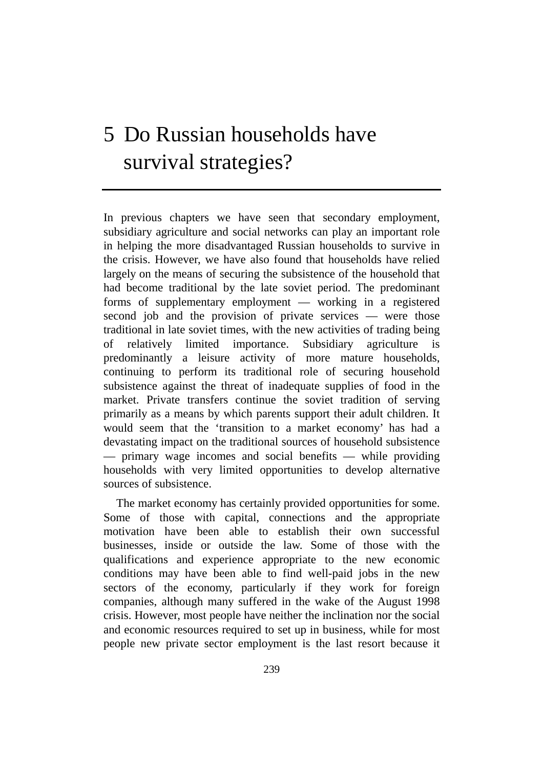# 5 Do Russian households have survival strategies?

In previous chapters we have seen that secondary employment, subsidiary agriculture and social networks can play an important role in helping the more disadvantaged Russian households to survive in the crisis. However, we have also found that households have relied largely on the means of securing the subsistence of the household that had become traditional by the late soviet period. The predominant forms of supplementary employment — working in a registered second job and the provision of private services — were those traditional in late soviet times, with the new activities of trading being of relatively limited importance. Subsidiary agriculture is predominantly a leisure activity of more mature households, continuing to perform its traditional role of securing household subsistence against the threat of inadequate supplies of food in the market. Private transfers continue the soviet tradition of serving primarily as a means by which parents support their adult children. It would seem that the 'transition to a market economy' has had a devastating impact on the traditional sources of household subsistence — primary wage incomes and social benefits — while providing households with very limited opportunities to develop alternative sources of subsistence.

The market economy has certainly provided opportunities for some. Some of those with capital, connections and the appropriate motivation have been able to establish their own successful businesses, inside or outside the law. Some of those with the qualifications and experience appropriate to the new economic conditions may have been able to find well-paid jobs in the new sectors of the economy, particularly if they work for foreign companies, although many suffered in the wake of the August 1998 crisis. However, most people have neither the inclination nor the social and economic resources required to set up in business, while for most people new private sector employment is the last resort because it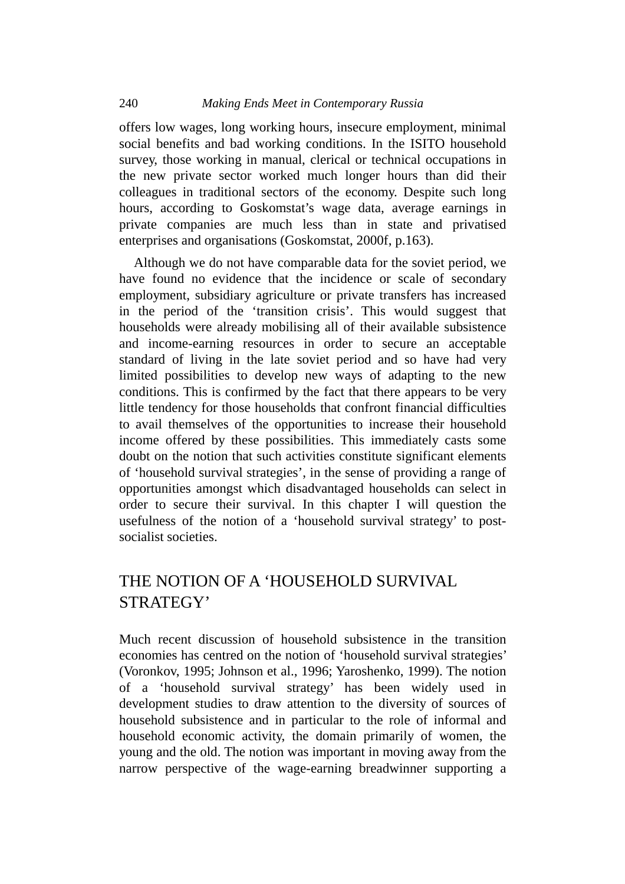offers low wages, long working hours, insecure employment, minimal social benefits and bad working conditions. In the ISITO household survey, those working in manual, clerical or technical occupations in the new private sector worked much longer hours than did their colleagues in traditional sectors of the economy. Despite such long hours, according to Goskomstat's wage data, average earnings in private companies are much less than in state and privatised enterprises and organisations (Goskomstat, 2000f, p.163).

Although we do not have comparable data for the soviet period, we have found no evidence that the incidence or scale of secondary employment, subsidiary agriculture or private transfers has increased in the period of the 'transition crisis'. This would suggest that households were already mobilising all of their available subsistence and income-earning resources in order to secure an acceptable standard of living in the late soviet period and so have had very limited possibilities to develop new ways of adapting to the new conditions. This is confirmed by the fact that there appears to be very little tendency for those households that confront financial difficulties to avail themselves of the opportunities to increase their household income offered by these possibilities. This immediately casts some doubt on the notion that such activities constitute significant elements of 'household survival strategies', in the sense of providing a range of opportunities amongst which disadvantaged households can select in order to secure their survival. In this chapter I will question the usefulness of the notion of a 'household survival strategy' to post-socialist societies.

## THE NOTION OF A 'HOUSEHOLD SURVIVAL STRATEGY'

Much recent discussion of household subsistence in the transition economies has centred on the notion of 'household survival strategies' (Voronkov, 1995; Johnson et al., 1996; Yaroshenko, 1999). The notion of a 'household survival strategy' has been widely used in development studies to draw attention to the diversity of sources of household subsistence and in particular to the role of informal and household economic activity, the domain primarily of women, the young and the old. The notion was important in moving away from the narrow perspective of the wage-earning breadwinner supporting a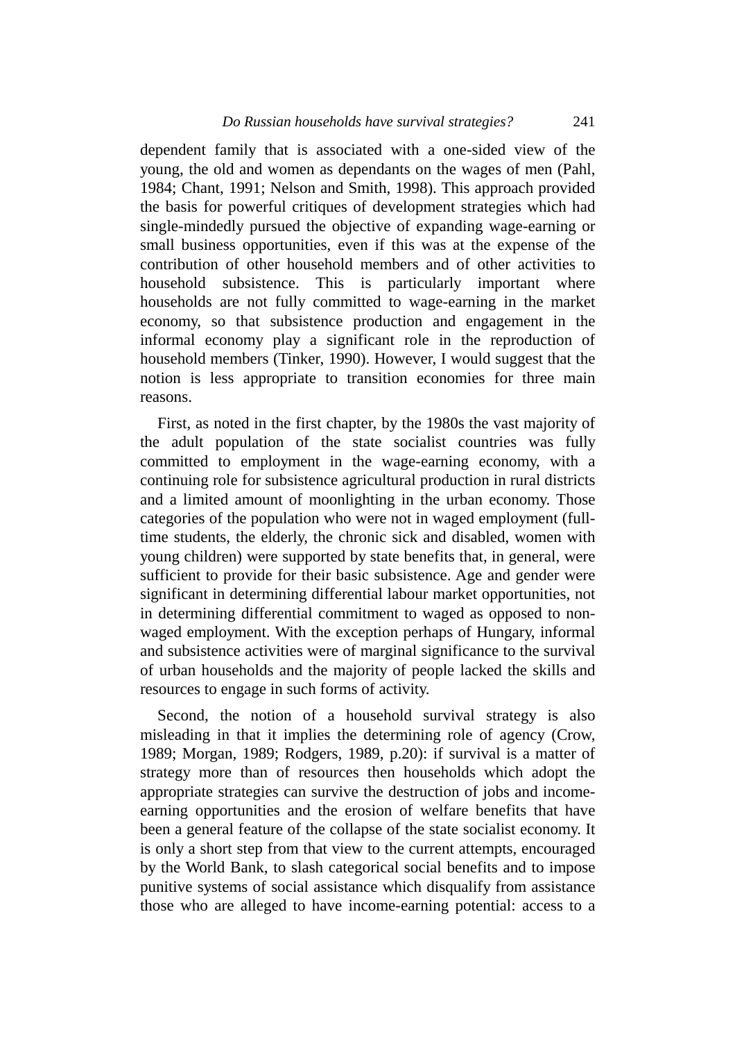dependent family that is associated with a one-sided view of the young, the old and women as dependants on the wages of men (Pahl, 1984; Chant, 1991; Nelson and Smith, 1998). This approach provided the basis for powerful critiques of development strategies which had single-mindedly pursued the objective of expanding wage-earning or small business opportunities, even if this was at the expense of the contribution of other household members and of other activities to household subsistence. This is particularly important where households are not fully committed to wage-earning in the market economy, so that subsistence production and engagement in the informal economy play a significant role in the reproduction of household members (Tinker, 1990). However, I would suggest that the notion is less appropriate to transition economies for three main reasons.

First, as noted in the first chapter, by the 1980s the vast majority of the adult population of the state socialist countries was fully committed to employment in the wage-earning economy, with a continuing role for subsistence agricultural production in rural districts and a limited amount of moonlighting in the urban economy. Those categories of the population who were not in waged employment (full-time students, the elderly, the chronic sick and disabled, women with young children) were supported by state benefits that, in general, were sufficient to provide for their basic subsistence. Age and gender were significant in determining differential labour market opportunities, not in determining differential commitment to waged as opposed to non-waged employment. With the exception perhaps of Hungary, informal and subsistence activities were of marginal significance to the survival of urban households and the majority of people lacked the skills and resources to engage in such forms of activity.

Second, the notion of a household survival strategy is also misleading in that it implies the determining role of agency (Crow, 1989; Morgan, 1989; Rodgers, 1989, p.20): if survival is a matter of strategy more than of resources then households which adopt the appropriate strategies can survive the destruction of jobs and income-earning opportunities and the erosion of welfare benefits that have been a general feature of the collapse of the state socialist economy. It is only a short step from that view to the current attempts, encouraged by the World Bank, to slash categorical social benefits and to impose punitive systems of social assistance which disqualify from assistance those who are alleged to have income-earning potential: access to a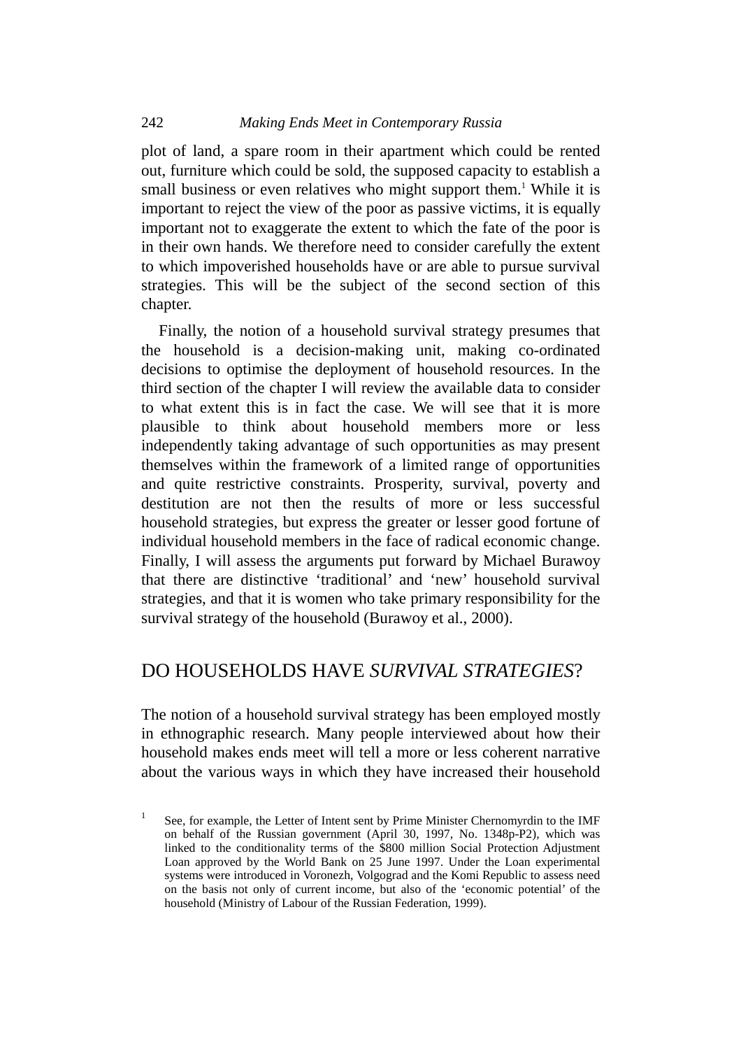plot of land, a spare room in their apartment which could be rented out, furniture which could be sold, the supposed capacity to establish a small business or even relatives who might support them.[1] While it is important to reject the view of the poor as passive victims, it is equally important not to exaggerate the extent to which the fate of the poor is in their own hands. We therefore need to consider carefully the extent to which impoverished households have or are able to pursue survival strategies. This will be the subject of the second section of this chapter.

Finally, the notion of a household survival strategy presumes that the household is a decision-making unit, making co-ordinated decisions to optimise the deployment of household resources. In the third section of the chapter I will review the available data to consider to what extent this is in fact the case. We will see that it is more plausible to think about household members more or less independently taking advantage of such opportunities as may present themselves within the framework of a limited range of opportunities and quite restrictive constraints. Prosperity, survival, poverty and destitution are not then the results of more or less successful household strategies, but express the greater or lesser good fortune of individual household members in the face of radical economic change. Finally, I will assess the arguments put forward by Michael Burawoy that there are distinctive 'traditional' and 'new' household survival strategies, and that it is women who take primary responsibility for the survival strategy of the household (Burawoy et al., 2000).

## DO HOUSEHOLDS HAVE *SURVIVAL STRATEGIES*?

The notion of a household survival strategy has been employed mostly in ethnographic research. Many people interviewed about how their household makes ends meet will tell a more or less coherent narrative about the various ways in which they have increased their household

[1] See, for example, the Letter of Intent sent by Prime Minister Chernomyrdin to the IMF on behalf of the Russian government (April 30, 1997, No. 1348p-P2), which was linked to the conditionality terms of the $800 million Social Protection Adjustment Loan approved by the World Bank on 25 June 1997. Under the Loan experimental systems were introduced in Voronezh, Volgograd and the Komi Republic to assess need on the basis not only of current income, but also of the 'economic potential' of the household (Ministry of Labour of the Russian Federation, 1999).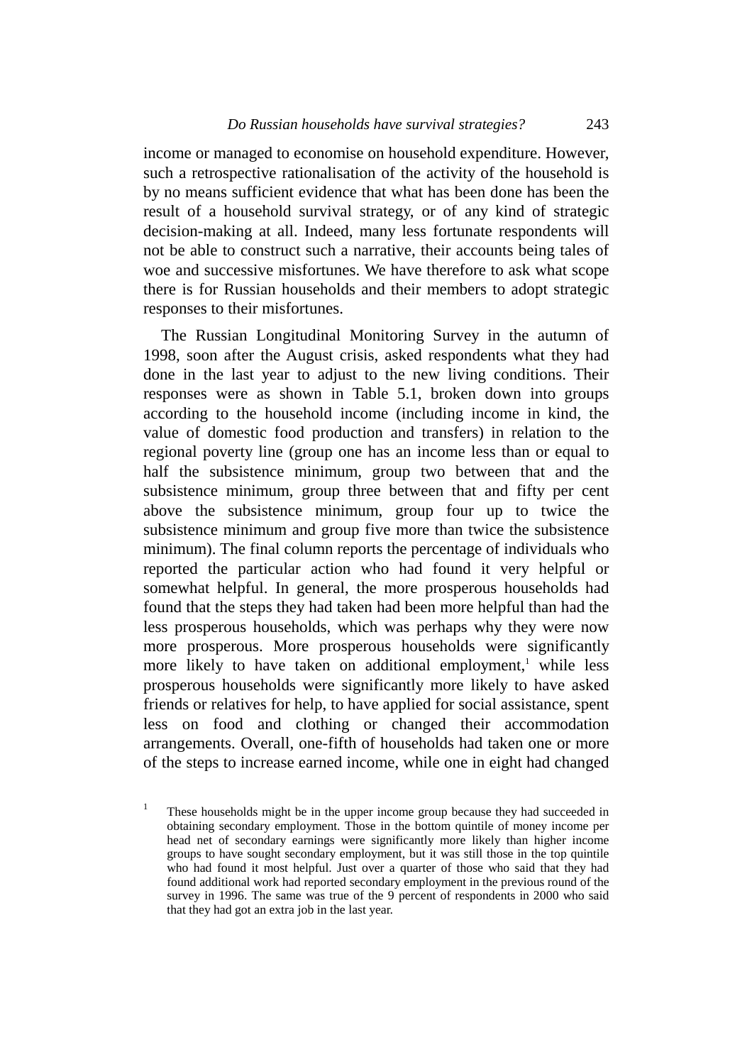income or managed to economise on household expenditure. However, such a retrospective rationalisation of the activity of the household is by no means sufficient evidence that what has been done has been the result of a household survival strategy, or of any kind of strategic decision-making at all. Indeed, many less fortunate respondents will not be able to construct such a narrative, their accounts being tales of woe and successive misfortunes. We have therefore to ask what scope there is for Russian households and their members to adopt strategic responses to their misfortunes.

The Russian Longitudinal Monitoring Survey in the autumn of 1998, soon after the August crisis, asked respondents what they had done in the last year to adjust to the new living conditions. Their responses were as shown in Table 5.1, broken down into groups according to the household income (including income in kind, the value of domestic food production and transfers) in relation to the regional poverty line (group one has an income less than or equal to half the subsistence minimum, group two between that and the subsistence minimum, group three between that and fifty per cent above the subsistence minimum, group four up to twice the subsistence minimum and group five more than twice the subsistence minimum). The final column reports the percentage of individuals who reported the particular action who had found it very helpful or somewhat helpful. In general, the more prosperous households had found that the steps they had taken had been more helpful than had the less prosperous households, which was perhaps why they were now more prosperous. More prosperous households were significantly more likely to have taken on additional employment,[1] while less prosperous households were significantly more likely to have asked friends or relatives for help, to have applied for social assistance, spent less on food and clothing or changed their accommodation arrangements. Overall, one-fifth of households had taken one or more of the steps to increase earned income, while one in eight had changed

[1] These households might be in the upper income group because they had succeeded in obtaining secondary employment. Those in the bottom quintile of money income per head net of secondary earnings were significantly more likely than higher income groups to have sought secondary employment, but it was still those in the top quintile who had found it most helpful. Just over a quarter of those who said that they had found additional work had reported secondary employment in the previous round of the survey in 1996. The same was true of the 9 percent of respondents in 2000 who said that they had got an extra job in the last year.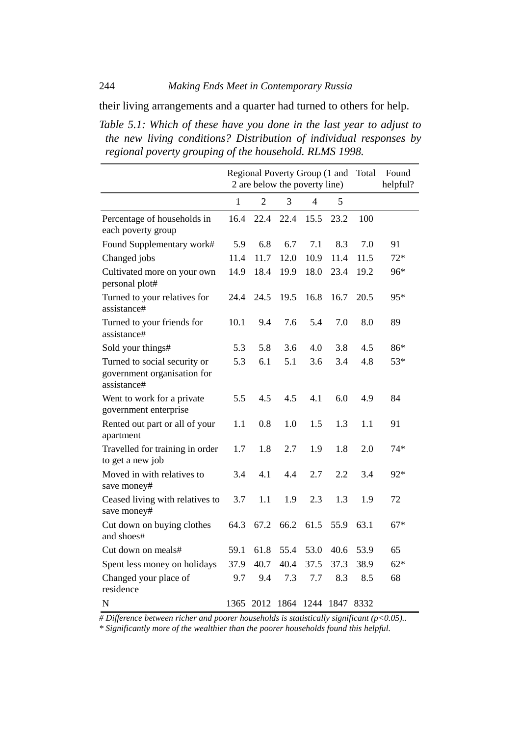their living arrangements and a quarter had turned to others for help.

*Table 5.1: Which of these have you done in the last year to adjust to the new living conditions? Distribution of individual responses by regional poverty grouping of the household. RLMS 1998.*

| | Regional Poverty Group (1 and 2 are below the poverty line) | | | | | Total | Found helpful? |
|---|---|---|---|---|---|---|---|
| | 1 | 2 | 3 | 4 | 5 | | |
| Percentage of households in each poverty group | 16.4 | 22.4 | 22.4 | 15.5 | 23.2 | 100 | |
| Found Supplementary work# | 5.9 | 6.8 | 6.7 | 7.1 | 8.3 | 7.0 | 91 |
| Changed jobs | 11.4 | 11.7 | 12.0 | 10.9 | 11.4 | 11.5 | 72* |
| Cultivated more on your own personal plot# | 14.9 | 18.4 | 19.9 | 18.0 | 23.4 | 19.2 | 96* |
| Turned to your relatives for assistance# | 24.4 | 24.5 | 19.5 | 16.8 | 16.7 | 20.5 | 95* |
| Turned to your friends for assistance# | 10.1 | 9.4 | 7.6 | 5.4 | 7.0 | 8.0 | 89 |
| Sold your things# | 5.3 | 5.8 | 3.6 | 4.0 | 3.8 | 4.5 | 86* |
| Turned to social security or government organisation for assistance# | 5.3 | 6.1 | 5.1 | 3.6 | 3.4 | 4.8 | 53* |
| Went to work for a private government enterprise | 5.5 | 4.5 | 4.5 | 4.1 | 6.0 | 4.9 | 84 |
| Rented out part or all of your apartment | 1.1 | 0.8 | 1.0 | 1.5 | 1.3 | 1.1 | 91 |
| Travelled for training in order to get a new job | 1.7 | 1.8 | 2.7 | 1.9 | 1.8 | 2.0 | 74* |
| Moved in with relatives to save money# | 3.4 | 4.1 | 4.4 | 2.7 | 2.2 | 3.4 | 92* |
| Ceased living with relatives to save money# | 3.7 | 1.1 | 1.9 | 2.3 | 1.3 | 1.9 | 72 |
| Cut down on buying clothes and shoes# | 64.3 | 67.2 | 66.2 | 61.5 | 55.9 | 63.1 | 67* |
| Cut down on meals# | 59.1 | 61.8 | 55.4 | 53.0 | 40.6 | 53.9 | 65 |
| Spent less money on holidays | 37.9 | 40.7 | 40.4 | 37.5 | 37.3 | 38.9 | 62* |
| Changed your place of residence | 9.7 | 9.4 | 7.3 | 7.7 | 8.3 | 8.5 | 68 |
| N | 1365 | 2012 | 1864 | 1244 | 1847 | 8332 | |

*# Difference between richer and poorer households is statistically significant ($p<0.05$)..*

*\* Significantly more of the wealthier than the poorer households found this helpful.*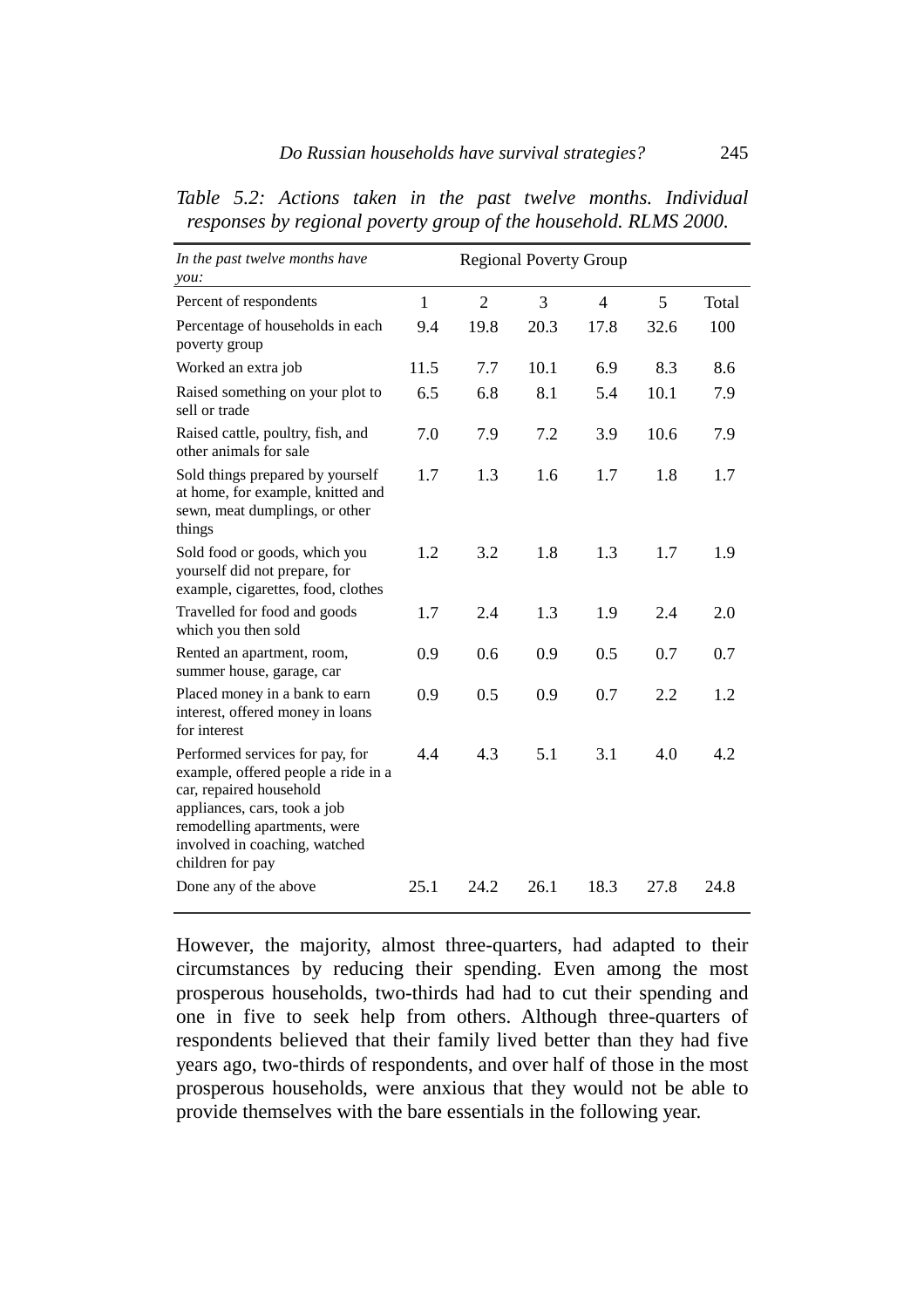*Table 5.2: Actions taken in the past twelve months. Individual responses by regional poverty group of the household. RLMS 2000.*

| *In the past twelve months have you:* | Regional Poverty Group | | | | | |
|---|---|---|---|---|---|---|
| Percent of respondents | 1 | 2 | 3 | 4 | 5 | Total |
| Percentage of households in each poverty group | 9.4 | 19.8 | 20.3 | 17.8 | 32.6 | 100 |
| Worked an extra job | 11.5 | 7.7 | 10.1 | 6.9 | 8.3 | 8.6 |
| Raised something on your plot to sell or trade | 6.5 | 6.8 | 8.1 | 5.4 | 10.1 | 7.9 |
| Raised cattle, poultry, fish, and other animals for sale | 7.0 | 7.9 | 7.2 | 3.9 | 10.6 | 7.9 |
| Sold things prepared by yourself at home, for example, knitted and sewn, meat dumplings, or other things | 1.7 | 1.3 | 1.6 | 1.7 | 1.8 | 1.7 |
| Sold food or goods, which you yourself did not prepare, for example, cigarettes, food, clothes | 1.2 | 3.2 | 1.8 | 1.3 | 1.7 | 1.9 |
| Travelled for food and goods which you then sold | 1.7 | 2.4 | 1.3 | 1.9 | 2.4 | 2.0 |
| Rented an apartment, room, summer house, garage, car | 0.9 | 0.6 | 0.9 | 0.5 | 0.7 | 0.7 |
| Placed money in a bank to earn interest, offered money in loans for interest | 0.9 | 0.5 | 0.9 | 0.7 | 2.2 | 1.2 |
| Performed services for pay, for example, offered people a ride in a car, repaired household appliances, cars, took a job remodelling apartments, were involved in coaching, watched children for pay | 4.4 | 4.3 | 5.1 | 3.1 | 4.0 | 4.2 |
| Done any of the above | 25.1 | 24.2 | 26.1 | 18.3 | 27.8 | 24.8 |

However, the majority, almost three-quarters, had adapted to their circumstances by reducing their spending. Even among the most prosperous households, two-thirds had had to cut their spending and one in five to seek help from others. Although three-quarters of respondents believed that their family lived better than they had five years ago, two-thirds of respondents, and over half of those in the most prosperous households, were anxious that they would not be able to provide themselves with the bare essentials in the following year.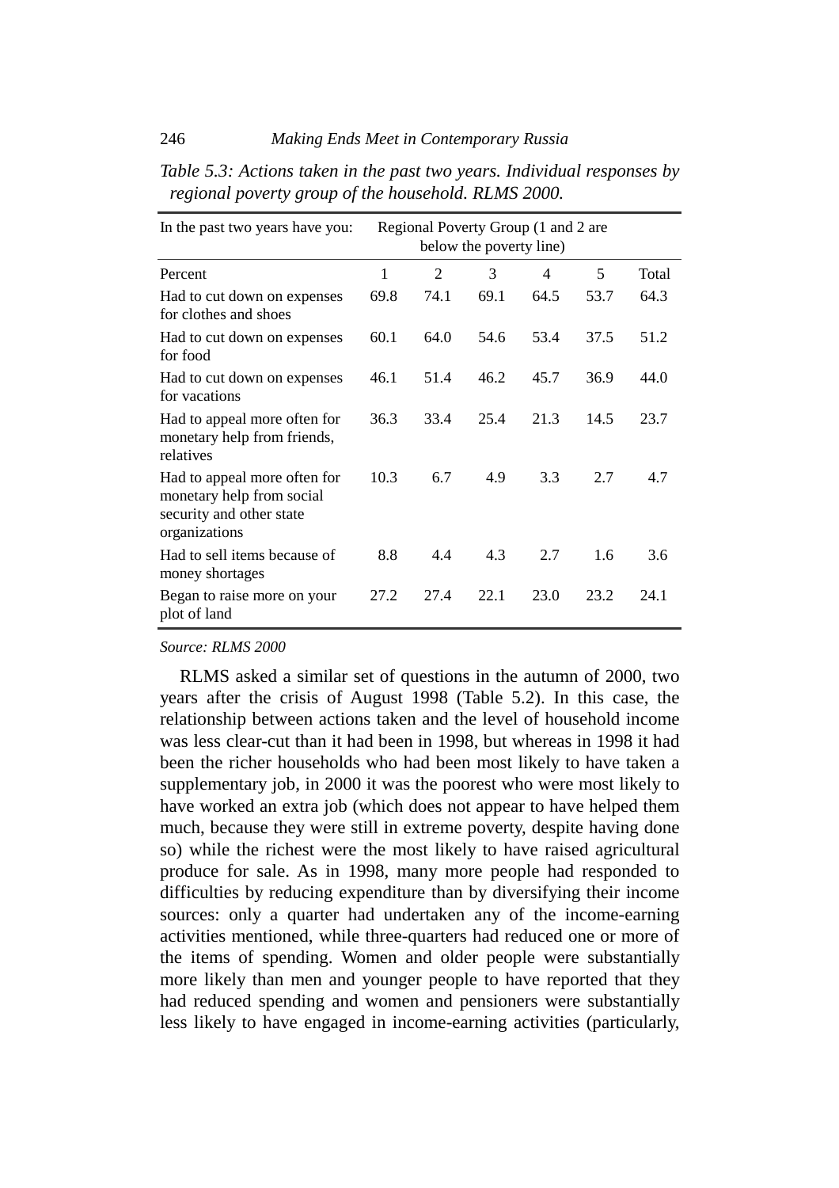*Table 5.3: Actions taken in the past two years. Individual responses by regional poverty group of the household. RLMS 2000.*

| In the past two years have you: | Regional Poverty Group (1 and 2 are below the poverty line) | | | | | |
|---|---|---|---|---|---|---|
| Percent | 1 | 2 | 3 | 4 | 5 | Total |
| Had to cut down on expenses for clothes and shoes | 69.8 | 74.1 | 69.1 | 64.5 | 53.7 | 64.3 |
| Had to cut down on expenses for food | 60.1 | 64.0 | 54.6 | 53.4 | 37.5 | 51.2 |
| Had to cut down on expenses for vacations | 46.1 | 51.4 | 46.2 | 45.7 | 36.9 | 44.0 |
| Had to appeal more often for monetary help from friends, relatives | 36.3 | 33.4 | 25.4 | 21.3 | 14.5 | 23.7 |
| Had to appeal more often for monetary help from social security and other state organizations | 10.3 | 6.7 | 4.9 | 3.3 | 2.7 | 4.7 |
| Had to sell items because of money shortages | 8.8 | 4.4 | 4.3 | 2.7 | 1.6 | 3.6 |
| Began to raise more on your plot of land | 27.2 | 27.4 | 22.1 | 23.0 | 23.2 | 24.1 |

*Source: RLMS 2000*

RLMS asked a similar set of questions in the autumn of 2000, two years after the crisis of August 1998 (Table 5.2). In this case, the relationship between actions taken and the level of household income was less clear-cut than it had been in 1998, but whereas in 1998 it had been the richer households who had been most likely to have taken a supplementary job, in 2000 it was the poorest who were most likely to have worked an extra job (which does not appear to have helped them much, because they were still in extreme poverty, despite having done so) while the richest were the most likely to have raised agricultural produce for sale. As in 1998, many more people had responded to difficulties by reducing expenditure than by diversifying their income sources: only a quarter had undertaken any of the income-earning activities mentioned, while three-quarters had reduced one or more of the items of spending. Women and older people were substantially more likely than men and younger people to have reported that they had reduced spending and women and pensioners were substantially less likely to have engaged in income-earning activities (particularly,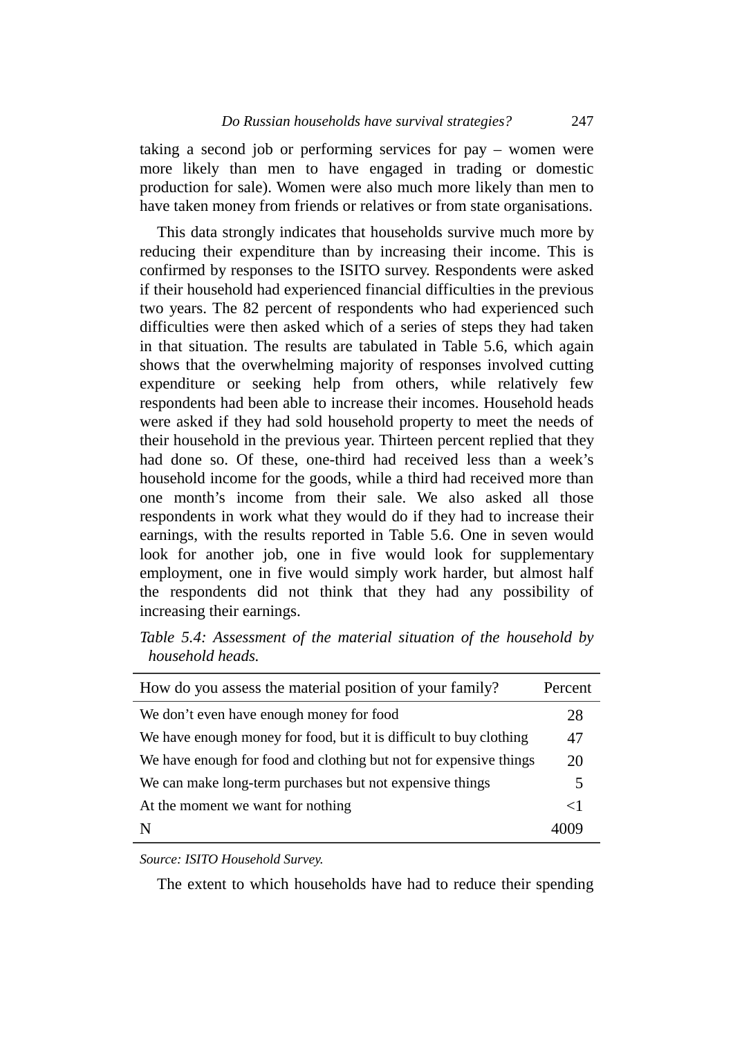taking a second job or performing services for pay – women were more likely than men to have engaged in trading or domestic production for sale). Women were also much more likely than men to have taken money from friends or relatives or from state organisations.

This data strongly indicates that households survive much more by reducing their expenditure than by increasing their income. This is confirmed by responses to the ISITO survey. Respondents were asked if their household had experienced financial difficulties in the previous two years. The 82 percent of respondents who had experienced such difficulties were then asked which of a series of steps they had taken in that situation. The results are tabulated in Table 5.6, which again shows that the overwhelming majority of responses involved cutting expenditure or seeking help from others, while relatively few respondents had been able to increase their incomes. Household heads were asked if they had sold household property to meet the needs of their household in the previous year. Thirteen percent replied that they had done so. Of these, one-third had received less than a week's household income for the goods, while a third had received more than one month's income from their sale. We also asked all those respondents in work what they would do if they had to increase their earnings, with the results reported in Table 5.6. One in seven would look for another job, one in five would look for supplementary employment, one in five would simply work harder, but almost half the respondents did not think that they had any possibility of increasing their earnings.

*Table 5.4: Assessment of the material situation of the household by household heads.*

| How do you assess the material position of your family? | Percent |
|---|---|
| We don't even have enough money for food | 28 |
| We have enough money for food, but it is difficult to buy clothing | 47 |
| We have enough for food and clothing but not for expensive things | 20 |
| We can make long-term purchases but not expensive things | 5 |
| At the moment we want for nothing | <1 |
| N | 4009 |

*Source: ISITO Household Survey.*

The extent to which households have had to reduce their spending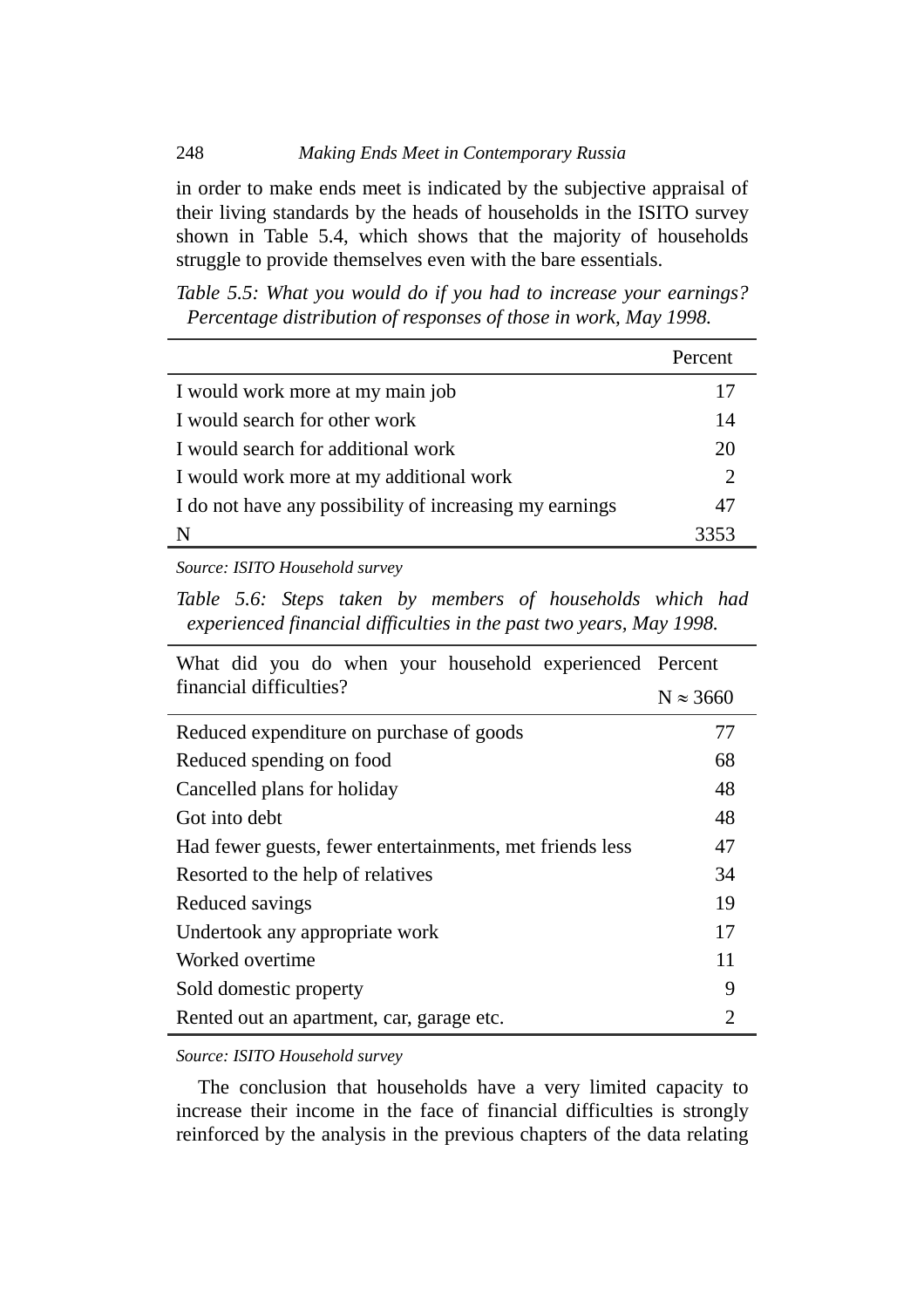in order to make ends meet is indicated by the subjective appraisal of their living standards by the heads of households in the ISITO survey shown in Table 5.4, which shows that the majority of households struggle to provide themselves even with the bare essentials.

*Table 5.5: What you would do if you had to increase your earnings? Percentage distribution of responses of those in work, May 1998.*

| | Percent |
|---|---|
| I would work more at my main job | 17 |
| I would search for other work | 14 |
| I would search for additional work | 20 |
| I would work more at my additional work | 2 |
| I do not have any possibility of increasing my earnings | 47 |
| N | 3353 |

*Source: ISITO Household survey*

*Table 5.6: Steps taken by members of households which had experienced financial difficulties in the past two years, May 1998.*

| What did you do when your household experienced financial difficulties? | Percent $N \approx 3660$ |
|---|---|
| Reduced expenditure on purchase of goods | 77 |
| Reduced spending on food | 68 |
| Cancelled plans for holiday | 48 |
| Got into debt | 48 |
| Had fewer guests, fewer entertainments, met friends less | 47 |
| Resorted to the help of relatives | 34 |
| Reduced savings | 19 |
| Undertook any appropriate work | 17 |
| Worked overtime | 11 |
| Sold domestic property | 9 |
| Rented out an apartment, car, garage etc. | 2 |

*Source: ISITO Household survey*

The conclusion that households have a very limited capacity to increase their income in the face of financial difficulties is strongly reinforced by the analysis in the previous chapters of the data relating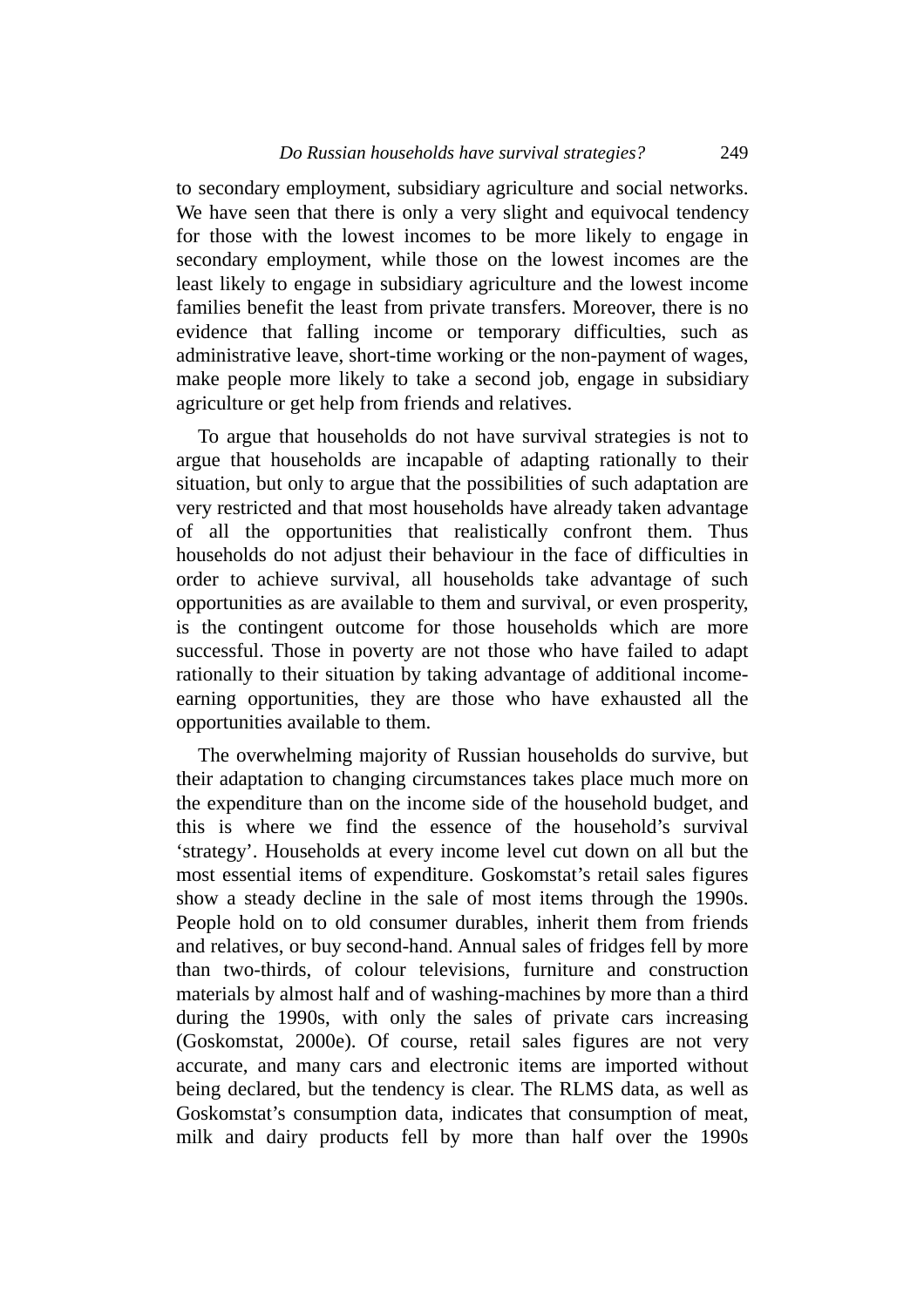to secondary employment, subsidiary agriculture and social networks. We have seen that there is only a very slight and equivocal tendency for those with the lowest incomes to be more likely to engage in secondary employment, while those on the lowest incomes are the least likely to engage in subsidiary agriculture and the lowest income families benefit the least from private transfers. Moreover, there is no evidence that falling income or temporary difficulties, such as administrative leave, short-time working or the non-payment of wages, make people more likely to take a second job, engage in subsidiary agriculture or get help from friends and relatives.

To argue that households do not have survival strategies is not to argue that households are incapable of adapting rationally to their situation, but only to argue that the possibilities of such adaptation are very restricted and that most households have already taken advantage of all the opportunities that realistically confront them. Thus households do not adjust their behaviour in the face of difficulties in order to achieve survival, all households take advantage of such opportunities as are available to them and survival, or even prosperity, is the contingent outcome for those households which are more successful. Those in poverty are not those who have failed to adapt rationally to their situation by taking advantage of additional income-earning opportunities, they are those who have exhausted all the opportunities available to them.

The overwhelming majority of Russian households do survive, but their adaptation to changing circumstances takes place much more on the expenditure than on the income side of the household budget, and this is where we find the essence of the household's survival 'strategy'. Households at every income level cut down on all but the most essential items of expenditure. Goskomstat's retail sales figures show a steady decline in the sale of most items through the 1990s. People hold on to old consumer durables, inherit them from friends and relatives, or buy second-hand. Annual sales of fridges fell by more than two-thirds, of colour televisions, furniture and construction materials by almost half and of washing-machines by more than a third during the 1990s, with only the sales of private cars increasing (Goskomstat, 2000e). Of course, retail sales figures are not very accurate, and many cars and electronic items are imported without being declared, but the tendency is clear. The RLMS data, as well as Goskomstat's consumption data, indicates that consumption of meat, milk and dairy products fell by more than half over the 1990s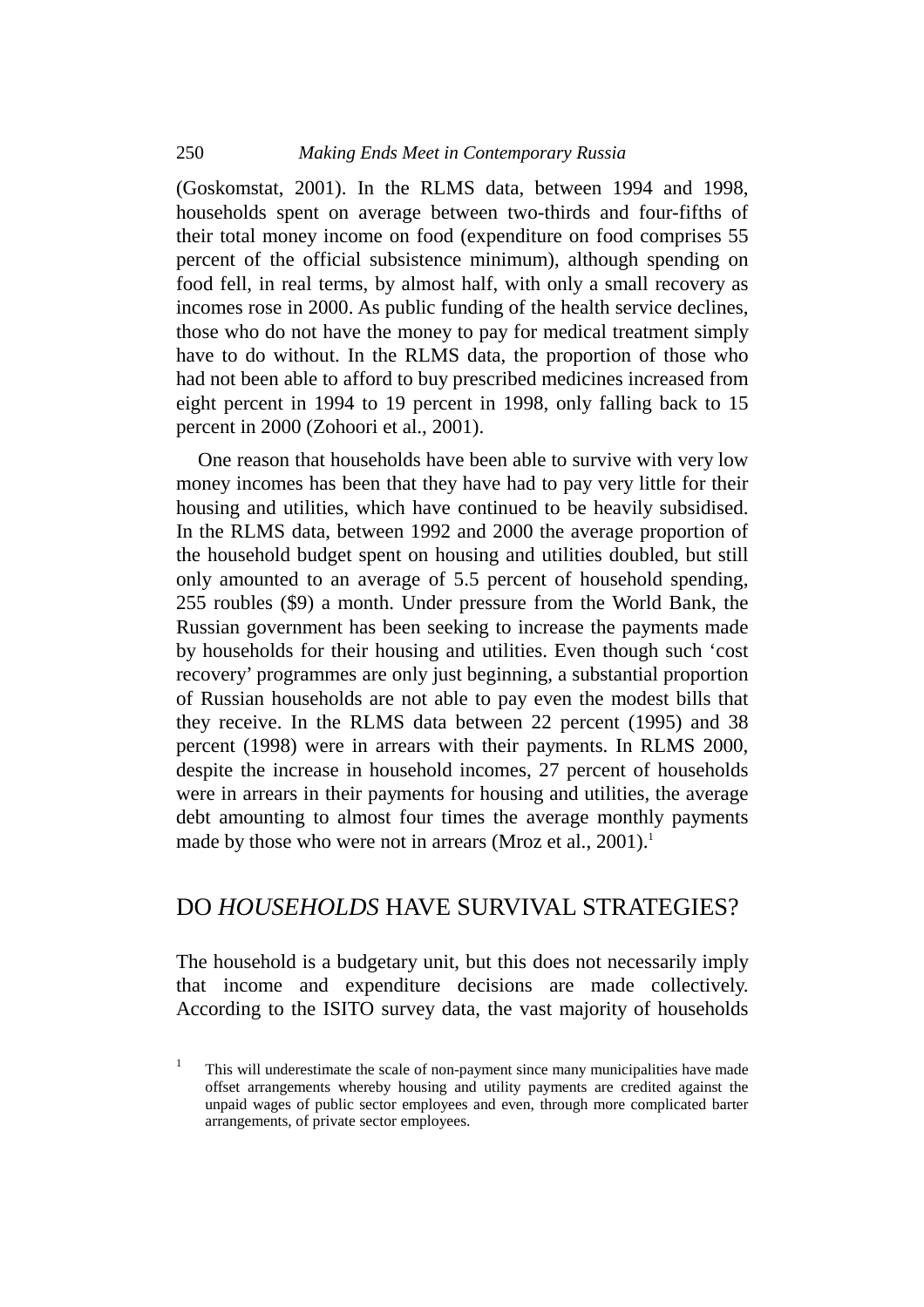(Goskomstat, 2001). In the RLMS data, between 1994 and 1998, households spent on average between two-thirds and four-fifths of their total money income on food (expenditure on food comprises 55 percent of the official subsistence minimum), although spending on food fell, in real terms, by almost half, with only a small recovery as incomes rose in 2000. As public funding of the health service declines, those who do not have the money to pay for medical treatment simply have to do without. In the RLMS data, the proportion of those who had not been able to afford to buy prescribed medicines increased from eight percent in 1994 to 19 percent in 1998, only falling back to 15 percent in 2000 (Zohoori et al., 2001).

One reason that households have been able to survive with very low money incomes has been that they have had to pay very little for their housing and utilities, which have continued to be heavily subsidised. In the RLMS data, between 1992 and 2000 the average proportion of the household budget spent on housing and utilities doubled, but still only amounted to an average of 5.5 percent of household spending, 255 roubles ($9) a month. Under pressure from the World Bank, the Russian government has been seeking to increase the payments made by households for their housing and utilities. Even though such 'cost recovery' programmes are only just beginning, a substantial proportion of Russian households are not able to pay even the modest bills that they receive. In the RLMS data between 22 percent (1995) and 38 percent (1998) were in arrears with their payments. In RLMS 2000, despite the increase in household incomes, 27 percent of households were in arrears in their payments for housing and utilities, the average debt amounting to almost four times the average monthly payments made by those who were not in arrears (Mroz et al., 2001).[1]

## DO *HOUSEHOLDS* HAVE SURVIVAL STRATEGIES?

The household is a budgetary unit, but this does not necessarily imply that income and expenditure decisions are made collectively. According to the ISITO survey data, the vast majority of households

[1] This will underestimate the scale of non-payment since many municipalities have made offset arrangements whereby housing and utility payments are credited against the unpaid wages of public sector employees and even, through more complicated barter arrangements, of private sector employees.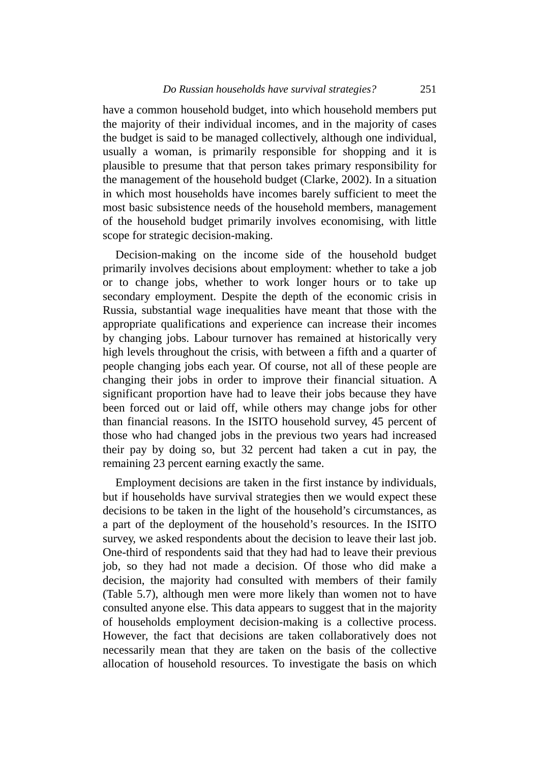have a common household budget, into which household members put the majority of their individual incomes, and in the majority of cases the budget is said to be managed collectively, although one individual, usually a woman, is primarily responsible for shopping and it is plausible to presume that that person takes primary responsibility for the management of the household budget (Clarke, 2002). In a situation in which most households have incomes barely sufficient to meet the most basic subsistence needs of the household members, management of the household budget primarily involves economising, with little scope for strategic decision-making.

Decision-making on the income side of the household budget primarily involves decisions about employment: whether to take a job or to change jobs, whether to work longer hours or to take up secondary employment. Despite the depth of the economic crisis in Russia, substantial wage inequalities have meant that those with the appropriate qualifications and experience can increase their incomes by changing jobs. Labour turnover has remained at historically very high levels throughout the crisis, with between a fifth and a quarter of people changing jobs each year. Of course, not all of these people are changing their jobs in order to improve their financial situation. A significant proportion have had to leave their jobs because they have been forced out or laid off, while others may change jobs for other than financial reasons. In the ISITO household survey, 45 percent of those who had changed jobs in the previous two years had increased their pay by doing so, but 32 percent had taken a cut in pay, the remaining 23 percent earning exactly the same.

Employment decisions are taken in the first instance by individuals, but if households have survival strategies then we would expect these decisions to be taken in the light of the household's circumstances, as a part of the deployment of the household's resources. In the ISITO survey, we asked respondents about the decision to leave their last job. One-third of respondents said that they had had to leave their previous job, so they had not made a decision. Of those who did make a decision, the majority had consulted with members of their family (Table 5.7), although men were more likely than women not to have consulted anyone else. This data appears to suggest that in the majority of households employment decision-making is a collective process. However, the fact that decisions are taken collaboratively does not necessarily mean that they are taken on the basis of the collective allocation of household resources. To investigate the basis on which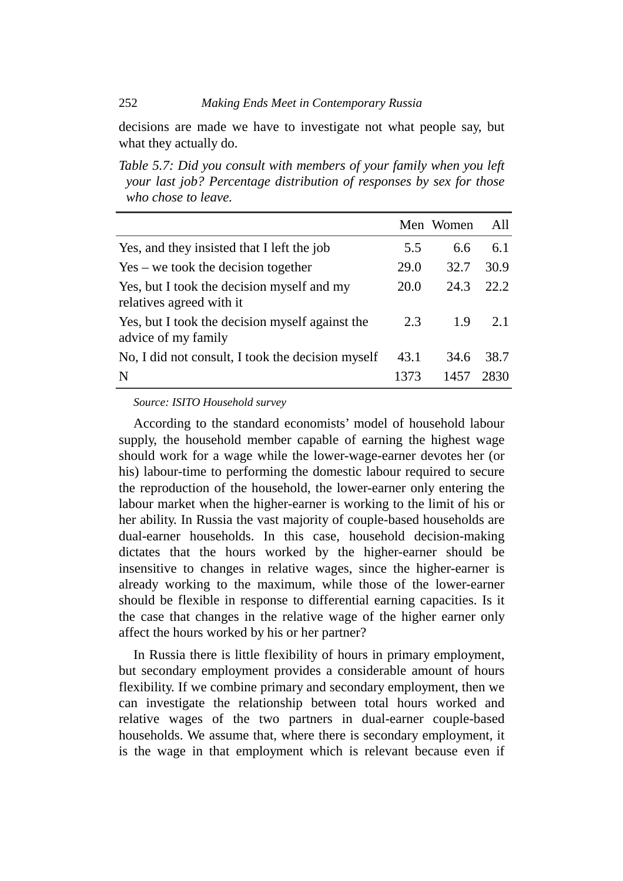decisions are made we have to investigate not what people say, but what they actually do.

*Table 5.7: Did you consult with members of your family when you left your last job? Percentage distribution of responses by sex for those who chose to leave.*

| | Men | Women | All |
|---|---|---|---|
| Yes, and they insisted that I left the job | 5.5 | 6.6 | 6.1 |
| Yes – we took the decision together | 29.0 | 32.7 | 30.9 |
| Yes, but I took the decision myself and my relatives agreed with it | 20.0 | 24.3 | 22.2 |
| Yes, but I took the decision myself against the advice of my family | 2.3 | 1.9 | 2.1 |
| No, I did not consult, I took the decision myself | 43.1 | 34.6 | 38.7 |
| N | 1373 | 1457 | 2830 |

*Source: ISITO Household survey*

According to the standard economists' model of household labour supply, the household member capable of earning the highest wage should work for a wage while the lower-wage-earner devotes her (or his) labour-time to performing the domestic labour required to secure the reproduction of the household, the lower-earner only entering the labour market when the higher-earner is working to the limit of his or her ability. In Russia the vast majority of couple-based households are dual-earner households. In this case, household decision-making dictates that the hours worked by the higher-earner should be insensitive to changes in relative wages, since the higher-earner is already working to the maximum, while those of the lower-earner should be flexible in response to differential earning capacities. Is it the case that changes in the relative wage of the higher earner only affect the hours worked by his or her partner?

In Russia there is little flexibility of hours in primary employment, but secondary employment provides a considerable amount of hours flexibility. If we combine primary and secondary employment, then we can investigate the relationship between total hours worked and relative wages of the two partners in dual-earner couple-based households. We assume that, where there is secondary employment, it is the wage in that employment which is relevant because even if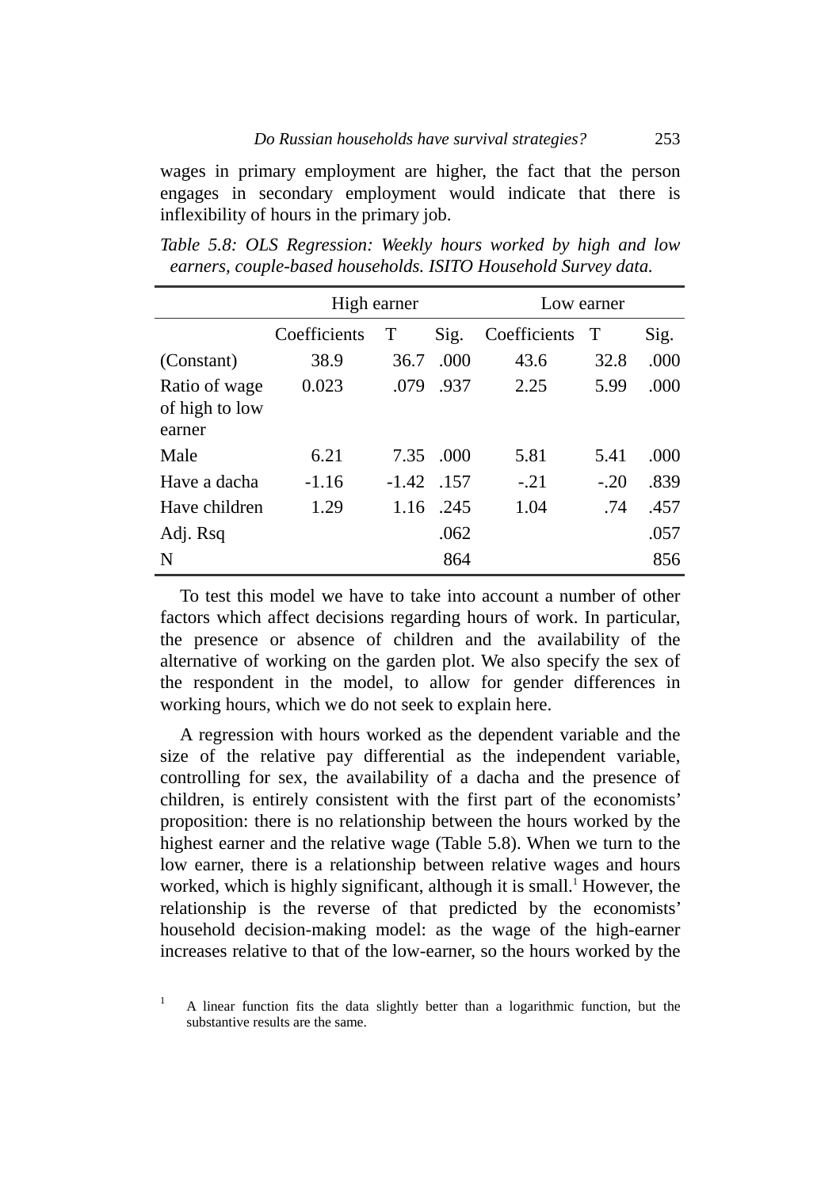wages in primary employment are higher, the fact that the person engages in secondary employment would indicate that there is inflexibility of hours in the primary job.

*Table 5.8: OLS Regression: Weekly hours worked by high and low earners, couple-based households. ISITO Household Survey data.*

| | High earner | | | Low earner | | |
|---|---|---|---|---|---|---|
| | Coefficients | T | Sig. | Coefficients | T | Sig. |
| (Constant) | 38.9 | 36.7 | .000 | 43.6 | 32.8 | .000 |
| Ratio of wage of high to low earner | 0.023 | .079 | .937 | 2.25 | 5.99 | .000 |
| Male | 6.21 | 7.35 | .000 | 5.81 | 5.41 | .000 |
| Have a dacha | -1.16 | -1.42 | .157 | -.21 | -.20 | .839 |
| Have children | 1.29 | 1.16 | .245 | 1.04 | .74 | .457 |
| Adj. Rsq | | | .062 | | | .057 |
| N | | | 864 | | | 856 |

To test this model we have to take into account a number of other factors which affect decisions regarding hours of work. In particular, the presence or absence of children and the availability of the alternative of working on the garden plot. We also specify the sex of the respondent in the model, to allow for gender differences in working hours, which we do not seek to explain here.

A regression with hours worked as the dependent variable and the size of the relative pay differential as the independent variable, controlling for sex, the availability of a dacha and the presence of children, is entirely consistent with the first part of the economists' proposition: there is no relationship between the hours worked by the highest earner and the relative wage (Table 5.8). When we turn to the low earner, there is a relationship between relative wages and hours worked, which is highly significant, although it is small.[1] However, the relationship is the reverse of that predicted by the economists' household decision-making model: as the wage of the high-earner increases relative to that of the low-earner, so the hours worked by the

[1] A linear function fits the data slightly better than a logarithmic function, but the substantive results are the same.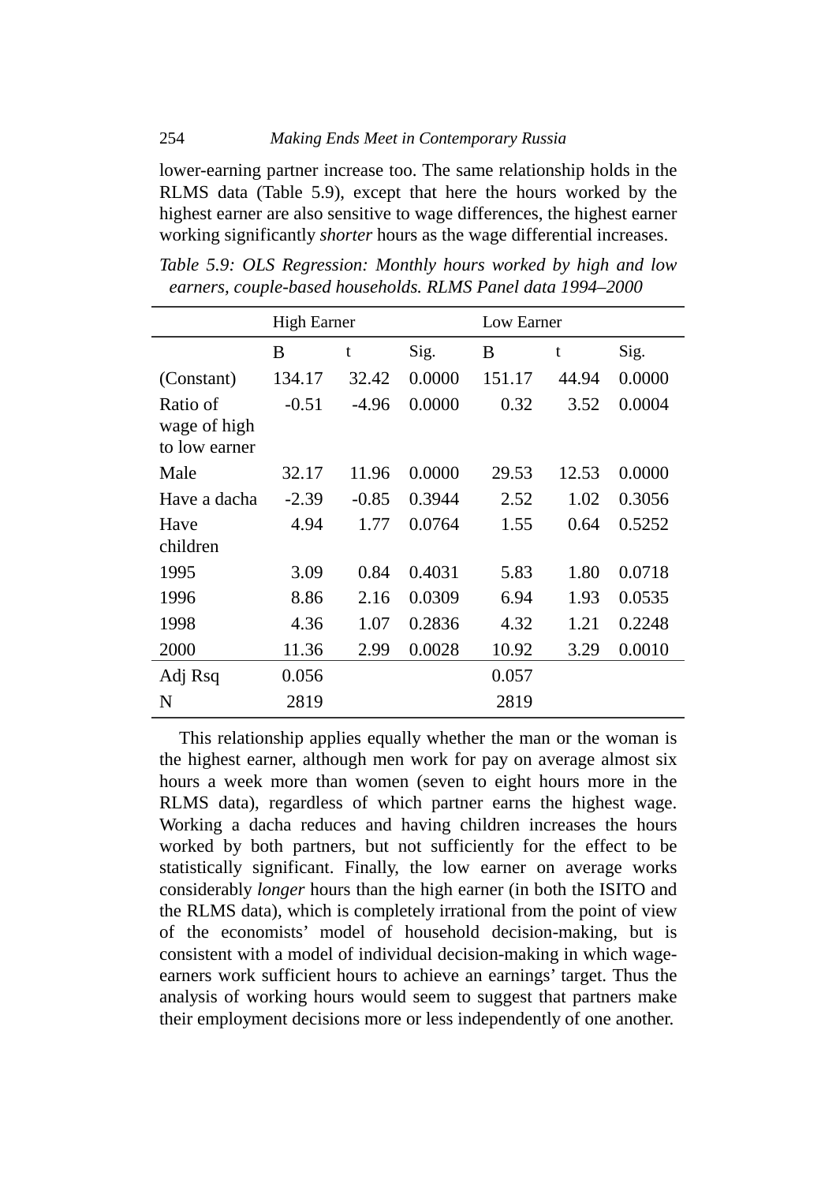lower-earning partner increase too. The same relationship holds in the RLMS data (Table 5.9), except that here the hours worked by the highest earner are also sensitive to wage differences, the highest earner working significantly *shorter* hours as the wage differential increases.

*Table 5.9: OLS Regression: Monthly hours worked by high and low earners, couple-based households. RLMS Panel data 1994–2000*

| | High Earner | | | Low Earner | | |
|---|---|---|---|---|---|---|
| | B | t | Sig. | B | t | Sig. |
| (Constant) | 134.17 | 32.42 | 0.0000 | 151.17 | 44.94 | 0.0000 |
| Ratio of wage of high to low earner | -0.51 | -4.96 | 0.0000 | 0.32 | 3.52 | 0.0004 |
| Male | 32.17 | 11.96 | 0.0000 | 29.53 | 12.53 | 0.0000 |
| Have a dacha | -2.39 | -0.85 | 0.3944 | 2.52 | 1.02 | 0.3056 |
| Have children | 4.94 | 1.77 | 0.0764 | 1.55 | 0.64 | 0.5252 |
| 1995 | 3.09 | 0.84 | 0.4031 | 5.83 | 1.80 | 0.0718 |
| 1996 | 8.86 | 2.16 | 0.0309 | 6.94 | 1.93 | 0.0535 |
| 1998 | 4.36 | 1.07 | 0.2836 | 4.32 | 1.21 | 0.2248 |
| 2000 | 11.36 | 2.99 | 0.0028 | 10.92 | 3.29 | 0.0010 |
| Adj Rsq | 0.056 | | | 0.057 | | |
| N | 2819 | | | 2819 | | |

This relationship applies equally whether the man or the woman is the highest earner, although men work for pay on average almost six hours a week more than women (seven to eight hours more in the RLMS data), regardless of which partner earns the highest wage. Working a dacha reduces and having children increases the hours worked by both partners, but not sufficiently for the effect to be statistically significant. Finally, the low earner on average works considerably *longer* hours than the high earner (in both the ISITO and the RLMS data), which is completely irrational from the point of view of the economists' model of household decision-making, but is consistent with a model of individual decision-making in which wage-earners work sufficient hours to achieve an earnings' target. Thus the analysis of working hours would seem to suggest that partners make their employment decisions more or less independently of one another.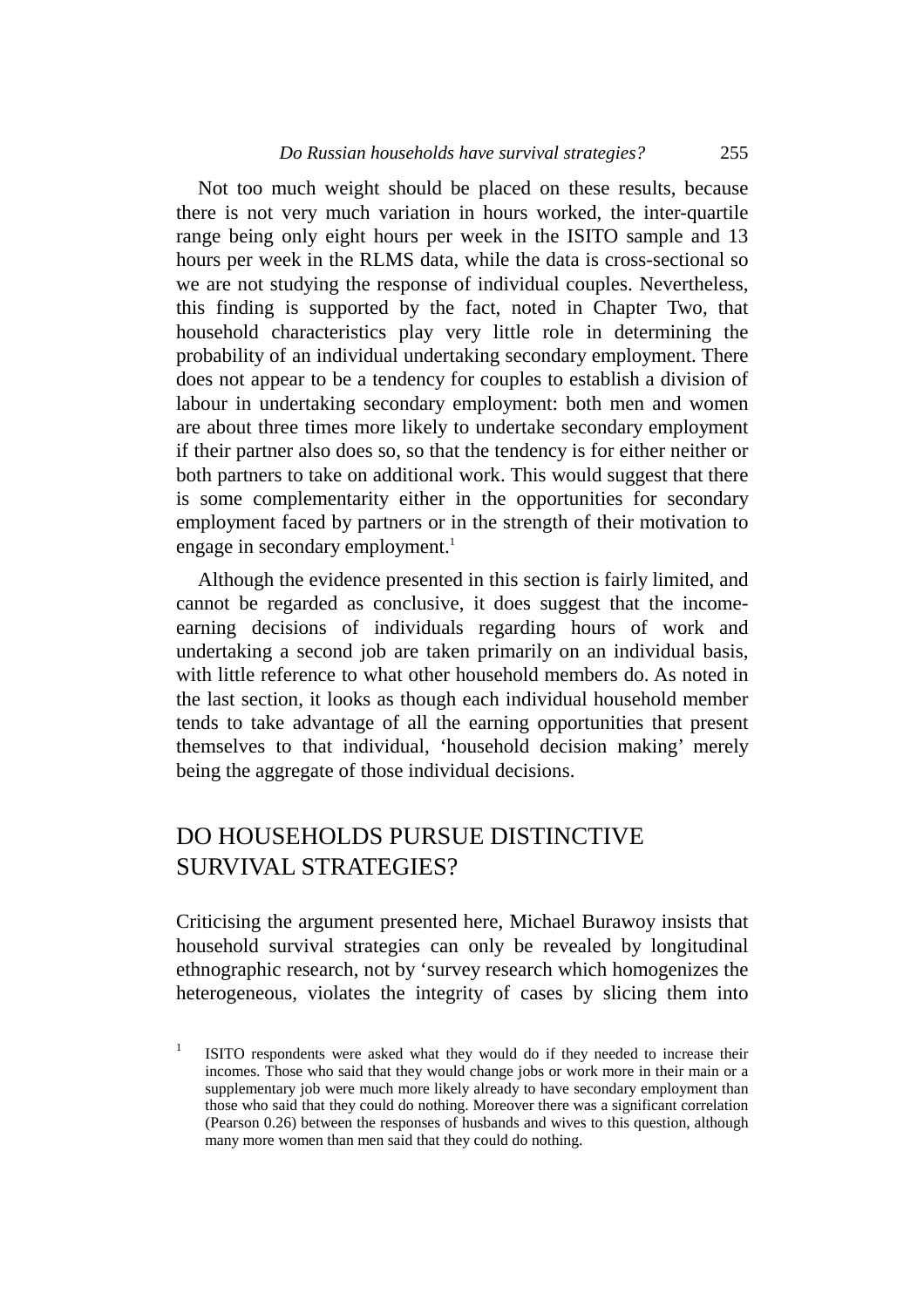Not too much weight should be placed on these results, because there is not very much variation in hours worked, the inter-quartile range being only eight hours per week in the ISITO sample and 13 hours per week in the RLMS data, while the data is cross-sectional so we are not studying the response of individual couples. Nevertheless, this finding is supported by the fact, noted in Chapter Two, that household characteristics play very little role in determining the probability of an individual undertaking secondary employment. There does not appear to be a tendency for couples to establish a division of labour in undertaking secondary employment: both men and women are about three times more likely to undertake secondary employment if their partner also does so, so that the tendency is for either neither or both partners to take on additional work. This would suggest that there is some complementarity either in the opportunities for secondary employment faced by partners or in the strength of their motivation to engage in secondary employment.[1]

Although the evidence presented in this section is fairly limited, and cannot be regarded as conclusive, it does suggest that the income-earning decisions of individuals regarding hours of work and undertaking a second job are taken primarily on an individual basis, with little reference to what other household members do. As noted in the last section, it looks as though each individual household member tends to take advantage of all the earning opportunities that present themselves to that individual, 'household decision making' merely being the aggregate of those individual decisions.

## DO HOUSEHOLDS PURSUE DISTINCTIVE SURVIVAL STRATEGIES?

Criticising the argument presented here, Michael Burawoy insists that household survival strategies can only be revealed by longitudinal ethnographic research, not by 'survey research which homogenizes the heterogeneous, violates the integrity of cases by slicing them into

[1] ISITO respondents were asked what they would do if they needed to increase their incomes. Those who said that they would change jobs or work more in their main or a supplementary job were much more likely already to have secondary employment than those who said that they could do nothing. Moreover there was a significant correlation (Pearson 0.26) between the responses of husbands and wives to this question, although many more women than men said that they could do nothing.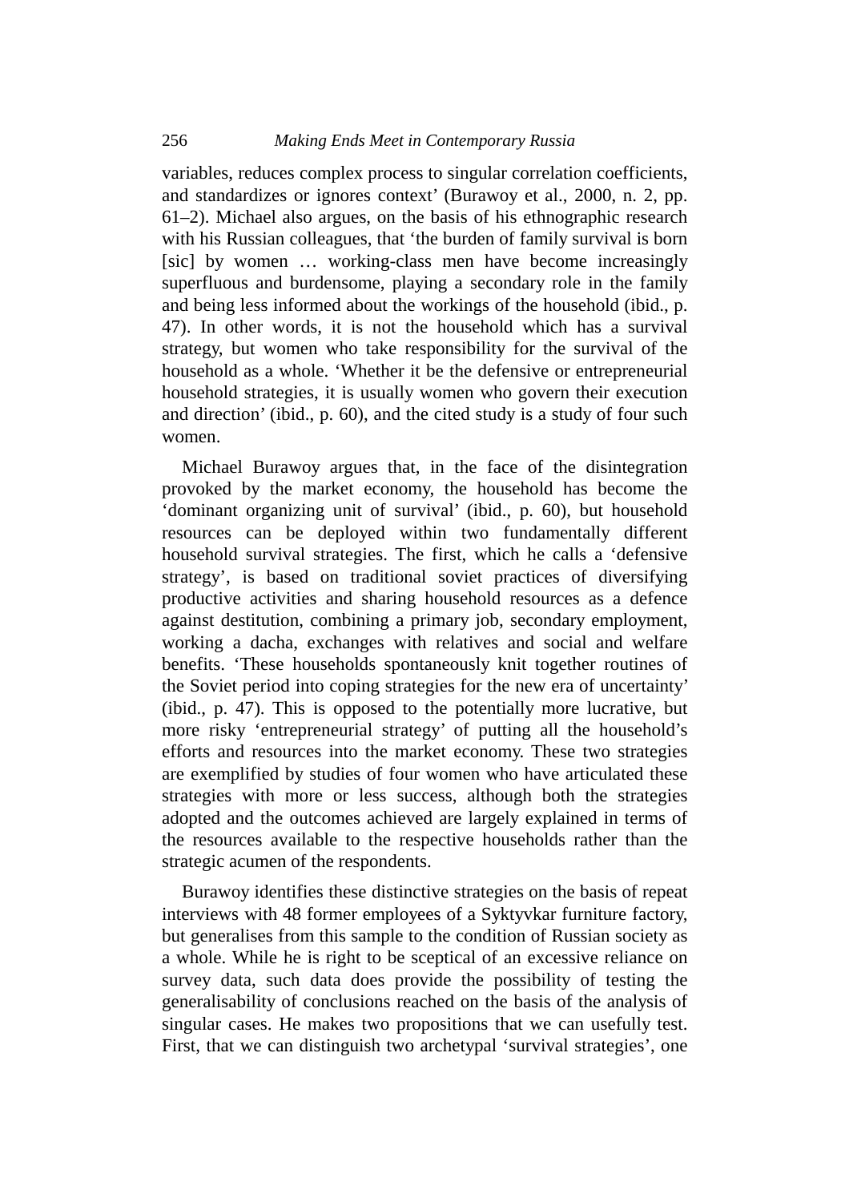variables, reduces complex process to singular correlation coefficients, and standardizes or ignores context' (Burawoy et al., 2000, n. 2, pp. 61–2). Michael also argues, on the basis of his ethnographic research with his Russian colleagues, that 'the burden of family survival is born [sic] by women … working-class men have become increasingly superfluous and burdensome, playing a secondary role in the family and being less informed about the workings of the household (ibid., p. 47). In other words, it is not the household which has a survival strategy, but women who take responsibility for the survival of the household as a whole. 'Whether it be the defensive or entrepreneurial household strategies, it is usually women who govern their execution and direction' (ibid., p. 60), and the cited study is a study of four such women.

Michael Burawoy argues that, in the face of the disintegration provoked by the market economy, the household has become the 'dominant organizing unit of survival' (ibid., p. 60), but household resources can be deployed within two fundamentally different household survival strategies. The first, which he calls a 'defensive strategy', is based on traditional soviet practices of diversifying productive activities and sharing household resources as a defence against destitution, combining a primary job, secondary employment, working a dacha, exchanges with relatives and social and welfare benefits. 'These households spontaneously knit together routines of the Soviet period into coping strategies for the new era of uncertainty' (ibid., p. 47). This is opposed to the potentially more lucrative, but more risky 'entrepreneurial strategy' of putting all the household's efforts and resources into the market economy. These two strategies are exemplified by studies of four women who have articulated these strategies with more or less success, although both the strategies adopted and the outcomes achieved are largely explained in terms of the resources available to the respective households rather than the strategic acumen of the respondents.

Burawoy identifies these distinctive strategies on the basis of repeat interviews with 48 former employees of a Syktyvkar furniture factory, but generalises from this sample to the condition of Russian society as a whole. While he is right to be sceptical of an excessive reliance on survey data, such data does provide the possibility of testing the generalisability of conclusions reached on the basis of the analysis of singular cases. He makes two propositions that we can usefully test. First, that we can distinguish two archetypal 'survival strategies', one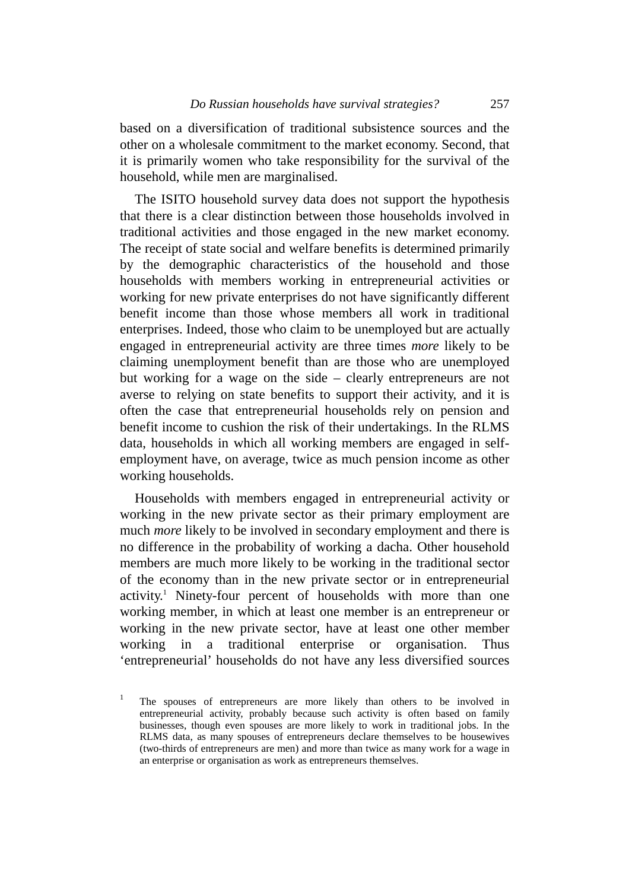based on a diversification of traditional subsistence sources and the other on a wholesale commitment to the market economy. Second, that it is primarily women who take responsibility for the survival of the household, while men are marginalised.

The ISITO household survey data does not support the hypothesis that there is a clear distinction between those households involved in traditional activities and those engaged in the new market economy. The receipt of state social and welfare benefits is determined primarily by the demographic characteristics of the household and those households with members working in entrepreneurial activities or working for new private enterprises do not have significantly different benefit income than those whose members all work in traditional enterprises. Indeed, those who claim to be unemployed but are actually engaged in entrepreneurial activity are three times *more* likely to be claiming unemployment benefit than are those who are unemployed but working for a wage on the side – clearly entrepreneurs are not averse to relying on state benefits to support their activity, and it is often the case that entrepreneurial households rely on pension and benefit income to cushion the risk of their undertakings. In the RLMS data, households in which all working members are engaged in self-employment have, on average, twice as much pension income as other working households.

Households with members engaged in entrepreneurial activity or working in the new private sector as their primary employment are much *more* likely to be involved in secondary employment and there is no difference in the probability of working a dacha. Other household members are much more likely to be working in the traditional sector of the economy than in the new private sector or in entrepreneurial activity.[1] Ninety-four percent of households with more than one working member, in which at least one member is an entrepreneur or working in the new private sector, have at least one other member working in a traditional enterprise or organisation. Thus ‘entrepreneurial’ households do not have any less diversified sources

[1] The spouses of entrepreneurs are more likely than others to be involved in entrepreneurial activity, probably because such activity is often based on family businesses, though even spouses are more likely to work in traditional jobs. In the RLMS data, as many spouses of entrepreneurs declare themselves to be housewives (two-thirds of entrepreneurs are men) and more than twice as many work for a wage in an enterprise or organisation as work as entrepreneurs themselves.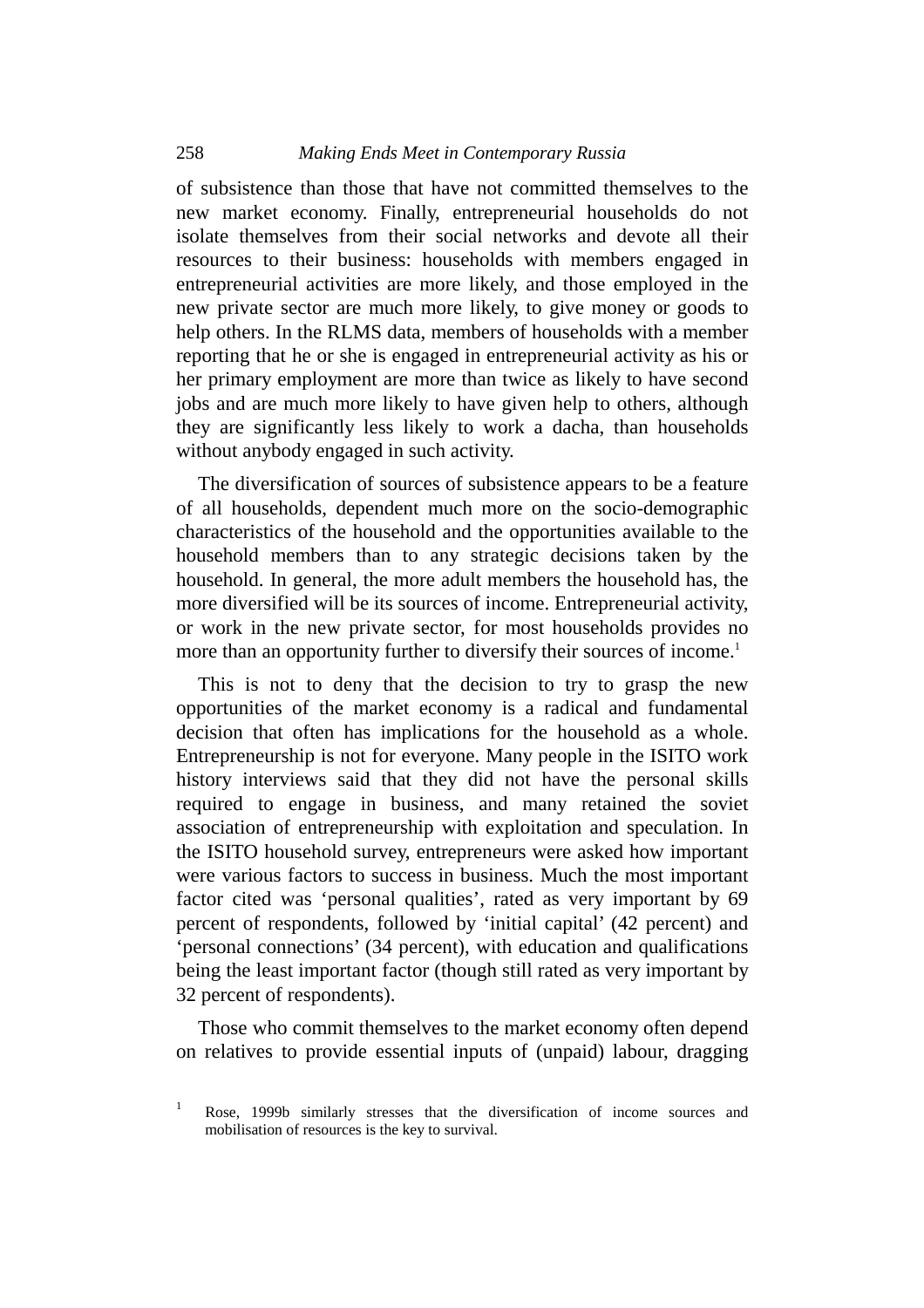of subsistence than those that have not committed themselves to the new market economy. Finally, entrepreneurial households do not isolate themselves from their social networks and devote all their resources to their business: households with members engaged in entrepreneurial activities are more likely, and those employed in the new private sector are much more likely, to give money or goods to help others. In the RLMS data, members of households with a member reporting that he or she is engaged in entrepreneurial activity as his or her primary employment are more than twice as likely to have second jobs and are much more likely to have given help to others, although they are significantly less likely to work a dacha, than households without anybody engaged in such activity.

The diversification of sources of subsistence appears to be a feature of all households, dependent much more on the socio-demographic characteristics of the household and the opportunities available to the household members than to any strategic decisions taken by the household. In general, the more adult members the household has, the more diversified will be its sources of income. Entrepreneurial activity, or work in the new private sector, for most households provides no more than an opportunity further to diversify their sources of income.[1]

This is not to deny that the decision to try to grasp the new opportunities of the market economy is a radical and fundamental decision that often has implications for the household as a whole. Entrepreneurship is not for everyone. Many people in the ISITO work history interviews said that they did not have the personal skills required to engage in business, and many retained the soviet association of entrepreneurship with exploitation and speculation. In the ISITO household survey, entrepreneurs were asked how important were various factors to success in business. Much the most important factor cited was 'personal qualities', rated as very important by 69 percent of respondents, followed by 'initial capital' (42 percent) and 'personal connections' (34 percent), with education and qualifications being the least important factor (though still rated as very important by 32 percent of respondents).

Those who commit themselves to the market economy often depend on relatives to provide essential inputs of (unpaid) labour, dragging

[1] Rose, 1999b similarly stresses that the diversification of income sources and mobilisation of resources is the key to survival.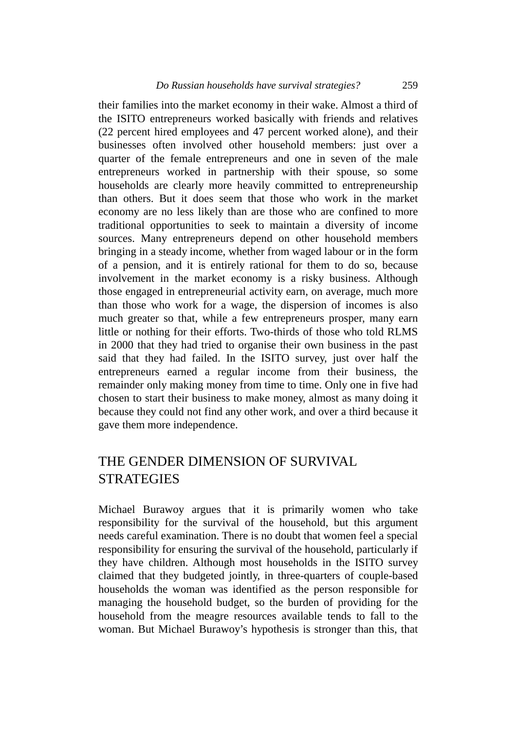their families into the market economy in their wake. Almost a third of the ISITO entrepreneurs worked basically with friends and relatives (22 percent hired employees and 47 percent worked alone), and their businesses often involved other household members: just over a quarter of the female entrepreneurs and one in seven of the male entrepreneurs worked in partnership with their spouse, so some households are clearly more heavily committed to entrepreneurship than others. But it does seem that those who work in the market economy are no less likely than are those who are confined to more traditional opportunities to seek to maintain a diversity of income sources. Many entrepreneurs depend on other household members bringing in a steady income, whether from waged labour or in the form of a pension, and it is entirely rational for them to do so, because involvement in the market economy is a risky business. Although those engaged in entrepreneurial activity earn, on average, much more than those who work for a wage, the dispersion of incomes is also much greater so that, while a few entrepreneurs prosper, many earn little or nothing for their efforts. Two-thirds of those who told RLMS in 2000 that they had tried to organise their own business in the past said that they had failed. In the ISITO survey, just over half the entrepreneurs earned a regular income from their business, the remainder only making money from time to time. Only one in five had chosen to start their business to make money, almost as many doing it because they could not find any other work, and over a third because it gave them more independence.

## THE GENDER DIMENSION OF SURVIVAL STRATEGIES

Michael Burawoy argues that it is primarily women who take responsibility for the survival of the household, but this argument needs careful examination. There is no doubt that women feel a special responsibility for ensuring the survival of the household, particularly if they have children. Although most households in the ISITO survey claimed that they budgeted jointly, in three-quarters of couple-based households the woman was identified as the person responsible for managing the household budget, so the burden of providing for the household from the meagre resources available tends to fall to the woman. But Michael Burawoy's hypothesis is stronger than this, that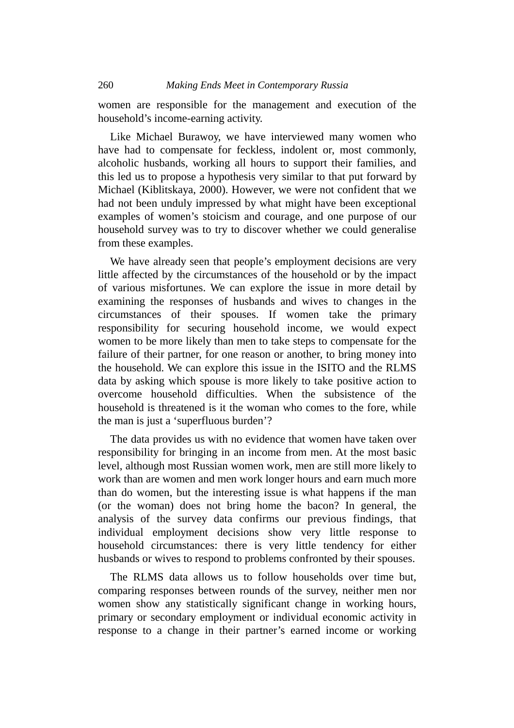women are responsible for the management and execution of the household's income-earning activity.

Like Michael Burawoy, we have interviewed many women who have had to compensate for feckless, indolent or, most commonly, alcoholic husbands, working all hours to support their families, and this led us to propose a hypothesis very similar to that put forward by Michael (Kiblitskaya, 2000). However, we were not confident that we had not been unduly impressed by what might have been exceptional examples of women's stoicism and courage, and one purpose of our household survey was to try to discover whether we could generalise from these examples.

We have already seen that people's employment decisions are very little affected by the circumstances of the household or by the impact of various misfortunes. We can explore the issue in more detail by examining the responses of husbands and wives to changes in the circumstances of their spouses. If women take the primary responsibility for securing household income, we would expect women to be more likely than men to take steps to compensate for the failure of their partner, for one reason or another, to bring money into the household. We can explore this issue in the ISITO and the RLMS data by asking which spouse is more likely to take positive action to overcome household difficulties. When the subsistence of the household is threatened is it the woman who comes to the fore, while the man is just a 'superfluous burden'?

The data provides us with no evidence that women have taken over responsibility for bringing in an income from men. At the most basic level, although most Russian women work, men are still more likely to work than are women and men work longer hours and earn much more than do women, but the interesting issue is what happens if the man (or the woman) does not bring home the bacon? In general, the analysis of the survey data confirms our previous findings, that individual employment decisions show very little response to household circumstances: there is very little tendency for either husbands or wives to respond to problems confronted by their spouses.

The RLMS data allows us to follow households over time but, comparing responses between rounds of the survey, neither men nor women show any statistically significant change in working hours, primary or secondary employment or individual economic activity in response to a change in their partner's earned income or working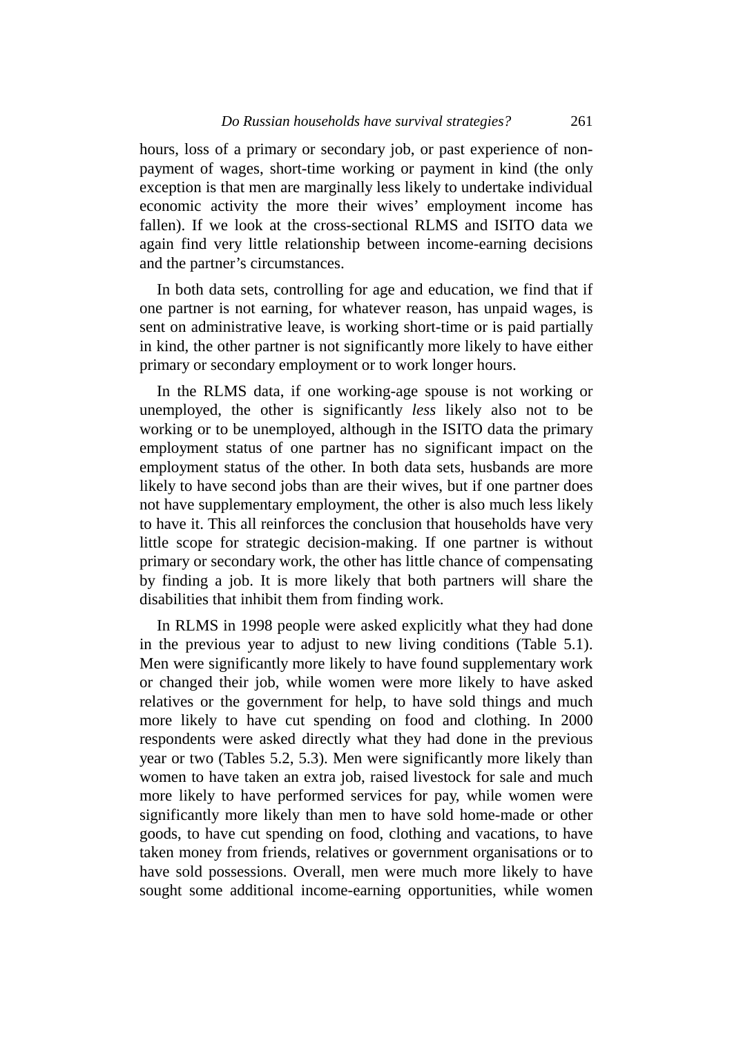hours, loss of a primary or secondary job, or past experience of non-payment of wages, short-time working or payment in kind (the only exception is that men are marginally less likely to undertake individual economic activity the more their wives' employment income has fallen). If we look at the cross-sectional RLMS and ISITO data we again find very little relationship between income-earning decisions and the partner's circumstances.

In both data sets, controlling for age and education, we find that if one partner is not earning, for whatever reason, has unpaid wages, is sent on administrative leave, is working short-time or is paid partially in kind, the other partner is not significantly more likely to have either primary or secondary employment or to work longer hours.

In the RLMS data, if one working-age spouse is not working or unemployed, the other is significantly *less* likely also not to be working or to be unemployed, although in the ISITO data the primary employment status of one partner has no significant impact on the employment status of the other. In both data sets, husbands are more likely to have second jobs than are their wives, but if one partner does not have supplementary employment, the other is also much less likely to have it. This all reinforces the conclusion that households have very little scope for strategic decision-making. If one partner is without primary or secondary work, the other has little chance of compensating by finding a job. It is more likely that both partners will share the disabilities that inhibit them from finding work.

In RLMS in 1998 people were asked explicitly what they had done in the previous year to adjust to new living conditions (Table 5.1). Men were significantly more likely to have found supplementary work or changed their job, while women were more likely to have asked relatives or the government for help, to have sold things and much more likely to have cut spending on food and clothing. In 2000 respondents were asked directly what they had done in the previous year or two (Tables 5.2, 5.3). Men were significantly more likely than women to have taken an extra job, raised livestock for sale and much more likely to have performed services for pay, while women were significantly more likely than men to have sold home-made or other goods, to have cut spending on food, clothing and vacations, to have taken money from friends, relatives or government organisations or to have sold possessions. Overall, men were much more likely to have sought some additional income-earning opportunities, while women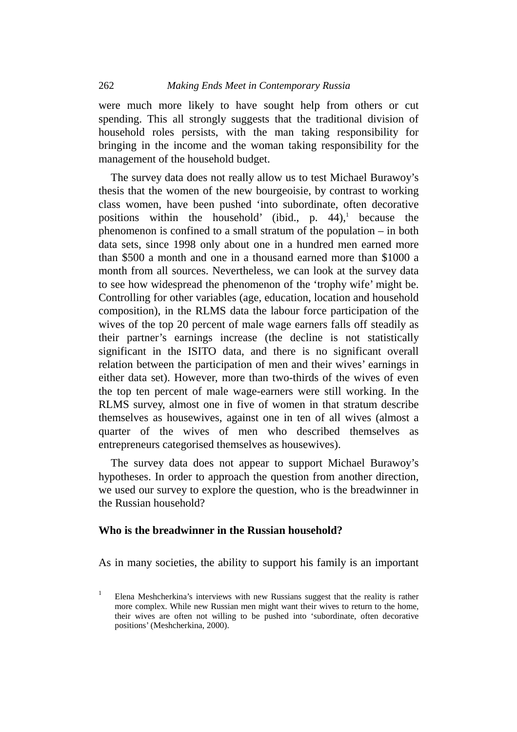were much more likely to have sought help from others or cut spending. This all strongly suggests that the traditional division of household roles persists, with the man taking responsibility for bringing in the income and the woman taking responsibility for the management of the household budget.

The survey data does not really allow us to test Michael Burawoy's thesis that the women of the new bourgeoisie, by contrast to working class women, have been pushed 'into subordinate, often decorative positions within the household' (ibid., p. 44),[1] because the phenomenon is confined to a small stratum of the population – in both data sets, since 1998 only about one in a hundred men earned more than \$500 a month and one in a thousand earned more than \$1000 a month from all sources. Nevertheless, we can look at the survey data to see how widespread the phenomenon of the 'trophy wife' might be. Controlling for other variables (age, education, location and household composition), in the RLMS data the labour force participation of the wives of the top 20 percent of male wage earners falls off steadily as their partner's earnings increase (the decline is not statistically significant in the ISITO data, and there is no significant overall relation between the participation of men and their wives' earnings in either data set). However, more than two-thirds of the wives of even the top ten percent of male wage-earners were still working. In the RLMS survey, almost one in five of women in that stratum describe themselves as housewives, against one in ten of all wives (almost a quarter of the wives of men who described themselves as entrepreneurs categorised themselves as housewives).

The survey data does not appear to support Michael Burawoy's hypotheses. In order to approach the question from another direction, we used our survey to explore the question, who is the breadwinner in the Russian household?

## Who is the breadwinner in the Russian household?

As in many societies, the ability to support his family is an important

[1] Elena Meshcherkina's interviews with new Russians suggest that the reality is rather more complex. While new Russian men might want their wives to return to the home, their wives are often not willing to be pushed into 'subordinate, often decorative positions' (Meshcherkina, 2000).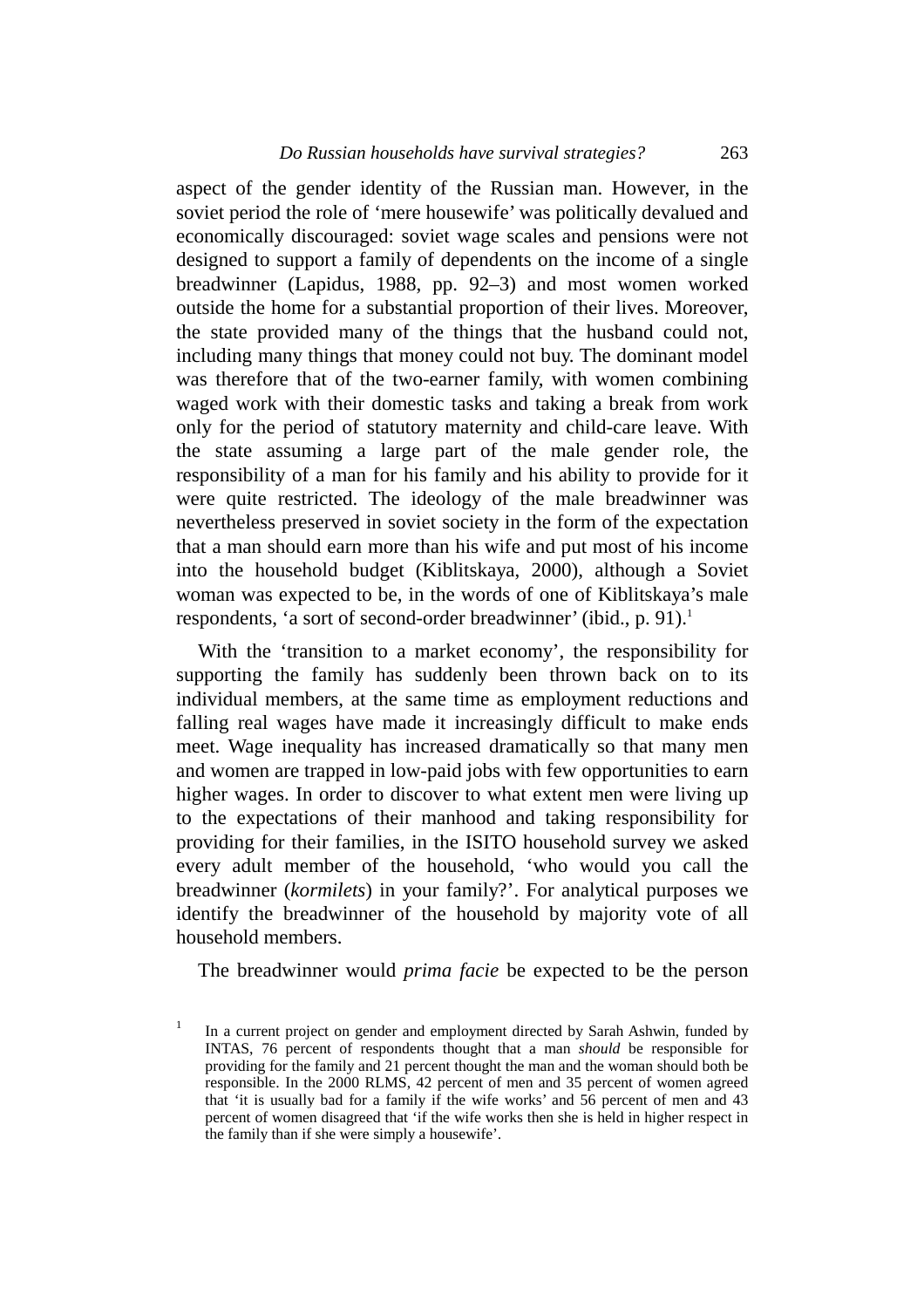aspect of the gender identity of the Russian man. However, in the soviet period the role of 'mere housewife' was politically devalued and economically discouraged: soviet wage scales and pensions were not designed to support a family of dependents on the income of a single breadwinner (Lapidus, 1988, pp. 92–3) and most women worked outside the home for a substantial proportion of their lives. Moreover, the state provided many of the things that the husband could not, including many things that money could not buy. The dominant model was therefore that of the two-earner family, with women combining waged work with their domestic tasks and taking a break from work only for the period of statutory maternity and child-care leave. With the state assuming a large part of the male gender role, the responsibility of a man for his family and his ability to provide for it were quite restricted. The ideology of the male breadwinner was nevertheless preserved in soviet society in the form of the expectation that a man should earn more than his wife and put most of his income into the household budget (Kiblitskaya, 2000), although a Soviet woman was expected to be, in the words of one of Kiblitskaya's male respondents, 'a sort of second-order breadwinner' (ibid., p. 91).[1]

With the 'transition to a market economy', the responsibility for supporting the family has suddenly been thrown back on to its individual members, at the same time as employment reductions and falling real wages have made it increasingly difficult to make ends meet. Wage inequality has increased dramatically so that many men and women are trapped in low-paid jobs with few opportunities to earn higher wages. In order to discover to what extent men were living up to the expectations of their manhood and taking responsibility for providing for their families, in the ISITO household survey we asked every adult member of the household, 'who would you call the breadwinner (*kormilets*) in your family?'. For analytical purposes we identify the breadwinner of the household by majority vote of all household members.

The breadwinner would *prima facie* be expected to be the person

[1] In a current project on gender and employment directed by Sarah Ashwin, funded by INTAS, 76 percent of respondents thought that a man *should* be responsible for providing for the family and 21 percent thought the man and the woman should both be responsible. In the 2000 RLMS, 42 percent of men and 35 percent of women agreed that 'it is usually bad for a family if the wife works' and 56 percent of men and 43 percent of women disagreed that 'if the wife works then she is held in higher respect in the family than if she were simply a housewife'.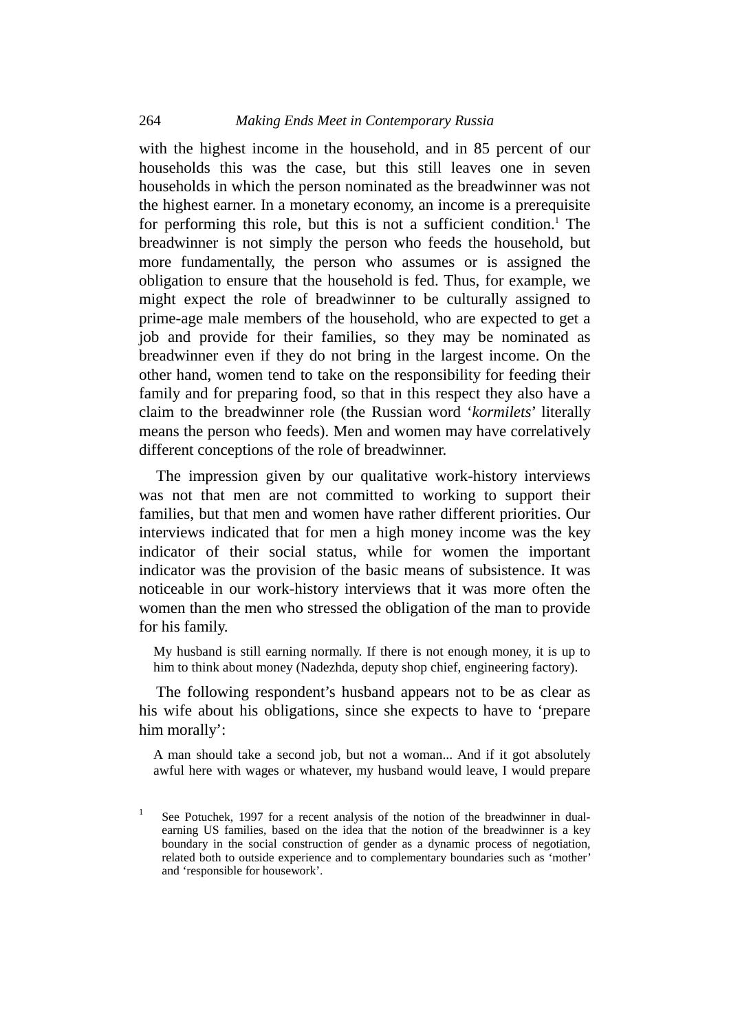with the highest income in the household, and in 85 percent of our households this was the case, but this still leaves one in seven households in which the person nominated as the breadwinner was not the highest earner. In a monetary economy, an income is a prerequisite for performing this role, but this is not a sufficient condition.[1] The breadwinner is not simply the person who feeds the household, but more fundamentally, the person who assumes or is assigned the obligation to ensure that the household is fed. Thus, for example, we might expect the role of breadwinner to be culturally assigned to prime-age male members of the household, who are expected to get a job and provide for their families, so they may be nominated as breadwinner even if they do not bring in the largest income. On the other hand, women tend to take on the responsibility for feeding their family and for preparing food, so that in this respect they also have a claim to the breadwinner role (the Russian word '*kormilets*' literally means the person who feeds). Men and women may have correlatively different conceptions of the role of breadwinner.

The impression given by our qualitative work-history interviews was not that men are not committed to working to support their families, but that men and women have rather different priorities. Our interviews indicated that for men a high money income was the key indicator of their social status, while for women the important indicator was the provision of the basic means of subsistence. It was noticeable in our work-history interviews that it was more often the women than the men who stressed the obligation of the man to provide for his family.

> My husband is still earning normally. If there is not enough money, it is up to him to think about money (Nadezhda, deputy shop chief, engineering factory).

The following respondent's husband appears not to be as clear as his wife about his obligations, since she expects to have to 'prepare him morally':

> A man should take a second job, but not a woman... And if it got absolutely awful here with wages or whatever, my husband would leave, I would prepare

[1] See Potuchek, 1997 for a recent analysis of the notion of the breadwinner in dual-earning US families, based on the idea that the notion of the breadwinner is a key boundary in the social construction of gender as a dynamic process of negotiation, related both to outside experience and to complementary boundaries such as 'mother' and 'responsible for housework'.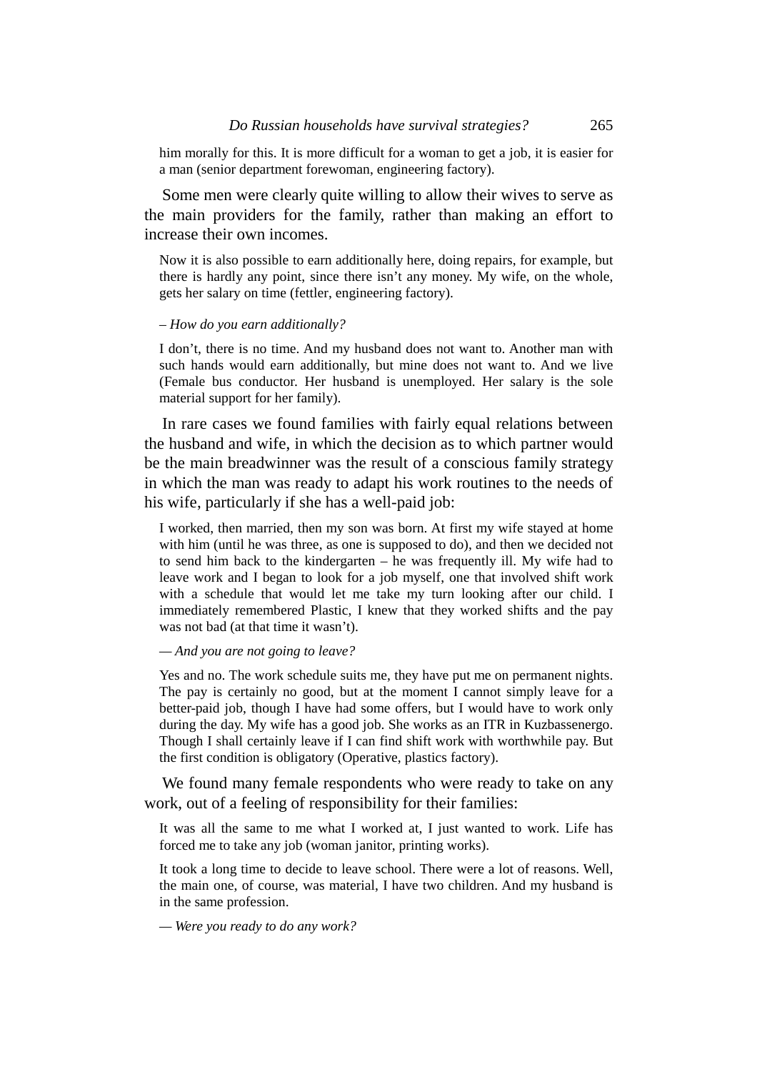him morally for this. It is more difficult for a woman to get a job, it is easier for a man (senior department forewoman, engineering factory).

Some men were clearly quite willing to allow their wives to serve as the main providers for the family, rather than making an effort to increase their own incomes.

Now it is also possible to earn additionally here, doing repairs, for example, but there is hardly any point, since there isn't any money. My wife, on the whole, gets her salary on time (fettler, engineering factory).

– *How do you earn additionally?*

I don't, there is no time. And my husband does not want to. Another man with such hands would earn additionally, but mine does not want to. And we live (Female bus conductor. Her husband is unemployed. Her salary is the sole material support for her family).

In rare cases we found families with fairly equal relations between the husband and wife, in which the decision as to which partner would be the main breadwinner was the result of a conscious family strategy in which the man was ready to adapt his work routines to the needs of his wife, particularly if she has a well-paid job:

I worked, then married, then my son was born. At first my wife stayed at home with him (until he was three, as one is supposed to do), and then we decided not to send him back to the kindergarten – he was frequently ill. My wife had to leave work and I began to look for a job myself, one that involved shift work with a schedule that would let me take my turn looking after our child. I immediately remembered Plastic, I knew that they worked shifts and the pay was not bad (at that time it wasn't).

— *And you are not going to leave?*

Yes and no. The work schedule suits me, they have put me on permanent nights. The pay is certainly no good, but at the moment I cannot simply leave for a better-paid job, though I have had some offers, but I would have to work only during the day. My wife has a good job. She works as an ITR in Kuzbassenergo. Though I shall certainly leave if I can find shift work with worthwhile pay. But the first condition is obligatory (Operative, plastics factory).

We found many female respondents who were ready to take on any work, out of a feeling of responsibility for their families:

It was all the same to me what I worked at, I just wanted to work. Life has forced me to take any job (woman janitor, printing works).

It took a long time to decide to leave school. There were a lot of reasons. Well, the main one, of course, was material, I have two children. And my husband is in the same profession.

— *Were you ready to do any work?*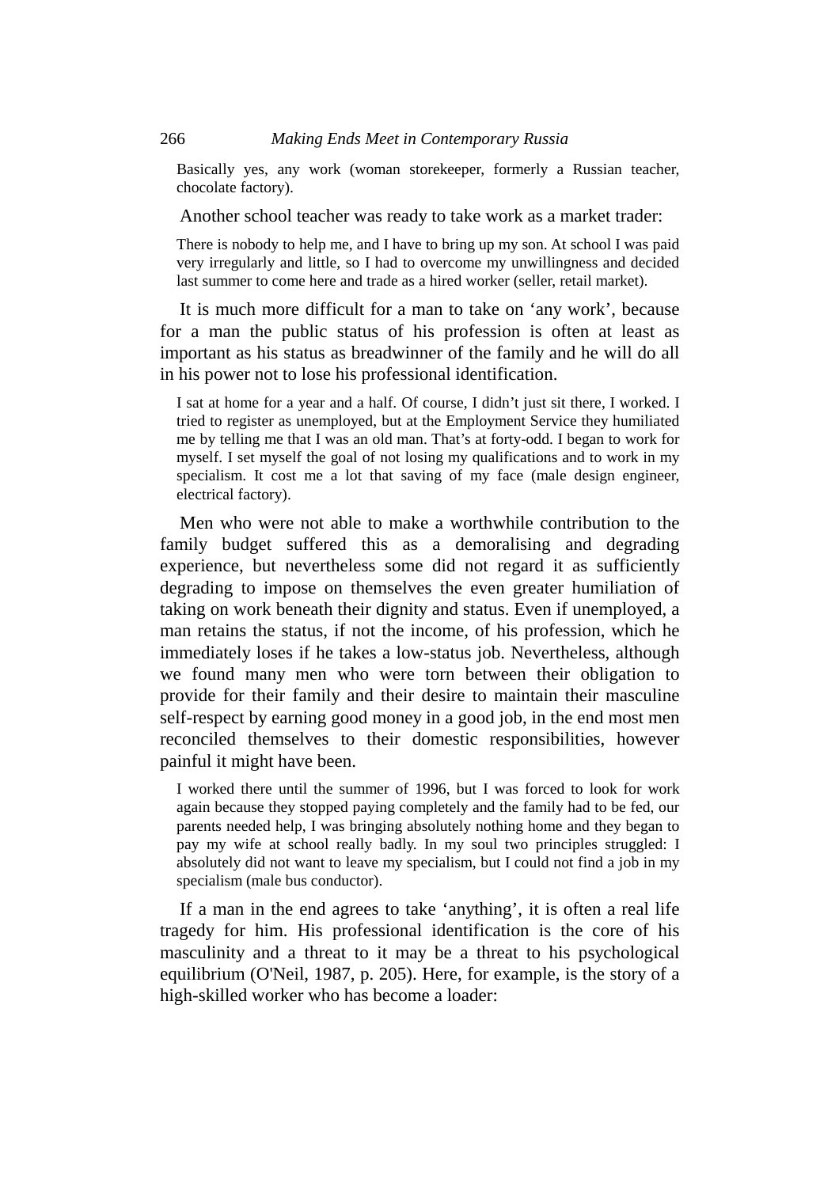Basically yes, any work (woman storekeeper, formerly a Russian teacher, chocolate factory).

Another school teacher was ready to take work as a market trader:

> There is nobody to help me, and I have to bring up my son. At school I was paid very irregularly and little, so I had to overcome my unwillingness and decided last summer to come here and trade as a hired worker (seller, retail market).

It is much more difficult for a man to take on 'any work', because for a man the public status of his profession is often at least as important as his status as breadwinner of the family and he will do all in his power not to lose his professional identification.

> I sat at home for a year and a half. Of course, I didn't just sit there, I worked. I tried to register as unemployed, but at the Employment Service they humiliated me by telling me that I was an old man. That's at forty-odd. I began to work for myself. I set myself the goal of not losing my qualifications and to work in my specialism. It cost me a lot that saving of my face (male design engineer, electrical factory).

Men who were not able to make a worthwhile contribution to the family budget suffered this as a demoralising and degrading experience, but nevertheless some did not regard it as sufficiently degrading to impose on themselves the even greater humiliation of taking on work beneath their dignity and status. Even if unemployed, a man retains the status, if not the income, of his profession, which he immediately loses if he takes a low-status job. Nevertheless, although we found many men who were torn between their obligation to provide for their family and their desire to maintain their masculine self-respect by earning good money in a good job, in the end most men reconciled themselves to their domestic responsibilities, however painful it might have been.

> I worked there until the summer of 1996, but I was forced to look for work again because they stopped paying completely and the family had to be fed, our parents needed help, I was bringing absolutely nothing home and they began to pay my wife at school really badly. In my soul two principles struggled: I absolutely did not want to leave my specialism, but I could not find a job in my specialism (male bus conductor).

If a man in the end agrees to take 'anything', it is often a real life tragedy for him. His professional identification is the core of his masculinity and a threat to it may be a threat to his psychological equilibrium (O'Neil, 1987, p. 205). Here, for example, is the story of a high-skilled worker who has become a loader: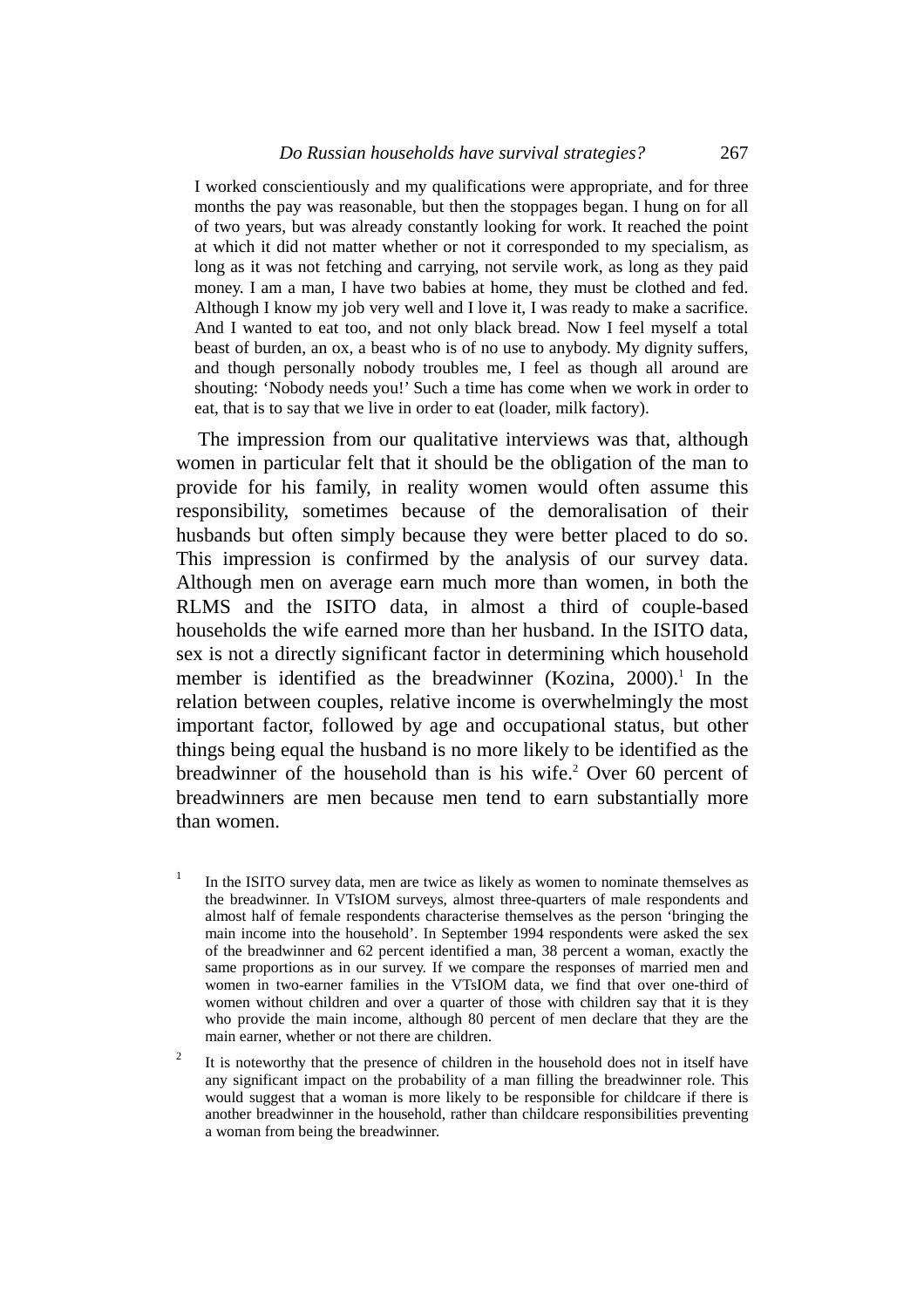> I worked conscientiously and my qualifications were appropriate, and for three months the pay was reasonable, but then the stoppages began. I hung on for all of two years, but was already constantly looking for work. It reached the point at which it did not matter whether or not it corresponded to my specialism, as long as it was not fetching and carrying, not servile work, as long as they paid money. I am a man, I have two babies at home, they must be clothed and fed. Although I know my job very well and I love it, I was ready to make a sacrifice. And I wanted to eat too, and not only black bread. Now I feel myself a total beast of burden, an ox, a beast who is of no use to anybody. My dignity suffers, and though personally nobody troubles me, I feel as though all around are shouting: 'Nobody needs you!' Such a time has come when we work in order to eat, that is to say that we live in order to eat (loader, milk factory).

The impression from our qualitative interviews was that, although women in particular felt that it should be the obligation of the man to provide for his family, in reality women would often assume this responsibility, sometimes because of the demoralisation of their husbands but often simply because they were better placed to do so. This impression is confirmed by the analysis of our survey data. Although men on average earn much more than women, in both the RLMS and the ISITO data, in almost a third of couple-based households the wife earned more than her husband. In the ISITO data, sex is not a directly significant factor in determining which household member is identified as the breadwinner (Kozina, 2000).[1] In the relation between couples, relative income is overwhelmingly the most important factor, followed by age and occupational status, but other things being equal the husband is no more likely to be identified as the breadwinner of the household than is his wife.[2] Over 60 percent of breadwinners are men because men tend to earn substantially more than women.

[1] In the ISITO survey data, men are twice as likely as women to nominate themselves as the breadwinner. In VTsIOM surveys, almost three-quarters of male respondents and almost half of female respondents characterise themselves as the person 'bringing the main income into the household'. In September 1994 respondents were asked the sex of the breadwinner and 62 percent identified a man, 38 percent a woman, exactly the same proportions as in our survey. If we compare the responses of married men and women in two-earner families in the VTsIOM data, we find that over one-third of women without children and over a quarter of those with children say that it is they who provide the main income, although 80 percent of men declare that they are the main earner, whether or not there are children.

[2] It is noteworthy that the presence of children in the household does not in itself have any significant impact on the probability of a man filling the breadwinner role. This would suggest that a woman is more likely to be responsible for childcare if there is another breadwinner in the household, rather than childcare responsibilities preventing a woman from being the breadwinner.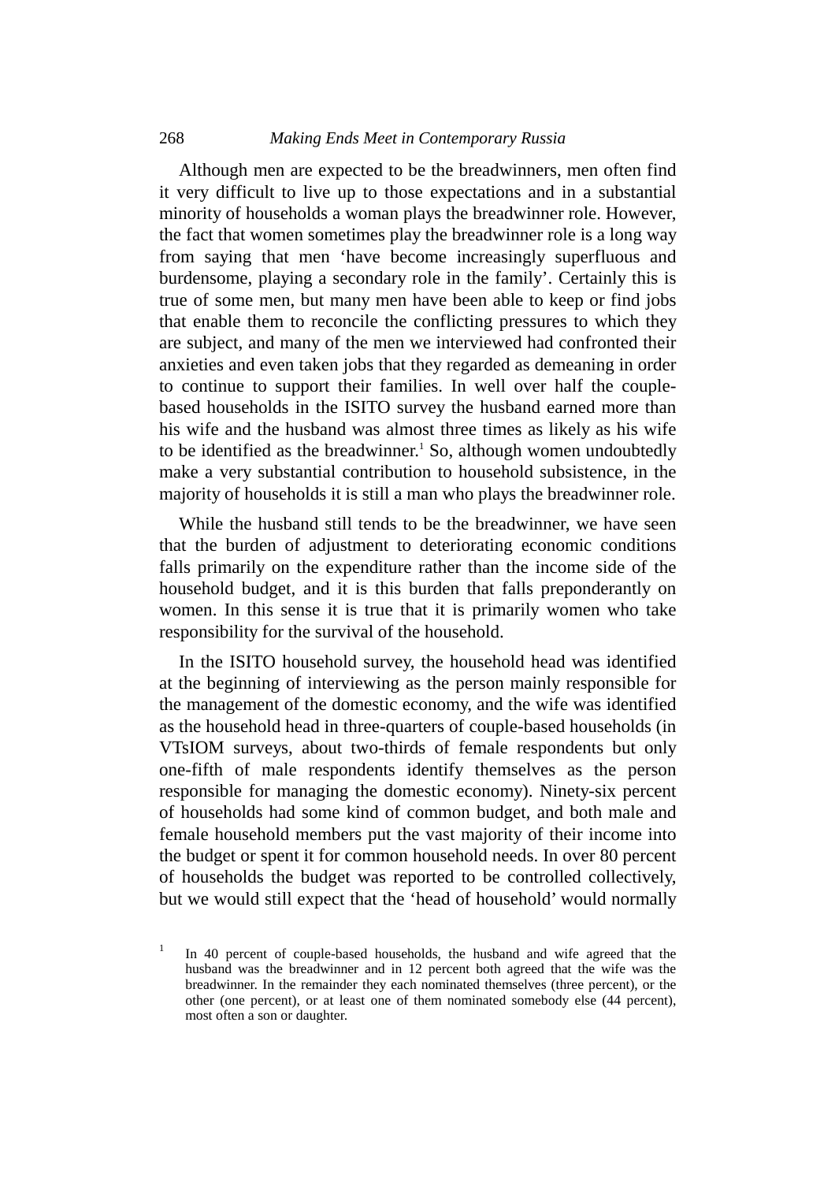Although men are expected to be the breadwinners, men often find it very difficult to live up to those expectations and in a substantial minority of households a woman plays the breadwinner role. However, the fact that women sometimes play the breadwinner role is a long way from saying that men 'have become increasingly superfluous and burdensome, playing a secondary role in the family'. Certainly this is true of some men, but many men have been able to keep or find jobs that enable them to reconcile the conflicting pressures to which they are subject, and many of the men we interviewed had confronted their anxieties and even taken jobs that they regarded as demeaning in order to continue to support their families. In well over half the couple-based households in the ISITO survey the husband earned more than his wife and the husband was almost three times as likely as his wife to be identified as the breadwinner.[1] So, although women undoubtedly make a very substantial contribution to household subsistence, in the majority of households it is still a man who plays the breadwinner role.

While the husband still tends to be the breadwinner, we have seen that the burden of adjustment to deteriorating economic conditions falls primarily on the expenditure rather than the income side of the household budget, and it is this burden that falls preponderantly on women. In this sense it is true that it is primarily women who take responsibility for the survival of the household.

In the ISITO household survey, the household head was identified at the beginning of interviewing as the person mainly responsible for the management of the domestic economy, and the wife was identified as the household head in three-quarters of couple-based households (in VTsIOM surveys, about two-thirds of female respondents but only one-fifth of male respondents identify themselves as the person responsible for managing the domestic economy). Ninety-six percent of households had some kind of common budget, and both male and female household members put the vast majority of their income into the budget or spent it for common household needs. In over 80 percent of households the budget was reported to be controlled collectively, but we would still expect that the 'head of household' would normally

[1] In 40 percent of couple-based households, the husband and wife agreed that the husband was the breadwinner and in 12 percent both agreed that the wife was the breadwinner. In the remainder they each nominated themselves (three percent), or the other (one percent), or at least one of them nominated somebody else (44 percent), most often a son or daughter.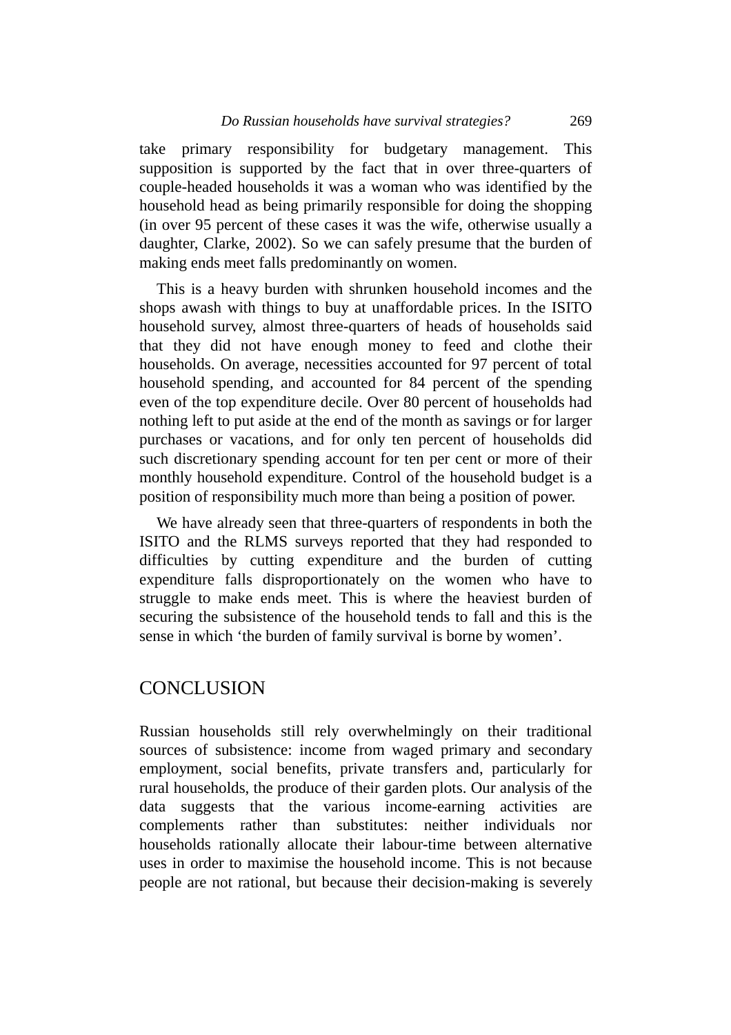take primary responsibility for budgetary management. This supposition is supported by the fact that in over three-quarters of couple-headed households it was a woman who was identified by the household head as being primarily responsible for doing the shopping (in over 95 percent of these cases it was the wife, otherwise usually a daughter, Clarke, 2002). So we can safely presume that the burden of making ends meet falls predominantly on women.

This is a heavy burden with shrunken household incomes and the shops awash with things to buy at unaffordable prices. In the ISITO household survey, almost three-quarters of heads of households said that they did not have enough money to feed and clothe their households. On average, necessities accounted for 97 percent of total household spending, and accounted for 84 percent of the spending even of the top expenditure decile. Over 80 percent of households had nothing left to put aside at the end of the month as savings or for larger purchases or vacations, and for only ten percent of households did such discretionary spending account for ten per cent or more of their monthly household expenditure. Control of the household budget is a position of responsibility much more than being a position of power.

We have already seen that three-quarters of respondents in both the ISITO and the RLMS surveys reported that they had responded to difficulties by cutting expenditure and the burden of cutting expenditure falls disproportionately on the women who have to struggle to make ends meet. This is where the heaviest burden of securing the subsistence of the household tends to fall and this is the sense in which 'the burden of family survival is borne by women'.

## CONCLUSION

Russian households still rely overwhelmingly on their traditional sources of subsistence: income from waged primary and secondary employment, social benefits, private transfers and, particularly for rural households, the produce of their garden plots. Our analysis of the data suggests that the various income-earning activities are complements rather than substitutes: neither individuals nor households rationally allocate their labour-time between alternative uses in order to maximise the household income. This is not because people are not rational, but because their decision-making is severely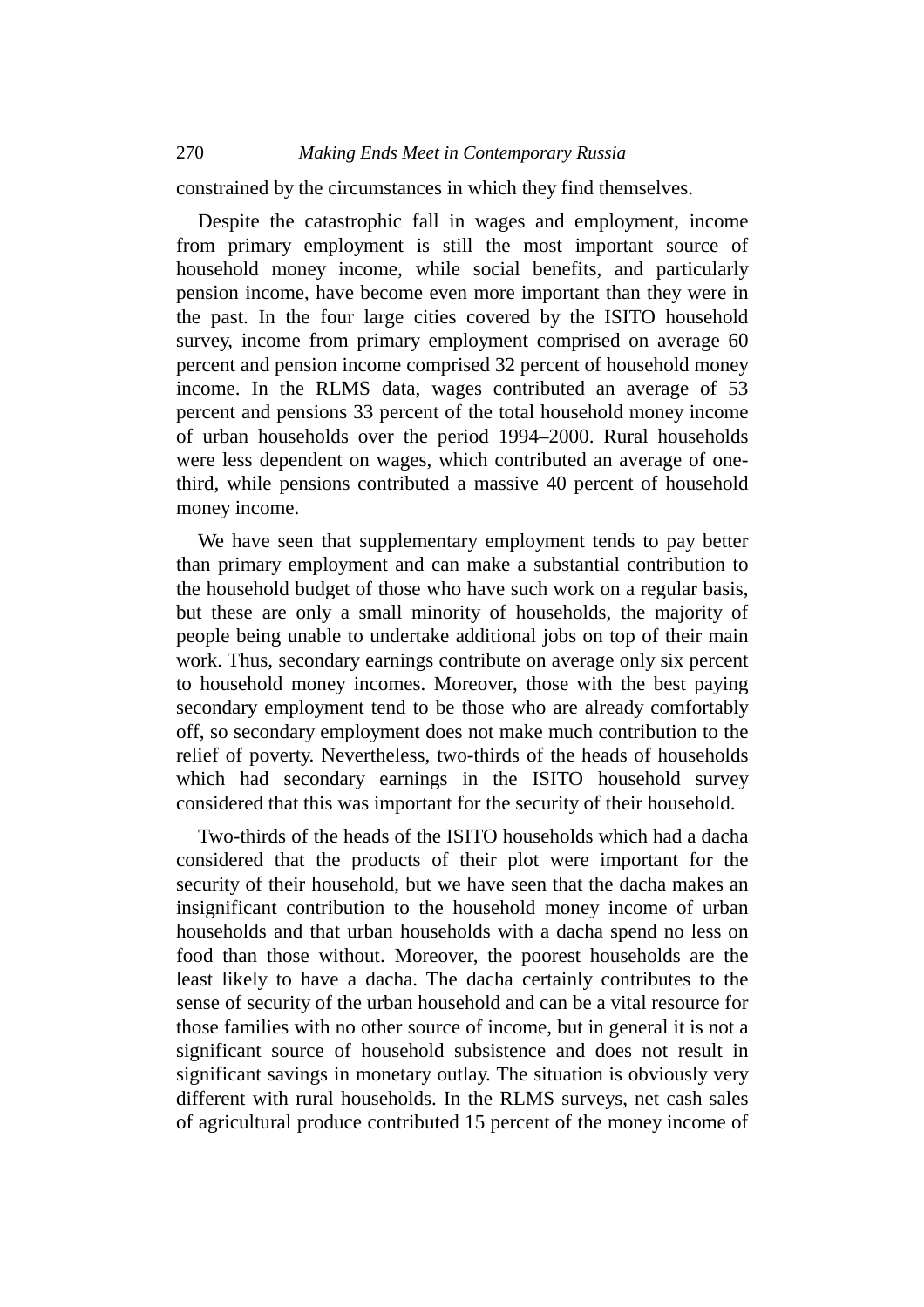constrained by the circumstances in which they find themselves.

Despite the catastrophic fall in wages and employment, income from primary employment is still the most important source of household money income, while social benefits, and particularly pension income, have become even more important than they were in the past. In the four large cities covered by the ISITO household survey, income from primary employment comprised on average 60 percent and pension income comprised 32 percent of household money income. In the RLMS data, wages contributed an average of 53 percent and pensions 33 percent of the total household money income of urban households over the period 1994–2000. Rural households were less dependent on wages, which contributed an average of one-third, while pensions contributed a massive 40 percent of household money income.

We have seen that supplementary employment tends to pay better than primary employment and can make a substantial contribution to the household budget of those who have such work on a regular basis, but these are only a small minority of households, the majority of people being unable to undertake additional jobs on top of their main work. Thus, secondary earnings contribute on average only six percent to household money incomes. Moreover, those with the best paying secondary employment tend to be those who are already comfortably off, so secondary employment does not make much contribution to the relief of poverty. Nevertheless, two-thirds of the heads of households which had secondary earnings in the ISITO household survey considered that this was important for the security of their household.

Two-thirds of the heads of the ISITO households which had a dacha considered that the products of their plot were important for the security of their household, but we have seen that the dacha makes an insignificant contribution to the household money income of urban households and that urban households with a dacha spend no less on food than those without. Moreover, the poorest households are the least likely to have a dacha. The dacha certainly contributes to the sense of security of the urban household and can be a vital resource for those families with no other source of income, but in general it is not a significant source of household subsistence and does not result in significant savings in monetary outlay. The situation is obviously very different with rural households. In the RLMS surveys, net cash sales of agricultural produce contributed 15 percent of the money income of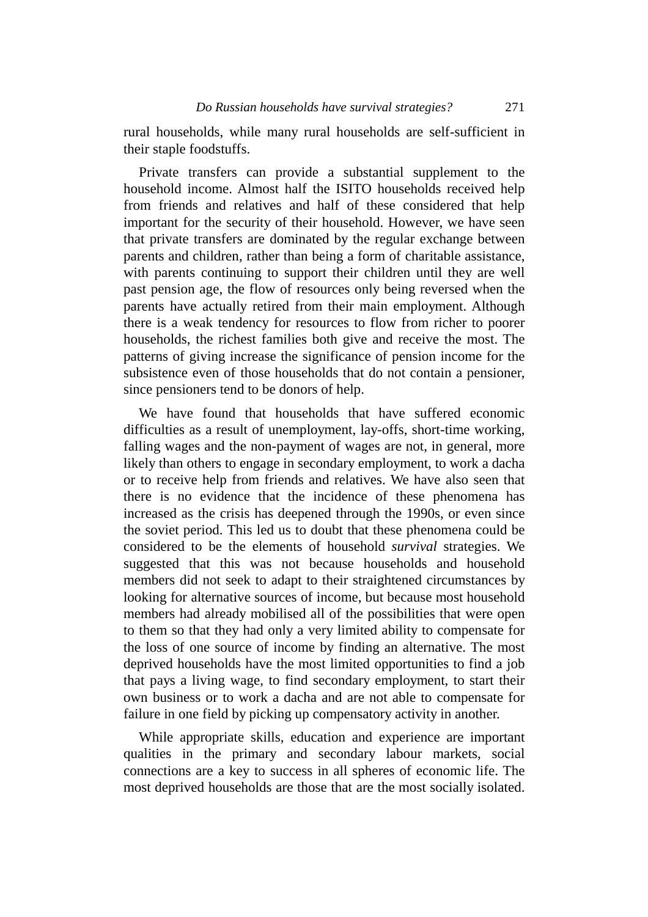rural households, while many rural households are self-sufficient in their staple foodstuffs.

Private transfers can provide a substantial supplement to the household income. Almost half the ISITO households received help from friends and relatives and half of these considered that help important for the security of their household. However, we have seen that private transfers are dominated by the regular exchange between parents and children, rather than being a form of charitable assistance, with parents continuing to support their children until they are well past pension age, the flow of resources only being reversed when the parents have actually retired from their main employment. Although there is a weak tendency for resources to flow from richer to poorer households, the richest families both give and receive the most. The patterns of giving increase the significance of pension income for the subsistence even of those households that do not contain a pensioner, since pensioners tend to be donors of help.

We have found that households that have suffered economic difficulties as a result of unemployment, lay-offs, short-time working, falling wages and the non-payment of wages are not, in general, more likely than others to engage in secondary employment, to work a dacha or to receive help from friends and relatives. We have also seen that there is no evidence that the incidence of these phenomena has increased as the crisis has deepened through the 1990s, or even since the soviet period. This led us to doubt that these phenomena could be considered to be the elements of household *survival* strategies. We suggested that this was not because households and household members did not seek to adapt to their straightened circumstances by looking for alternative sources of income, but because most household members had already mobilised all of the possibilities that were open to them so that they had only a very limited ability to compensate for the loss of one source of income by finding an alternative. The most deprived households have the most limited opportunities to find a job that pays a living wage, to find secondary employment, to start their own business or to work a dacha and are not able to compensate for failure in one field by picking up compensatory activity in another.

While appropriate skills, education and experience are important qualities in the primary and secondary labour markets, social connections are a key to success in all spheres of economic life. The most deprived households are those that are the most socially isolated.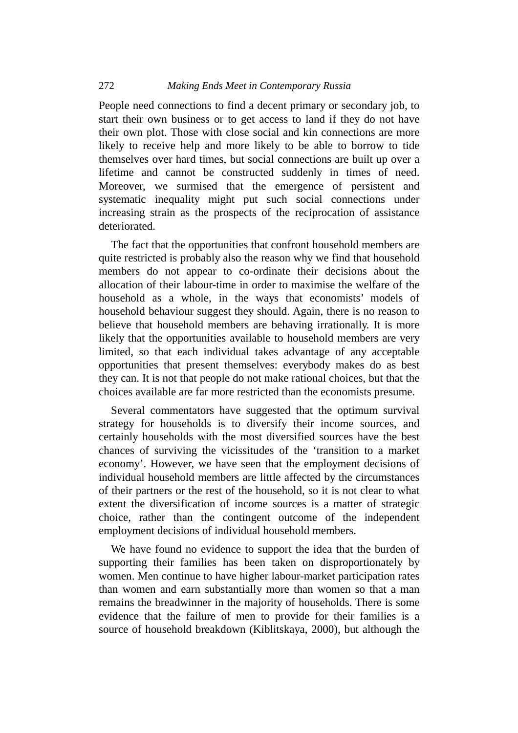People need connections to find a decent primary or secondary job, to start their own business or to get access to land if they do not have their own plot. Those with close social and kin connections are more likely to receive help and more likely to be able to borrow to tide themselves over hard times, but social connections are built up over a lifetime and cannot be constructed suddenly in times of need. Moreover, we surmised that the emergence of persistent and systematic inequality might put such social connections under increasing strain as the prospects of the reciprocation of assistance deteriorated.

The fact that the opportunities that confront household members are quite restricted is probably also the reason why we find that household members do not appear to co-ordinate their decisions about the allocation of their labour-time in order to maximise the welfare of the household as a whole, in the ways that economists' models of household behaviour suggest they should. Again, there is no reason to believe that household members are behaving irrationally. It is more likely that the opportunities available to household members are very limited, so that each individual takes advantage of any acceptable opportunities that present themselves: everybody makes do as best they can. It is not that people do not make rational choices, but that the choices available are far more restricted than the economists presume.

Several commentators have suggested that the optimum survival strategy for households is to diversify their income sources, and certainly households with the most diversified sources have the best chances of surviving the vicissitudes of the 'transition to a market economy'. However, we have seen that the employment decisions of individual household members are little affected by the circumstances of their partners or the rest of the household, so it is not clear to what extent the diversification of income sources is a matter of strategic choice, rather than the contingent outcome of the independent employment decisions of individual household members.

We have found no evidence to support the idea that the burden of supporting their families has been taken on disproportionately by women. Men continue to have higher labour-market participation rates than women and earn substantially more than women so that a man remains the breadwinner in the majority of households. There is some evidence that the failure of men to provide for their families is a source of household breakdown (Kiblitskaya, 2000), but although the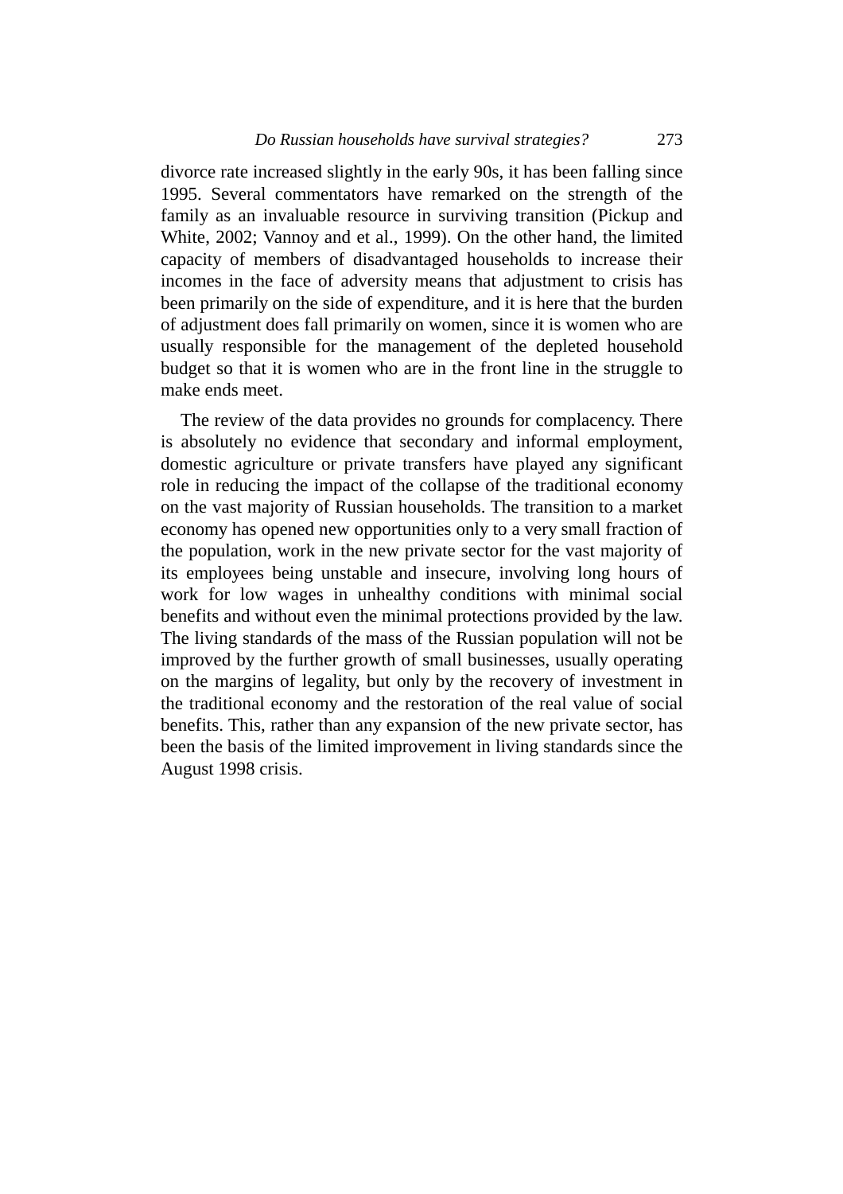divorce rate increased slightly in the early 90s, it has been falling since 1995. Several commentators have remarked on the strength of the family as an invaluable resource in surviving transition (Pickup and White, 2002; Vannoy and et al., 1999). On the other hand, the limited capacity of members of disadvantaged households to increase their incomes in the face of adversity means that adjustment to crisis has been primarily on the side of expenditure, and it is here that the burden of adjustment does fall primarily on women, since it is women who are usually responsible for the management of the depleted household budget so that it is women who are in the front line in the struggle to make ends meet.

The review of the data provides no grounds for complacency. There is absolutely no evidence that secondary and informal employment, domestic agriculture or private transfers have played any significant role in reducing the impact of the collapse of the traditional economy on the vast majority of Russian households. The transition to a market economy has opened new opportunities only to a very small fraction of the population, work in the new private sector for the vast majority of its employees being unstable and insecure, involving long hours of work for low wages in unhealthy conditions with minimal social benefits and without even the minimal protections provided by the law. The living standards of the mass of the Russian population will not be improved by the further growth of small businesses, usually operating on the margins of legality, but only by the recovery of investment in the traditional economy and the restoration of the real value of social benefits. This, rather than any expansion of the new private sector, has been the basis of the limited improvement in living standards since the August 1998 crisis.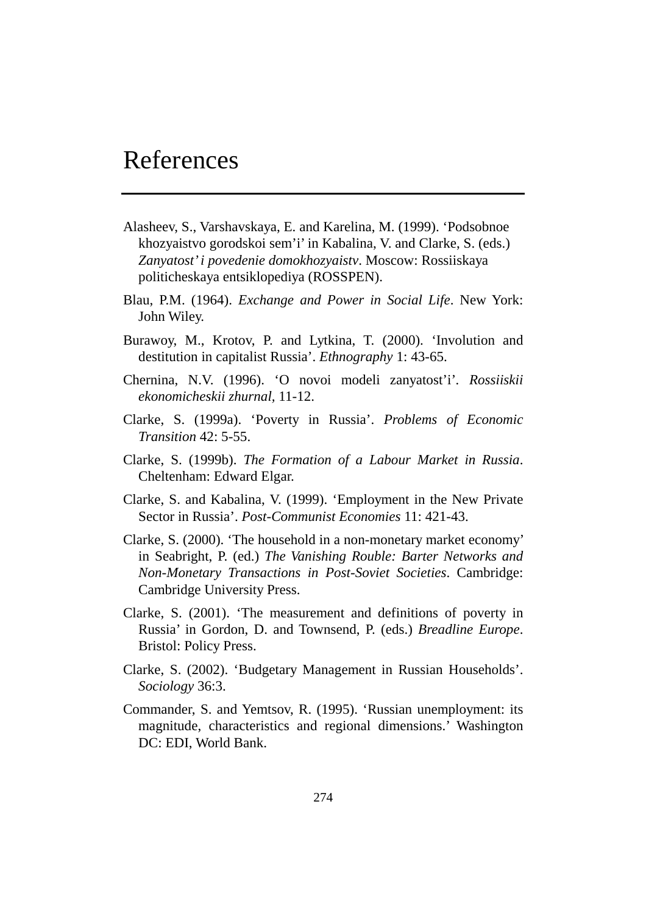# References

Alasheev, S., Varshavskaya, E. and Karelina, M. (1999). 'Podsobnoe khozyaistvo gorodskoi sem'i' in Kabalina, V. and Clarke, S. (eds.) *Zanyatost' i povedenie domokhozyaistv*. Moscow: Rossiiskaya politicheskaya entsiklopediya (ROSSPEN).

Blau, P.M. (1964). *Exchange and Power in Social Life*. New York: John Wiley.

Burawoy, M., Krotov, P. and Lytkina, T. (2000). 'Involution and destitution in capitalist Russia'. *Ethnography* 1: 43-65.

Chernina, N.V. (1996). 'O novoi modeli zanyatost'i'. *Rossiiskii ekonomicheskii zhurnal*, 11-12.

Clarke, S. (1999a). 'Poverty in Russia'. *Problems of Economic Transition* 42: 5-55.

Clarke, S. (1999b). *The Formation of a Labour Market in Russia*. Cheltenham: Edward Elgar.

Clarke, S. and Kabalina, V. (1999). 'Employment in the New Private Sector in Russia'. *Post-Communist Economies* 11: 421-43.

Clarke, S. (2000). 'The household in a non-monetary market economy' in Seabright, P. (ed.) *The Vanishing Rouble: Barter Networks and Non-Monetary Transactions in Post-Soviet Societies*. Cambridge: Cambridge University Press.

Clarke, S. (2001). 'The measurement and definitions of poverty in Russia' in Gordon, D. and Townsend, P. (eds.) *Breadline Europe*. Bristol: Policy Press.

Clarke, S. (2002). 'Budgetary Management in Russian Households'. *Sociology* 36:3.

Commander, S. and Yemtsov, R. (1995). 'Russian unemployment: its magnitude, characteristics and regional dimensions.' Washington DC: EDI, World Bank.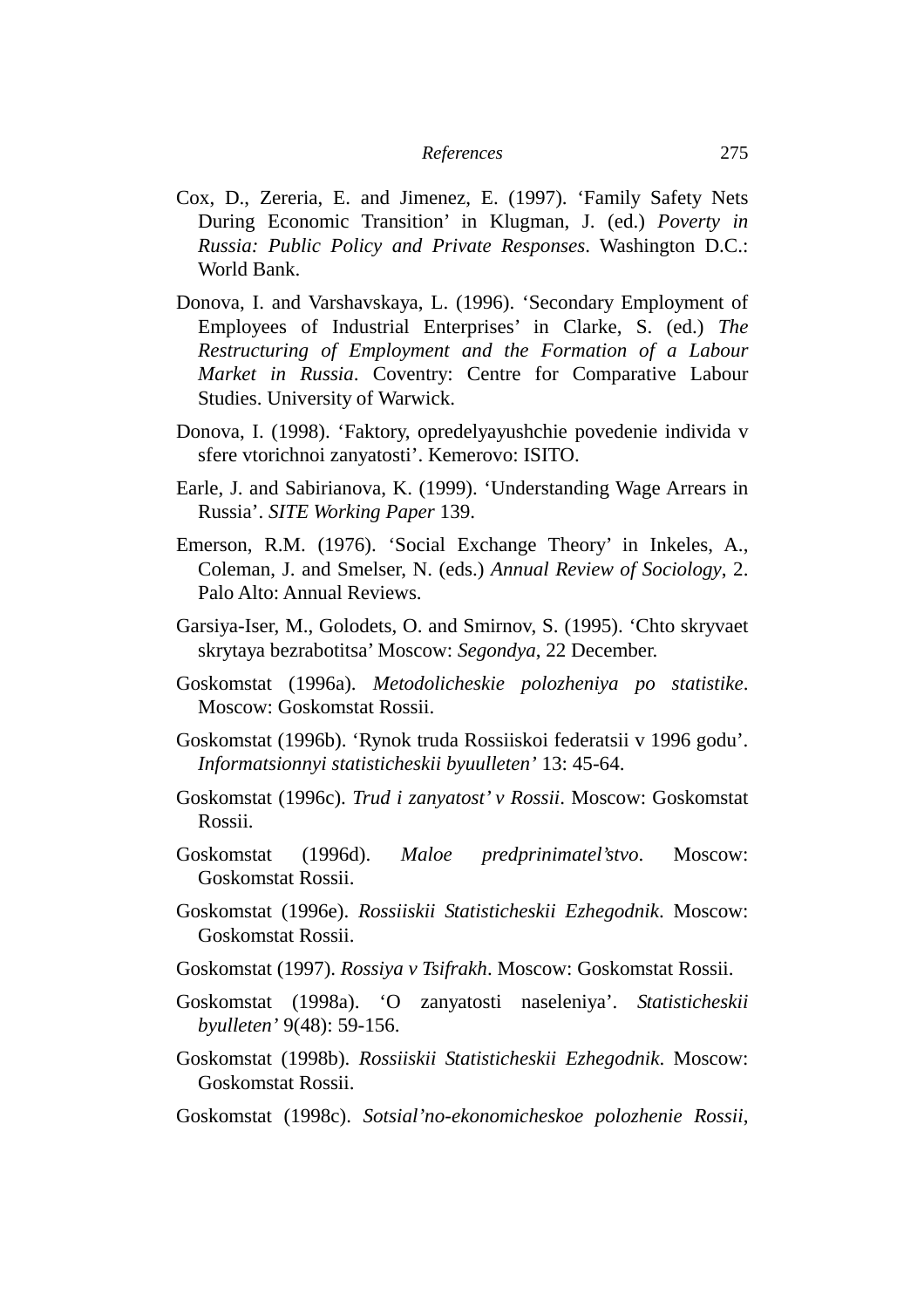Cox, D., Zereria, E. and Jimenez, E. (1997). 'Family Safety Nets During Economic Transition' in Klugman, J. (ed.) *Poverty in Russia: Public Policy and Private Responses*. Washington D.C.: World Bank.

Donova, I. and Varshavskaya, L. (1996). 'Secondary Employment of Employees of Industrial Enterprises' in Clarke, S. (ed.) *The Restructuring of Employment and the Formation of a Labour Market in Russia*. Coventry: Centre for Comparative Labour Studies. University of Warwick.

Donova, I. (1998). 'Faktory, opredelyayushchie povedenie individa v sfere vtorichnoi zanyatosti'. Kemerovo: ISITO.

Earle, J. and Sabirianova, K. (1999). 'Understanding Wage Arrears in Russia'. *SITE Working Paper* 139.

Emerson, R.M. (1976). 'Social Exchange Theory' in Inkeles, A., Coleman, J. and Smelser, N. (eds.) *Annual Review of Sociology*, 2. Palo Alto: Annual Reviews.

Garsiya-Iser, M., Golodets, O. and Smirnov, S. (1995). 'Chto skryvaet skrytaya bezrabotitsa' Moscow: *Segondya*, 22 December.

Goskomstat (1996a). *Metodolicheskie polozheniya po statistike*. Moscow: Goskomstat Rossii.

Goskomstat (1996b). 'Rynok truda Rossiiskoi federatsii v 1996 godu'. *Informatsionnyi statisticheskii byuulleten'* 13: 45-64.

Goskomstat (1996c). *Trud i zanyatost' v Rossii*. Moscow: Goskomstat Rossii.

Goskomstat (1996d). *Maloe predprinimatel'stvo*. Moscow: Goskomstat Rossii.

Goskomstat (1996e). *Rossiiskii Statisticheskii Ezhegodnik*. Moscow: Goskomstat Rossii.

Goskomstat (1997). *Rossiya v Tsifrakh*. Moscow: Goskomstat Rossii.

Goskomstat (1998a). 'O zanyatosti naseleniya'. *Statisticheskii byulleten'* 9(48): 59-156.

Goskomstat (1998b). *Rossiiskii Statisticheskii Ezhegodnik*. Moscow: Goskomstat Rossii.

Goskomstat (1998c). *Sotsial'no-ekonomicheskoe polozhenie Rossii*,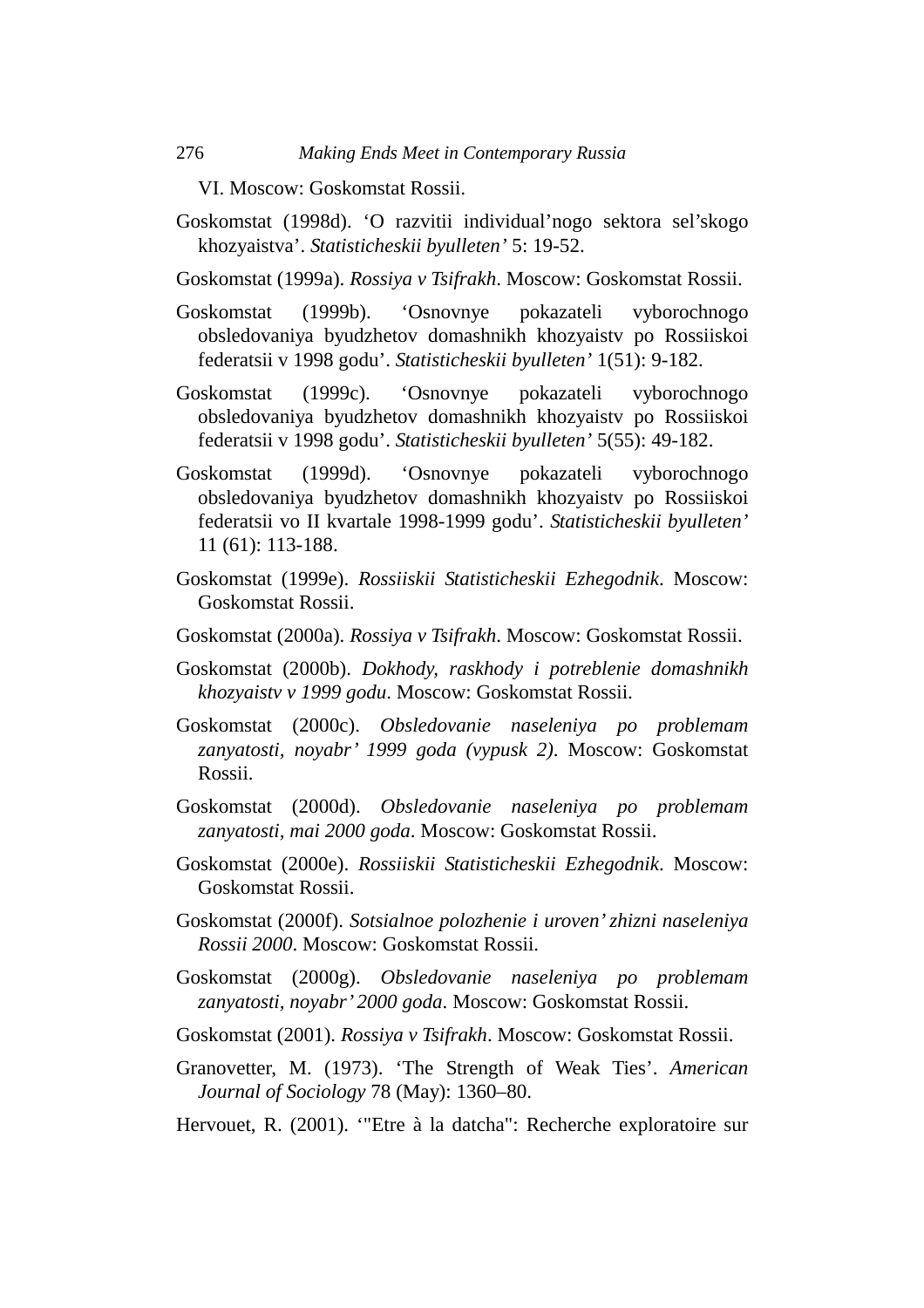VI. Moscow: Goskomstat Rossii.

Goskomstat (1998d). ‘O razvitii individual’nogo sektora sel’skogo khozyaistva’. *Statisticheskii byulleten’* 5: 19-52.

Goskomstat (1999a). *Rossiya v Tsifrakh*. Moscow: Goskomstat Rossii.

Goskomstat (1999b). ‘Osnovnye pokazateli vyborochnogo obsledovaniya byudzhetov domashnikh khozyaistv po Rossiiskoi federatsii v 1998 godu’. *Statisticheskii byulleten’* 1(51): 9-182.

Goskomstat (1999c). ‘Osnovnye pokazateli vyborochnogo obsledovaniya byudzhetov domashnikh khozyaistv po Rossiiskoi federatsii v 1998 godu’. *Statisticheskii byulleten’* 5(55): 49-182.

Goskomstat (1999d). ‘Osnovnye pokazateli vyborochnogo obsledovaniya byudzhetov domashnikh khozyaistv po Rossiiskoi federatsii vo II kvartale 1998-1999 godu’. *Statisticheskii byulleten’* 11 (61): 113-188.

Goskomstat (1999e). *Rossiiskii Statisticheskii Ezhegodnik*. Moscow: Goskomstat Rossii.

Goskomstat (2000a). *Rossiya v Tsifrakh*. Moscow: Goskomstat Rossii.

Goskomstat (2000b). *Dokhody, raskhody i potreblenie domashnikh khozyaistv v 1999 godu*. Moscow: Goskomstat Rossii.

Goskomstat (2000c). *Obsledovanie naseleniya po problemam zanyatosti, noyabr’ 1999 goda (vypusk 2)*. Moscow: Goskomstat Rossii.

Goskomstat (2000d). *Obsledovanie naseleniya po problemam zanyatosti, mai 2000 goda*. Moscow: Goskomstat Rossii.

Goskomstat (2000e). *Rossiiskii Statisticheskii Ezhegodnik*. Moscow: Goskomstat Rossii.

Goskomstat (2000f). *Sotsialnoe polozhenie i uroven’ zhizni naseleniya Rossii 2000*. Moscow: Goskomstat Rossii.

Goskomstat (2000g). *Obsledovanie naseleniya po problemam zanyatosti, noyabr’ 2000 goda*. Moscow: Goskomstat Rossii.

Goskomstat (2001). *Rossiya v Tsifrakh*. Moscow: Goskomstat Rossii.

Granovetter, M. (1973). ‘The Strength of Weak Ties’. *American Journal of Sociology* 78 (May): 1360–80.

Hervouet, R. (2001). ‘"Etre à la datcha": Recherche exploratoire sur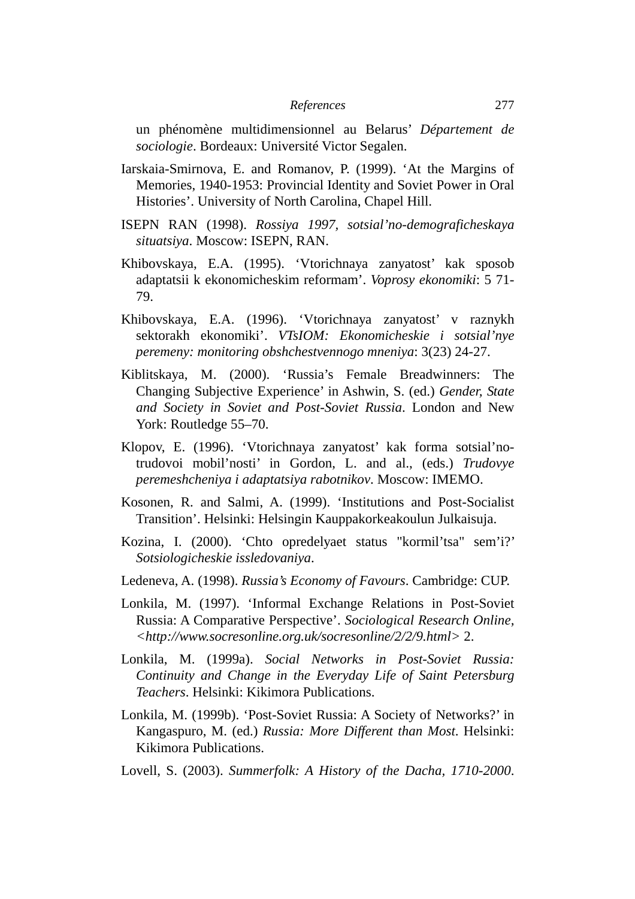un phénomène multidimensionnel au Belarus' *Département de sociologie*. Bordeaux: Université Victor Segalen.

Iarskaia-Smirnova, E. and Romanov, P. (1999). 'At the Margins of Memories, 1940-1953: Provincial Identity and Soviet Power in Oral Histories'. University of North Carolina, Chapel Hill.

ISEPN RAN (1998). *Rossiya 1997, sotsial'no-demograficheskaya situatsiya*. Moscow: ISEPN, RAN.

Khibovskaya, E.A. (1995). 'Vtorichnaya zanyatost' kak sposob adaptatsii k ekonomicheskim reformam'. *Voprosy ekonomiki*: 5 71-79.

Khibovskaya, E.A. (1996). 'Vtorichnaya zanyatost' v raznykh sektorakh ekonomiki'. *VTsIOM: Ekonomicheskie i sotsial'nye peremeny: monitoring obshchestvennogo mneniya*: 3(23) 24-27.

Kiblitskaya, M. (2000). 'Russia's Female Breadwinners: The Changing Subjective Experience' in Ashwin, S. (ed.) *Gender, State and Society in Soviet and Post-Soviet Russia*. London and New York: Routledge 55–70.

Klopov, E. (1996). 'Vtorichnaya zanyatost' kak forma sotsial'no-trudovoi mobil'nosti' in Gordon, L. and al., (eds.) *Trudovye peremeshcheniya i adaptatsiya rabotnikov*. Moscow: IMEMO.

Kosonen, R. and Salmi, A. (1999). 'Institutions and Post-Socialist Transition'. Helsinki: Helsingin Kauppakorkeakoulun Julkaisuja.

Kozina, I. (2000). 'Chto opredelyaet status "kormil'tsa" sem'i?' *Sotsiologicheskie issledovaniya*.

Ledeneva, A. (1998). *Russia's Economy of Favours*. Cambridge: CUP.

Lonkila, M. (1997). 'Informal Exchange Relations in Post-Soviet Russia: A Comparative Perspective'. *Sociological Research Online, <http://www.socresonline.org.uk/socresonline/2/2/9.html>* 2.

Lonkila, M. (1999a). *Social Networks in Post-Soviet Russia: Continuity and Change in the Everyday Life of Saint Petersburg Teachers*. Helsinki: Kikimora Publications.

Lonkila, M. (1999b). 'Post-Soviet Russia: A Society of Networks?' in Kangaspuro, M. (ed.) *Russia: More Different than Most*. Helsinki: Kikimora Publications.

Lovell, S. (2003). *Summerfolk: A History of the Dacha, 1710-2000*.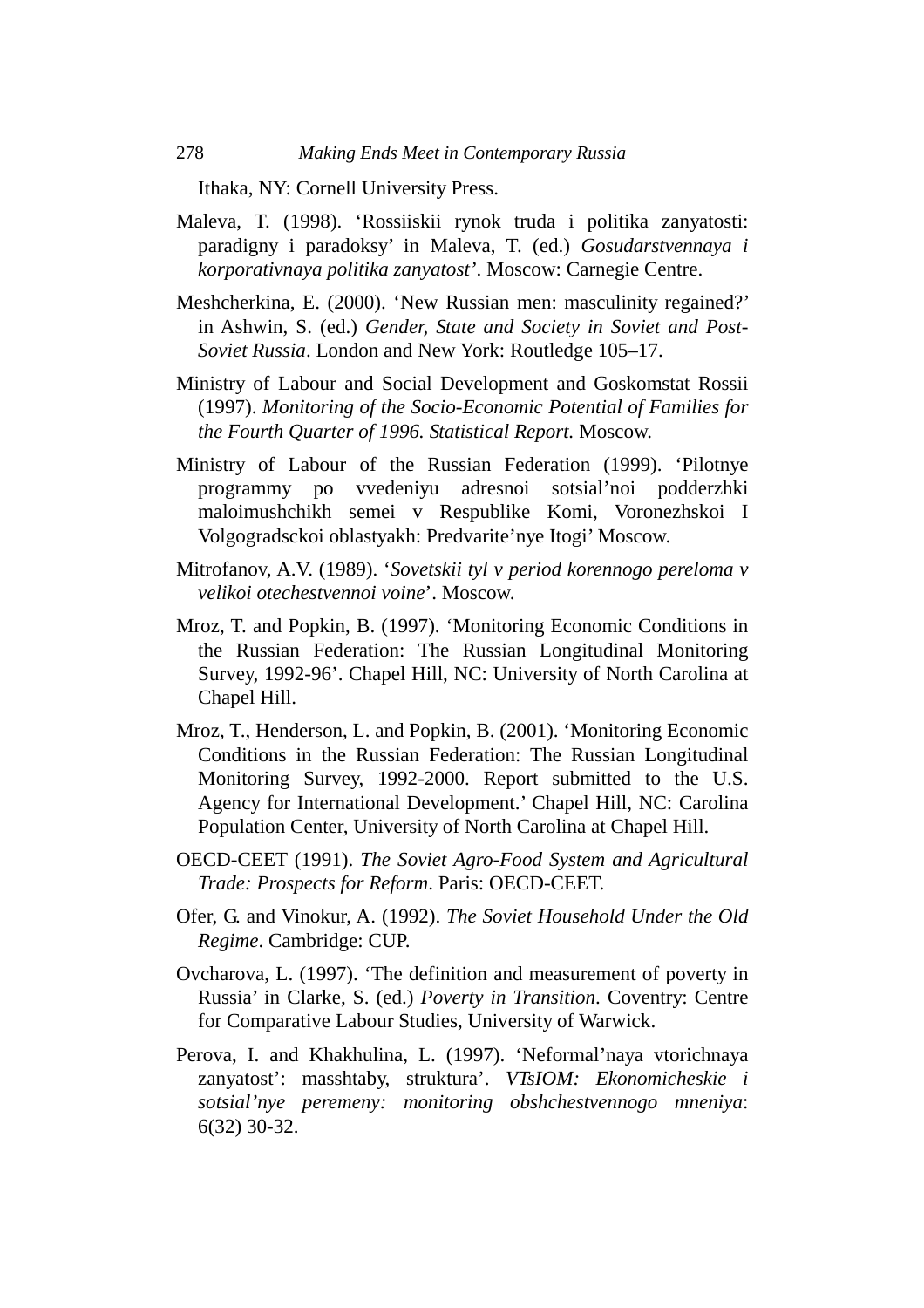Ithaka, NY: Cornell University Press.

Maleva, T. (1998). 'Rossiiskii rynok truda i politika zanyatosti: paradigny i paradoksy' in Maleva, T. (ed.) *Gosudarstvennaya i korporativnaya politika zanyatost'*. Moscow: Carnegie Centre.

Meshcherkina, E. (2000). 'New Russian men: masculinity regained?' in Ashwin, S. (ed.) *Gender, State and Society in Soviet and Post-Soviet Russia*. London and New York: Routledge 105–17.

Ministry of Labour and Social Development and Goskomstat Rossii (1997). *Monitoring of the Socio-Economic Potential of Families for the Fourth Quarter of 1996. Statistical Report.* Moscow.

Ministry of Labour of the Russian Federation (1999). 'Pilotnye programmy po vvedeniyu adresnoi sotsial'noi podderzhki maloimushchikh semei v Respublike Komi, Voronezhskoi I Volgogradsckoi oblastyakh: Predvarite'nye Itogi' Moscow.

Mitrofanov, A.V. (1989). '*Sovetskii tyl v period korennogo pereloma v velikoi otechestvennoi voine*'. Moscow.

Mroz, T. and Popkin, B. (1997). 'Monitoring Economic Conditions in the Russian Federation: The Russian Longitudinal Monitoring Survey, 1992-96'. Chapel Hill, NC: University of North Carolina at Chapel Hill.

Mroz, T., Henderson, L. and Popkin, B. (2001). 'Monitoring Economic Conditions in the Russian Federation: The Russian Longitudinal Monitoring Survey, 1992-2000. Report submitted to the U.S. Agency for International Development.' Chapel Hill, NC: Carolina Population Center, University of North Carolina at Chapel Hill.

OECD-CEET (1991). *The Soviet Agro-Food System and Agricultural Trade: Prospects for Reform*. Paris: OECD-CEET.

Ofer, G. and Vinokur, A. (1992). *The Soviet Household Under the Old Regime*. Cambridge: CUP.

Ovcharova, L. (1997). 'The definition and measurement of poverty in Russia' in Clarke, S. (ed.) *Poverty in Transition*. Coventry: Centre for Comparative Labour Studies, University of Warwick.

Perova, I. and Khakhulina, L. (1997). 'Neformal'naya vtorichnaya zanyatost': masshtaby, struktura'. *VTsIOM: Ekonomicheskie i sotsial'nye peremeny: monitoring obshchestvennogo mneniya*: 6(32) 30-32.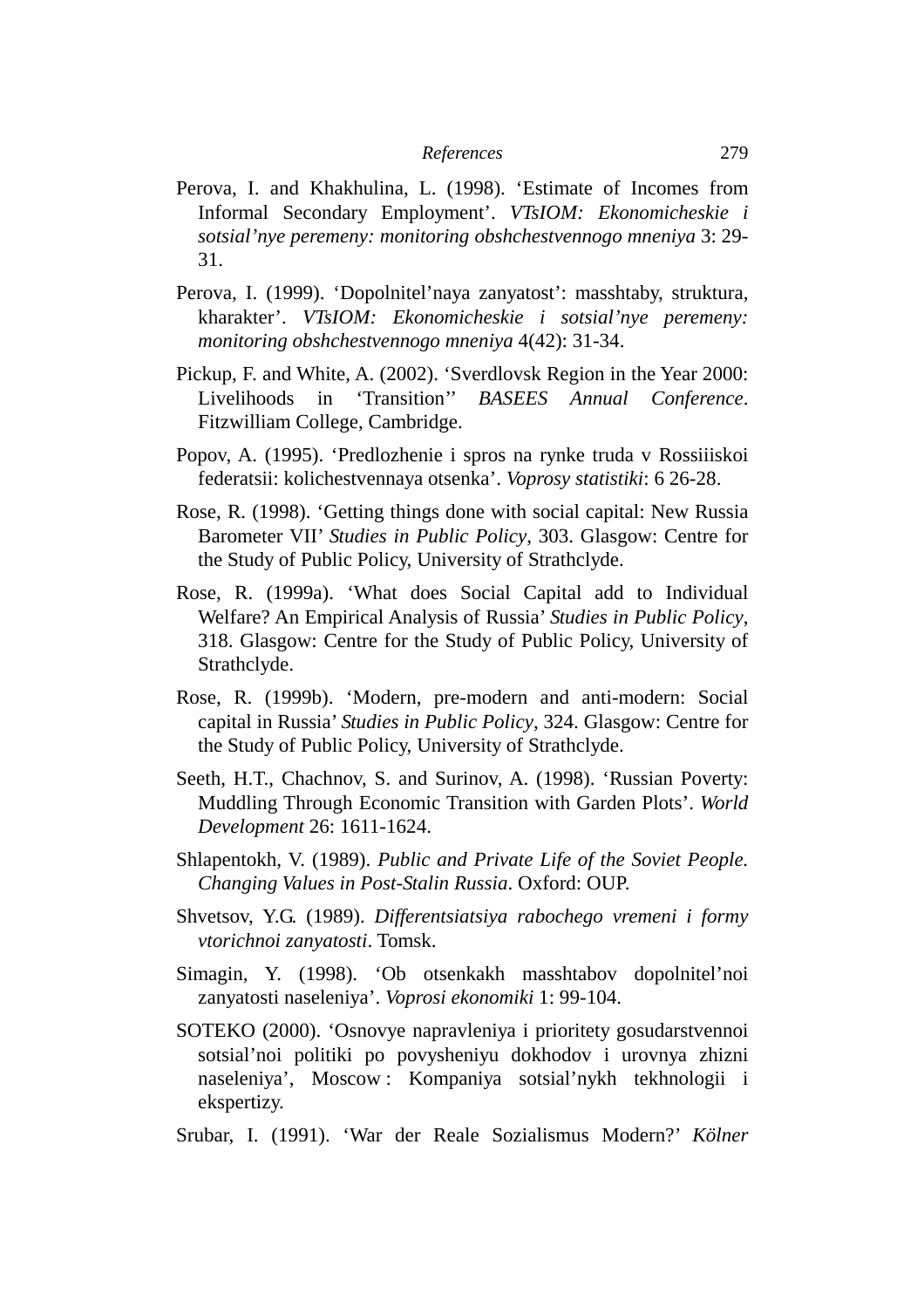Perova, I. and Khakhulina, L. (1998). ‘Estimate of Incomes from Informal Secondary Employment’. *VTsIOM: Ekonomicheskie i sotsial’nye peremeny: monitoring obshchestvennogo mneniya* 3: 29-31.

Perova, I. (1999). ‘Dopolnitel’naya zanyatost’: masshtaby, struktura, kharakter’. *VTsIOM: Ekonomicheskie i sotsial’nye peremeny: monitoring obshchestvennogo mneniya* 4(42): 31-34.

Pickup, F. and White, A. (2002). ‘Sverdlovsk Region in the Year 2000: Livelihoods in ‘Transition’’ *BASEES Annual Conference*. Fitzwilliam College, Cambridge.

Popov, A. (1995). ‘Predlozhenie i spros na rynke truda v Rossiiiskoi federatsii: kolichestvennaya otsenka’. *Voprosy statistiki*: 6 26-28.

Rose, R. (1998). ‘Getting things done with social capital: New Russia Barometer VII’ *Studies in Public Policy*, 303. Glasgow: Centre for the Study of Public Policy, University of Strathclyde.

Rose, R. (1999a). ‘What does Social Capital add to Individual Welfare? An Empirical Analysis of Russia’ *Studies in Public Policy*, 318. Glasgow: Centre for the Study of Public Policy, University of Strathclyde.

Rose, R. (1999b). ‘Modern, pre-modern and anti-modern: Social capital in Russia’ *Studies in Public Policy*, 324. Glasgow: Centre for the Study of Public Policy, University of Strathclyde.

Seeth, H.T., Chachnov, S. and Surinov, A. (1998). ‘Russian Poverty: Muddling Through Economic Transition with Garden Plots’. *World Development* 26: 1611-1624.

Shlapentokh, V. (1989). *Public and Private Life of the Soviet People. Changing Values in Post-Stalin Russia*. Oxford: OUP.

Shvetsov, Y.G. (1989). *Differentsiatsiya rabochego vremeni i formy vtorichnoi zanyatosti*. Tomsk.

Simagin, Y. (1998). ‘Ob otsenkakh masshtabov dopolnitel’noi zanyatosti naseleniya’. *Voprosi ekonomiki* 1: 99-104.

SOTEKO (2000). ‘Osnovye napravleniya i prioritety gosudarstvennoi sotsial’noi politiki po povysheniyu dokhodov i urovnya zhizni naseleniya’, Moscow : Kompaniya sotsial’nykh tekhnologii i ekspertizy.

Srubar, I. (1991). ‘War der Reale Sozialismus Modern?’ *Kölner*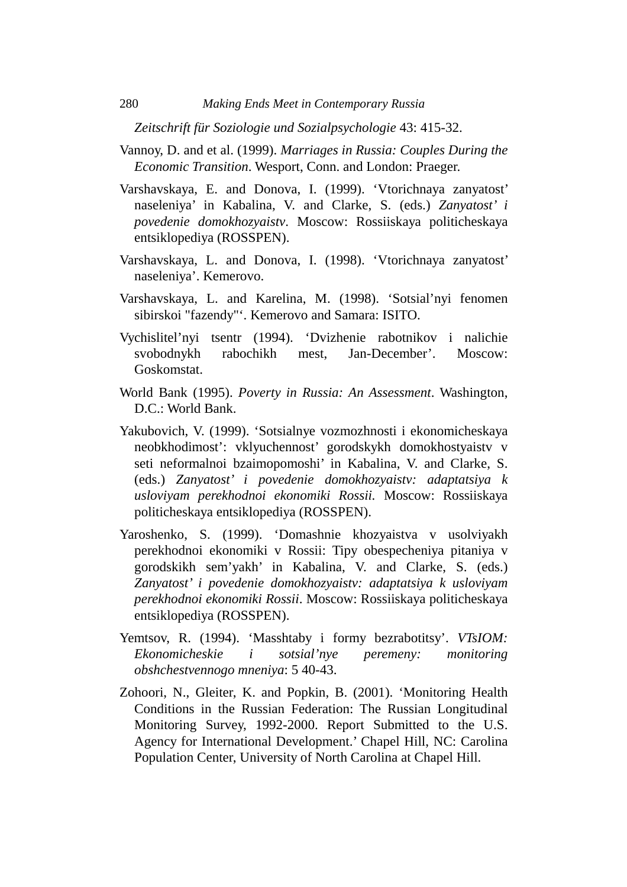*Zeitschrift für Soziologie und Sozialpsychologie* 43: 415-32.

Vannoy, D. and et al. (1999). *Marriages in Russia: Couples During the Economic Transition*. Wesport, Conn. and London: Praeger.

Varshavskaya, E. and Donova, I. (1999). 'Vtorichnaya zanyatost' naseleniya' in Kabalina, V. and Clarke, S. (eds.) *Zanyatost' i povedenie domokhozyaistv*. Moscow: Rossiiskaya politicheskaya entsiklopediya (ROSSPEN).

Varshavskaya, L. and Donova, I. (1998). 'Vtorichnaya zanyatost' naseleniya'. Kemerovo.

Varshavskaya, L. and Karelina, M. (1998). 'Sotsial'nyi fenomen sibirskoi "fazendy"'. Kemerovo and Samara: ISITO.

Vychislitel'nyi tsentr (1994). 'Dvizhenie rabotnikov i nalichie svobodnykh rabochikh mest, Jan-December'. Moscow: Goskomstat.

World Bank (1995). *Poverty in Russia: An Assessment*. Washington, D.C.: World Bank.

Yakubovich, V. (1999). 'Sotsialnye vozmozhnosti i ekonomicheskaya neobkhodimost': vklyuchennost' gorodskykh domokhostyaistv v seti neformalnoi bzaimopomoshi' in Kabalina, V. and Clarke, S. (eds.) *Zanyatost' i povedenie domokhozyaistv: adaptatsiya k usloviyam perekhodnoi ekonomiki Rossii.* Moscow: Rossiiskaya politicheskaya entsiklopediya (ROSSPEN).

Yaroshenko, S. (1999). 'Domashnie khozyaistva v usolviyakh perekhodnoi ekonomiki v Rossii: Tipy obespecheniya pitaniya v gorodskikh sem'yakh' in Kabalina, V. and Clarke, S. (eds.) *Zanyatost' i povedenie domokhozyaistv: adaptatsiya k usloviyam perekhodnoi ekonomiki Rossii*. Moscow: Rossiiskaya politicheskaya entsiklopediya (ROSSPEN).

Yemtsov, R. (1994). 'Masshtaby i formy bezrabotitsy'. *VTsIOM: Ekonomicheskie i sotsial'nye peremeny: monitoring obshchestvennogo mneniya*: 5 40-43.

Zohoori, N., Gleiter, K. and Popkin, B. (2001). 'Monitoring Health Conditions in the Russian Federation: The Russian Longitudinal Monitoring Survey, 1992-2000. Report Submitted to the U.S. Agency for International Development.' Chapel Hill, NC: Carolina Population Center, University of North Carolina at Chapel Hill.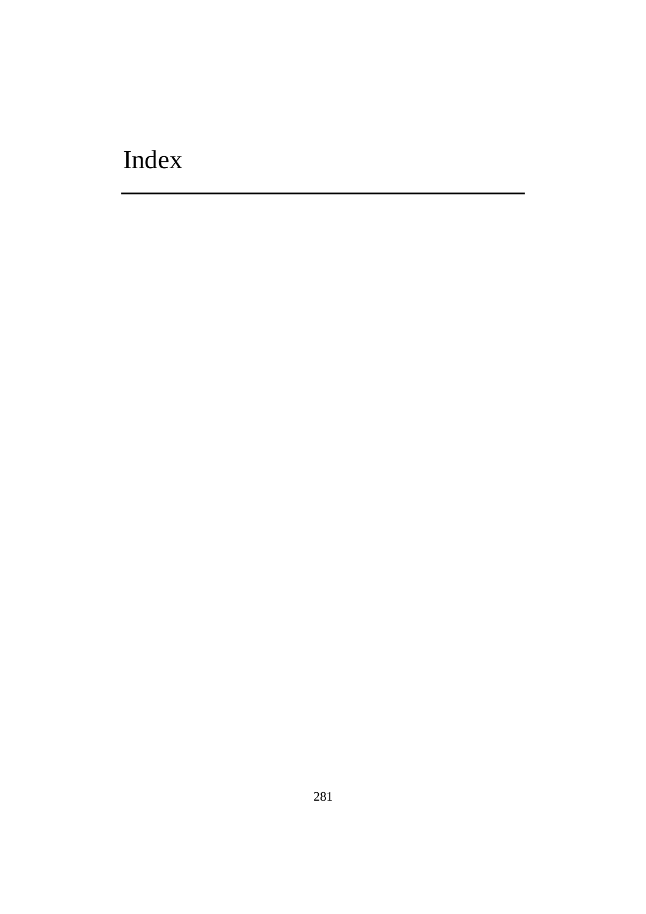# Index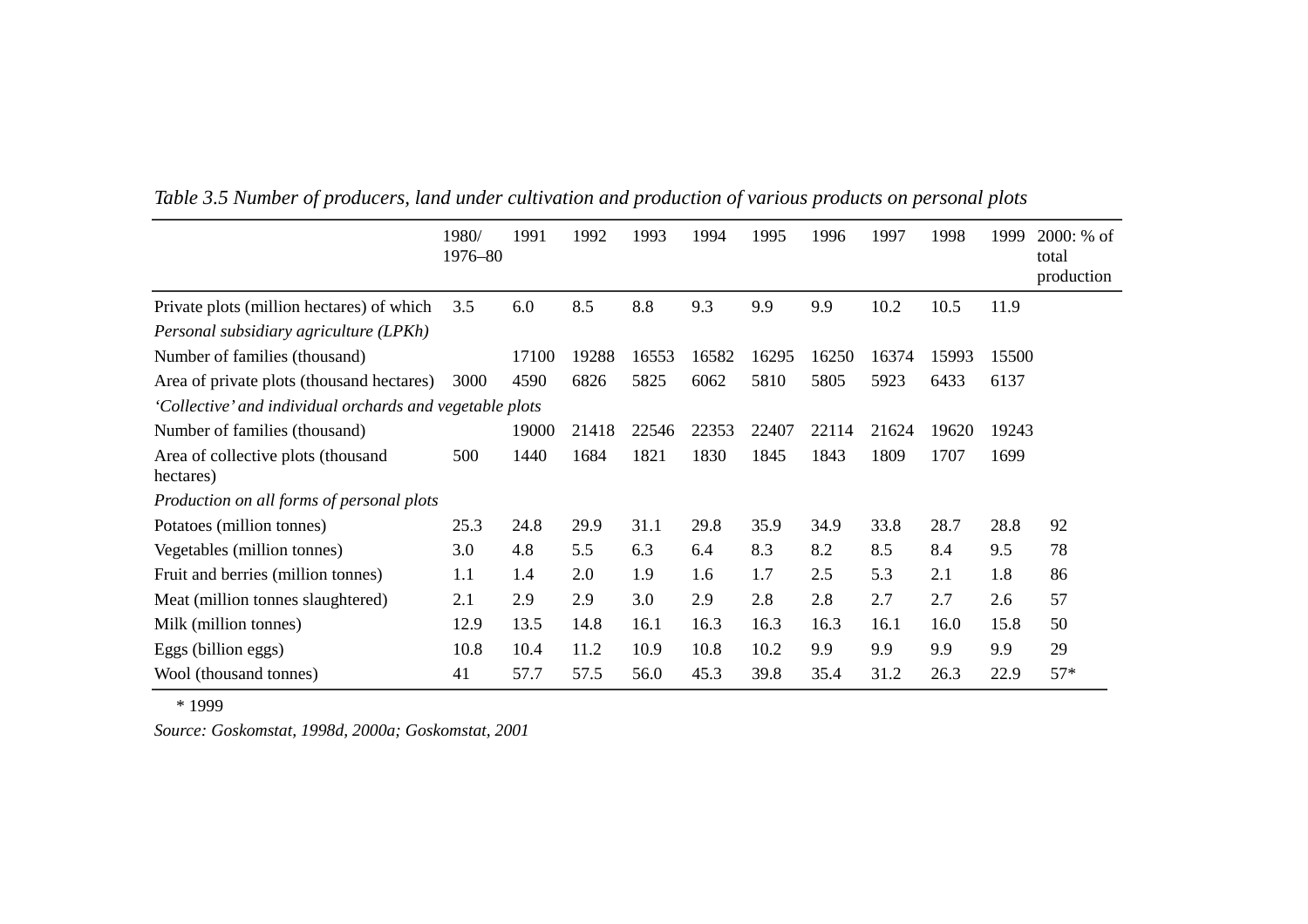*Table 3.5 Number of producers, land under cultivation and production of various products on personal plots*

| | 1980/ 1976–80 | 1991 | 1992 | 1993 | 1994 | 1995 | 1996 | 1997 | 1998 | 1999 | 2000: % of total production |
|---|---|---|---|---|---|---|---|---|---|---|---|
| Private plots (million hectares) of which | 3.5 | 6.0 | 8.5 | 8.8 | 9.3 | 9.9 | 9.9 | 10.2 | 10.5 | 11.9 | |
| *Personal subsidiary agriculture (LPKh)* | | | | | | | | | | | |
| Number of families (thousand) | | 17100 | 19288 | 16553 | 16582 | 16295 | 16250 | 16374 | 15993 | 15500 | |
| Area of private plots (thousand hectares) | 3000 | 4590 | 6826 | 5825 | 6062 | 5810 | 5805 | 5923 | 6433 | 6137 | |
| *'Collective' and individual orchards and vegetable plots* | | | | | | | | | | | |
| Number of families (thousand) | | 19000 | 21418 | 22546 | 22353 | 22407 | 22114 | 21624 | 19620 | 19243 | |
| Area of collective plots (thousand hectares) | 500 | 1440 | 1684 | 1821 | 1830 | 1845 | 1843 | 1809 | 1707 | 1699 | |
| *Production on all forms of personal plots* | | | | | | | | | | | |
| Potatoes (million tonnes) | 25.3 | 24.8 | 29.9 | 31.1 | 29.8 | 35.9 | 34.9 | 33.8 | 28.7 | 28.8 | 92 |
| Vegetables (million tonnes) | 3.0 | 4.8 | 5.5 | 6.3 | 6.4 | 8.3 | 8.2 | 8.5 | 8.4 | 9.5 | 78 |
| Fruit and berries (million tonnes) | 1.1 | 1.4 | 2.0 | 1.9 | 1.6 | 1.7 | 2.5 | 5.3 | 2.1 | 1.8 | 86 |
| Meat (million tonnes slaughtered) | 2.1 | 2.9 | 2.9 | 3.0 | 2.9 | 2.8 | 2.8 | 2.7 | 2.7 | 2.6 | 57 |
| Milk (million tonnes) | 12.9 | 13.5 | 14.8 | 16.1 | 16.3 | 16.3 | 16.3 | 16.1 | 16.0 | 15.8 | 50 |
| Eggs (billion eggs) | 10.8 | 10.4 | 11.2 | 10.9 | 10.8 | 10.2 | 9.9 | 9.9 | 9.9 | 9.9 | 29 |
| Wool (thousand tonnes) | 41 | 57.7 | 57.5 | 56.0 | 45.3 | 39.8 | 35.4 | 31.2 | 26.3 | 22.9 | 57* |

\* 1999

*Source: Goskomstat, 1998d, 2000a; Goskomstat, 2001*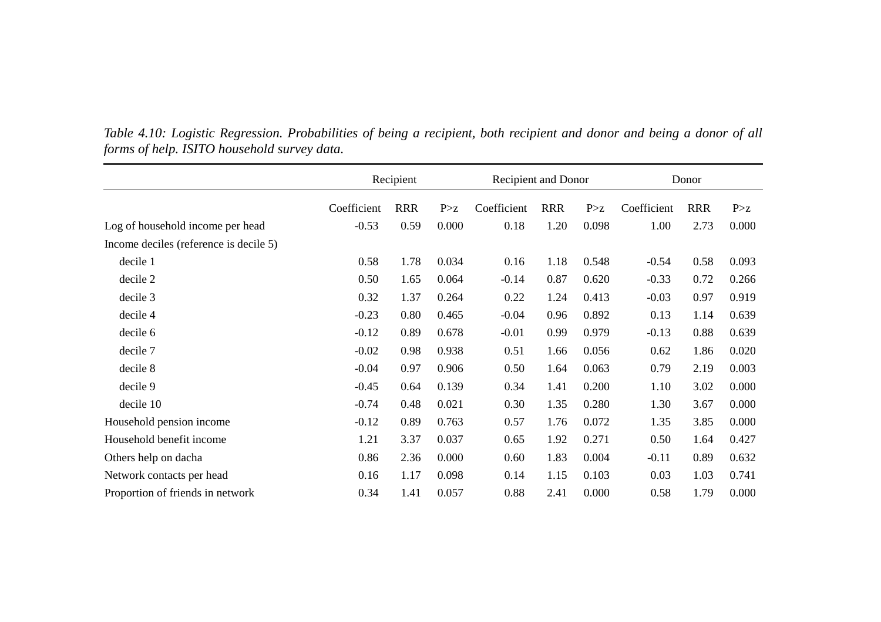*Table 4.10: Logistic Regression. Probabilities of being a recipient, both recipient and donor and being a donor of all forms of help. ISITO household survey data.*

| | Recipient | | | Recipient and Donor | | | Donor | | |
|---|---|---|---|---|---|---|---|---|---|
| | Coefficient | RRR | P>z | Coefficient | RRR | P>z | Coefficient | RRR | P>z |
| Log of household income per head | -0.53 | 0.59 | 0.000 | 0.18 | 1.20 | 0.098 | 1.00 | 2.73 | 0.000 |
| Income deciles (reference is decile 5) | | | | | | | | | |
| decile 1 | 0.58 | 1.78 | 0.034 | 0.16 | 1.18 | 0.548 | -0.54 | 0.58 | 0.093 |
| decile 2 | 0.50 | 1.65 | 0.064 | -0.14 | 0.87 | 0.620 | -0.33 | 0.72 | 0.266 |
| decile 3 | 0.32 | 1.37 | 0.264 | 0.22 | 1.24 | 0.413 | -0.03 | 0.97 | 0.919 |
| decile 4 | -0.23 | 0.80 | 0.465 | -0.04 | 0.96 | 0.892 | 0.13 | 1.14 | 0.639 |
| decile 6 | -0.12 | 0.89 | 0.678 | -0.01 | 0.99 | 0.979 | -0.13 | 0.88 | 0.639 |
| decile 7 | -0.02 | 0.98 | 0.938 | 0.51 | 1.66 | 0.056 | 0.62 | 1.86 | 0.020 |
| decile 8 | -0.04 | 0.97 | 0.906 | 0.50 | 1.64 | 0.063 | 0.79 | 2.19 | 0.003 |
| decile 9 | -0.45 | 0.64 | 0.139 | 0.34 | 1.41 | 0.200 | 1.10 | 3.02 | 0.000 |
| decile 10 | -0.74 | 0.48 | 0.021 | 0.30 | 1.35 | 0.280 | 1.30 | 3.67 | 0.000 |
| Household pension income | -0.12 | 0.89 | 0.763 | 0.57 | 1.76 | 0.072 | 1.35 | 3.85 | 0.000 |
| Household benefit income | 1.21 | 3.37 | 0.037 | 0.65 | 1.92 | 0.271 | 0.50 | 1.64 | 0.427 |
| Others help on dacha | 0.86 | 2.36 | 0.000 | 0.60 | 1.83 | 0.004 | -0.11 | 0.89 | 0.632 |
| Network contacts per head | 0.16 | 1.17 | 0.098 | 0.14 | 1.15 | 0.103 | 0.03 | 1.03 | 0.741 |
| Proportion of friends in network | 0.34 | 1.41 | 0.057 | 0.88 | 2.41 | 0.000 | 0.58 | 1.79 | 0.000 |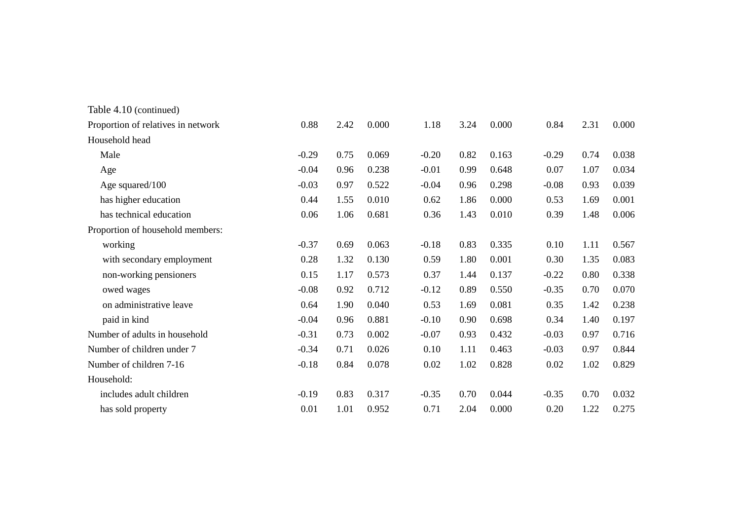Table 4.10 (continued)

| | | | | | | | | | |
|---|---|---|---|---|---|---|---|---|---|
| Proportion of relatives in network | 0.88 | 2.42 | 0.000 | 1.18 | 3.24 | 0.000 | 0.84 | 2.31 | 0.000 |
| Household head | | | | | | | | | |
| Male | -0.29 | 0.75 | 0.069 | -0.20 | 0.82 | 0.163 | -0.29 | 0.74 | 0.038 |
| Age | -0.04 | 0.96 | 0.238 | -0.01 | 0.99 | 0.648 | 0.07 | 1.07 | 0.034 |
| Age squared/100 | -0.03 | 0.97 | 0.522 | -0.04 | 0.96 | 0.298 | -0.08 | 0.93 | 0.039 |
| has higher education | 0.44 | 1.55 | 0.010 | 0.62 | 1.86 | 0.000 | 0.53 | 1.69 | 0.001 |
| has technical education | 0.06 | 1.06 | 0.681 | 0.36 | 1.43 | 0.010 | 0.39 | 1.48 | 0.006 |
| Proportion of household members: | | | | | | | | | |
| working | -0.37 | 0.69 | 0.063 | -0.18 | 0.83 | 0.335 | 0.10 | 1.11 | 0.567 |
| with secondary employment | 0.28 | 1.32 | 0.130 | 0.59 | 1.80 | 0.001 | 0.30 | 1.35 | 0.083 |
| non-working pensioners | 0.15 | 1.17 | 0.573 | 0.37 | 1.44 | 0.137 | -0.22 | 0.80 | 0.338 |
| owed wages | -0.08 | 0.92 | 0.712 | -0.12 | 0.89 | 0.550 | -0.35 | 0.70 | 0.070 |
| on administrative leave | 0.64 | 1.90 | 0.040 | 0.53 | 1.69 | 0.081 | 0.35 | 1.42 | 0.238 |
| paid in kind | -0.04 | 0.96 | 0.881 | -0.10 | 0.90 | 0.698 | 0.34 | 1.40 | 0.197 |
| Number of adults in household | -0.31 | 0.73 | 0.002 | -0.07 | 0.93 | 0.432 | -0.03 | 0.97 | 0.716 |
| Number of children under 7 | -0.34 | 0.71 | 0.026 | 0.10 | 1.11 | 0.463 | -0.03 | 0.97 | 0.844 |
| Number of children 7-16 | -0.18 | 0.84 | 0.078 | 0.02 | 1.02 | 0.828 | 0.02 | 1.02 | 0.829 |
| Household: | | | | | | | | | |
| includes adult children | -0.19 | 0.83 | 0.317 | -0.35 | 0.70 | 0.044 | -0.35 | 0.70 | 0.032 |
| has sold property | 0.01 | 1.01 | 0.952 | 0.71 | 2.04 | 0.000 | 0.20 | 1.22 | 0.275 |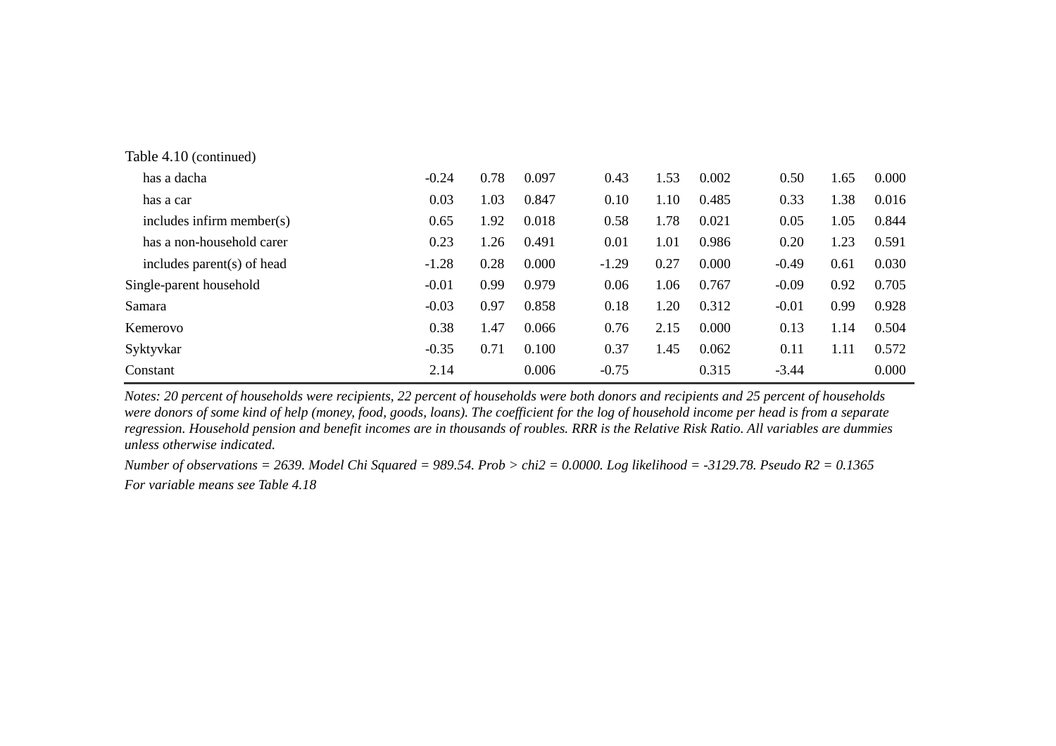Table 4.10 (continued)

| | | | | | | | | | |
|---|---|---|---|---|---|---|---|---|---|
| has a dacha | -0.24 | 0.78 | 0.097 | 0.43 | 1.53 | 0.002 | 0.50 | 1.65 | 0.000 |
| has a car | 0.03 | 1.03 | 0.847 | 0.10 | 1.10 | 0.485 | 0.33 | 1.38 | 0.016 |
| includes infirm member(s) | 0.65 | 1.92 | 0.018 | 0.58 | 1.78 | 0.021 | 0.05 | 1.05 | 0.844 |
| has a non-household carer | 0.23 | 1.26 | 0.491 | 0.01 | 1.01 | 0.986 | 0.20 | 1.23 | 0.591 |
| includes parent(s) of head | -1.28 | 0.28 | 0.000 | -1.29 | 0.27 | 0.000 | -0.49 | 0.61 | 0.030 |
| Single-parent household | -0.01 | 0.99 | 0.979 | 0.06 | 1.06 | 0.767 | -0.09 | 0.92 | 0.705 |
| Samara | -0.03 | 0.97 | 0.858 | 0.18 | 1.20 | 0.312 | -0.01 | 0.99 | 0.928 |
| Kemerovo | 0.38 | 1.47 | 0.066 | 0.76 | 2.15 | 0.000 | 0.13 | 1.14 | 0.504 |
| Syktyvkar | -0.35 | 0.71 | 0.100 | 0.37 | 1.45 | 0.062 | 0.11 | 1.11 | 0.572 |
| Constant | 2.14 | | 0.006 | -0.75 | | 0.315 | -3.44 | | 0.000 |

*Notes: 20 percent of households were recipients, 22 percent of households were both donors and recipients and 25 percent of households were donors of some kind of help (money, food, goods, loans). The coefficient for the log of household income per head is from a separate regression. Household pension and benefit incomes are in thousands of roubles. RRR is the Relative Risk Ratio. All variables are dummies unless otherwise indicated.*

*Number of observations = 2639. Model Chi Squared = 989.54. Prob > chi2 = 0.0000. Log likelihood = -3129.78. Pseudo R2 = 0.1365*

*For variable means see Table 4.18*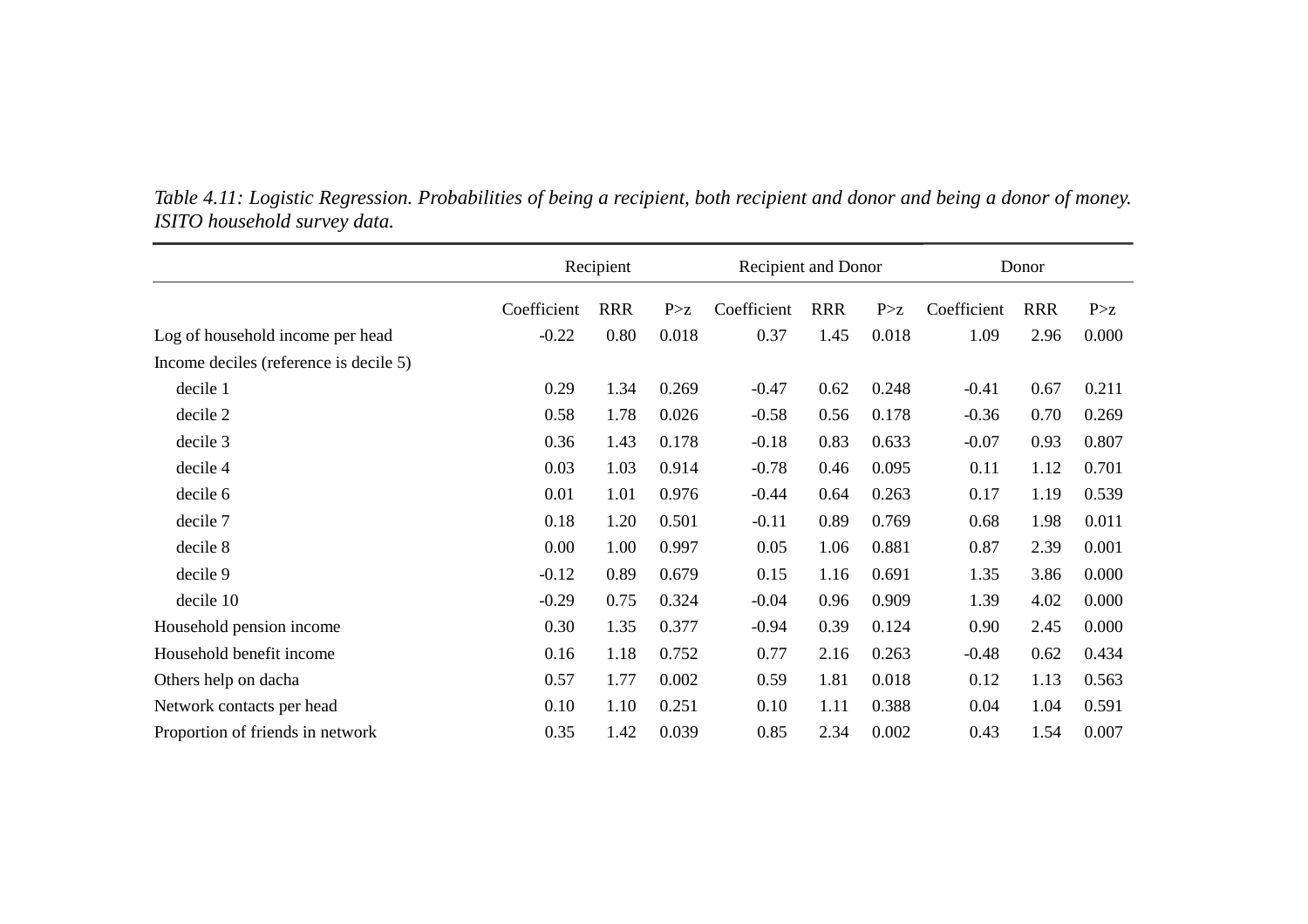*Table 4.11: Logistic Regression. Probabilities of being a recipient, both recipient and donor and being a donor of money. ISITO household survey data.*

| | Recipient | | | Recipient and Donor | | | Donor | | |
|---|---|---|---|---|---|---|---|---|---|
| | Coefficient | RRR | P>z | Coefficient | RRR | P>z | Coefficient | RRR | P>z |
| Log of household income per head | -0.22 | 0.80 | 0.018 | 0.37 | 1.45 | 0.018 | 1.09 | 2.96 | 0.000 |
| Income deciles (reference is decile 5) | | | | | | | | | |
| decile 1 | 0.29 | 1.34 | 0.269 | -0.47 | 0.62 | 0.248 | -0.41 | 0.67 | 0.211 |
| decile 2 | 0.58 | 1.78 | 0.026 | -0.58 | 0.56 | 0.178 | -0.36 | 0.70 | 0.269 |
| decile 3 | 0.36 | 1.43 | 0.178 | -0.18 | 0.83 | 0.633 | -0.07 | 0.93 | 0.807 |
| decile 4 | 0.03 | 1.03 | 0.914 | -0.78 | 0.46 | 0.095 | 0.11 | 1.12 | 0.701 |
| decile 6 | 0.01 | 1.01 | 0.976 | -0.44 | 0.64 | 0.263 | 0.17 | 1.19 | 0.539 |
| decile 7 | 0.18 | 1.20 | 0.501 | -0.11 | 0.89 | 0.769 | 0.68 | 1.98 | 0.011 |
| decile 8 | 0.00 | 1.00 | 0.997 | 0.05 | 1.06 | 0.881 | 0.87 | 2.39 | 0.001 |
| decile 9 | -0.12 | 0.89 | 0.679 | 0.15 | 1.16 | 0.691 | 1.35 | 3.86 | 0.000 |
| decile 10 | -0.29 | 0.75 | 0.324 | -0.04 | 0.96 | 0.909 | 1.39 | 4.02 | 0.000 |
| Household pension income | 0.30 | 1.35 | 0.377 | -0.94 | 0.39 | 0.124 | 0.90 | 2.45 | 0.000 |
| Household benefit income | 0.16 | 1.18 | 0.752 | 0.77 | 2.16 | 0.263 | -0.48 | 0.62 | 0.434 |
| Others help on dacha | 0.57 | 1.77 | 0.002 | 0.59 | 1.81 | 0.018 | 0.12 | 1.13 | 0.563 |
| Network contacts per head | 0.10 | 1.10 | 0.251 | 0.10 | 1.11 | 0.388 | 0.04 | 1.04 | 0.591 |
| Proportion of friends in network | 0.35 | 1.42 | 0.039 | 0.85 | 2.34 | 0.002 | 0.43 | 1.54 | 0.007 |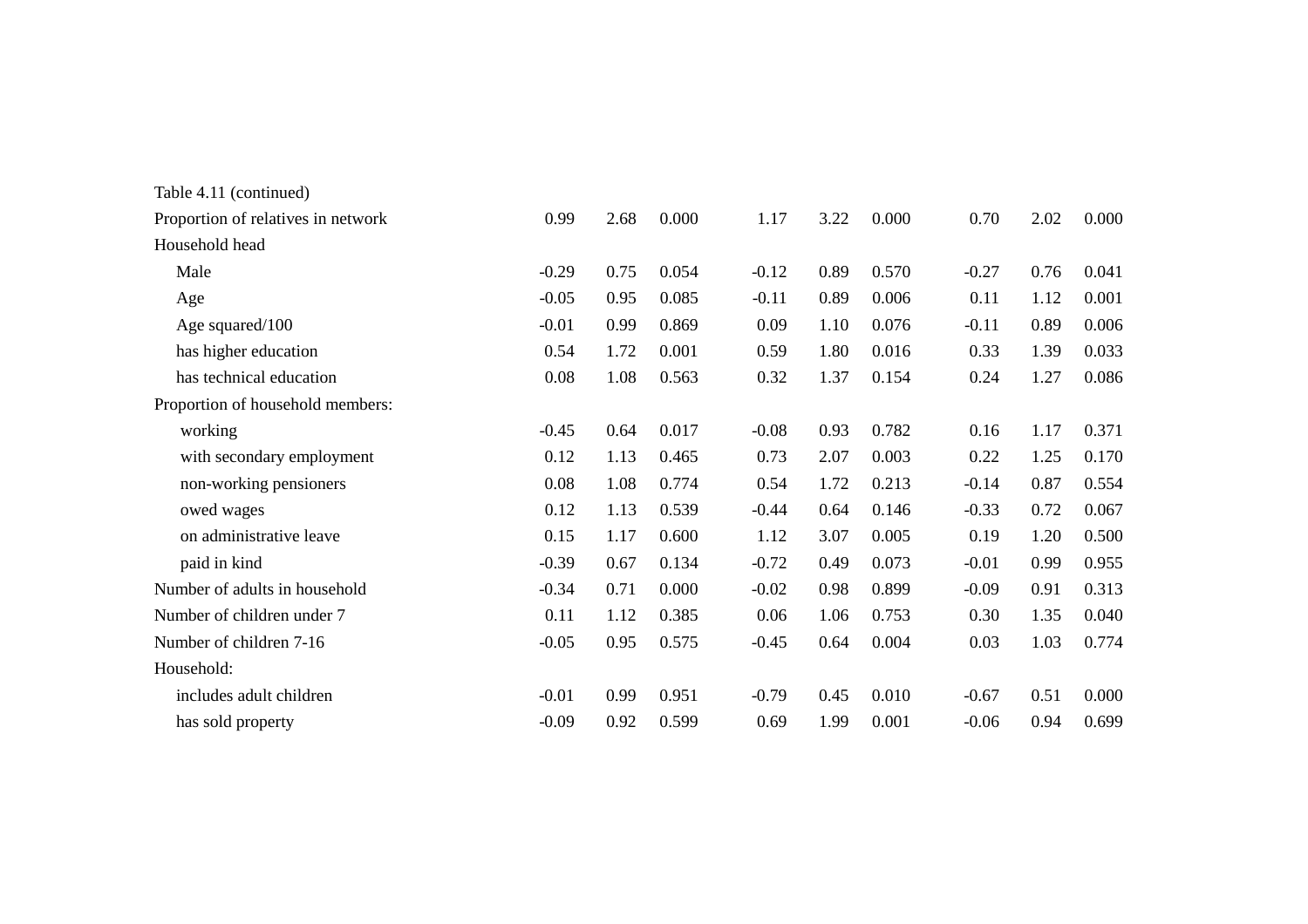Table 4.11 (continued)

| | | | | | | | | | |
|---|---|---|---|---|---|---|---|---|---|
| Proportion of relatives in network | 0.99 | 2.68 | 0.000 | 1.17 | 3.22 | 0.000 | 0.70 | 2.02 | 0.000 |
| Household head | | | | | | | | | |
| Male | -0.29 | 0.75 | 0.054 | -0.12 | 0.89 | 0.570 | -0.27 | 0.76 | 0.041 |
| Age | -0.05 | 0.95 | 0.085 | -0.11 | 0.89 | 0.006 | 0.11 | 1.12 | 0.001 |
| Age squared/100 | -0.01 | 0.99 | 0.869 | 0.09 | 1.10 | 0.076 | -0.11 | 0.89 | 0.006 |
| has higher education | 0.54 | 1.72 | 0.001 | 0.59 | 1.80 | 0.016 | 0.33 | 1.39 | 0.033 |
| has technical education | 0.08 | 1.08 | 0.563 | 0.32 | 1.37 | 0.154 | 0.24 | 1.27 | 0.086 |
| Proportion of household members: | | | | | | | | | |
| working | -0.45 | 0.64 | 0.017 | -0.08 | 0.93 | 0.782 | 0.16 | 1.17 | 0.371 |
| with secondary employment | 0.12 | 1.13 | 0.465 | 0.73 | 2.07 | 0.003 | 0.22 | 1.25 | 0.170 |
| non-working pensioners | 0.08 | 1.08 | 0.774 | 0.54 | 1.72 | 0.213 | -0.14 | 0.87 | 0.554 |
| owed wages | 0.12 | 1.13 | 0.539 | -0.44 | 0.64 | 0.146 | -0.33 | 0.72 | 0.067 |
| on administrative leave | 0.15 | 1.17 | 0.600 | 1.12 | 3.07 | 0.005 | 0.19 | 1.20 | 0.500 |
| paid in kind | -0.39 | 0.67 | 0.134 | -0.72 | 0.49 | 0.073 | -0.01 | 0.99 | 0.955 |
| Number of adults in household | -0.34 | 0.71 | 0.000 | -0.02 | 0.98 | 0.899 | -0.09 | 0.91 | 0.313 |
| Number of children under 7 | 0.11 | 1.12 | 0.385 | 0.06 | 1.06 | 0.753 | 0.30 | 1.35 | 0.040 |
| Number of children 7-16 | -0.05 | 0.95 | 0.575 | -0.45 | 0.64 | 0.004 | 0.03 | 1.03 | 0.774 |
| Household: | | | | | | | | | |
| includes adult children | -0.01 | 0.99 | 0.951 | -0.79 | 0.45 | 0.010 | -0.67 | 0.51 | 0.000 |
| has sold property | -0.09 | 0.92 | 0.599 | 0.69 | 1.99 | 0.001 | -0.06 | 0.94 | 0.699 |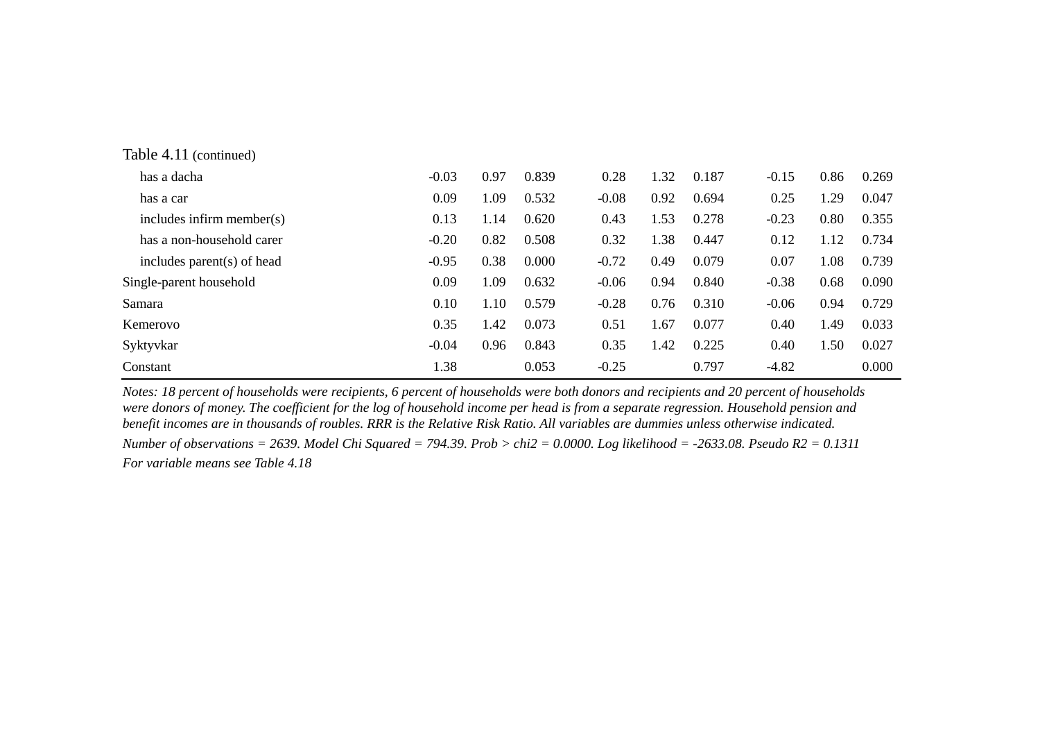Table 4.11 (continued)

| | | | | | | | | | |
|---|---|---|---|---|---|---|---|---|---|
| has a dacha | -0.03 | 0.97 | 0.839 | 0.28 | 1.32 | 0.187 | -0.15 | 0.86 | 0.269 |
| has a car | 0.09 | 1.09 | 0.532 | -0.08 | 0.92 | 0.694 | 0.25 | 1.29 | 0.047 |
| includes infirm member(s) | 0.13 | 1.14 | 0.620 | 0.43 | 1.53 | 0.278 | -0.23 | 0.80 | 0.355 |
| has a non-household carer | -0.20 | 0.82 | 0.508 | 0.32 | 1.38 | 0.447 | 0.12 | 1.12 | 0.734 |
| includes parent(s) of head | -0.95 | 0.38 | 0.000 | -0.72 | 0.49 | 0.079 | 0.07 | 1.08 | 0.739 |
| Single-parent household | 0.09 | 1.09 | 0.632 | -0.06 | 0.94 | 0.840 | -0.38 | 0.68 | 0.090 |
| Samara | 0.10 | 1.10 | 0.579 | -0.28 | 0.76 | 0.310 | -0.06 | 0.94 | 0.729 |
| Kemerovo | 0.35 | 1.42 | 0.073 | 0.51 | 1.67 | 0.077 | 0.40 | 1.49 | 0.033 |
| Syktyvkar | -0.04 | 0.96 | 0.843 | 0.35 | 1.42 | 0.225 | 0.40 | 1.50 | 0.027 |
| Constant | 1.38 | | 0.053 | -0.25 | | 0.797 | -4.82 | | 0.000 |

*Notes: 18 percent of households were recipients, 6 percent of households were both donors and recipients and 20 percent of households were donors of money. The coefficient for the log of household income per head is from a separate regression. Household pension and benefit incomes are in thousands of roubles. RRR is the Relative Risk Ratio. All variables are dummies unless otherwise indicated.*

*Number of observations = 2639. Model Chi Squared = 794.39. Prob > chi2 = 0.0000. Log likelihood = -2633.08. Pseudo R2 = 0.1311*

*For variable means see Table 4.18*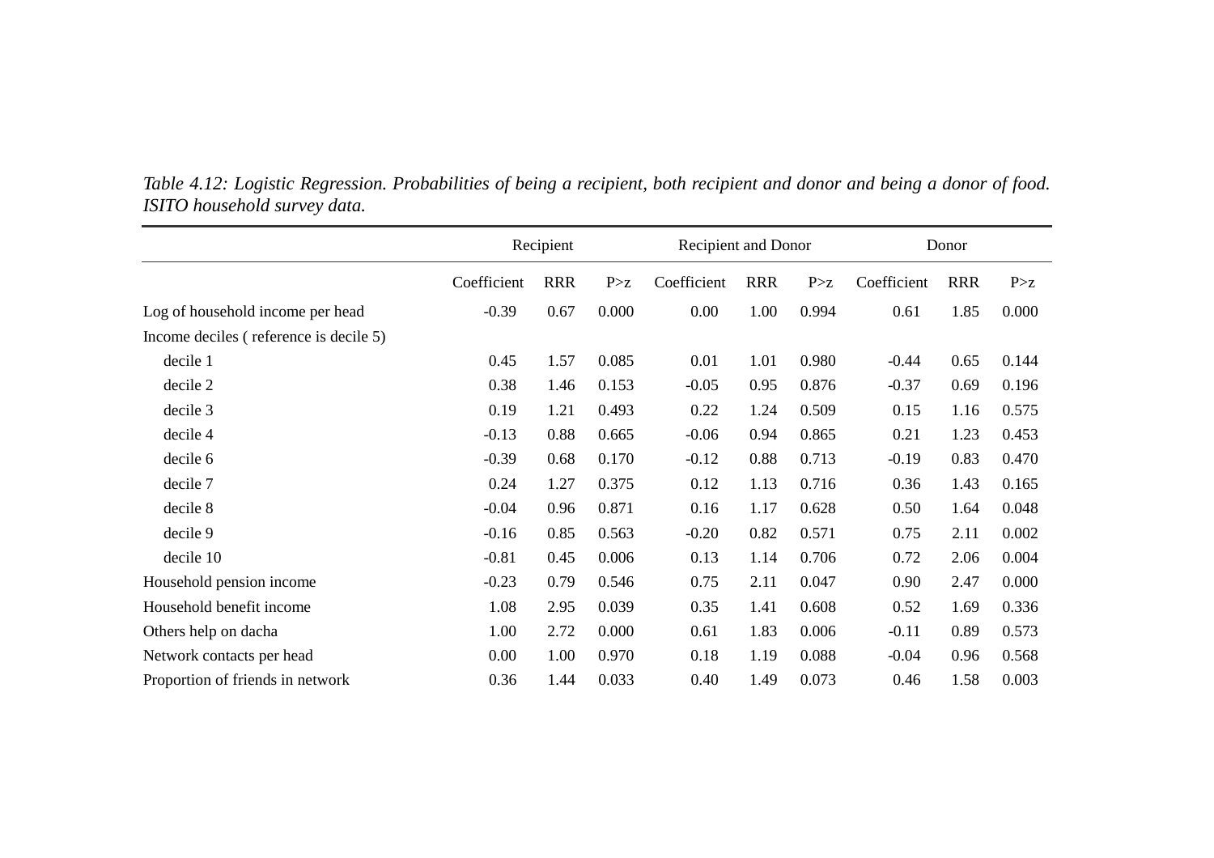*Table 4.12: Logistic Regression. Probabilities of being a recipient, both recipient and donor and being a donor of food. ISITO household survey data.*

| | Recipient | | | Recipient and Donor | | | Donor | | |
|---|---|---|---|---|---|---|---|---|---|
| | Coefficient | RRR | P>z | Coefficient | RRR | P>z | Coefficient | RRR | P>z |
| Log of household income per head | -0.39 | 0.67 | 0.000 | 0.00 | 1.00 | 0.994 | 0.61 | 1.85 | 0.000 |
| Income deciles ( reference is decile 5) | | | | | | | | | |
| decile 1 | 0.45 | 1.57 | 0.085 | 0.01 | 1.01 | 0.980 | -0.44 | 0.65 | 0.144 |
| decile 2 | 0.38 | 1.46 | 0.153 | -0.05 | 0.95 | 0.876 | -0.37 | 0.69 | 0.196 |
| decile 3 | 0.19 | 1.21 | 0.493 | 0.22 | 1.24 | 0.509 | 0.15 | 1.16 | 0.575 |
| decile 4 | -0.13 | 0.88 | 0.665 | -0.06 | 0.94 | 0.865 | 0.21 | 1.23 | 0.453 |
| decile 6 | -0.39 | 0.68 | 0.170 | -0.12 | 0.88 | 0.713 | -0.19 | 0.83 | 0.470 |
| decile 7 | 0.24 | 1.27 | 0.375 | 0.12 | 1.13 | 0.716 | 0.36 | 1.43 | 0.165 |
| decile 8 | -0.04 | 0.96 | 0.871 | 0.16 | 1.17 | 0.628 | 0.50 | 1.64 | 0.048 |
| decile 9 | -0.16 | 0.85 | 0.563 | -0.20 | 0.82 | 0.571 | 0.75 | 2.11 | 0.002 |
| decile 10 | -0.81 | 0.45 | 0.006 | 0.13 | 1.14 | 0.706 | 0.72 | 2.06 | 0.004 |
| Household pension income | -0.23 | 0.79 | 0.546 | 0.75 | 2.11 | 0.047 | 0.90 | 2.47 | 0.000 |
| Household benefit income | 1.08 | 2.95 | 0.039 | 0.35 | 1.41 | 0.608 | 0.52 | 1.69 | 0.336 |
| Others help on dacha | 1.00 | 2.72 | 0.000 | 0.61 | 1.83 | 0.006 | -0.11 | 0.89 | 0.573 |
| Network contacts per head | 0.00 | 1.00 | 0.970 | 0.18 | 1.19 | 0.088 | -0.04 | 0.96 | 0.568 |
| Proportion of friends in network | 0.36 | 1.44 | 0.033 | 0.40 | 1.49 | 0.073 | 0.46 | 1.58 | 0.003 |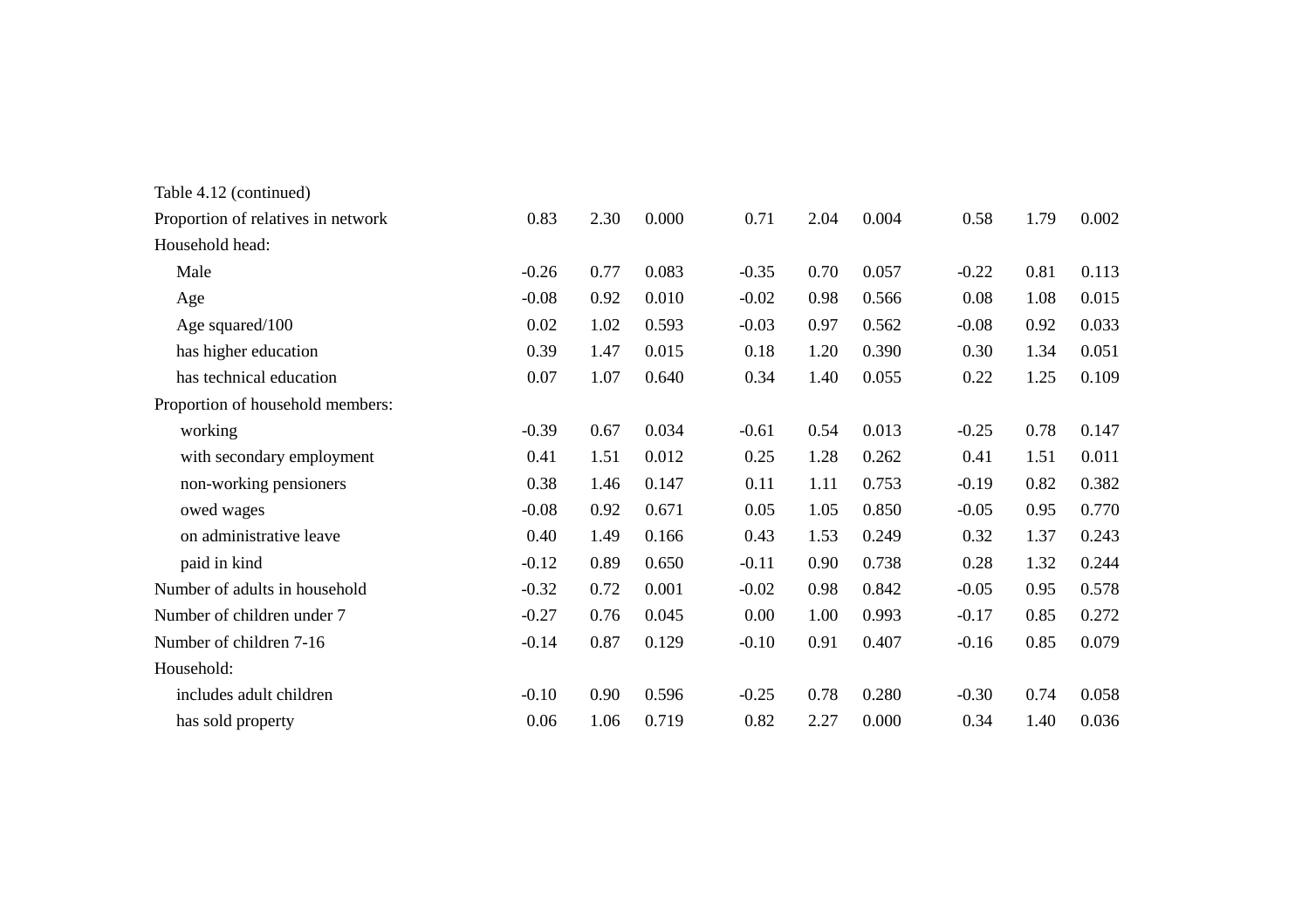Table 4.12 (continued)

| | | | | | | | | | |
|---|---|---|---|---|---|---|---|---|---|
| Proportion of relatives in network | 0.83 | 2.30 | 0.000 | 0.71 | 2.04 | 0.004 | 0.58 | 1.79 | 0.002 |
| Household head: | | | | | | | | | |
| Male | -0.26 | 0.77 | 0.083 | -0.35 | 0.70 | 0.057 | -0.22 | 0.81 | 0.113 |
| Age | -0.08 | 0.92 | 0.010 | -0.02 | 0.98 | 0.566 | 0.08 | 1.08 | 0.015 |
| Age squared/100 | 0.02 | 1.02 | 0.593 | -0.03 | 0.97 | 0.562 | -0.08 | 0.92 | 0.033 |
| has higher education | 0.39 | 1.47 | 0.015 | 0.18 | 1.20 | 0.390 | 0.30 | 1.34 | 0.051 |
| has technical education | 0.07 | 1.07 | 0.640 | 0.34 | 1.40 | 0.055 | 0.22 | 1.25 | 0.109 |
| Proportion of household members: | | | | | | | | | |
| working | -0.39 | 0.67 | 0.034 | -0.61 | 0.54 | 0.013 | -0.25 | 0.78 | 0.147 |
| with secondary employment | 0.41 | 1.51 | 0.012 | 0.25 | 1.28 | 0.262 | 0.41 | 1.51 | 0.011 |
| non-working pensioners | 0.38 | 1.46 | 0.147 | 0.11 | 1.11 | 0.753 | -0.19 | 0.82 | 0.382 |
| owed wages | -0.08 | 0.92 | 0.671 | 0.05 | 1.05 | 0.850 | -0.05 | 0.95 | 0.770 |
| on administrative leave | 0.40 | 1.49 | 0.166 | 0.43 | 1.53 | 0.249 | 0.32 | 1.37 | 0.243 |
| paid in kind | -0.12 | 0.89 | 0.650 | -0.11 | 0.90 | 0.738 | 0.28 | 1.32 | 0.244 |
| Number of adults in household | -0.32 | 0.72 | 0.001 | -0.02 | 0.98 | 0.842 | -0.05 | 0.95 | 0.578 |
| Number of children under 7 | -0.27 | 0.76 | 0.045 | 0.00 | 1.00 | 0.993 | -0.17 | 0.85 | 0.272 |
| Number of children 7-16 | -0.14 | 0.87 | 0.129 | -0.10 | 0.91 | 0.407 | -0.16 | 0.85 | 0.079 |
| Household: | | | | | | | | | |
| includes adult children | -0.10 | 0.90 | 0.596 | -0.25 | 0.78 | 0.280 | -0.30 | 0.74 | 0.058 |
| has sold property | 0.06 | 1.06 | 0.719 | 0.82 | 2.27 | 0.000 | 0.34 | 1.40 | 0.036 |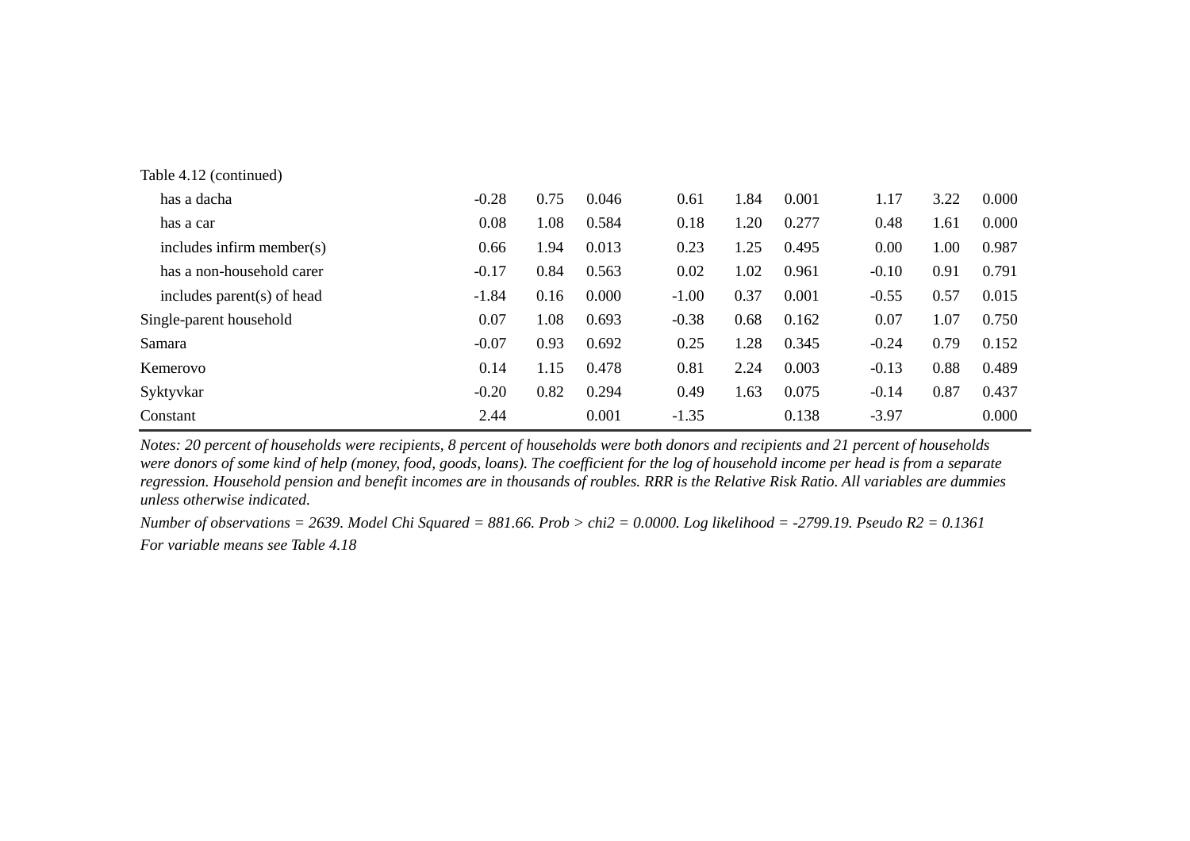Table 4.12 (continued)

| | | | | | | | | | |
|---|---|---|---|---|---|---|---|---|---|
| has a dacha | -0.28 | 0.75 | 0.046 | 0.61 | 1.84 | 0.001 | 1.17 | 3.22 | 0.000 |
| has a car | 0.08 | 1.08 | 0.584 | 0.18 | 1.20 | 0.277 | 0.48 | 1.61 | 0.000 |
| includes infirm member(s) | 0.66 | 1.94 | 0.013 | 0.23 | 1.25 | 0.495 | 0.00 | 1.00 | 0.987 |
| has a non-household carer | -0.17 | 0.84 | 0.563 | 0.02 | 1.02 | 0.961 | -0.10 | 0.91 | 0.791 |
| includes parent(s) of head | -1.84 | 0.16 | 0.000 | -1.00 | 0.37 | 0.001 | -0.55 | 0.57 | 0.015 |
| Single-parent household | 0.07 | 1.08 | 0.693 | -0.38 | 0.68 | 0.162 | 0.07 | 1.07 | 0.750 |
| Samara | -0.07 | 0.93 | 0.692 | 0.25 | 1.28 | 0.345 | -0.24 | 0.79 | 0.152 |
| Kemerovo | 0.14 | 1.15 | 0.478 | 0.81 | 2.24 | 0.003 | -0.13 | 0.88 | 0.489 |
| Syktyvkar | -0.20 | 0.82 | 0.294 | 0.49 | 1.63 | 0.075 | -0.14 | 0.87 | 0.437 |
| Constant | 2.44 | | 0.001 | -1.35 | | 0.138 | -3.97 | | 0.000 |

*Notes: 20 percent of households were recipients, 8 percent of households were both donors and recipients and 21 percent of households were donors of some kind of help (money, food, goods, loans). The coefficient for the log of household income per head is from a separate regression. Household pension and benefit incomes are in thousands of roubles. RRR is the Relative Risk Ratio. All variables are dummies unless otherwise indicated.*

*Number of observations = 2639. Model Chi Squared = 881.66. Prob > chi2 = 0.0000. Log likelihood = -2799.19. Pseudo R2 = 0.1361*

*For variable means see Table 4.18*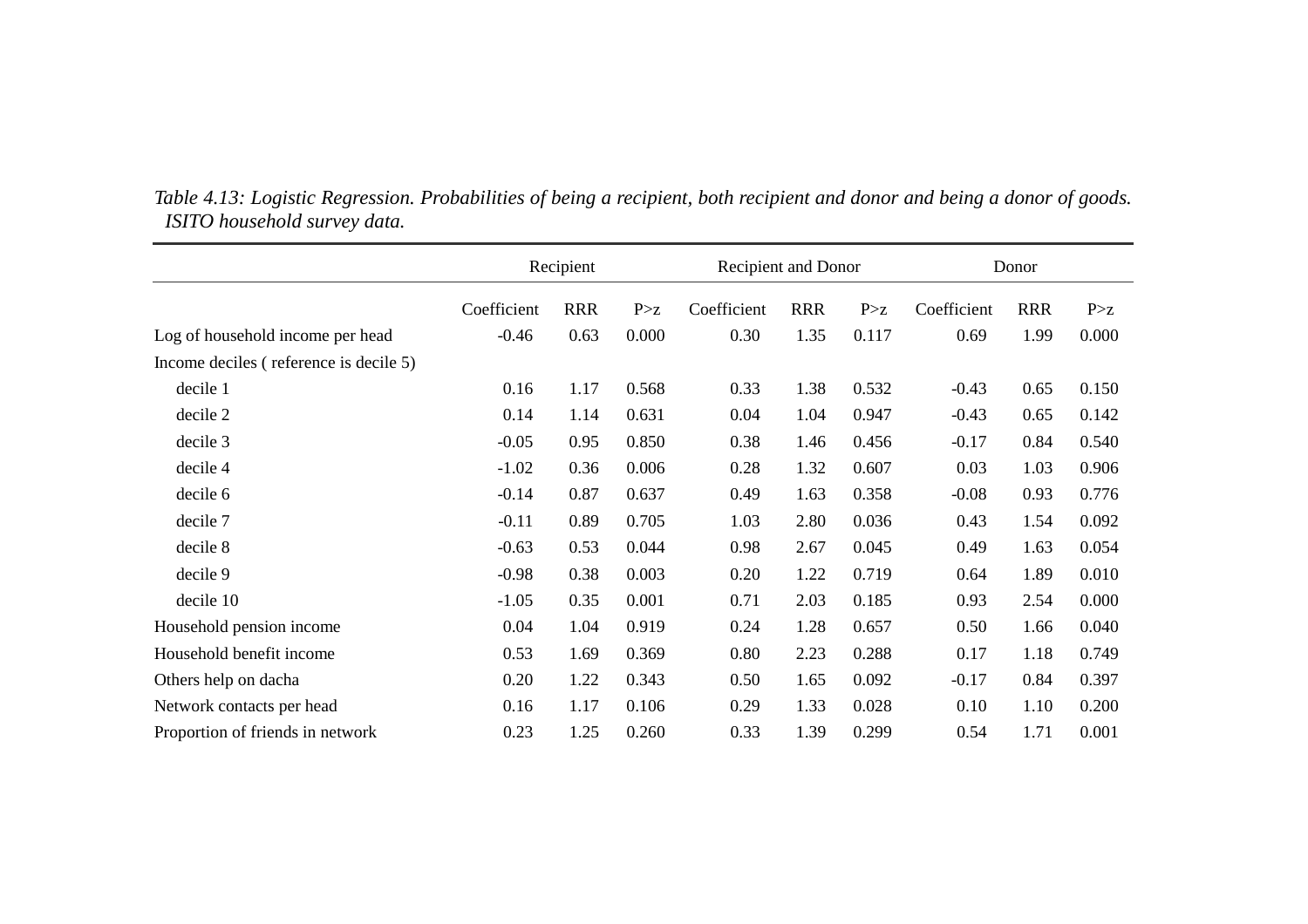*Table 4.13: Logistic Regression. Probabilities of being a recipient, both recipient and donor and being a donor of goods. ISITO household survey data.*

| | Recipient | | | Recipient and Donor | | | Donor | | |
|---|---|---|---|---|---|---|---|---|---|
| | Coefficient | RRR | P>z | Coefficient | RRR | P>z | Coefficient | RRR | P>z |
| Log of household income per head | -0.46 | 0.63 | 0.000 | 0.30 | 1.35 | 0.117 | 0.69 | 1.99 | 0.000 |
| Income deciles ( reference is decile 5) | | | | | | | | | |
| decile 1 | 0.16 | 1.17 | 0.568 | 0.33 | 1.38 | 0.532 | -0.43 | 0.65 | 0.150 |
| decile 2 | 0.14 | 1.14 | 0.631 | 0.04 | 1.04 | 0.947 | -0.43 | 0.65 | 0.142 |
| decile 3 | -0.05 | 0.95 | 0.850 | 0.38 | 1.46 | 0.456 | -0.17 | 0.84 | 0.540 |
| decile 4 | -1.02 | 0.36 | 0.006 | 0.28 | 1.32 | 0.607 | 0.03 | 1.03 | 0.906 |
| decile 6 | -0.14 | 0.87 | 0.637 | 0.49 | 1.63 | 0.358 | -0.08 | 0.93 | 0.776 |
| decile 7 | -0.11 | 0.89 | 0.705 | 1.03 | 2.80 | 0.036 | 0.43 | 1.54 | 0.092 |
| decile 8 | -0.63 | 0.53 | 0.044 | 0.98 | 2.67 | 0.045 | 0.49 | 1.63 | 0.054 |
| decile 9 | -0.98 | 0.38 | 0.003 | 0.20 | 1.22 | 0.719 | 0.64 | 1.89 | 0.010 |
| decile 10 | -1.05 | 0.35 | 0.001 | 0.71 | 2.03 | 0.185 | 0.93 | 2.54 | 0.000 |
| Household pension income | 0.04 | 1.04 | 0.919 | 0.24 | 1.28 | 0.657 | 0.50 | 1.66 | 0.040 |
| Household benefit income | 0.53 | 1.69 | 0.369 | 0.80 | 2.23 | 0.288 | 0.17 | 1.18 | 0.749 |
| Others help on dacha | 0.20 | 1.22 | 0.343 | 0.50 | 1.65 | 0.092 | -0.17 | 0.84 | 0.397 |
| Network contacts per head | 0.16 | 1.17 | 0.106 | 0.29 | 1.33 | 0.028 | 0.10 | 1.10 | 0.200 |
| Proportion of friends in network | 0.23 | 1.25 | 0.260 | 0.33 | 1.39 | 0.299 | 0.54 | 1.71 | 0.001 |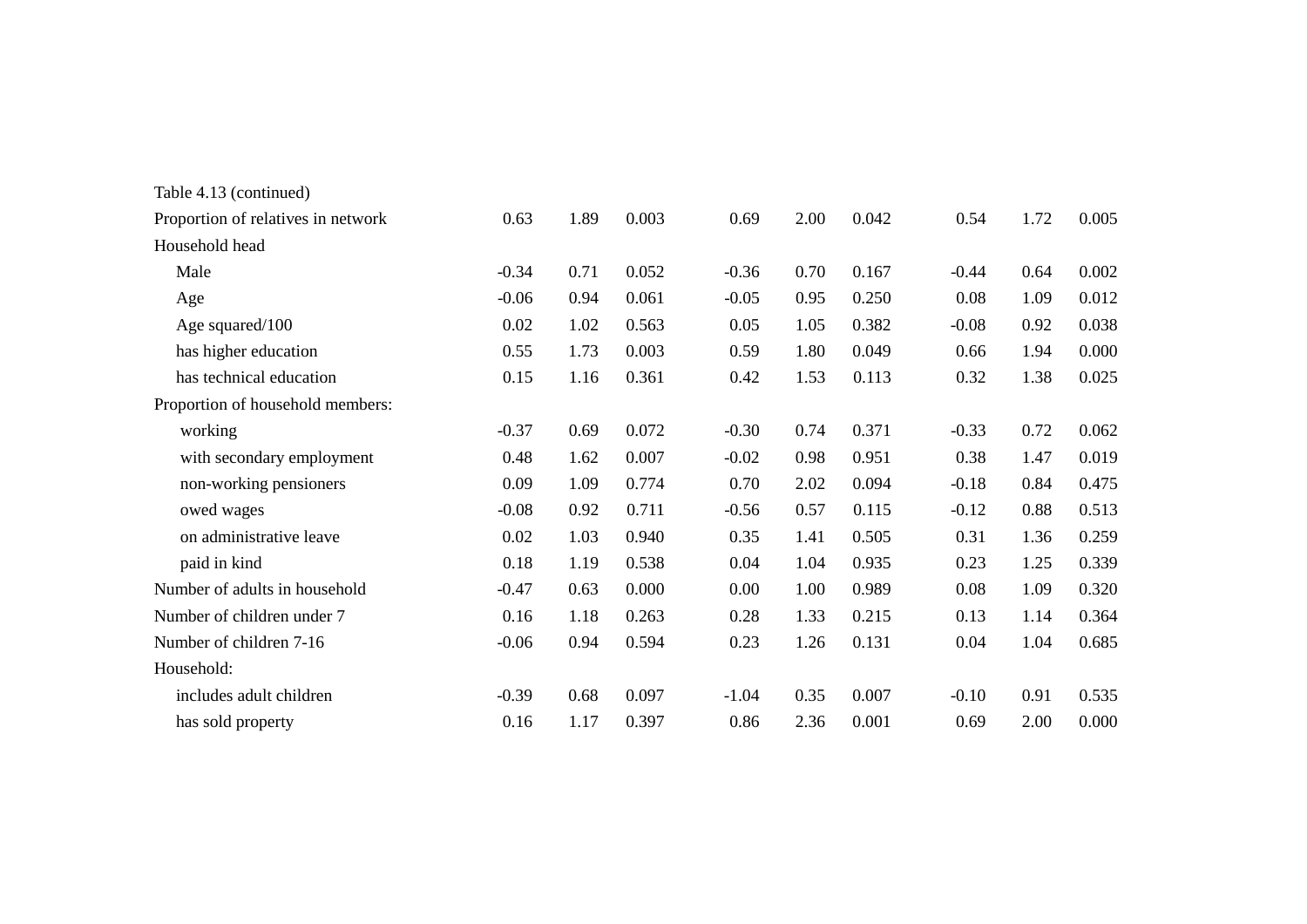Table 4.13 (continued)

| | | | | | | | | | |
|---|---|---|---|---|---|---|---|---|---|
| Proportion of relatives in network | 0.63 | 1.89 | 0.003 | 0.69 | 2.00 | 0.042 | 0.54 | 1.72 | 0.005 |
| Household head | | | | | | | | | |
| Male | -0.34 | 0.71 | 0.052 | -0.36 | 0.70 | 0.167 | -0.44 | 0.64 | 0.002 |
| Age | -0.06 | 0.94 | 0.061 | -0.05 | 0.95 | 0.250 | 0.08 | 1.09 | 0.012 |
| Age squared/100 | 0.02 | 1.02 | 0.563 | 0.05 | 1.05 | 0.382 | -0.08 | 0.92 | 0.038 |
| has higher education | 0.55 | 1.73 | 0.003 | 0.59 | 1.80 | 0.049 | 0.66 | 1.94 | 0.000 |
| has technical education | 0.15 | 1.16 | 0.361 | 0.42 | 1.53 | 0.113 | 0.32 | 1.38 | 0.025 |
| Proportion of household members: | | | | | | | | | |
| working | -0.37 | 0.69 | 0.072 | -0.30 | 0.74 | 0.371 | -0.33 | 0.72 | 0.062 |
| with secondary employment | 0.48 | 1.62 | 0.007 | -0.02 | 0.98 | 0.951 | 0.38 | 1.47 | 0.019 |
| non-working pensioners | 0.09 | 1.09 | 0.774 | 0.70 | 2.02 | 0.094 | -0.18 | 0.84 | 0.475 |
| owed wages | -0.08 | 0.92 | 0.711 | -0.56 | 0.57 | 0.115 | -0.12 | 0.88 | 0.513 |
| on administrative leave | 0.02 | 1.03 | 0.940 | 0.35 | 1.41 | 0.505 | 0.31 | 1.36 | 0.259 |
| paid in kind | 0.18 | 1.19 | 0.538 | 0.04 | 1.04 | 0.935 | 0.23 | 1.25 | 0.339 |
| Number of adults in household | -0.47 | 0.63 | 0.000 | 0.00 | 1.00 | 0.989 | 0.08 | 1.09 | 0.320 |
| Number of children under 7 | 0.16 | 1.18 | 0.263 | 0.28 | 1.33 | 0.215 | 0.13 | 1.14 | 0.364 |
| Number of children 7-16 | -0.06 | 0.94 | 0.594 | 0.23 | 1.26 | 0.131 | 0.04 | 1.04 | 0.685 |
| Household: | | | | | | | | | |
| includes adult children | -0.39 | 0.68 | 0.097 | -1.04 | 0.35 | 0.007 | -0.10 | 0.91 | 0.535 |
| has sold property | 0.16 | 1.17 | 0.397 | 0.86 | 2.36 | 0.001 | 0.69 | 2.00 | 0.000 |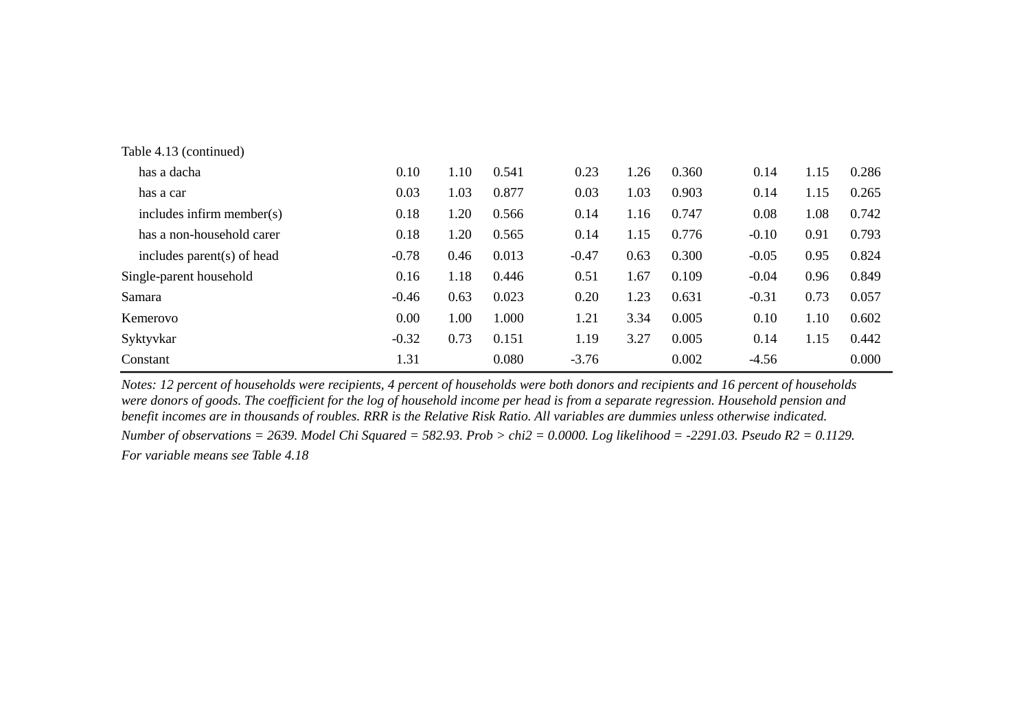Table 4.13 (continued)

| | | | | | | | | | |
|---|---|---|---|---|---|---|---|---|---|
| has a dacha | 0.10 | 1.10 | 0.541 | 0.23 | 1.26 | 0.360 | 0.14 | 1.15 | 0.286 |
| has a car | 0.03 | 1.03 | 0.877 | 0.03 | 1.03 | 0.903 | 0.14 | 1.15 | 0.265 |
| includes infirm member(s) | 0.18 | 1.20 | 0.566 | 0.14 | 1.16 | 0.747 | 0.08 | 1.08 | 0.742 |
| has a non-household carer | 0.18 | 1.20 | 0.565 | 0.14 | 1.15 | 0.776 | -0.10 | 0.91 | 0.793 |
| includes parent(s) of head | -0.78 | 0.46 | 0.013 | -0.47 | 0.63 | 0.300 | -0.05 | 0.95 | 0.824 |
| Single-parent household | 0.16 | 1.18 | 0.446 | 0.51 | 1.67 | 0.109 | -0.04 | 0.96 | 0.849 |
| Samara | -0.46 | 0.63 | 0.023 | 0.20 | 1.23 | 0.631 | -0.31 | 0.73 | 0.057 |
| Kemerovo | 0.00 | 1.00 | 1.000 | 1.21 | 3.34 | 0.005 | 0.10 | 1.10 | 0.602 |
| Syktyvkar | -0.32 | 0.73 | 0.151 | 1.19 | 3.27 | 0.005 | 0.14 | 1.15 | 0.442 |
| Constant | 1.31 | | 0.080 | -3.76 | | 0.002 | -4.56 | | 0.000 |

*Notes: 12 percent of households were recipients, 4 percent of households were both donors and recipients and 16 percent of households were donors of goods. The coefficient for the log of household income per head is from a separate regression. Household pension and benefit incomes are in thousands of roubles. RRR is the Relative Risk Ratio. All variables are dummies unless otherwise indicated.*

*Number of observations = 2639. Model Chi Squared = 582.93. Prob > chi2 = 0.0000. Log likelihood = -2291.03. Pseudo R2 = 0.1129.*

*For variable means see Table 4.18*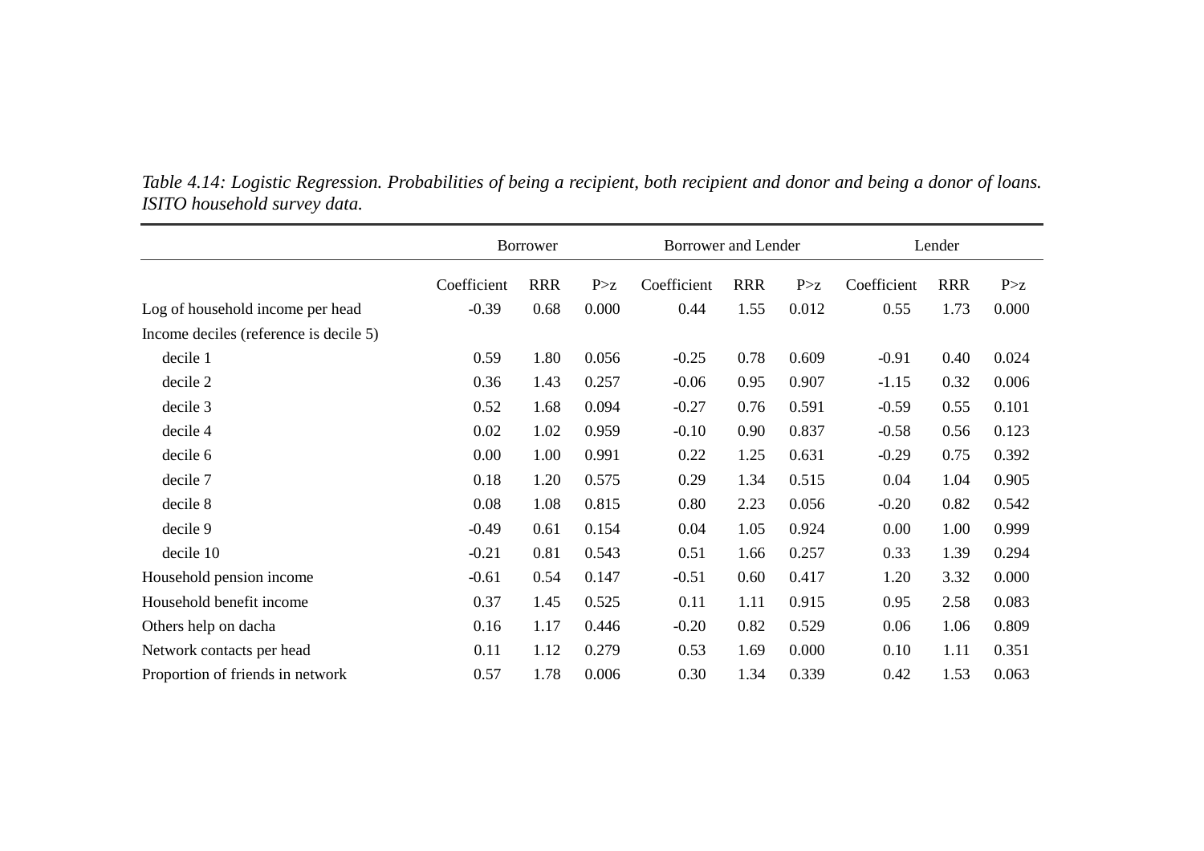*Table 4.14: Logistic Regression. Probabilities of being a recipient, both recipient and donor and being a donor of loans. ISITO household survey data.*

| | Borrower | | | Borrower and Lender | | | Lender | | |
|---|---|---|---|---|---|---|---|---|---|
| | Coefficient | RRR | P>z | Coefficient | RRR | P>z | Coefficient | RRR | P>z |
| Log of household income per head | -0.39 | 0.68 | 0.000 | 0.44 | 1.55 | 0.012 | 0.55 | 1.73 | 0.000 |
| Income deciles (reference is decile 5) | | | | | | | | | |
| decile 1 | 0.59 | 1.80 | 0.056 | -0.25 | 0.78 | 0.609 | -0.91 | 0.40 | 0.024 |
| decile 2 | 0.36 | 1.43 | 0.257 | -0.06 | 0.95 | 0.907 | -1.15 | 0.32 | 0.006 |
| decile 3 | 0.52 | 1.68 | 0.094 | -0.27 | 0.76 | 0.591 | -0.59 | 0.55 | 0.101 |
| decile 4 | 0.02 | 1.02 | 0.959 | -0.10 | 0.90 | 0.837 | -0.58 | 0.56 | 0.123 |
| decile 6 | 0.00 | 1.00 | 0.991 | 0.22 | 1.25 | 0.631 | -0.29 | 0.75 | 0.392 |
| decile 7 | 0.18 | 1.20 | 0.575 | 0.29 | 1.34 | 0.515 | 0.04 | 1.04 | 0.905 |
| decile 8 | 0.08 | 1.08 | 0.815 | 0.80 | 2.23 | 0.056 | -0.20 | 0.82 | 0.542 |
| decile 9 | -0.49 | 0.61 | 0.154 | 0.04 | 1.05 | 0.924 | 0.00 | 1.00 | 0.999 |
| decile 10 | -0.21 | 0.81 | 0.543 | 0.51 | 1.66 | 0.257 | 0.33 | 1.39 | 0.294 |
| Household pension income | -0.61 | 0.54 | 0.147 | -0.51 | 0.60 | 0.417 | 1.20 | 3.32 | 0.000 |
| Household benefit income | 0.37 | 1.45 | 0.525 | 0.11 | 1.11 | 0.915 | 0.95 | 2.58 | 0.083 |
| Others help on dacha | 0.16 | 1.17 | 0.446 | -0.20 | 0.82 | 0.529 | 0.06 | 1.06 | 0.809 |
| Network contacts per head | 0.11 | 1.12 | 0.279 | 0.53 | 1.69 | 0.000 | 0.10 | 1.11 | 0.351 |
| Proportion of friends in network | 0.57 | 1.78 | 0.006 | 0.30 | 1.34 | 0.339 | 0.42 | 1.53 | 0.063 |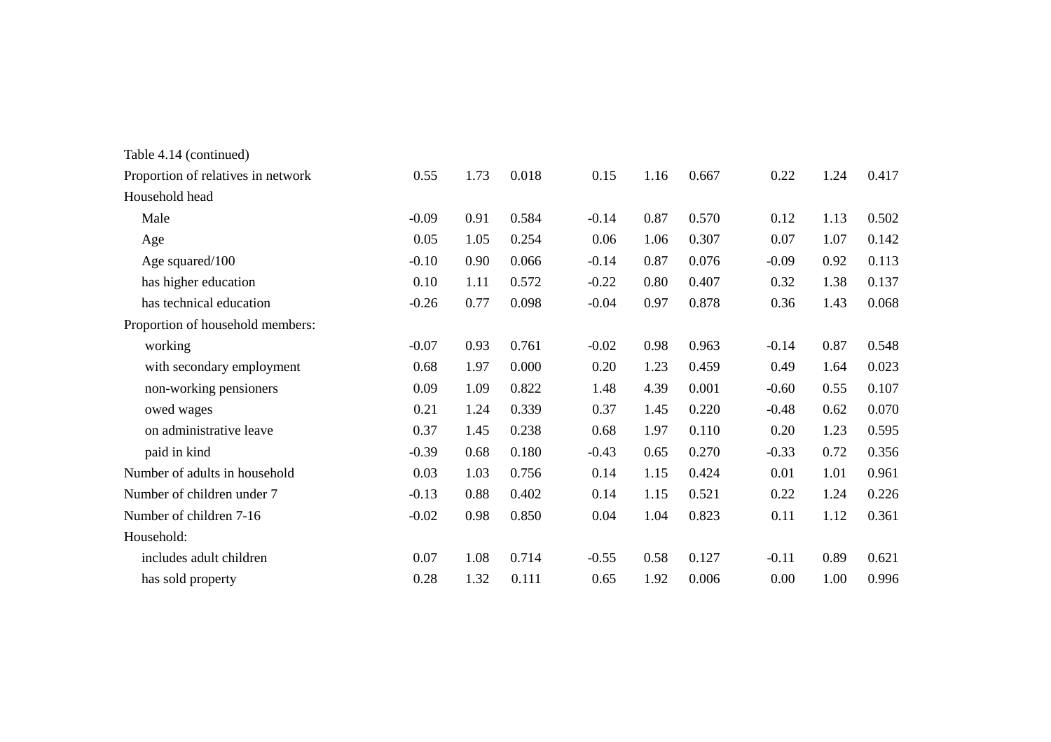Table 4.14 (continued)

| | | | | | | | | | |
|---|---|---|---|---|---|---|---|---|---|
| Proportion of relatives in network | 0.55 | 1.73 | 0.018 | 0.15 | 1.16 | 0.667 | 0.22 | 1.24 | 0.417 |
| Household head | | | | | | | | | |
| Male | -0.09 | 0.91 | 0.584 | -0.14 | 0.87 | 0.570 | 0.12 | 1.13 | 0.502 |
| Age | 0.05 | 1.05 | 0.254 | 0.06 | 1.06 | 0.307 | 0.07 | 1.07 | 0.142 |
| Age squared/100 | -0.10 | 0.90 | 0.066 | -0.14 | 0.87 | 0.076 | -0.09 | 0.92 | 0.113 |
| has higher education | 0.10 | 1.11 | 0.572 | -0.22 | 0.80 | 0.407 | 0.32 | 1.38 | 0.137 |
| has technical education | -0.26 | 0.77 | 0.098 | -0.04 | 0.97 | 0.878 | 0.36 | 1.43 | 0.068 |
| Proportion of household members: | | | | | | | | | |
| working | -0.07 | 0.93 | 0.761 | -0.02 | 0.98 | 0.963 | -0.14 | 0.87 | 0.548 |
| with secondary employment | 0.68 | 1.97 | 0.000 | 0.20 | 1.23 | 0.459 | 0.49 | 1.64 | 0.023 |
| non-working pensioners | 0.09 | 1.09 | 0.822 | 1.48 | 4.39 | 0.001 | -0.60 | 0.55 | 0.107 |
| owed wages | 0.21 | 1.24 | 0.339 | 0.37 | 1.45 | 0.220 | -0.48 | 0.62 | 0.070 |
| on administrative leave | 0.37 | 1.45 | 0.238 | 0.68 | 1.97 | 0.110 | 0.20 | 1.23 | 0.595 |
| paid in kind | -0.39 | 0.68 | 0.180 | -0.43 | 0.65 | 0.270 | -0.33 | 0.72 | 0.356 |
| Number of adults in household | 0.03 | 1.03 | 0.756 | 0.14 | 1.15 | 0.424 | 0.01 | 1.01 | 0.961 |
| Number of children under 7 | -0.13 | 0.88 | 0.402 | 0.14 | 1.15 | 0.521 | 0.22 | 1.24 | 0.226 |
| Number of children 7-16 | -0.02 | 0.98 | 0.850 | 0.04 | 1.04 | 0.823 | 0.11 | 1.12 | 0.361 |
| Household: | | | | | | | | | |
| includes adult children | 0.07 | 1.08 | 0.714 | -0.55 | 0.58 | 0.127 | -0.11 | 0.89 | 0.621 |
| has sold property | 0.28 | 1.32 | 0.111 | 0.65 | 1.92 | 0.006 | 0.00 | 1.00 | 0.996 |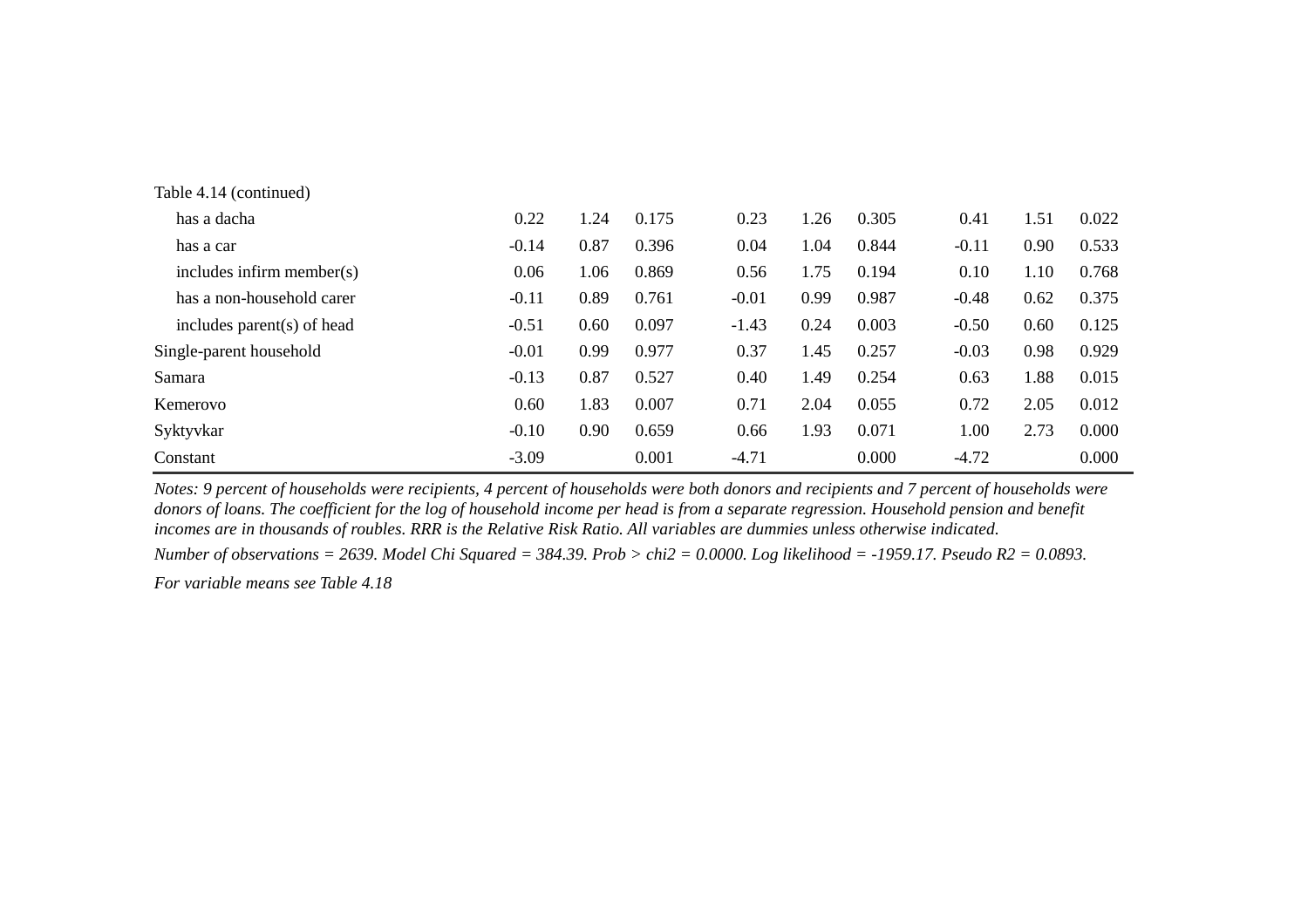Table 4.14 (continued)

| | | | | | | | | | |
|---|---|---|---|---|---|---|---|---|---|
| has a dacha | 0.22 | 1.24 | 0.175 | 0.23 | 1.26 | 0.305 | 0.41 | 1.51 | 0.022 |
| has a car | -0.14 | 0.87 | 0.396 | 0.04 | 1.04 | 0.844 | -0.11 | 0.90 | 0.533 |
| includes infirm member(s) | 0.06 | 1.06 | 0.869 | 0.56 | 1.75 | 0.194 | 0.10 | 1.10 | 0.768 |
| has a non-household carer | -0.11 | 0.89 | 0.761 | -0.01 | 0.99 | 0.987 | -0.48 | 0.62 | 0.375 |
| includes parent(s) of head | -0.51 | 0.60 | 0.097 | -1.43 | 0.24 | 0.003 | -0.50 | 0.60 | 0.125 |
| Single-parent household | -0.01 | 0.99 | 0.977 | 0.37 | 1.45 | 0.257 | -0.03 | 0.98 | 0.929 |
| Samara | -0.13 | 0.87 | 0.527 | 0.40 | 1.49 | 0.254 | 0.63 | 1.88 | 0.015 |
| Kemerovo | 0.60 | 1.83 | 0.007 | 0.71 | 2.04 | 0.055 | 0.72 | 2.05 | 0.012 |
| Syktyvkar | -0.10 | 0.90 | 0.659 | 0.66 | 1.93 | 0.071 | 1.00 | 2.73 | 0.000 |
| Constant | -3.09 | | 0.001 | -4.71 | | 0.000 | -4.72 | | 0.000 |

*Notes: 9 percent of households were recipients, 4 percent of households were both donors and recipients and 7 percent of households were donors of loans. The coefficient for the log of household income per head is from a separate regression. Household pension and benefit incomes are in thousands of roubles. RRR is the Relative Risk Ratio. All variables are dummies unless otherwise indicated.*

*Number of observations = 2639. Model Chi Squared = 384.39. Prob > chi2 = 0.0000. Log likelihood = -1959.17. Pseudo R2 = 0.0893.*

*For variable means see Table 4.18*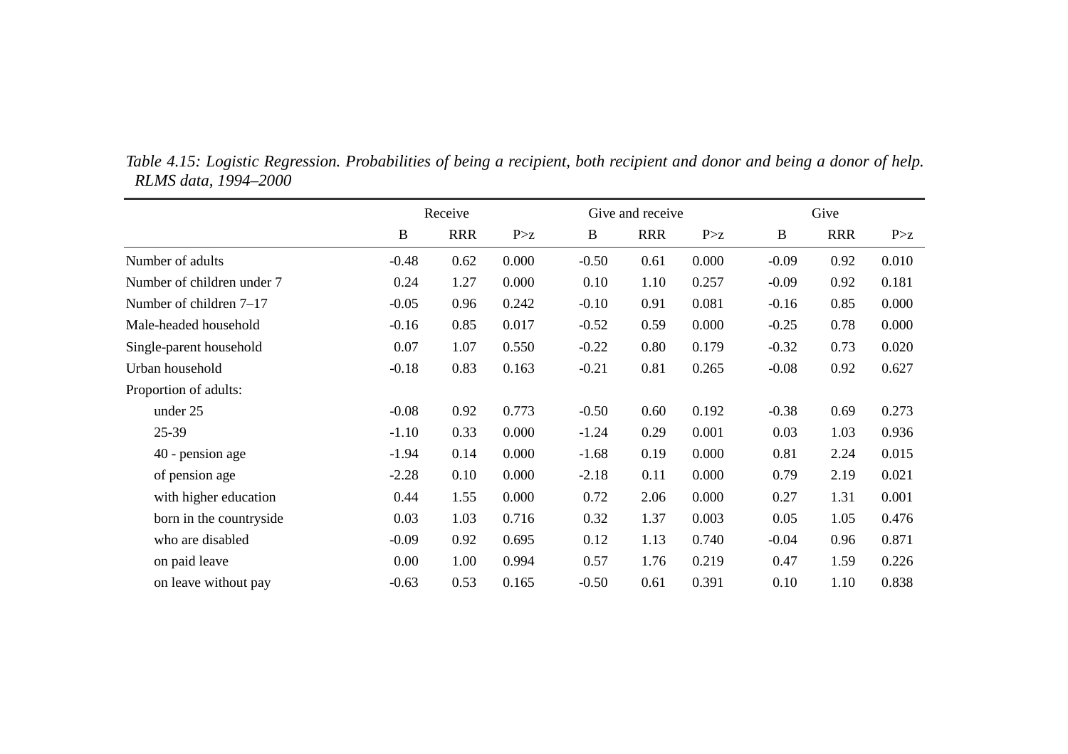*Table 4.15: Logistic Regression. Probabilities of being a recipient, both recipient and donor and being a donor of help. RLMS data, 1994–2000*

| | Receive | | | Give and receive | | | Give | | |
|---|---|---|---|---|---|---|---|---|---|
| | B | RRR | P>z | B | RRR | P>z | B | RRR | P>z |
| Number of adults | -0.48 | 0.62 | 0.000 | -0.50 | 0.61 | 0.000 | -0.09 | 0.92 | 0.010 |
| Number of children under 7 | 0.24 | 1.27 | 0.000 | 0.10 | 1.10 | 0.257 | -0.09 | 0.92 | 0.181 |
| Number of children 7–17 | -0.05 | 0.96 | 0.242 | -0.10 | 0.91 | 0.081 | -0.16 | 0.85 | 0.000 |
| Male-headed household | -0.16 | 0.85 | 0.017 | -0.52 | 0.59 | 0.000 | -0.25 | 0.78 | 0.000 |
| Single-parent household | 0.07 | 1.07 | 0.550 | -0.22 | 0.80 | 0.179 | -0.32 | 0.73 | 0.020 |
| Urban household | -0.18 | 0.83 | 0.163 | -0.21 | 0.81 | 0.265 | -0.08 | 0.92 | 0.627 |
| Proportion of adults: | | | | | | | | | |
| under 25 | -0.08 | 0.92 | 0.773 | -0.50 | 0.60 | 0.192 | -0.38 | 0.69 | 0.273 |
| 25-39 | -1.10 | 0.33 | 0.000 | -1.24 | 0.29 | 0.001 | 0.03 | 1.03 | 0.936 |
| 40 - pension age | -1.94 | 0.14 | 0.000 | -1.68 | 0.19 | 0.000 | 0.81 | 2.24 | 0.015 |
| of pension age | -2.28 | 0.10 | 0.000 | -2.18 | 0.11 | 0.000 | 0.79 | 2.19 | 0.021 |
| with higher education | 0.44 | 1.55 | 0.000 | 0.72 | 2.06 | 0.000 | 0.27 | 1.31 | 0.001 |
| born in the countryside | 0.03 | 1.03 | 0.716 | 0.32 | 1.37 | 0.003 | 0.05 | 1.05 | 0.476 |
| who are disabled | -0.09 | 0.92 | 0.695 | 0.12 | 1.13 | 0.740 | -0.04 | 0.96 | 0.871 |
| on paid leave | 0.00 | 1.00 | 0.994 | 0.57 | 1.76 | 0.219 | 0.47 | 1.59 | 0.226 |
| on leave without pay | -0.63 | 0.53 | 0.165 | -0.50 | 0.61 | 0.391 | 0.10 | 1.10 | 0.838 |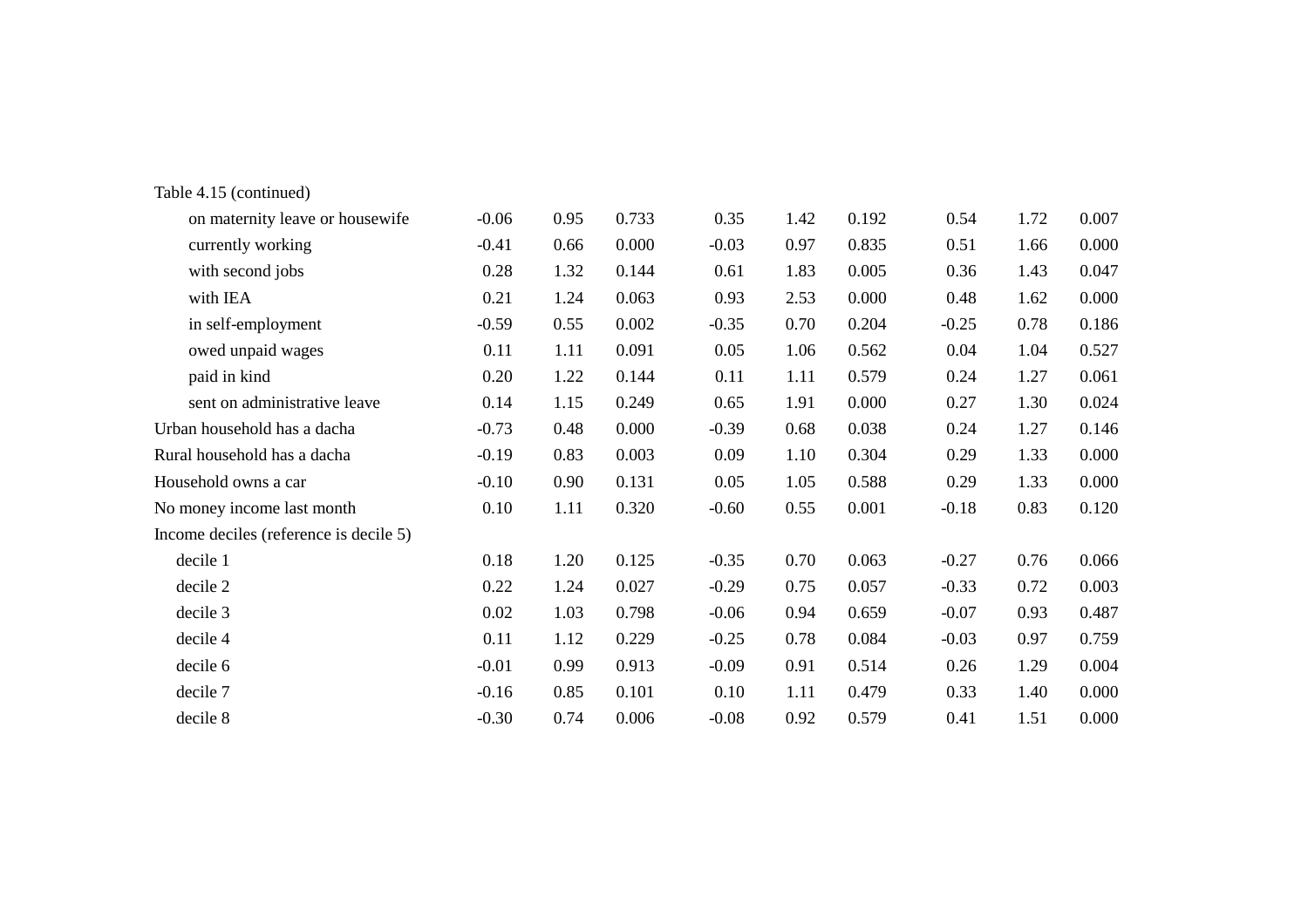Table 4.15 (continued)

| | | | | | | | | | |
|---|---|---|---|---|---|---|---|---|---|
| on maternity leave or housewife | -0.06 | 0.95 | 0.733 | 0.35 | 1.42 | 0.192 | 0.54 | 1.72 | 0.007 |
| currently working | -0.41 | 0.66 | 0.000 | -0.03 | 0.97 | 0.835 | 0.51 | 1.66 | 0.000 |
| with second jobs | 0.28 | 1.32 | 0.144 | 0.61 | 1.83 | 0.005 | 0.36 | 1.43 | 0.047 |
| with IEA | 0.21 | 1.24 | 0.063 | 0.93 | 2.53 | 0.000 | 0.48 | 1.62 | 0.000 |
| in self-employment | -0.59 | 0.55 | 0.002 | -0.35 | 0.70 | 0.204 | -0.25 | 0.78 | 0.186 |
| owed unpaid wages | 0.11 | 1.11 | 0.091 | 0.05 | 1.06 | 0.562 | 0.04 | 1.04 | 0.527 |
| paid in kind | 0.20 | 1.22 | 0.144 | 0.11 | 1.11 | 0.579 | 0.24 | 1.27 | 0.061 |
| sent on administrative leave | 0.14 | 1.15 | 0.249 | 0.65 | 1.91 | 0.000 | 0.27 | 1.30 | 0.024 |
| Urban household has a dacha | -0.73 | 0.48 | 0.000 | -0.39 | 0.68 | 0.038 | 0.24 | 1.27 | 0.146 |
| Rural household has a dacha | -0.19 | 0.83 | 0.003 | 0.09 | 1.10 | 0.304 | 0.29 | 1.33 | 0.000 |
| Household owns a car | -0.10 | 0.90 | 0.131 | 0.05 | 1.05 | 0.588 | 0.29 | 1.33 | 0.000 |
| No money income last month | 0.10 | 1.11 | 0.320 | -0.60 | 0.55 | 0.001 | -0.18 | 0.83 | 0.120 |
| Income deciles (reference is decile 5) | | | | | | | | | |
| decile 1 | 0.18 | 1.20 | 0.125 | -0.35 | 0.70 | 0.063 | -0.27 | 0.76 | 0.066 |
| decile 2 | 0.22 | 1.24 | 0.027 | -0.29 | 0.75 | 0.057 | -0.33 | 0.72 | 0.003 |
| decile 3 | 0.02 | 1.03 | 0.798 | -0.06 | 0.94 | 0.659 | -0.07 | 0.93 | 0.487 |
| decile 4 | 0.11 | 1.12 | 0.229 | -0.25 | 0.78 | 0.084 | -0.03 | 0.97 | 0.759 |
| decile 6 | -0.01 | 0.99 | 0.913 | -0.09 | 0.91 | 0.514 | 0.26 | 1.29 | 0.004 |
| decile 7 | -0.16 | 0.85 | 0.101 | 0.10 | 1.11 | 0.479 | 0.33 | 1.40 | 0.000 |
| decile 8 | -0.30 | 0.74 | 0.006 | -0.08 | 0.92 | 0.579 | 0.41 | 1.51 | 0.000 |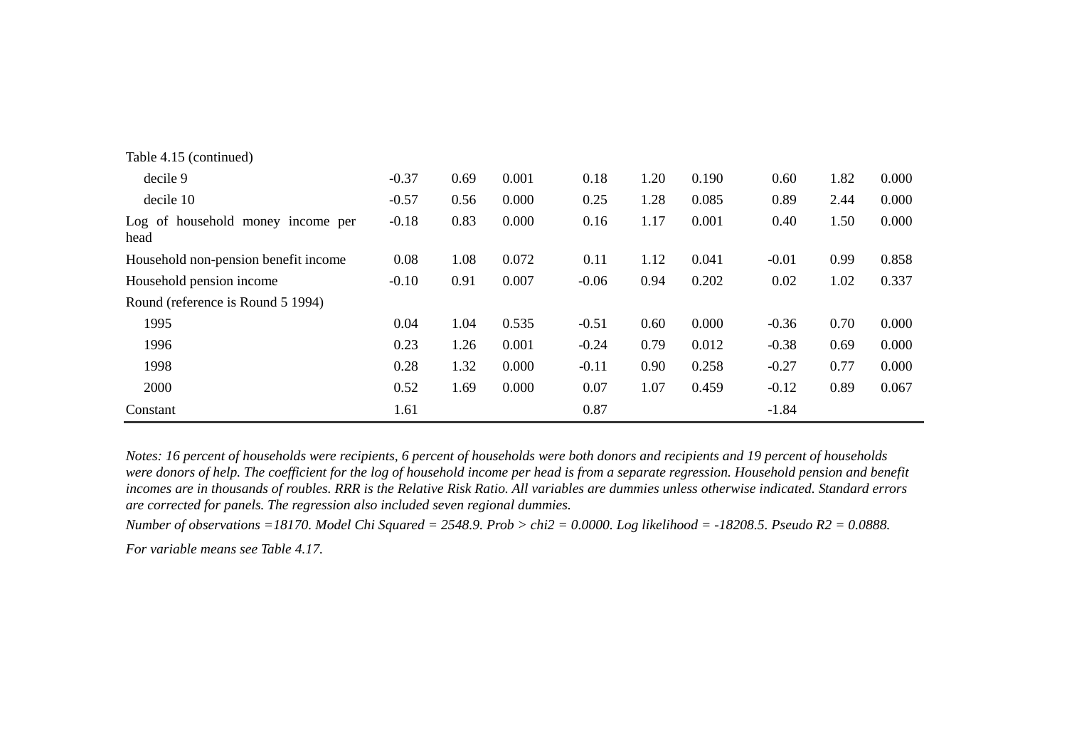Table 4.15 (continued)

| | | | | | | | | | |
|---|---|---|---|---|---|---|---|---|---|
| decile 9 | -0.37 | 0.69 | 0.001 | 0.18 | 1.20 | 0.190 | 0.60 | 1.82 | 0.000 |
| decile 10 | -0.57 | 0.56 | 0.000 | 0.25 | 1.28 | 0.085 | 0.89 | 2.44 | 0.000 |
| Log of household money income per head | -0.18 | 0.83 | 0.000 | 0.16 | 1.17 | 0.001 | 0.40 | 1.50 | 0.000 |
| Household non-pension benefit income | 0.08 | 1.08 | 0.072 | 0.11 | 1.12 | 0.041 | -0.01 | 0.99 | 0.858 |
| Household pension income | -0.10 | 0.91 | 0.007 | -0.06 | 0.94 | 0.202 | 0.02 | 1.02 | 0.337 |
| Round (reference is Round 5 1994) | | | | | | | | | |
| 1995 | 0.04 | 1.04 | 0.535 | -0.51 | 0.60 | 0.000 | -0.36 | 0.70 | 0.000 |
| 1996 | 0.23 | 1.26 | 0.001 | -0.24 | 0.79 | 0.012 | -0.38 | 0.69 | 0.000 |
| 1998 | 0.28 | 1.32 | 0.000 | -0.11 | 0.90 | 0.258 | -0.27 | 0.77 | 0.000 |
| 2000 | 0.52 | 1.69 | 0.000 | 0.07 | 1.07 | 0.459 | -0.12 | 0.89 | 0.067 |
| Constant | 1.61 | | | 0.87 | | | -1.84 | | |

*Notes: 16 percent of households were recipients, 6 percent of households were both donors and recipients and 19 percent of households were donors of help. The coefficient for the log of household income per head is from a separate regression. Household pension and benefit incomes are in thousands of roubles. RRR is the Relative Risk Ratio. All variables are dummies unless otherwise indicated. Standard errors are corrected for panels. The regression also included seven regional dummies.*

*Number of observations =18170. Model Chi Squared = 2548.9. Prob > chi2 = 0.0000. Log likelihood = -18208.5. Pseudo R2 = 0.0888.*

*For variable means see Table 4.17.*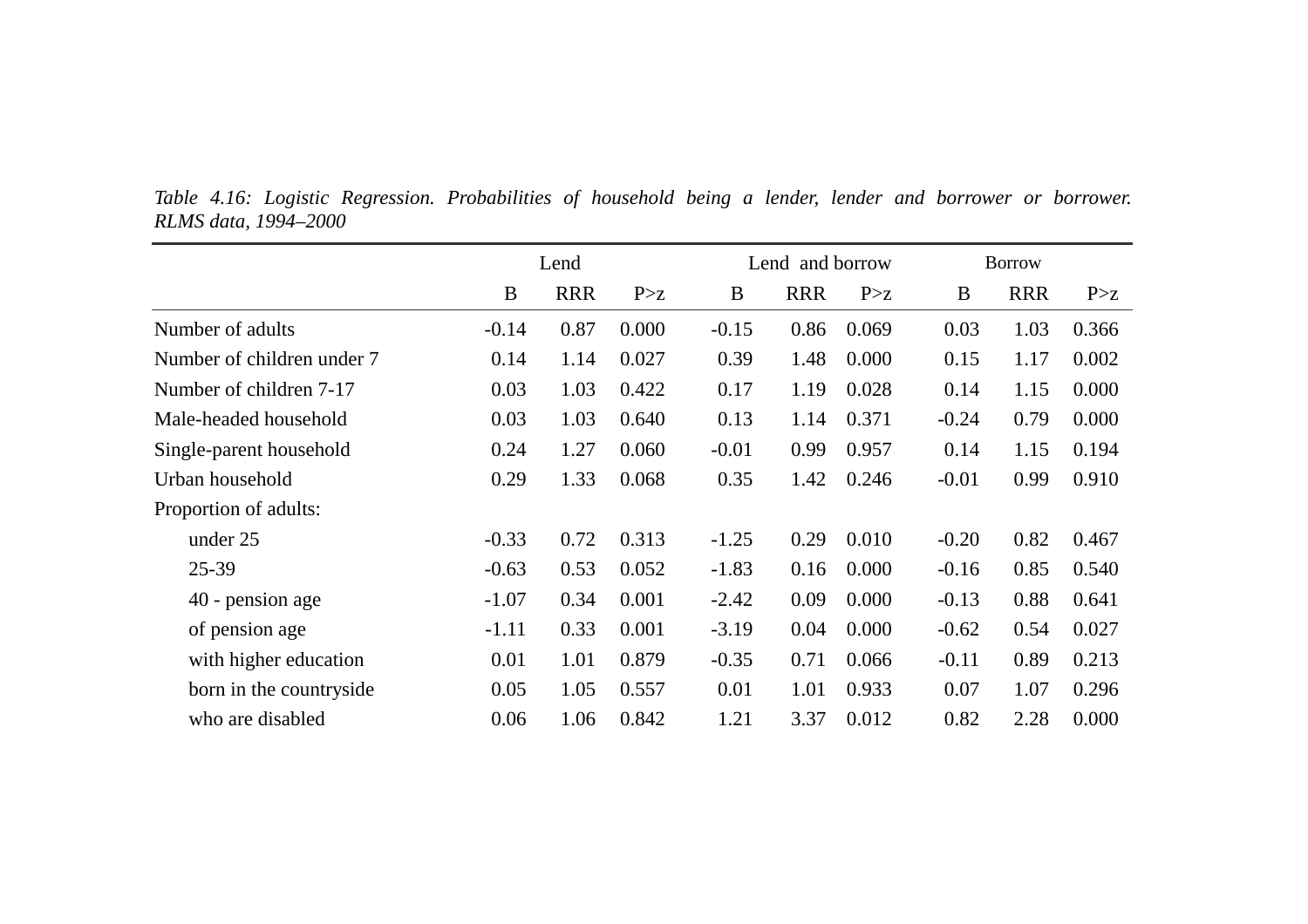*Table 4.16: Logistic Regression. Probabilities of household being a lender, lender and borrower or borrower. RLMS data, 1994–2000*

| | Lend | | | Lend and borrow | | | Borrow | | |
|---|---|---|---|---|---|---|---|---|---|
| | B | RRR | P>z | B | RRR | P>z | B | RRR | P>z |
| Number of adults | -0.14 | 0.87 | 0.000 | -0.15 | 0.86 | 0.069 | 0.03 | 1.03 | 0.366 |
| Number of children under 7 | 0.14 | 1.14 | 0.027 | 0.39 | 1.48 | 0.000 | 0.15 | 1.17 | 0.002 |
| Number of children 7-17 | 0.03 | 1.03 | 0.422 | 0.17 | 1.19 | 0.028 | 0.14 | 1.15 | 0.000 |
| Male-headed household | 0.03 | 1.03 | 0.640 | 0.13 | 1.14 | 0.371 | -0.24 | 0.79 | 0.000 |
| Single-parent household | 0.24 | 1.27 | 0.060 | -0.01 | 0.99 | 0.957 | 0.14 | 1.15 | 0.194 |
| Urban household | 0.29 | 1.33 | 0.068 | 0.35 | 1.42 | 0.246 | -0.01 | 0.99 | 0.910 |
| Proportion of adults: | | | | | | | | | |
| under 25 | -0.33 | 0.72 | 0.313 | -1.25 | 0.29 | 0.010 | -0.20 | 0.82 | 0.467 |
| 25-39 | -0.63 | 0.53 | 0.052 | -1.83 | 0.16 | 0.000 | -0.16 | 0.85 | 0.540 |
| 40 - pension age | -1.07 | 0.34 | 0.001 | -2.42 | 0.09 | 0.000 | -0.13 | 0.88 | 0.641 |
| of pension age | -1.11 | 0.33 | 0.001 | -3.19 | 0.04 | 0.000 | -0.62 | 0.54 | 0.027 |
| with higher education | 0.01 | 1.01 | 0.879 | -0.35 | 0.71 | 0.066 | -0.11 | 0.89 | 0.213 |
| born in the countryside | 0.05 | 1.05 | 0.557 | 0.01 | 1.01 | 0.933 | 0.07 | 1.07 | 0.296 |
| who are disabled | 0.06 | 1.06 | 0.842 | 1.21 | 3.37 | 0.012 | 0.82 | 2.28 | 0.000 |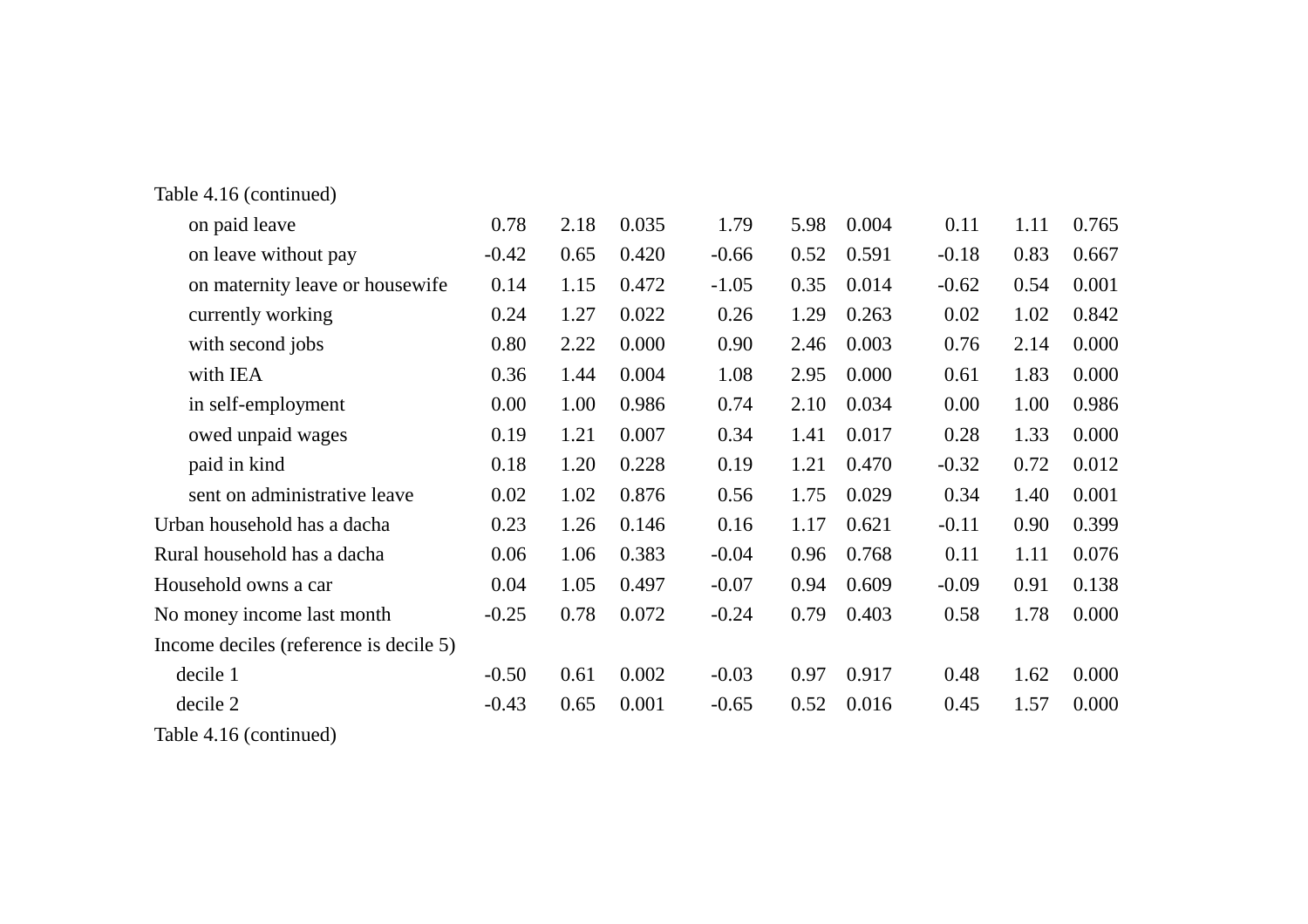Table 4.16 (continued)

| | | | | | | | | | |
|---|---|---|---|---|---|---|---|---|---|
| on paid leave | 0.78 | 2.18 | 0.035 | 1.79 | 5.98 | 0.004 | 0.11 | 1.11 | 0.765 |
| on leave without pay | -0.42 | 0.65 | 0.420 | -0.66 | 0.52 | 0.591 | -0.18 | 0.83 | 0.667 |
| on maternity leave or housewife | 0.14 | 1.15 | 0.472 | -1.05 | 0.35 | 0.014 | -0.62 | 0.54 | 0.001 |
| currently working | 0.24 | 1.27 | 0.022 | 0.26 | 1.29 | 0.263 | 0.02 | 1.02 | 0.842 |
| with second jobs | 0.80 | 2.22 | 0.000 | 0.90 | 2.46 | 0.003 | 0.76 | 2.14 | 0.000 |
| with IEA | 0.36 | 1.44 | 0.004 | 1.08 | 2.95 | 0.000 | 0.61 | 1.83 | 0.000 |
| in self-employment | 0.00 | 1.00 | 0.986 | 0.74 | 2.10 | 0.034 | 0.00 | 1.00 | 0.986 |
| owed unpaid wages | 0.19 | 1.21 | 0.007 | 0.34 | 1.41 | 0.017 | 0.28 | 1.33 | 0.000 |
| paid in kind | 0.18 | 1.20 | 0.228 | 0.19 | 1.21 | 0.470 | -0.32 | 0.72 | 0.012 |
| sent on administrative leave | 0.02 | 1.02 | 0.876 | 0.56 | 1.75 | 0.029 | 0.34 | 1.40 | 0.001 |
| Urban household has a dacha | 0.23 | 1.26 | 0.146 | 0.16 | 1.17 | 0.621 | -0.11 | 0.90 | 0.399 |
| Rural household has a dacha | 0.06 | 1.06 | 0.383 | -0.04 | 0.96 | 0.768 | 0.11 | 1.11 | 0.076 |
| Household owns a car | 0.04 | 1.05 | 0.497 | -0.07 | 0.94 | 0.609 | -0.09 | 0.91 | 0.138 |
| No money income last month | -0.25 | 0.78 | 0.072 | -0.24 | 0.79 | 0.403 | 0.58 | 1.78 | 0.000 |
| Income deciles (reference is decile 5) | | | | | | | | | |
| decile 1 | -0.50 | 0.61 | 0.002 | -0.03 | 0.97 | 0.917 | 0.48 | 1.62 | 0.000 |
| decile 2 | -0.43 | 0.65 | 0.001 | -0.65 | 0.52 | 0.016 | 0.45 | 1.57 | 0.000 |

Table 4.16 (continued)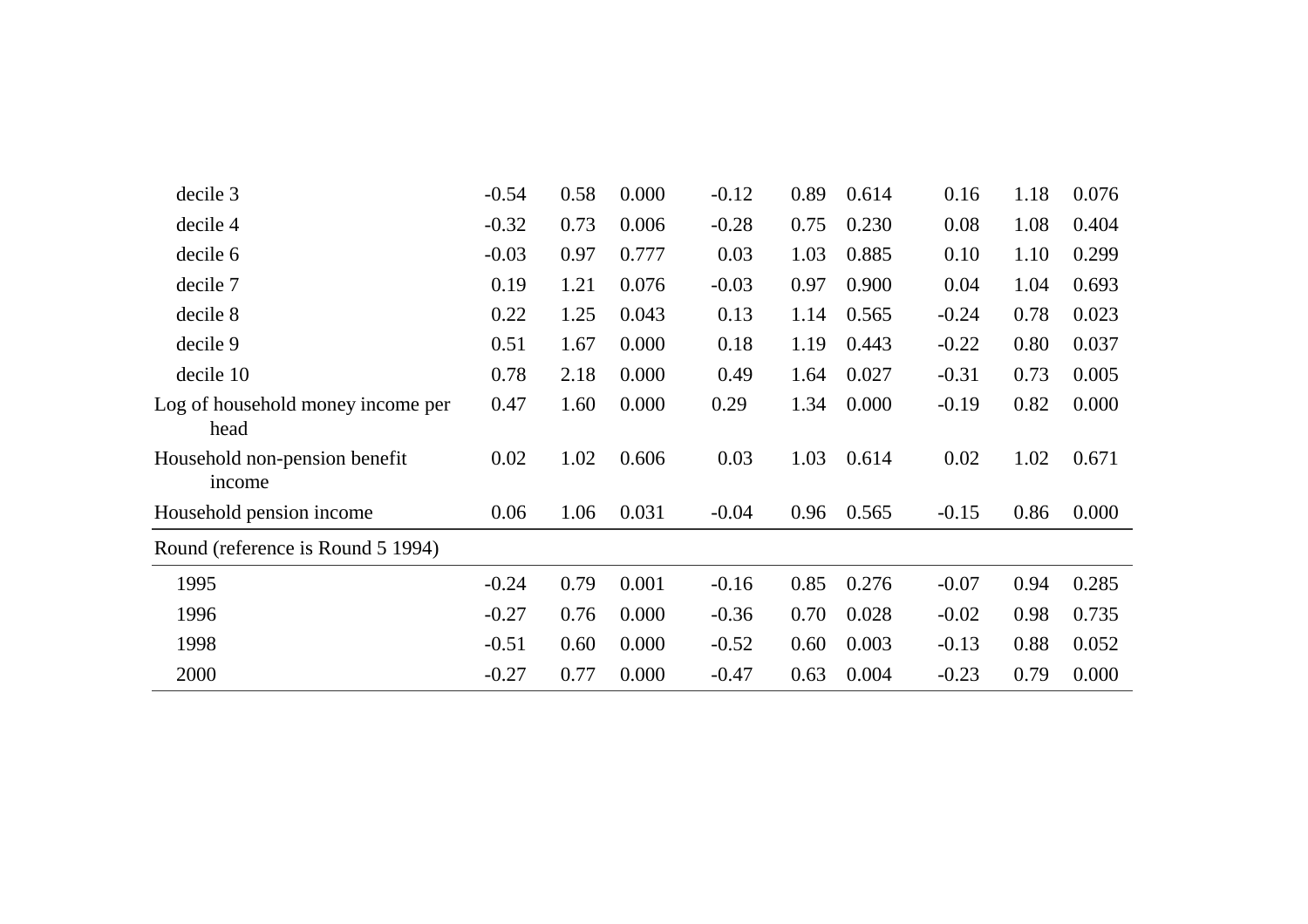| | | | | | | | | | |
|---|---|---|---|---|---|---|---|---|---|
| decile 3 | -0.54 | 0.58 | 0.000 | -0.12 | 0.89 | 0.614 | 0.16 | 1.18 | 0.076 |
| decile 4 | -0.32 | 0.73 | 0.006 | -0.28 | 0.75 | 0.230 | 0.08 | 1.08 | 0.404 |
| decile 6 | -0.03 | 0.97 | 0.777 | 0.03 | 1.03 | 0.885 | 0.10 | 1.10 | 0.299 |
| decile 7 | 0.19 | 1.21 | 0.076 | -0.03 | 0.97 | 0.900 | 0.04 | 1.04 | 0.693 |
| decile 8 | 0.22 | 1.25 | 0.043 | 0.13 | 1.14 | 0.565 | -0.24 | 0.78 | 0.023 |
| decile 9 | 0.51 | 1.67 | 0.000 | 0.18 | 1.19 | 0.443 | -0.22 | 0.80 | 0.037 |
| decile 10 | 0.78 | 2.18 | 0.000 | 0.49 | 1.64 | 0.027 | -0.31 | 0.73 | 0.005 |
| Log of household money income per head | 0.47 | 1.60 | 0.000 | 0.29 | 1.34 | 0.000 | -0.19 | 0.82 | 0.000 |
| Household non-pension benefit income | 0.02 | 1.02 | 0.606 | 0.03 | 1.03 | 0.614 | 0.02 | 1.02 | 0.671 |
| Household pension income | 0.06 | 1.06 | 0.031 | -0.04 | 0.96 | 0.565 | -0.15 | 0.86 | 0.000 |
| Round (reference is Round 5 1994) | | | | | | | | | |
| 1995 | -0.24 | 0.79 | 0.001 | -0.16 | 0.85 | 0.276 | -0.07 | 0.94 | 0.285 |
| 1996 | -0.27 | 0.76 | 0.000 | -0.36 | 0.70 | 0.028 | -0.02 | 0.98 | 0.735 |
| 1998 | -0.51 | 0.60 | 0.000 | -0.52 | 0.60 | 0.003 | -0.13 | 0.88 | 0.052 |
| 2000 | -0.27 | 0.77 | 0.000 | -0.47 | 0.63 | 0.004 | -0.23 | 0.79 | 0.000 |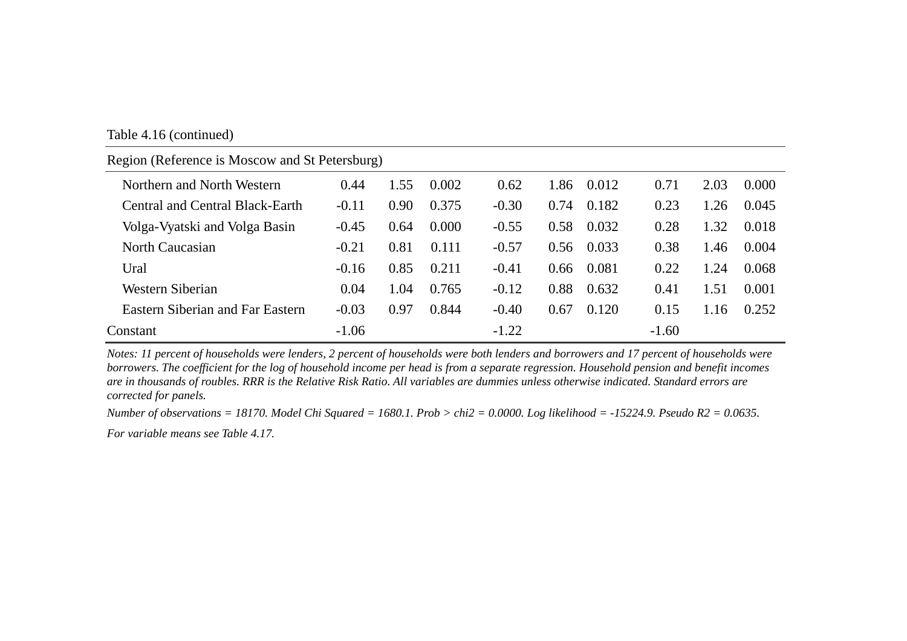Table 4.16 (continued)

| Region (Reference is Moscow and St Petersburg) | | | | | | | | | |
|---|---|---|---|---|---|---|---|---|---|
| Northern and North Western | 0.44 | 1.55 | 0.002 | 0.62 | 1.86 | 0.012 | 0.71 | 2.03 | 0.000 |
| Central and Central Black-Earth | -0.11 | 0.90 | 0.375 | -0.30 | 0.74 | 0.182 | 0.23 | 1.26 | 0.045 |
| Volga-Vyatski and Volga Basin | -0.45 | 0.64 | 0.000 | -0.55 | 0.58 | 0.032 | 0.28 | 1.32 | 0.018 |
| North Caucasian | -0.21 | 0.81 | 0.111 | -0.57 | 0.56 | 0.033 | 0.38 | 1.46 | 0.004 |
| Ural | -0.16 | 0.85 | 0.211 | -0.41 | 0.66 | 0.081 | 0.22 | 1.24 | 0.068 |
| Western Siberian | 0.04 | 1.04 | 0.765 | -0.12 | 0.88 | 0.632 | 0.41 | 1.51 | 0.001 |
| Eastern Siberian and Far Eastern | -0.03 | 0.97 | 0.844 | -0.40 | 0.67 | 0.120 | 0.15 | 1.16 | 0.252 |
| Constant | -1.06 | | | -1.22 | | | -1.60 | | |

*Notes: 11 percent of households were lenders, 2 percent of households were both lenders and borrowers and 17 percent of households were borrowers. The coefficient for the log of household income per head is from a separate regression. Household pension and benefit incomes are in thousands of roubles. RRR is the Relative Risk Ratio. All variables are dummies unless otherwise indicated. Standard errors are corrected for panels.*

*Number of observations = 18170. Model Chi Squared = 1680.1. Prob > chi2 = 0.0000. Log likelihood = -15224.9. Pseudo R2 = 0.0635.*

*For variable means see Table 4.17.*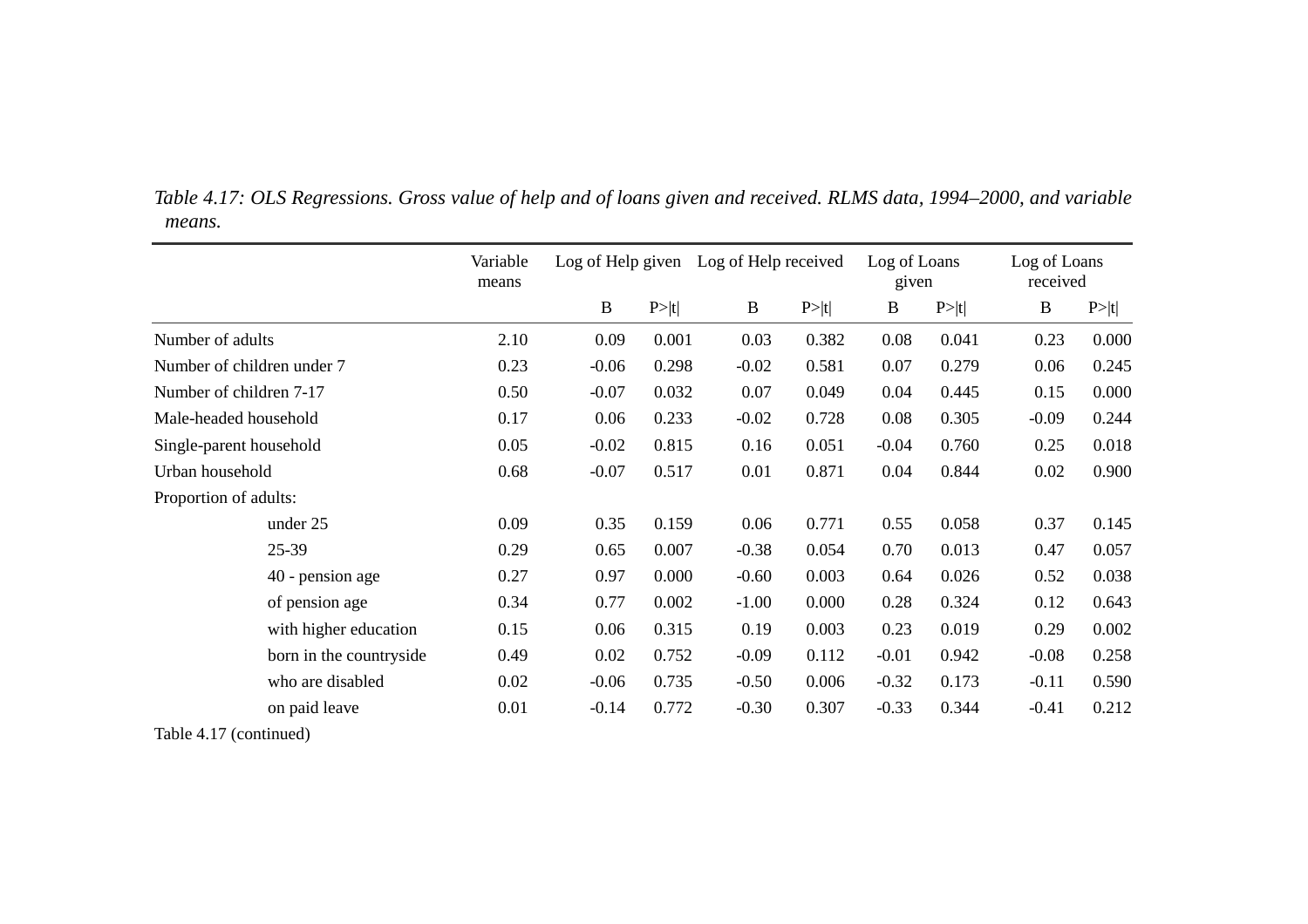*Table 4.17: OLS Regressions. Gross value of help and of loans given and received. RLMS data, 1994–2000, and variable means.*

| | Variable means | Log of Help given | | Log of Help received | | Log of Loans given | | Log of Loans received | |
|---|---|---|---|---|---|---|---|---|---|
| | | B | P>\|t\| | B | P>\|t\| | B | P>\|t\| | B | P>\|t\| |
| Number of adults | 2.10 | 0.09 | 0.001 | 0.03 | 0.382 | 0.08 | 0.041 | 0.23 | 0.000 |
| Number of children under 7 | 0.23 | -0.06 | 0.298 | -0.02 | 0.581 | 0.07 | 0.279 | 0.06 | 0.245 |
| Number of children 7-17 | 0.50 | -0.07 | 0.032 | 0.07 | 0.049 | 0.04 | 0.445 | 0.15 | 0.000 |
| Male-headed household | 0.17 | 0.06 | 0.233 | -0.02 | 0.728 | 0.08 | 0.305 | -0.09 | 0.244 |
| Single-parent household | 0.05 | -0.02 | 0.815 | 0.16 | 0.051 | -0.04 | 0.760 | 0.25 | 0.018 |
| Urban household | 0.68 | -0.07 | 0.517 | 0.01 | 0.871 | 0.04 | 0.844 | 0.02 | 0.900 |
| Proportion of adults: | | | | | | | | | |
| under 25 | 0.09 | 0.35 | 0.159 | 0.06 | 0.771 | 0.55 | 0.058 | 0.37 | 0.145 |
| 25-39 | 0.29 | 0.65 | 0.007 | -0.38 | 0.054 | 0.70 | 0.013 | 0.47 | 0.057 |
| 40 - pension age | 0.27 | 0.97 | 0.000 | -0.60 | 0.003 | 0.64 | 0.026 | 0.52 | 0.038 |
| of pension age | 0.34 | 0.77 | 0.002 | -1.00 | 0.000 | 0.28 | 0.324 | 0.12 | 0.643 |
| with higher education | 0.15 | 0.06 | 0.315 | 0.19 | 0.003 | 0.23 | 0.019 | 0.29 | 0.002 |
| born in the countryside | 0.49 | 0.02 | 0.752 | -0.09 | 0.112 | -0.01 | 0.942 | -0.08 | 0.258 |
| who are disabled | 0.02 | -0.06 | 0.735 | -0.50 | 0.006 | -0.32 | 0.173 | -0.11 | 0.590 |
| on paid leave | 0.01 | -0.14 | 0.772 | -0.30 | 0.307 | -0.33 | 0.344 | -0.41 | 0.212 |

Table 4.17 (continued)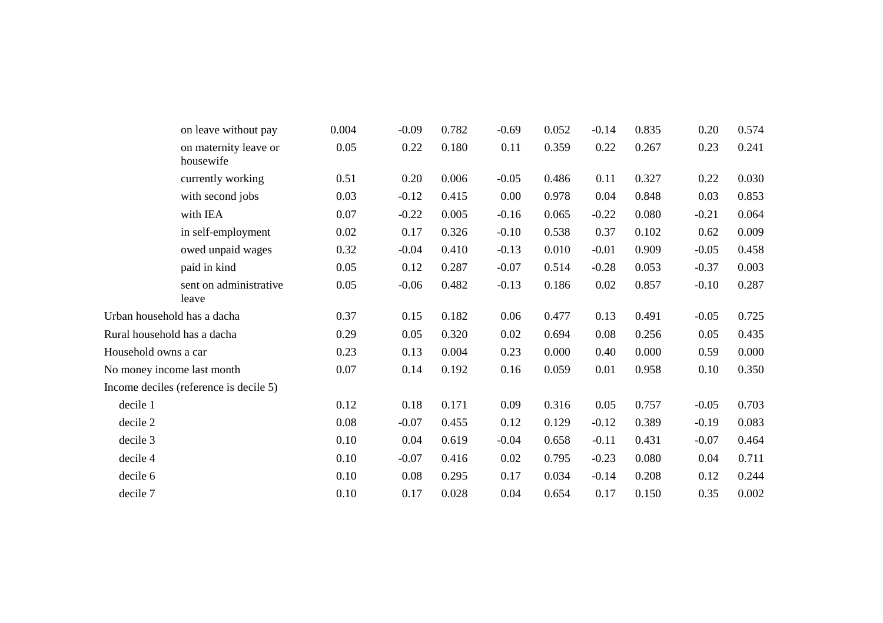| | | | | | | | | |
|---|---|---|---|---|---|---|---|---|
| on leave without pay | 0.004 | -0.09 | 0.782 | -0.69 | 0.052 | -0.14 | 0.835 | 0.20 | 0.574 |
| on maternity leave or housewife | 0.05 | 0.22 | 0.180 | 0.11 | 0.359 | 0.22 | 0.267 | 0.23 | 0.241 |
| currently working | 0.51 | 0.20 | 0.006 | -0.05 | 0.486 | 0.11 | 0.327 | 0.22 | 0.030 |
| with second jobs | 0.03 | -0.12 | 0.415 | 0.00 | 0.978 | 0.04 | 0.848 | 0.03 | 0.853 |
| with IEA | 0.07 | -0.22 | 0.005 | -0.16 | 0.065 | -0.22 | 0.080 | -0.21 | 0.064 |
| in self-employment | 0.02 | 0.17 | 0.326 | -0.10 | 0.538 | 0.37 | 0.102 | 0.62 | 0.009 |
| owed unpaid wages | 0.32 | -0.04 | 0.410 | -0.13 | 0.010 | -0.01 | 0.909 | -0.05 | 0.458 |
| paid in kind | 0.05 | 0.12 | 0.287 | -0.07 | 0.514 | -0.28 | 0.053 | -0.37 | 0.003 |
| sent on administrative leave | 0.05 | -0.06 | 0.482 | -0.13 | 0.186 | 0.02 | 0.857 | -0.10 | 0.287 |
| Urban household has a dacha | 0.37 | 0.15 | 0.182 | 0.06 | 0.477 | 0.13 | 0.491 | -0.05 | 0.725 |
| Rural household has a dacha | 0.29 | 0.05 | 0.320 | 0.02 | 0.694 | 0.08 | 0.256 | 0.05 | 0.435 |
| Household owns a car | 0.23 | 0.13 | 0.004 | 0.23 | 0.000 | 0.40 | 0.000 | 0.59 | 0.000 |
| No money income last month | 0.07 | 0.14 | 0.192 | 0.16 | 0.059 | 0.01 | 0.958 | 0.10 | 0.350 |
| Income deciles (reference is decile 5) | | | | | | | | | |
| decile 1 | 0.12 | 0.18 | 0.171 | 0.09 | 0.316 | 0.05 | 0.757 | -0.05 | 0.703 |
| decile 2 | 0.08 | -0.07 | 0.455 | 0.12 | 0.129 | -0.12 | 0.389 | -0.19 | 0.083 |
| decile 3 | 0.10 | 0.04 | 0.619 | -0.04 | 0.658 | -0.11 | 0.431 | -0.07 | 0.464 |
| decile 4 | 0.10 | -0.07 | 0.416 | 0.02 | 0.795 | -0.23 | 0.080 | 0.04 | 0.711 |
| decile 6 | 0.10 | 0.08 | 0.295 | 0.17 | 0.034 | -0.14 | 0.208 | 0.12 | 0.244 |
| decile 7 | 0.10 | 0.17 | 0.028 | 0.04 | 0.654 | 0.17 | 0.150 | 0.35 | 0.002 |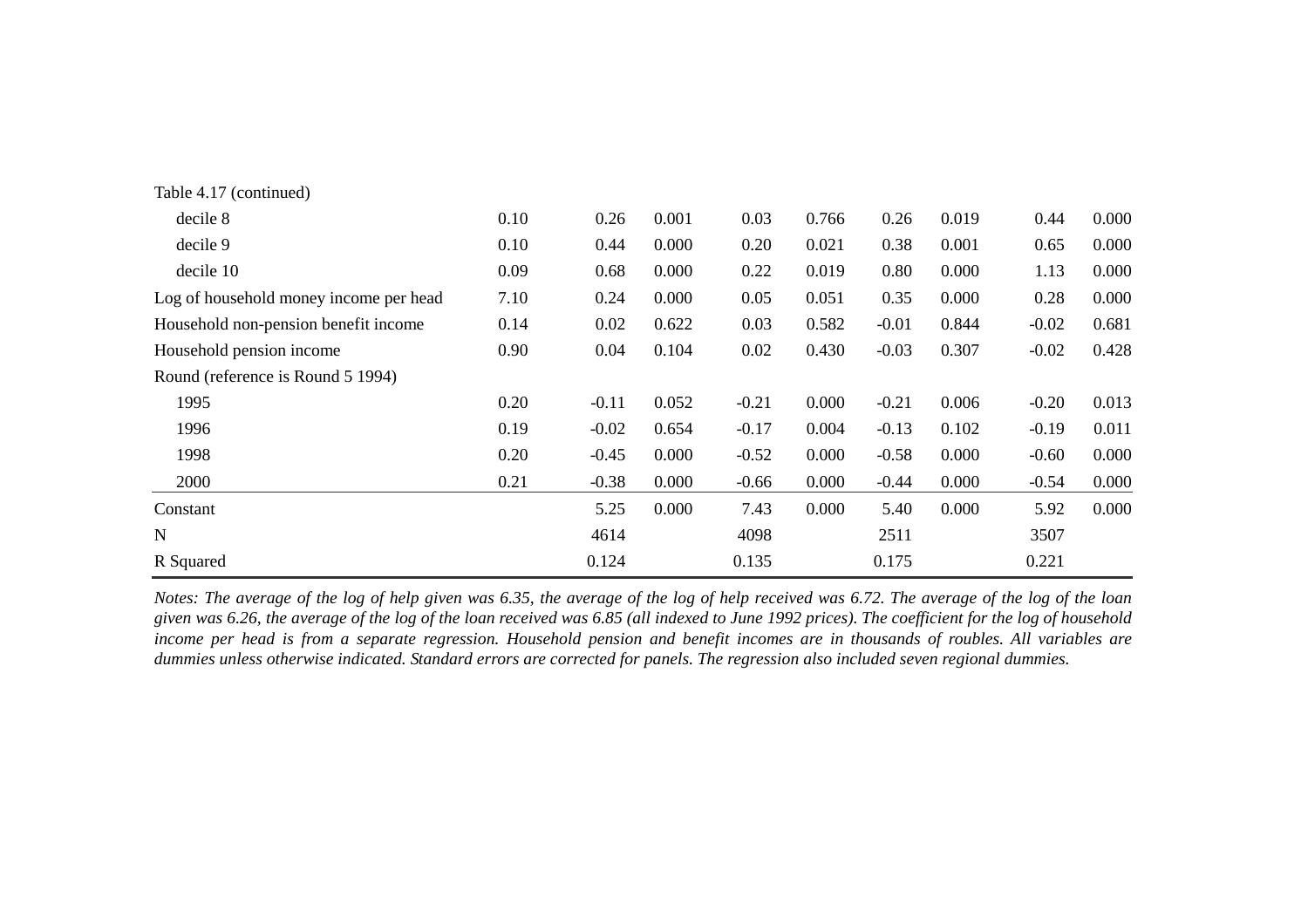Table 4.17 (continued)

| | | | | | | | | | |
|---|---|---|---|---|---|---|---|---|---|
| decile 8 | 0.10 | 0.26 | 0.001 | 0.03 | 0.766 | 0.26 | 0.019 | 0.44 | 0.000 |
| decile 9 | 0.10 | 0.44 | 0.000 | 0.20 | 0.021 | 0.38 | 0.001 | 0.65 | 0.000 |
| decile 10 | 0.09 | 0.68 | 0.000 | 0.22 | 0.019 | 0.80 | 0.000 | 1.13 | 0.000 |
| Log of household money income per head | 7.10 | 0.24 | 0.000 | 0.05 | 0.051 | 0.35 | 0.000 | 0.28 | 0.000 |
| Household non-pension benefit income | 0.14 | 0.02 | 0.622 | 0.03 | 0.582 | -0.01 | 0.844 | -0.02 | 0.681 |
| Household pension income | 0.90 | 0.04 | 0.104 | 0.02 | 0.430 | -0.03 | 0.307 | -0.02 | 0.428 |
| Round (reference is Round 5 1994) | | | | | | | | | |
| 1995 | 0.20 | -0.11 | 0.052 | -0.21 | 0.000 | -0.21 | 0.006 | -0.20 | 0.013 |
| 1996 | 0.19 | -0.02 | 0.654 | -0.17 | 0.004 | -0.13 | 0.102 | -0.19 | 0.011 |
| 1998 | 0.20 | -0.45 | 0.000 | -0.52 | 0.000 | -0.58 | 0.000 | -0.60 | 0.000 |
| 2000 | 0.21 | -0.38 | 0.000 | -0.66 | 0.000 | -0.44 | 0.000 | -0.54 | 0.000 |
| Constant | | 5.25 | 0.000 | 7.43 | 0.000 | 5.40 | 0.000 | 5.92 | 0.000 |
| N | | 4614 | | 4098 | | 2511 | | 3507 | |
| R Squared | | 0.124 | | 0.135 | | 0.175 | | 0.221 | |

*Notes: The average of the log of help given was 6.35, the average of the log of help received was 6.72. The average of the log of the loan given was 6.26, the average of the log of the loan received was 6.85 (all indexed to June 1992 prices). The coefficient for the log of household income per head is from a separate regression. Household pension and benefit incomes are in thousands of roubles. All variables are dummies unless otherwise indicated. Standard errors are corrected for panels. The regression also included seven regional dummies.*